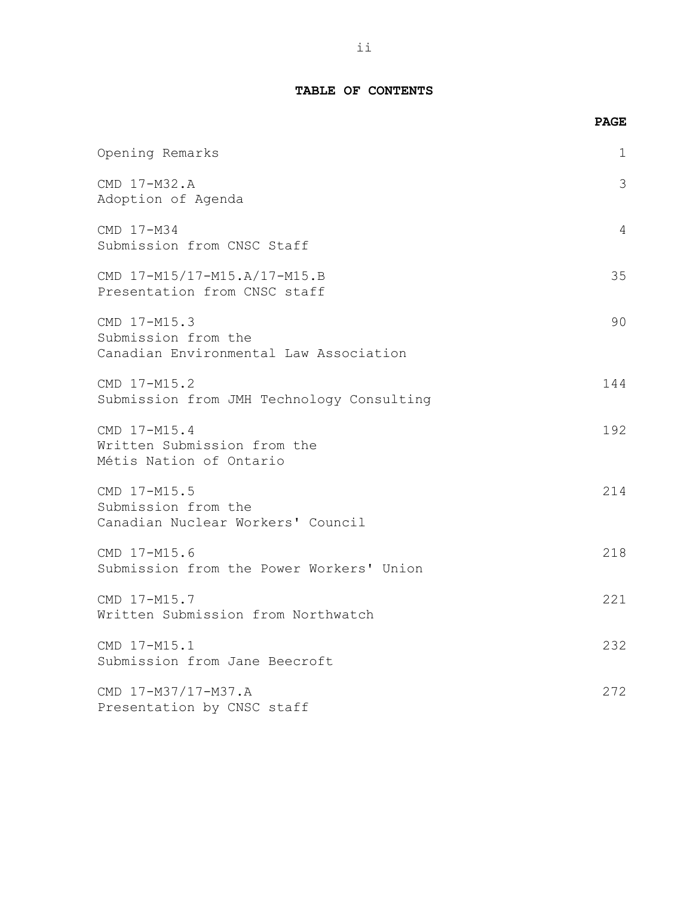**TABLE OF CONTENTS**

| | PAGE |
|---|---|
| Opening Remarks | 1 |
| CMD 17-M32.A<br>Adoption of Agenda | 3 |
| CMD 17-M34<br>Submission from CNSC Staff | 4 |
| CMD 17-M15/17-M15.A/17-M15.B<br>Presentation from CNSC staff | 35 |
| CMD 17-M15.3<br>Submission from the<br>Canadian Environmental Law Association | 90 |
| CMD 17-M15.2<br>Submission from JMH Technology Consulting | 144 |
| CMD 17-M15.4<br>Written Submission from the<br>Métis Nation of Ontario | 192 |
| CMD 17-M15.5<br>Submission from the<br>Canadian Nuclear Workers' Council | 214 |
| CMD 17-M15.6<br>Submission from the Power Workers' Union | 218 |
| CMD 17-M15.7<br>Written Submission from Northwatch | 221 |
| CMD 17-M15.1<br>Submission from Jane Beecroft | 232 |
| CMD 17-M37/17-M37.A<br>Presentation by CNSC staff | 272 |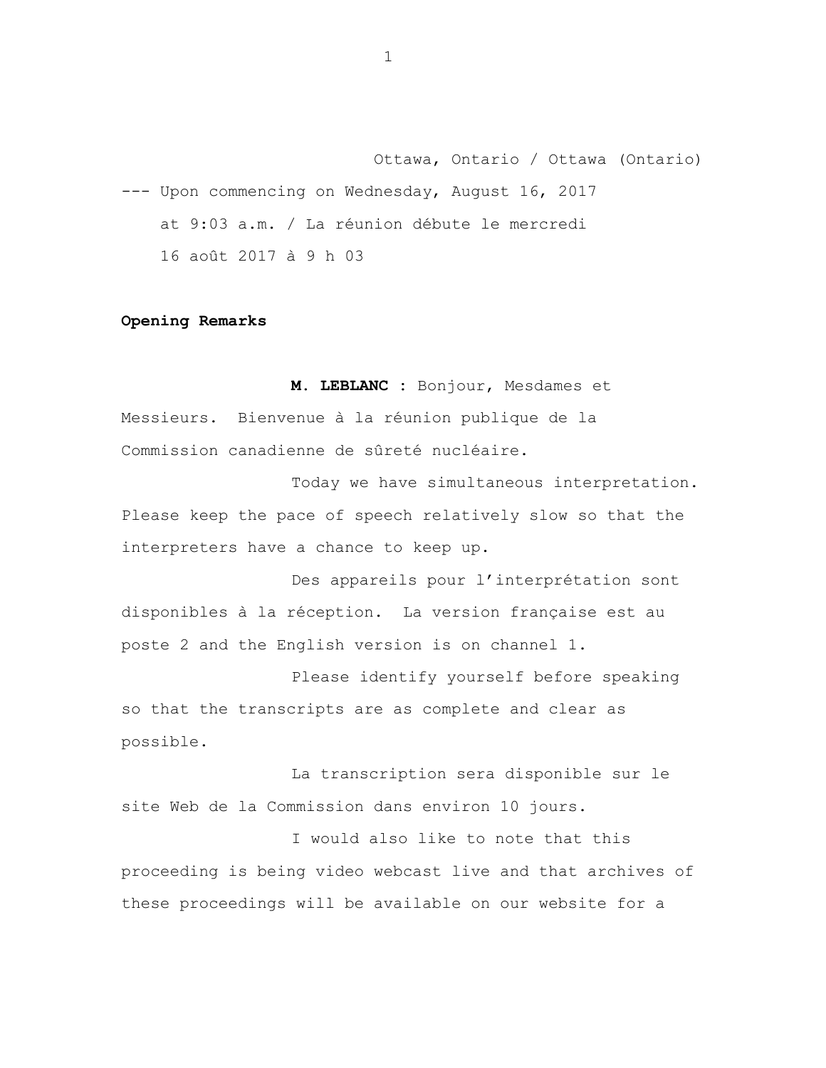Ottawa, Ontario / Ottawa (Ontario)

--- Upon commencing on Wednesday, August 16, 2017 at 9:03 a.m. / La réunion débute le mercredi 16 août 2017 à 9 h 03

**Opening Remarks**

**M. LEBLANC :** Bonjour, Mesdames et Messieurs. Bienvenue à la réunion publique de la Commission canadienne de sûreté nucléaire.

Today we have simultaneous interpretation. Please keep the pace of speech relatively slow so that the interpreters have a chance to keep up.

Des appareils pour l'interprétation sont disponibles à la réception. La version française est au poste 2 and the English version is on channel 1.

Please identify yourself before speaking so that the transcripts are as complete and clear as possible.

La transcription sera disponible sur le site Web de la Commission dans environ 10 jours.

I would also like to note that this proceeding is being video webcast live and that archives of these proceedings will be available on our website for a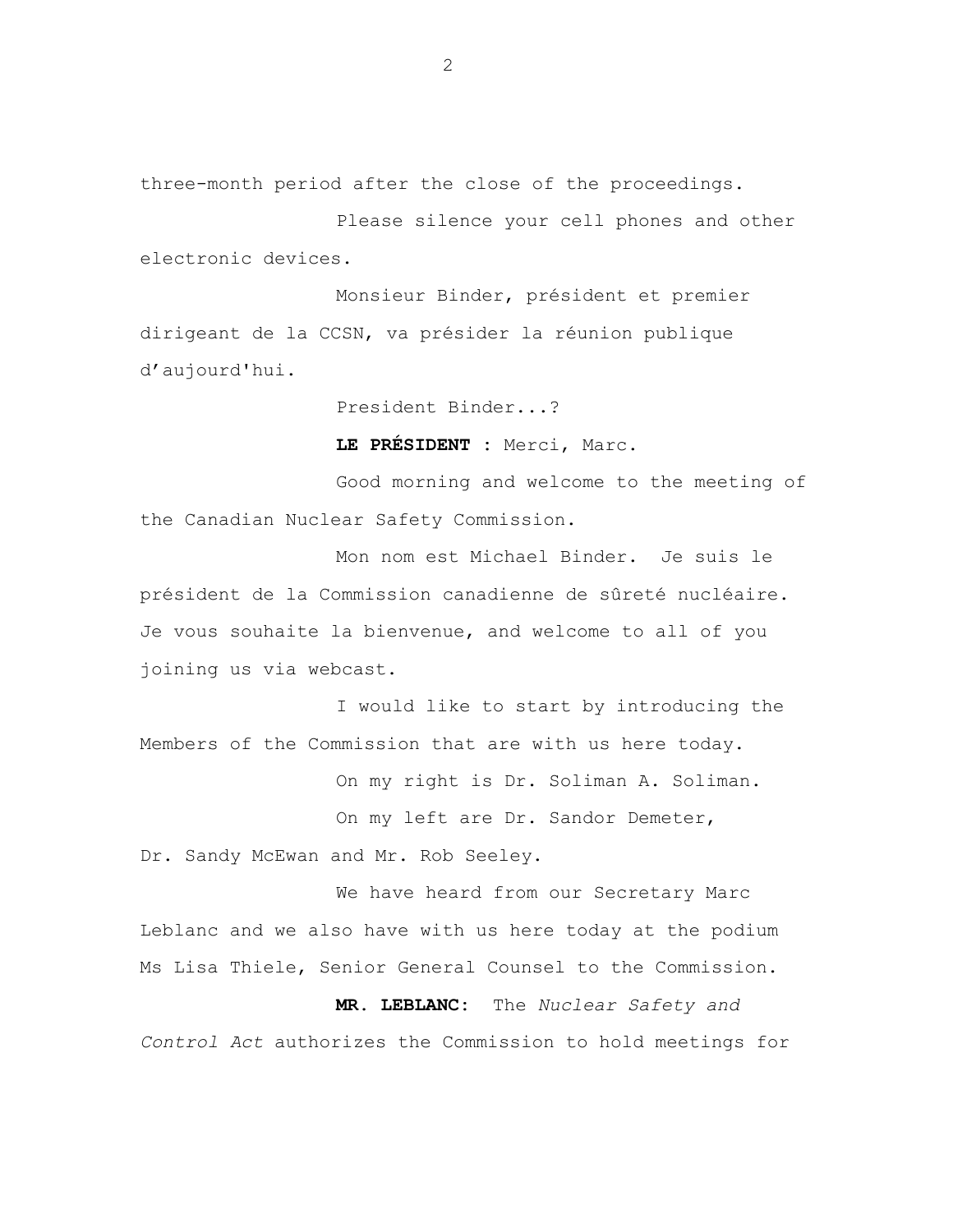three-month period after the close of the proceedings.

Please silence your cell phones and other electronic devices.

Monsieur Binder, président et premier dirigeant de la CCSN, va présider la réunion publique d'aujourd'hui.

President Binder...?

**LE PRÉSIDENT :** Merci, Marc.

Good morning and welcome to the meeting of the Canadian Nuclear Safety Commission.

Mon nom est Michael Binder. Je suis le président de la Commission canadienne de sûreté nucléaire. Je vous souhaite la bienvenue, and welcome to all of you joining us via webcast.

I would like to start by introducing the Members of the Commission that are with us here today.

On my right is Dr. Soliman A. Soliman.

On my left are Dr. Sandor Demeter, Dr. Sandy McEwan and Mr. Rob Seeley.

We have heard from our Secretary Marc Leblanc and we also have with us here today at the podium Ms Lisa Thiele, Senior General Counsel to the Commission.

**MR. LEBLANC:** The *Nuclear Safety and Control Act* authorizes the Commission to hold meetings for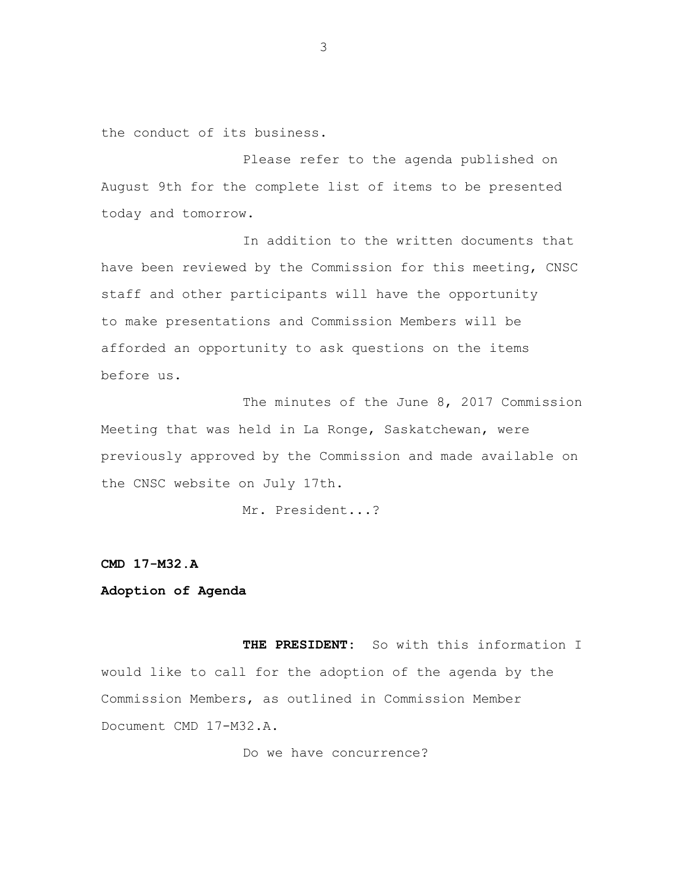the conduct of its business.

Please refer to the agenda published on August 9th for the complete list of items to be presented today and tomorrow.

In addition to the written documents that have been reviewed by the Commission for this meeting, CNSC staff and other participants will have the opportunity to make presentations and Commission Members will be afforded an opportunity to ask questions on the items before us.

The minutes of the June 8, 2017 Commission Meeting that was held in La Ronge, Saskatchewan, were previously approved by the Commission and made available on the CNSC website on July 17th.

Mr. President...?

**CMD 17-M32.A**

**Adoption of Agenda**

**THE PRESIDENT:** So with this information I would like to call for the adoption of the agenda by the Commission Members, as outlined in Commission Member Document CMD 17-M32.A.

Do we have concurrence?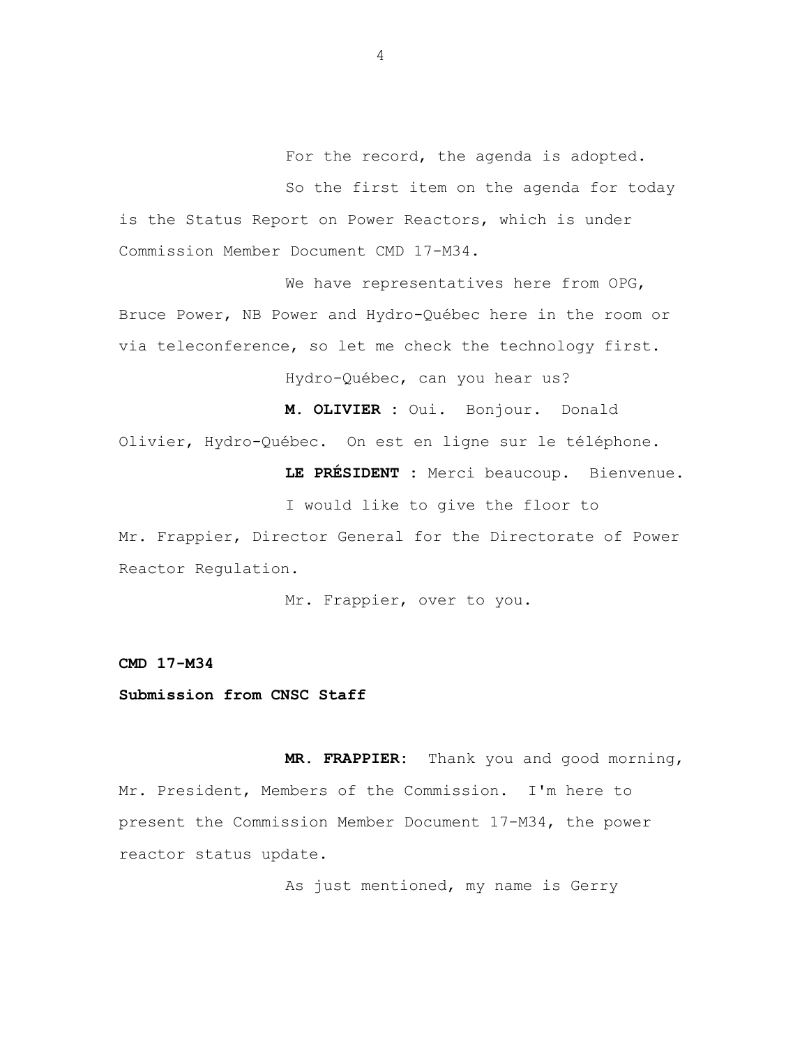For the record, the agenda is adopted.

So the first item on the agenda for today is the Status Report on Power Reactors, which is under Commission Member Document CMD 17-M34.

We have representatives here from OPG, Bruce Power, NB Power and Hydro-Québec here in the room or via teleconference, so let me check the technology first.

Hydro-Québec, can you hear us?

**M. OLIVIER :** Oui. Bonjour. Donald Olivier, Hydro-Québec. On est en ligne sur le téléphone.

**LE PRÉSIDENT :** Merci beaucoup. Bienvenue.

I would like to give the floor to Mr. Frappier, Director General for the Directorate of Power Reactor Regulation.

Mr. Frappier, over to you.

**CMD 17-M34**

**Submission from CNSC Staff**

**MR. FRAPPIER:** Thank you and good morning, Mr. President, Members of the Commission. I'm here to present the Commission Member Document 17-M34, the power reactor status update.

As just mentioned, my name is Gerry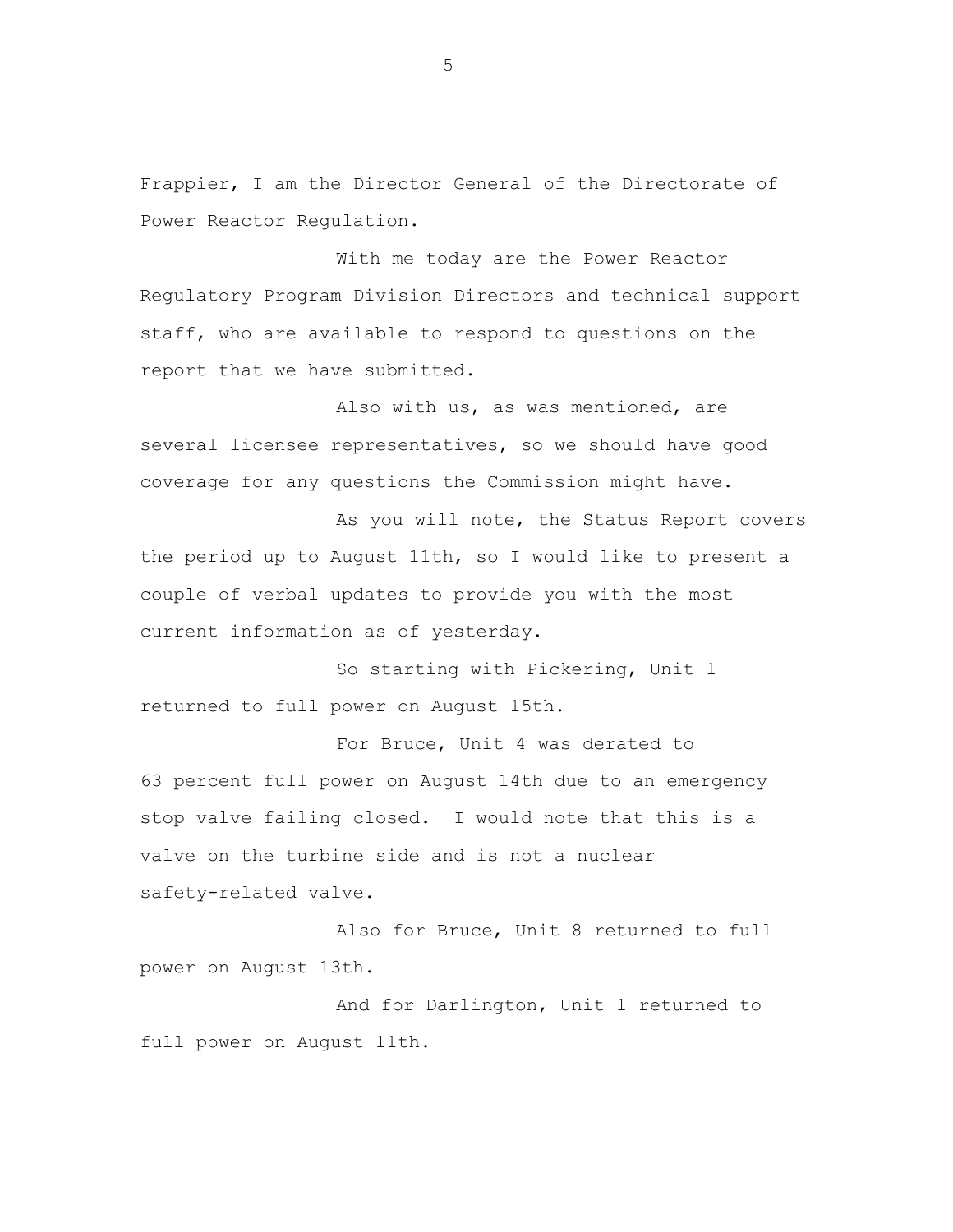Frappier, I am the Director General of the Directorate of Power Reactor Regulation.

With me today are the Power Reactor Regulatory Program Division Directors and technical support staff, who are available to respond to questions on the report that we have submitted.

Also with us, as was mentioned, are several licensee representatives, so we should have good coverage for any questions the Commission might have.

As you will note, the Status Report covers the period up to August 11th, so I would like to present a couple of verbal updates to provide you with the most current information as of yesterday.

So starting with Pickering, Unit 1 returned to full power on August 15th.

For Bruce, Unit 4 was derated to 63 percent full power on August 14th due to an emergency stop valve failing closed. I would note that this is a valve on the turbine side and is not a nuclear safety-related valve.

Also for Bruce, Unit 8 returned to full power on August 13th.

And for Darlington, Unit 1 returned to full power on August 11th.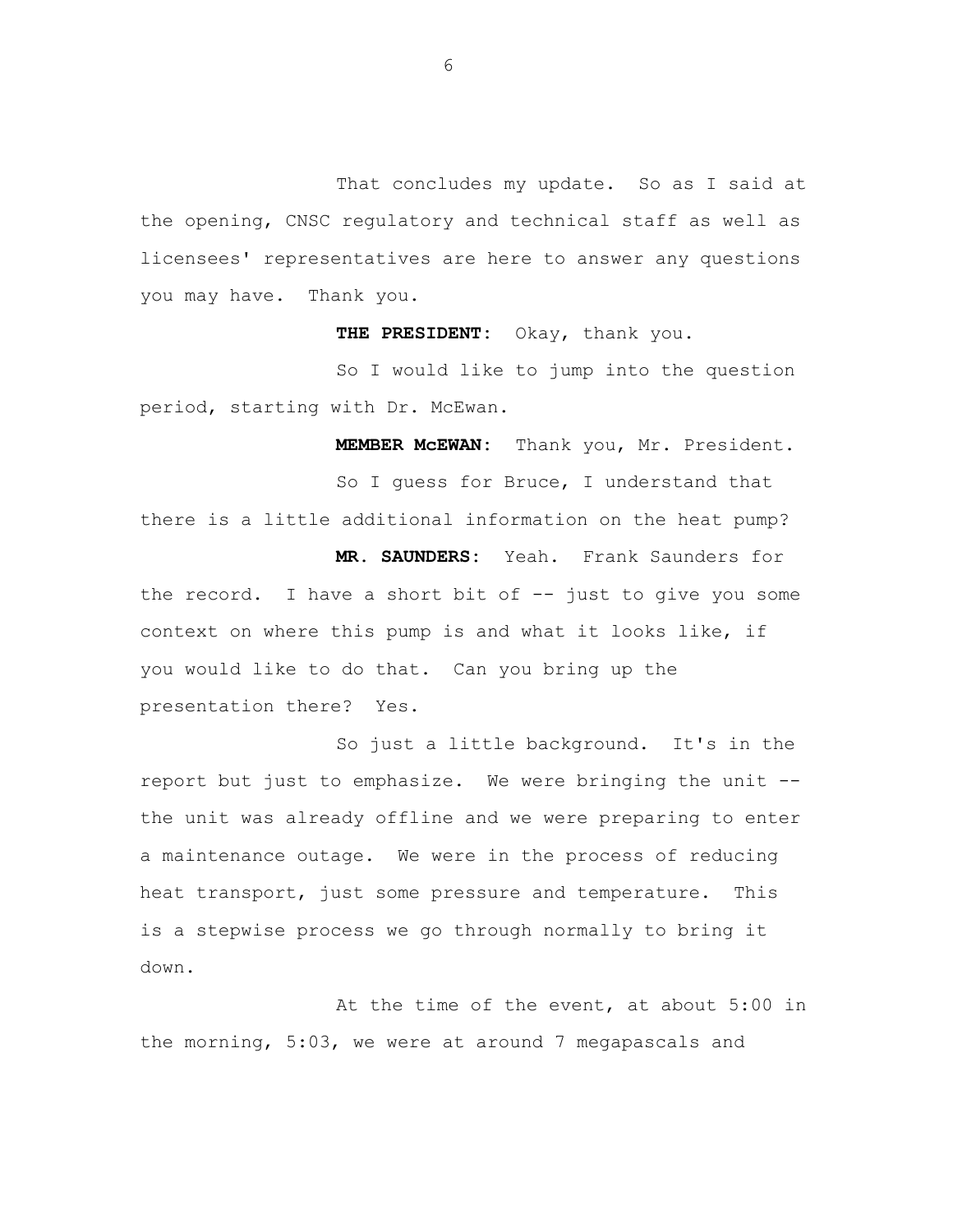That concludes my update. So as I said at the opening, CNSC regulatory and technical staff as well as licensees' representatives are here to answer any questions you may have. Thank you.

**THE PRESIDENT:** Okay, thank you.

So I would like to jump into the question period, starting with Dr. McEwan.

**MEMBER McEWAN:** Thank you, Mr. President.

So I guess for Bruce, I understand that there is a little additional information on the heat pump?

**MR. SAUNDERS:** Yeah. Frank Saunders for the record. I have a short bit of -- just to give you some context on where this pump is and what it looks like, if you would like to do that. Can you bring up the presentation there? Yes.

So just a little background. It's in the report but just to emphasize. We were bringing the unit -- the unit was already offline and we were preparing to enter a maintenance outage. We were in the process of reducing heat transport, just some pressure and temperature. This is a stepwise process we go through normally to bring it down.

At the time of the event, at about 5:00 in the morning, 5:03, we were at around 7 megapascals and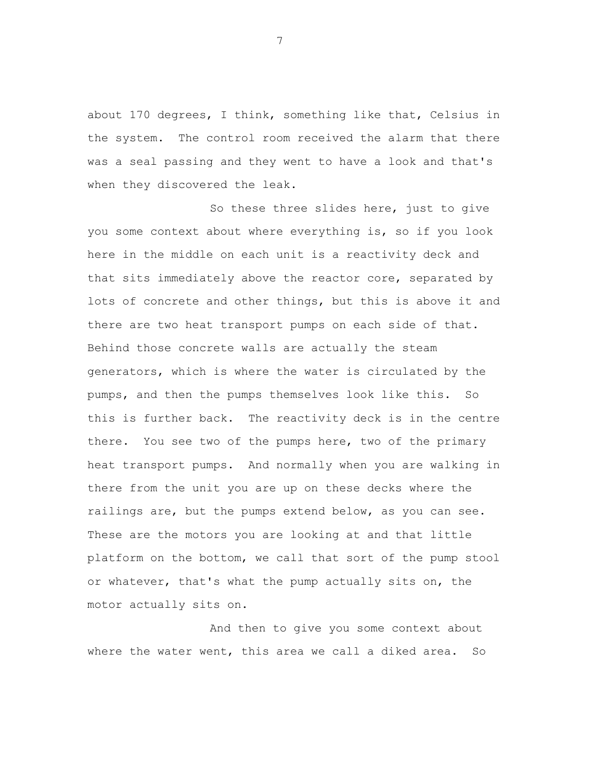about 170 degrees, I think, something like that, Celsius in the system. The control room received the alarm that there was a seal passing and they went to have a look and that's when they discovered the leak.

So these three slides here, just to give you some context about where everything is, so if you look here in the middle on each unit is a reactivity deck and that sits immediately above the reactor core, separated by lots of concrete and other things, but this is above it and there are two heat transport pumps on each side of that. Behind those concrete walls are actually the steam generators, which is where the water is circulated by the pumps, and then the pumps themselves look like this. So this is further back. The reactivity deck is in the centre there. You see two of the pumps here, two of the primary heat transport pumps. And normally when you are walking in there from the unit you are up on these decks where the railings are, but the pumps extend below, as you can see. These are the motors you are looking at and that little platform on the bottom, we call that sort of the pump stool or whatever, that's what the pump actually sits on, the motor actually sits on.

And then to give you some context about where the water went, this area we call a diked area. So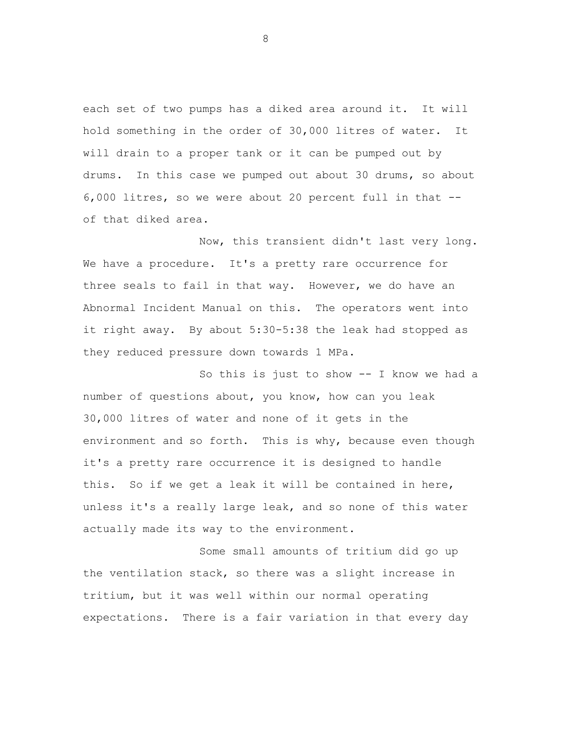each set of two pumps has a diked area around it. It will hold something in the order of 30,000 litres of water. It will drain to a proper tank or it can be pumped out by drums. In this case we pumped out about 30 drums, so about 6,000 litres, so we were about 20 percent full in that -- of that diked area.

Now, this transient didn't last very long. We have a procedure. It's a pretty rare occurrence for three seals to fail in that way. However, we do have an Abnormal Incident Manual on this. The operators went into it right away. By about 5:30-5:38 the leak had stopped as they reduced pressure down towards 1 MPa.

So this is just to show -- I know we had a number of questions about, you know, how can you leak 30,000 litres of water and none of it gets in the environment and so forth. This is why, because even though it's a pretty rare occurrence it is designed to handle this. So if we get a leak it will be contained in here, unless it's a really large leak, and so none of this water actually made its way to the environment.

Some small amounts of tritium did go up the ventilation stack, so there was a slight increase in tritium, but it was well within our normal operating expectations. There is a fair variation in that every day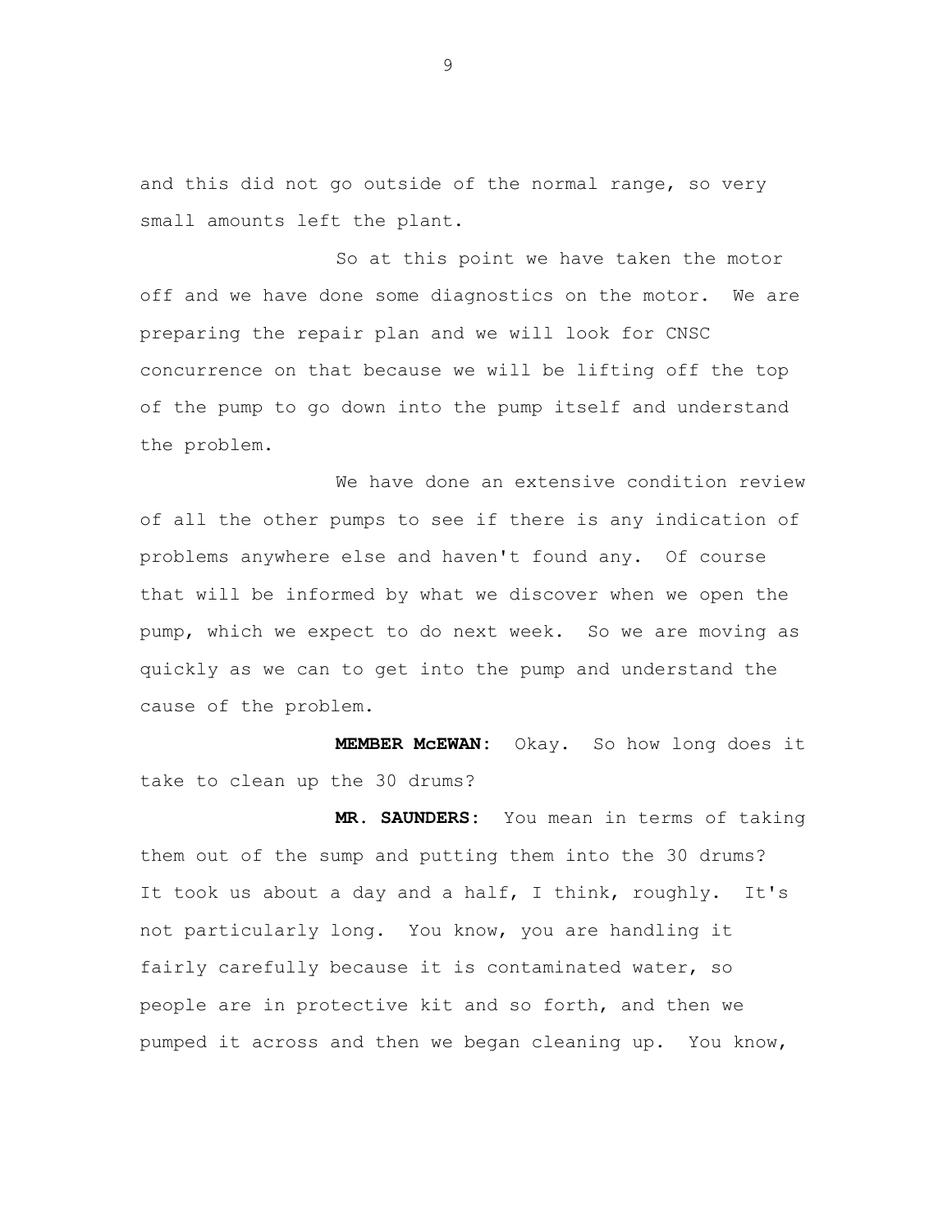and this did not go outside of the normal range, so very small amounts left the plant.

So at this point we have taken the motor off and we have done some diagnostics on the motor. We are preparing the repair plan and we will look for CNSC concurrence on that because we will be lifting off the top of the pump to go down into the pump itself and understand the problem.

We have done an extensive condition review of all the other pumps to see if there is any indication of problems anywhere else and haven't found any. Of course that will be informed by what we discover when we open the pump, which we expect to do next week. So we are moving as quickly as we can to get into the pump and understand the cause of the problem.

**MEMBER McEWAN:** Okay. So how long does it take to clean up the 30 drums?

**MR. SAUNDERS:** You mean in terms of taking them out of the sump and putting them into the 30 drums? It took us about a day and a half, I think, roughly. It's not particularly long. You know, you are handling it fairly carefully because it is contaminated water, so people are in protective kit and so forth, and then we pumped it across and then we began cleaning up. You know,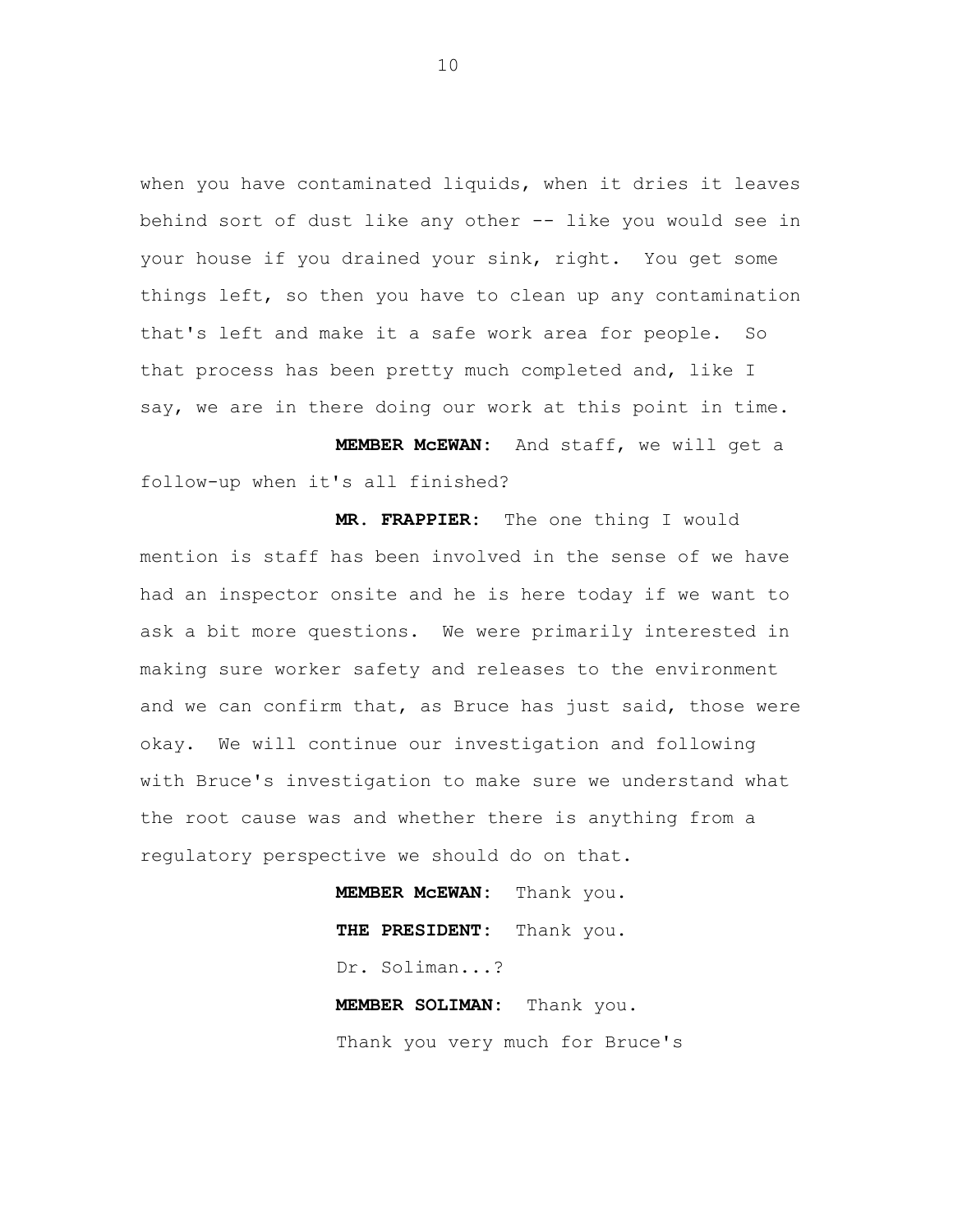when you have contaminated liquids, when it dries it leaves behind sort of dust like any other -- like you would see in your house if you drained your sink, right. You get some things left, so then you have to clean up any contamination that's left and make it a safe work area for people. So that process has been pretty much completed and, like I say, we are in there doing our work at this point in time.

**MEMBER McEWAN:** And staff, we will get a follow-up when it's all finished?

**MR. FRAPPIER:** The one thing I would mention is staff has been involved in the sense of we have had an inspector onsite and he is here today if we want to ask a bit more questions. We were primarily interested in making sure worker safety and releases to the environment and we can confirm that, as Bruce has just said, those were okay. We will continue our investigation and following with Bruce's investigation to make sure we understand what the root cause was and whether there is anything from a regulatory perspective we should do on that.

**MEMBER McEWAN:** Thank you.

**THE PRESIDENT:** Thank you.

Dr. Soliman...?

**MEMBER SOLIMAN:** Thank you.

Thank you very much for Bruce's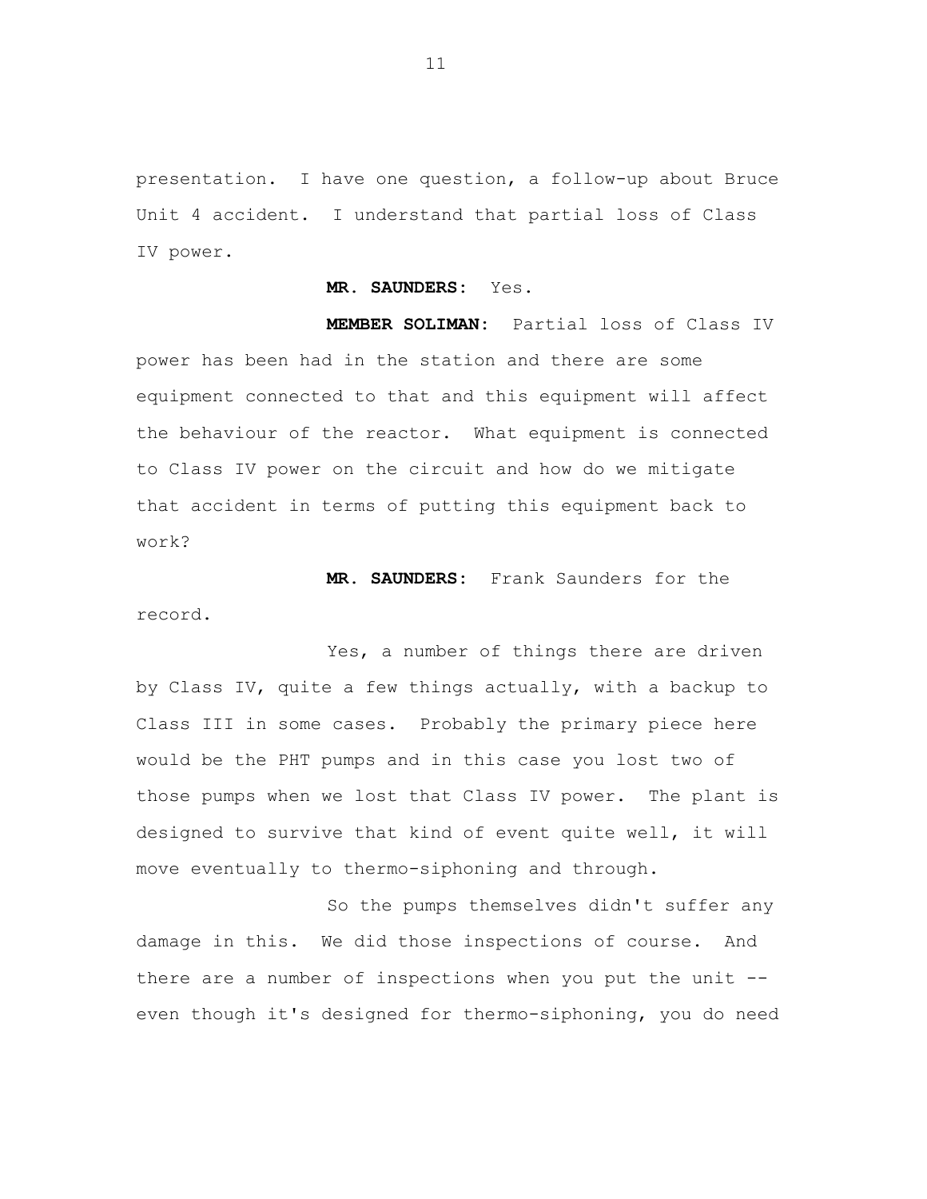presentation. I have one question, a follow-up about Bruce Unit 4 accident. I understand that partial loss of Class IV power.

**MR. SAUNDERS:** Yes.

**MEMBER SOLIMAN:** Partial loss of Class IV power has been had in the station and there are some equipment connected to that and this equipment will affect the behaviour of the reactor. What equipment is connected to Class IV power on the circuit and how do we mitigate that accident in terms of putting this equipment back to work?

**MR. SAUNDERS:** Frank Saunders for the record.

Yes, a number of things there are driven by Class IV, quite a few things actually, with a backup to Class III in some cases. Probably the primary piece here would be the PHT pumps and in this case you lost two of those pumps when we lost that Class IV power. The plant is designed to survive that kind of event quite well, it will move eventually to thermo-siphoning and through.

So the pumps themselves didn't suffer any damage in this. We did those inspections of course. And there are a number of inspections when you put the unit -- even though it's designed for thermo-siphoning, you do need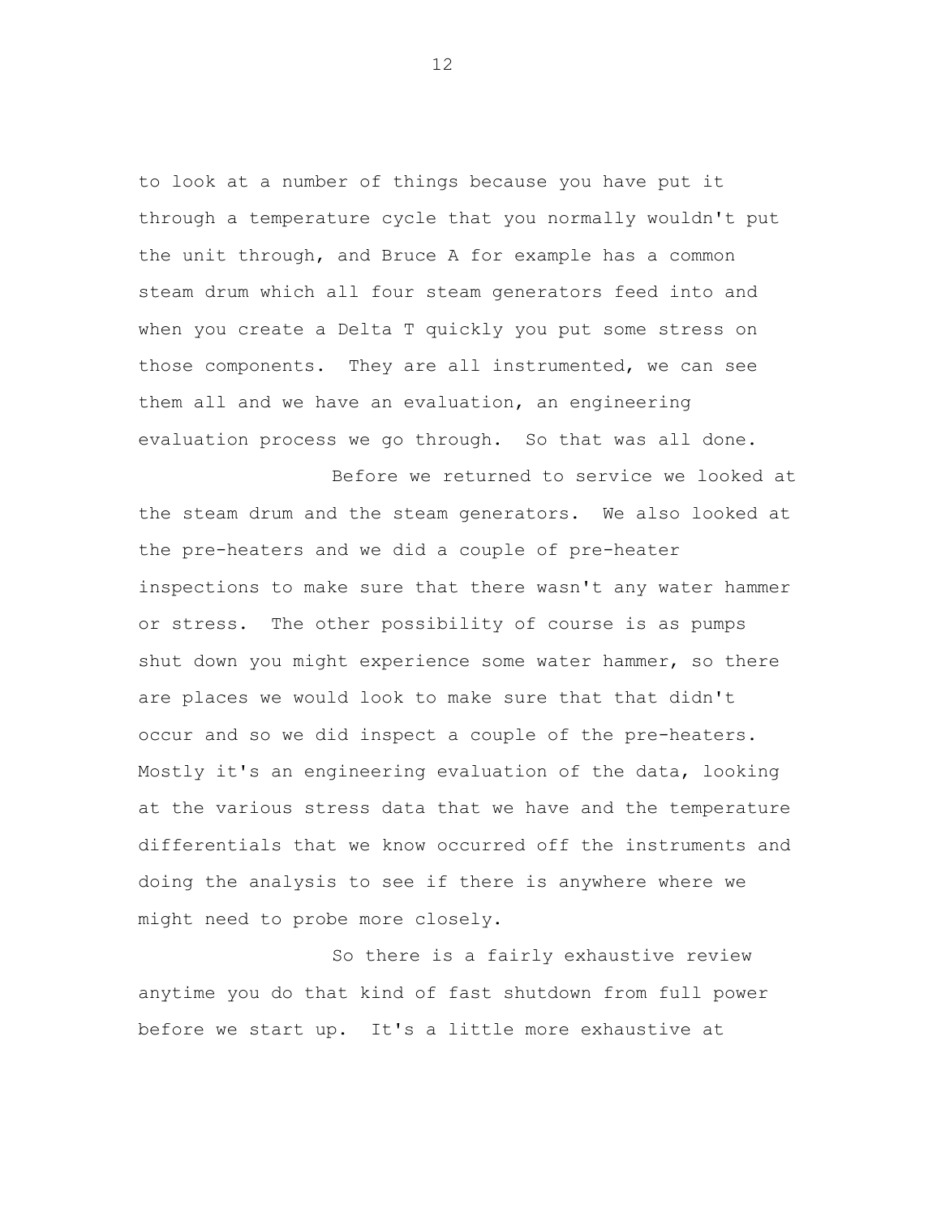to look at a number of things because you have put it through a temperature cycle that you normally wouldn't put the unit through, and Bruce A for example has a common steam drum which all four steam generators feed into and when you create a Delta T quickly you put some stress on those components. They are all instrumented, we can see them all and we have an evaluation, an engineering evaluation process we go through. So that was all done.

Before we returned to service we looked at the steam drum and the steam generators. We also looked at the pre-heaters and we did a couple of pre-heater inspections to make sure that there wasn't any water hammer or stress. The other possibility of course is as pumps shut down you might experience some water hammer, so there are places we would look to make sure that that didn't occur and so we did inspect a couple of the pre-heaters. Mostly it's an engineering evaluation of the data, looking at the various stress data that we have and the temperature differentials that we know occurred off the instruments and doing the analysis to see if there is anywhere where we might need to probe more closely.

So there is a fairly exhaustive review anytime you do that kind of fast shutdown from full power before we start up. It's a little more exhaustive at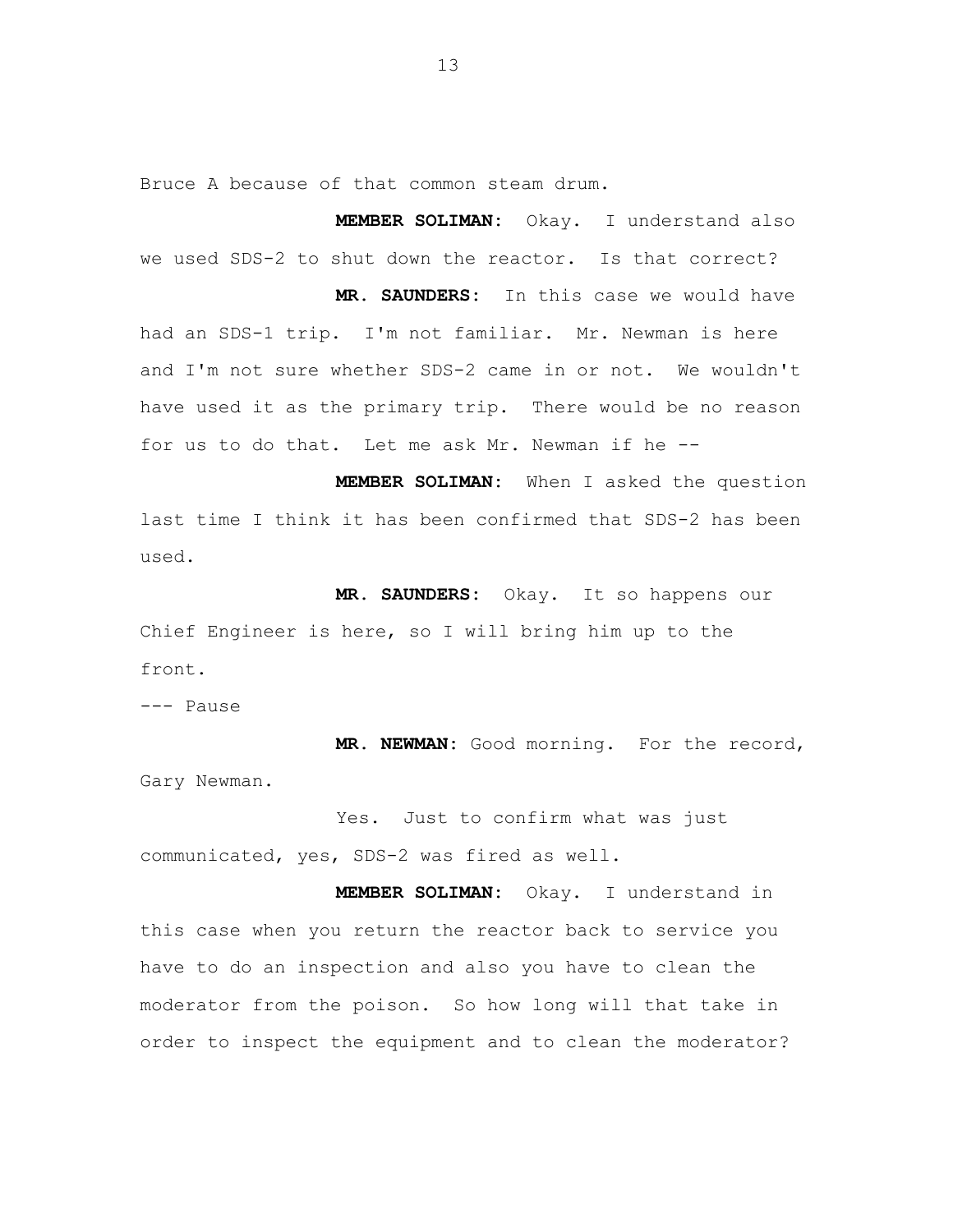Bruce A because of that common steam drum.

**MEMBER SOLIMAN:** Okay. I understand also we used SDS-2 to shut down the reactor. Is that correct?

**MR. SAUNDERS:** In this case we would have had an SDS-1 trip. I'm not familiar. Mr. Newman is here and I'm not sure whether SDS-2 came in or not. We wouldn't have used it as the primary trip. There would be no reason for us to do that. Let me ask Mr. Newman if he --

**MEMBER SOLIMAN:** When I asked the question last time I think it has been confirmed that SDS-2 has been used.

**MR. SAUNDERS:** Okay. It so happens our Chief Engineer is here, so I will bring him up to the front.

--- Pause

**MR. NEWMAN:** Good morning. For the record, Gary Newman.

Yes. Just to confirm what was just communicated, yes, SDS-2 was fired as well.

**MEMBER SOLIMAN:** Okay. I understand in this case when you return the reactor back to service you have to do an inspection and also you have to clean the moderator from the poison. So how long will that take in order to inspect the equipment and to clean the moderator?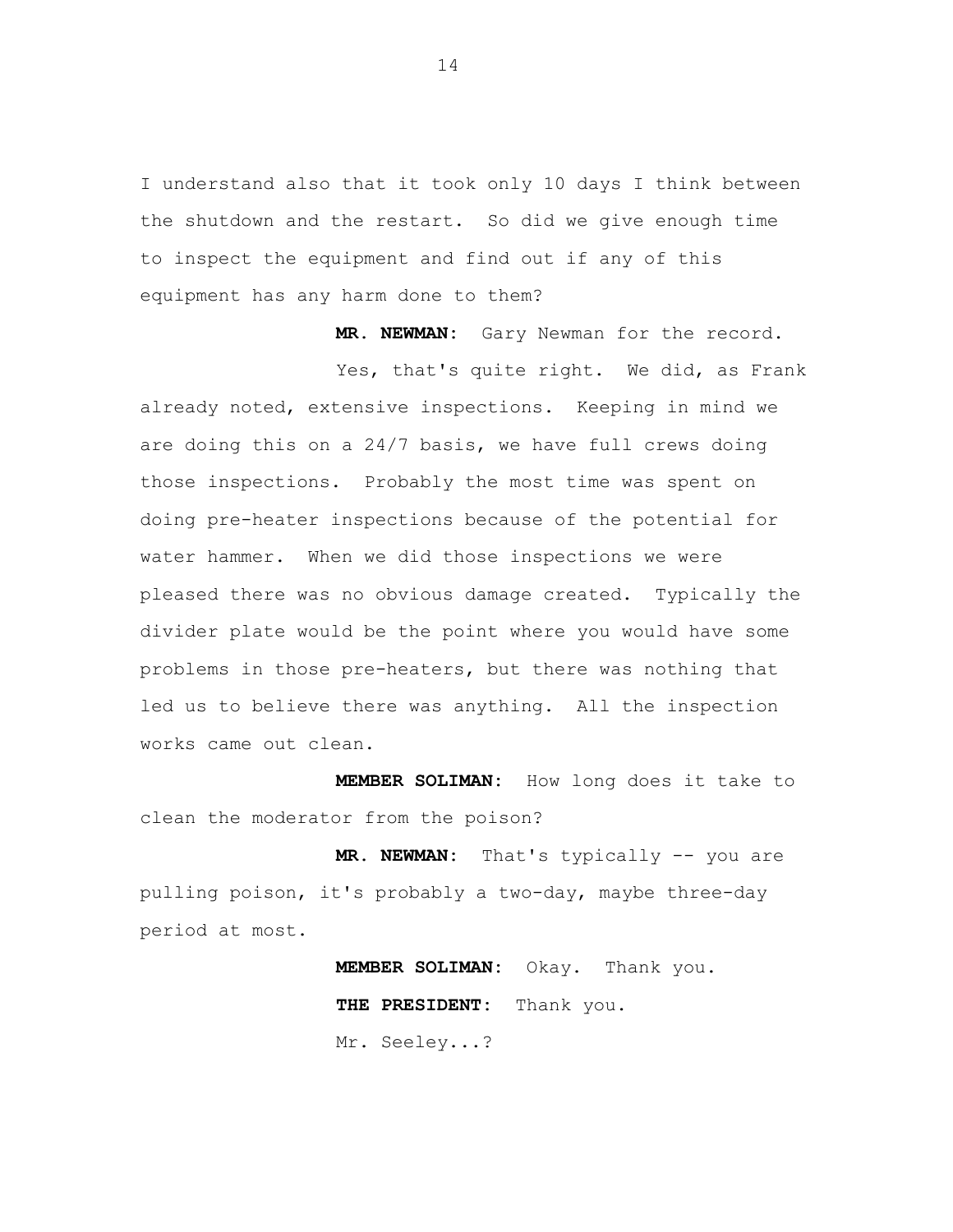I understand also that it took only 10 days I think between the shutdown and the restart. So did we give enough time to inspect the equipment and find out if any of this equipment has any harm done to them?

**MR. NEWMAN:** Gary Newman for the record.

Yes, that's quite right. We did, as Frank already noted, extensive inspections. Keeping in mind we are doing this on a 24/7 basis, we have full crews doing those inspections. Probably the most time was spent on doing pre-heater inspections because of the potential for water hammer. When we did those inspections we were pleased there was no obvious damage created. Typically the divider plate would be the point where you would have some problems in those pre-heaters, but there was nothing that led us to believe there was anything. All the inspection works came out clean.

**MEMBER SOLIMAN:** How long does it take to clean the moderator from the poison?

**MR. NEWMAN:** That's typically -- you are pulling poison, it's probably a two-day, maybe three-day period at most.

**MEMBER SOLIMAN:** Okay. Thank you.

**THE PRESIDENT:** Thank you.

Mr. Seeley...?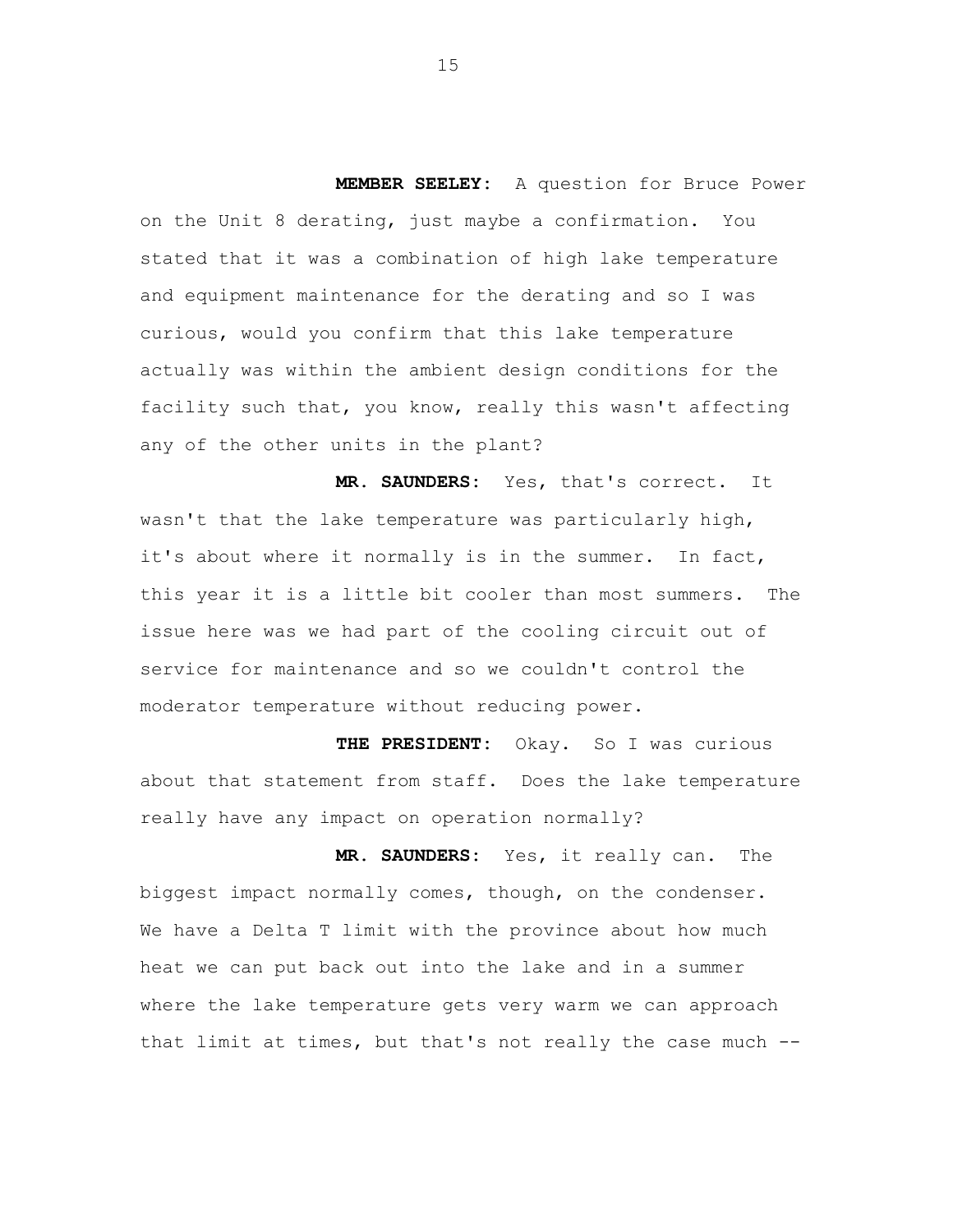**MEMBER SEELEY:** A question for Bruce Power on the Unit 8 derating, just maybe a confirmation. You stated that it was a combination of high lake temperature and equipment maintenance for the derating and so I was curious, would you confirm that this lake temperature actually was within the ambient design conditions for the facility such that, you know, really this wasn't affecting any of the other units in the plant?

**MR. SAUNDERS:** Yes, that's correct. It wasn't that the lake temperature was particularly high, it's about where it normally is in the summer. In fact, this year it is a little bit cooler than most summers. The issue here was we had part of the cooling circuit out of service for maintenance and so we couldn't control the moderator temperature without reducing power.

**THE PRESIDENT:** Okay. So I was curious about that statement from staff. Does the lake temperature really have any impact on operation normally?

**MR. SAUNDERS:** Yes, it really can. The biggest impact normally comes, though, on the condenser. We have a Delta T limit with the province about how much heat we can put back out into the lake and in a summer where the lake temperature gets very warm we can approach that limit at times, but that's not really the case much --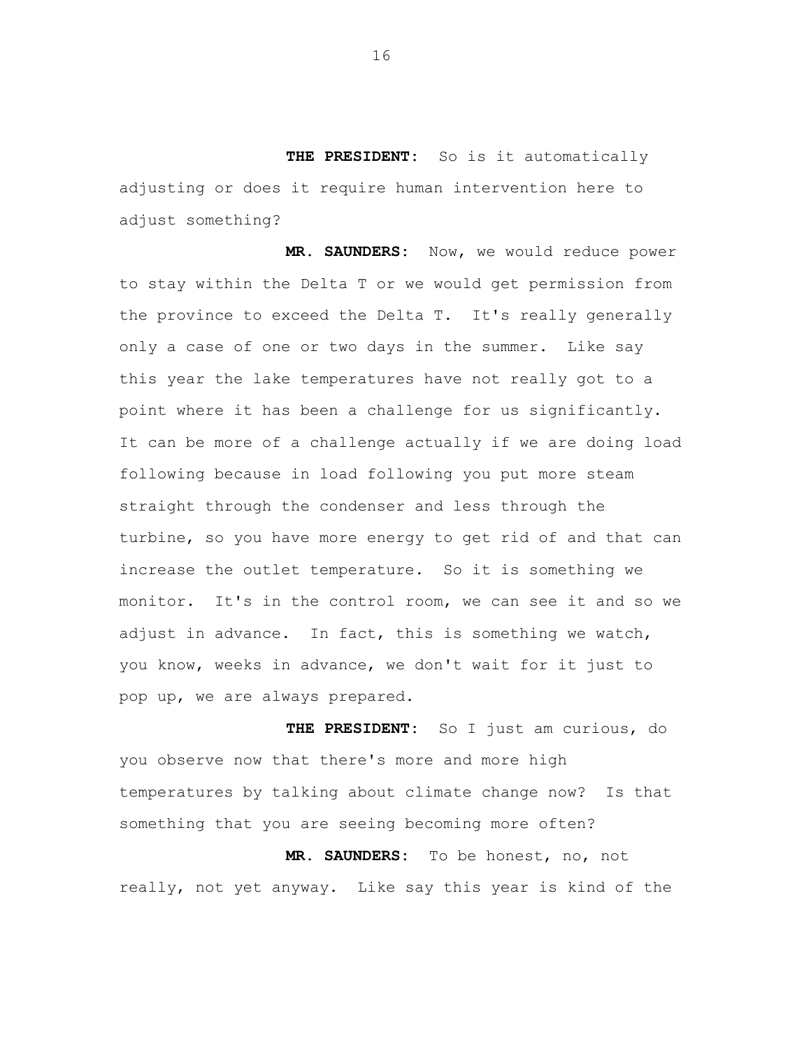**THE PRESIDENT:** So is it automatically adjusting or does it require human intervention here to adjust something?

**MR. SAUNDERS:** Now, we would reduce power to stay within the Delta T or we would get permission from the province to exceed the Delta T. It's really generally only a case of one or two days in the summer. Like say this year the lake temperatures have not really got to a point where it has been a challenge for us significantly. It can be more of a challenge actually if we are doing load following because in load following you put more steam straight through the condenser and less through the turbine, so you have more energy to get rid of and that can increase the outlet temperature. So it is something we monitor. It's in the control room, we can see it and so we adjust in advance. In fact, this is something we watch, you know, weeks in advance, we don't wait for it just to pop up, we are always prepared.

**THE PRESIDENT:** So I just am curious, do you observe now that there's more and more high temperatures by talking about climate change now? Is that something that you are seeing becoming more often?

**MR. SAUNDERS:** To be honest, no, not really, not yet anyway. Like say this year is kind of the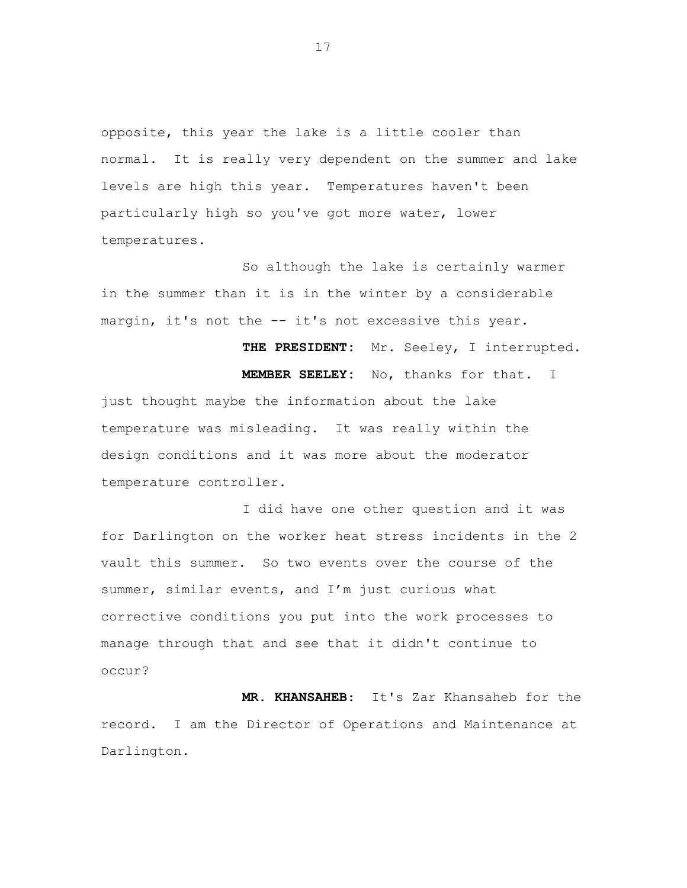opposite, this year the lake is a little cooler than normal. It is really very dependent on the summer and lake levels are high this year. Temperatures haven't been particularly high so you've got more water, lower temperatures.

So although the lake is certainly warmer in the summer than it is in the winter by a considerable margin, it's not the -- it's not excessive this year.

**THE PRESIDENT:** Mr. Seeley, I interrupted.

**MEMBER SEELEY:** No, thanks for that. I just thought maybe the information about the lake temperature was misleading. It was really within the design conditions and it was more about the moderator temperature controller.

I did have one other question and it was for Darlington on the worker heat stress incidents in the 2 vault this summer. So two events over the course of the summer, similar events, and I'm just curious what corrective conditions you put into the work processes to manage through that and see that it didn't continue to occur?

**MR. KHANSAHEB:** It's Zar Khansaheb for the record. I am the Director of Operations and Maintenance at Darlington.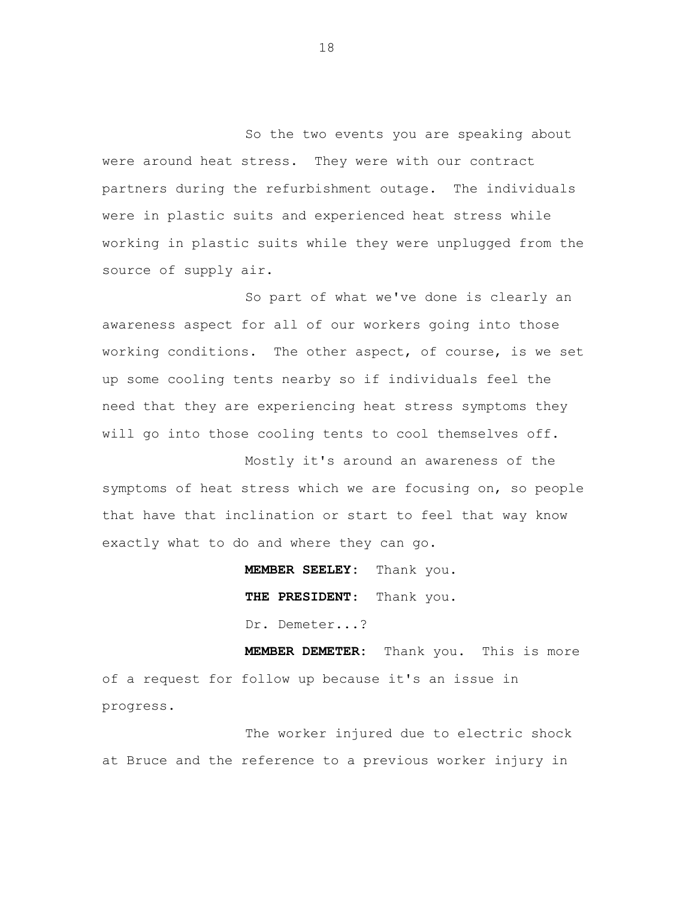So the two events you are speaking about were around heat stress. They were with our contract partners during the refurbishment outage. The individuals were in plastic suits and experienced heat stress while working in plastic suits while they were unplugged from the source of supply air.

So part of what we've done is clearly an awareness aspect for all of our workers going into those working conditions. The other aspect, of course, is we set up some cooling tents nearby so if individuals feel the need that they are experiencing heat stress symptoms they will go into those cooling tents to cool themselves off.

Mostly it's around an awareness of the symptoms of heat stress which we are focusing on, so people that have that inclination or start to feel that way know exactly what to do and where they can go.

**MEMBER SEELEY:** Thank you.

**THE PRESIDENT:** Thank you.

Dr. Demeter...?

**MEMBER DEMETER:** Thank you. This is more of a request for follow up because it's an issue in progress.

The worker injured due to electric shock at Bruce and the reference to a previous worker injury in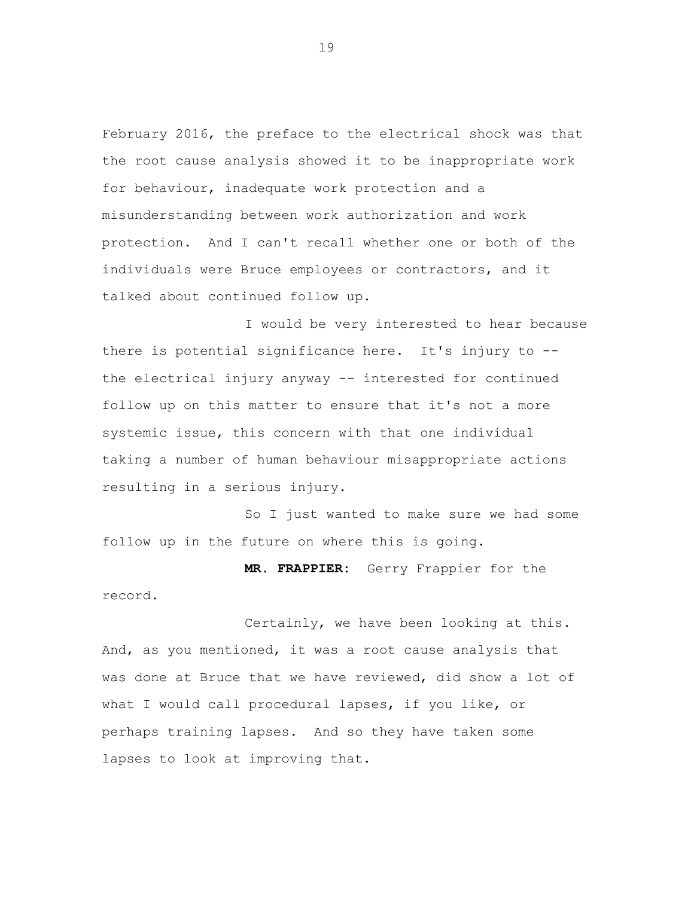February 2016, the preface to the electrical shock was that the root cause analysis showed it to be inappropriate work for behaviour, inadequate work protection and a misunderstanding between work authorization and work protection. And I can't recall whether one or both of the individuals were Bruce employees or contractors, and it talked about continued follow up.

I would be very interested to hear because there is potential significance here. It's injury to -- the electrical injury anyway -- interested for continued follow up on this matter to ensure that it's not a more systemic issue, this concern with that one individual taking a number of human behaviour misappropriate actions resulting in a serious injury.

So I just wanted to make sure we had some follow up in the future on where this is going.

**MR. FRAPPIER:** Gerry Frappier for the record.

Certainly, we have been looking at this. And, as you mentioned, it was a root cause analysis that was done at Bruce that we have reviewed, did show a lot of what I would call procedural lapses, if you like, or perhaps training lapses. And so they have taken some lapses to look at improving that.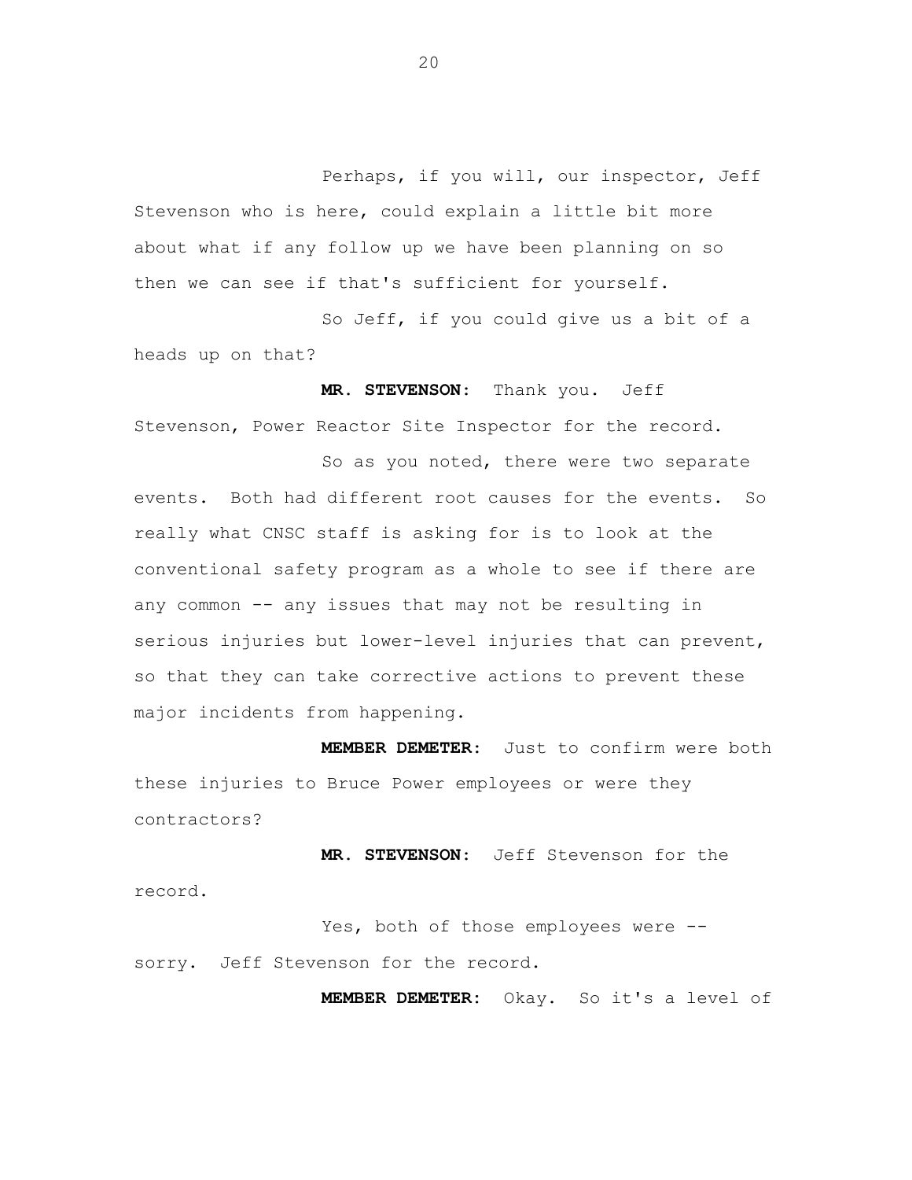Perhaps, if you will, our inspector, Jeff Stevenson who is here, could explain a little bit more about what if any follow up we have been planning on so then we can see if that's sufficient for yourself.

So Jeff, if you could give us a bit of a heads up on that?

**MR. STEVENSON:** Thank you. Jeff Stevenson, Power Reactor Site Inspector for the record.

So as you noted, there were two separate events. Both had different root causes for the events. So really what CNSC staff is asking for is to look at the conventional safety program as a whole to see if there are any common -- any issues that may not be resulting in serious injuries but lower-level injuries that can prevent, so that they can take corrective actions to prevent these major incidents from happening.

**MEMBER DEMETER:** Just to confirm were both these injuries to Bruce Power employees or were they contractors?

**MR. STEVENSON:** Jeff Stevenson for the record.

Yes, both of those employees were -- sorry. Jeff Stevenson for the record.

**MEMBER DEMETER:** Okay. So it's a level of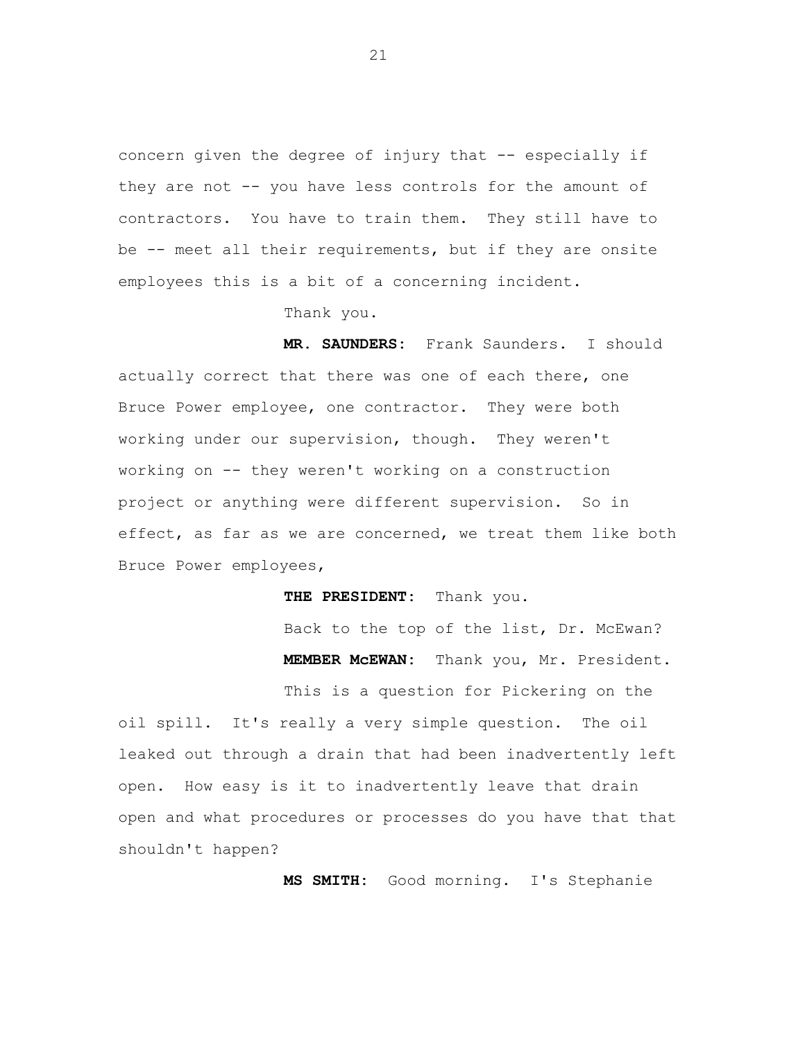concern given the degree of injury that -- especially if they are not -- you have less controls for the amount of contractors. You have to train them. They still have to be -- meet all their requirements, but if they are onsite employees this is a bit of a concerning incident.

Thank you.

**MR. SAUNDERS:** Frank Saunders. I should actually correct that there was one of each there, one Bruce Power employee, one contractor. They were both working under our supervision, though. They weren't working on -- they weren't working on a construction project or anything were different supervision. So in effect, as far as we are concerned, we treat them like both Bruce Power employees,

**THE PRESIDENT:** Thank you.

Back to the top of the list, Dr. McEwan?

**MEMBER McEWAN:** Thank you, Mr. President.

This is a question for Pickering on the oil spill. It's really a very simple question. The oil leaked out through a drain that had been inadvertently left open. How easy is it to inadvertently leave that drain open and what procedures or processes do you have that that shouldn't happen?

**MS SMITH:** Good morning. I's Stephanie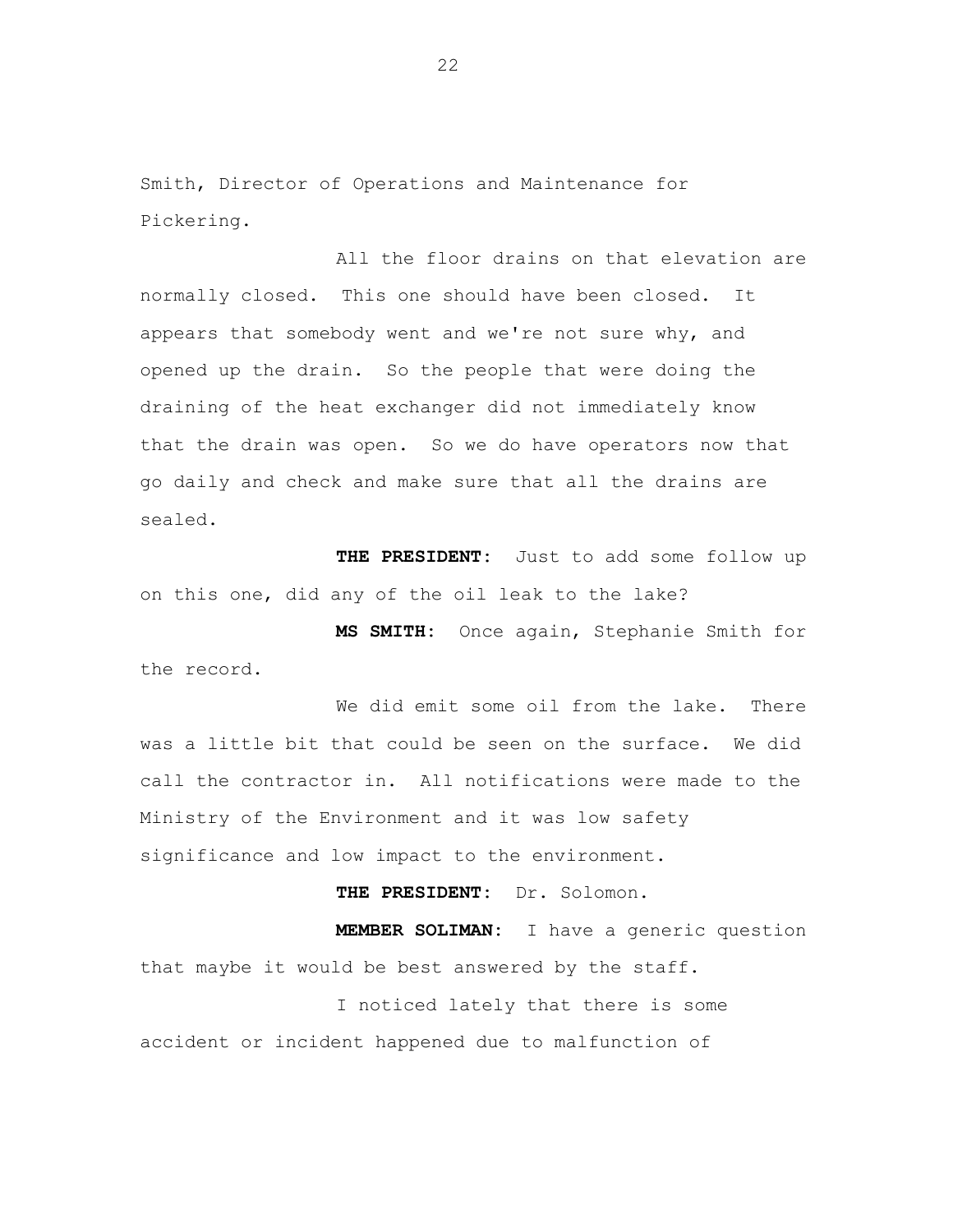Smith, Director of Operations and Maintenance for Pickering.

All the floor drains on that elevation are normally closed. This one should have been closed. It appears that somebody went and we're not sure why, and opened up the drain. So the people that were doing the draining of the heat exchanger did not immediately know that the drain was open. So we do have operators now that go daily and check and make sure that all the drains are sealed.

**THE PRESIDENT:** Just to add some follow up on this one, did any of the oil leak to the lake?

**MS SMITH:** Once again, Stephanie Smith for the record.

We did emit some oil from the lake. There was a little bit that could be seen on the surface. We did call the contractor in. All notifications were made to the Ministry of the Environment and it was low safety significance and low impact to the environment.

**THE PRESIDENT:** Dr. Solomon.

**MEMBER SOLIMAN:** I have a generic question that maybe it would be best answered by the staff.

I noticed lately that there is some accident or incident happened due to malfunction of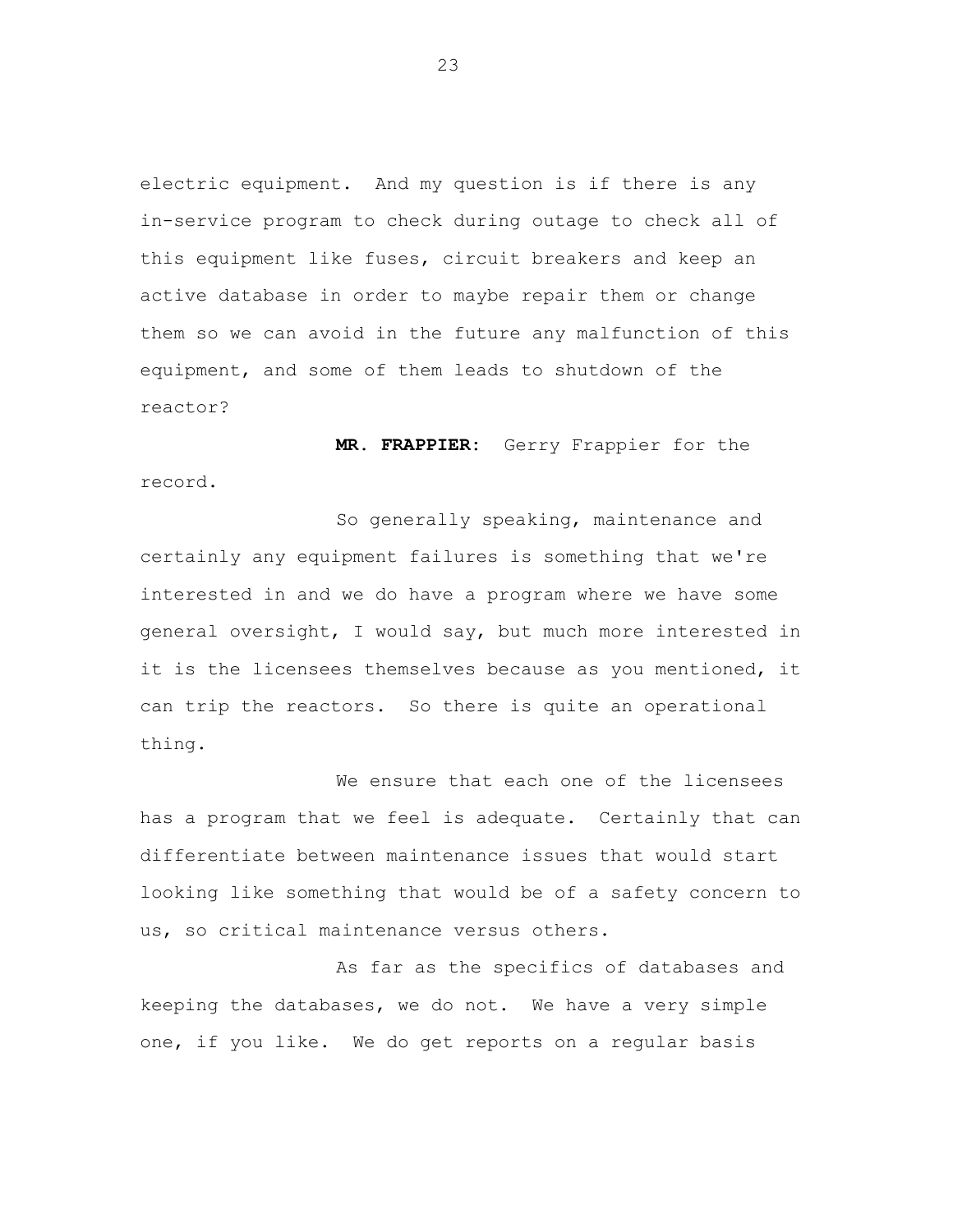electric equipment. And my question is if there is any in-service program to check during outage to check all of this equipment like fuses, circuit breakers and keep an active database in order to maybe repair them or change them so we can avoid in the future any malfunction of this equipment, and some of them leads to shutdown of the reactor?

**MR. FRAPPIER:** Gerry Frappier for the record.

So generally speaking, maintenance and certainly any equipment failures is something that we're interested in and we do have a program where we have some general oversight, I would say, but much more interested in it is the licensees themselves because as you mentioned, it can trip the reactors. So there is quite an operational thing.

We ensure that each one of the licensees has a program that we feel is adequate. Certainly that can differentiate between maintenance issues that would start looking like something that would be of a safety concern to us, so critical maintenance versus others.

As far as the specifics of databases and keeping the databases, we do not. We have a very simple one, if you like. We do get reports on a regular basis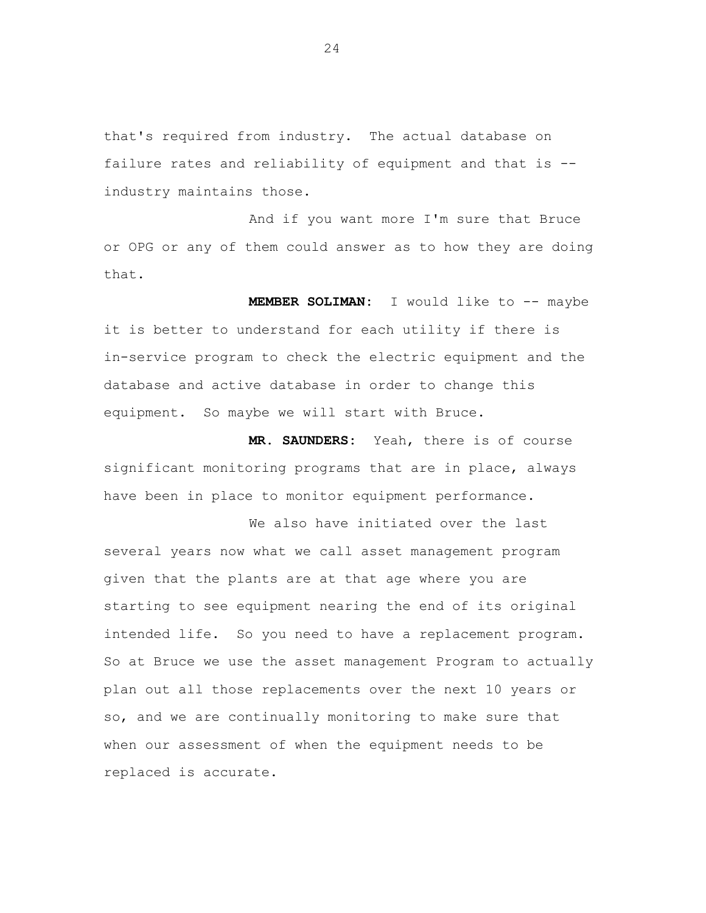that's required from industry. The actual database on failure rates and reliability of equipment and that is -- industry maintains those.

And if you want more I'm sure that Bruce or OPG or any of them could answer as to how they are doing that.

**MEMBER SOLIMAN:** I would like to -- maybe it is better to understand for each utility if there is in-service program to check the electric equipment and the database and active database in order to change this equipment. So maybe we will start with Bruce.

**MR. SAUNDERS:** Yeah, there is of course significant monitoring programs that are in place, always have been in place to monitor equipment performance.

We also have initiated over the last several years now what we call asset management program given that the plants are at that age where you are starting to see equipment nearing the end of its original intended life. So you need to have a replacement program. So at Bruce we use the asset management Program to actually plan out all those replacements over the next 10 years or so, and we are continually monitoring to make sure that when our assessment of when the equipment needs to be replaced is accurate.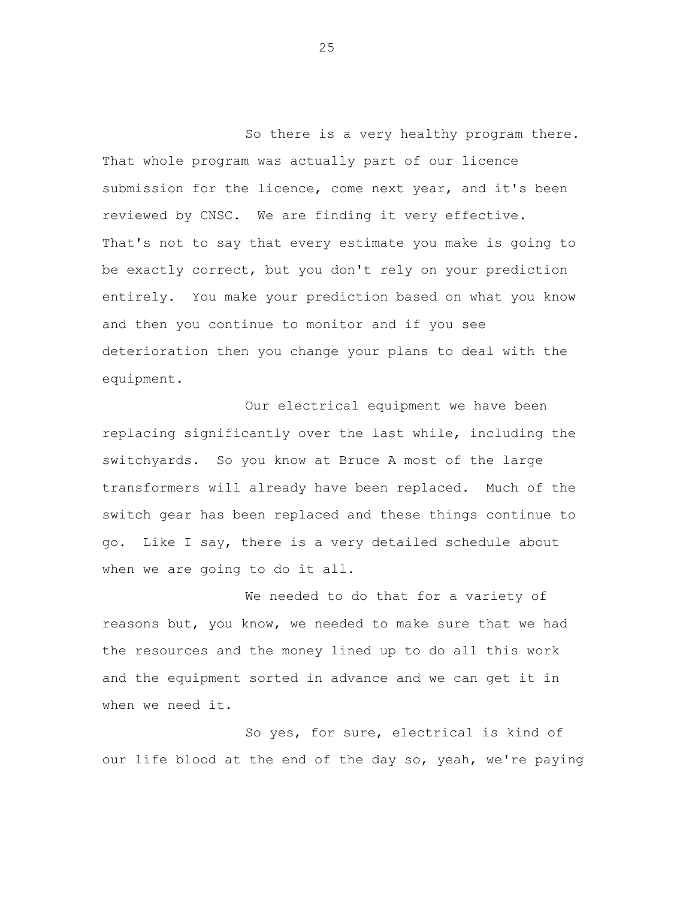So there is a very healthy program there. That whole program was actually part of our licence submission for the licence, come next year, and it's been reviewed by CNSC. We are finding it very effective. That's not to say that every estimate you make is going to be exactly correct, but you don't rely on your prediction entirely. You make your prediction based on what you know and then you continue to monitor and if you see deterioration then you change your plans to deal with the equipment.

Our electrical equipment we have been replacing significantly over the last while, including the switchyards. So you know at Bruce A most of the large transformers will already have been replaced. Much of the switch gear has been replaced and these things continue to go. Like I say, there is a very detailed schedule about when we are going to do it all.

We needed to do that for a variety of reasons but, you know, we needed to make sure that we had the resources and the money lined up to do all this work and the equipment sorted in advance and we can get it in when we need it.

So yes, for sure, electrical is kind of our life blood at the end of the day so, yeah, we're paying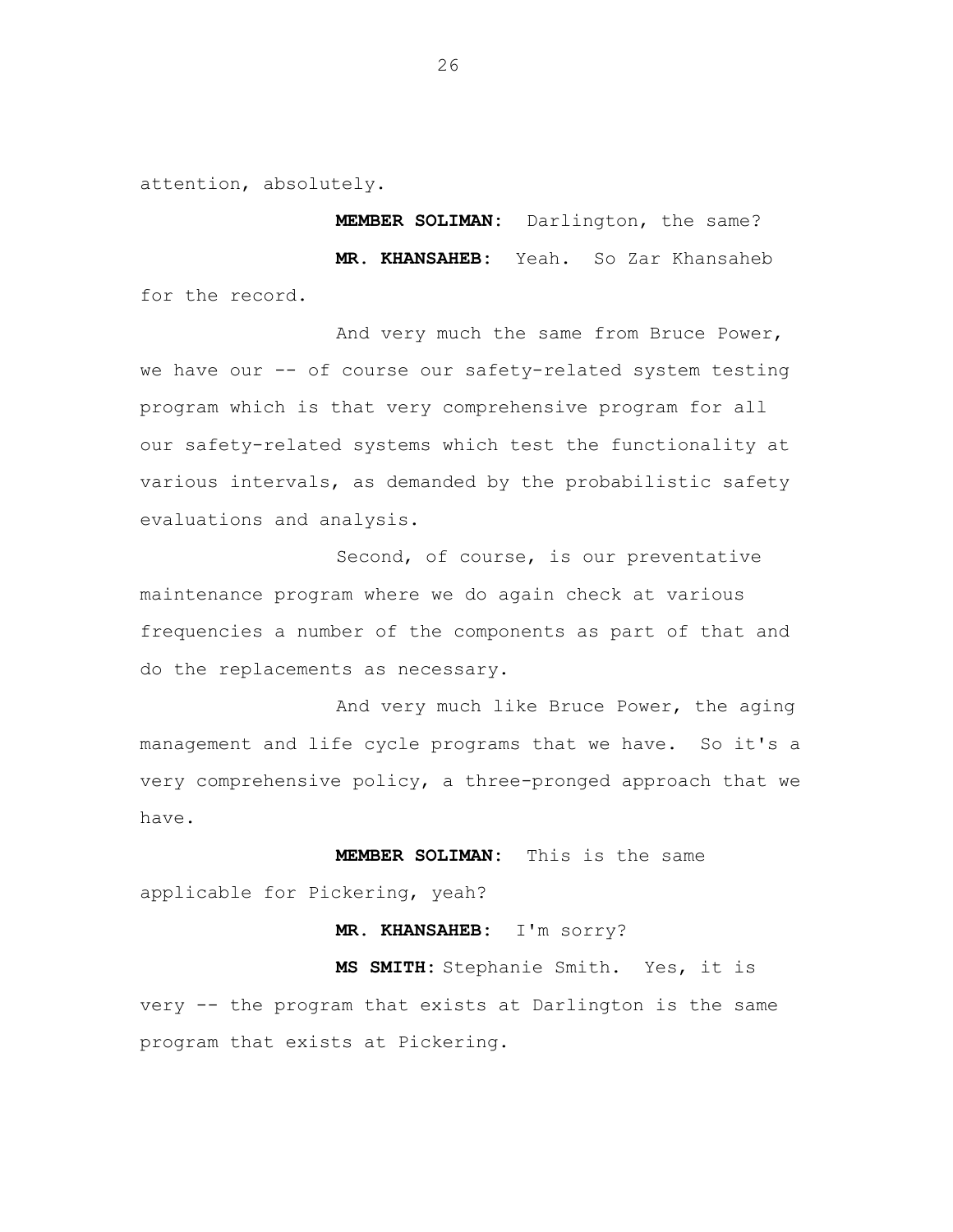attention, absolutely.

**MEMBER SOLIMAN:** Darlington, the same?

**MR. KHANSAHEB:** Yeah. So Zar Khansaheb for the record.

And very much the same from Bruce Power, we have our -- of course our safety-related system testing program which is that very comprehensive program for all our safety-related systems which test the functionality at various intervals, as demanded by the probabilistic safety evaluations and analysis.

Second, of course, is our preventative maintenance program where we do again check at various frequencies a number of the components as part of that and do the replacements as necessary.

And very much like Bruce Power, the aging management and life cycle programs that we have. So it's a very comprehensive policy, a three-pronged approach that we have.

**MEMBER SOLIMAN:** This is the same applicable for Pickering, yeah?

**MR. KHANSAHEB:** I'm sorry?

**MS SMITH:** Stephanie Smith. Yes, it is very -- the program that exists at Darlington is the same program that exists at Pickering.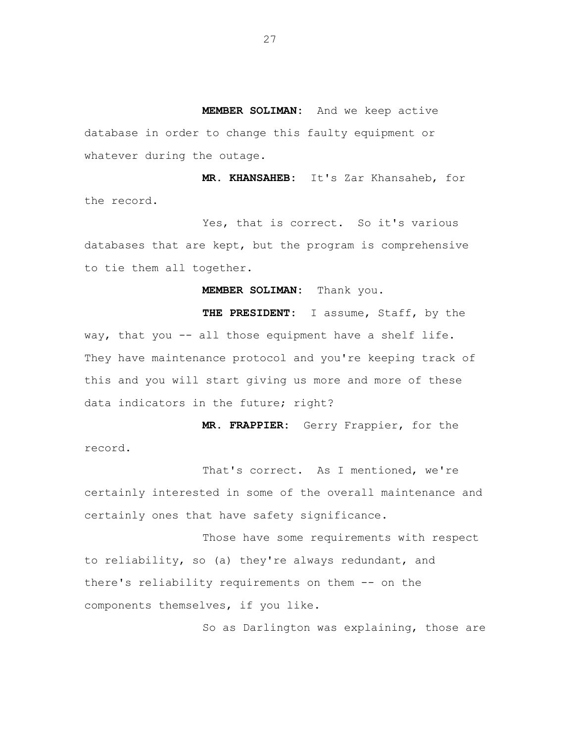**MEMBER SOLIMAN:** And we keep active database in order to change this faulty equipment or whatever during the outage.

**MR. KHANSAHEB:** It's Zar Khansaheb, for the record.

Yes, that is correct. So it's various databases that are kept, but the program is comprehensive to tie them all together.

**MEMBER SOLIMAN:** Thank you.

**THE PRESIDENT:** I assume, Staff, by the way, that you -- all those equipment have a shelf life. They have maintenance protocol and you're keeping track of this and you will start giving us more and more of these data indicators in the future; right?

**MR. FRAPPIER:** Gerry Frappier, for the record.

That's correct. As I mentioned, we're certainly interested in some of the overall maintenance and certainly ones that have safety significance.

Those have some requirements with respect to reliability, so (a) they're always redundant, and there's reliability requirements on them -- on the components themselves, if you like.

So as Darlington was explaining, those are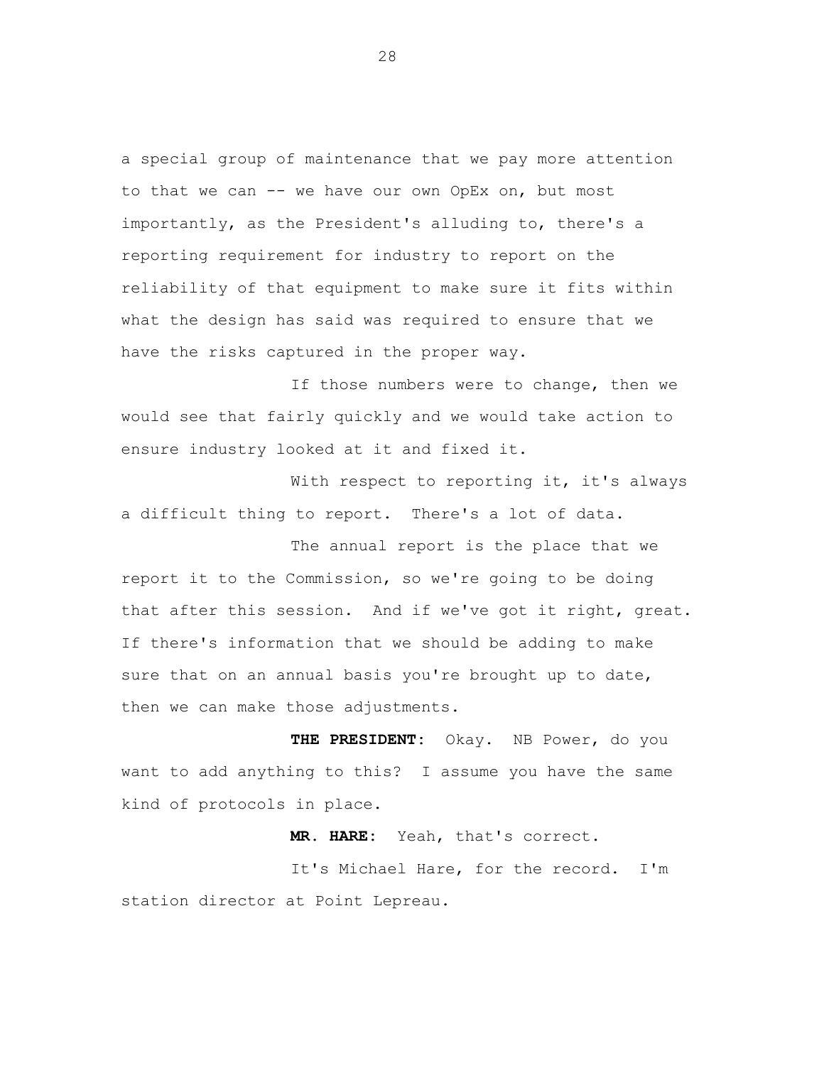a special group of maintenance that we pay more attention to that we can -- we have our own OpEx on, but most importantly, as the President's alluding to, there's a reporting requirement for industry to report on the reliability of that equipment to make sure it fits within what the design has said was required to ensure that we have the risks captured in the proper way.

If those numbers were to change, then we would see that fairly quickly and we would take action to ensure industry looked at it and fixed it.

With respect to reporting it, it's always a difficult thing to report. There's a lot of data.

The annual report is the place that we report it to the Commission, so we're going to be doing that after this session. And if we've got it right, great. If there's information that we should be adding to make sure that on an annual basis you're brought up to date, then we can make those adjustments.

**THE PRESIDENT:** Okay. NB Power, do you want to add anything to this? I assume you have the same kind of protocols in place.

**MR. HARE:** Yeah, that's correct.

It's Michael Hare, for the record. I'm station director at Point Lepreau.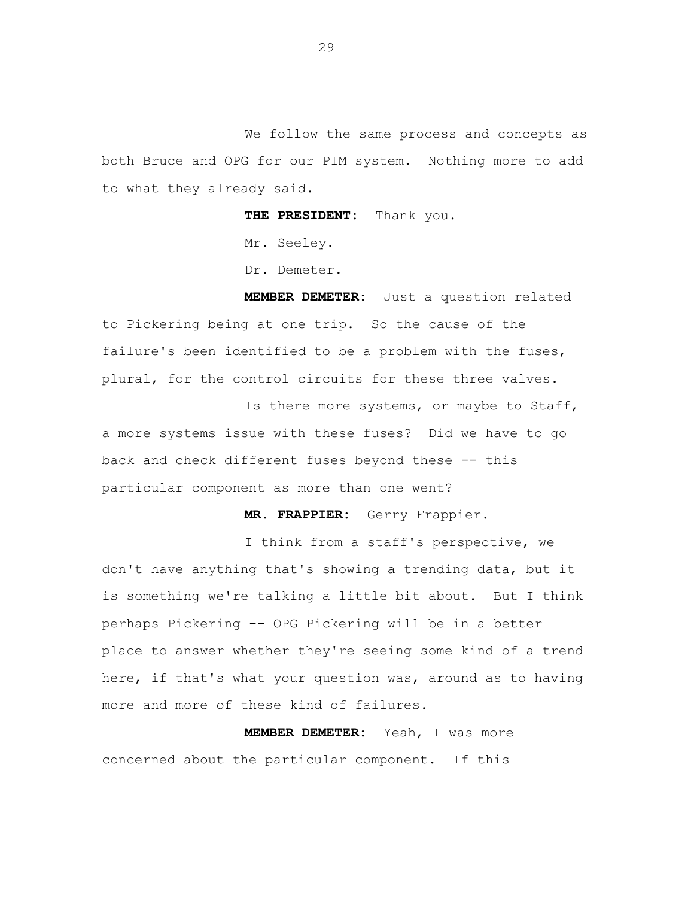We follow the same process and concepts as both Bruce and OPG for our PIM system. Nothing more to add to what they already said.

**THE PRESIDENT:** Thank you.

Mr. Seeley.

Dr. Demeter.

**MEMBER DEMETER:** Just a question related to Pickering being at one trip. So the cause of the failure's been identified to be a problem with the fuses, plural, for the control circuits for these three valves.

Is there more systems, or maybe to Staff, a more systems issue with these fuses? Did we have to go back and check different fuses beyond these -- this particular component as more than one went?

**MR. FRAPPIER:** Gerry Frappier.

I think from a staff's perspective, we don't have anything that's showing a trending data, but it is something we're talking a little bit about. But I think perhaps Pickering -- OPG Pickering will be in a better place to answer whether they're seeing some kind of a trend here, if that's what your question was, around as to having more and more of these kind of failures.

**MEMBER DEMETER:** Yeah, I was more concerned about the particular component. If this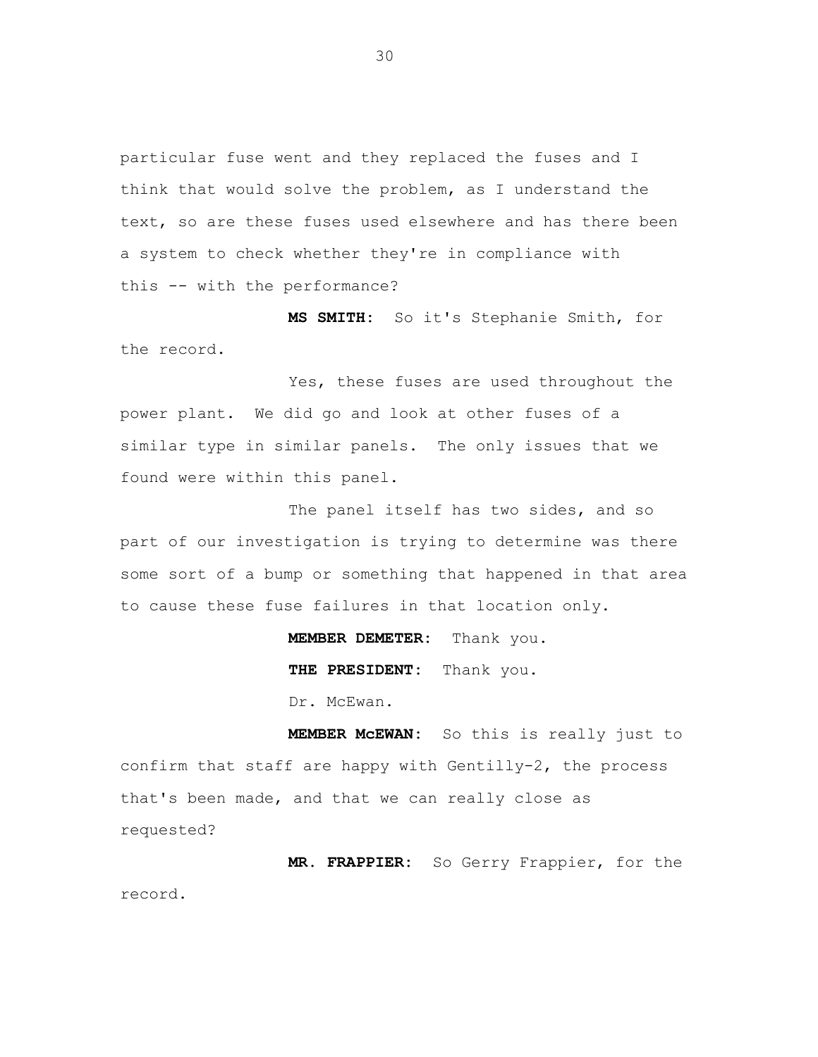particular fuse went and they replaced the fuses and I think that would solve the problem, as I understand the text, so are these fuses used elsewhere and has there been a system to check whether they're in compliance with this -- with the performance?

**MS SMITH:** So it's Stephanie Smith, for the record.

Yes, these fuses are used throughout the power plant. We did go and look at other fuses of a similar type in similar panels. The only issues that we found were within this panel.

The panel itself has two sides, and so part of our investigation is trying to determine was there some sort of a bump or something that happened in that area to cause these fuse failures in that location only.

**MEMBER DEMETER:** Thank you.

**THE PRESIDENT:** Thank you.

Dr. McEwan.

**MEMBER McEWAN:** So this is really just to confirm that staff are happy with Gentilly-2, the process that's been made, and that we can really close as requested?

**MR. FRAPPIER:** So Gerry Frappier, for the record.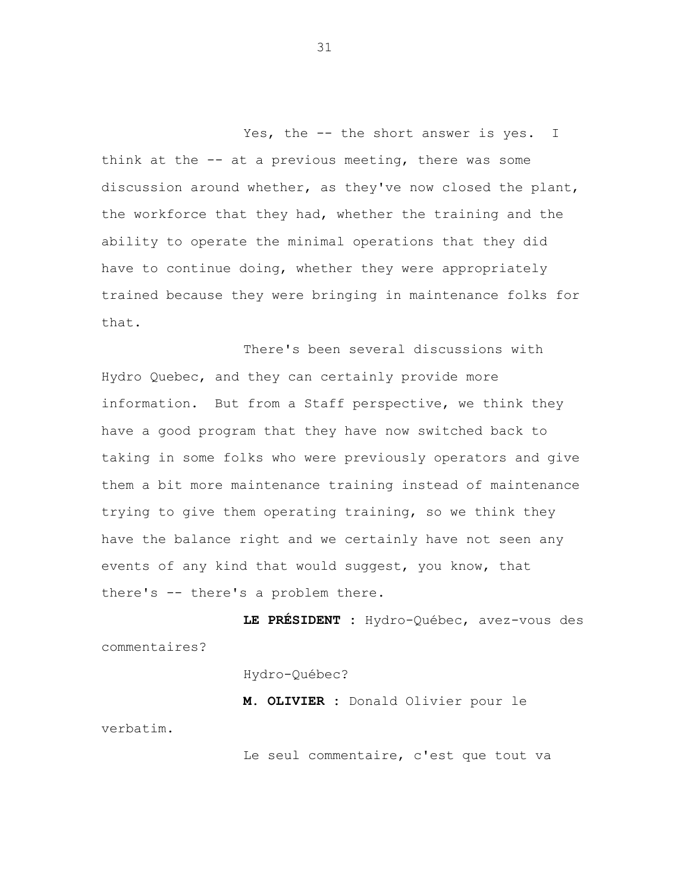Yes, the -- the short answer is yes. I think at the -- at a previous meeting, there was some discussion around whether, as they've now closed the plant, the workforce that they had, whether the training and the ability to operate the minimal operations that they did have to continue doing, whether they were appropriately trained because they were bringing in maintenance folks for that.

There's been several discussions with Hydro Quebec, and they can certainly provide more information. But from a Staff perspective, we think they have a good program that they have now switched back to taking in some folks who were previously operators and give them a bit more maintenance training instead of maintenance trying to give them operating training, so we think they have the balance right and we certainly have not seen any events of any kind that would suggest, you know, that there's -- there's a problem there.

**LE PRÉSIDENT :** Hydro-Québec, avez-vous des commentaires?

Hydro-Québec?

**M. OLIVIER :** Donald Olivier pour le verbatim.

Le seul commentaire, c'est que tout va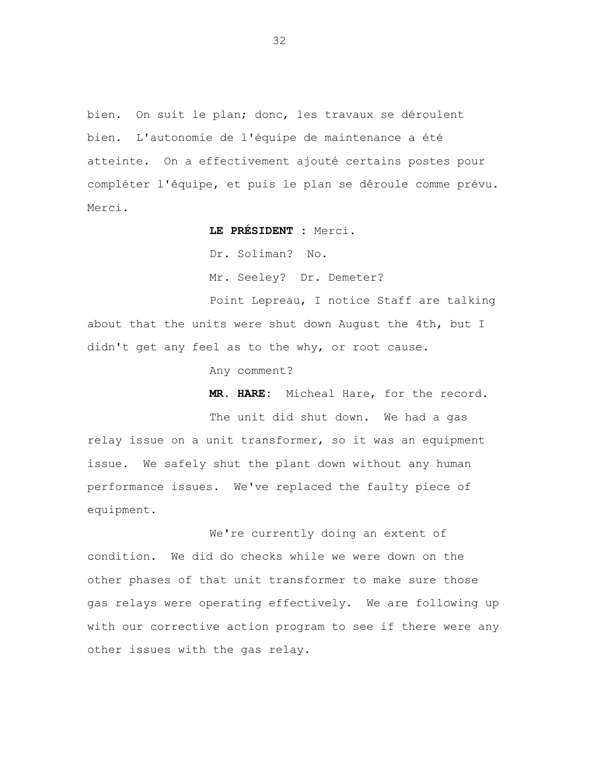bien. On suit le plan; donc, les travaux se déroulent bien. L'autonomie de l'équipe de maintenance a été atteinte. On a effectivement ajouté certains postes pour compléter l'équipe, et puis le plan se déroule comme prévu. Merci.

**LE PRÉSIDENT :** Merci.

Dr. Soliman? No.

Mr. Seeley? Dr. Demeter?

Point Lepreau, I notice Staff are talking about that the units were shut down August the 4th, but I didn't get any feel as to the why, or root cause.

Any comment?

**MR. HARE:** Micheal Hare, for the record.

The unit did shut down. We had a gas relay issue on a unit transformer, so it was an equipment issue. We safely shut the plant down without any human performance issues. We've replaced the faulty piece of equipment.

We're currently doing an extent of condition. We did do checks while we were down on the other phases of that unit transformer to make sure those gas relays were operating effectively. We are following up with our corrective action program to see if there were any other issues with the gas relay.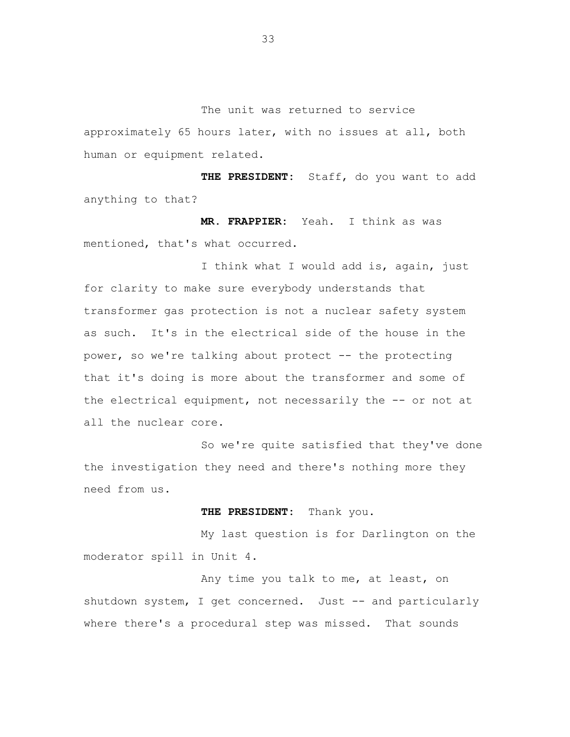The unit was returned to service approximately 65 hours later, with no issues at all, both human or equipment related.

**THE PRESIDENT:** Staff, do you want to add anything to that?

**MR. FRAPPIER:** Yeah. I think as was mentioned, that's what occurred.

I think what I would add is, again, just for clarity to make sure everybody understands that transformer gas protection is not a nuclear safety system as such. It's in the electrical side of the house in the power, so we're talking about protect -- the protecting that it's doing is more about the transformer and some of the electrical equipment, not necessarily the -- or not at all the nuclear core.

So we're quite satisfied that they've done the investigation they need and there's nothing more they need from us.

**THE PRESIDENT:** Thank you.

My last question is for Darlington on the moderator spill in Unit 4.

Any time you talk to me, at least, on shutdown system, I get concerned. Just -- and particularly where there's a procedural step was missed. That sounds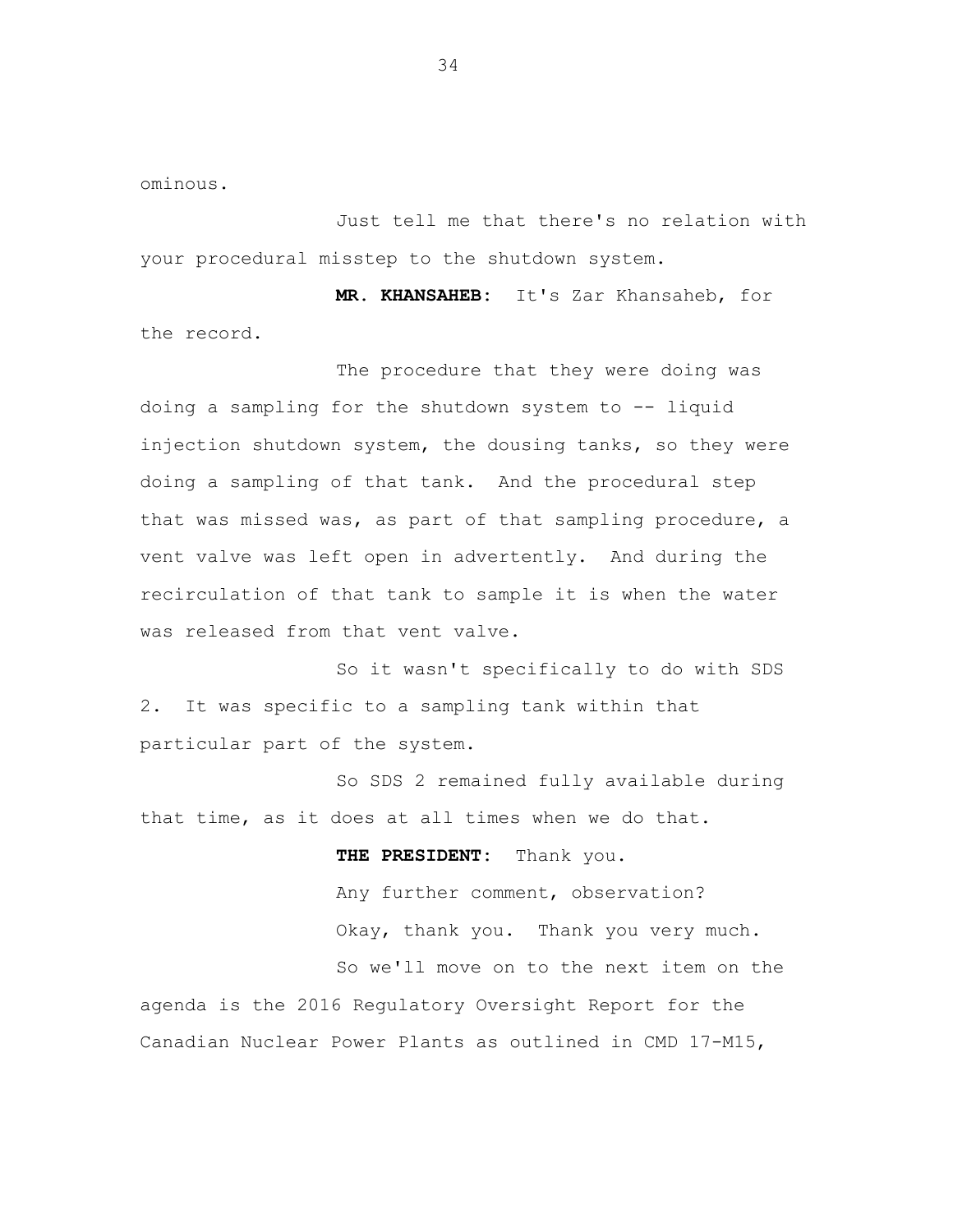ominous.

Just tell me that there's no relation with your procedural misstep to the shutdown system.

**MR. KHANSAHEB:** It's Zar Khansaheb, for the record.

The procedure that they were doing was doing a sampling for the shutdown system to -- liquid injection shutdown system, the dousing tanks, so they were doing a sampling of that tank. And the procedural step that was missed was, as part of that sampling procedure, a vent valve was left open in advertently. And during the recirculation of that tank to sample it is when the water was released from that vent valve.

So it wasn't specifically to do with SDS 2. It was specific to a sampling tank within that particular part of the system.

So SDS 2 remained fully available during that time, as it does at all times when we do that.

**THE PRESIDENT:** Thank you.

Any further comment, observation?

Okay, thank you. Thank you very much.

So we'll move on to the next item on the agenda is the 2016 Regulatory Oversight Report for the Canadian Nuclear Power Plants as outlined in CMD 17-M15,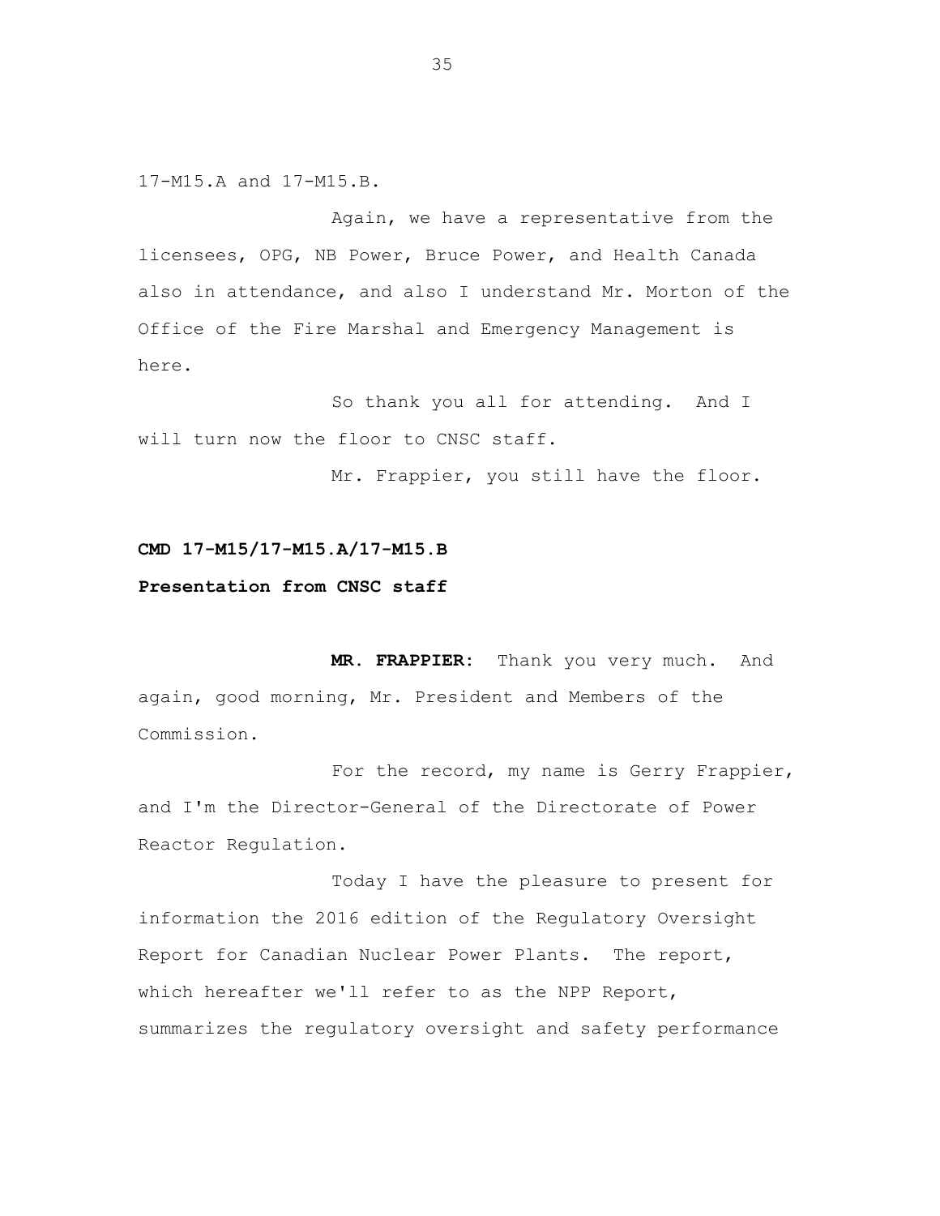17-M15.A and 17-M15.B.

Again, we have a representative from the licensees, OPG, NB Power, Bruce Power, and Health Canada also in attendance, and also I understand Mr. Morton of the Office of the Fire Marshal and Emergency Management is here.

So thank you all for attending. And I will turn now the floor to CNSC staff.

Mr. Frappier, you still have the floor.

**CMD 17-M15/17-M15.A/17-M15.B**

**Presentation from CNSC staff**

**MR. FRAPPIER:** Thank you very much. And again, good morning, Mr. President and Members of the Commission.

For the record, my name is Gerry Frappier, and I'm the Director-General of the Directorate of Power Reactor Regulation.

Today I have the pleasure to present for information the 2016 edition of the Regulatory Oversight Report for Canadian Nuclear Power Plants. The report, which hereafter we'll refer to as the NPP Report, summarizes the regulatory oversight and safety performance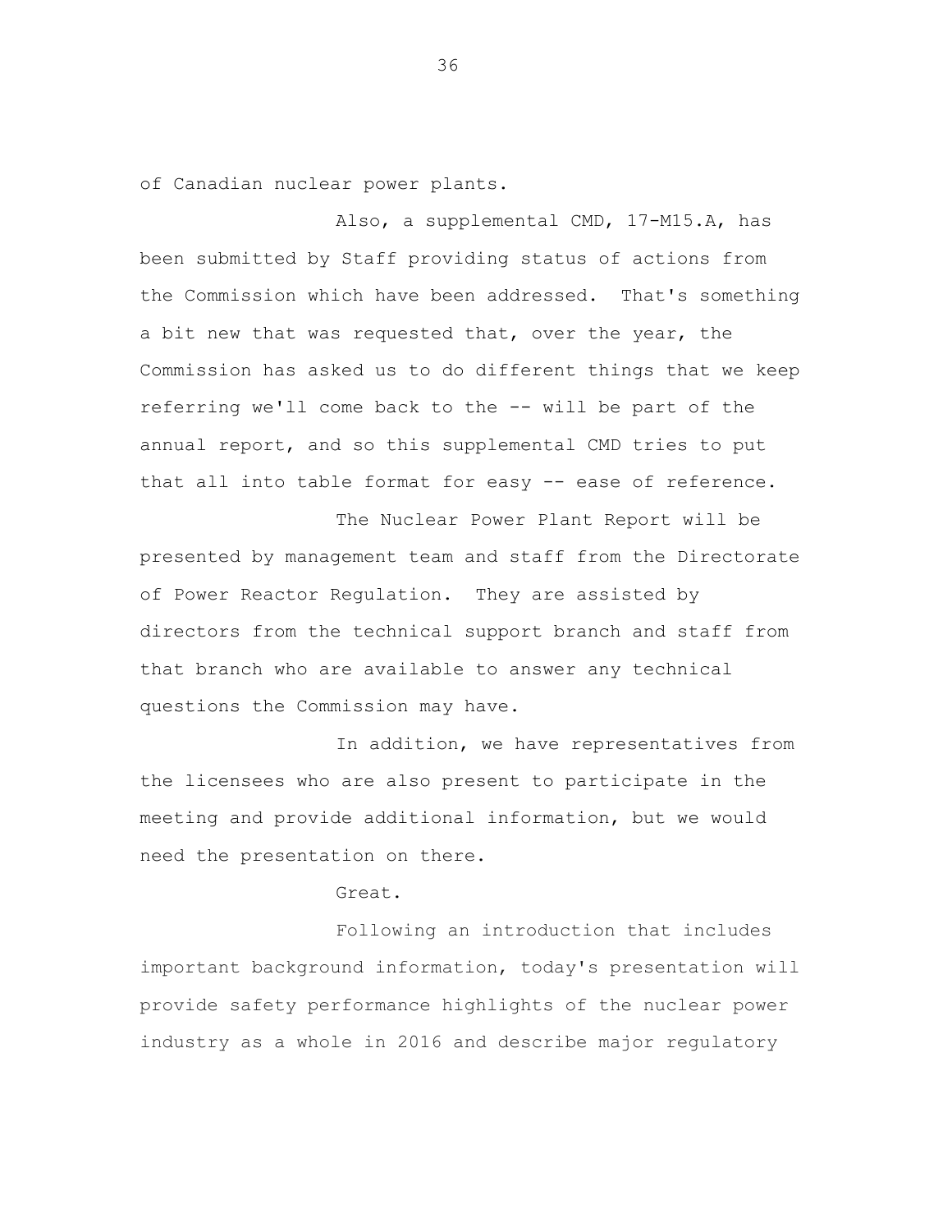of Canadian nuclear power plants.

Also, a supplemental CMD, 17-M15.A, has been submitted by Staff providing status of actions from the Commission which have been addressed. That's something a bit new that was requested that, over the year, the Commission has asked us to do different things that we keep referring we'll come back to the -- will be part of the annual report, and so this supplemental CMD tries to put that all into table format for easy -- ease of reference.

The Nuclear Power Plant Report will be presented by management team and staff from the Directorate of Power Reactor Regulation. They are assisted by directors from the technical support branch and staff from that branch who are available to answer any technical questions the Commission may have.

In addition, we have representatives from the licensees who are also present to participate in the meeting and provide additional information, but we would need the presentation on there.

Great.

Following an introduction that includes important background information, today's presentation will provide safety performance highlights of the nuclear power industry as a whole in 2016 and describe major regulatory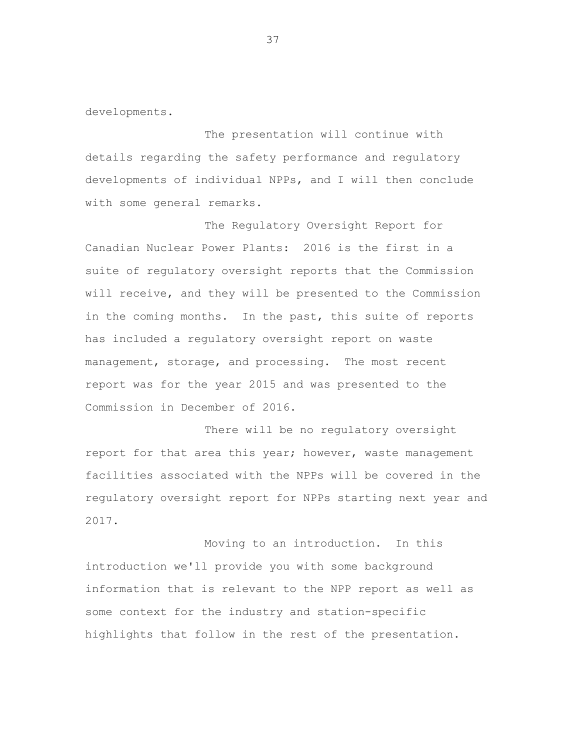developments.

The presentation will continue with details regarding the safety performance and regulatory developments of individual NPPs, and I will then conclude with some general remarks.

The Regulatory Oversight Report for Canadian Nuclear Power Plants: 2016 is the first in a suite of regulatory oversight reports that the Commission will receive, and they will be presented to the Commission in the coming months. In the past, this suite of reports has included a regulatory oversight report on waste management, storage, and processing. The most recent report was for the year 2015 and was presented to the Commission in December of 2016.

There will be no regulatory oversight report for that area this year; however, waste management facilities associated with the NPPs will be covered in the regulatory oversight report for NPPs starting next year and 2017.

Moving to an introduction. In this introduction we'll provide you with some background information that is relevant to the NPP report as well as some context for the industry and station-specific highlights that follow in the rest of the presentation.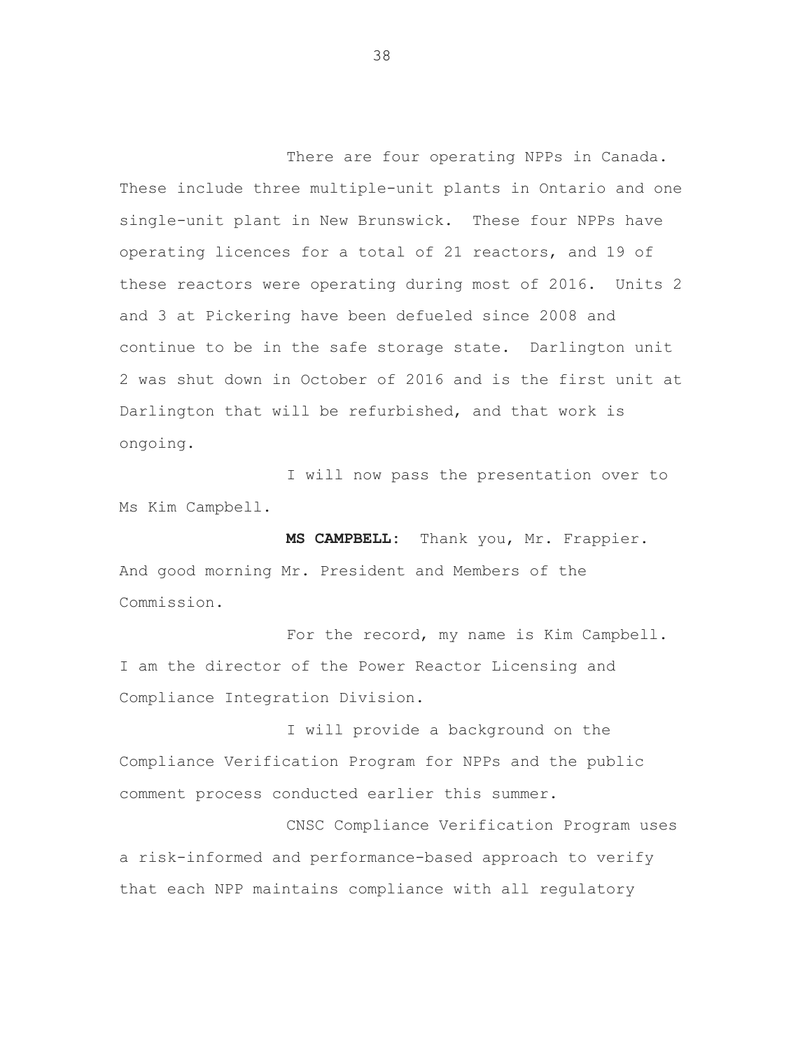There are four operating NPPs in Canada. These include three multiple-unit plants in Ontario and one single-unit plant in New Brunswick. These four NPPs have operating licences for a total of 21 reactors, and 19 of these reactors were operating during most of 2016. Units 2 and 3 at Pickering have been defueled since 2008 and continue to be in the safe storage state. Darlington unit 2 was shut down in October of 2016 and is the first unit at Darlington that will be refurbished, and that work is ongoing.

I will now pass the presentation over to Ms Kim Campbell.

**MS CAMPBELL:** Thank you, Mr. Frappier. And good morning Mr. President and Members of the Commission.

For the record, my name is Kim Campbell. I am the director of the Power Reactor Licensing and Compliance Integration Division.

I will provide a background on the Compliance Verification Program for NPPs and the public comment process conducted earlier this summer.

CNSC Compliance Verification Program uses a risk-informed and performance-based approach to verify that each NPP maintains compliance with all regulatory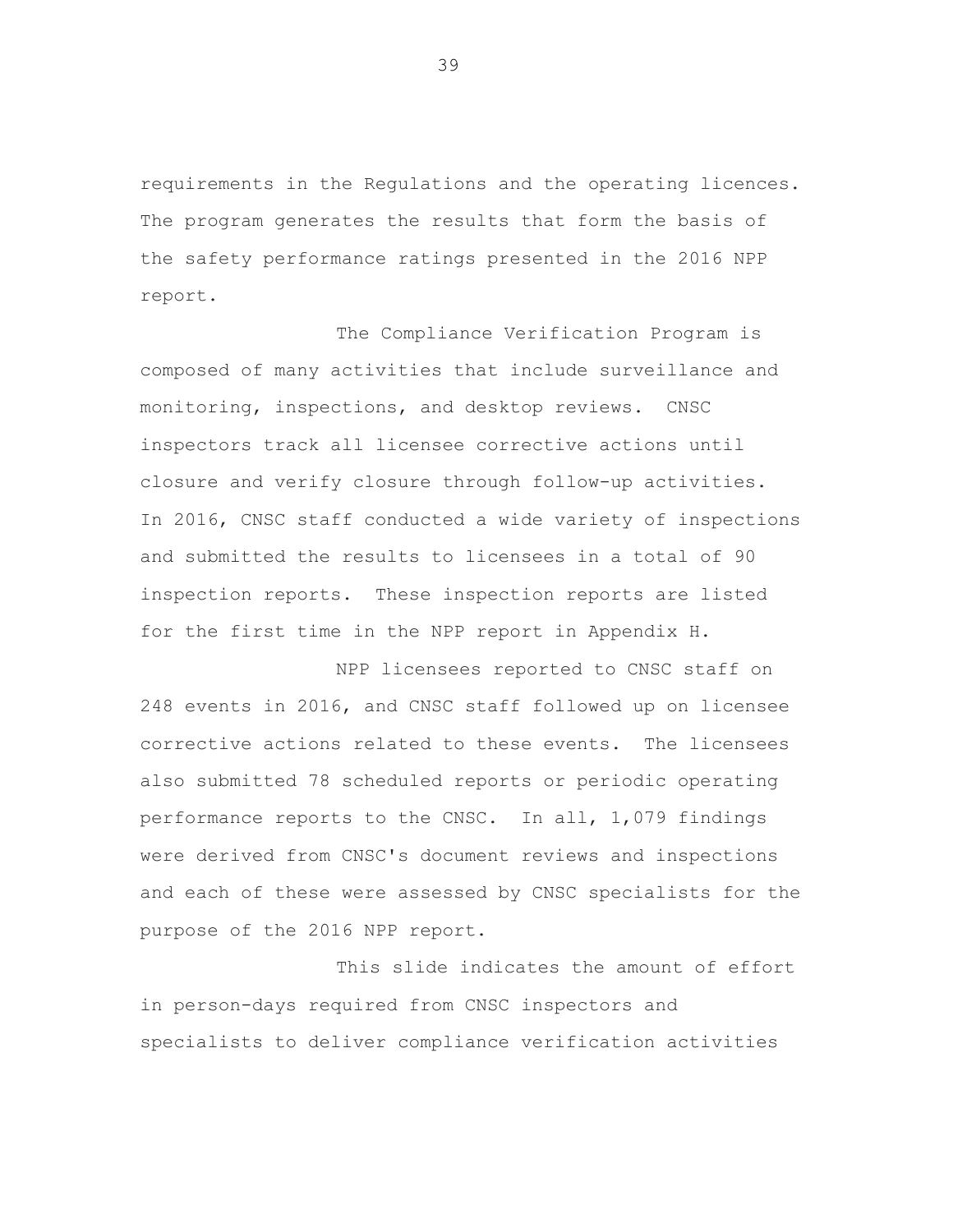requirements in the Regulations and the operating licences. The program generates the results that form the basis of the safety performance ratings presented in the 2016 NPP report.

The Compliance Verification Program is composed of many activities that include surveillance and monitoring, inspections, and desktop reviews. CNSC inspectors track all licensee corrective actions until closure and verify closure through follow-up activities. In 2016, CNSC staff conducted a wide variety of inspections and submitted the results to licensees in a total of 90 inspection reports. These inspection reports are listed for the first time in the NPP report in Appendix H.

NPP licensees reported to CNSC staff on 248 events in 2016, and CNSC staff followed up on licensee corrective actions related to these events. The licensees also submitted 78 scheduled reports or periodic operating performance reports to the CNSC. In all, 1,079 findings were derived from CNSC's document reviews and inspections and each of these were assessed by CNSC specialists for the purpose of the 2016 NPP report.

This slide indicates the amount of effort in person-days required from CNSC inspectors and specialists to deliver compliance verification activities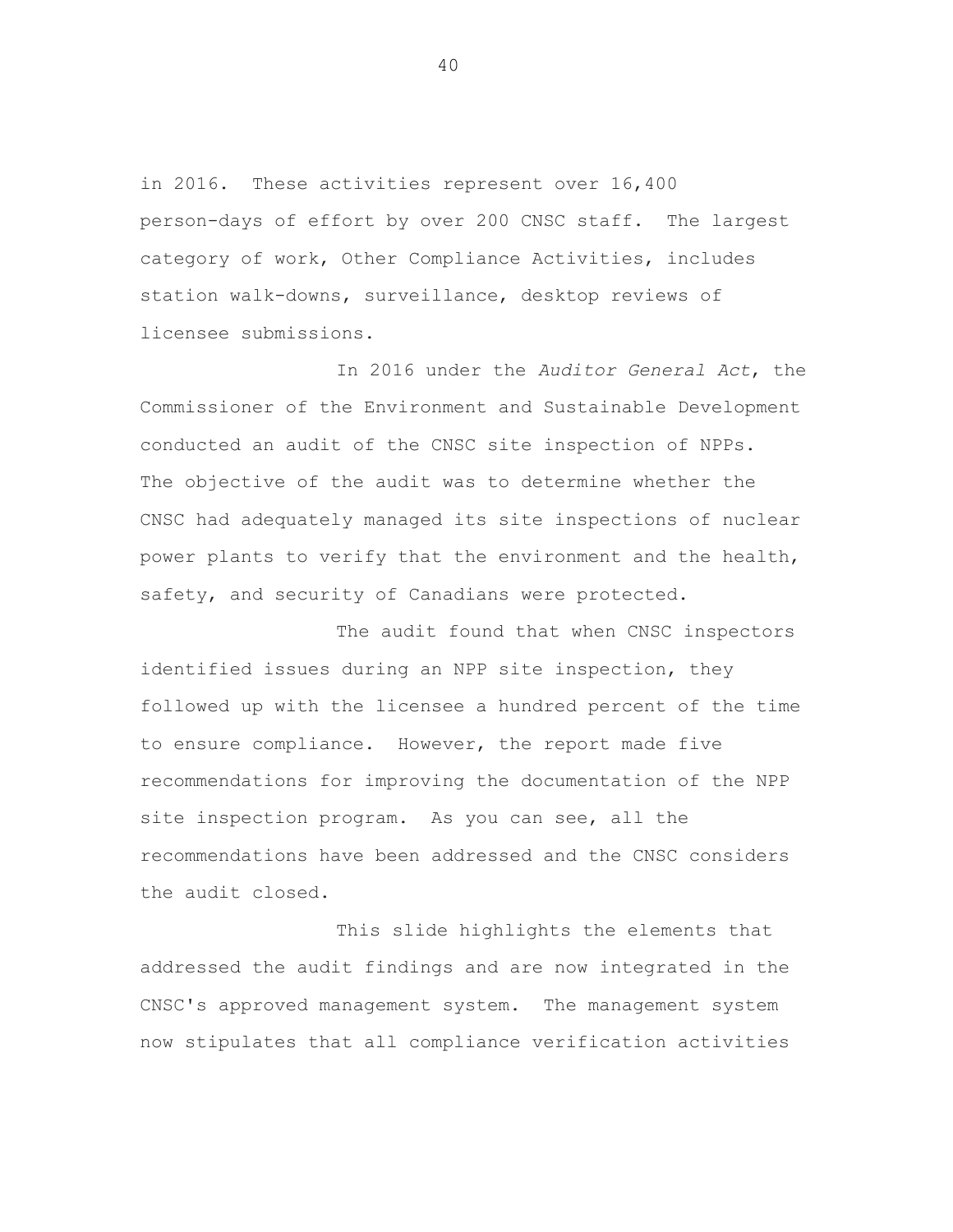in 2016. These activities represent over 16,400 person-days of effort by over 200 CNSC staff. The largest category of work, Other Compliance Activities, includes station walk-downs, surveillance, desktop reviews of licensee submissions.

In 2016 under the *Auditor General Act*, the Commissioner of the Environment and Sustainable Development conducted an audit of the CNSC site inspection of NPPs. The objective of the audit was to determine whether the CNSC had adequately managed its site inspections of nuclear power plants to verify that the environment and the health, safety, and security of Canadians were protected.

The audit found that when CNSC inspectors identified issues during an NPP site inspection, they followed up with the licensee a hundred percent of the time to ensure compliance. However, the report made five recommendations for improving the documentation of the NPP site inspection program. As you can see, all the recommendations have been addressed and the CNSC considers the audit closed.

This slide highlights the elements that addressed the audit findings and are now integrated in the CNSC's approved management system. The management system now stipulates that all compliance verification activities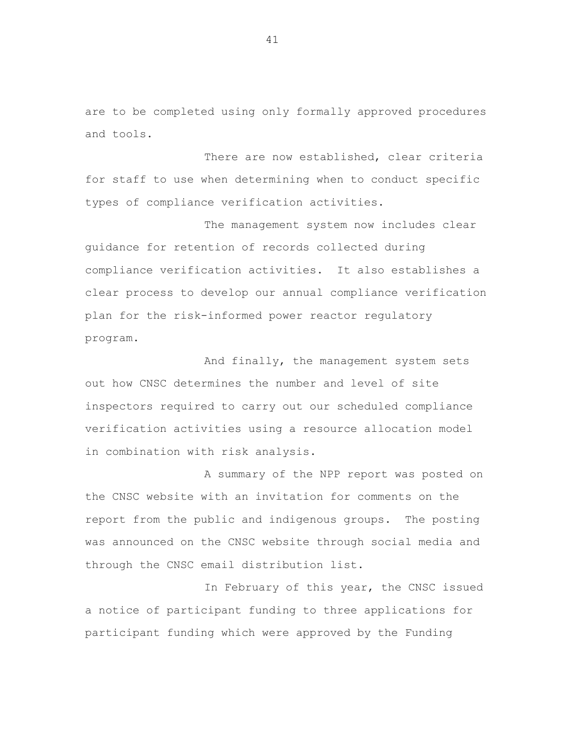are to be completed using only formally approved procedures and tools.

There are now established, clear criteria for staff to use when determining when to conduct specific types of compliance verification activities.

The management system now includes clear guidance for retention of records collected during compliance verification activities. It also establishes a clear process to develop our annual compliance verification plan for the risk-informed power reactor regulatory program.

And finally, the management system sets out how CNSC determines the number and level of site inspectors required to carry out our scheduled compliance verification activities using a resource allocation model in combination with risk analysis.

A summary of the NPP report was posted on the CNSC website with an invitation for comments on the report from the public and indigenous groups. The posting was announced on the CNSC website through social media and through the CNSC email distribution list.

In February of this year, the CNSC issued a notice of participant funding to three applications for participant funding which were approved by the Funding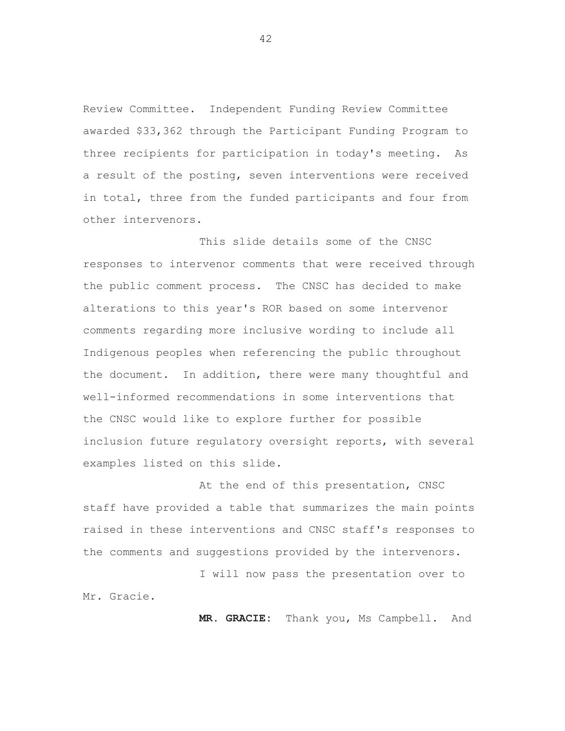Review Committee. Independent Funding Review Committee awarded $33,362 through the Participant Funding Program to three recipients for participation in today's meeting. As a result of the posting, seven interventions were received in total, three from the funded participants and four from other intervenors.

This slide details some of the CNSC responses to intervenor comments that were received through the public comment process. The CNSC has decided to make alterations to this year's ROR based on some intervenor comments regarding more inclusive wording to include all Indigenous peoples when referencing the public throughout the document. In addition, there were many thoughtful and well-informed recommendations in some interventions that the CNSC would like to explore further for possible inclusion future regulatory oversight reports, with several examples listed on this slide.

At the end of this presentation, CNSC staff have provided a table that summarizes the main points raised in these interventions and CNSC staff's responses to the comments and suggestions provided by the intervenors.

I will now pass the presentation over to Mr. Gracie.

**MR. GRACIE:** Thank you, Ms Campbell. And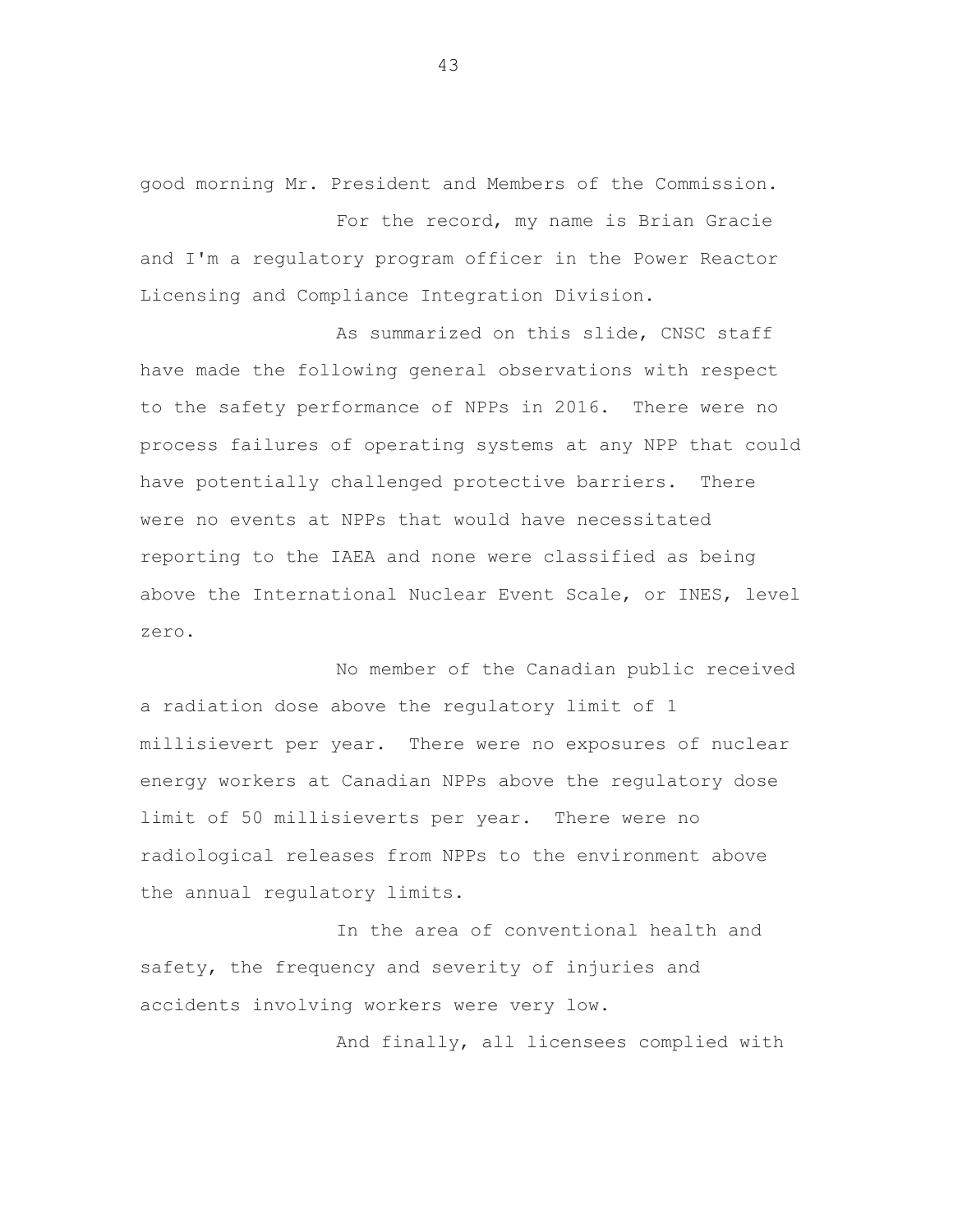good morning Mr. President and Members of the Commission.

For the record, my name is Brian Gracie and I'm a regulatory program officer in the Power Reactor Licensing and Compliance Integration Division.

As summarized on this slide, CNSC staff have made the following general observations with respect to the safety performance of NPPs in 2016. There were no process failures of operating systems at any NPP that could have potentially challenged protective barriers. There were no events at NPPs that would have necessitated reporting to the IAEA and none were classified as being above the International Nuclear Event Scale, or INES, level zero.

No member of the Canadian public received a radiation dose above the regulatory limit of 1 millisievert per year. There were no exposures of nuclear energy workers at Canadian NPPs above the regulatory dose limit of 50 millisieverts per year. There were no radiological releases from NPPs to the environment above the annual regulatory limits.

In the area of conventional health and safety, the frequency and severity of injuries and accidents involving workers were very low.

And finally, all licensees complied with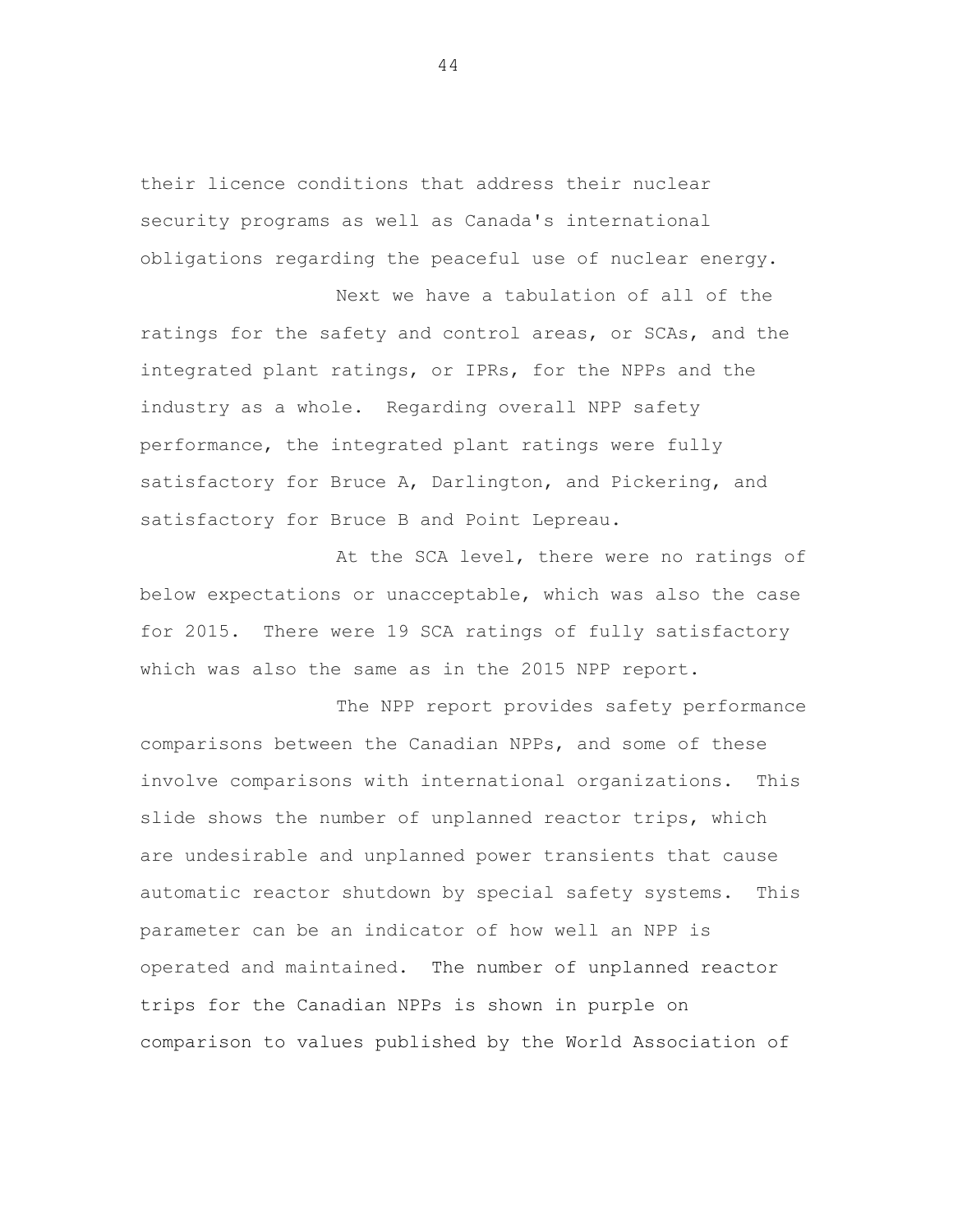their licence conditions that address their nuclear security programs as well as Canada's international obligations regarding the peaceful use of nuclear energy.

Next we have a tabulation of all of the ratings for the safety and control areas, or SCAs, and the integrated plant ratings, or IPRs, for the NPPs and the industry as a whole. Regarding overall NPP safety performance, the integrated plant ratings were fully satisfactory for Bruce A, Darlington, and Pickering, and satisfactory for Bruce B and Point Lepreau.

At the SCA level, there were no ratings of below expectations or unacceptable, which was also the case for 2015. There were 19 SCA ratings of fully satisfactory which was also the same as in the 2015 NPP report.

The NPP report provides safety performance comparisons between the Canadian NPPs, and some of these involve comparisons with international organizations. This slide shows the number of unplanned reactor trips, which are undesirable and unplanned power transients that cause automatic reactor shutdown by special safety systems. This parameter can be an indicator of how well an NPP is operated and maintained. The number of unplanned reactor trips for the Canadian NPPs is shown in purple on comparison to values published by the World Association of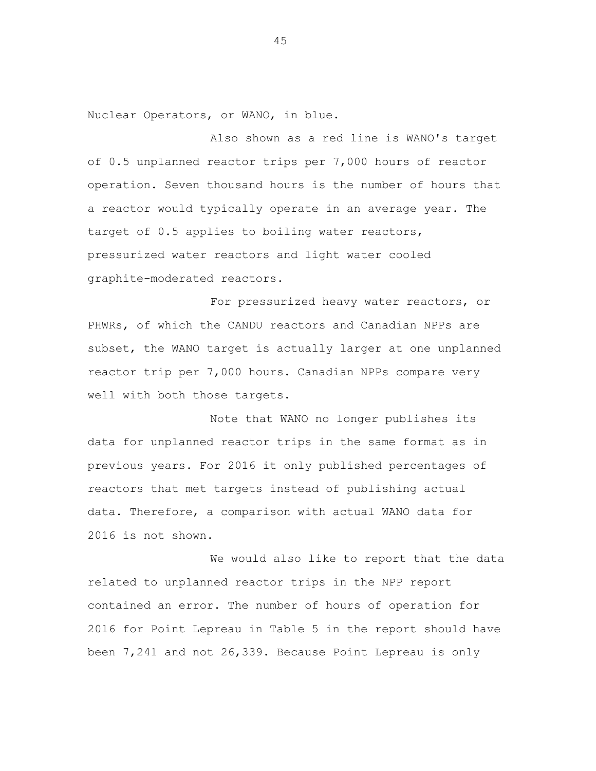Nuclear Operators, or WANO, in blue.

Also shown as a red line is WANO's target of 0.5 unplanned reactor trips per 7,000 hours of reactor operation. Seven thousand hours is the number of hours that a reactor would typically operate in an average year. The target of 0.5 applies to boiling water reactors, pressurized water reactors and light water cooled graphite-moderated reactors.

For pressurized heavy water reactors, or PHWRs, of which the CANDU reactors and Canadian NPPs are subset, the WANO target is actually larger at one unplanned reactor trip per 7,000 hours. Canadian NPPs compare very well with both those targets.

Note that WANO no longer publishes its data for unplanned reactor trips in the same format as in previous years. For 2016 it only published percentages of reactors that met targets instead of publishing actual data. Therefore, a comparison with actual WANO data for 2016 is not shown.

We would also like to report that the data related to unplanned reactor trips in the NPP report contained an error. The number of hours of operation for 2016 for Point Lepreau in Table 5 in the report should have been 7,241 and not 26,339. Because Point Lepreau is only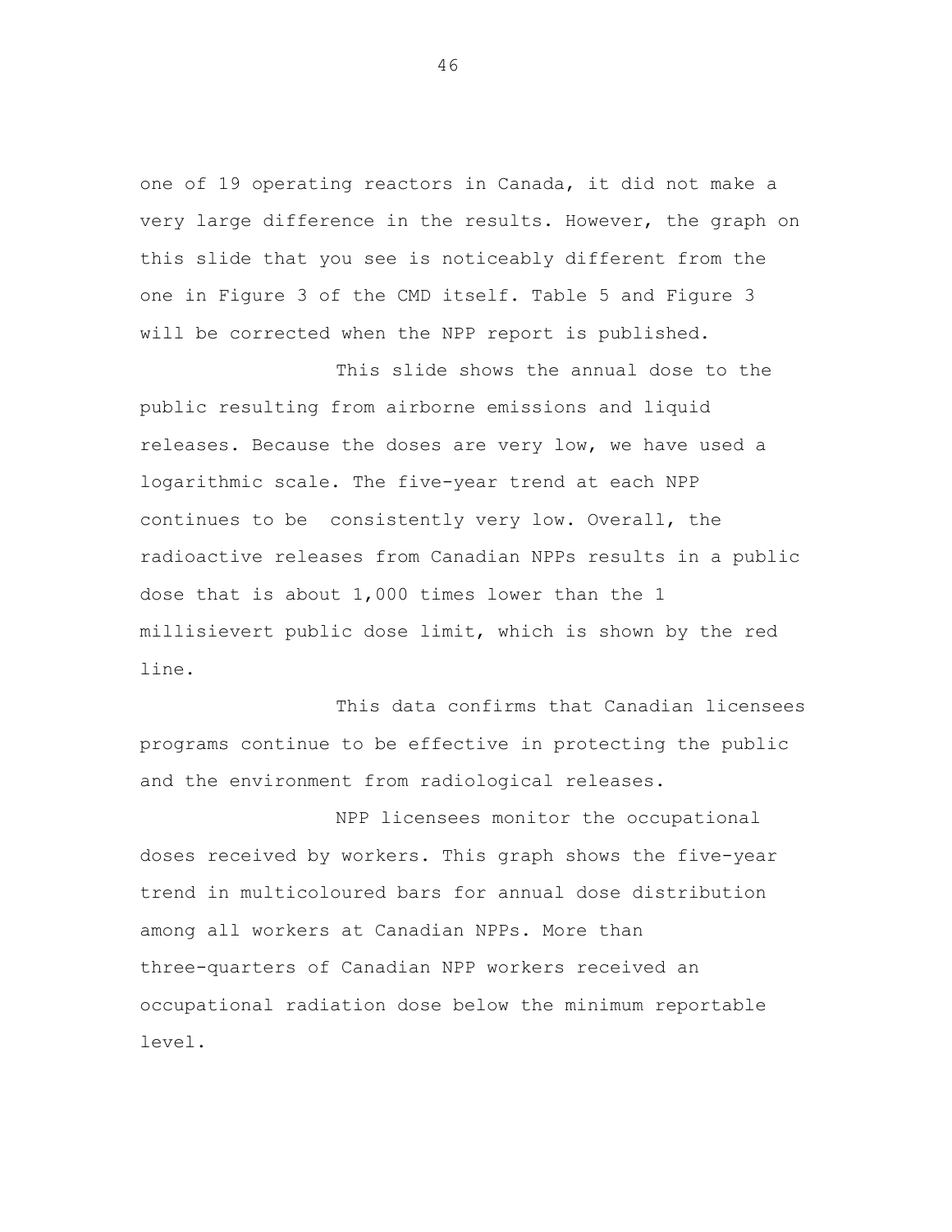one of 19 operating reactors in Canada, it did not make a very large difference in the results. However, the graph on this slide that you see is noticeably different from the one in Figure 3 of the CMD itself. Table 5 and Figure 3 will be corrected when the NPP report is published.

This slide shows the annual dose to the public resulting from airborne emissions and liquid releases. Because the doses are very low, we have used a logarithmic scale. The five-year trend at each NPP continues to be  consistently very low. Overall, the radioactive releases from Canadian NPPs results in a public dose that is about 1,000 times lower than the 1 millisievert public dose limit, which is shown by the red line.

This data confirms that Canadian licensees programs continue to be effective in protecting the public and the environment from radiological releases.

NPP licensees monitor the occupational doses received by workers. This graph shows the five-year trend in multicoloured bars for annual dose distribution among all workers at Canadian NPPs. More than three-quarters of Canadian NPP workers received an occupational radiation dose below the minimum reportable level.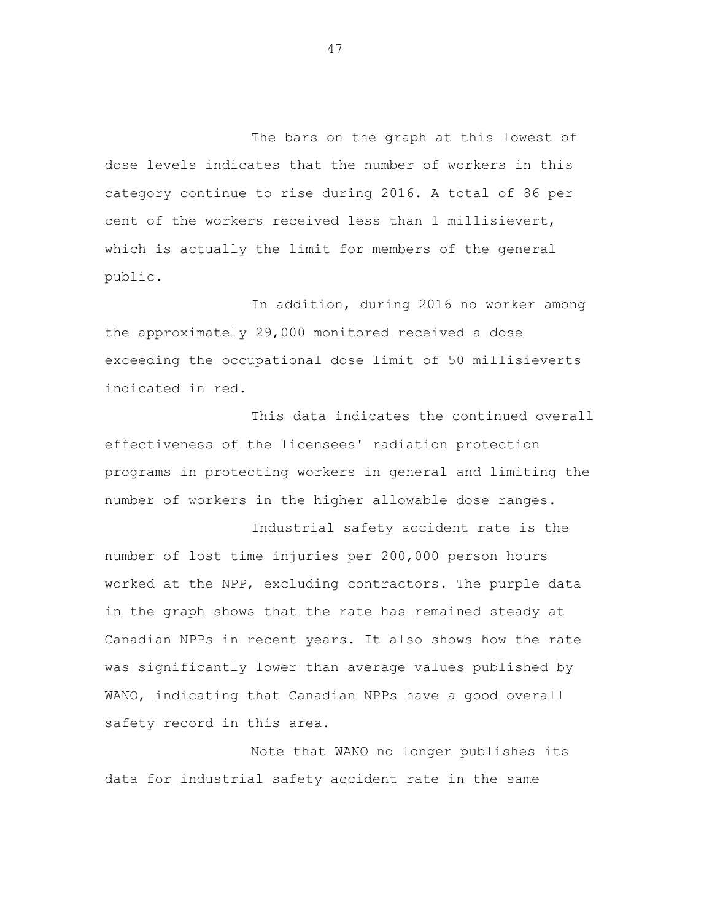The bars on the graph at this lowest of dose levels indicates that the number of workers in this category continue to rise during 2016. A total of 86 per cent of the workers received less than 1 millisievert, which is actually the limit for members of the general public.

In addition, during 2016 no worker among the approximately 29,000 monitored received a dose exceeding the occupational dose limit of 50 millisieverts indicated in red.

This data indicates the continued overall effectiveness of the licensees' radiation protection programs in protecting workers in general and limiting the number of workers in the higher allowable dose ranges.

Industrial safety accident rate is the number of lost time injuries per 200,000 person hours worked at the NPP, excluding contractors. The purple data in the graph shows that the rate has remained steady at Canadian NPPs in recent years. It also shows how the rate was significantly lower than average values published by WANO, indicating that Canadian NPPs have a good overall safety record in this area.

Note that WANO no longer publishes its data for industrial safety accident rate in the same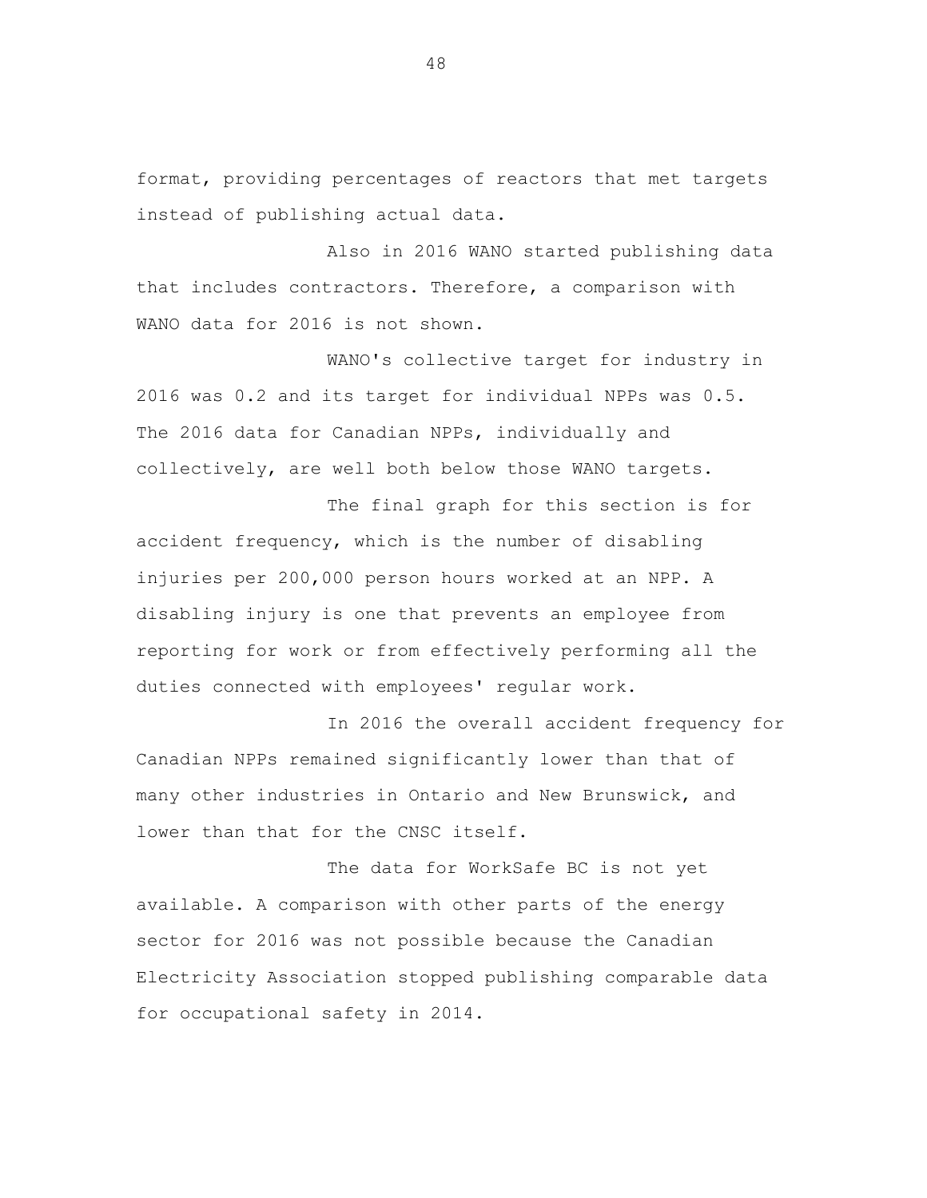format, providing percentages of reactors that met targets instead of publishing actual data.

Also in 2016 WANO started publishing data that includes contractors. Therefore, a comparison with WANO data for 2016 is not shown.

WANO's collective target for industry in 2016 was 0.2 and its target for individual NPPs was 0.5. The 2016 data for Canadian NPPs, individually and collectively, are well both below those WANO targets.

The final graph for this section is for accident frequency, which is the number of disabling injuries per 200,000 person hours worked at an NPP. A disabling injury is one that prevents an employee from reporting for work or from effectively performing all the duties connected with employees' regular work.

In 2016 the overall accident frequency for Canadian NPPs remained significantly lower than that of many other industries in Ontario and New Brunswick, and lower than that for the CNSC itself.

The data for WorkSafe BC is not yet available. A comparison with other parts of the energy sector for 2016 was not possible because the Canadian Electricity Association stopped publishing comparable data for occupational safety in 2014.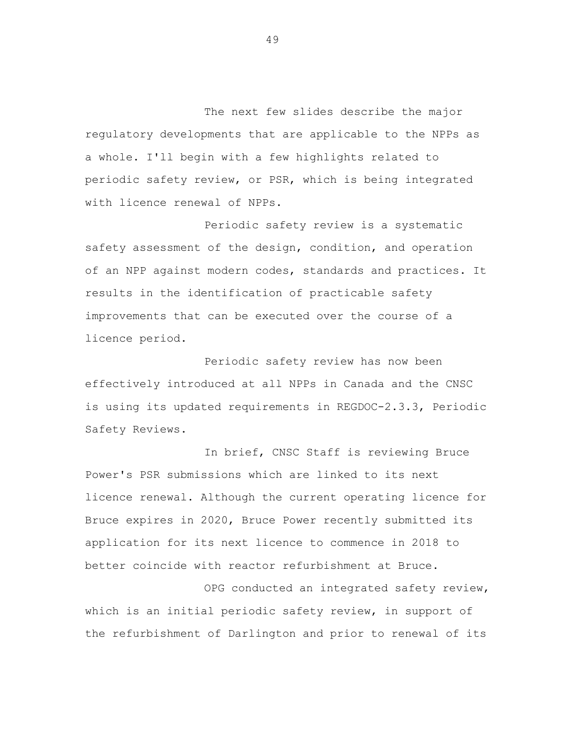The next few slides describe the major regulatory developments that are applicable to the NPPs as a whole. I'll begin with a few highlights related to periodic safety review, or PSR, which is being integrated with licence renewal of NPPs.

Periodic safety review is a systematic safety assessment of the design, condition, and operation of an NPP against modern codes, standards and practices. It results in the identification of practicable safety improvements that can be executed over the course of a licence period.

Periodic safety review has now been effectively introduced at all NPPs in Canada and the CNSC is using its updated requirements in REGDOC-2.3.3, Periodic Safety Reviews.

In brief, CNSC Staff is reviewing Bruce Power's PSR submissions which are linked to its next licence renewal. Although the current operating licence for Bruce expires in 2020, Bruce Power recently submitted its application for its next licence to commence in 2018 to better coincide with reactor refurbishment at Bruce.

OPG conducted an integrated safety review, which is an initial periodic safety review, in support of the refurbishment of Darlington and prior to renewal of its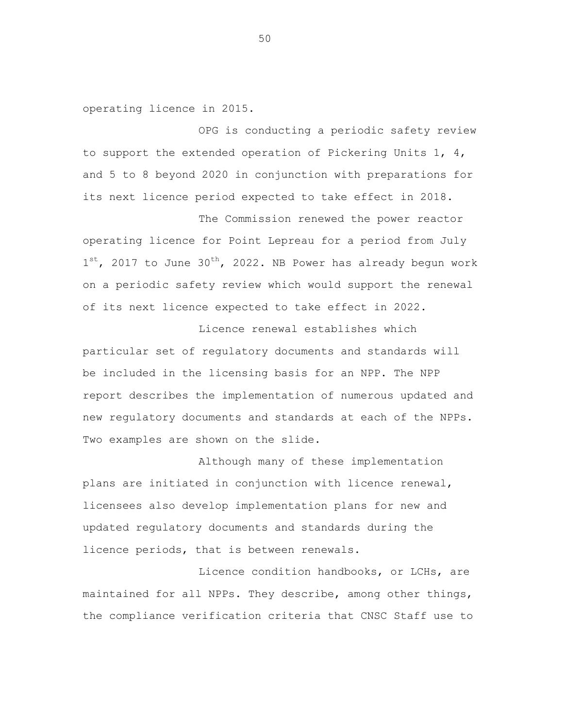operating licence in 2015.

OPG is conducting a periodic safety review to support the extended operation of Pickering Units 1, 4, and 5 to 8 beyond 2020 in conjunction with preparations for its next licence period expected to take effect in 2018.

The Commission renewed the power reactor operating licence for Point Lepreau for a period from July 1st, 2017 to June 30th, 2022. NB Power has already begun work on a periodic safety review which would support the renewal of its next licence expected to take effect in 2022.

Licence renewal establishes which particular set of regulatory documents and standards will be included in the licensing basis for an NPP. The NPP report describes the implementation of numerous updated and new regulatory documents and standards at each of the NPPs. Two examples are shown on the slide.

Although many of these implementation plans are initiated in conjunction with licence renewal, licensees also develop implementation plans for new and updated regulatory documents and standards during the licence periods, that is between renewals.

Licence condition handbooks, or LCHs, are maintained for all NPPs. They describe, among other things, the compliance verification criteria that CNSC Staff use to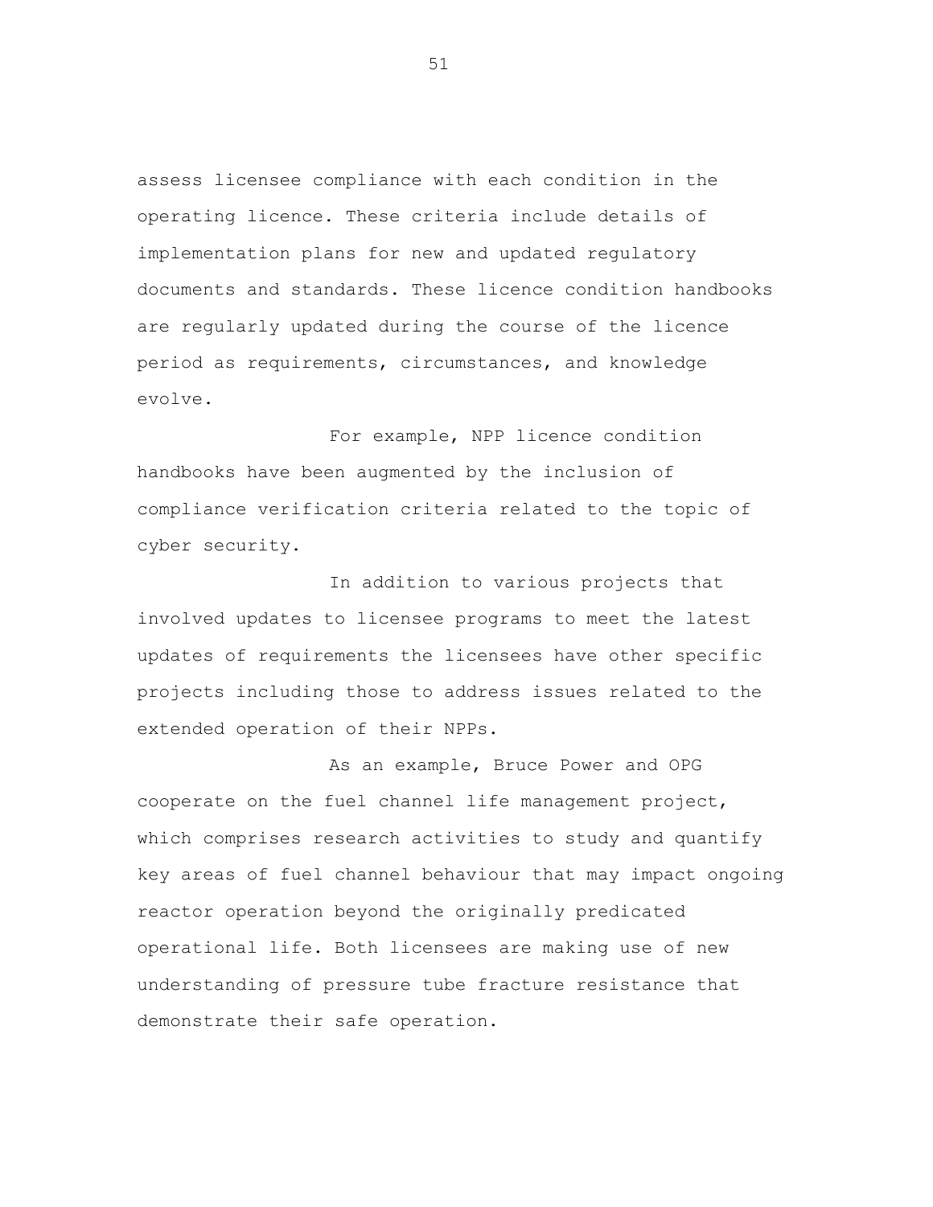assess licensee compliance with each condition in the operating licence. These criteria include details of implementation plans for new and updated regulatory documents and standards. These licence condition handbooks are regularly updated during the course of the licence period as requirements, circumstances, and knowledge evolve.

For example, NPP licence condition handbooks have been augmented by the inclusion of compliance verification criteria related to the topic of cyber security.

In addition to various projects that involved updates to licensee programs to meet the latest updates of requirements the licensees have other specific projects including those to address issues related to the extended operation of their NPPs.

As an example, Bruce Power and OPG cooperate on the fuel channel life management project, which comprises research activities to study and quantify key areas of fuel channel behaviour that may impact ongoing reactor operation beyond the originally predicated operational life. Both licensees are making use of new understanding of pressure tube fracture resistance that demonstrate their safe operation.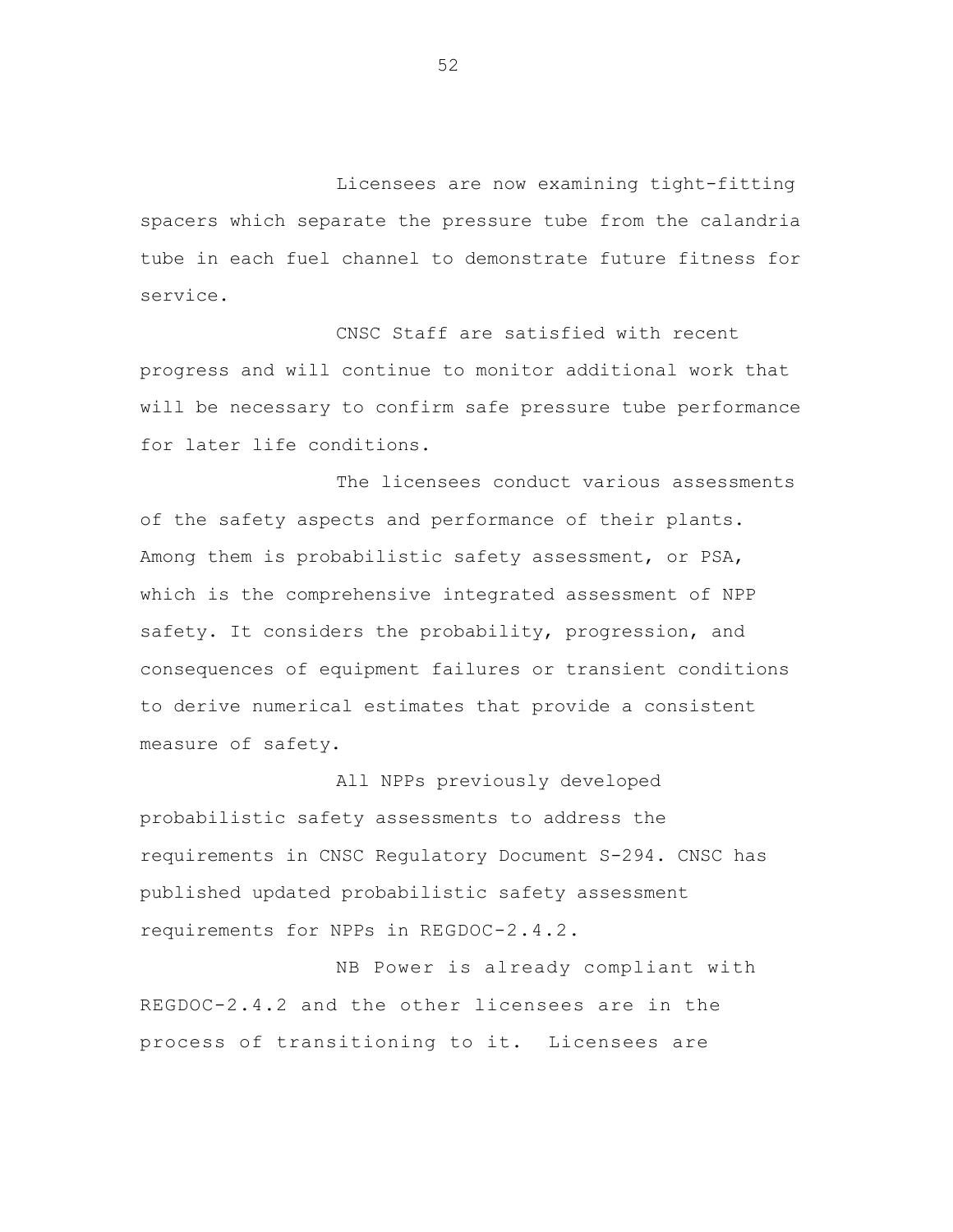Licensees are now examining tight-fitting spacers which separate the pressure tube from the calandria tube in each fuel channel to demonstrate future fitness for service.

CNSC Staff are satisfied with recent progress and will continue to monitor additional work that will be necessary to confirm safe pressure tube performance for later life conditions.

The licensees conduct various assessments of the safety aspects and performance of their plants. Among them is probabilistic safety assessment, or PSA, which is the comprehensive integrated assessment of NPP safety. It considers the probability, progression, and consequences of equipment failures or transient conditions to derive numerical estimates that provide a consistent measure of safety.

All NPPs previously developed probabilistic safety assessments to address the requirements in CNSC Regulatory Document S-294. CNSC has published updated probabilistic safety assessment requirements for NPPs in REGDOC-2.4.2.

NB Power is already compliant with REGDOC-2.4.2 and the other licensees are in the process of transitioning to it. Licensees are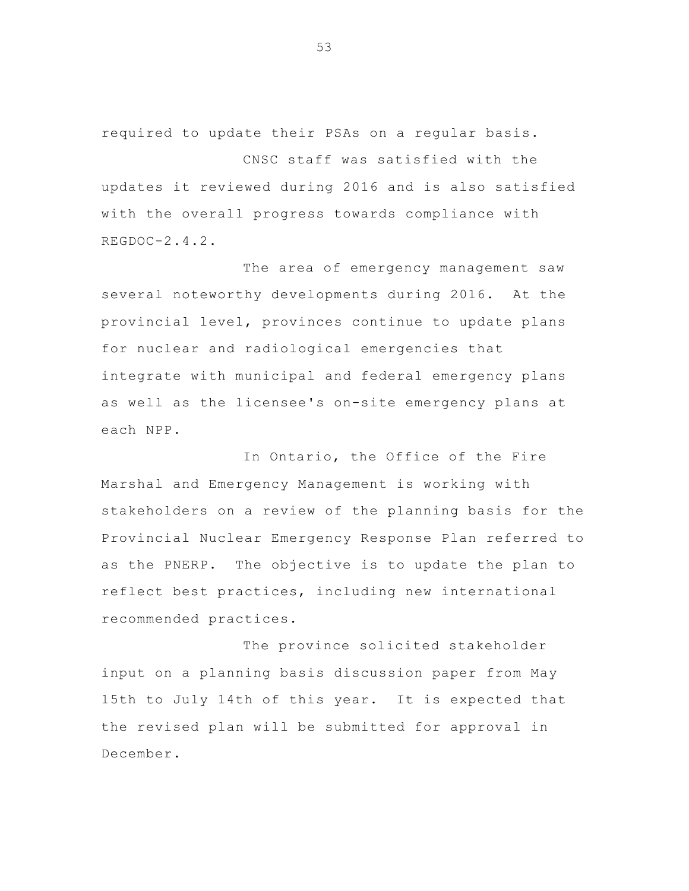required to update their PSAs on a regular basis.

CNSC staff was satisfied with the updates it reviewed during 2016 and is also satisfied with the overall progress towards compliance with REGDOC-2.4.2.

The area of emergency management saw several noteworthy developments during 2016. At the provincial level, provinces continue to update plans for nuclear and radiological emergencies that integrate with municipal and federal emergency plans as well as the licensee's on-site emergency plans at each NPP.

In Ontario, the Office of the Fire Marshal and Emergency Management is working with stakeholders on a review of the planning basis for the Provincial Nuclear Emergency Response Plan referred to as the PNERP. The objective is to update the plan to reflect best practices, including new international recommended practices.

The province solicited stakeholder input on a planning basis discussion paper from May 15th to July 14th of this year. It is expected that the revised plan will be submitted for approval in December.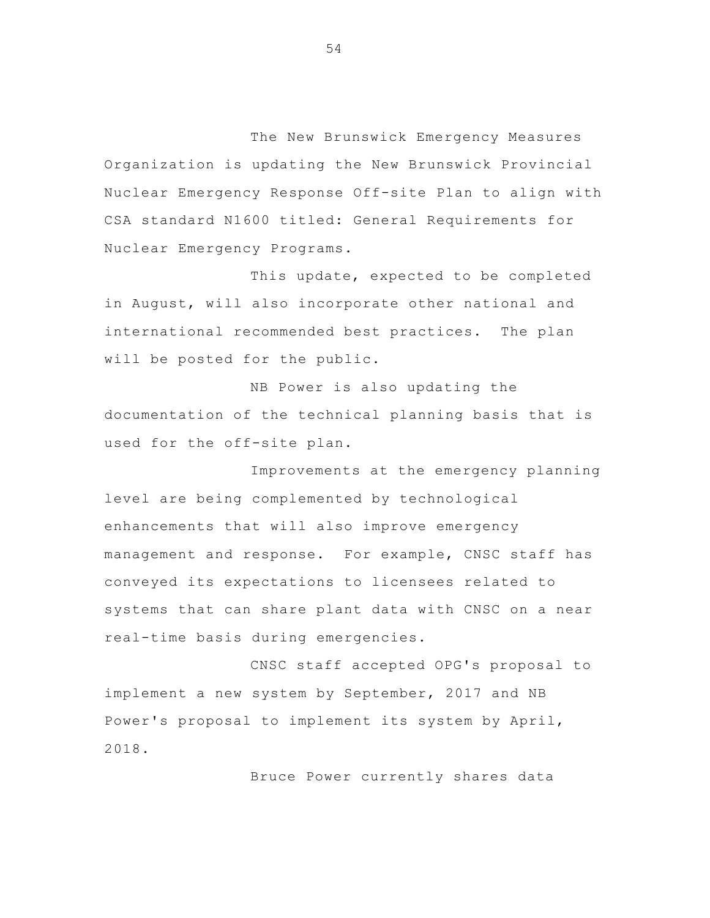The New Brunswick Emergency Measures Organization is updating the New Brunswick Provincial Nuclear Emergency Response Off-site Plan to align with CSA standard N1600 titled: General Requirements for Nuclear Emergency Programs.

This update, expected to be completed in August, will also incorporate other national and international recommended best practices. The plan will be posted for the public.

NB Power is also updating the documentation of the technical planning basis that is used for the off-site plan.

Improvements at the emergency planning level are being complemented by technological enhancements that will also improve emergency management and response. For example, CNSC staff has conveyed its expectations to licensees related to systems that can share plant data with CNSC on a near real-time basis during emergencies.

CNSC staff accepted OPG's proposal to implement a new system by September, 2017 and NB Power's proposal to implement its system by April, 2018.

Bruce Power currently shares data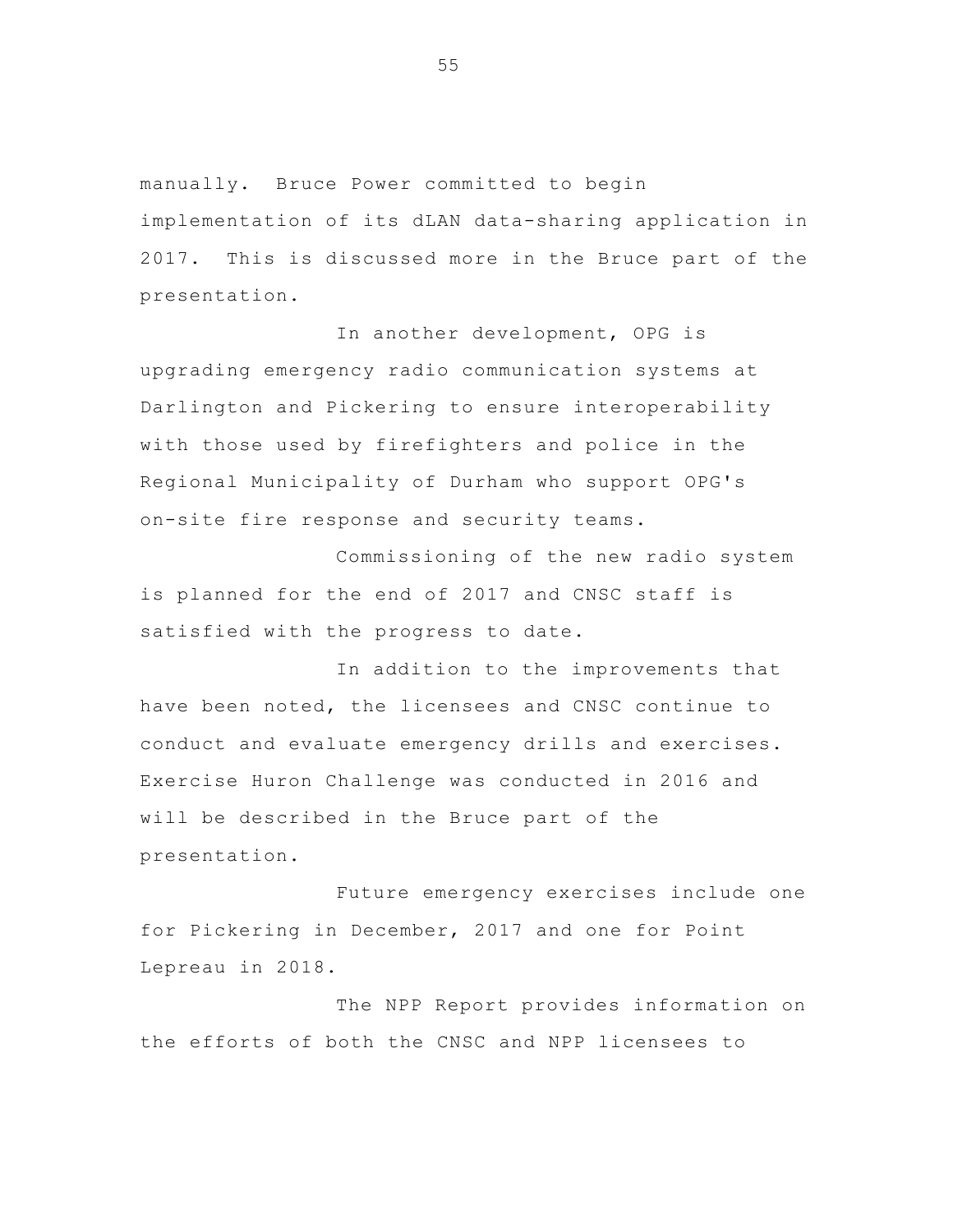manually. Bruce Power committed to begin implementation of its dLAN data-sharing application in 2017. This is discussed more in the Bruce part of the presentation.

In another development, OPG is upgrading emergency radio communication systems at Darlington and Pickering to ensure interoperability with those used by firefighters and police in the Regional Municipality of Durham who support OPG's on-site fire response and security teams.

Commissioning of the new radio system is planned for the end of 2017 and CNSC staff is satisfied with the progress to date.

In addition to the improvements that have been noted, the licensees and CNSC continue to conduct and evaluate emergency drills and exercises. Exercise Huron Challenge was conducted in 2016 and will be described in the Bruce part of the presentation.

Future emergency exercises include one for Pickering in December, 2017 and one for Point Lepreau in 2018.

The NPP Report provides information on the efforts of both the CNSC and NPP licensees to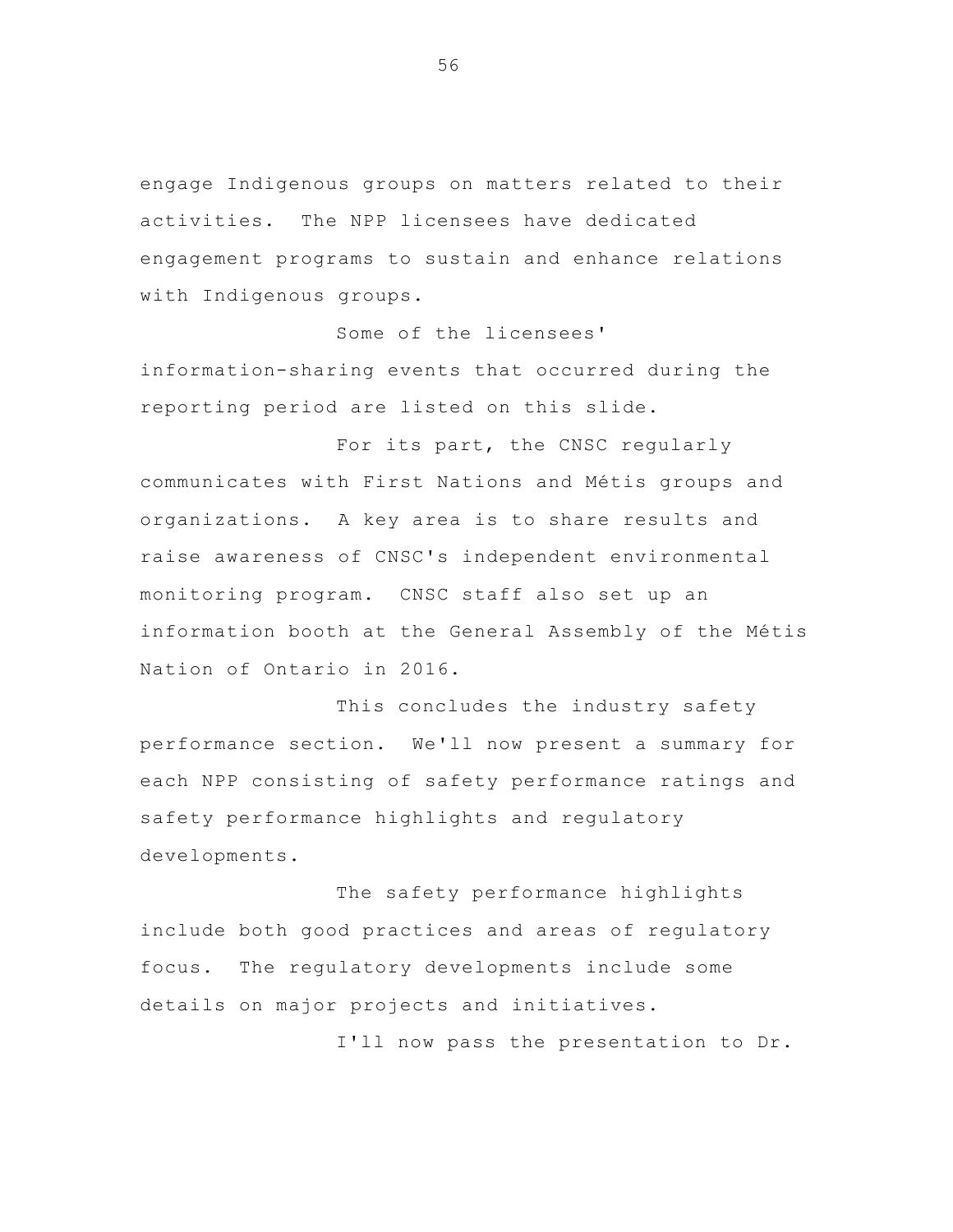engage Indigenous groups on matters related to their activities. The NPP licensees have dedicated engagement programs to sustain and enhance relations with Indigenous groups.

Some of the licensees' information-sharing events that occurred during the reporting period are listed on this slide.

For its part, the CNSC regularly communicates with First Nations and Métis groups and organizations. A key area is to share results and raise awareness of CNSC's independent environmental monitoring program. CNSC staff also set up an information booth at the General Assembly of the Métis Nation of Ontario in 2016.

This concludes the industry safety performance section. We'll now present a summary for each NPP consisting of safety performance ratings and safety performance highlights and regulatory developments.

The safety performance highlights include both good practices and areas of regulatory focus. The regulatory developments include some details on major projects and initiatives.

I'll now pass the presentation to Dr.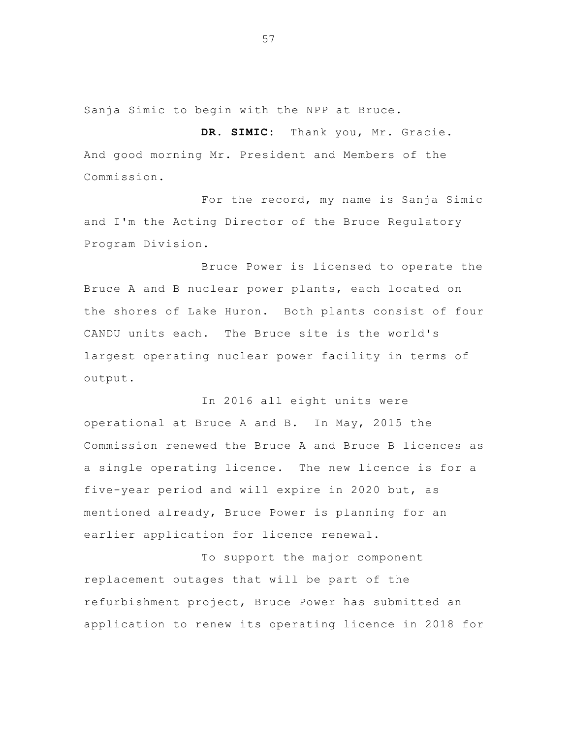Sanja Simic to begin with the NPP at Bruce.

**DR. SIMIC:** Thank you, Mr. Gracie. And good morning Mr. President and Members of the Commission.

For the record, my name is Sanja Simic and I'm the Acting Director of the Bruce Regulatory Program Division.

Bruce Power is licensed to operate the Bruce A and B nuclear power plants, each located on the shores of Lake Huron. Both plants consist of four CANDU units each. The Bruce site is the world's largest operating nuclear power facility in terms of output.

In 2016 all eight units were operational at Bruce A and B. In May, 2015 the Commission renewed the Bruce A and Bruce B licences as a single operating licence. The new licence is for a five-year period and will expire in 2020 but, as mentioned already, Bruce Power is planning for an earlier application for licence renewal.

To support the major component replacement outages that will be part of the refurbishment project, Bruce Power has submitted an application to renew its operating licence in 2018 for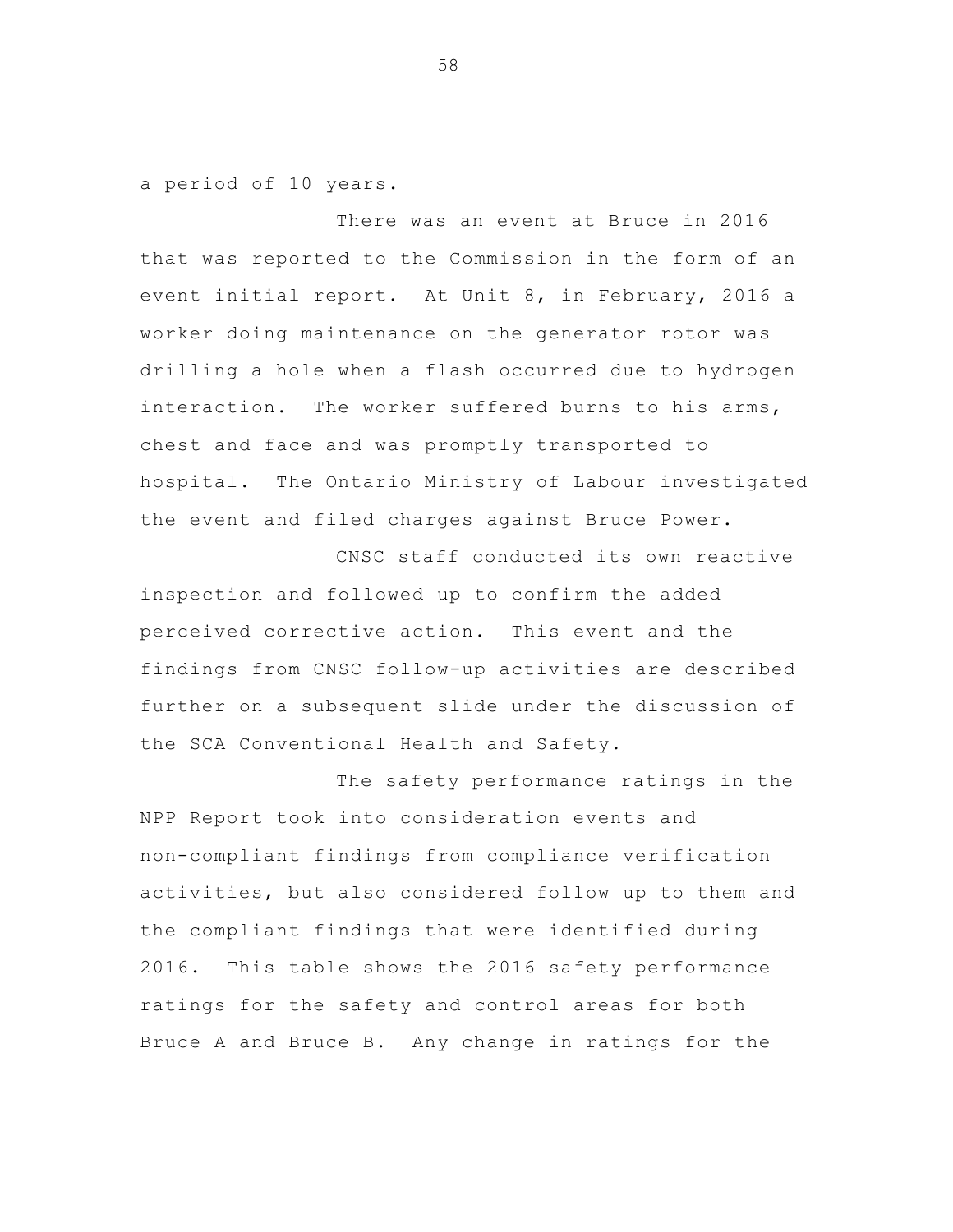a period of 10 years.

There was an event at Bruce in 2016 that was reported to the Commission in the form of an event initial report. At Unit 8, in February, 2016 a worker doing maintenance on the generator rotor was drilling a hole when a flash occurred due to hydrogen interaction. The worker suffered burns to his arms, chest and face and was promptly transported to hospital. The Ontario Ministry of Labour investigated the event and filed charges against Bruce Power.

CNSC staff conducted its own reactive inspection and followed up to confirm the added perceived corrective action. This event and the findings from CNSC follow-up activities are described further on a subsequent slide under the discussion of the SCA Conventional Health and Safety.

The safety performance ratings in the NPP Report took into consideration events and non-compliant findings from compliance verification activities, but also considered follow up to them and the compliant findings that were identified during 2016. This table shows the 2016 safety performance ratings for the safety and control areas for both Bruce A and Bruce B. Any change in ratings for the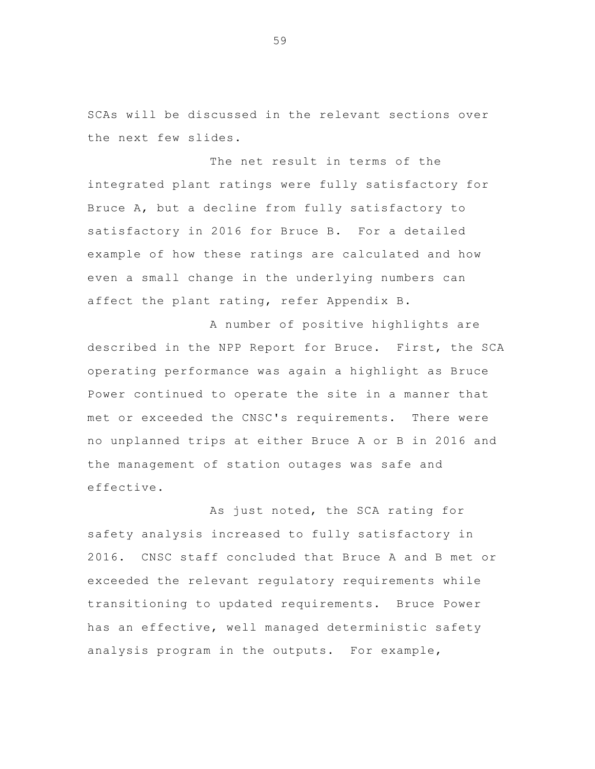SCAs will be discussed in the relevant sections over the next few slides.

The net result in terms of the integrated plant ratings were fully satisfactory for Bruce A, but a decline from fully satisfactory to satisfactory in 2016 for Bruce B. For a detailed example of how these ratings are calculated and how even a small change in the underlying numbers can affect the plant rating, refer Appendix B.

A number of positive highlights are described in the NPP Report for Bruce. First, the SCA operating performance was again a highlight as Bruce Power continued to operate the site in a manner that met or exceeded the CNSC's requirements. There were no unplanned trips at either Bruce A or B in 2016 and the management of station outages was safe and effective.

As just noted, the SCA rating for safety analysis increased to fully satisfactory in 2016. CNSC staff concluded that Bruce A and B met or exceeded the relevant regulatory requirements while transitioning to updated requirements. Bruce Power has an effective, well managed deterministic safety analysis program in the outputs. For example,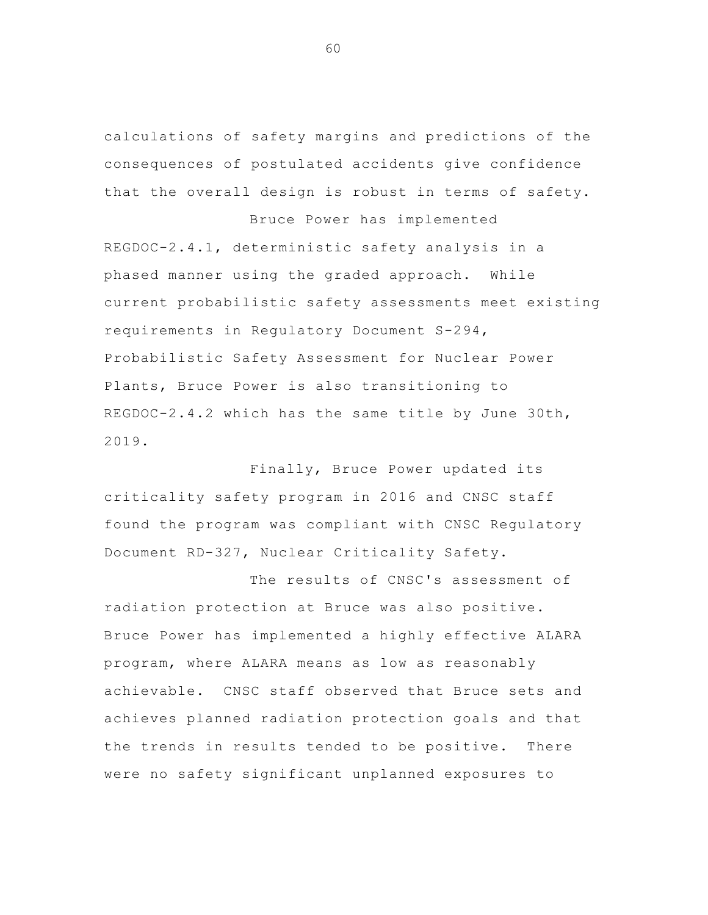calculations of safety margins and predictions of the consequences of postulated accidents give confidence that the overall design is robust in terms of safety.

Bruce Power has implemented REGDOC-2.4.1, deterministic safety analysis in a phased manner using the graded approach. While current probabilistic safety assessments meet existing requirements in Regulatory Document S-294, Probabilistic Safety Assessment for Nuclear Power Plants, Bruce Power is also transitioning to REGDOC-2.4.2 which has the same title by June 30th, 2019.

Finally, Bruce Power updated its criticality safety program in 2016 and CNSC staff found the program was compliant with CNSC Regulatory Document RD-327, Nuclear Criticality Safety.

The results of CNSC's assessment of radiation protection at Bruce was also positive. Bruce Power has implemented a highly effective ALARA program, where ALARA means as low as reasonably achievable. CNSC staff observed that Bruce sets and achieves planned radiation protection goals and that the trends in results tended to be positive. There were no safety significant unplanned exposures to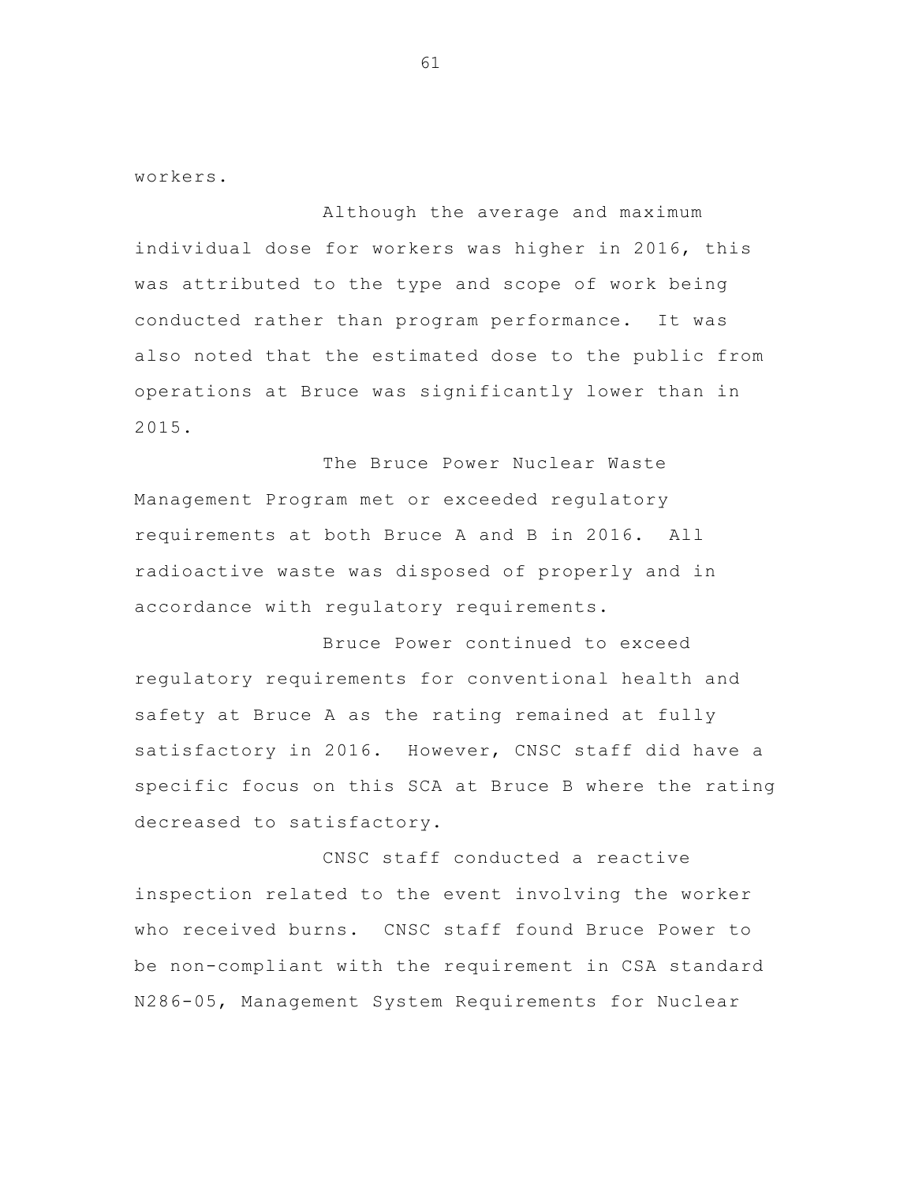workers.

Although the average and maximum individual dose for workers was higher in 2016, this was attributed to the type and scope of work being conducted rather than program performance. It was also noted that the estimated dose to the public from operations at Bruce was significantly lower than in 2015.

The Bruce Power Nuclear Waste Management Program met or exceeded regulatory requirements at both Bruce A and B in 2016. All radioactive waste was disposed of properly and in accordance with regulatory requirements.

Bruce Power continued to exceed regulatory requirements for conventional health and safety at Bruce A as the rating remained at fully satisfactory in 2016. However, CNSC staff did have a specific focus on this SCA at Bruce B where the rating decreased to satisfactory.

CNSC staff conducted a reactive inspection related to the event involving the worker who received burns. CNSC staff found Bruce Power to be non-compliant with the requirement in CSA standard N286-05, Management System Requirements for Nuclear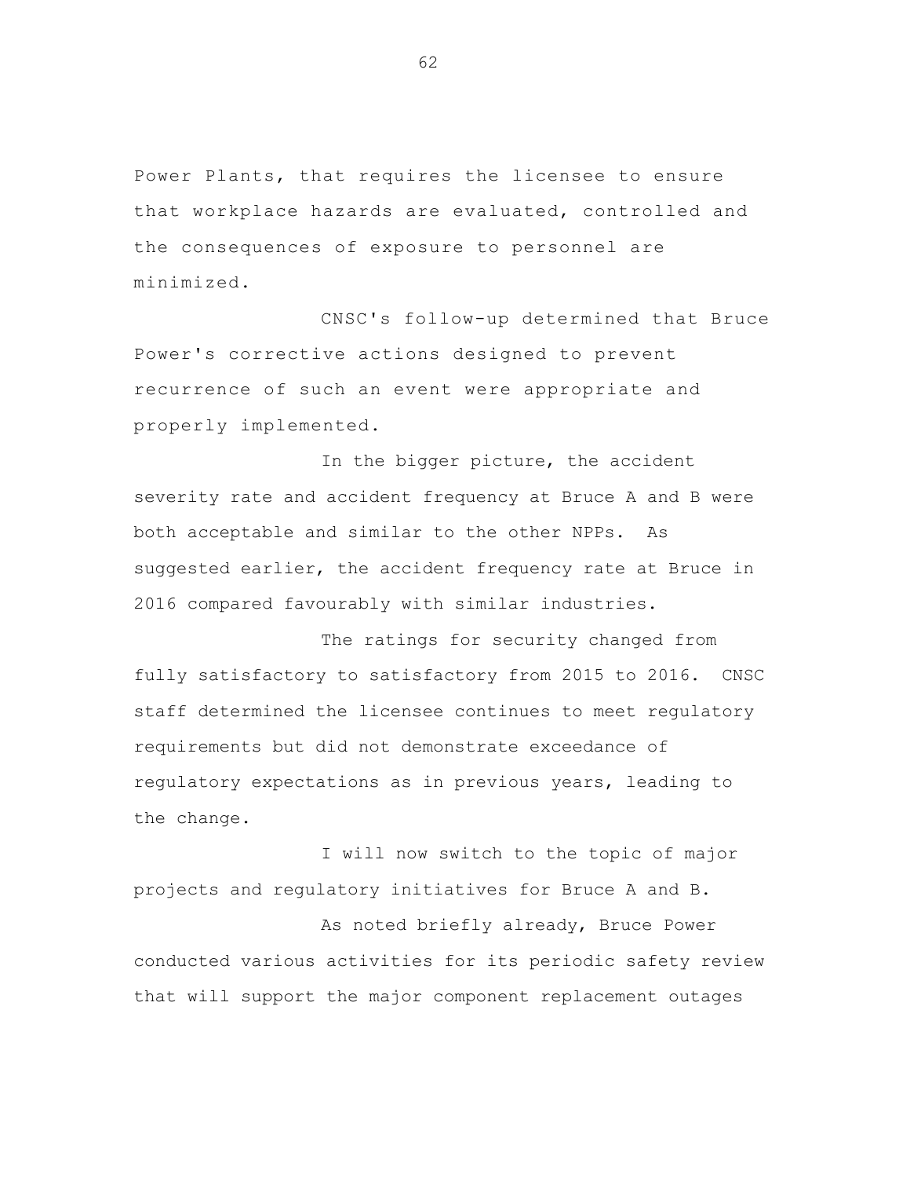Power Plants, that requires the licensee to ensure that workplace hazards are evaluated, controlled and the consequences of exposure to personnel are minimized.

CNSC's follow-up determined that Bruce Power's corrective actions designed to prevent recurrence of such an event were appropriate and properly implemented.

In the bigger picture, the accident severity rate and accident frequency at Bruce A and B were both acceptable and similar to the other NPPs. As suggested earlier, the accident frequency rate at Bruce in 2016 compared favourably with similar industries.

The ratings for security changed from fully satisfactory to satisfactory from 2015 to 2016. CNSC staff determined the licensee continues to meet regulatory requirements but did not demonstrate exceedance of regulatory expectations as in previous years, leading to the change.

I will now switch to the topic of major projects and regulatory initiatives for Bruce A and B.

As noted briefly already, Bruce Power conducted various activities for its periodic safety review that will support the major component replacement outages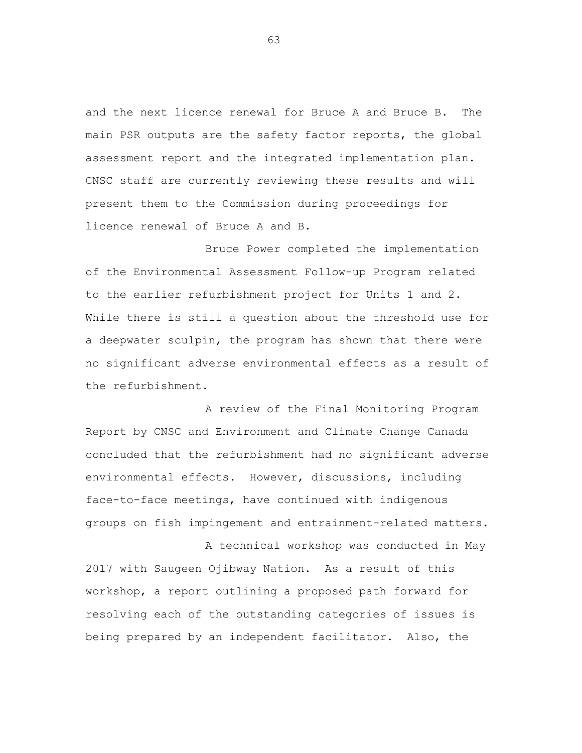and the next licence renewal for Bruce A and Bruce B. The main PSR outputs are the safety factor reports, the global assessment report and the integrated implementation plan. CNSC staff are currently reviewing these results and will present them to the Commission during proceedings for licence renewal of Bruce A and B.

Bruce Power completed the implementation of the Environmental Assessment Follow-up Program related to the earlier refurbishment project for Units 1 and 2. While there is still a question about the threshold use for a deepwater sculpin, the program has shown that there were no significant adverse environmental effects as a result of the refurbishment.

A review of the Final Monitoring Program Report by CNSC and Environment and Climate Change Canada concluded that the refurbishment had no significant adverse environmental effects. However, discussions, including face-to-face meetings, have continued with indigenous groups on fish impingement and entrainment-related matters.

A technical workshop was conducted in May 2017 with Saugeen Ojibway Nation. As a result of this workshop, a report outlining a proposed path forward for resolving each of the outstanding categories of issues is being prepared by an independent facilitator. Also, the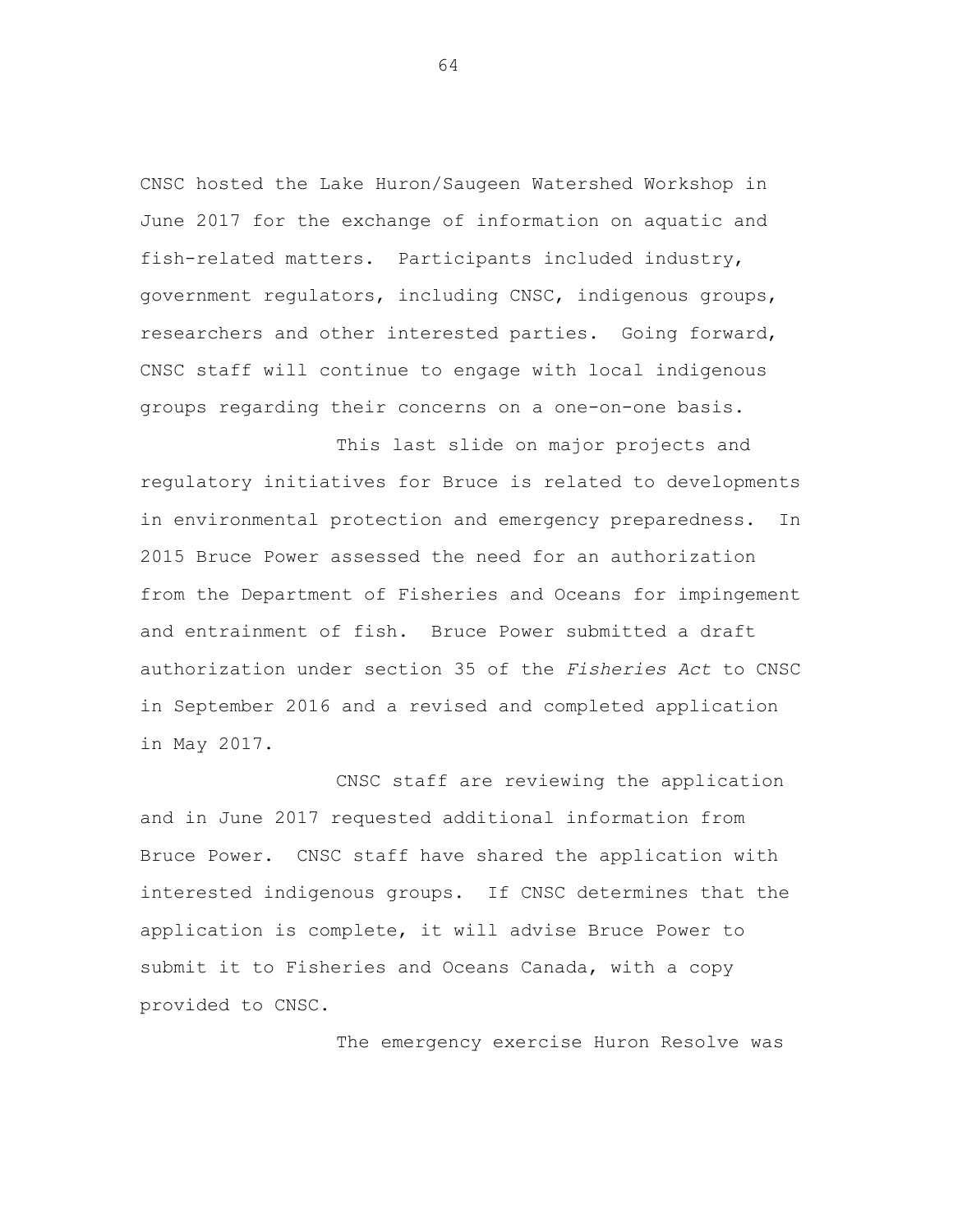CNSC hosted the Lake Huron/Saugeen Watershed Workshop in June 2017 for the exchange of information on aquatic and fish-related matters. Participants included industry, government regulators, including CNSC, indigenous groups, researchers and other interested parties. Going forward, CNSC staff will continue to engage with local indigenous groups regarding their concerns on a one-on-one basis.

This last slide on major projects and regulatory initiatives for Bruce is related to developments in environmental protection and emergency preparedness. In 2015 Bruce Power assessed the need for an authorization from the Department of Fisheries and Oceans for impingement and entrainment of fish. Bruce Power submitted a draft authorization under section 35 of the *Fisheries Act* to CNSC in September 2016 and a revised and completed application in May 2017.

CNSC staff are reviewing the application and in June 2017 requested additional information from Bruce Power. CNSC staff have shared the application with interested indigenous groups. If CNSC determines that the application is complete, it will advise Bruce Power to submit it to Fisheries and Oceans Canada, with a copy provided to CNSC.

The emergency exercise Huron Resolve was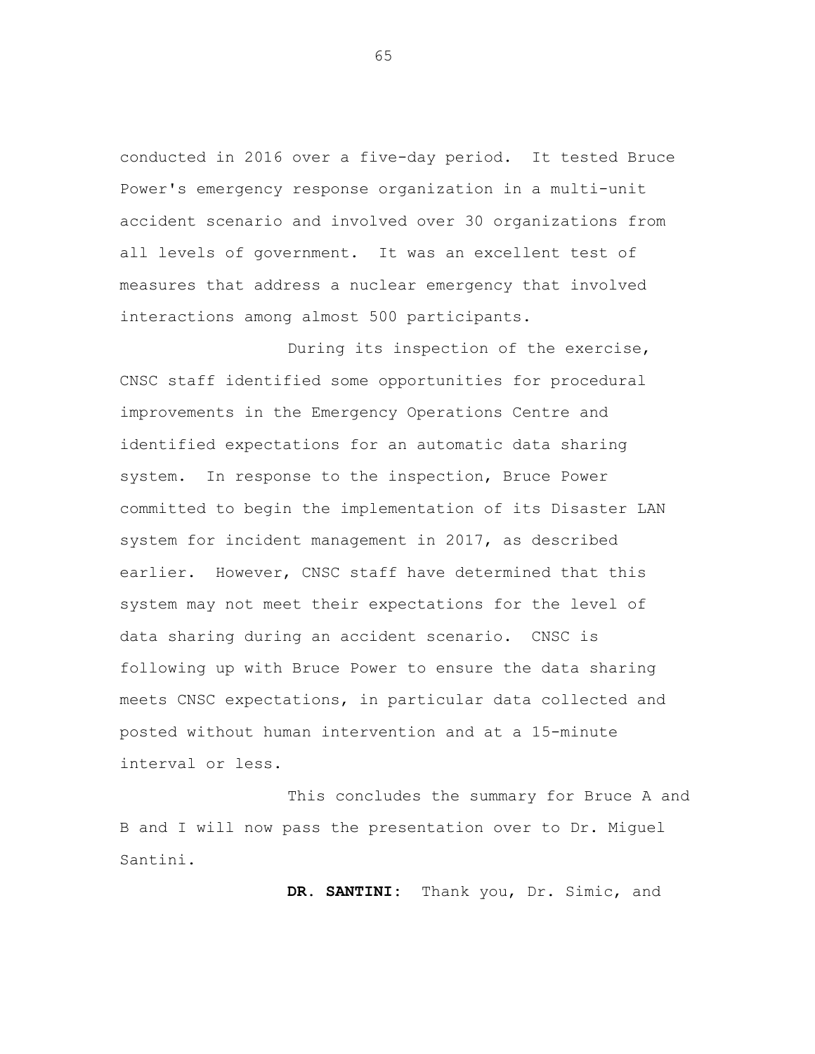conducted in 2016 over a five-day period. It tested Bruce Power's emergency response organization in a multi-unit accident scenario and involved over 30 organizations from all levels of government. It was an excellent test of measures that address a nuclear emergency that involved interactions among almost 500 participants.

During its inspection of the exercise, CNSC staff identified some opportunities for procedural improvements in the Emergency Operations Centre and identified expectations for an automatic data sharing system. In response to the inspection, Bruce Power committed to begin the implementation of its Disaster LAN system for incident management in 2017, as described earlier. However, CNSC staff have determined that this system may not meet their expectations for the level of data sharing during an accident scenario. CNSC is following up with Bruce Power to ensure the data sharing meets CNSC expectations, in particular data collected and posted without human intervention and at a 15-minute interval or less.

This concludes the summary for Bruce A and B and I will now pass the presentation over to Dr. Miguel Santini.

**DR. SANTINI:** Thank you, Dr. Simic, and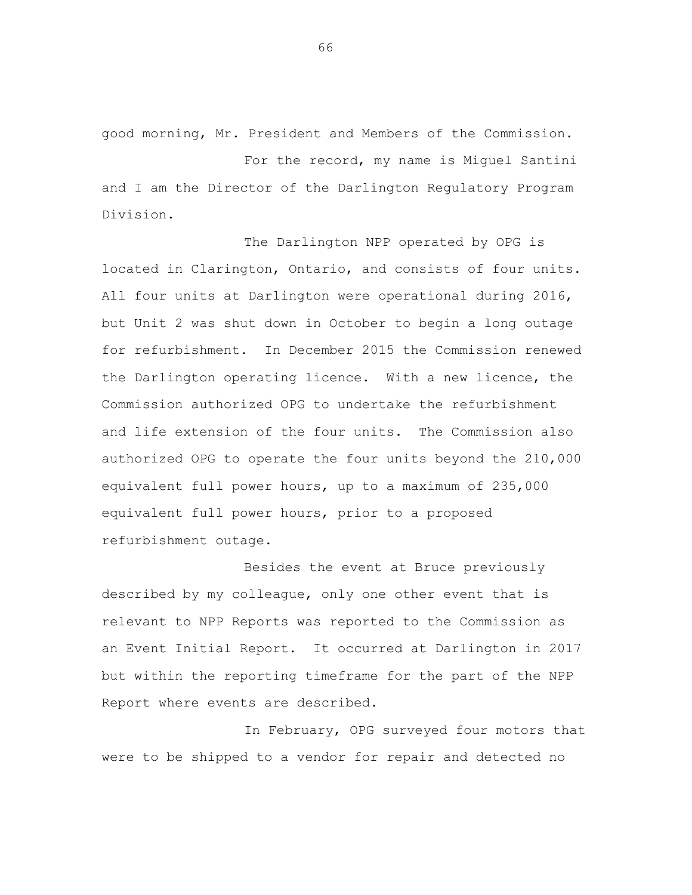good morning, Mr. President and Members of the Commission.

For the record, my name is Miguel Santini and I am the Director of the Darlington Regulatory Program Division.

The Darlington NPP operated by OPG is located in Clarington, Ontario, and consists of four units. All four units at Darlington were operational during 2016, but Unit 2 was shut down in October to begin a long outage for refurbishment. In December 2015 the Commission renewed the Darlington operating licence. With a new licence, the Commission authorized OPG to undertake the refurbishment and life extension of the four units. The Commission also authorized OPG to operate the four units beyond the 210,000 equivalent full power hours, up to a maximum of 235,000 equivalent full power hours, prior to a proposed refurbishment outage.

Besides the event at Bruce previously described by my colleague, only one other event that is relevant to NPP Reports was reported to the Commission as an Event Initial Report. It occurred at Darlington in 2017 but within the reporting timeframe for the part of the NPP Report where events are described.

In February, OPG surveyed four motors that were to be shipped to a vendor for repair and detected no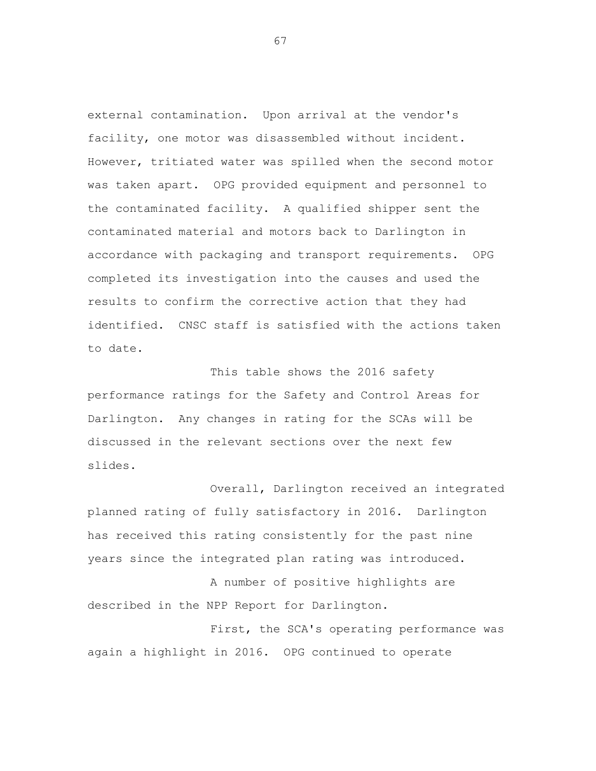external contamination. Upon arrival at the vendor's facility, one motor was disassembled without incident. However, tritiated water was spilled when the second motor was taken apart. OPG provided equipment and personnel to the contaminated facility. A qualified shipper sent the contaminated material and motors back to Darlington in accordance with packaging and transport requirements. OPG completed its investigation into the causes and used the results to confirm the corrective action that they had identified. CNSC staff is satisfied with the actions taken to date.

This table shows the 2016 safety performance ratings for the Safety and Control Areas for Darlington. Any changes in rating for the SCAs will be discussed in the relevant sections over the next few slides.

Overall, Darlington received an integrated planned rating of fully satisfactory in 2016. Darlington has received this rating consistently for the past nine years since the integrated plan rating was introduced.

A number of positive highlights are described in the NPP Report for Darlington.

First, the SCA's operating performance was again a highlight in 2016. OPG continued to operate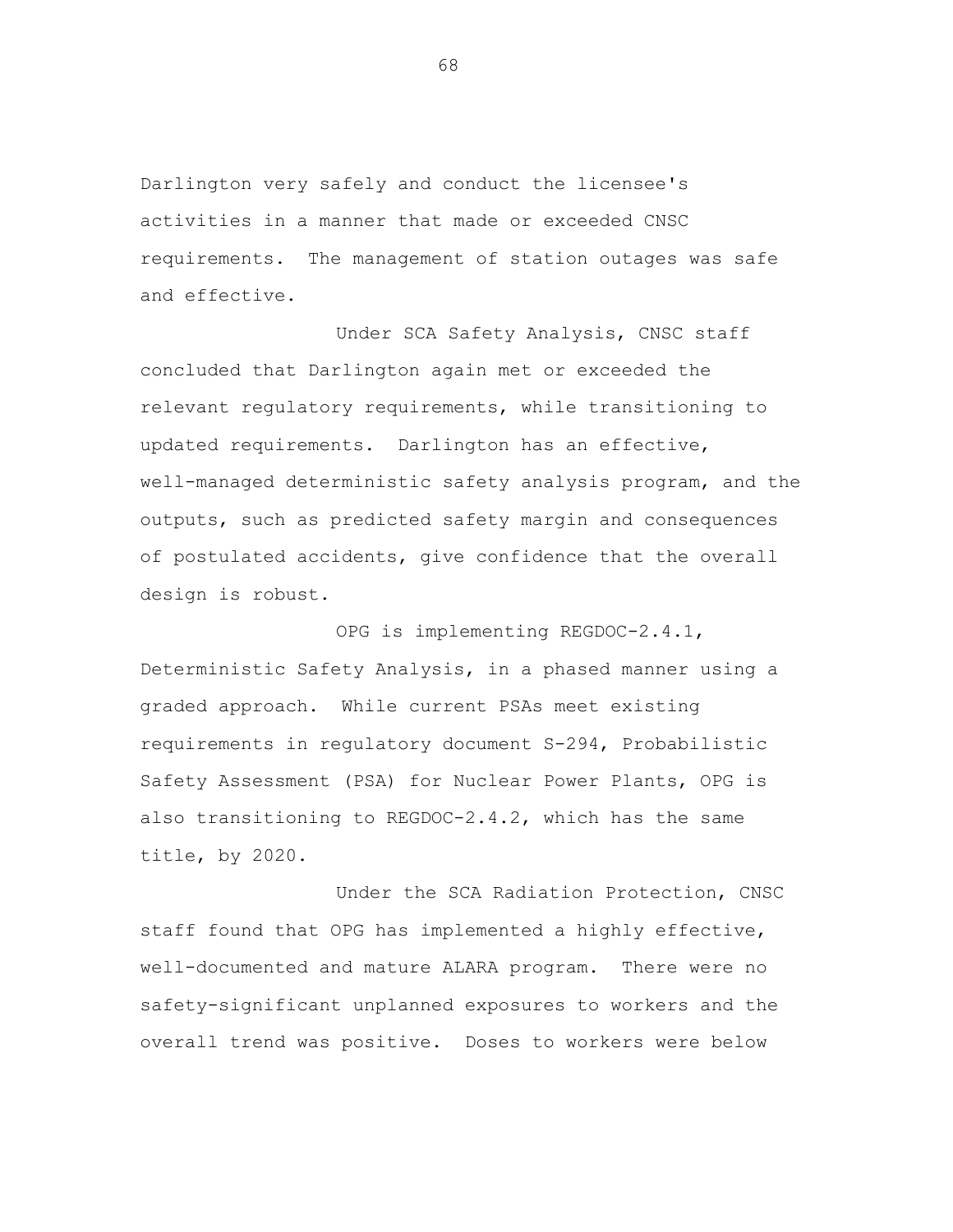Darlington very safely and conduct the licensee's activities in a manner that made or exceeded CNSC requirements. The management of station outages was safe and effective.

Under SCA Safety Analysis, CNSC staff concluded that Darlington again met or exceeded the relevant regulatory requirements, while transitioning to updated requirements. Darlington has an effective, well-managed deterministic safety analysis program, and the outputs, such as predicted safety margin and consequences of postulated accidents, give confidence that the overall design is robust.

OPG is implementing REGDOC-2.4.1, Deterministic Safety Analysis, in a phased manner using a graded approach. While current PSAs meet existing requirements in regulatory document S-294, Probabilistic Safety Assessment (PSA) for Nuclear Power Plants, OPG is also transitioning to REGDOC-2.4.2, which has the same title, by 2020.

Under the SCA Radiation Protection, CNSC staff found that OPG has implemented a highly effective, well-documented and mature ALARA program. There were no safety-significant unplanned exposures to workers and the overall trend was positive. Doses to workers were below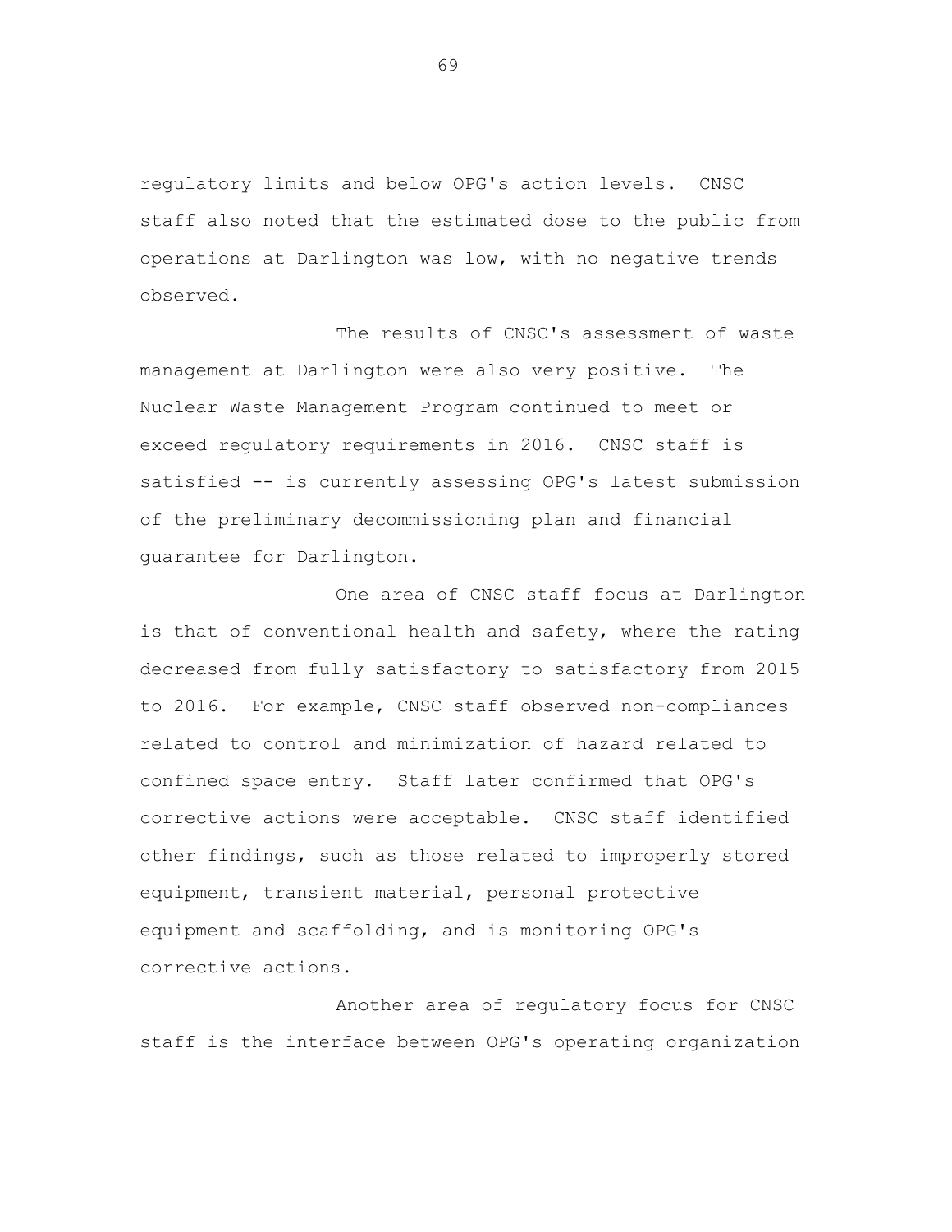regulatory limits and below OPG's action levels. CNSC staff also noted that the estimated dose to the public from operations at Darlington was low, with no negative trends observed.

The results of CNSC's assessment of waste management at Darlington were also very positive. The Nuclear Waste Management Program continued to meet or exceed regulatory requirements in 2016. CNSC staff is satisfied -- is currently assessing OPG's latest submission of the preliminary decommissioning plan and financial guarantee for Darlington.

One area of CNSC staff focus at Darlington is that of conventional health and safety, where the rating decreased from fully satisfactory to satisfactory from 2015 to 2016. For example, CNSC staff observed non-compliances related to control and minimization of hazard related to confined space entry. Staff later confirmed that OPG's corrective actions were acceptable. CNSC staff identified other findings, such as those related to improperly stored equipment, transient material, personal protective equipment and scaffolding, and is monitoring OPG's corrective actions.

Another area of regulatory focus for CNSC staff is the interface between OPG's operating organization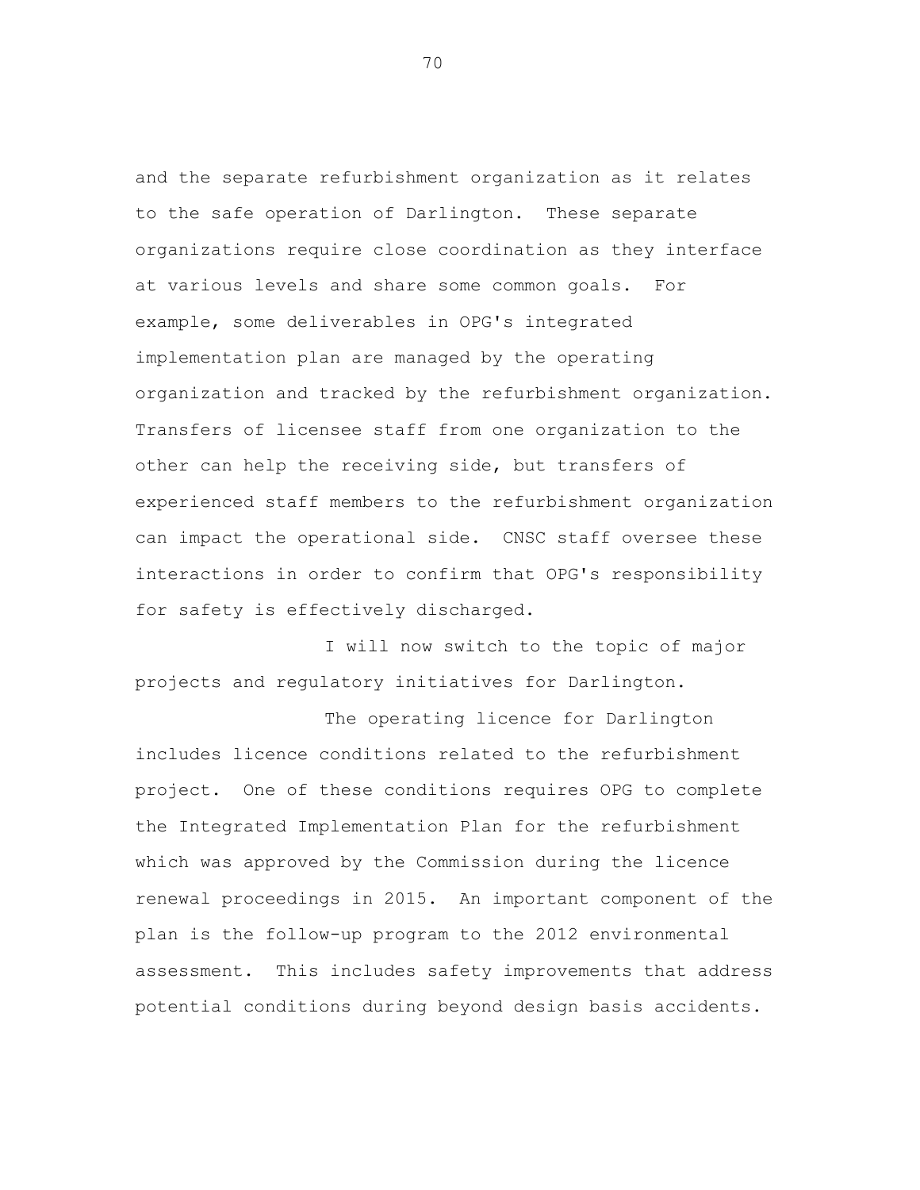and the separate refurbishment organization as it relates to the safe operation of Darlington. These separate organizations require close coordination as they interface at various levels and share some common goals. For example, some deliverables in OPG's integrated implementation plan are managed by the operating organization and tracked by the refurbishment organization. Transfers of licensee staff from one organization to the other can help the receiving side, but transfers of experienced staff members to the refurbishment organization can impact the operational side. CNSC staff oversee these interactions in order to confirm that OPG's responsibility for safety is effectively discharged.

I will now switch to the topic of major projects and regulatory initiatives for Darlington.

The operating licence for Darlington includes licence conditions related to the refurbishment project. One of these conditions requires OPG to complete the Integrated Implementation Plan for the refurbishment which was approved by the Commission during the licence renewal proceedings in 2015. An important component of the plan is the follow-up program to the 2012 environmental assessment. This includes safety improvements that address potential conditions during beyond design basis accidents.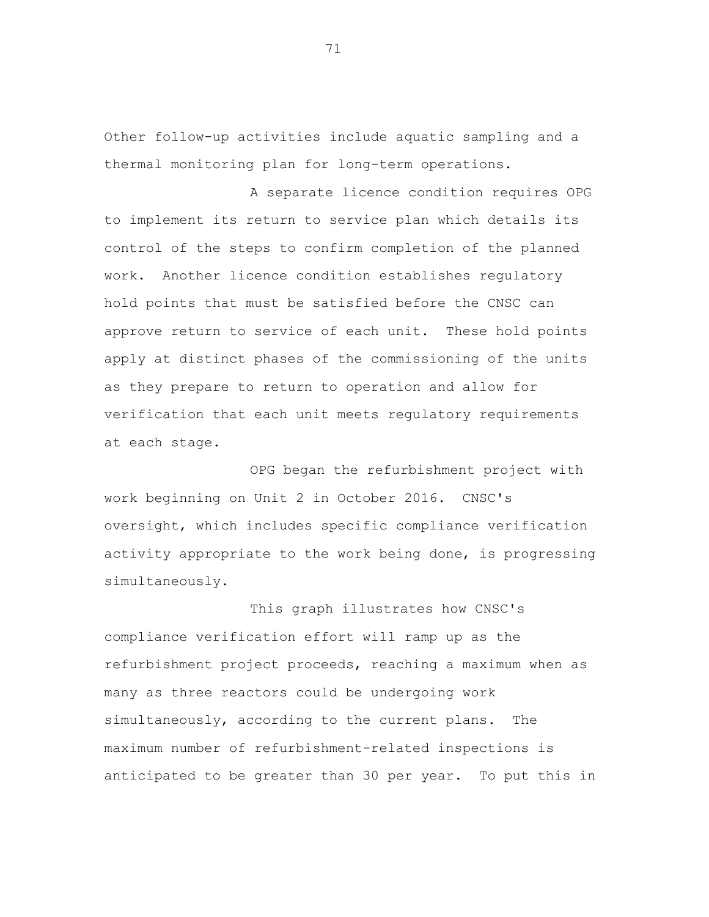Other follow-up activities include aquatic sampling and a thermal monitoring plan for long-term operations.

A separate licence condition requires OPG to implement its return to service plan which details its control of the steps to confirm completion of the planned work. Another licence condition establishes regulatory hold points that must be satisfied before the CNSC can approve return to service of each unit. These hold points apply at distinct phases of the commissioning of the units as they prepare to return to operation and allow for verification that each unit meets regulatory requirements at each stage.

OPG began the refurbishment project with work beginning on Unit 2 in October 2016. CNSC's oversight, which includes specific compliance verification activity appropriate to the work being done, is progressing simultaneously.

This graph illustrates how CNSC's compliance verification effort will ramp up as the refurbishment project proceeds, reaching a maximum when as many as three reactors could be undergoing work simultaneously, according to the current plans. The maximum number of refurbishment-related inspections is anticipated to be greater than 30 per year. To put this in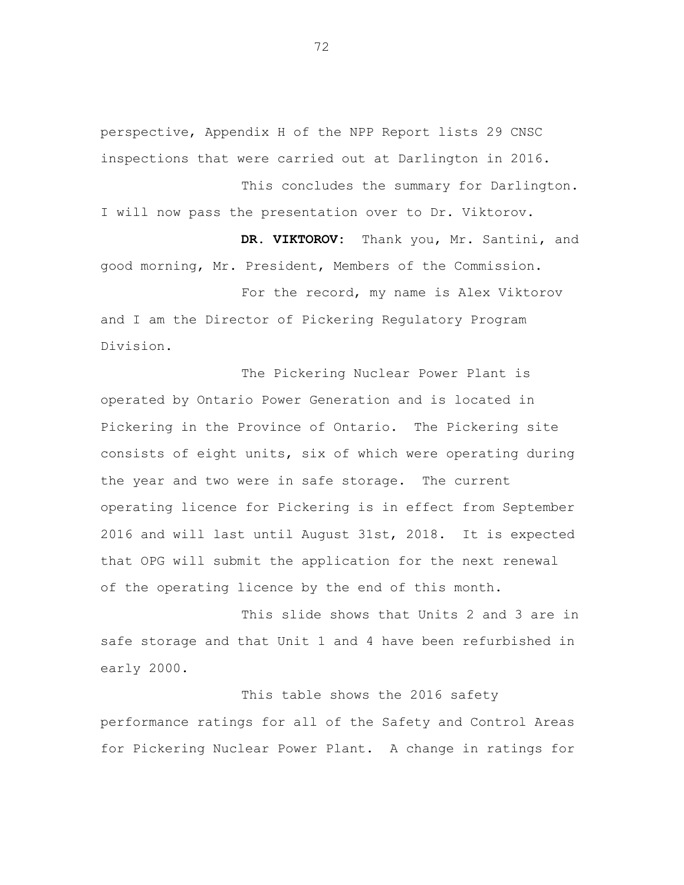perspective, Appendix H of the NPP Report lists 29 CNSC inspections that were carried out at Darlington in 2016.

This concludes the summary for Darlington. I will now pass the presentation over to Dr. Viktorov.

**DR. VIKTOROV:** Thank you, Mr. Santini, and good morning, Mr. President, Members of the Commission.

For the record, my name is Alex Viktorov and I am the Director of Pickering Regulatory Program Division.

The Pickering Nuclear Power Plant is operated by Ontario Power Generation and is located in Pickering in the Province of Ontario. The Pickering site consists of eight units, six of which were operating during the year and two were in safe storage. The current operating licence for Pickering is in effect from September 2016 and will last until August 31st, 2018. It is expected that OPG will submit the application for the next renewal of the operating licence by the end of this month.

This slide shows that Units 2 and 3 are in safe storage and that Unit 1 and 4 have been refurbished in early 2000.

This table shows the 2016 safety performance ratings for all of the Safety and Control Areas for Pickering Nuclear Power Plant. A change in ratings for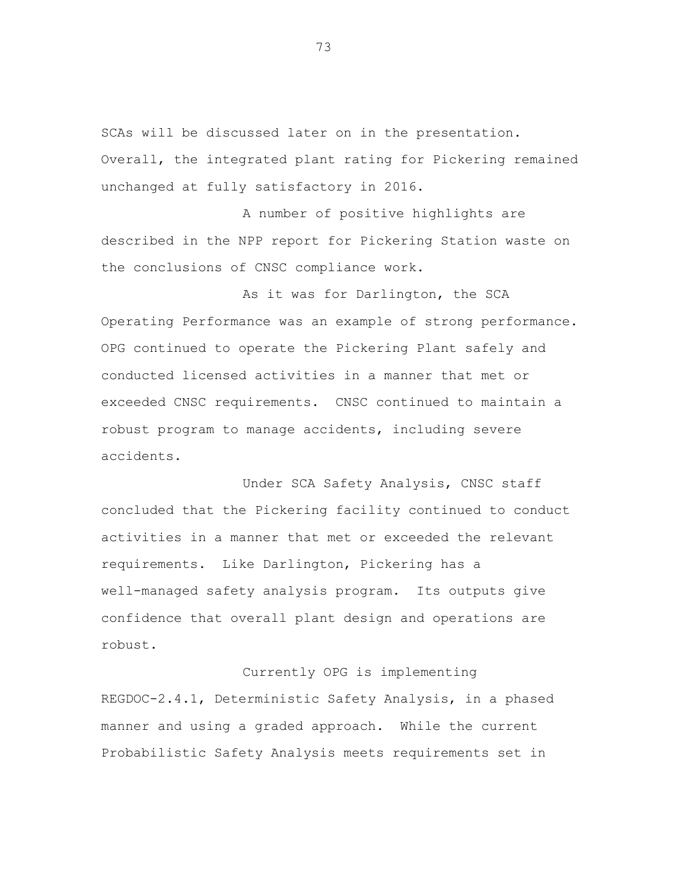SCAs will be discussed later on in the presentation. Overall, the integrated plant rating for Pickering remained unchanged at fully satisfactory in 2016.

A number of positive highlights are described in the NPP report for Pickering Station waste on the conclusions of CNSC compliance work.

As it was for Darlington, the SCA Operating Performance was an example of strong performance. OPG continued to operate the Pickering Plant safely and conducted licensed activities in a manner that met or exceeded CNSC requirements. CNSC continued to maintain a robust program to manage accidents, including severe accidents.

Under SCA Safety Analysis, CNSC staff concluded that the Pickering facility continued to conduct activities in a manner that met or exceeded the relevant requirements. Like Darlington, Pickering has a well-managed safety analysis program. Its outputs give confidence that overall plant design and operations are robust.

Currently OPG is implementing REGDOC-2.4.1, Deterministic Safety Analysis, in a phased manner and using a graded approach. While the current Probabilistic Safety Analysis meets requirements set in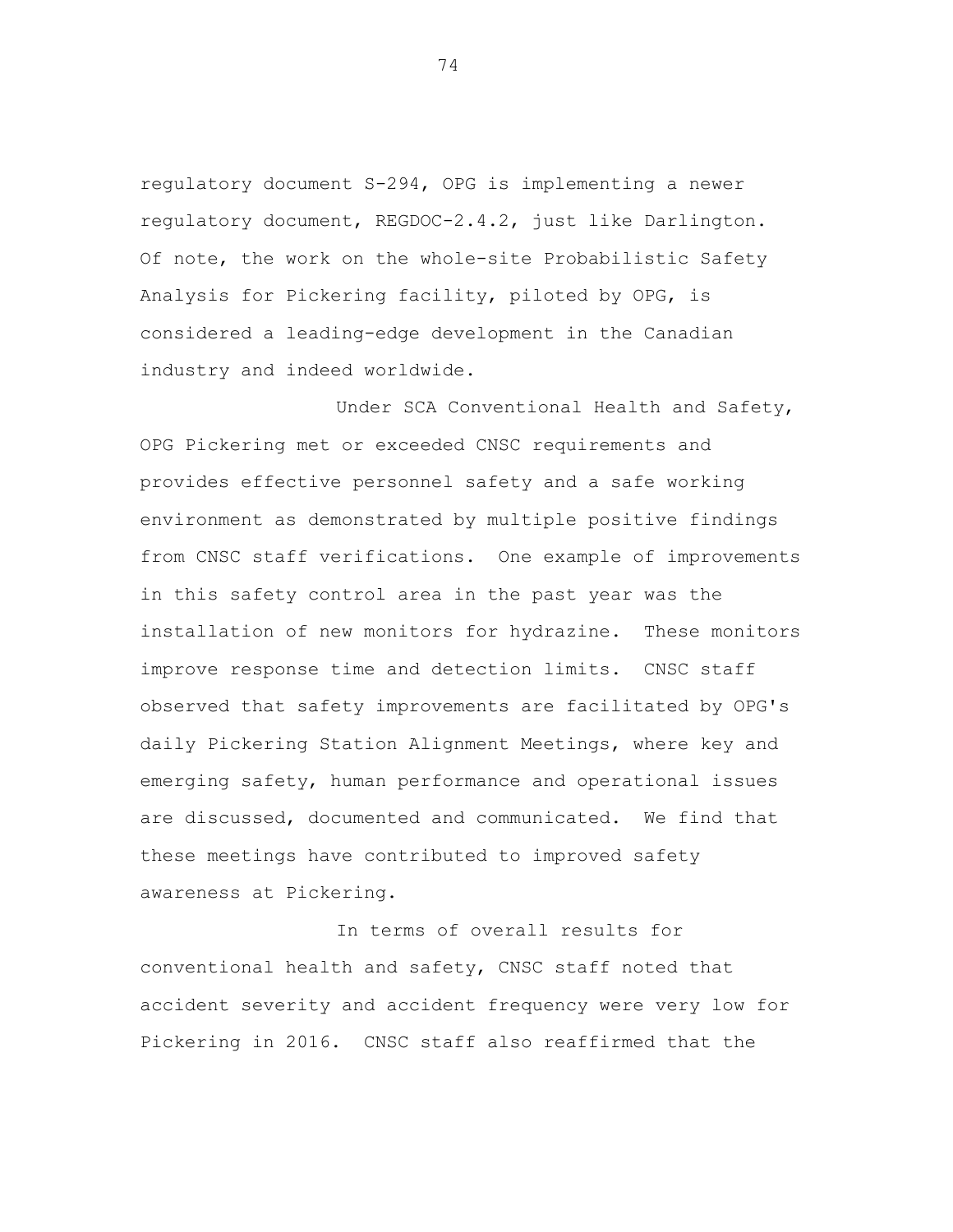regulatory document S-294, OPG is implementing a newer regulatory document, REGDOC-2.4.2, just like Darlington. Of note, the work on the whole-site Probabilistic Safety Analysis for Pickering facility, piloted by OPG, is considered a leading-edge development in the Canadian industry and indeed worldwide.

Under SCA Conventional Health and Safety, OPG Pickering met or exceeded CNSC requirements and provides effective personnel safety and a safe working environment as demonstrated by multiple positive findings from CNSC staff verifications. One example of improvements in this safety control area in the past year was the installation of new monitors for hydrazine. These monitors improve response time and detection limits. CNSC staff observed that safety improvements are facilitated by OPG's daily Pickering Station Alignment Meetings, where key and emerging safety, human performance and operational issues are discussed, documented and communicated. We find that these meetings have contributed to improved safety awareness at Pickering.

In terms of overall results for conventional health and safety, CNSC staff noted that accident severity and accident frequency were very low for Pickering in 2016. CNSC staff also reaffirmed that the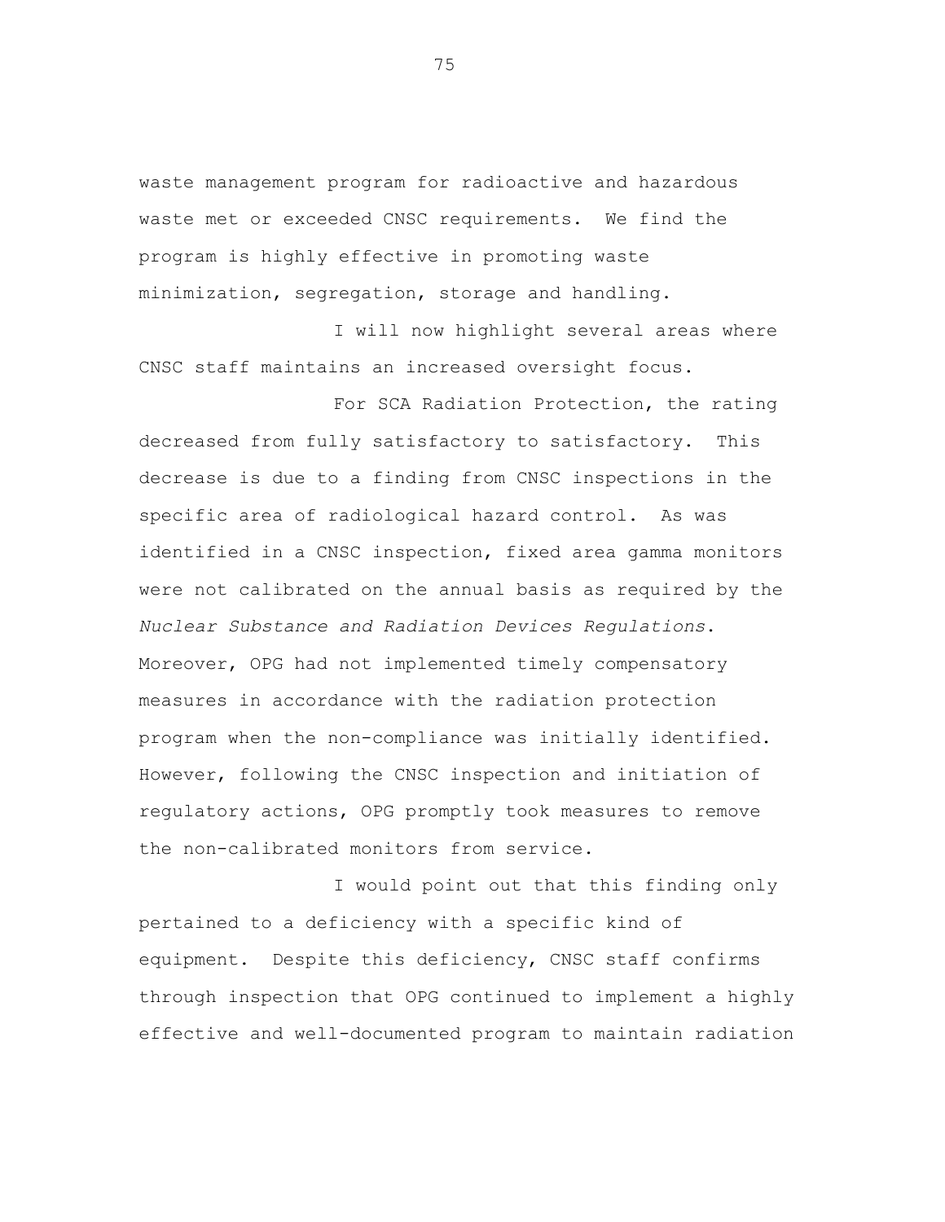waste management program for radioactive and hazardous waste met or exceeded CNSC requirements. We find the program is highly effective in promoting waste minimization, segregation, storage and handling.

I will now highlight several areas where CNSC staff maintains an increased oversight focus.

For SCA Radiation Protection, the rating decreased from fully satisfactory to satisfactory. This decrease is due to a finding from CNSC inspections in the specific area of radiological hazard control. As was identified in a CNSC inspection, fixed area gamma monitors were not calibrated on the annual basis as required by the *Nuclear Substance and Radiation Devices Regulations*. Moreover, OPG had not implemented timely compensatory measures in accordance with the radiation protection program when the non-compliance was initially identified. However, following the CNSC inspection and initiation of regulatory actions, OPG promptly took measures to remove the non-calibrated monitors from service.

I would point out that this finding only pertained to a deficiency with a specific kind of equipment. Despite this deficiency, CNSC staff confirms through inspection that OPG continued to implement a highly effective and well-documented program to maintain radiation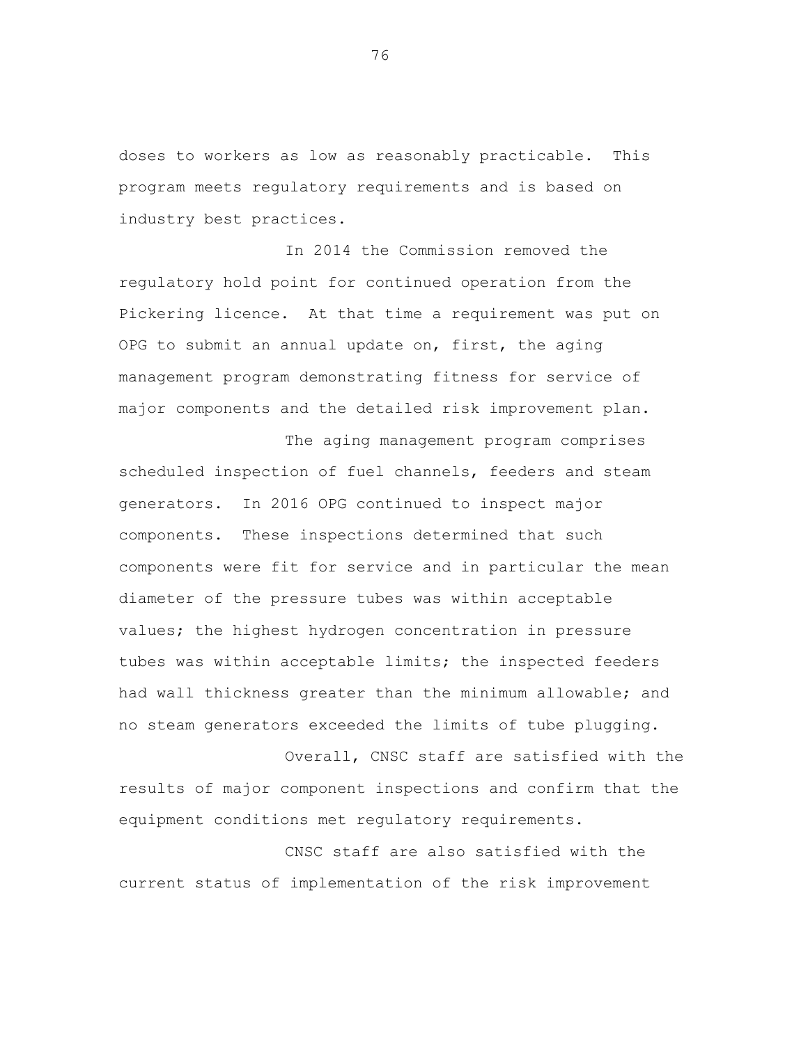doses to workers as low as reasonably practicable. This program meets regulatory requirements and is based on industry best practices.

In 2014 the Commission removed the regulatory hold point for continued operation from the Pickering licence. At that time a requirement was put on OPG to submit an annual update on, first, the aging management program demonstrating fitness for service of major components and the detailed risk improvement plan.

The aging management program comprises scheduled inspection of fuel channels, feeders and steam generators. In 2016 OPG continued to inspect major components. These inspections determined that such components were fit for service and in particular the mean diameter of the pressure tubes was within acceptable values; the highest hydrogen concentration in pressure tubes was within acceptable limits; the inspected feeders had wall thickness greater than the minimum allowable; and no steam generators exceeded the limits of tube plugging.

Overall, CNSC staff are satisfied with the results of major component inspections and confirm that the equipment conditions met regulatory requirements.

CNSC staff are also satisfied with the current status of implementation of the risk improvement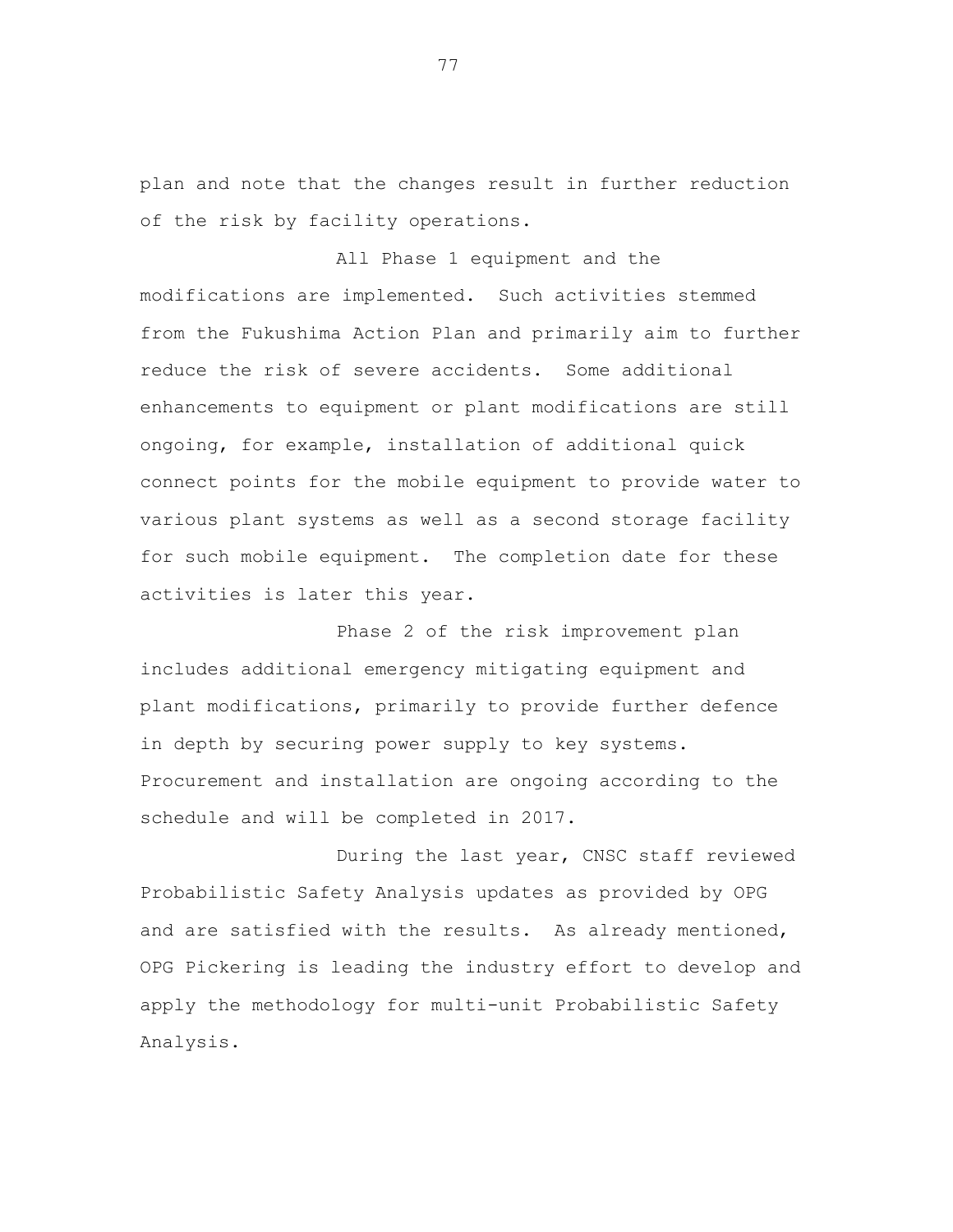plan and note that the changes result in further reduction of the risk by facility operations.

All Phase 1 equipment and the modifications are implemented. Such activities stemmed from the Fukushima Action Plan and primarily aim to further reduce the risk of severe accidents. Some additional enhancements to equipment or plant modifications are still ongoing, for example, installation of additional quick connect points for the mobile equipment to provide water to various plant systems as well as a second storage facility for such mobile equipment. The completion date for these activities is later this year.

Phase 2 of the risk improvement plan includes additional emergency mitigating equipment and plant modifications, primarily to provide further defence in depth by securing power supply to key systems. Procurement and installation are ongoing according to the schedule and will be completed in 2017.

During the last year, CNSC staff reviewed Probabilistic Safety Analysis updates as provided by OPG and are satisfied with the results. As already mentioned, OPG Pickering is leading the industry effort to develop and apply the methodology for multi-unit Probabilistic Safety Analysis.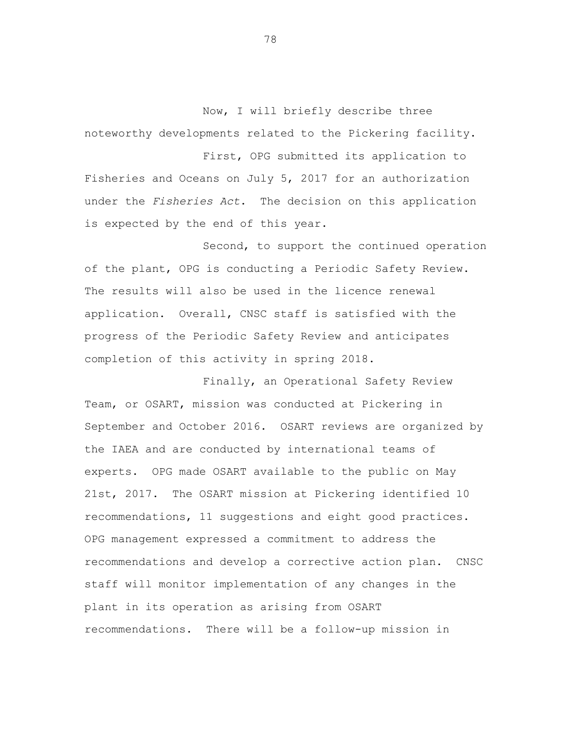Now, I will briefly describe three noteworthy developments related to the Pickering facility.

First, OPG submitted its application to Fisheries and Oceans on July 5, 2017 for an authorization under the *Fisheries Act*. The decision on this application is expected by the end of this year.

Second, to support the continued operation of the plant, OPG is conducting a Periodic Safety Review. The results will also be used in the licence renewal application. Overall, CNSC staff is satisfied with the progress of the Periodic Safety Review and anticipates completion of this activity in spring 2018.

Finally, an Operational Safety Review Team, or OSART, mission was conducted at Pickering in September and October 2016. OSART reviews are organized by the IAEA and are conducted by international teams of experts. OPG made OSART available to the public on May 21st, 2017. The OSART mission at Pickering identified 10 recommendations, 11 suggestions and eight good practices. OPG management expressed a commitment to address the recommendations and develop a corrective action plan. CNSC staff will monitor implementation of any changes in the plant in its operation as arising from OSART recommendations. There will be a follow-up mission in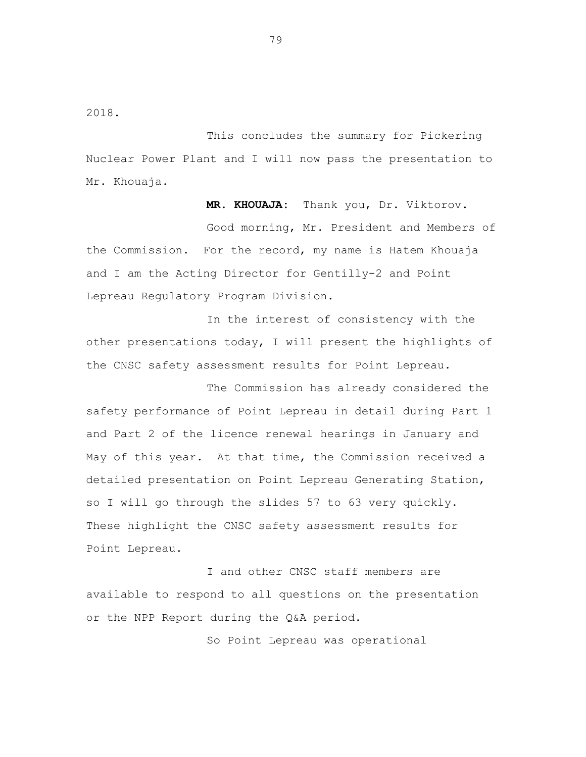2018.

This concludes the summary for Pickering Nuclear Power Plant and I will now pass the presentation to Mr. Khouaja.

**MR. KHOUAJA:** Thank you, Dr. Viktorov.

Good morning, Mr. President and Members of the Commission. For the record, my name is Hatem Khouaja and I am the Acting Director for Gentilly-2 and Point Lepreau Regulatory Program Division.

In the interest of consistency with the other presentations today, I will present the highlights of the CNSC safety assessment results for Point Lepreau.

The Commission has already considered the safety performance of Point Lepreau in detail during Part 1 and Part 2 of the licence renewal hearings in January and May of this year. At that time, the Commission received a detailed presentation on Point Lepreau Generating Station, so I will go through the slides 57 to 63 very quickly. These highlight the CNSC safety assessment results for Point Lepreau.

I and other CNSC staff members are available to respond to all questions on the presentation or the NPP Report during the Q&A period.

So Point Lepreau was operational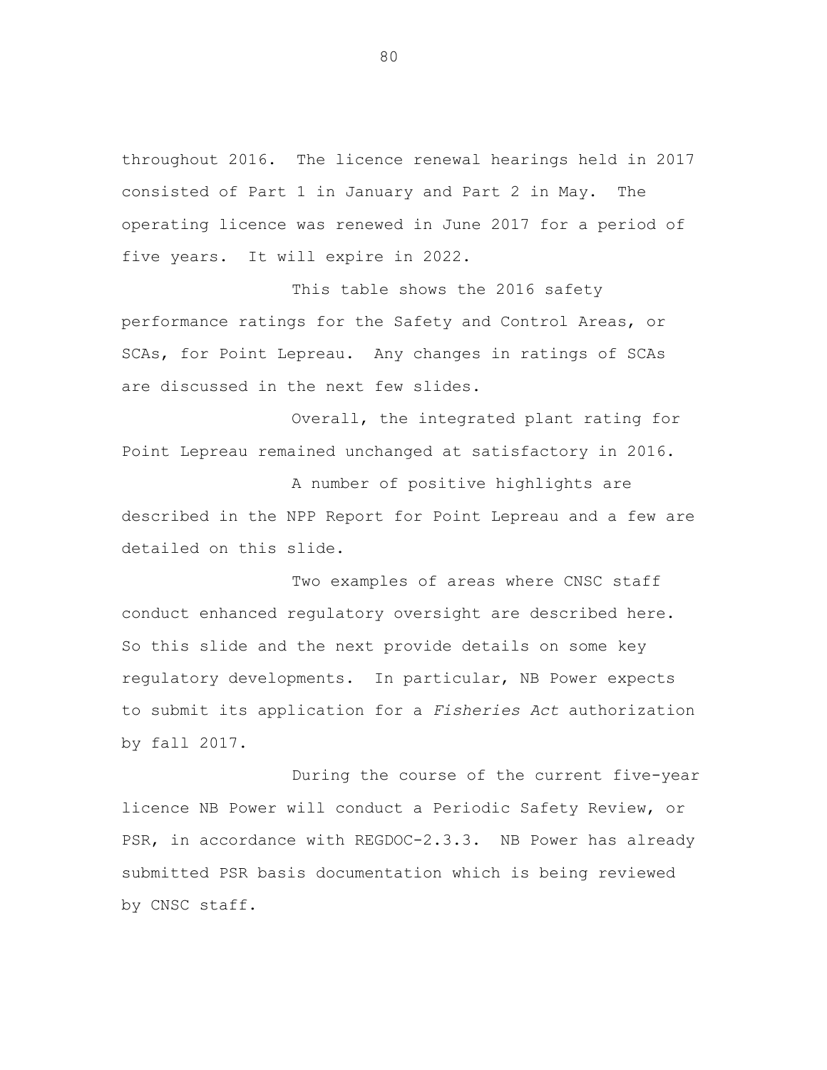throughout 2016. The licence renewal hearings held in 2017 consisted of Part 1 in January and Part 2 in May. The operating licence was renewed in June 2017 for a period of five years. It will expire in 2022.

This table shows the 2016 safety performance ratings for the Safety and Control Areas, or SCAs, for Point Lepreau. Any changes in ratings of SCAs are discussed in the next few slides.

Overall, the integrated plant rating for Point Lepreau remained unchanged at satisfactory in 2016.

A number of positive highlights are described in the NPP Report for Point Lepreau and a few are detailed on this slide.

Two examples of areas where CNSC staff conduct enhanced regulatory oversight are described here. So this slide and the next provide details on some key regulatory developments. In particular, NB Power expects to submit its application for a *Fisheries Act* authorization by fall 2017.

During the course of the current five-year licence NB Power will conduct a Periodic Safety Review, or PSR, in accordance with REGDOC-2.3.3. NB Power has already submitted PSR basis documentation which is being reviewed by CNSC staff.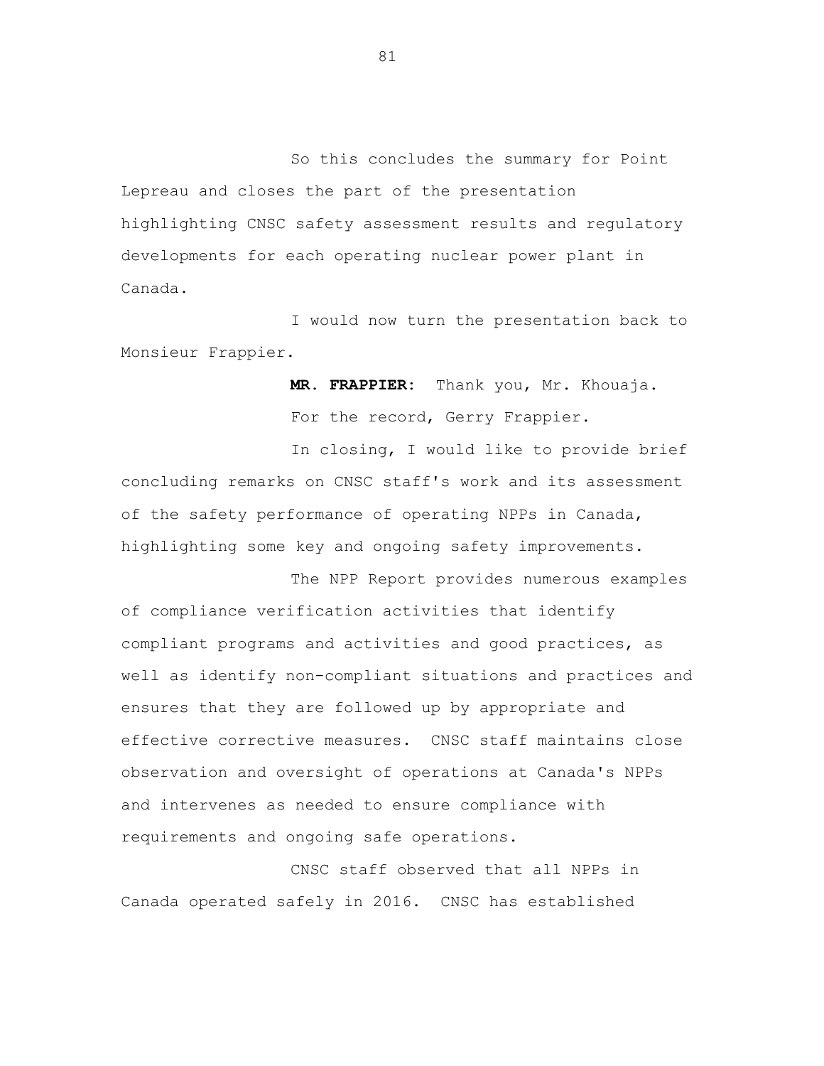So this concludes the summary for Point Lepreau and closes the part of the presentation highlighting CNSC safety assessment results and regulatory developments for each operating nuclear power plant in Canada.

I would now turn the presentation back to Monsieur Frappier.

**MR. FRAPPIER:** Thank you, Mr. Khouaja.

For the record, Gerry Frappier.

In closing, I would like to provide brief concluding remarks on CNSC staff's work and its assessment of the safety performance of operating NPPs in Canada, highlighting some key and ongoing safety improvements.

The NPP Report provides numerous examples of compliance verification activities that identify compliant programs and activities and good practices, as well as identify non-compliant situations and practices and ensures that they are followed up by appropriate and effective corrective measures. CNSC staff maintains close observation and oversight of operations at Canada's NPPs and intervenes as needed to ensure compliance with requirements and ongoing safe operations.

CNSC staff observed that all NPPs in Canada operated safely in 2016. CNSC has established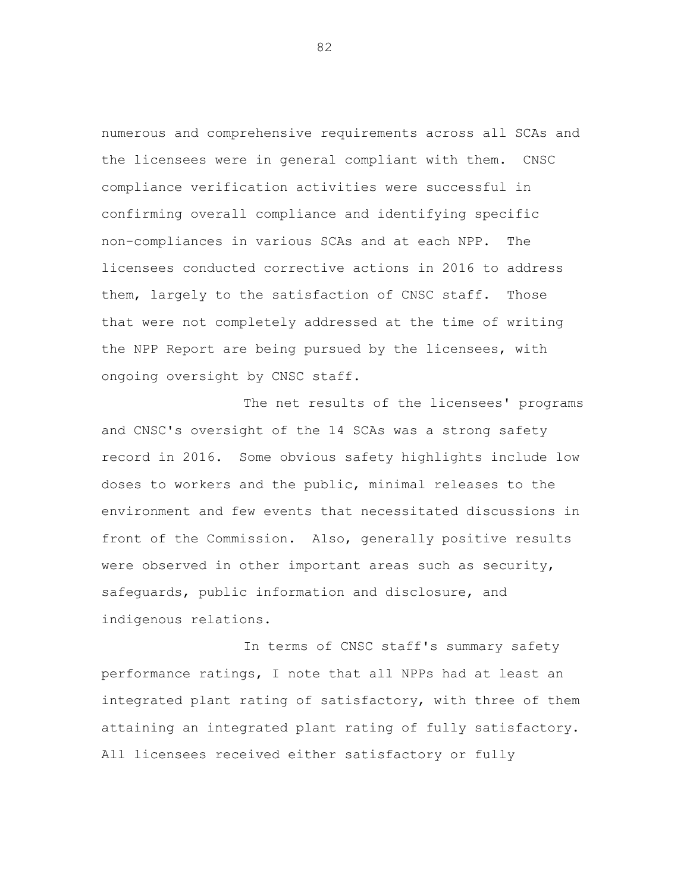numerous and comprehensive requirements across all SCAs and the licensees were in general compliant with them. CNSC compliance verification activities were successful in confirming overall compliance and identifying specific non-compliances in various SCAs and at each NPP. The licensees conducted corrective actions in 2016 to address them, largely to the satisfaction of CNSC staff. Those that were not completely addressed at the time of writing the NPP Report are being pursued by the licensees, with ongoing oversight by CNSC staff.

The net results of the licensees' programs and CNSC's oversight of the 14 SCAs was a strong safety record in 2016. Some obvious safety highlights include low doses to workers and the public, minimal releases to the environment and few events that necessitated discussions in front of the Commission. Also, generally positive results were observed in other important areas such as security, safeguards, public information and disclosure, and indigenous relations.

In terms of CNSC staff's summary safety performance ratings, I note that all NPPs had at least an integrated plant rating of satisfactory, with three of them attaining an integrated plant rating of fully satisfactory. All licensees received either satisfactory or fully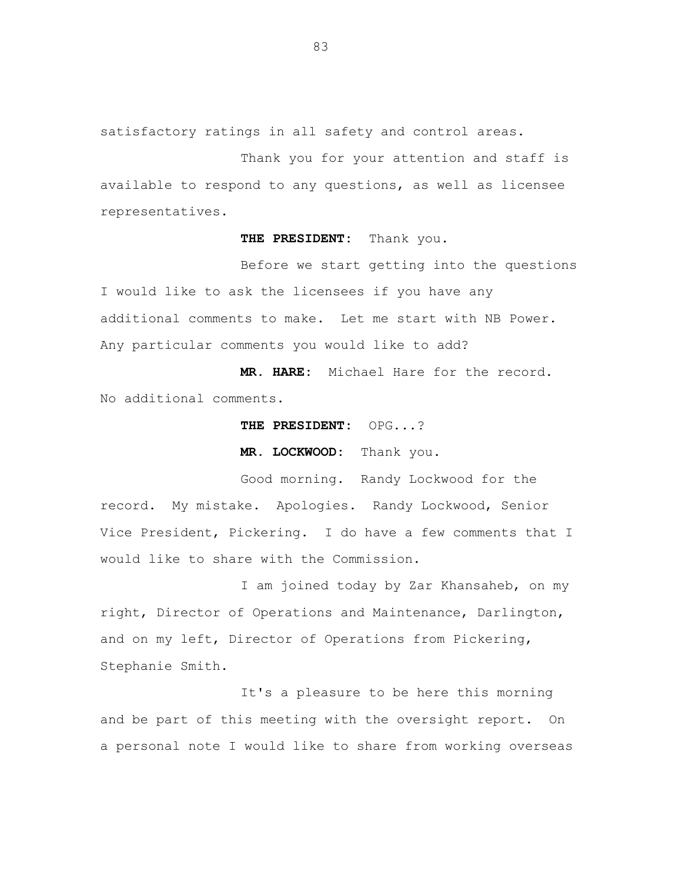satisfactory ratings in all safety and control areas.

Thank you for your attention and staff is available to respond to any questions, as well as licensee representatives.

**THE PRESIDENT:** Thank you.

Before we start getting into the questions I would like to ask the licensees if you have any additional comments to make. Let me start with NB Power. Any particular comments you would like to add?

**MR. HARE:** Michael Hare for the record. No additional comments.

**THE PRESIDENT:** OPG...?

**MR. LOCKWOOD:** Thank you.

Good morning. Randy Lockwood for the record. My mistake. Apologies. Randy Lockwood, Senior Vice President, Pickering. I do have a few comments that I would like to share with the Commission.

I am joined today by Zar Khansaheb, on my right, Director of Operations and Maintenance, Darlington, and on my left, Director of Operations from Pickering, Stephanie Smith.

It's a pleasure to be here this morning and be part of this meeting with the oversight report. On a personal note I would like to share from working overseas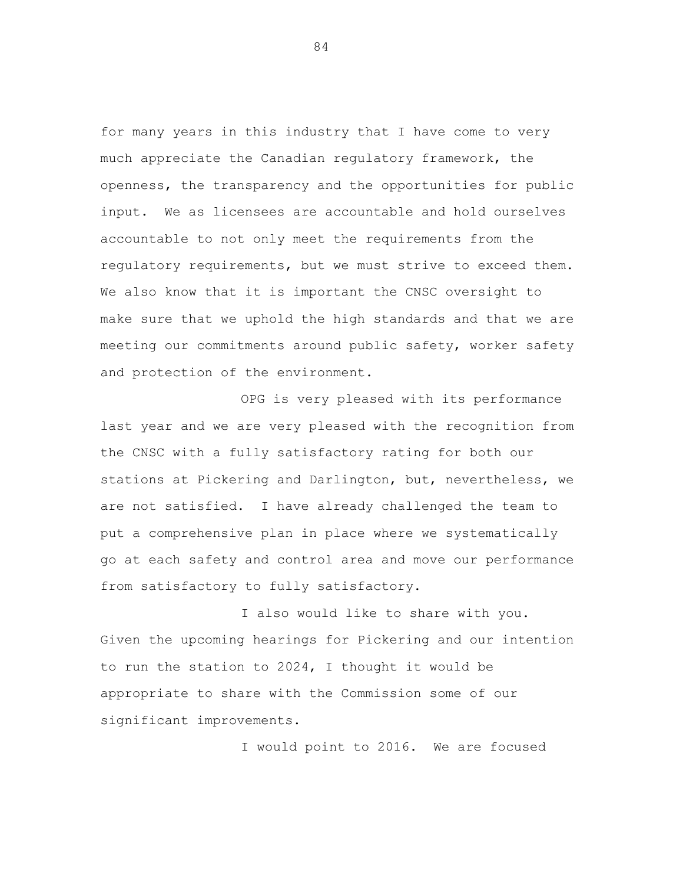for many years in this industry that I have come to very much appreciate the Canadian regulatory framework, the openness, the transparency and the opportunities for public input. We as licensees are accountable and hold ourselves accountable to not only meet the requirements from the regulatory requirements, but we must strive to exceed them. We also know that it is important the CNSC oversight to make sure that we uphold the high standards and that we are meeting our commitments around public safety, worker safety and protection of the environment.

OPG is very pleased with its performance last year and we are very pleased with the recognition from the CNSC with a fully satisfactory rating for both our stations at Pickering and Darlington, but, nevertheless, we are not satisfied. I have already challenged the team to put a comprehensive plan in place where we systematically go at each safety and control area and move our performance from satisfactory to fully satisfactory.

I also would like to share with you. Given the upcoming hearings for Pickering and our intention to run the station to 2024, I thought it would be appropriate to share with the Commission some of our significant improvements.

I would point to 2016. We are focused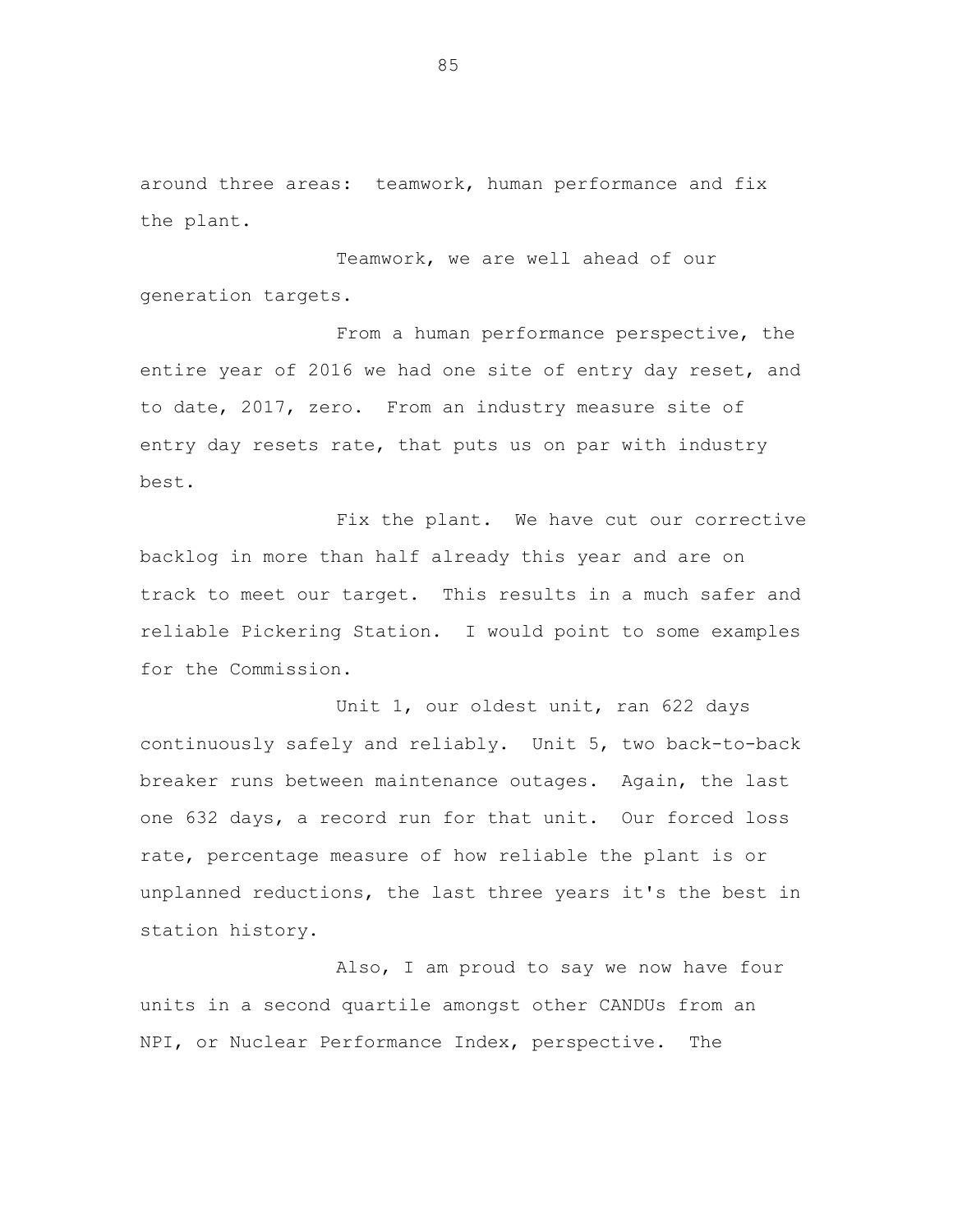around three areas:  teamwork, human performance and fix the plant.

Teamwork, we are well ahead of our generation targets.

From a human performance perspective, the entire year of 2016 we had one site of entry day reset, and to date, 2017, zero.  From an industry measure site of entry day resets rate, that puts us on par with industry best.

Fix the plant.  We have cut our corrective backlog in more than half already this year and are on track to meet our target.  This results in a much safer and reliable Pickering Station.  I would point to some examples for the Commission.

Unit 1, our oldest unit, ran 622 days continuously safely and reliably.  Unit 5, two back-to-back breaker runs between maintenance outages.  Again, the last one 632 days, a record run for that unit.  Our forced loss rate, percentage measure of how reliable the plant is or unplanned reductions, the last three years it's the best in station history.

Also, I am proud to say we now have four units in a second quartile amongst other CANDUs from an NPI, or Nuclear Performance Index, perspective.  The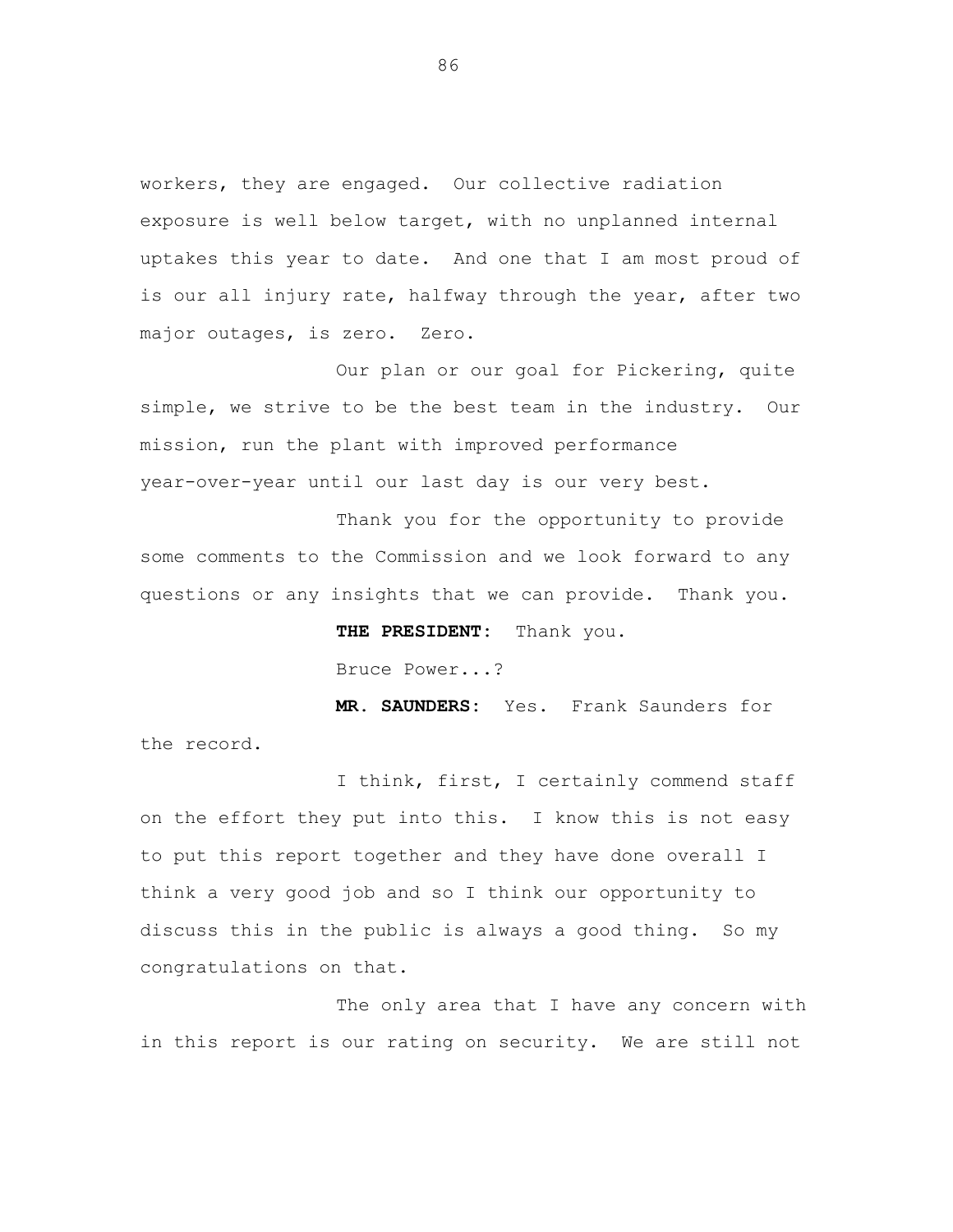workers, they are engaged. Our collective radiation exposure is well below target, with no unplanned internal uptakes this year to date. And one that I am most proud of is our all injury rate, halfway through the year, after two major outages, is zero. Zero.

Our plan or our goal for Pickering, quite simple, we strive to be the best team in the industry. Our mission, run the plant with improved performance year-over-year until our last day is our very best.

Thank you for the opportunity to provide some comments to the Commission and we look forward to any questions or any insights that we can provide. Thank you.

**THE PRESIDENT:** Thank you.

Bruce Power...?

**MR. SAUNDERS:** Yes. Frank Saunders for the record.

I think, first, I certainly commend staff on the effort they put into this. I know this is not easy to put this report together and they have done overall I think a very good job and so I think our opportunity to discuss this in the public is always a good thing. So my congratulations on that.

The only area that I have any concern with in this report is our rating on security. We are still not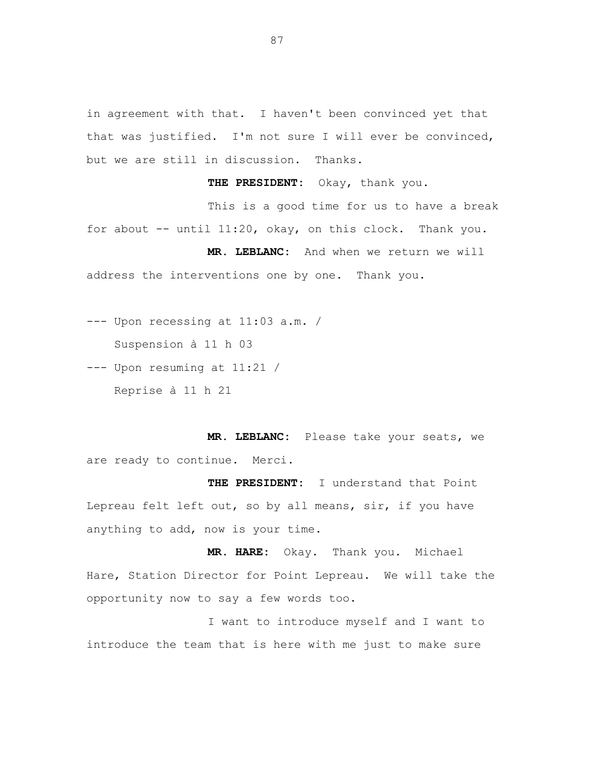in agreement with that. I haven't been convinced yet that that was justified. I'm not sure I will ever be convinced, but we are still in discussion. Thanks.

**THE PRESIDENT:** Okay, thank you.

This is a good time for us to have a break for about -- until 11:20, okay, on this clock. Thank you.

**MR. LEBLANC:** And when we return we will address the interventions one by one. Thank you.

--- Upon recessing at 11:03 a.m. /
Suspension à 11 h 03

--- Upon resuming at 11:21 /
Reprise à 11 h 21

**MR. LEBLANC:** Please take your seats, we are ready to continue. Merci.

**THE PRESIDENT:** I understand that Point Lepreau felt left out, so by all means, sir, if you have anything to add, now is your time.

**MR. HARE:** Okay. Thank you. Michael Hare, Station Director for Point Lepreau. We will take the opportunity now to say a few words too.

I want to introduce myself and I want to introduce the team that is here with me just to make sure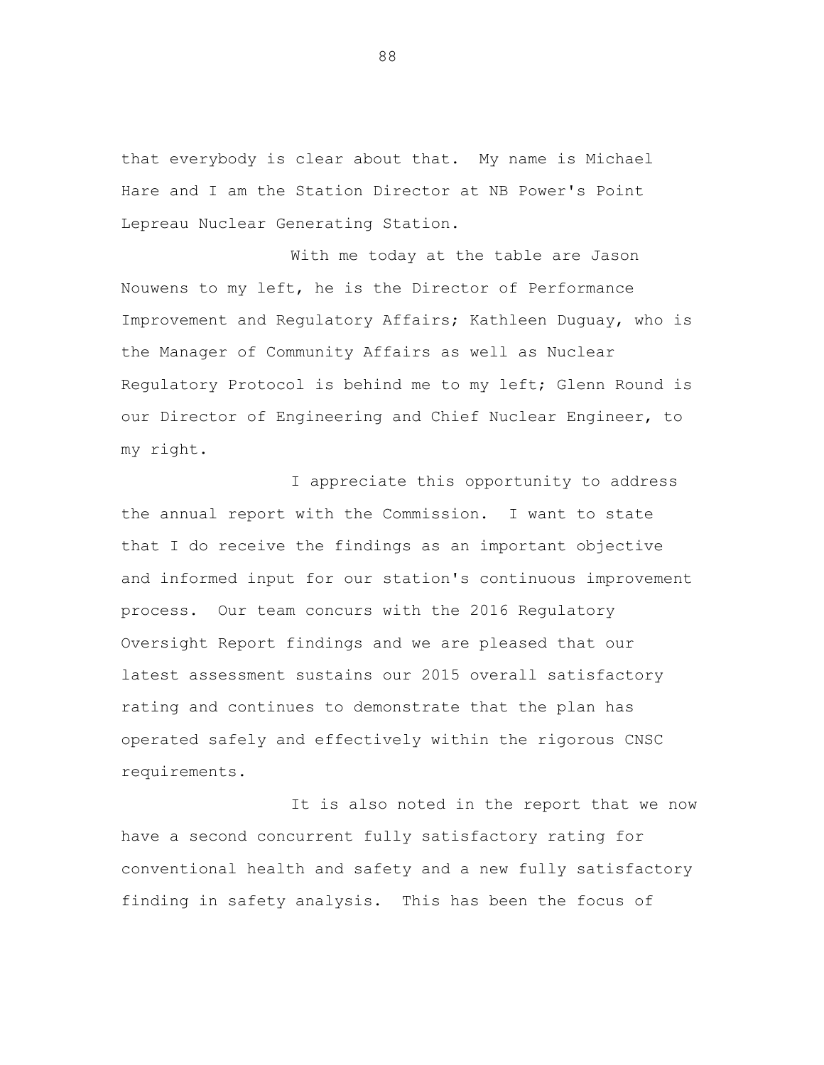that everybody is clear about that. My name is Michael Hare and I am the Station Director at NB Power's Point Lepreau Nuclear Generating Station.

With me today at the table are Jason Nouwens to my left, he is the Director of Performance Improvement and Regulatory Affairs; Kathleen Duguay, who is the Manager of Community Affairs as well as Nuclear Regulatory Protocol is behind me to my left; Glenn Round is our Director of Engineering and Chief Nuclear Engineer, to my right.

I appreciate this opportunity to address the annual report with the Commission. I want to state that I do receive the findings as an important objective and informed input for our station's continuous improvement process. Our team concurs with the 2016 Regulatory Oversight Report findings and we are pleased that our latest assessment sustains our 2015 overall satisfactory rating and continues to demonstrate that the plan has operated safely and effectively within the rigorous CNSC requirements.

It is also noted in the report that we now have a second concurrent fully satisfactory rating for conventional health and safety and a new fully satisfactory finding in safety analysis. This has been the focus of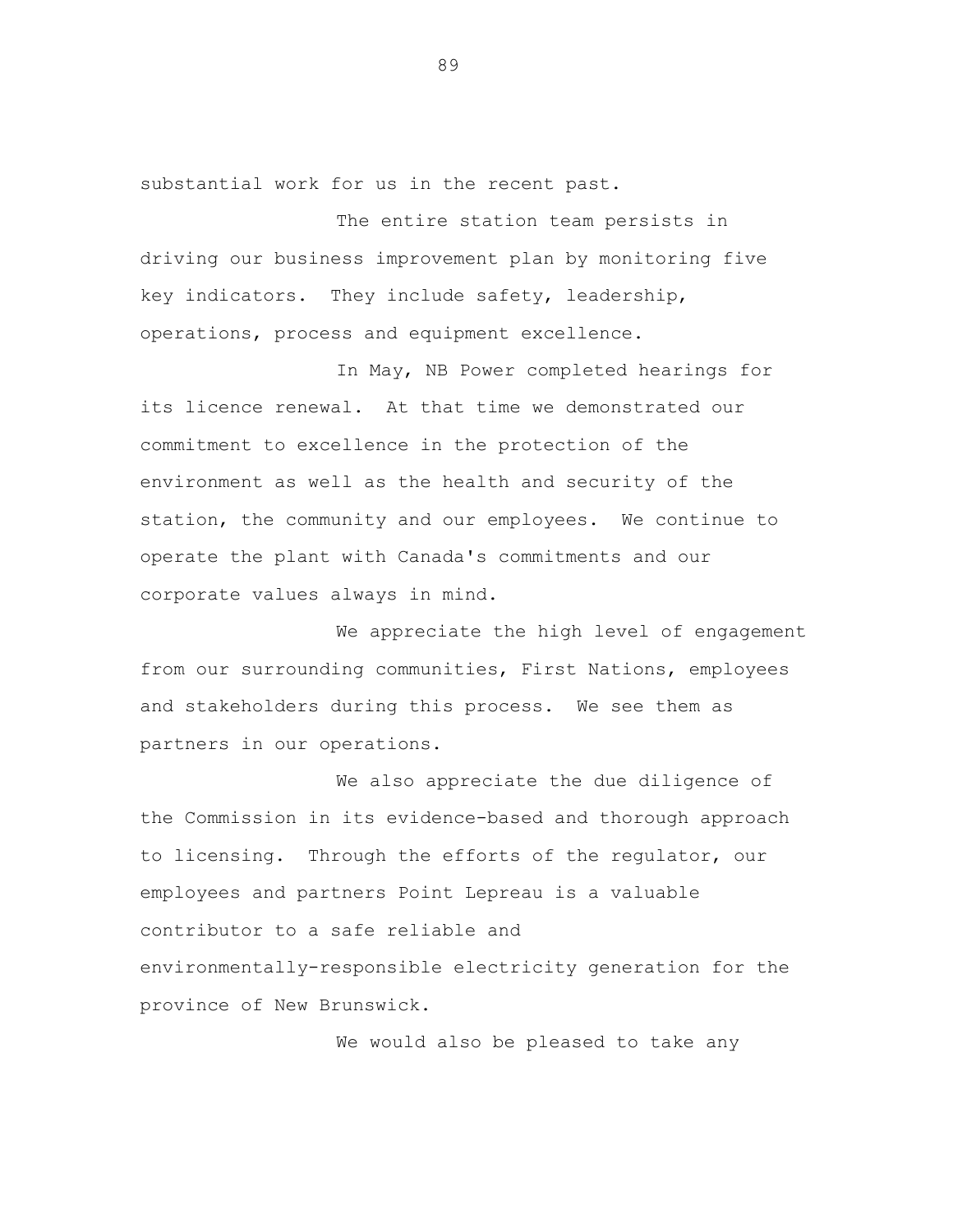substantial work for us in the recent past.

The entire station team persists in driving our business improvement plan by monitoring five key indicators. They include safety, leadership, operations, process and equipment excellence.

In May, NB Power completed hearings for its licence renewal. At that time we demonstrated our commitment to excellence in the protection of the environment as well as the health and security of the station, the community and our employees. We continue to operate the plant with Canada's commitments and our corporate values always in mind.

We appreciate the high level of engagement from our surrounding communities, First Nations, employees and stakeholders during this process. We see them as partners in our operations.

We also appreciate the due diligence of the Commission in its evidence-based and thorough approach to licensing. Through the efforts of the regulator, our employees and partners Point Lepreau is a valuable contributor to a safe reliable and environmentally-responsible electricity generation for the province of New Brunswick.

We would also be pleased to take any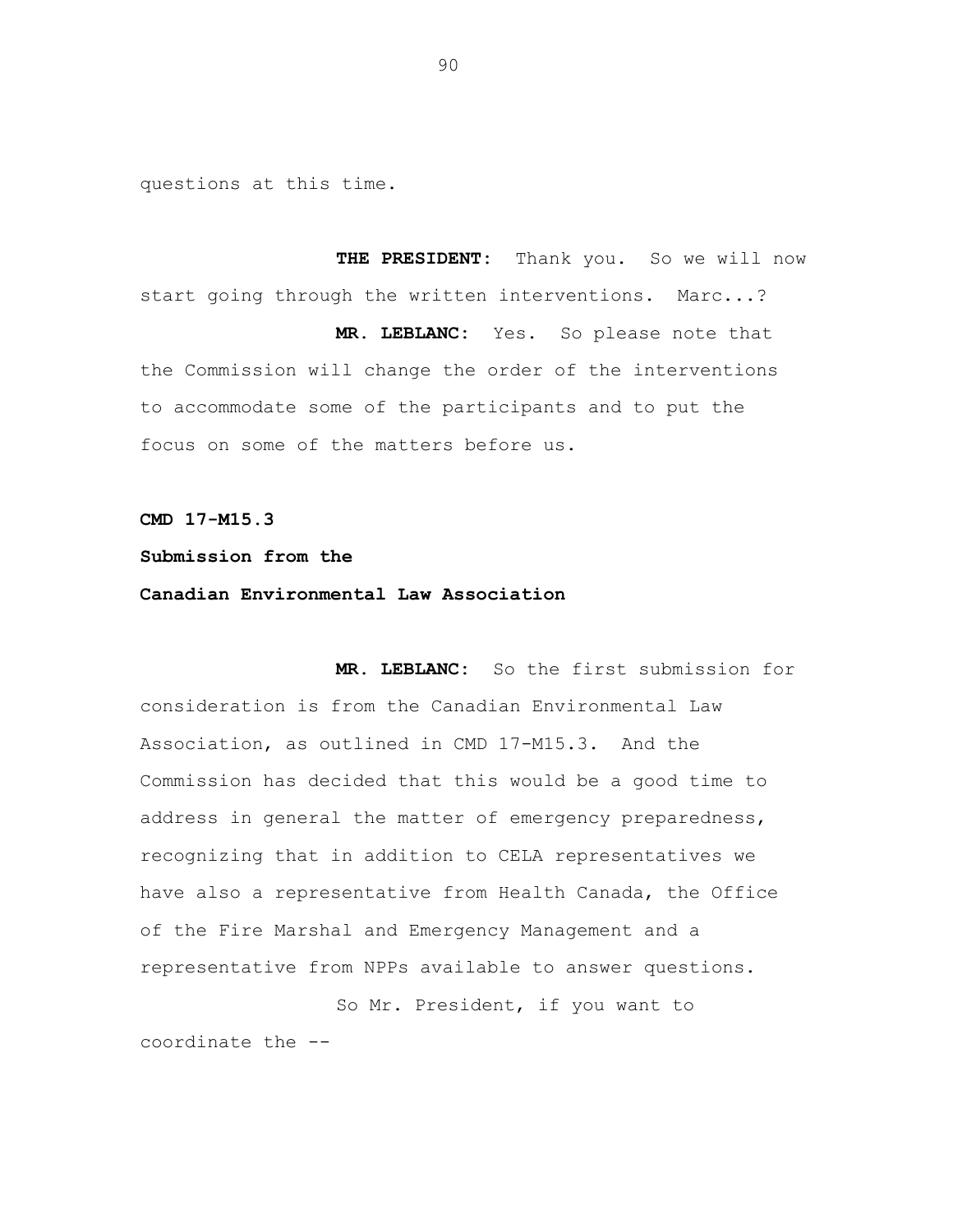questions at this time.

**THE PRESIDENT:** Thank you. So we will now start going through the written interventions. Marc...?

**MR. LEBLANC:** Yes. So please note that the Commission will change the order of the interventions to accommodate some of the participants and to put the focus on some of the matters before us.

**CMD 17-M15.3**

**Submission from the**

**Canadian Environmental Law Association**

**MR. LEBLANC:** So the first submission for consideration is from the Canadian Environmental Law Association, as outlined in CMD 17-M15.3. And the Commission has decided that this would be a good time to address in general the matter of emergency preparedness, recognizing that in addition to CELA representatives we have also a representative from Health Canada, the Office of the Fire Marshal and Emergency Management and a representative from NPPs available to answer questions.

So Mr. President, if you want to coordinate the --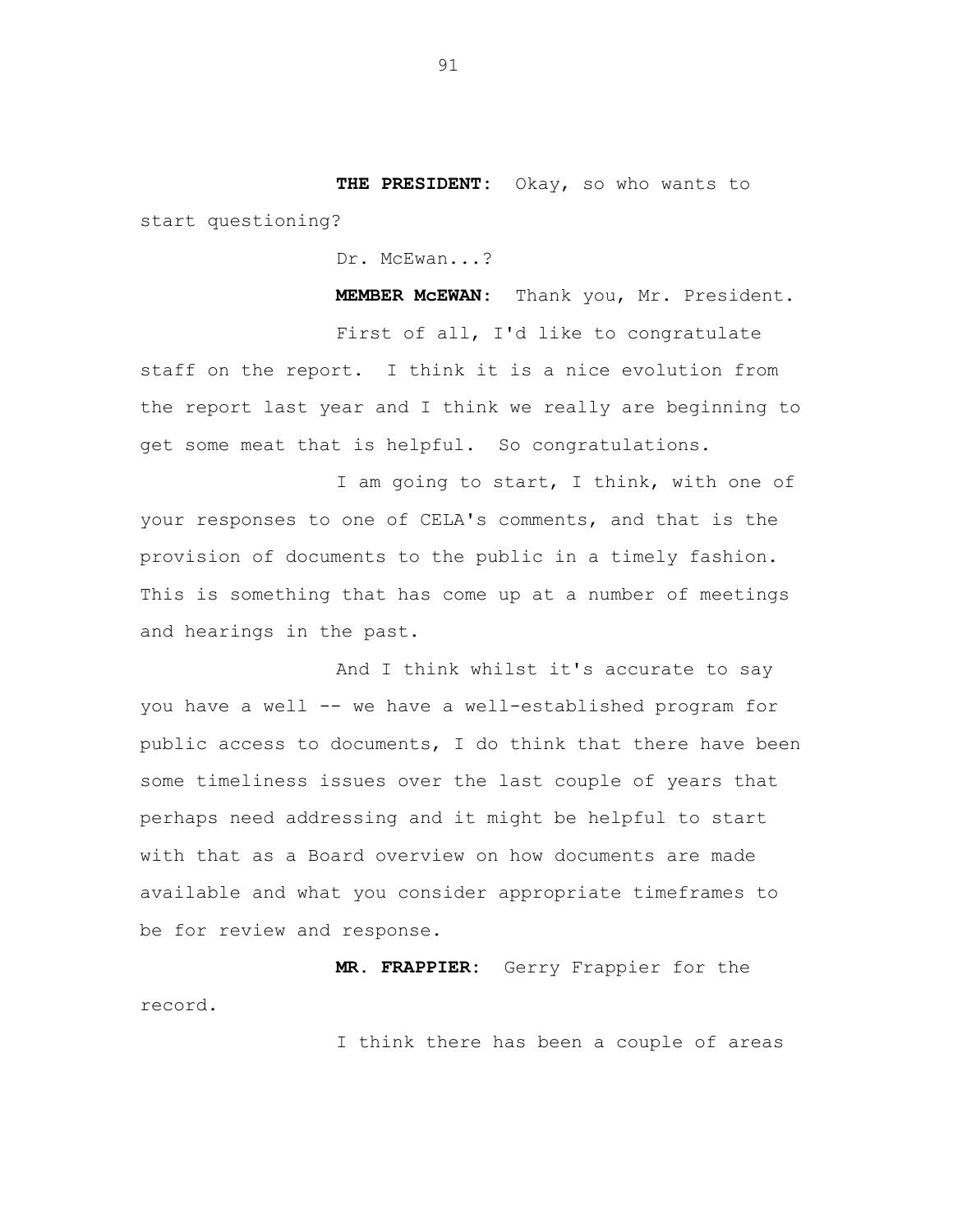**THE PRESIDENT:** Okay, so who wants to start questioning?

Dr. McEwan...?

**MEMBER McEWAN:** Thank you, Mr. President.

First of all, I'd like to congratulate staff on the report. I think it is a nice evolution from the report last year and I think we really are beginning to get some meat that is helpful. So congratulations.

I am going to start, I think, with one of your responses to one of CELA's comments, and that is the provision of documents to the public in a timely fashion. This is something that has come up at a number of meetings and hearings in the past.

And I think whilst it's accurate to say you have a well -- we have a well-established program for public access to documents, I do think that there have been some timeliness issues over the last couple of years that perhaps need addressing and it might be helpful to start with that as a Board overview on how documents are made available and what you consider appropriate timeframes to be for review and response.

**MR. FRAPPIER:** Gerry Frappier for the record.

I think there has been a couple of areas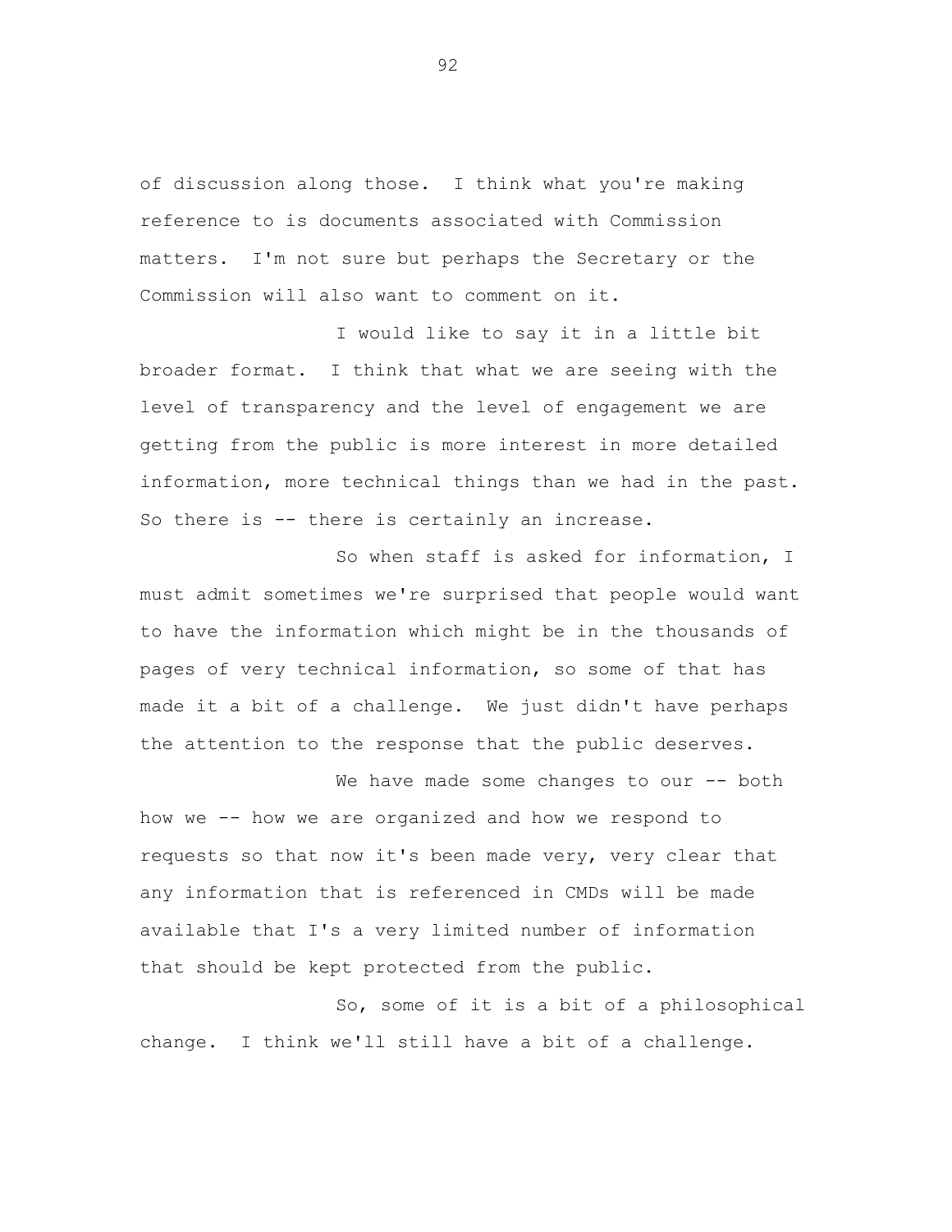of discussion along those. I think what you're making reference to is documents associated with Commission matters. I'm not sure but perhaps the Secretary or the Commission will also want to comment on it.

I would like to say it in a little bit broader format. I think that what we are seeing with the level of transparency and the level of engagement we are getting from the public is more interest in more detailed information, more technical things than we had in the past. So there is -- there is certainly an increase.

So when staff is asked for information, I must admit sometimes we're surprised that people would want to have the information which might be in the thousands of pages of very technical information, so some of that has made it a bit of a challenge. We just didn't have perhaps the attention to the response that the public deserves.

We have made some changes to our -- both how we -- how we are organized and how we respond to requests so that now it's been made very, very clear that any information that is referenced in CMDs will be made available that I's a very limited number of information that should be kept protected from the public.

So, some of it is a bit of a philosophical change. I think we'll still have a bit of a challenge.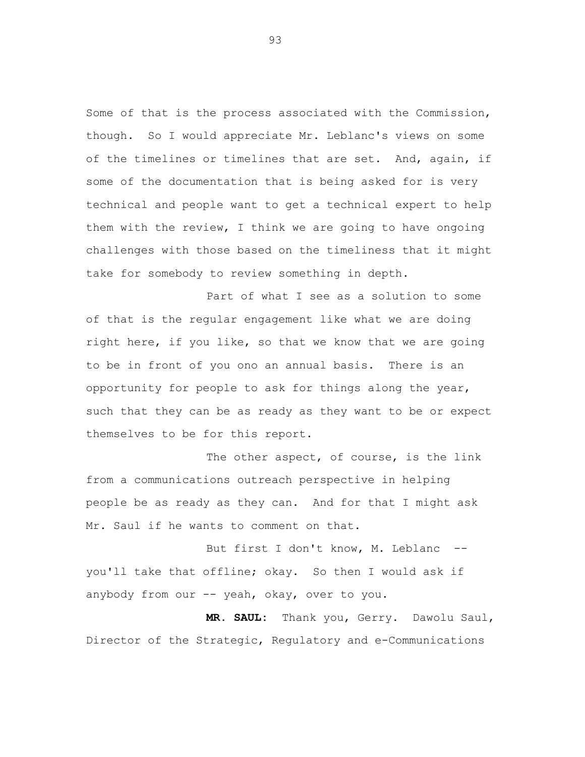Some of that is the process associated with the Commission, though. So I would appreciate Mr. Leblanc's views on some of the timelines or timelines that are set. And, again, if some of the documentation that is being asked for is very technical and people want to get a technical expert to help them with the review, I think we are going to have ongoing challenges with those based on the timeliness that it might take for somebody to review something in depth.

Part of what I see as a solution to some of that is the regular engagement like what we are doing right here, if you like, so that we know that we are going to be in front of you ono an annual basis. There is an opportunity for people to ask for things along the year, such that they can be as ready as they want to be or expect themselves to be for this report.

The other aspect, of course, is the link from a communications outreach perspective in helping people be as ready as they can. And for that I might ask Mr. Saul if he wants to comment on that.

But first I don't know, M. Leblanc -- you'll take that offline; okay. So then I would ask if anybody from our -- yeah, okay, over to you.

**MR. SAUL:** Thank you, Gerry. Dawolu Saul, Director of the Strategic, Regulatory and e-Communications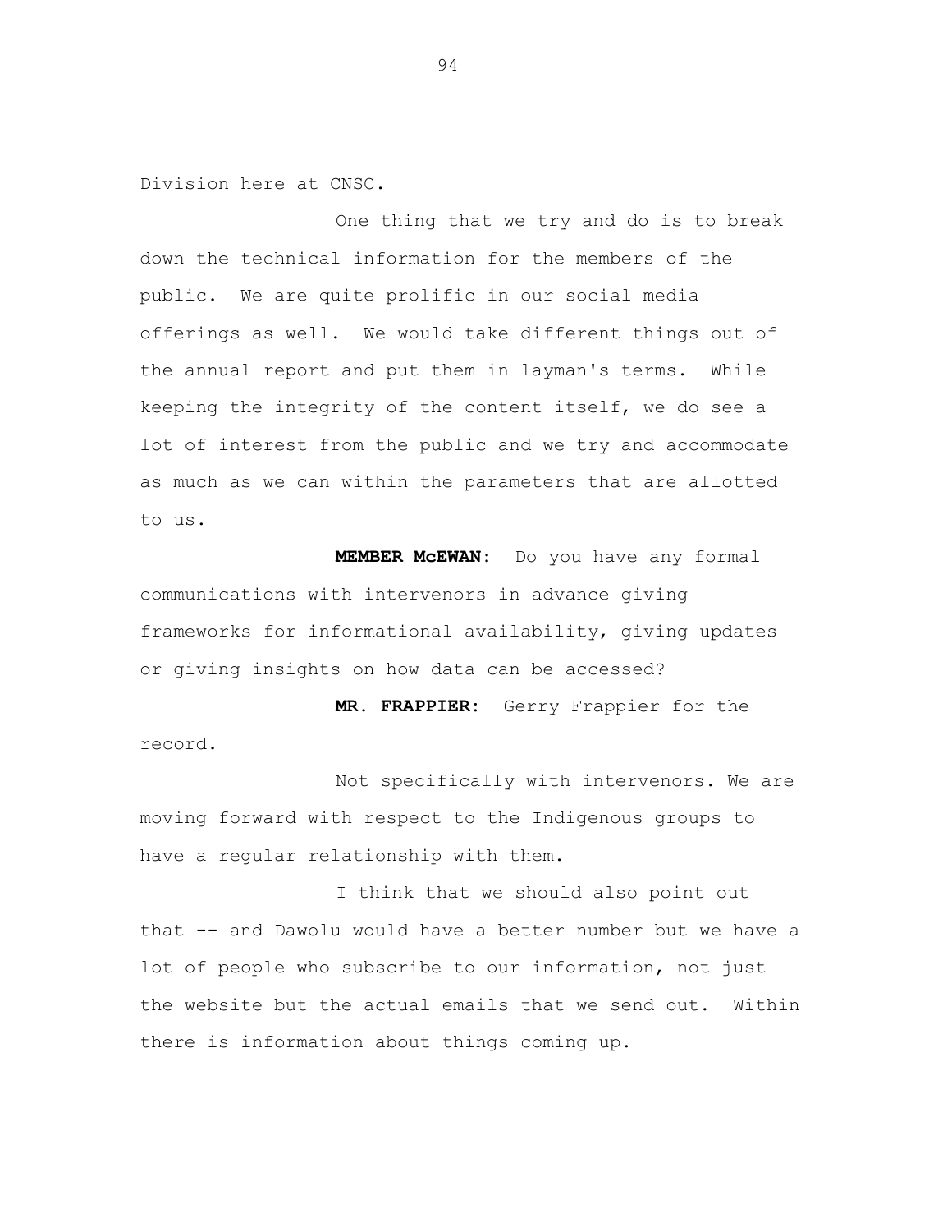Division here at CNSC.

One thing that we try and do is to break down the technical information for the members of the public. We are quite prolific in our social media offerings as well. We would take different things out of the annual report and put them in layman's terms. While keeping the integrity of the content itself, we do see a lot of interest from the public and we try and accommodate as much as we can within the parameters that are allotted to us.

**MEMBER McEWAN:** Do you have any formal communications with intervenors in advance giving frameworks for informational availability, giving updates or giving insights on how data can be accessed?

**MR. FRAPPIER:** Gerry Frappier for the record.

Not specifically with intervenors. We are moving forward with respect to the Indigenous groups to have a regular relationship with them.

I think that we should also point out that -- and Dawolu would have a better number but we have a lot of people who subscribe to our information, not just the website but the actual emails that we send out. Within there is information about things coming up.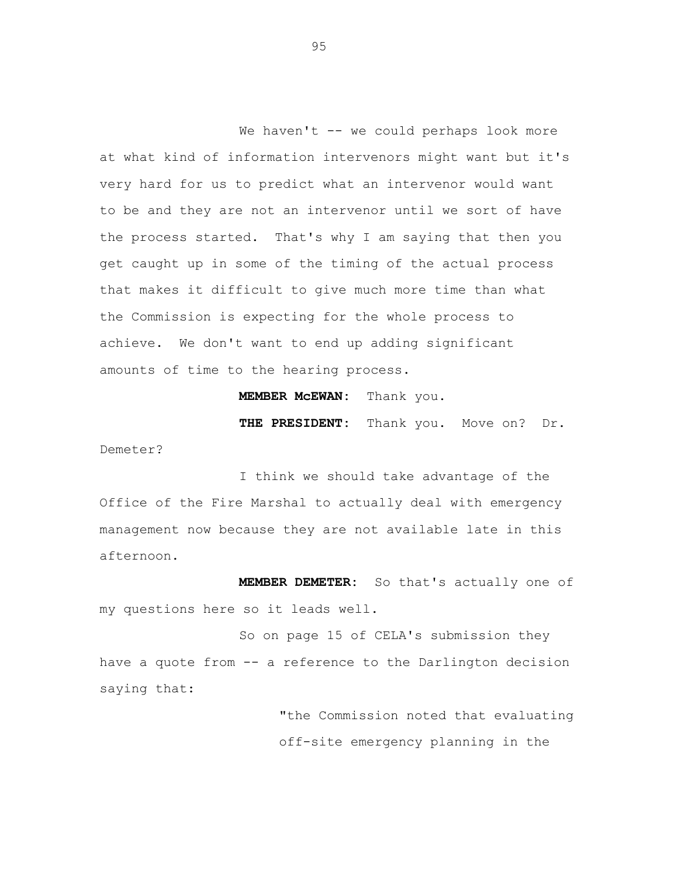We haven't -- we could perhaps look more at what kind of information intervenors might want but it's very hard for us to predict what an intervenor would want to be and they are not an intervenor until we sort of have the process started. That's why I am saying that then you get caught up in some of the timing of the actual process that makes it difficult to give much more time than what the Commission is expecting for the whole process to achieve. We don't want to end up adding significant amounts of time to the hearing process.

**MEMBER McEWAN:** Thank you.

**THE PRESIDENT:** Thank you. Move on? Dr. Demeter?

I think we should take advantage of the Office of the Fire Marshal to actually deal with emergency management now because they are not available late in this afternoon.

**MEMBER DEMETER:** So that's actually one of my questions here so it leads well.

So on page 15 of CELA's submission they have a quote from -- a reference to the Darlington decision saying that:

> "the Commission noted that evaluating off-site emergency planning in the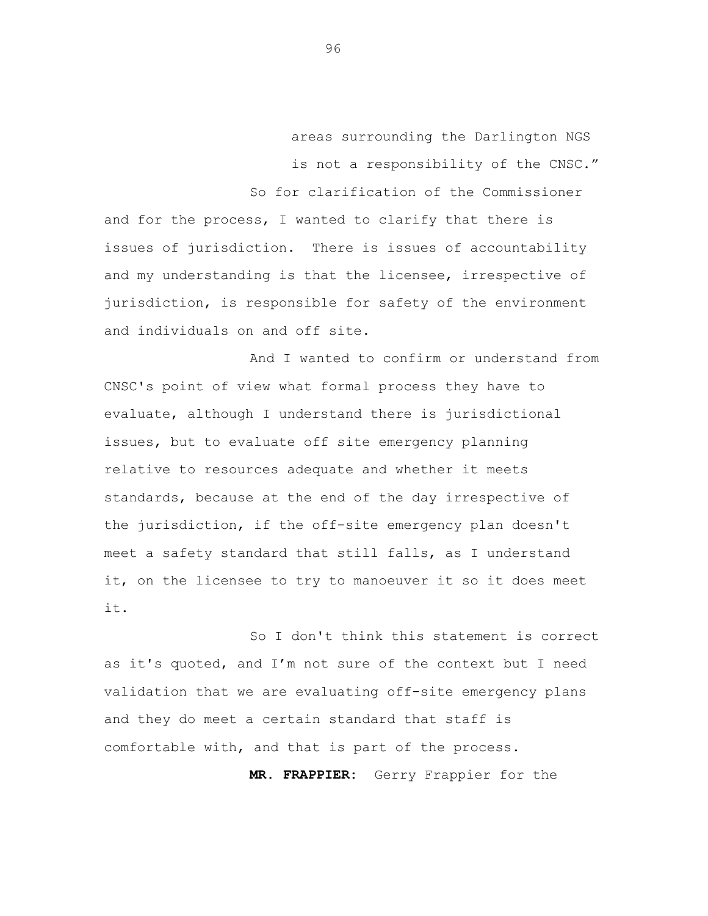areas surrounding the Darlington NGS is not a responsibility of the CNSC."

So for clarification of the Commissioner and for the process, I wanted to clarify that there is issues of jurisdiction. There is issues of accountability and my understanding is that the licensee, irrespective of jurisdiction, is responsible for safety of the environment and individuals on and off site.

And I wanted to confirm or understand from CNSC's point of view what formal process they have to evaluate, although I understand there is jurisdictional issues, but to evaluate off site emergency planning relative to resources adequate and whether it meets standards, because at the end of the day irrespective of the jurisdiction, if the off-site emergency plan doesn't meet a safety standard that still falls, as I understand it, on the licensee to try to manoeuver it so it does meet it.

So I don't think this statement is correct as it's quoted, and I'm not sure of the context but I need validation that we are evaluating off-site emergency plans and they do meet a certain standard that staff is comfortable with, and that is part of the process.

**MR. FRAPPIER:** Gerry Frappier for the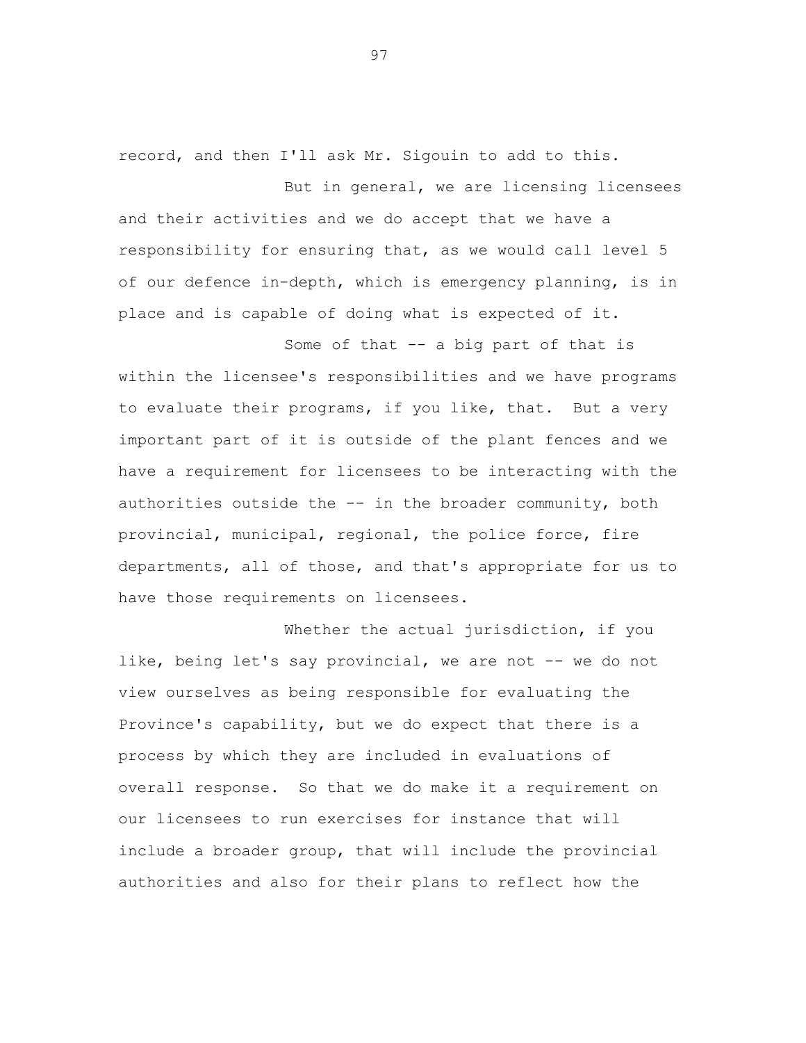record, and then I'll ask Mr. Sigouin to add to this.

But in general, we are licensing licensees and their activities and we do accept that we have a responsibility for ensuring that, as we would call level 5 of our defence in-depth, which is emergency planning, is in place and is capable of doing what is expected of it.

Some of that -- a big part of that is within the licensee's responsibilities and we have programs to evaluate their programs, if you like, that. But a very important part of it is outside of the plant fences and we have a requirement for licensees to be interacting with the authorities outside the -- in the broader community, both provincial, municipal, regional, the police force, fire departments, all of those, and that's appropriate for us to have those requirements on licensees.

Whether the actual jurisdiction, if you like, being let's say provincial, we are not -- we do not view ourselves as being responsible for evaluating the Province's capability, but we do expect that there is a process by which they are included in evaluations of overall response. So that we do make it a requirement on our licensees to run exercises for instance that will include a broader group, that will include the provincial authorities and also for their plans to reflect how the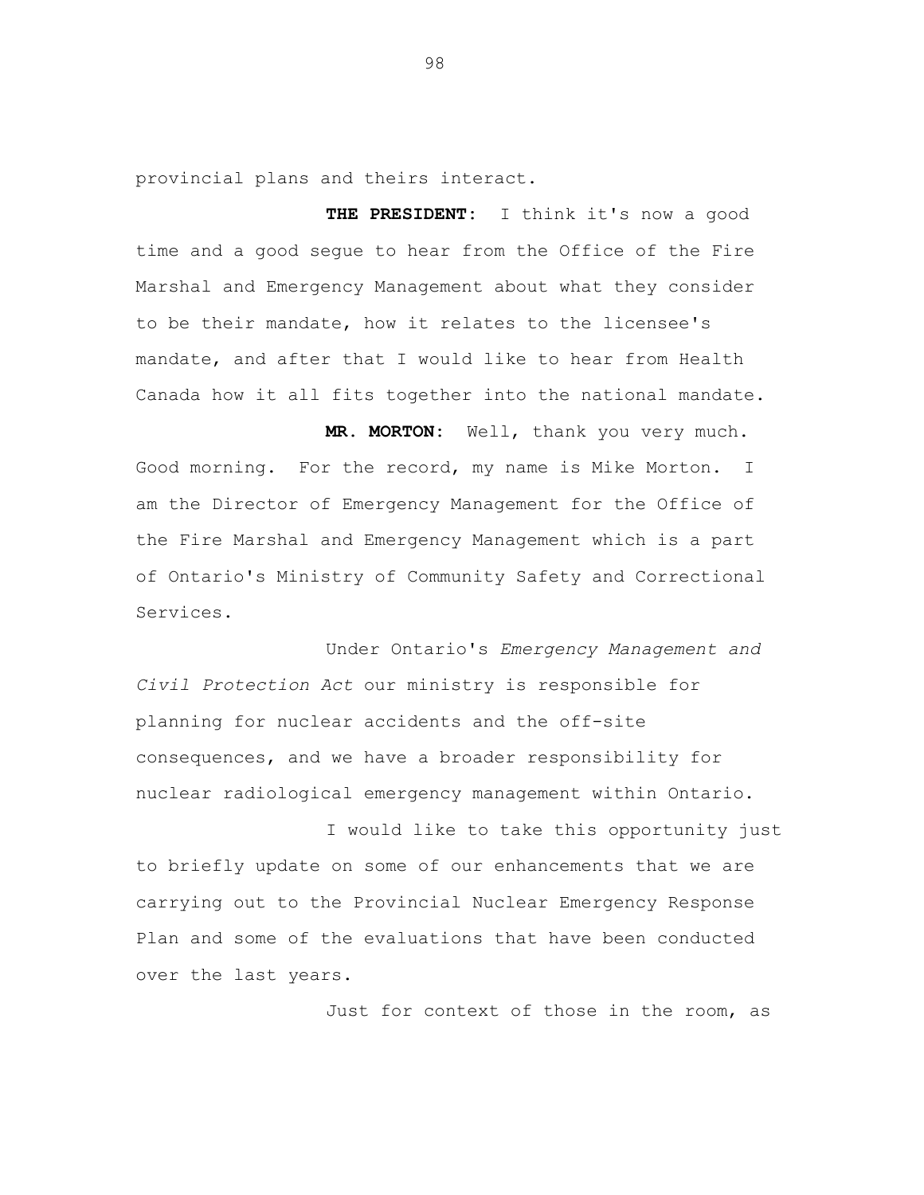provincial plans and theirs interact.

**THE PRESIDENT:** I think it's now a good time and a good segue to hear from the Office of the Fire Marshal and Emergency Management about what they consider to be their mandate, how it relates to the licensee's mandate, and after that I would like to hear from Health Canada how it all fits together into the national mandate.

**MR. MORTON:** Well, thank you very much. Good morning. For the record, my name is Mike Morton. I am the Director of Emergency Management for the Office of the Fire Marshal and Emergency Management which is a part of Ontario's Ministry of Community Safety and Correctional Services.

Under Ontario's *Emergency Management and Civil Protection Act* our ministry is responsible for planning for nuclear accidents and the off-site consequences, and we have a broader responsibility for nuclear radiological emergency management within Ontario.

I would like to take this opportunity just to briefly update on some of our enhancements that we are carrying out to the Provincial Nuclear Emergency Response Plan and some of the evaluations that have been conducted over the last years.

Just for context of those in the room, as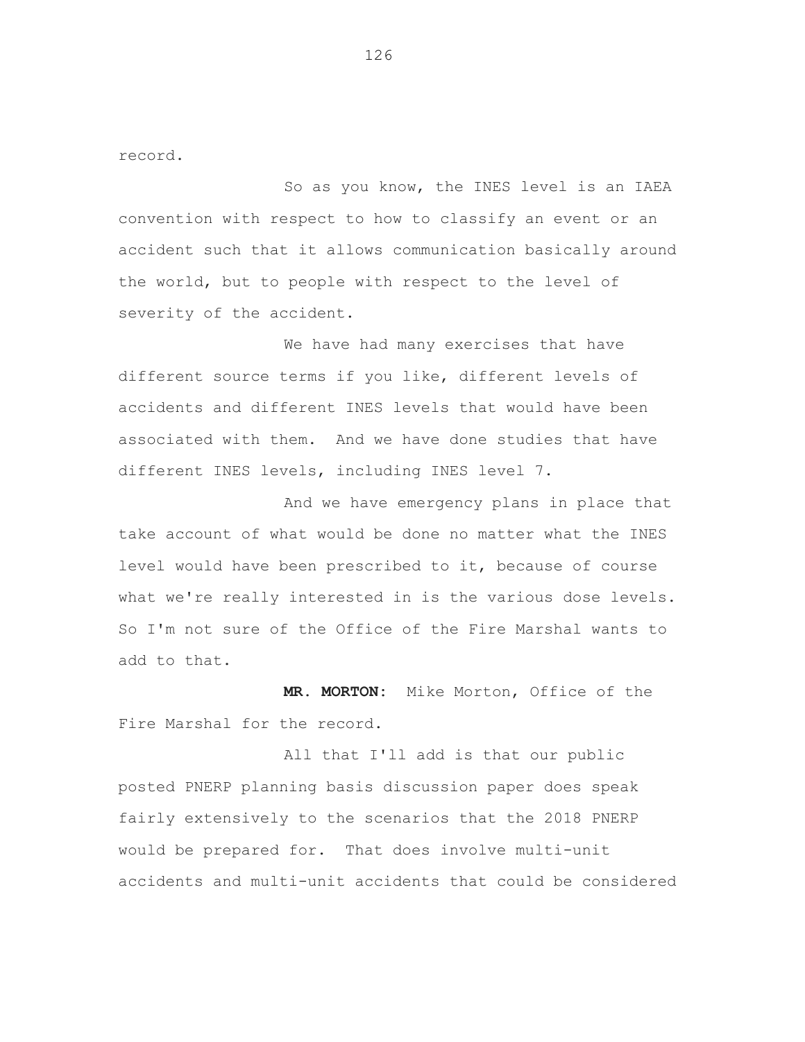record.

So as you know, the INES level is an IAEA convention with respect to how to classify an event or an accident such that it allows communication basically around the world, but to people with respect to the level of severity of the accident.

We have had many exercises that have different source terms if you like, different levels of accidents and different INES levels that would have been associated with them. And we have done studies that have different INES levels, including INES level 7.

And we have emergency plans in place that take account of what would be done no matter what the INES level would have been prescribed to it, because of course what we're really interested in is the various dose levels. So I'm not sure of the Office of the Fire Marshal wants to add to that.

**MR. MORTON:** Mike Morton, Office of the Fire Marshal for the record.

All that I'll add is that our public posted PNERP planning basis discussion paper does speak fairly extensively to the scenarios that the 2018 PNERP would be prepared for. That does involve multi-unit accidents and multi-unit accidents that could be considered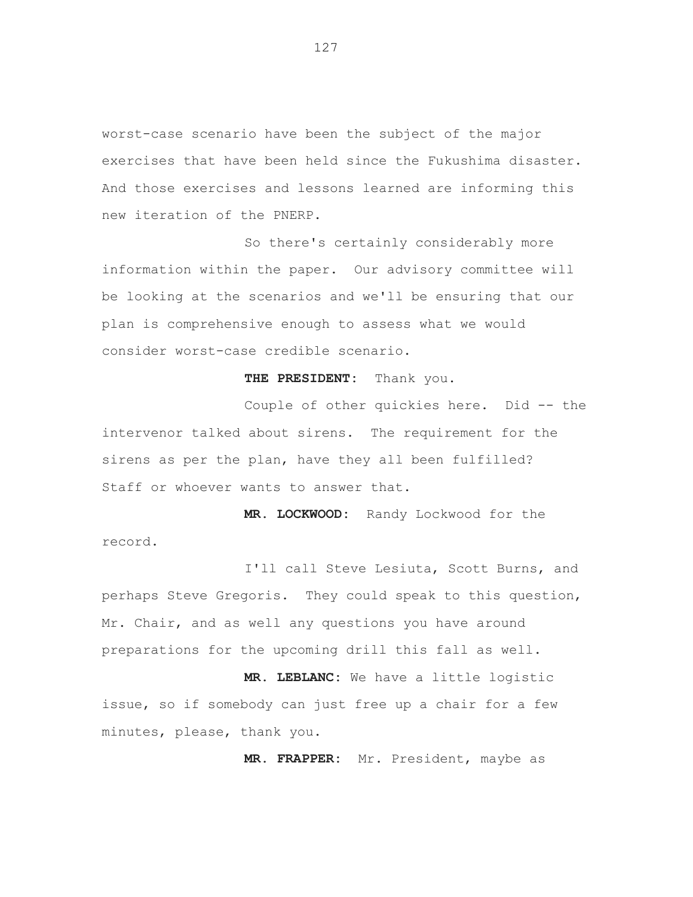worst-case scenario have been the subject of the major exercises that have been held since the Fukushima disaster. And those exercises and lessons learned are informing this new iteration of the PNERP.

So there's certainly considerably more information within the paper. Our advisory committee will be looking at the scenarios and we'll be ensuring that our plan is comprehensive enough to assess what we would consider worst-case credible scenario.

**THE PRESIDENT:** Thank you.

Couple of other quickies here. Did -- the intervenor talked about sirens. The requirement for the sirens as per the plan, have they all been fulfilled? Staff or whoever wants to answer that.

**MR. LOCKWOOD:** Randy Lockwood for the record.

I'll call Steve Lesiuta, Scott Burns, and perhaps Steve Gregoris. They could speak to this question, Mr. Chair, and as well any questions you have around preparations for the upcoming drill this fall as well.

**MR. LEBLANC:** We have a little logistic issue, so if somebody can just free up a chair for a few minutes, please, thank you.

**MR. FRAPPER:** Mr. President, maybe as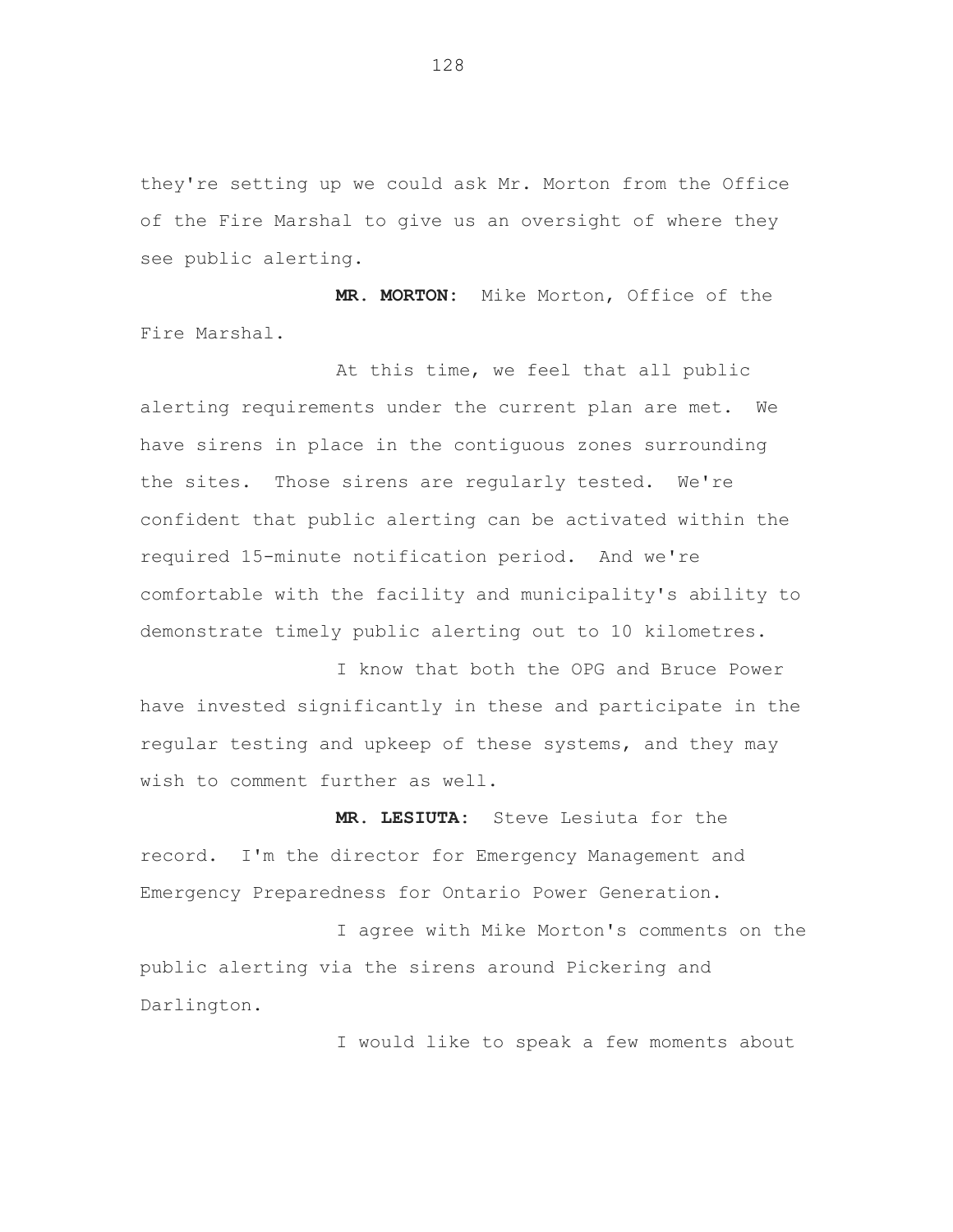they're setting up we could ask Mr. Morton from the Office of the Fire Marshal to give us an oversight of where they see public alerting.

**MR. MORTON:** Mike Morton, Office of the Fire Marshal.

At this time, we feel that all public alerting requirements under the current plan are met. We have sirens in place in the contiguous zones surrounding the sites. Those sirens are regularly tested. We're confident that public alerting can be activated within the required 15-minute notification period. And we're comfortable with the facility and municipality's ability to demonstrate timely public alerting out to 10 kilometres.

I know that both the OPG and Bruce Power have invested significantly in these and participate in the regular testing and upkeep of these systems, and they may wish to comment further as well.

**MR. LESIUTA:** Steve Lesiuta for the record. I'm the director for Emergency Management and Emergency Preparedness for Ontario Power Generation.

I agree with Mike Morton's comments on the public alerting via the sirens around Pickering and Darlington.

I would like to speak a few moments about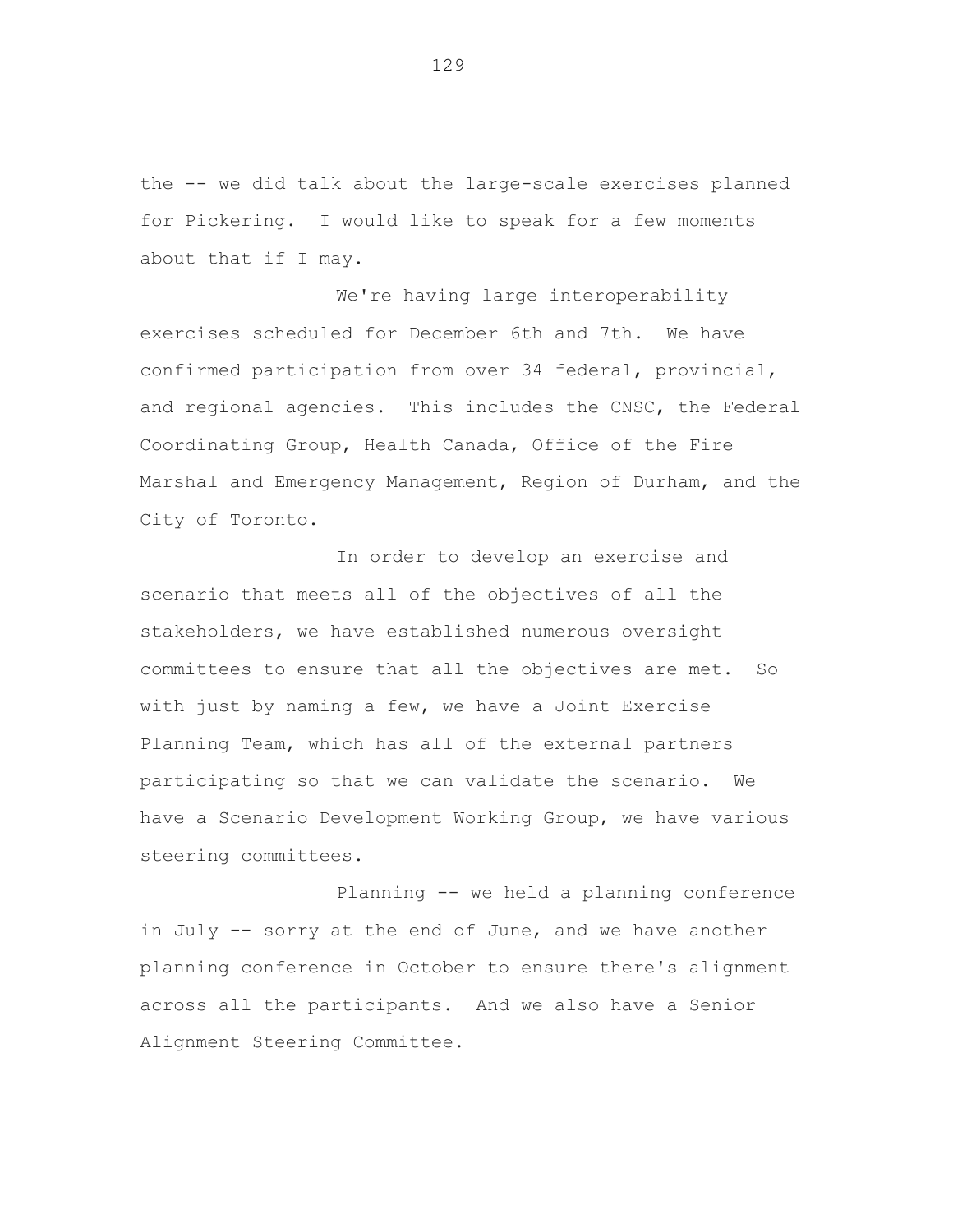the -- we did talk about the large-scale exercises planned for Pickering. I would like to speak for a few moments about that if I may.

We're having large interoperability exercises scheduled for December 6th and 7th. We have confirmed participation from over 34 federal, provincial, and regional agencies. This includes the CNSC, the Federal Coordinating Group, Health Canada, Office of the Fire Marshal and Emergency Management, Region of Durham, and the City of Toronto.

In order to develop an exercise and scenario that meets all of the objectives of all the stakeholders, we have established numerous oversight committees to ensure that all the objectives are met. So with just by naming a few, we have a Joint Exercise Planning Team, which has all of the external partners participating so that we can validate the scenario. We have a Scenario Development Working Group, we have various steering committees.

Planning -- we held a planning conference in July -- sorry at the end of June, and we have another planning conference in October to ensure there's alignment across all the participants. And we also have a Senior Alignment Steering Committee.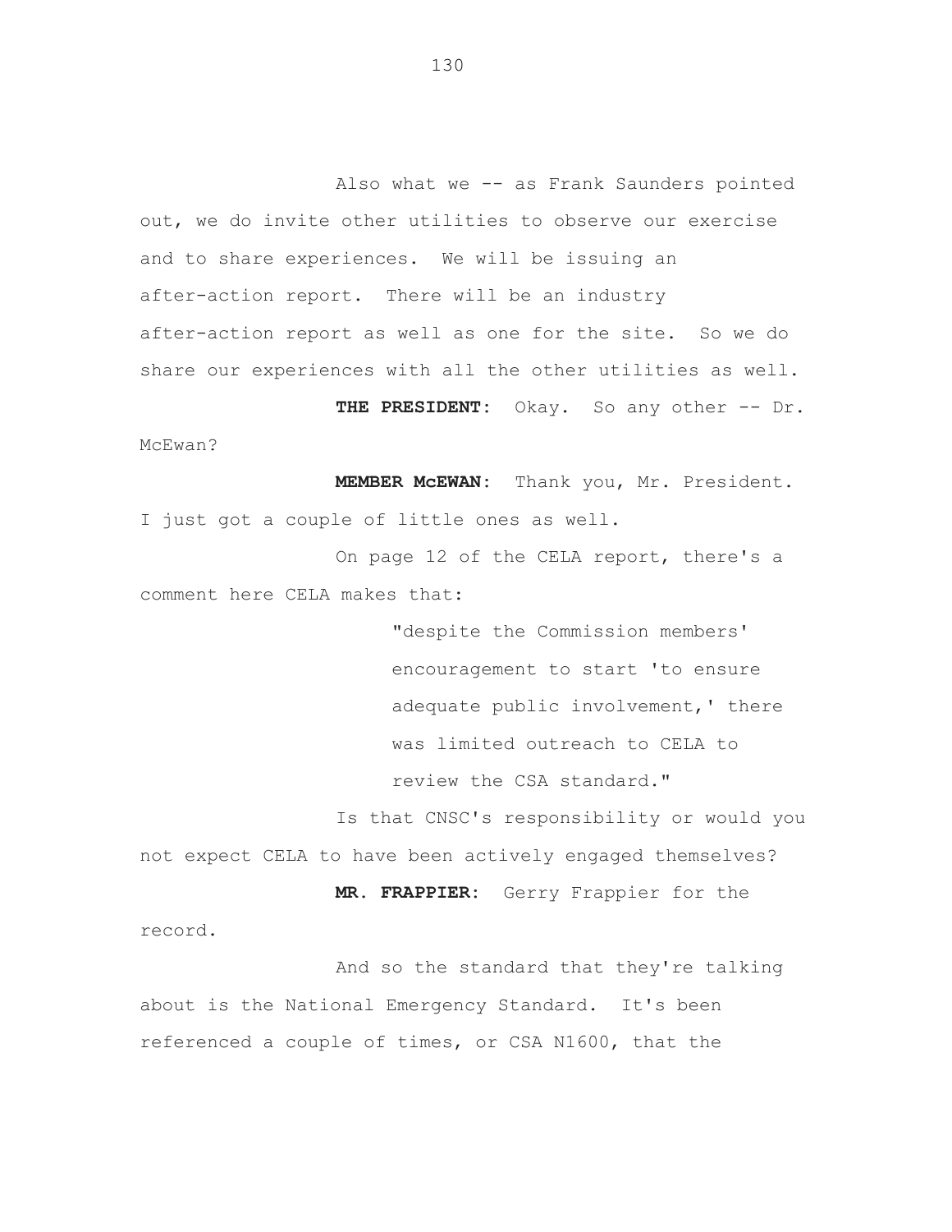Also what we -- as Frank Saunders pointed out, we do invite other utilities to observe our exercise and to share experiences. We will be issuing an after-action report. There will be an industry after-action report as well as one for the site. So we do share our experiences with all the other utilities as well.

**THE PRESIDENT:** Okay. So any other -- Dr. McEwan?

**MEMBER McEWAN:** Thank you, Mr. President. I just got a couple of little ones as well.

On page 12 of the CELA report, there's a comment here CELA makes that:

> "despite the Commission members' encouragement to start 'to ensure adequate public involvement,' there was limited outreach to CELA to review the CSA standard."

Is that CNSC's responsibility or would you not expect CELA to have been actively engaged themselves?

**MR. FRAPPIER:** Gerry Frappier for the record.

And so the standard that they're talking about is the National Emergency Standard. It's been referenced a couple of times, or CSA N1600, that the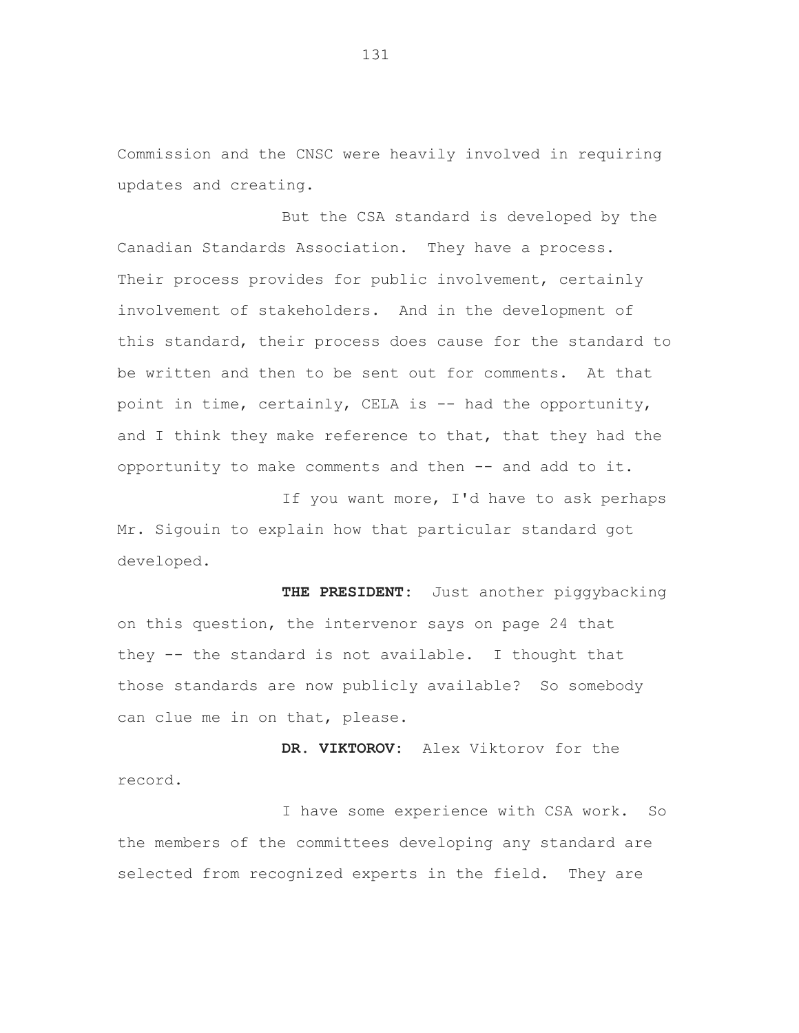Commission and the CNSC were heavily involved in requiring updates and creating.

But the CSA standard is developed by the Canadian Standards Association. They have a process. Their process provides for public involvement, certainly involvement of stakeholders. And in the development of this standard, their process does cause for the standard to be written and then to be sent out for comments. At that point in time, certainly, CELA is -- had the opportunity, and I think they make reference to that, that they had the opportunity to make comments and then -- and add to it.

If you want more, I'd have to ask perhaps Mr. Sigouin to explain how that particular standard got developed.

**THE PRESIDENT:** Just another piggybacking on this question, the intervenor says on page 24 that they -- the standard is not available. I thought that those standards are now publicly available? So somebody can clue me in on that, please.

**DR. VIKTOROV:** Alex Viktorov for the record.

I have some experience with CSA work. So the members of the committees developing any standard are selected from recognized experts in the field. They are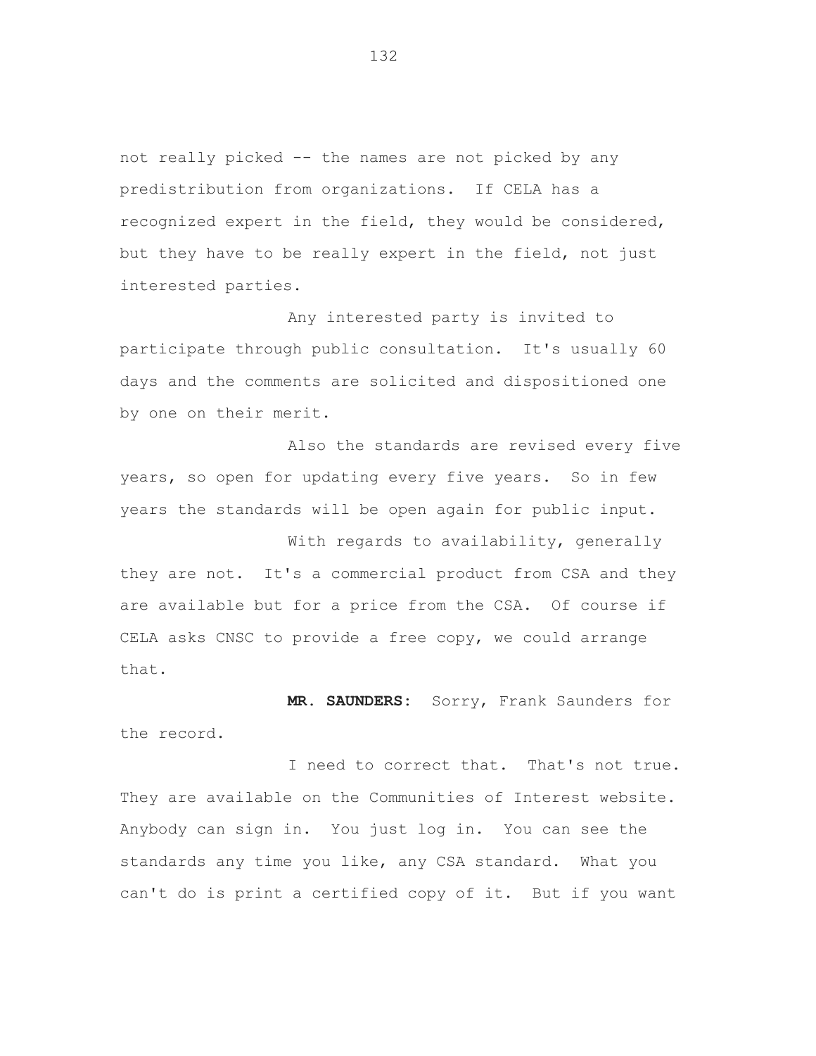not really picked -- the names are not picked by any predistribution from organizations. If CELA has a recognized expert in the field, they would be considered, but they have to be really expert in the field, not just interested parties.

Any interested party is invited to participate through public consultation. It's usually 60 days and the comments are solicited and dispositioned one by one on their merit.

Also the standards are revised every five years, so open for updating every five years. So in few years the standards will be open again for public input.

With regards to availability, generally they are not. It's a commercial product from CSA and they are available but for a price from the CSA. Of course if CELA asks CNSC to provide a free copy, we could arrange that.

**MR. SAUNDERS:** Sorry, Frank Saunders for the record.

I need to correct that. That's not true. They are available on the Communities of Interest website. Anybody can sign in. You just log in. You can see the standards any time you like, any CSA standard. What you can't do is print a certified copy of it. But if you want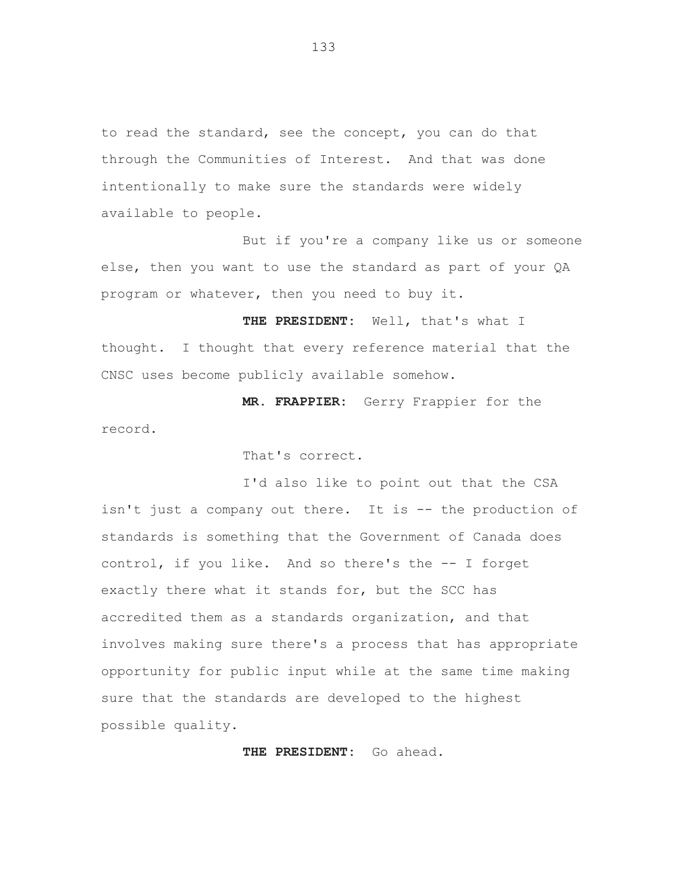to read the standard, see the concept, you can do that through the Communities of Interest. And that was done intentionally to make sure the standards were widely available to people.

But if you're a company like us or someone else, then you want to use the standard as part of your QA program or whatever, then you need to buy it.

**THE PRESIDENT:** Well, that's what I thought. I thought that every reference material that the CNSC uses become publicly available somehow.

**MR. FRAPPIER:** Gerry Frappier for the record.

That's correct.

I'd also like to point out that the CSA isn't just a company out there. It is -- the production of standards is something that the Government of Canada does control, if you like. And so there's the -- I forget exactly there what it stands for, but the SCC has accredited them as a standards organization, and that involves making sure there's a process that has appropriate opportunity for public input while at the same time making sure that the standards are developed to the highest possible quality.

**THE PRESIDENT:** Go ahead.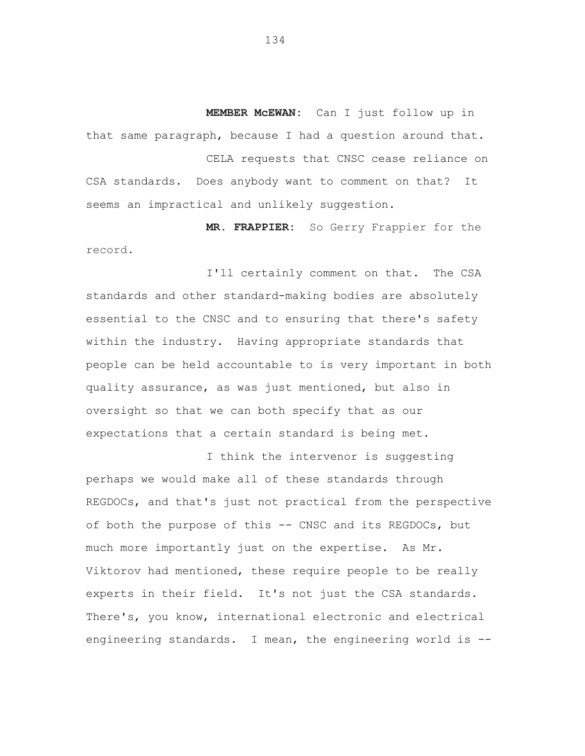**MEMBER McEWAN:** Can I just follow up in that same paragraph, because I had a question around that.

CELA requests that CNSC cease reliance on CSA standards. Does anybody want to comment on that? It seems an impractical and unlikely suggestion.

**MR. FRAPPIER:** So Gerry Frappier for the record.

I'll certainly comment on that. The CSA standards and other standard-making bodies are absolutely essential to the CNSC and to ensuring that there's safety within the industry. Having appropriate standards that people can be held accountable to is very important in both quality assurance, as was just mentioned, but also in oversight so that we can both specify that as our expectations that a certain standard is being met.

I think the intervenor is suggesting perhaps we would make all of these standards through REGDOCs, and that's just not practical from the perspective of both the purpose of this -- CNSC and its REGDOCs, but much more importantly just on the expertise. As Mr. Viktorov had mentioned, these require people to be really experts in their field. It's not just the CSA standards. There's, you know, international electronic and electrical engineering standards. I mean, the engineering world is --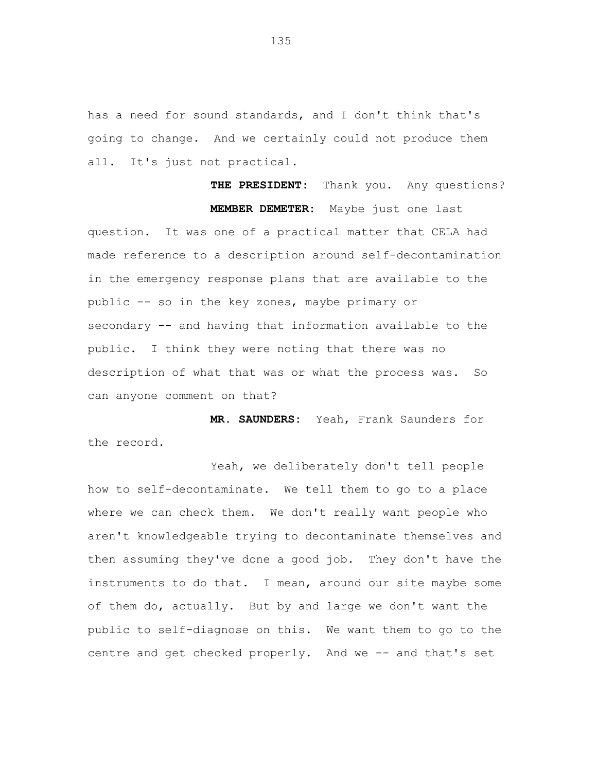has a need for sound standards, and I don't think that's going to change. And we certainly could not produce them all. It's just not practical.

**THE PRESIDENT:** Thank you. Any questions?

**MEMBER DEMETER:** Maybe just one last question. It was one of a practical matter that CELA had made reference to a description around self-decontamination in the emergency response plans that are available to the public -- so in the key zones, maybe primary or secondary -- and having that information available to the public. I think they were noting that there was no description of what that was or what the process was. So can anyone comment on that?

**MR. SAUNDERS:** Yeah, Frank Saunders for the record.

Yeah, we deliberately don't tell people how to self-decontaminate. We tell them to go to a place where we can check them. We don't really want people who aren't knowledgeable trying to decontaminate themselves and then assuming they've done a good job. They don't have the instruments to do that. I mean, around our site maybe some of them do, actually. But by and large we don't want the public to self-diagnose on this. We want them to go to the centre and get checked properly. And we -- and that's set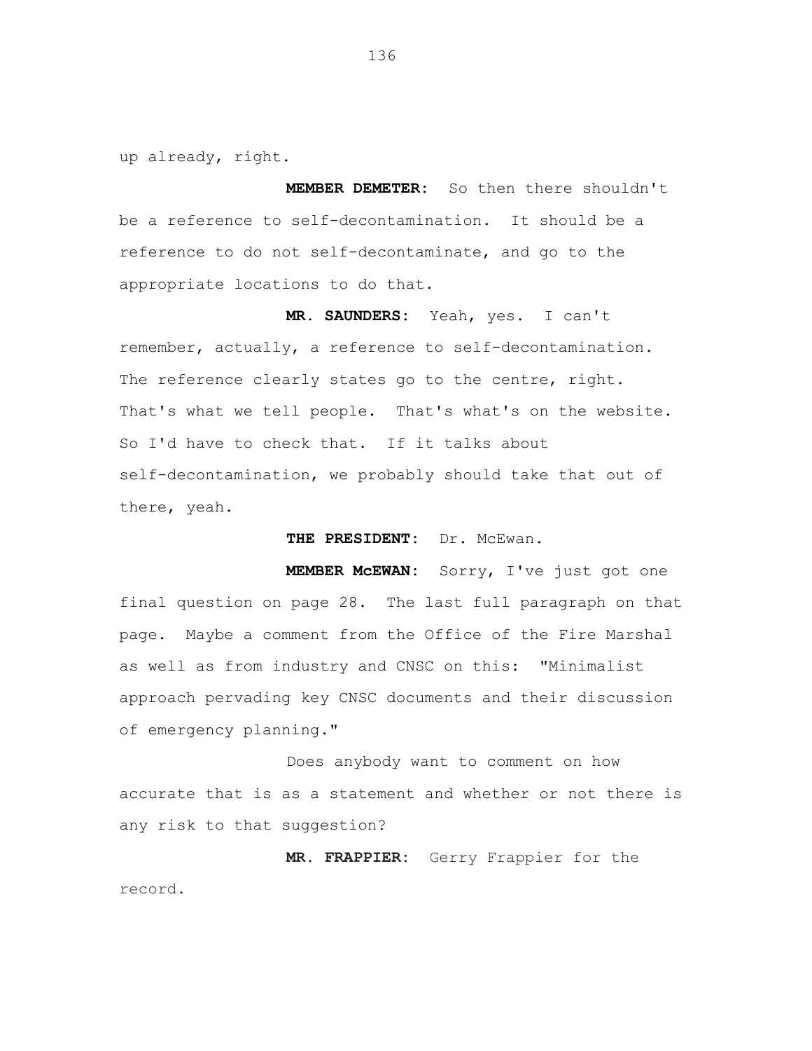up already, right.

**MEMBER DEMETER:** So then there shouldn't be a reference to self-decontamination. It should be a reference to do not self-decontaminate, and go to the appropriate locations to do that.

**MR. SAUNDERS:** Yeah, yes. I can't remember, actually, a reference to self-decontamination. The reference clearly states go to the centre, right. That's what we tell people. That's what's on the website. So I'd have to check that. If it talks about self-decontamination, we probably should take that out of there, yeah.

**THE PRESIDENT:** Dr. McEwan.

**MEMBER McEWAN:** Sorry, I've just got one final question on page 28. The last full paragraph on that page. Maybe a comment from the Office of the Fire Marshal as well as from industry and CNSC on this: "Minimalist approach pervading key CNSC documents and their discussion of emergency planning."

Does anybody want to comment on how accurate that is as a statement and whether or not there is any risk to that suggestion?

**MR. FRAPPIER:** Gerry Frappier for the record.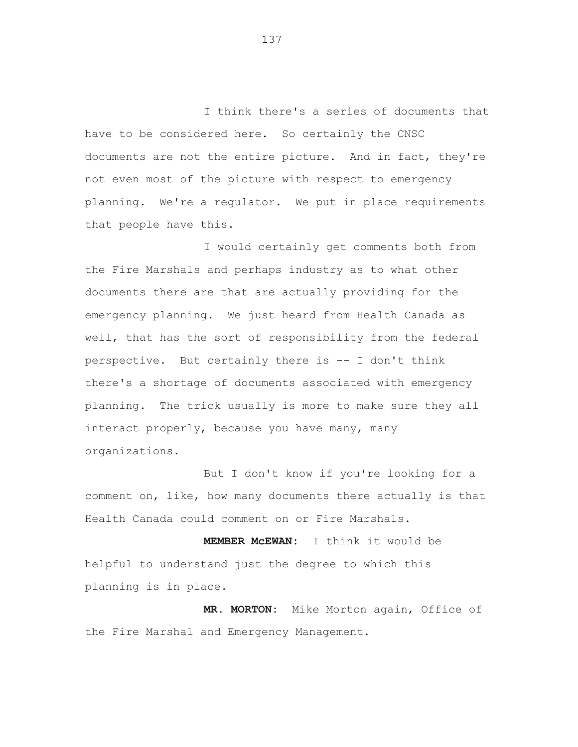I think there's a series of documents that have to be considered here. So certainly the CNSC documents are not the entire picture. And in fact, they're not even most of the picture with respect to emergency planning. We're a regulator. We put in place requirements that people have this.

I would certainly get comments both from the Fire Marshals and perhaps industry as to what other documents there are that are actually providing for the emergency planning. We just heard from Health Canada as well, that has the sort of responsibility from the federal perspective. But certainly there is -- I don't think there's a shortage of documents associated with emergency planning. The trick usually is more to make sure they all interact properly, because you have many, many organizations.

But I don't know if you're looking for a comment on, like, how many documents there actually is that Health Canada could comment on or Fire Marshals.

**MEMBER McEWAN:** I think it would be helpful to understand just the degree to which this planning is in place.

**MR. MORTON:** Mike Morton again, Office of the Fire Marshal and Emergency Management.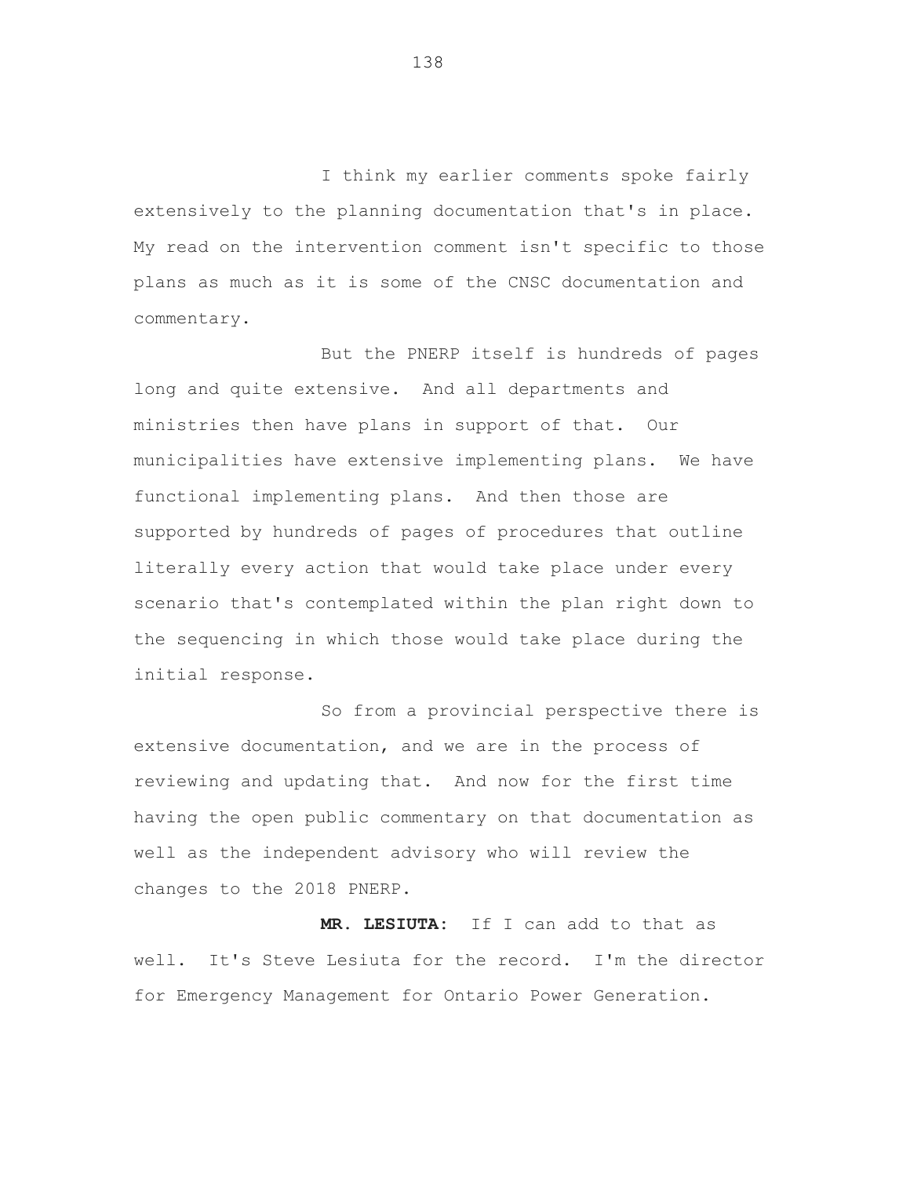I think my earlier comments spoke fairly extensively to the planning documentation that's in place. My read on the intervention comment isn't specific to those plans as much as it is some of the CNSC documentation and commentary.

But the PNERP itself is hundreds of pages long and quite extensive. And all departments and ministries then have plans in support of that. Our municipalities have extensive implementing plans. We have functional implementing plans. And then those are supported by hundreds of pages of procedures that outline literally every action that would take place under every scenario that's contemplated within the plan right down to the sequencing in which those would take place during the initial response.

So from a provincial perspective there is extensive documentation, and we are in the process of reviewing and updating that. And now for the first time having the open public commentary on that documentation as well as the independent advisory who will review the changes to the 2018 PNERP.

**MR. LESIUTA:** If I can add to that as well. It's Steve Lesiuta for the record. I'm the director for Emergency Management for Ontario Power Generation.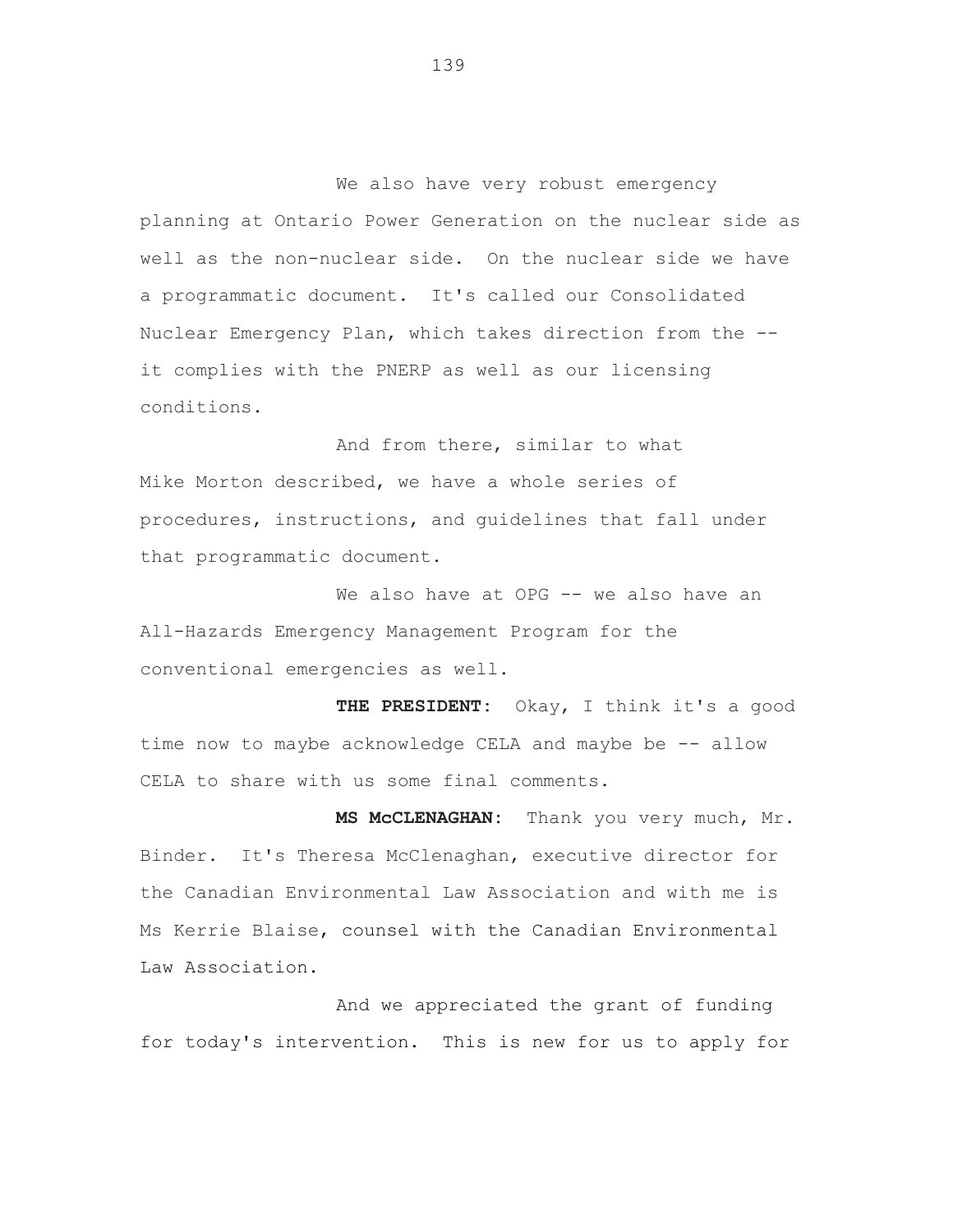We also have very robust emergency planning at Ontario Power Generation on the nuclear side as well as the non-nuclear side. On the nuclear side we have a programmatic document. It's called our Consolidated Nuclear Emergency Plan, which takes direction from the -- it complies with the PNERP as well as our licensing conditions.

And from there, similar to what Mike Morton described, we have a whole series of procedures, instructions, and guidelines that fall under that programmatic document.

We also have at OPG -- we also have an All-Hazards Emergency Management Program for the conventional emergencies as well.

**THE PRESIDENT:** Okay, I think it's a good time now to maybe acknowledge CELA and maybe be -- allow CELA to share with us some final comments.

**MS McCLENAGHAN:** Thank you very much, Mr. Binder. It's Theresa McClenaghan, executive director for the Canadian Environmental Law Association and with me is Ms Kerrie Blaise, counsel with the Canadian Environmental Law Association.

And we appreciated the grant of funding for today's intervention. This is new for us to apply for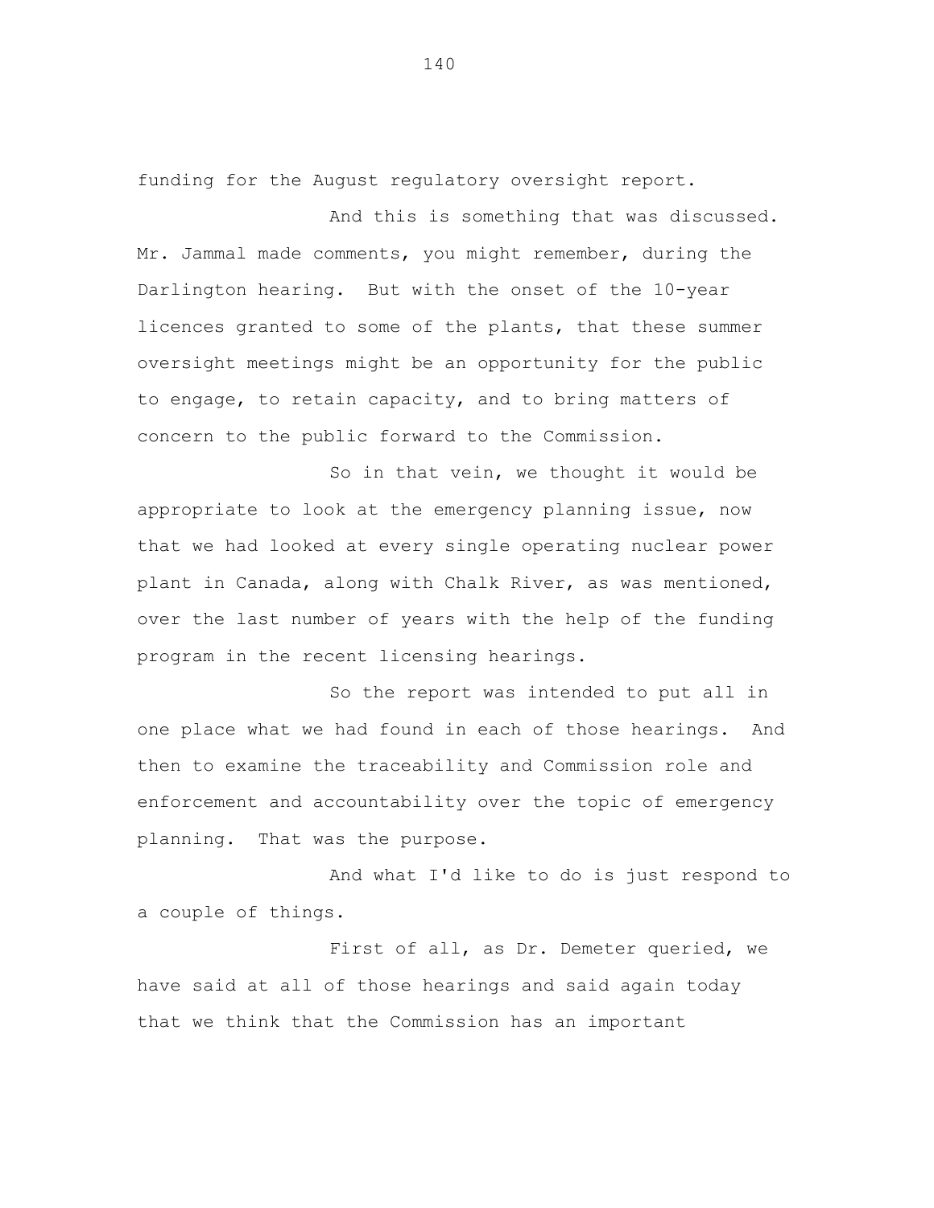funding for the August regulatory oversight report.

And this is something that was discussed. Mr. Jammal made comments, you might remember, during the Darlington hearing. But with the onset of the 10-year licences granted to some of the plants, that these summer oversight meetings might be an opportunity for the public to engage, to retain capacity, and to bring matters of concern to the public forward to the Commission.

So in that vein, we thought it would be appropriate to look at the emergency planning issue, now that we had looked at every single operating nuclear power plant in Canada, along with Chalk River, as was mentioned, over the last number of years with the help of the funding program in the recent licensing hearings.

So the report was intended to put all in one place what we had found in each of those hearings. And then to examine the traceability and Commission role and enforcement and accountability over the topic of emergency planning. That was the purpose.

And what I'd like to do is just respond to a couple of things.

First of all, as Dr. Demeter queried, we have said at all of those hearings and said again today that we think that the Commission has an important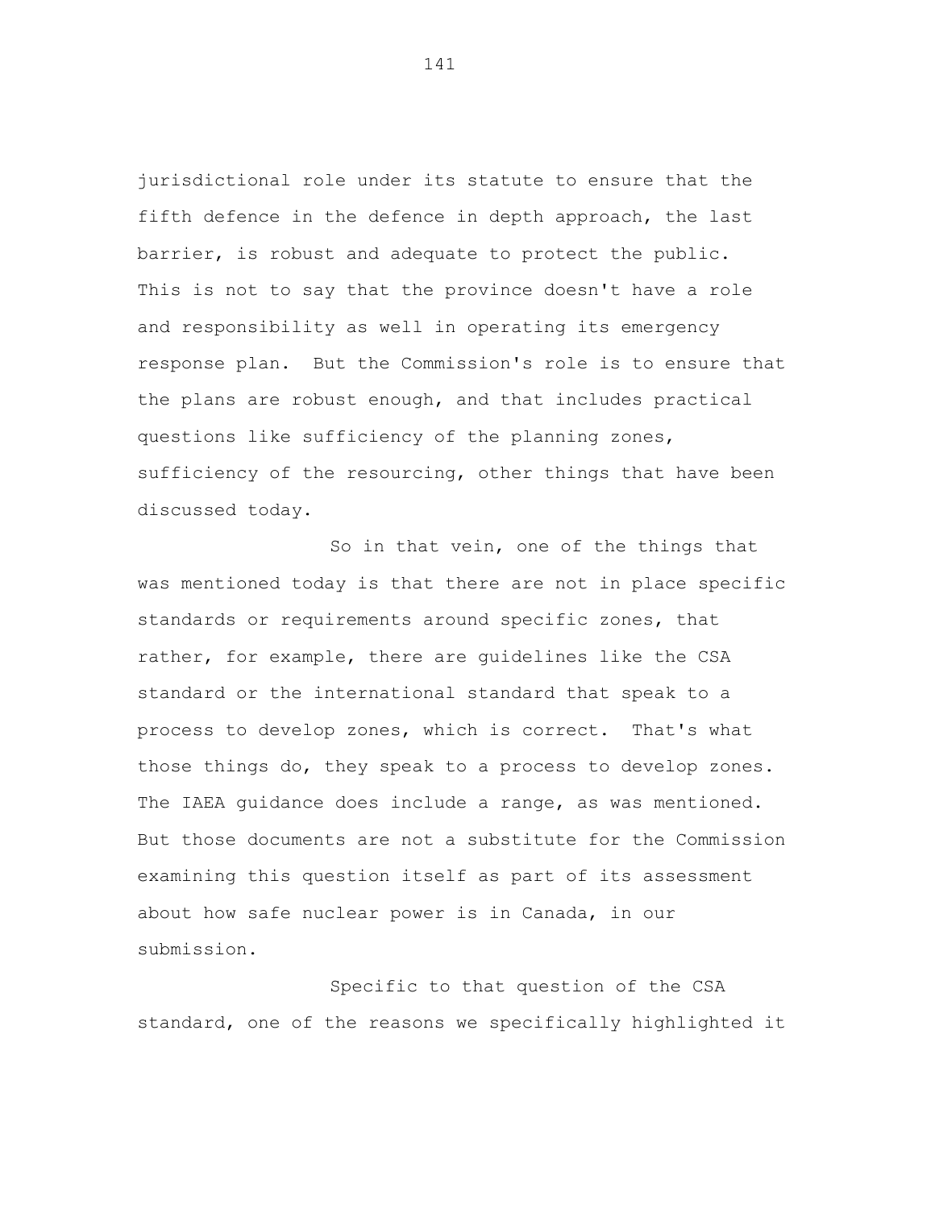jurisdictional role under its statute to ensure that the fifth defence in the defence in depth approach, the last barrier, is robust and adequate to protect the public. This is not to say that the province doesn't have a role and responsibility as well in operating its emergency response plan. But the Commission's role is to ensure that the plans are robust enough, and that includes practical questions like sufficiency of the planning zones, sufficiency of the resourcing, other things that have been discussed today.

So in that vein, one of the things that was mentioned today is that there are not in place specific standards or requirements around specific zones, that rather, for example, there are guidelines like the CSA standard or the international standard that speak to a process to develop zones, which is correct. That's what those things do, they speak to a process to develop zones. The IAEA guidance does include a range, as was mentioned. But those documents are not a substitute for the Commission examining this question itself as part of its assessment about how safe nuclear power is in Canada, in our submission.

Specific to that question of the CSA standard, one of the reasons we specifically highlighted it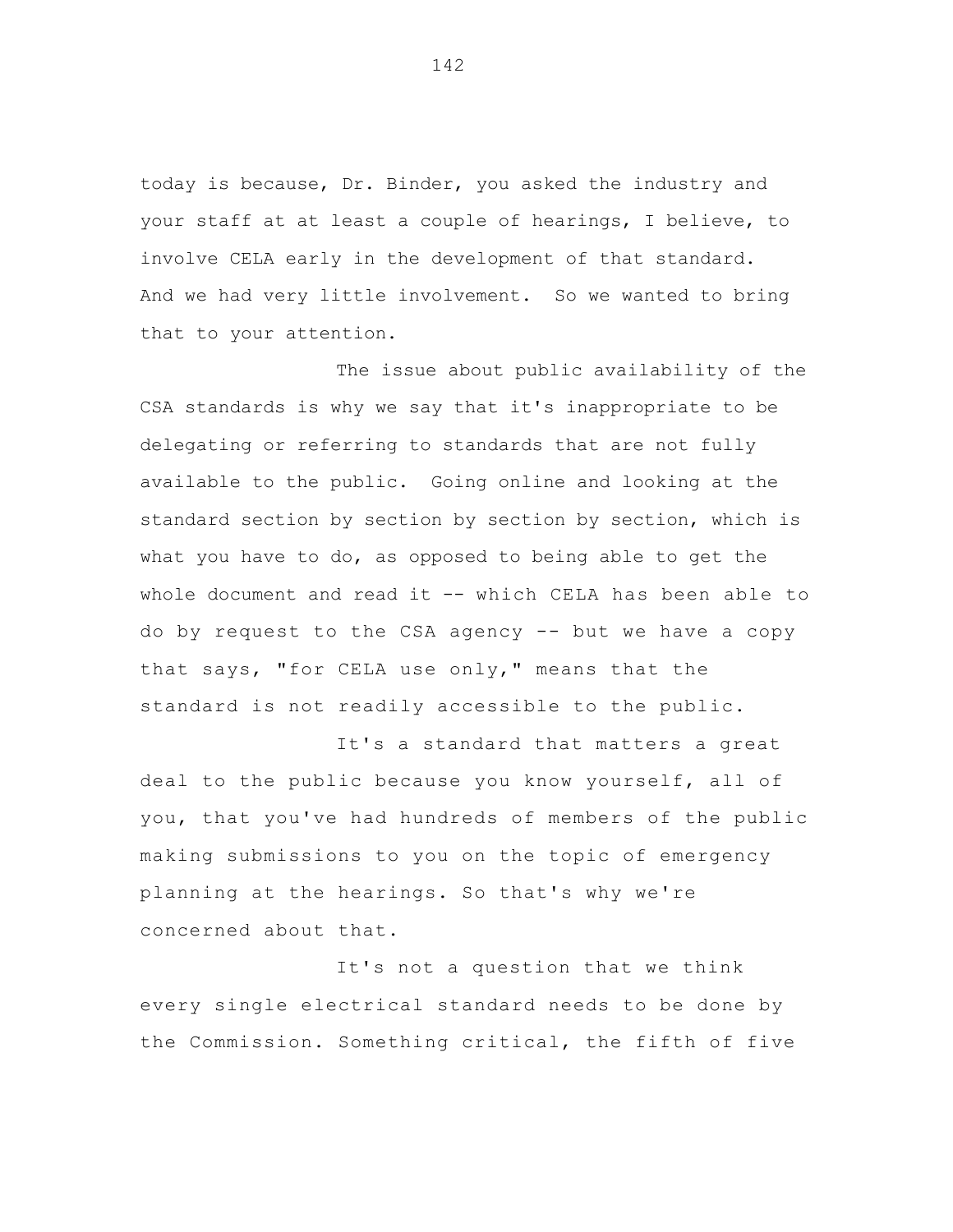today is because, Dr. Binder, you asked the industry and your staff at at least a couple of hearings, I believe, to involve CELA early in the development of that standard. And we had very little involvement. So we wanted to bring that to your attention.

The issue about public availability of the CSA standards is why we say that it's inappropriate to be delegating or referring to standards that are not fully available to the public. Going online and looking at the standard section by section by section by section, which is what you have to do, as opposed to being able to get the whole document and read it -- which CELA has been able to do by request to the CSA agency -- but we have a copy that says, "for CELA use only," means that the standard is not readily accessible to the public.

It's a standard that matters a great deal to the public because you know yourself, all of you, that you've had hundreds of members of the public making submissions to you on the topic of emergency planning at the hearings. So that's why we're concerned about that.

It's not a question that we think every single electrical standard needs to be done by the Commission. Something critical, the fifth of five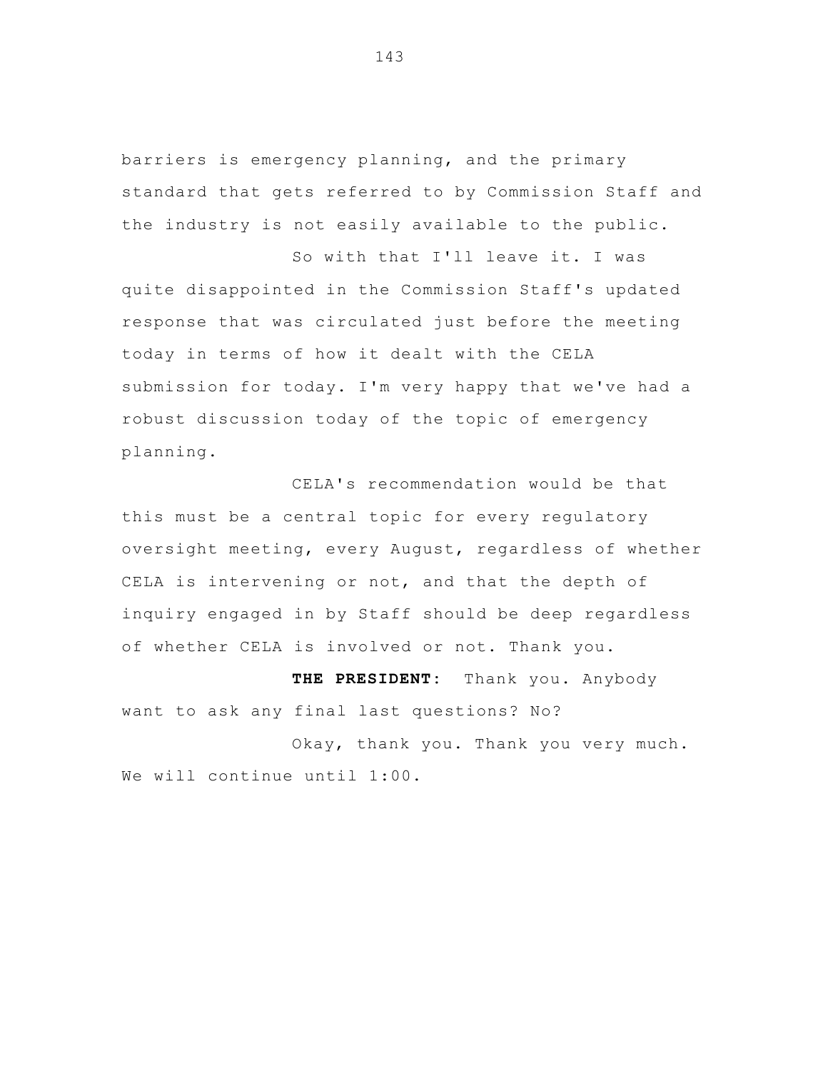barriers is emergency planning, and the primary standard that gets referred to by Commission Staff and the industry is not easily available to the public.

So with that I'll leave it. I was quite disappointed in the Commission Staff's updated response that was circulated just before the meeting today in terms of how it dealt with the CELA submission for today. I'm very happy that we've had a robust discussion today of the topic of emergency planning.

CELA's recommendation would be that this must be a central topic for every regulatory oversight meeting, every August, regardless of whether CELA is intervening or not, and that the depth of inquiry engaged in by Staff should be deep regardless of whether CELA is involved or not. Thank you.

**THE PRESIDENT:** Thank you. Anybody want to ask any final last questions? No?

Okay, thank you. Thank you very much. We will continue until 1:00.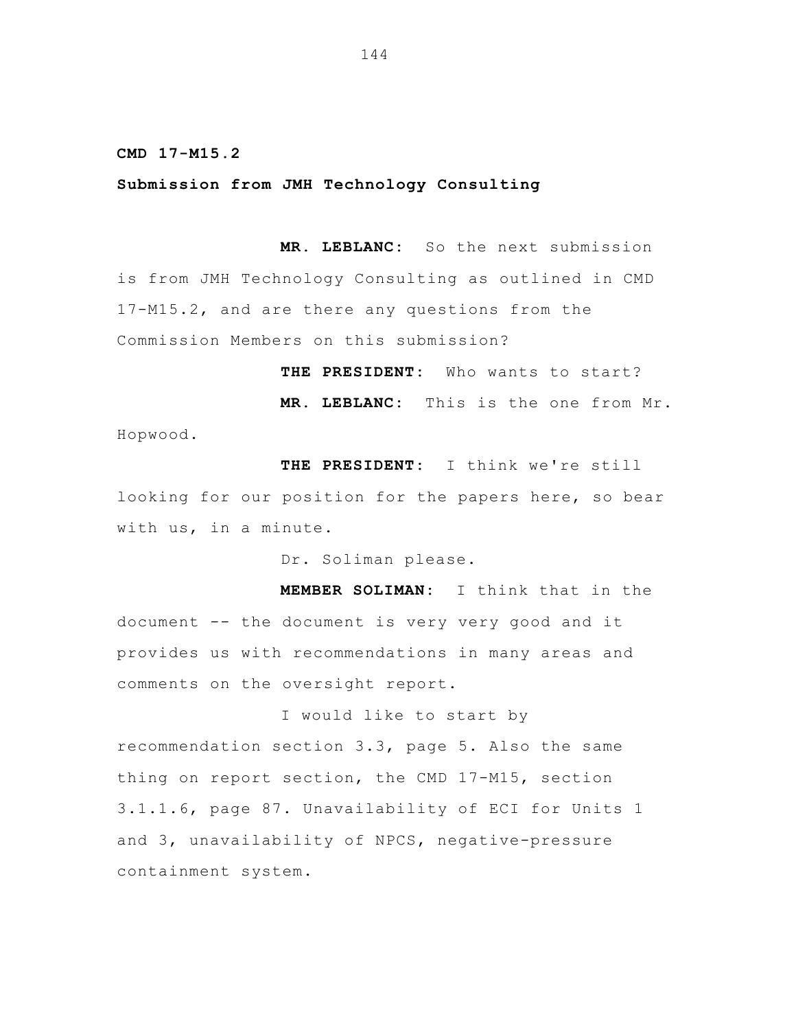**CMD 17-M15.2**

**Submission from JMH Technology Consulting**

**MR. LEBLANC:** So the next submission is from JMH Technology Consulting as outlined in CMD 17-M15.2, and are there any questions from the Commission Members on this submission?

**THE PRESIDENT:** Who wants to start?

**MR. LEBLANC:** This is the one from Mr. Hopwood.

**THE PRESIDENT:** I think we're still looking for our position for the papers here, so bear with us, in a minute.

Dr. Soliman please.

**MEMBER SOLIMAN:** I think that in the document -- the document is very very good and it provides us with recommendations in many areas and comments on the oversight report.

I would like to start by recommendation section 3.3, page 5. Also the same thing on report section, the CMD 17-M15, section 3.1.1.6, page 87. Unavailability of ECI for Units 1 and 3, unavailability of NPCS, negative-pressure containment system.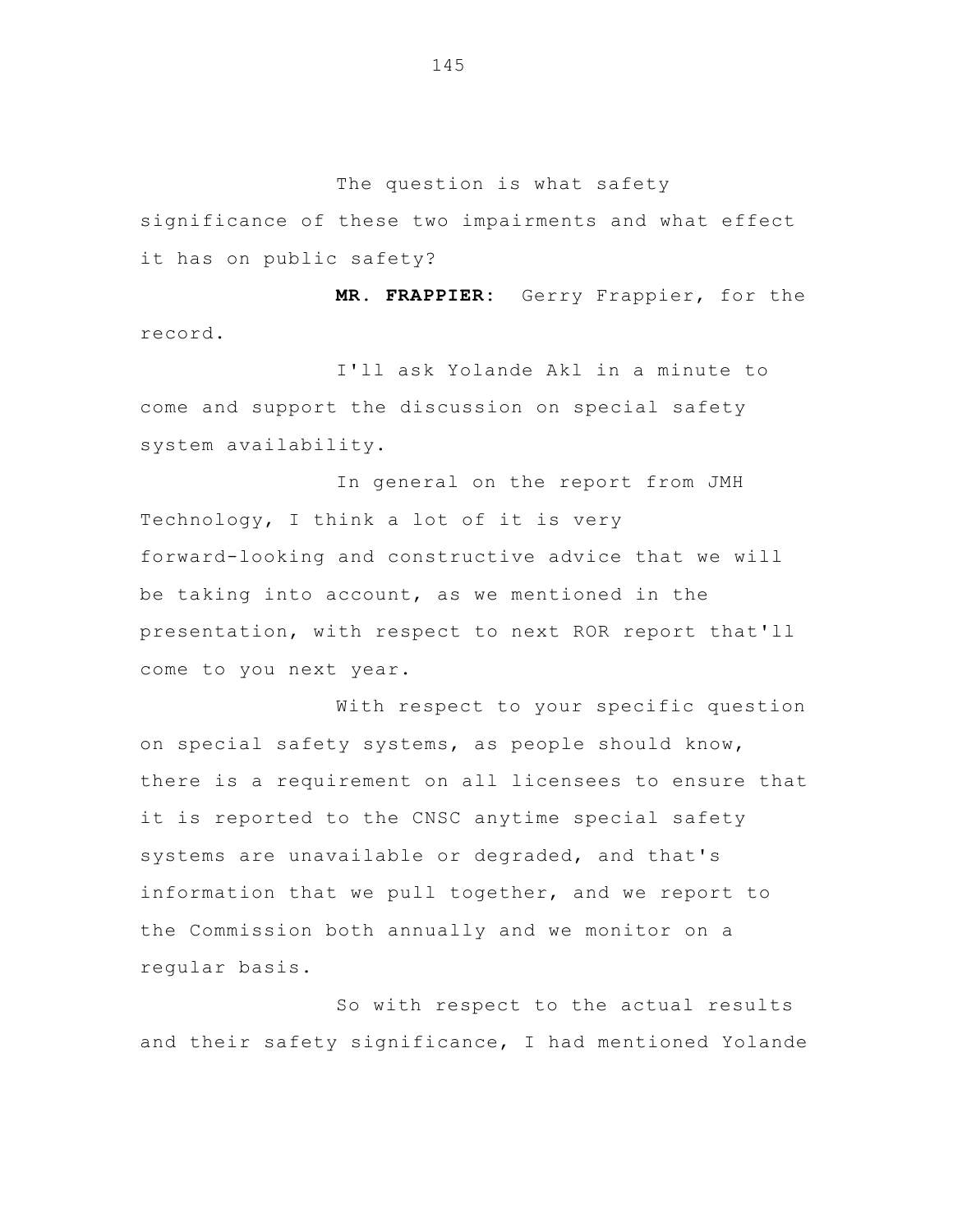The question is what safety significance of these two impairments and what effect it has on public safety?

**MR. FRAPPIER:** Gerry Frappier, for the record.

I'll ask Yolande Akl in a minute to come and support the discussion on special safety system availability.

In general on the report from JMH Technology, I think a lot of it is very forward-looking and constructive advice that we will be taking into account, as we mentioned in the presentation, with respect to next ROR report that'll come to you next year.

With respect to your specific question on special safety systems, as people should know, there is a requirement on all licensees to ensure that it is reported to the CNSC anytime special safety systems are unavailable or degraded, and that's information that we pull together, and we report to the Commission both annually and we monitor on a regular basis.

So with respect to the actual results and their safety significance, I had mentioned Yolande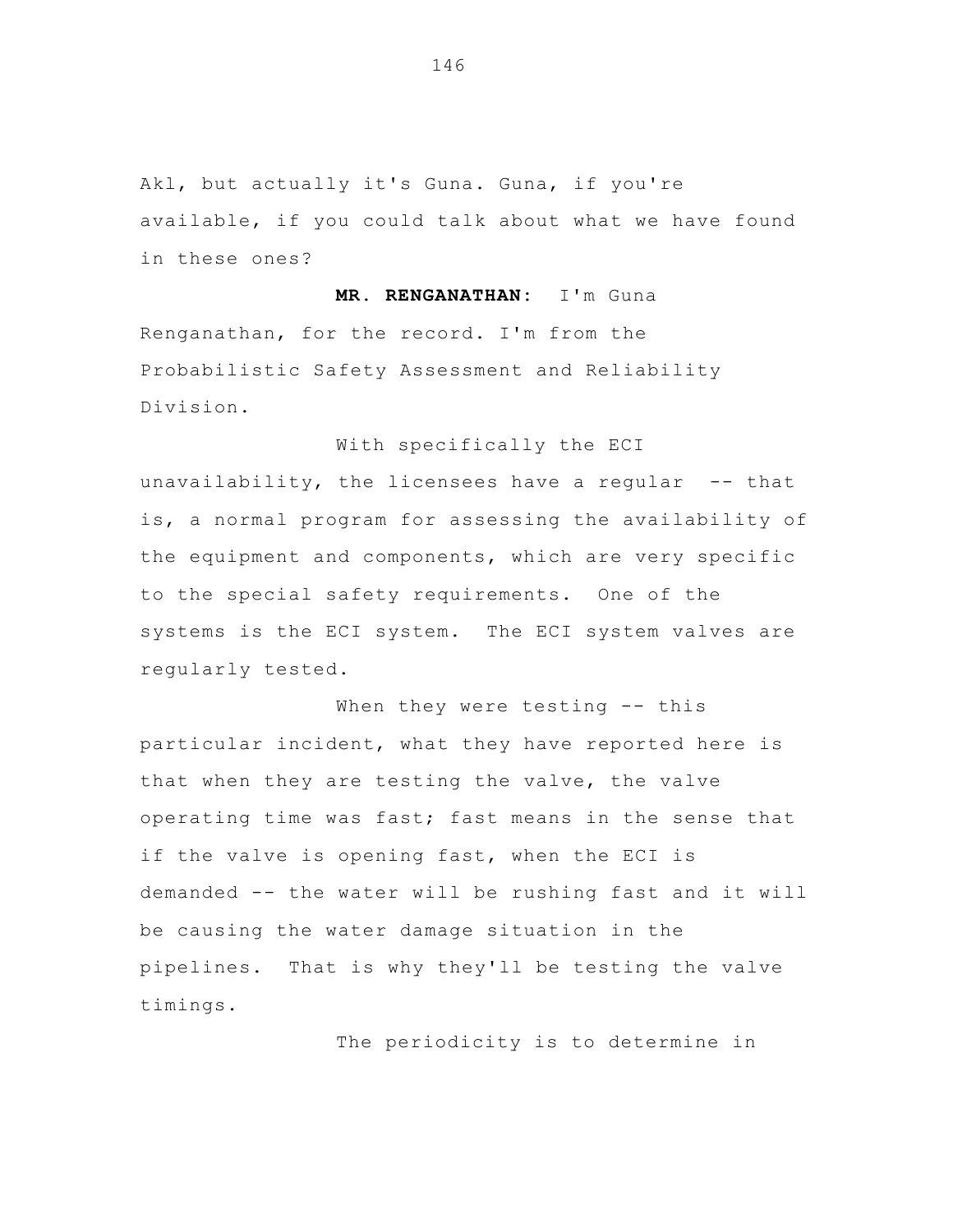Akl, but actually it's Guna. Guna, if you're available, if you could talk about what we have found in these ones?

**MR. RENGANATHAN:** I'm Guna Renganathan, for the record. I'm from the Probabilistic Safety Assessment and Reliability Division.

With specifically the ECI unavailability, the licensees have a regular -- that is, a normal program for assessing the availability of the equipment and components, which are very specific to the special safety requirements. One of the systems is the ECI system. The ECI system valves are regularly tested.

When they were testing -- this particular incident, what they have reported here is that when they are testing the valve, the valve operating time was fast; fast means in the sense that if the valve is opening fast, when the ECI is demanded -- the water will be rushing fast and it will be causing the water damage situation in the pipelines. That is why they'll be testing the valve timings.

The periodicity is to determine in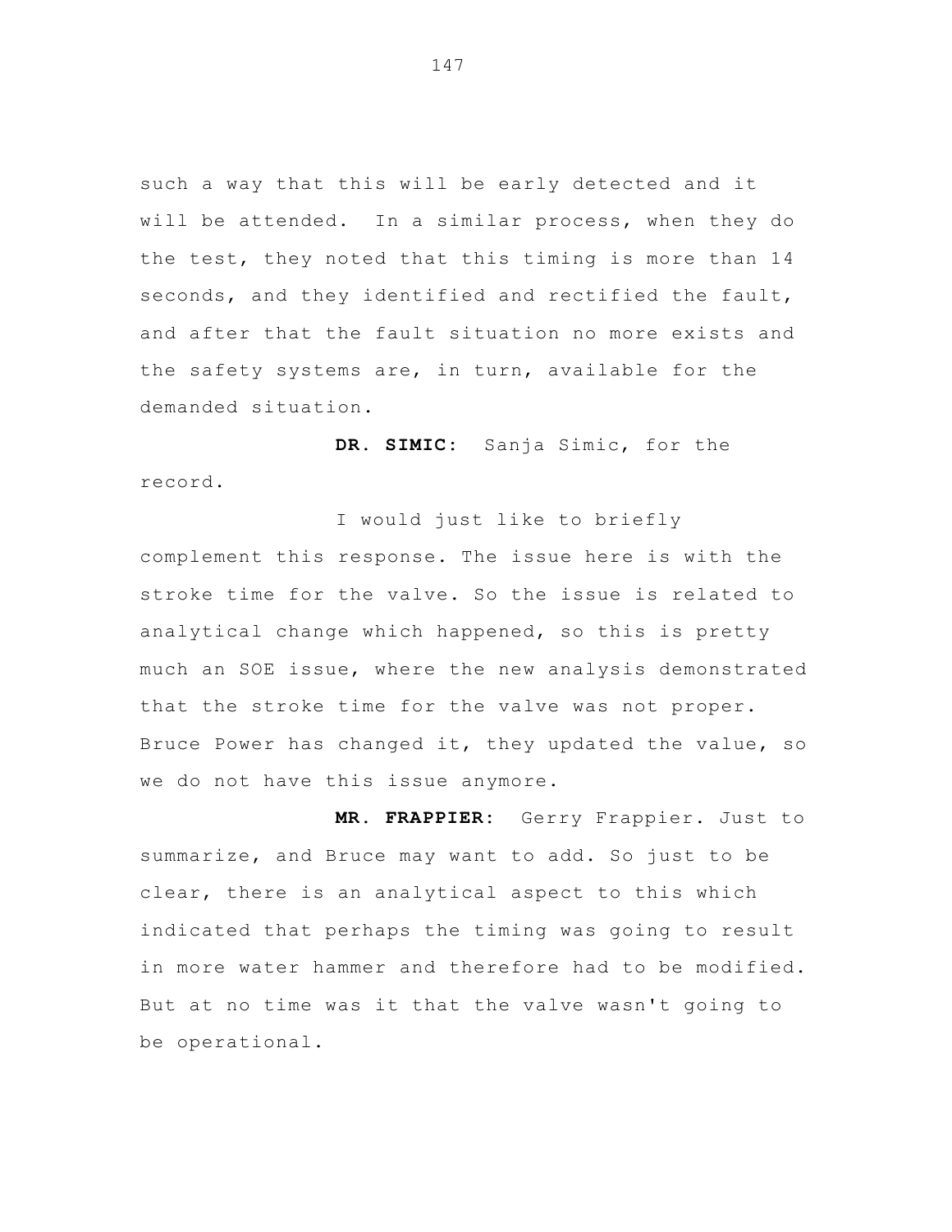such a way that this will be early detected and it will be attended. In a similar process, when they do the test, they noted that this timing is more than 14 seconds, and they identified and rectified the fault, and after that the fault situation no more exists and the safety systems are, in turn, available for the demanded situation.

**DR. SIMIC:** Sanja Simic, for the record.

I would just like to briefly complement this response. The issue here is with the stroke time for the valve. So the issue is related to analytical change which happened, so this is pretty much an SOE issue, where the new analysis demonstrated that the stroke time for the valve was not proper. Bruce Power has changed it, they updated the value, so we do not have this issue anymore.

**MR. FRAPPIER:** Gerry Frappier. Just to summarize, and Bruce may want to add. So just to be clear, there is an analytical aspect to this which indicated that perhaps the timing was going to result in more water hammer and therefore had to be modified. But at no time was it that the valve wasn't going to be operational.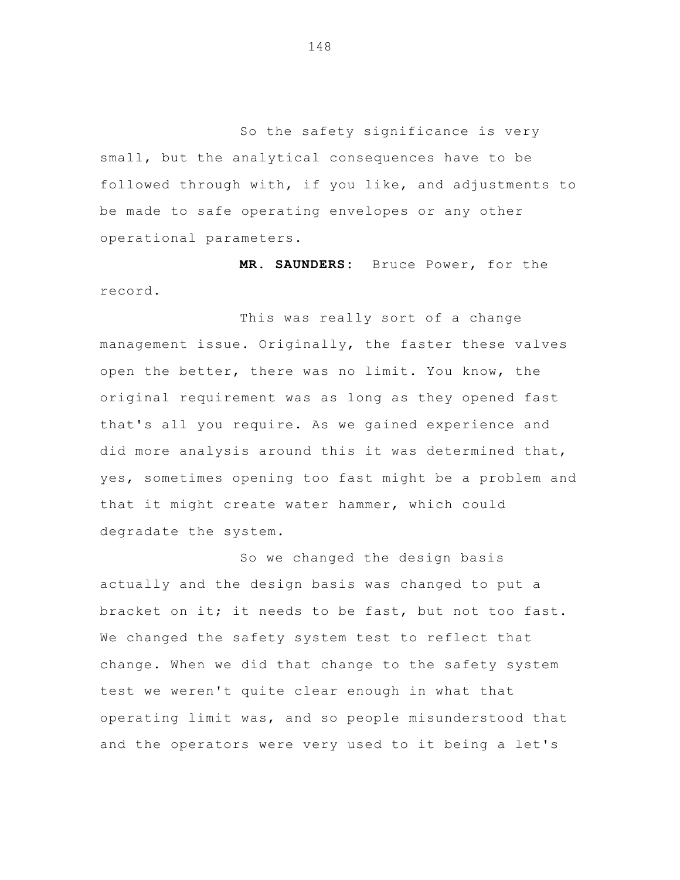So the safety significance is very small, but the analytical consequences have to be followed through with, if you like, and adjustments to be made to safe operating envelopes or any other operational parameters.

**MR. SAUNDERS:** Bruce Power, for the record.

This was really sort of a change management issue. Originally, the faster these valves open the better, there was no limit. You know, the original requirement was as long as they opened fast that's all you require. As we gained experience and did more analysis around this it was determined that, yes, sometimes opening too fast might be a problem and that it might create water hammer, which could degradate the system.

So we changed the design basis actually and the design basis was changed to put a bracket on it; it needs to be fast, but not too fast. We changed the safety system test to reflect that change. When we did that change to the safety system test we weren't quite clear enough in what that operating limit was, and so people misunderstood that and the operators were very used to it being a let's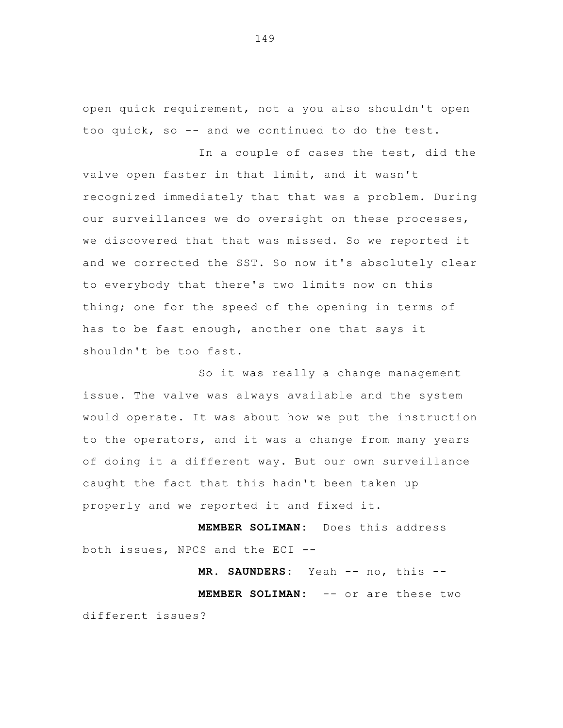open quick requirement, not a you also shouldn't open too quick, so -- and we continued to do the test.

In a couple of cases the test, did the valve open faster in that limit, and it wasn't recognized immediately that that was a problem. During our surveillances we do oversight on these processes, we discovered that that was missed. So we reported it and we corrected the SST. So now it's absolutely clear to everybody that there's two limits now on this thing; one for the speed of the opening in terms of has to be fast enough, another one that says it shouldn't be too fast.

So it was really a change management issue. The valve was always available and the system would operate. It was about how we put the instruction to the operators, and it was a change from many years of doing it a different way. But our own surveillance caught the fact that this hadn't been taken up properly and we reported it and fixed it.

**MEMBER SOLIMAN:** Does this address both issues, NPCS and the ECI --

**MR. SAUNDERS:** Yeah -- no, this --

**MEMBER SOLIMAN:** -- or are these two different issues?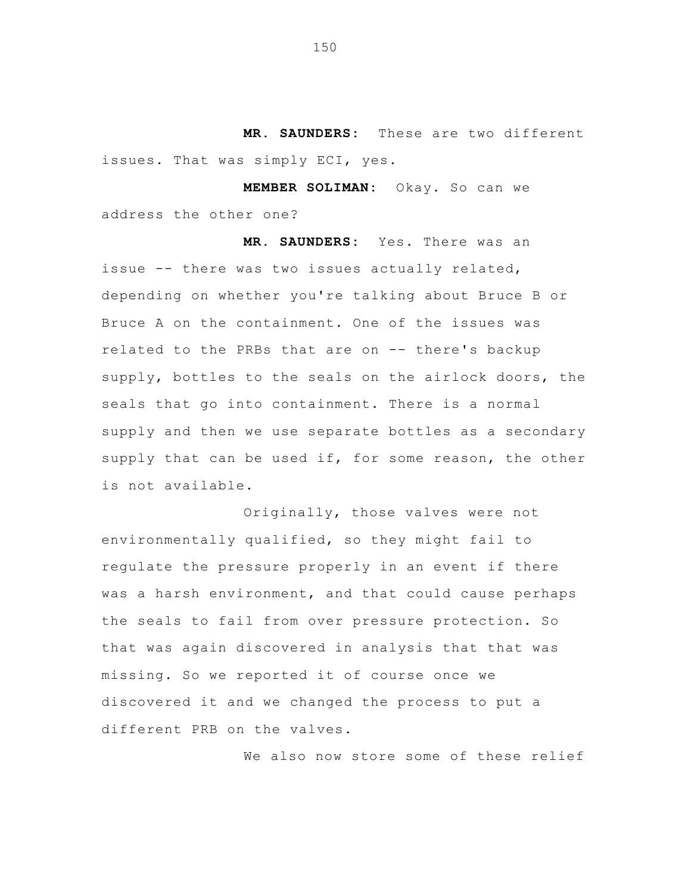**MR. SAUNDERS:** These are two different issues. That was simply ECI, yes.

**MEMBER SOLIMAN:** Okay. So can we address the other one?

**MR. SAUNDERS:** Yes. There was an issue -- there was two issues actually related, depending on whether you're talking about Bruce B or Bruce A on the containment. One of the issues was related to the PRBs that are on -- there's backup supply, bottles to the seals on the airlock doors, the seals that go into containment. There is a normal supply and then we use separate bottles as a secondary supply that can be used if, for some reason, the other is not available.

Originally, those valves were not environmentally qualified, so they might fail to regulate the pressure properly in an event if there was a harsh environment, and that could cause perhaps the seals to fail from over pressure protection. So that was again discovered in analysis that that was missing. So we reported it of course once we discovered it and we changed the process to put a different PRB on the valves.

We also now store some of these relief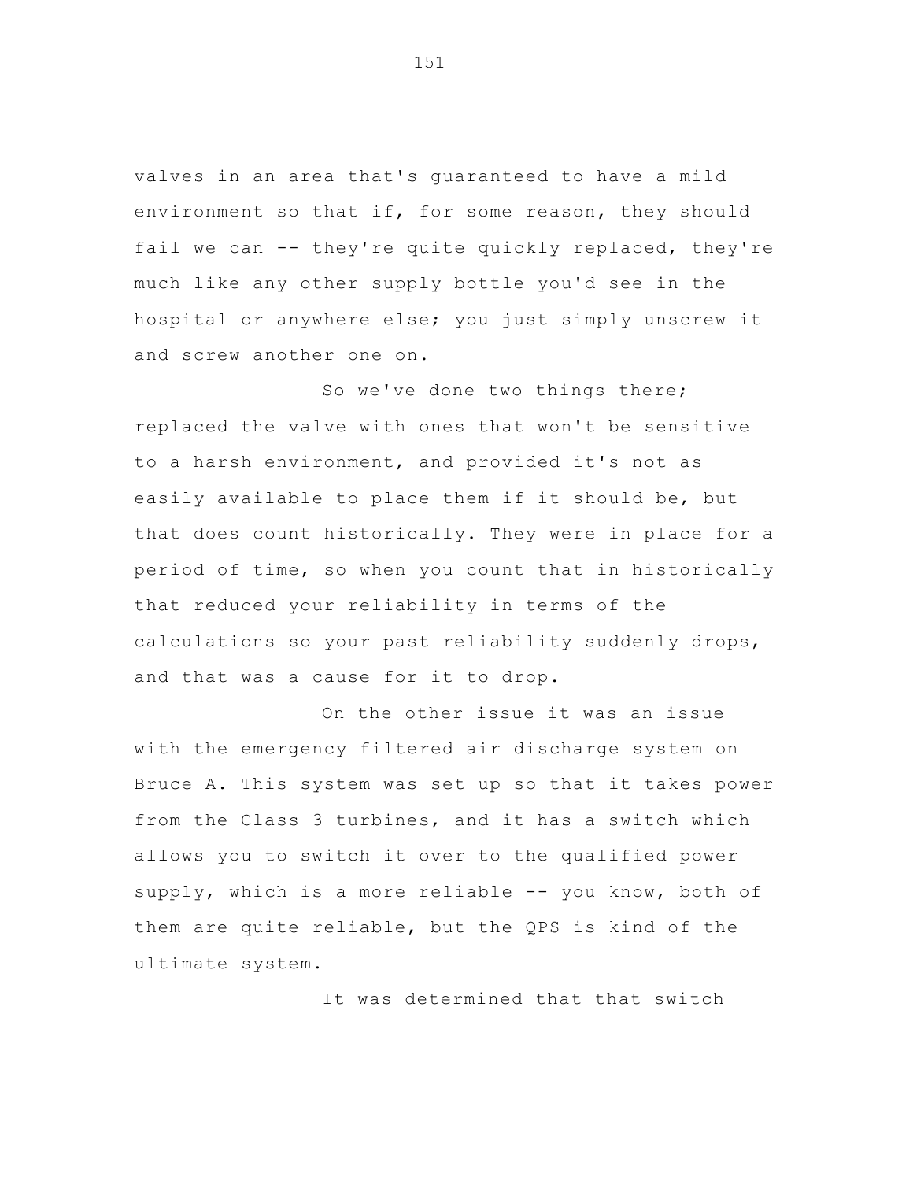valves in an area that's guaranteed to have a mild environment so that if, for some reason, they should fail we can -- they're quite quickly replaced, they're much like any other supply bottle you'd see in the hospital or anywhere else; you just simply unscrew it and screw another one on.

So we've done two things there; replaced the valve with ones that won't be sensitive to a harsh environment, and provided it's not as easily available to place them if it should be, but that does count historically. They were in place for a period of time, so when you count that in historically that reduced your reliability in terms of the calculations so your past reliability suddenly drops, and that was a cause for it to drop.

On the other issue it was an issue with the emergency filtered air discharge system on Bruce A. This system was set up so that it takes power from the Class 3 turbines, and it has a switch which allows you to switch it over to the qualified power supply, which is a more reliable -- you know, both of them are quite reliable, but the QPS is kind of the ultimate system.

It was determined that that switch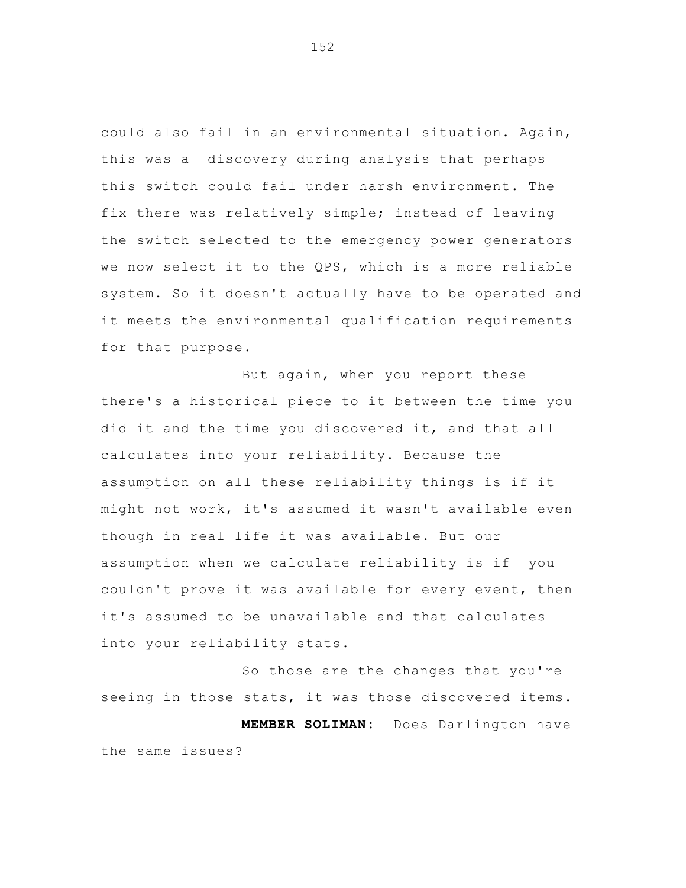could also fail in an environmental situation. Again, this was a discovery during analysis that perhaps this switch could fail under harsh environment. The fix there was relatively simple; instead of leaving the switch selected to the emergency power generators we now select it to the QPS, which is a more reliable system. So it doesn't actually have to be operated and it meets the environmental qualification requirements for that purpose.

But again, when you report these there's a historical piece to it between the time you did it and the time you discovered it, and that all calculates into your reliability. Because the assumption on all these reliability things is if it might not work, it's assumed it wasn't available even though in real life it was available. But our assumption when we calculate reliability is if you couldn't prove it was available for every event, then it's assumed to be unavailable and that calculates into your reliability stats.

So those are the changes that you're seeing in those stats, it was those discovered items.

**MEMBER SOLIMAN:** Does Darlington have the same issues?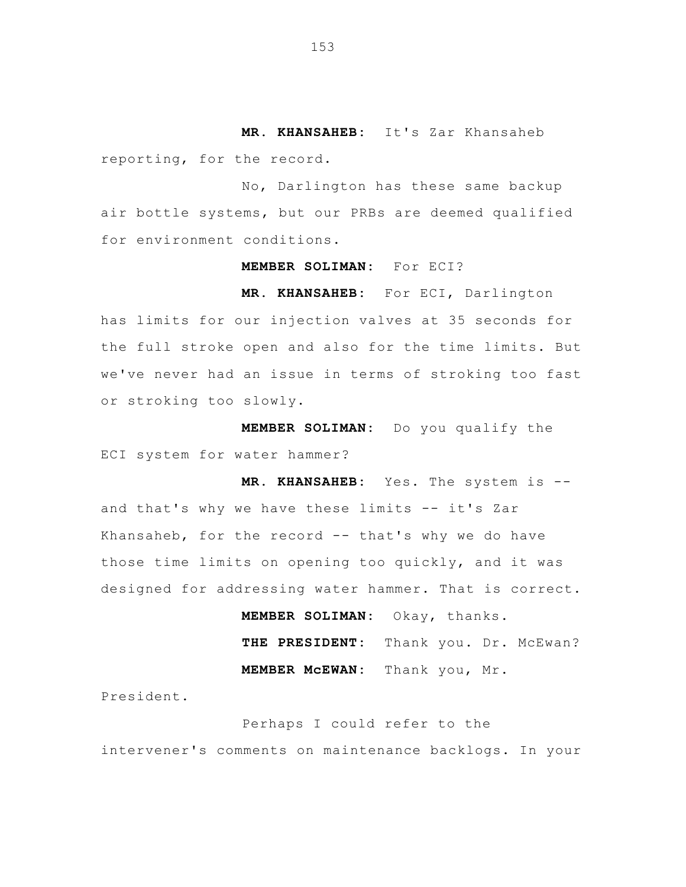**MR. KHANSAHEB:** It's Zar Khansaheb reporting, for the record.

No, Darlington has these same backup air bottle systems, but our PRBs are deemed qualified for environment conditions.

**MEMBER SOLIMAN:** For ECI?

**MR. KHANSAHEB:** For ECI, Darlington has limits for our injection valves at 35 seconds for the full stroke open and also for the time limits. But we've never had an issue in terms of stroking too fast or stroking too slowly.

**MEMBER SOLIMAN:** Do you qualify the ECI system for water hammer?

**MR. KHANSAHEB:** Yes. The system is -- and that's why we have these limits -- it's Zar Khansaheb, for the record -- that's why we do have those time limits on opening too quickly, and it was designed for addressing water hammer. That is correct.

**MEMBER SOLIMAN:** Okay, thanks.

**THE PRESIDENT:** Thank you. Dr. McEwan?

**MEMBER McEWAN:** Thank you, Mr. President.

Perhaps I could refer to the intervener's comments on maintenance backlogs. In your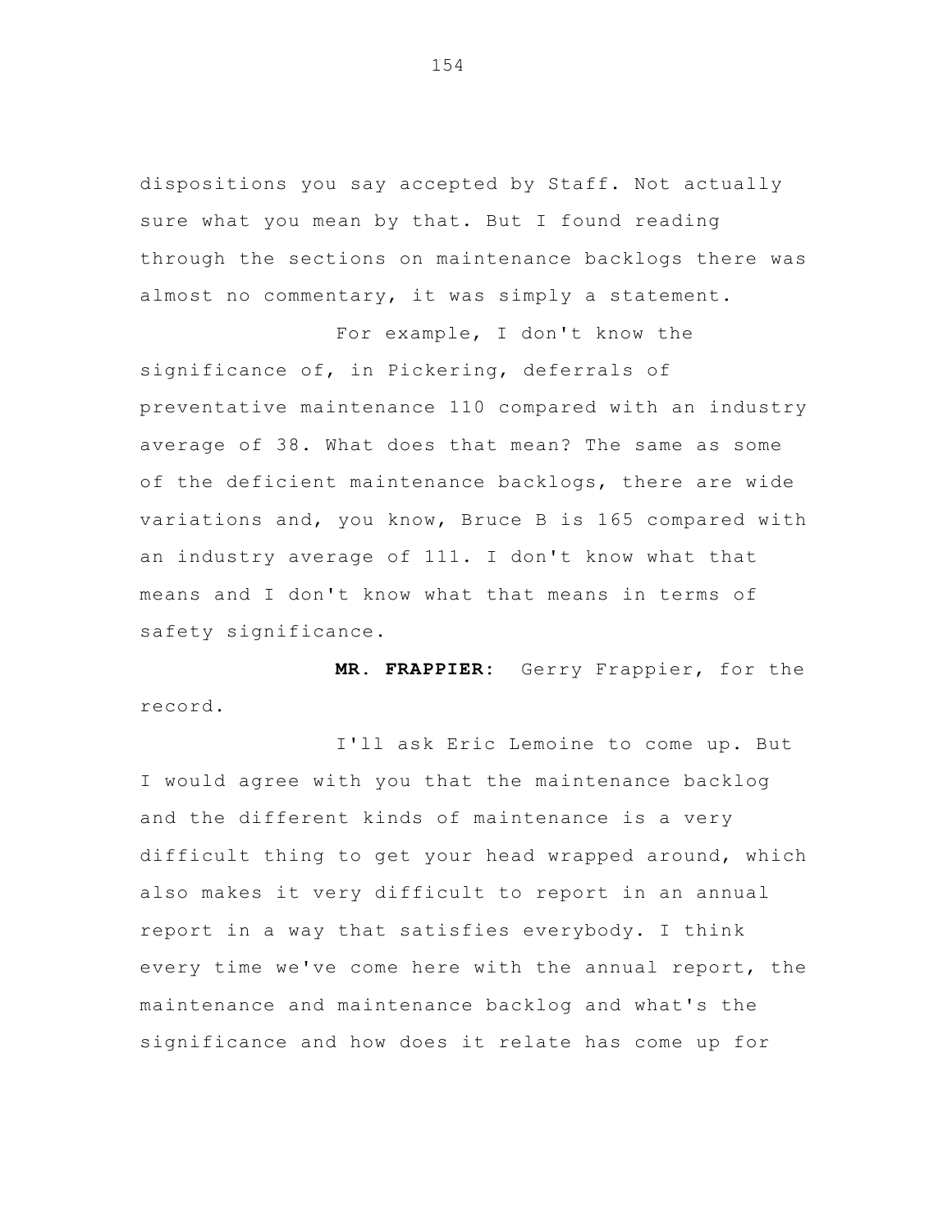dispositions you say accepted by Staff. Not actually sure what you mean by that. But I found reading through the sections on maintenance backlogs there was almost no commentary, it was simply a statement.

For example, I don't know the significance of, in Pickering, deferrals of preventative maintenance 110 compared with an industry average of 38. What does that mean? The same as some of the deficient maintenance backlogs, there are wide variations and, you know, Bruce B is 165 compared with an industry average of 111. I don't know what that means and I don't know what that means in terms of safety significance.

**MR. FRAPPIER:** Gerry Frappier, for the record.

I'll ask Eric Lemoine to come up. But I would agree with you that the maintenance backlog and the different kinds of maintenance is a very difficult thing to get your head wrapped around, which also makes it very difficult to report in an annual report in a way that satisfies everybody. I think every time we've come here with the annual report, the maintenance and maintenance backlog and what's the significance and how does it relate has come up for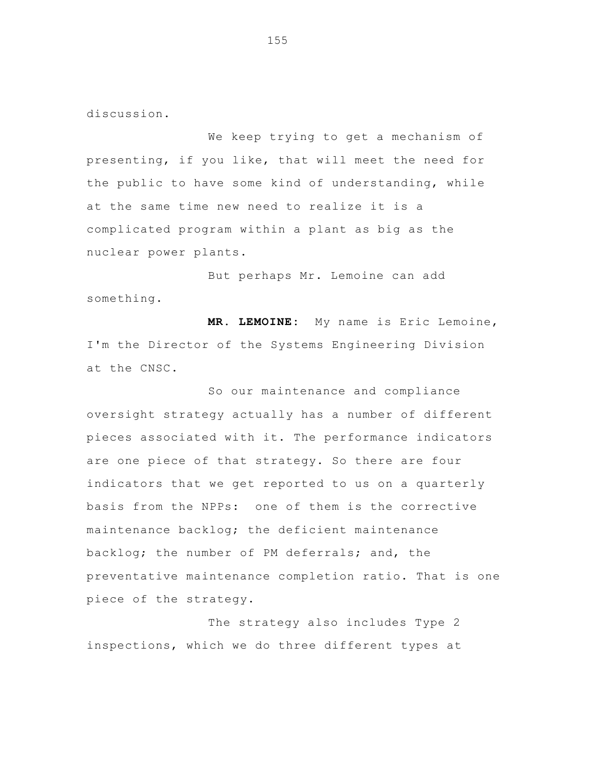discussion.

We keep trying to get a mechanism of presenting, if you like, that will meet the need for the public to have some kind of understanding, while at the same time new need to realize it is a complicated program within a plant as big as the nuclear power plants.

But perhaps Mr. Lemoine can add something.

**MR. LEMOINE:** My name is Eric Lemoine, I'm the Director of the Systems Engineering Division at the CNSC.

So our maintenance and compliance oversight strategy actually has a number of different pieces associated with it. The performance indicators are one piece of that strategy. So there are four indicators that we get reported to us on a quarterly basis from the NPPs: one of them is the corrective maintenance backlog; the deficient maintenance backlog; the number of PM deferrals; and, the preventative maintenance completion ratio. That is one piece of the strategy.

The strategy also includes Type 2 inspections, which we do three different types at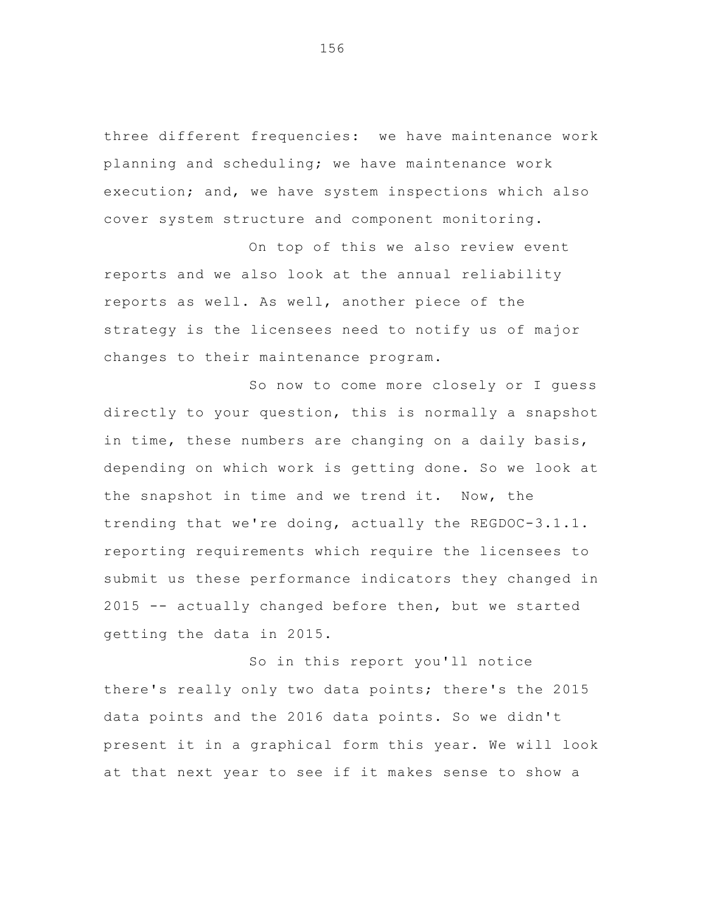three different frequencies: we have maintenance work planning and scheduling; we have maintenance work execution; and, we have system inspections which also cover system structure and component monitoring.

On top of this we also review event reports and we also look at the annual reliability reports as well. As well, another piece of the strategy is the licensees need to notify us of major changes to their maintenance program.

So now to come more closely or I guess directly to your question, this is normally a snapshot in time, these numbers are changing on a daily basis, depending on which work is getting done. So we look at the snapshot in time and we trend it. Now, the trending that we're doing, actually the REGDOC-3.1.1. reporting requirements which require the licensees to submit us these performance indicators they changed in 2015 -- actually changed before then, but we started getting the data in 2015.

So in this report you'll notice there's really only two data points; there's the 2015 data points and the 2016 data points. So we didn't present it in a graphical form this year. We will look at that next year to see if it makes sense to show a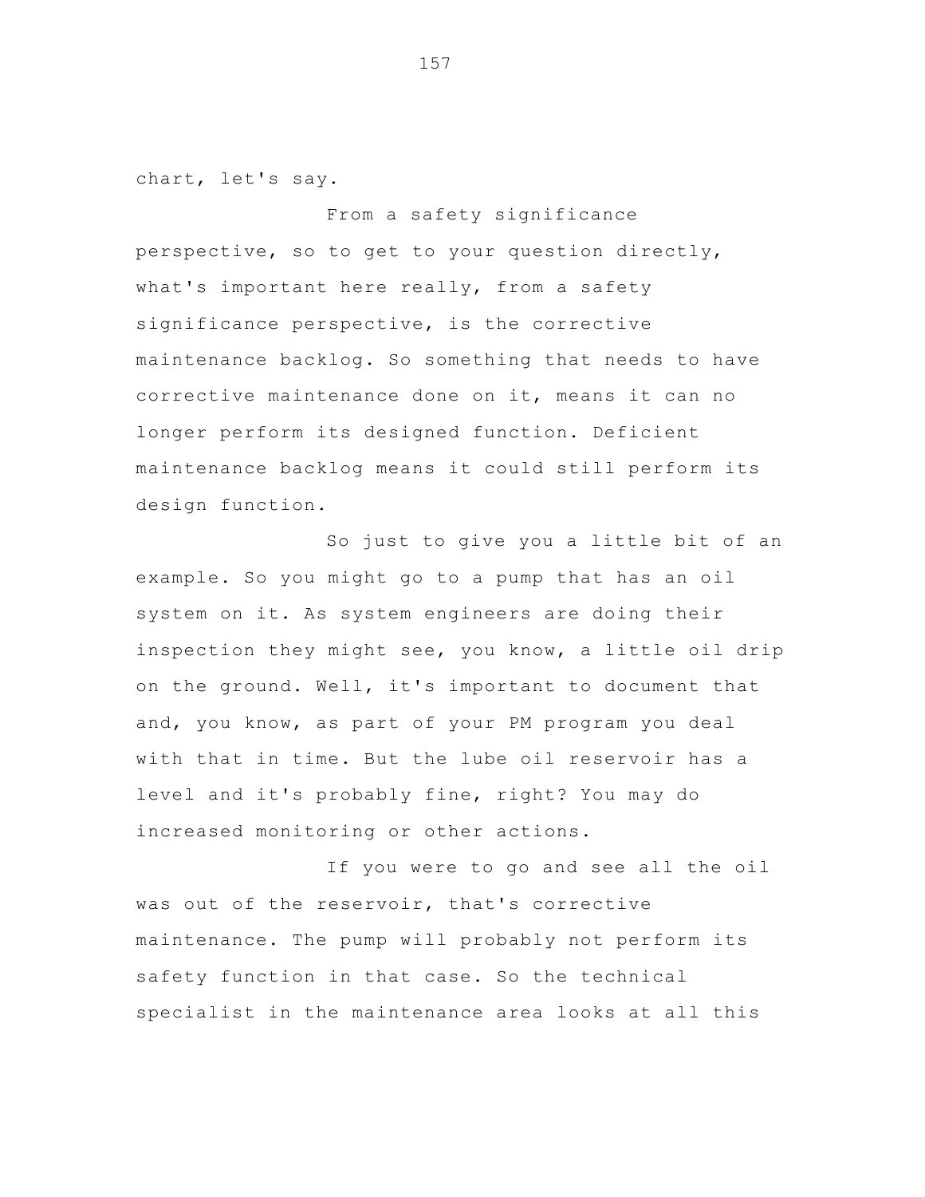chart, let's say.

From a safety significance perspective, so to get to your question directly, what's important here really, from a safety significance perspective, is the corrective maintenance backlog. So something that needs to have corrective maintenance done on it, means it can no longer perform its designed function. Deficient maintenance backlog means it could still perform its design function.

So just to give you a little bit of an example. So you might go to a pump that has an oil system on it. As system engineers are doing their inspection they might see, you know, a little oil drip on the ground. Well, it's important to document that and, you know, as part of your PM program you deal with that in time. But the lube oil reservoir has a level and it's probably fine, right? You may do increased monitoring or other actions.

If you were to go and see all the oil was out of the reservoir, that's corrective maintenance. The pump will probably not perform its safety function in that case. So the technical specialist in the maintenance area looks at all this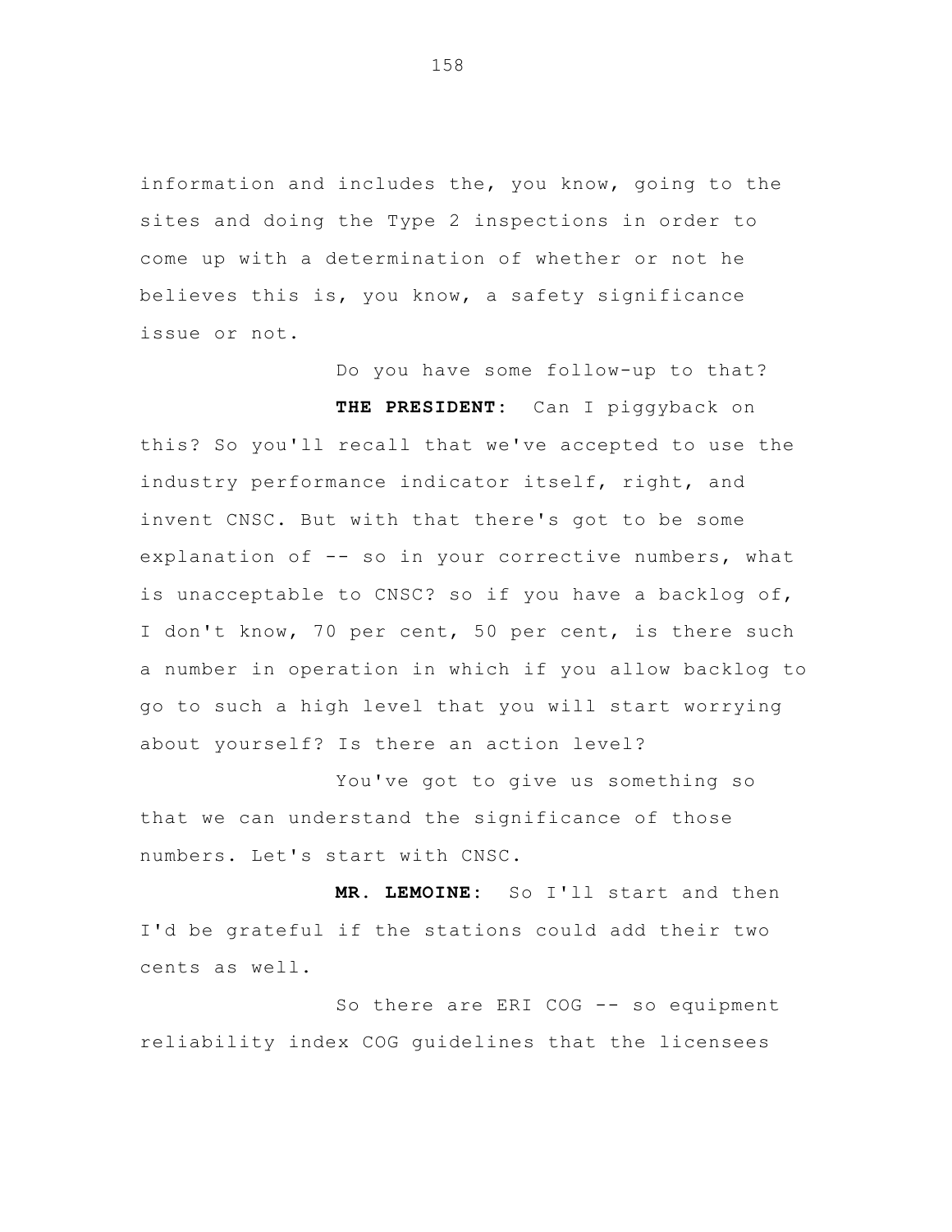information and includes the, you know, going to the sites and doing the Type 2 inspections in order to come up with a determination of whether or not he believes this is, you know, a safety significance issue or not.

Do you have some follow-up to that?

**THE PRESIDENT:** Can I piggyback on this? So you'll recall that we've accepted to use the industry performance indicator itself, right, and invent CNSC. But with that there's got to be some explanation of -- so in your corrective numbers, what is unacceptable to CNSC? so if you have a backlog of, I don't know, 70 per cent, 50 per cent, is there such a number in operation in which if you allow backlog to go to such a high level that you will start worrying about yourself? Is there an action level?

You've got to give us something so that we can understand the significance of those numbers. Let's start with CNSC.

**MR. LEMOINE:** So I'll start and then I'd be grateful if the stations could add their two cents as well.

So there are ERI COG -- so equipment reliability index COG guidelines that the licensees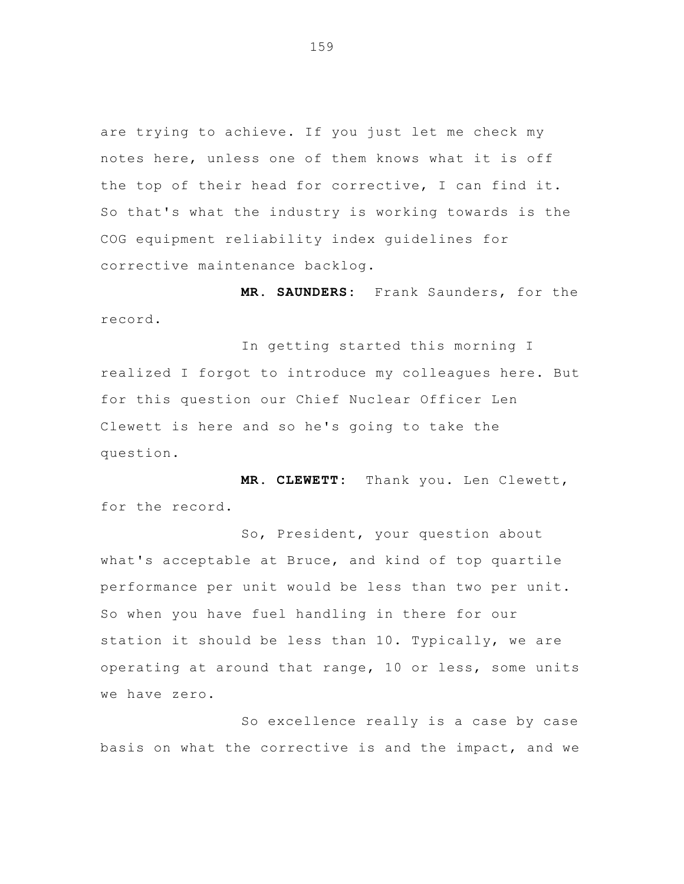are trying to achieve. If you just let me check my notes here, unless one of them knows what it is off the top of their head for corrective, I can find it. So that's what the industry is working towards is the COG equipment reliability index guidelines for corrective maintenance backlog.

**MR. SAUNDERS:** Frank Saunders, for the record.

In getting started this morning I realized I forgot to introduce my colleagues here. But for this question our Chief Nuclear Officer Len Clewett is here and so he's going to take the question.

**MR. CLEWETT:** Thank you. Len Clewett, for the record.

So, President, your question about what's acceptable at Bruce, and kind of top quartile performance per unit would be less than two per unit. So when you have fuel handling in there for our station it should be less than 10. Typically, we are operating at around that range, 10 or less, some units we have zero.

So excellence really is a case by case basis on what the corrective is and the impact, and we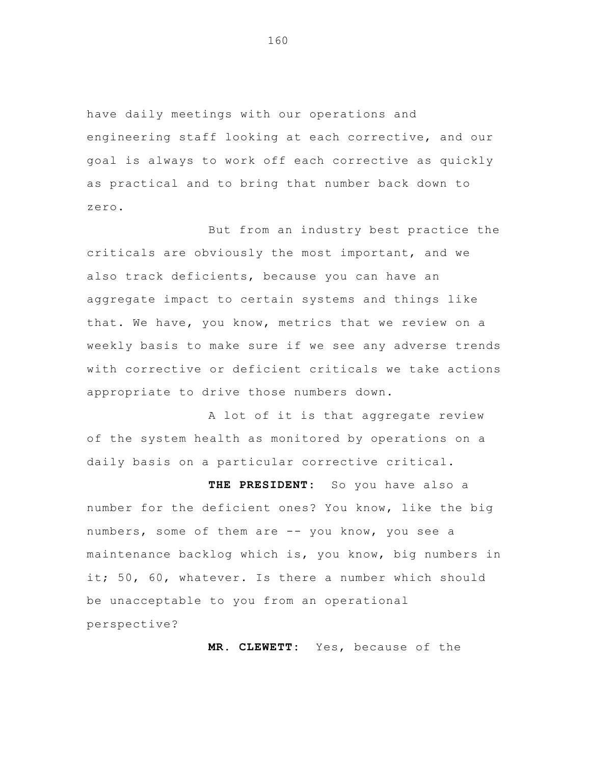have daily meetings with our operations and engineering staff looking at each corrective, and our goal is always to work off each corrective as quickly as practical and to bring that number back down to zero.

But from an industry best practice the criticals are obviously the most important, and we also track deficients, because you can have an aggregate impact to certain systems and things like that. We have, you know, metrics that we review on a weekly basis to make sure if we see any adverse trends with corrective or deficient criticals we take actions appropriate to drive those numbers down.

A lot of it is that aggregate review of the system health as monitored by operations on a daily basis on a particular corrective critical.

**THE PRESIDENT:** So you have also a number for the deficient ones? You know, like the big numbers, some of them are -- you know, you see a maintenance backlog which is, you know, big numbers in it; 50, 60, whatever. Is there a number which should be unacceptable to you from an operational perspective?

**MR. CLEWETT:** Yes, because of the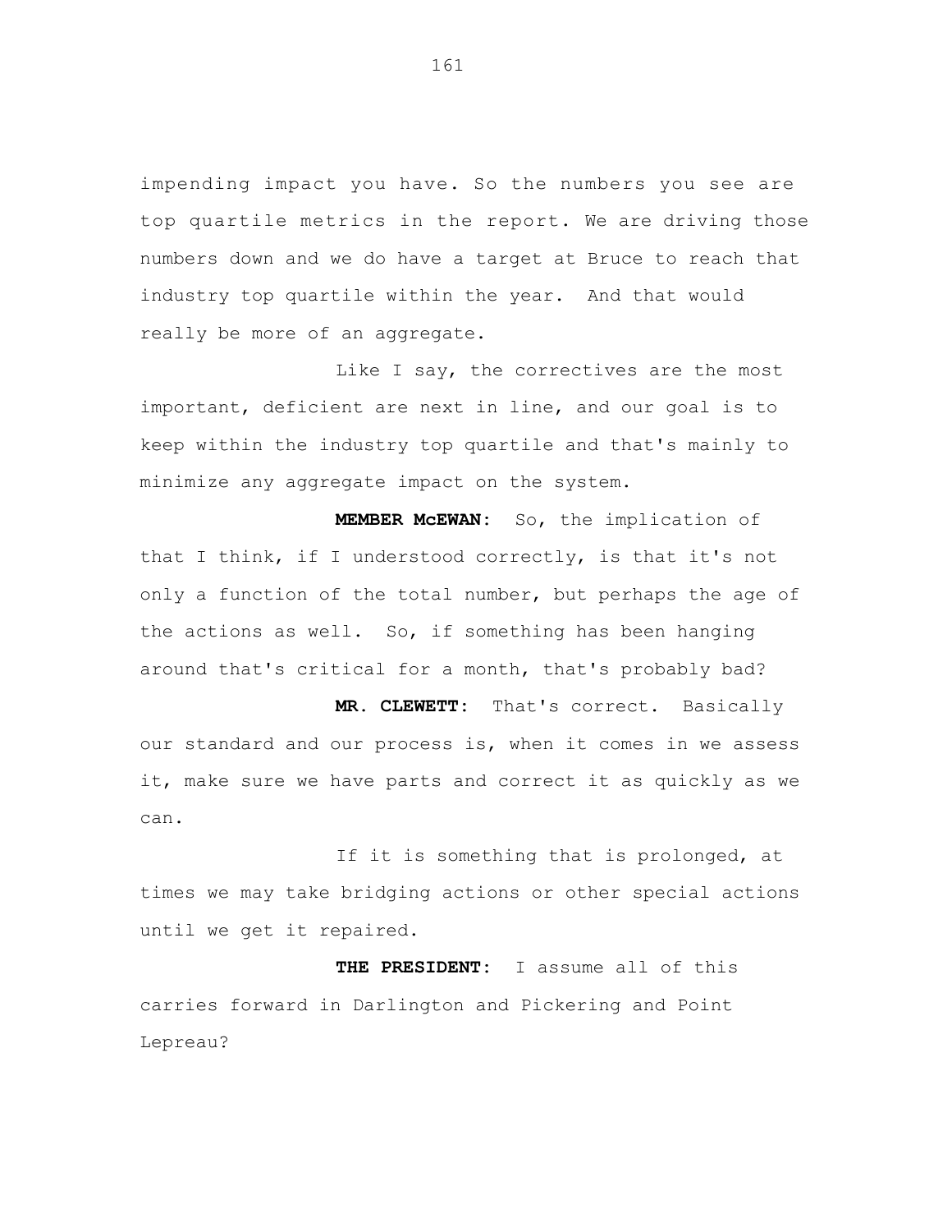impending impact you have. So the numbers you see are top quartile metrics in the report. We are driving those numbers down and we do have a target at Bruce to reach that industry top quartile within the year. And that would really be more of an aggregate.

Like I say, the correctives are the most important, deficient are next in line, and our goal is to keep within the industry top quartile and that's mainly to minimize any aggregate impact on the system.

**MEMBER McEWAN:** So, the implication of that I think, if I understood correctly, is that it's not only a function of the total number, but perhaps the age of the actions as well. So, if something has been hanging around that's critical for a month, that's probably bad?

**MR. CLEWETT:** That's correct. Basically our standard and our process is, when it comes in we assess it, make sure we have parts and correct it as quickly as we can.

If it is something that is prolonged, at times we may take bridging actions or other special actions until we get it repaired.

**THE PRESIDENT:** I assume all of this carries forward in Darlington and Pickering and Point Lepreau?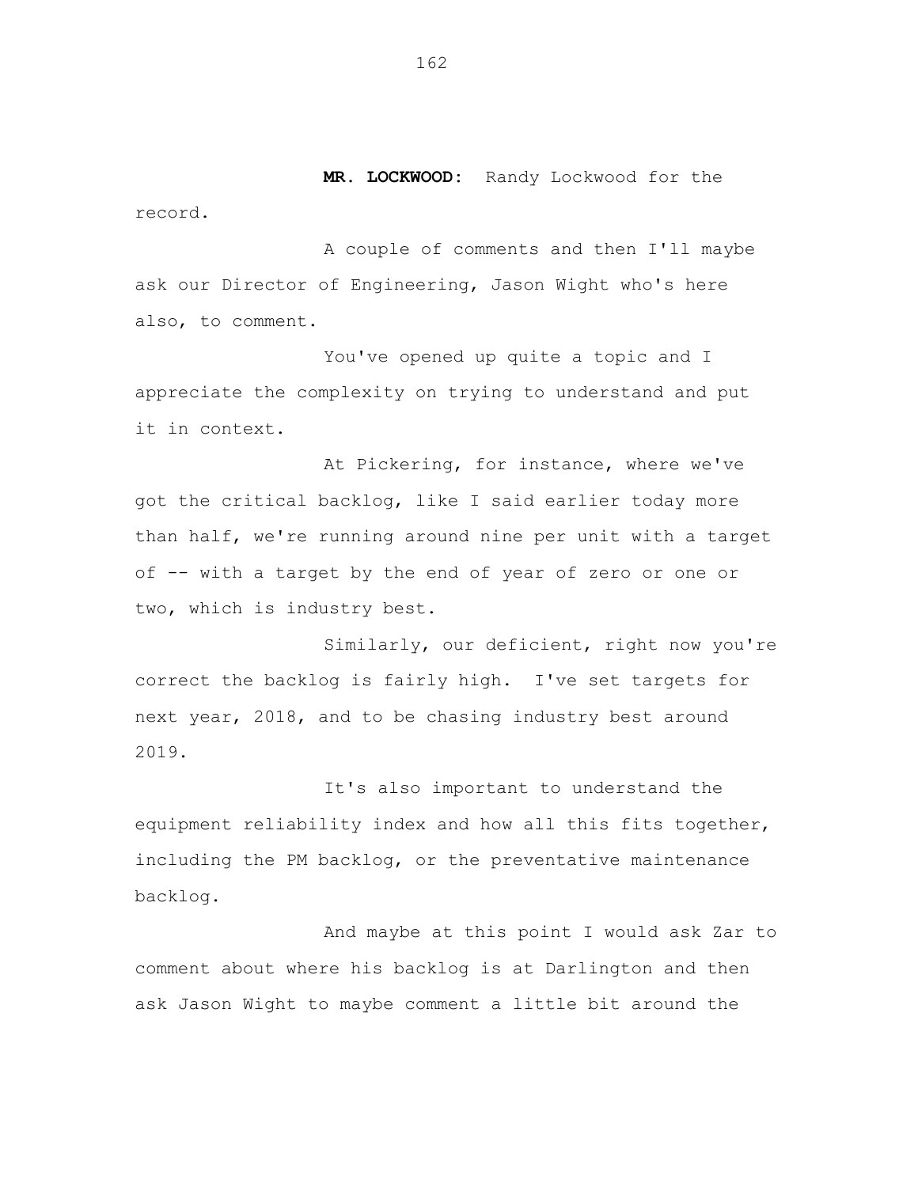**MR. LOCKWOOD:** Randy Lockwood for the record.

A couple of comments and then I'll maybe ask our Director of Engineering, Jason Wight who's here also, to comment.

You've opened up quite a topic and I appreciate the complexity on trying to understand and put it in context.

At Pickering, for instance, where we've got the critical backlog, like I said earlier today more than half, we're running around nine per unit with a target of -- with a target by the end of year of zero or one or two, which is industry best.

Similarly, our deficient, right now you're correct the backlog is fairly high. I've set targets for next year, 2018, and to be chasing industry best around 2019.

It's also important to understand the equipment reliability index and how all this fits together, including the PM backlog, or the preventative maintenance backlog.

And maybe at this point I would ask Zar to comment about where his backlog is at Darlington and then ask Jason Wight to maybe comment a little bit around the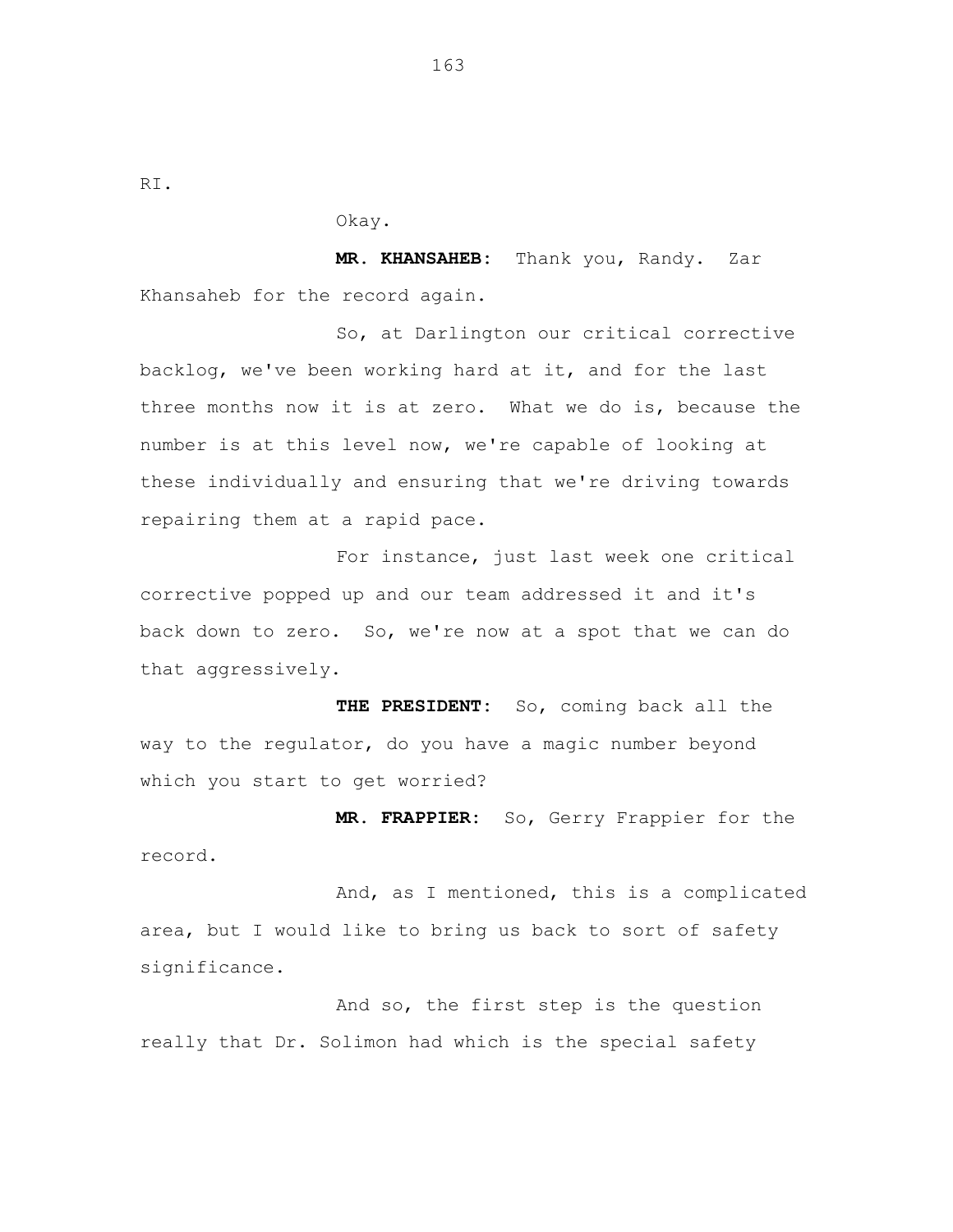RI.

Okay.

**MR. KHANSAHEB:** Thank you, Randy. Zar Khansaheb for the record again.

So, at Darlington our critical corrective backlog, we've been working hard at it, and for the last three months now it is at zero. What we do is, because the number is at this level now, we're capable of looking at these individually and ensuring that we're driving towards repairing them at a rapid pace.

For instance, just last week one critical corrective popped up and our team addressed it and it's back down to zero. So, we're now at a spot that we can do that aggressively.

**THE PRESIDENT:** So, coming back all the way to the regulator, do you have a magic number beyond which you start to get worried?

**MR. FRAPPIER:** So, Gerry Frappier for the record.

And, as I mentioned, this is a complicated area, but I would like to bring us back to sort of safety significance.

And so, the first step is the question really that Dr. Solimon had which is the special safety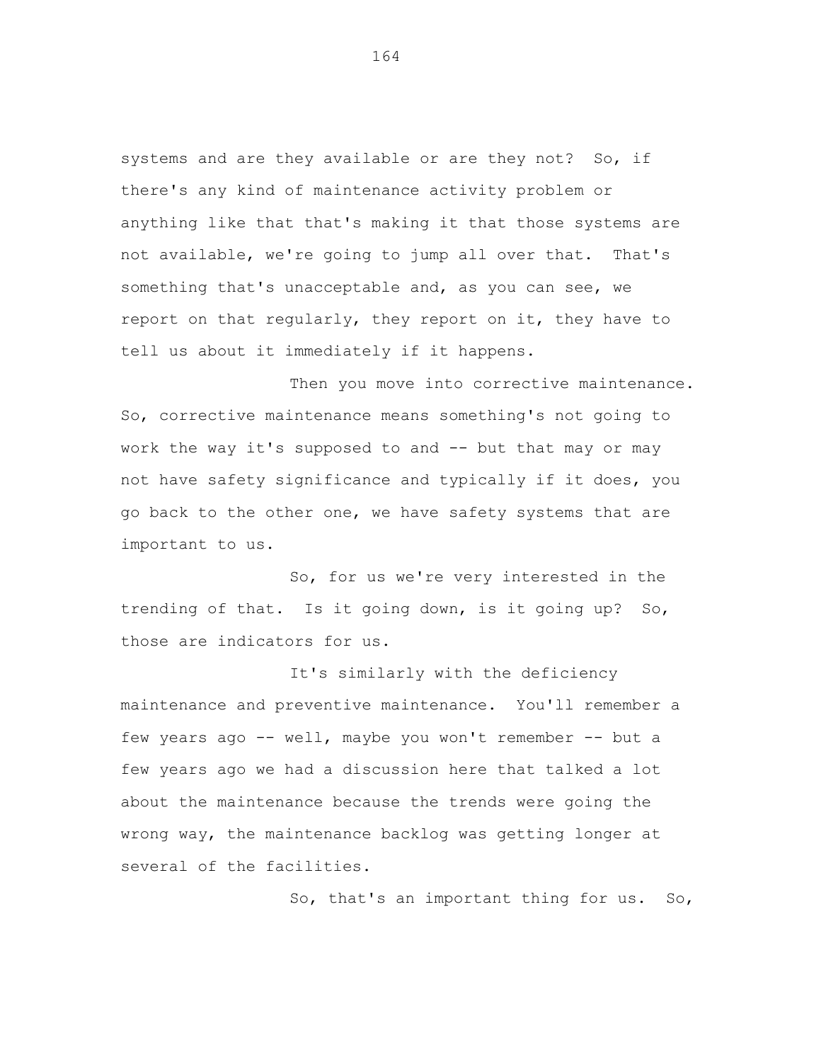systems and are they available or are they not? So, if there's any kind of maintenance activity problem or anything like that that's making it that those systems are not available, we're going to jump all over that. That's something that's unacceptable and, as you can see, we report on that regularly, they report on it, they have to tell us about it immediately if it happens.

Then you move into corrective maintenance. So, corrective maintenance means something's not going to work the way it's supposed to and -- but that may or may not have safety significance and typically if it does, you go back to the other one, we have safety systems that are important to us.

So, for us we're very interested in the trending of that. Is it going down, is it going up? So, those are indicators for us.

It's similarly with the deficiency maintenance and preventive maintenance. You'll remember a few years ago -- well, maybe you won't remember -- but a few years ago we had a discussion here that talked a lot about the maintenance because the trends were going the wrong way, the maintenance backlog was getting longer at several of the facilities.

So, that's an important thing for us. So,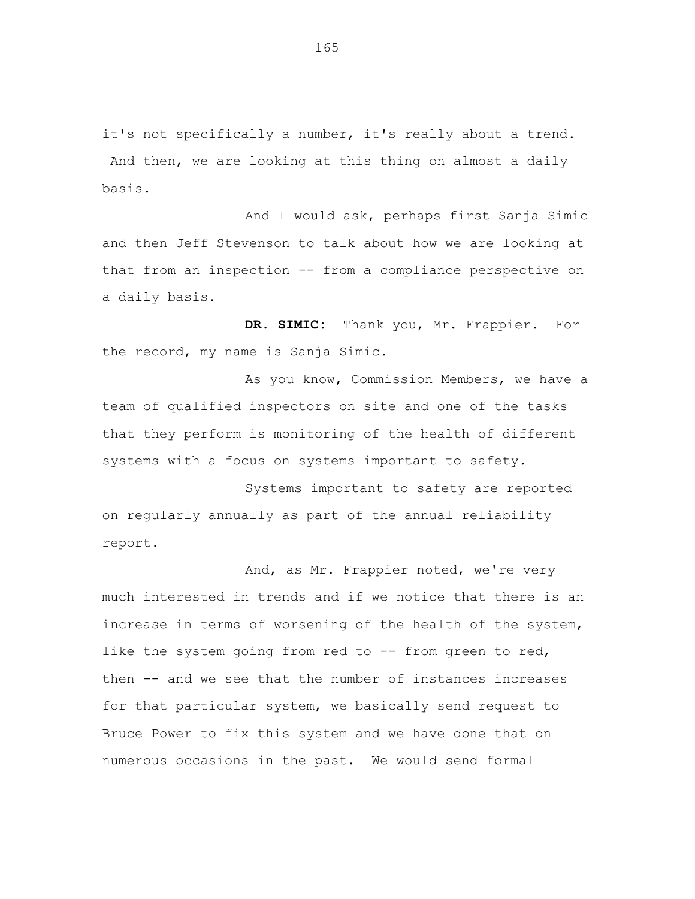it's not specifically a number, it's really about a trend. And then, we are looking at this thing on almost a daily basis.

And I would ask, perhaps first Sanja Simic and then Jeff Stevenson to talk about how we are looking at that from an inspection -- from a compliance perspective on a daily basis.

**DR. SIMIC:** Thank you, Mr. Frappier. For the record, my name is Sanja Simic.

As you know, Commission Members, we have a team of qualified inspectors on site and one of the tasks that they perform is monitoring of the health of different systems with a focus on systems important to safety.

Systems important to safety are reported on regularly annually as part of the annual reliability report.

And, as Mr. Frappier noted, we're very much interested in trends and if we notice that there is an increase in terms of worsening of the health of the system, like the system going from red to -- from green to red, then -- and we see that the number of instances increases for that particular system, we basically send request to Bruce Power to fix this system and we have done that on numerous occasions in the past. We would send formal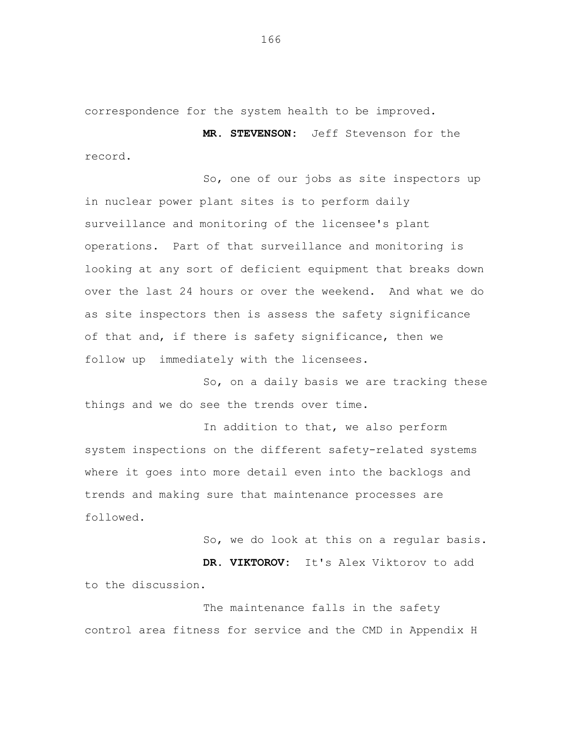correspondence for the system health to be improved.

**MR. STEVENSON:** Jeff Stevenson for the record.

So, one of our jobs as site inspectors up in nuclear power plant sites is to perform daily surveillance and monitoring of the licensee's plant operations. Part of that surveillance and monitoring is looking at any sort of deficient equipment that breaks down over the last 24 hours or over the weekend. And what we do as site inspectors then is assess the safety significance of that and, if there is safety significance, then we follow up immediately with the licensees.

So, on a daily basis we are tracking these things and we do see the trends over time.

In addition to that, we also perform system inspections on the different safety-related systems where it goes into more detail even into the backlogs and trends and making sure that maintenance processes are followed.

So, we do look at this on a regular basis.

**DR. VIKTOROV:** It's Alex Viktorov to add to the discussion.

The maintenance falls in the safety control area fitness for service and the CMD in Appendix H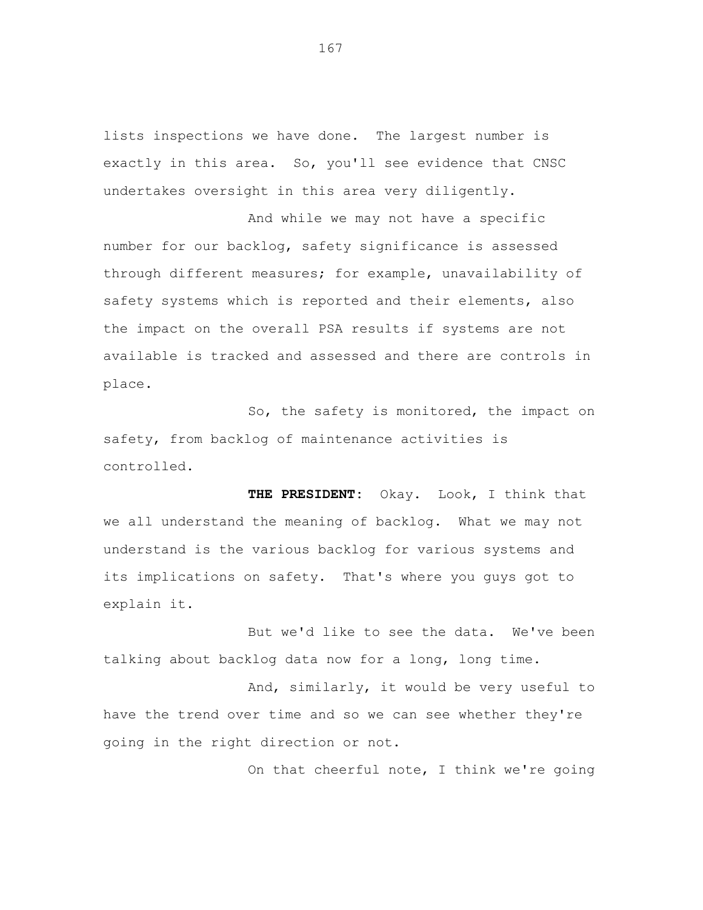lists inspections we have done. The largest number is exactly in this area. So, you'll see evidence that CNSC undertakes oversight in this area very diligently.

And while we may not have a specific number for our backlog, safety significance is assessed through different measures; for example, unavailability of safety systems which is reported and their elements, also the impact on the overall PSA results if systems are not available is tracked and assessed and there are controls in place.

So, the safety is monitored, the impact on safety, from backlog of maintenance activities is controlled.

**THE PRESIDENT:** Okay. Look, I think that we all understand the meaning of backlog. What we may not understand is the various backlog for various systems and its implications on safety. That's where you guys got to explain it.

But we'd like to see the data. We've been talking about backlog data now for a long, long time.

And, similarly, it would be very useful to have the trend over time and so we can see whether they're going in the right direction or not.

On that cheerful note, I think we're going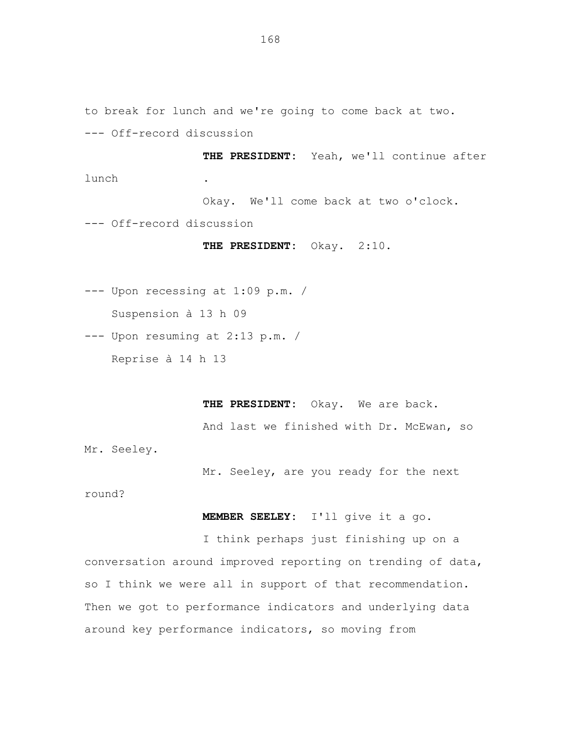to break for lunch and we're going to come back at two.

--- Off-record discussion

**THE PRESIDENT**: Yeah, we'll continue after lunch .

Okay. We'll come back at two o'clock.

--- Off-record discussion

**THE PRESIDENT**: Okay. 2:10.

--- Upon recessing at 1:09 p.m. /
Suspension à 13 h 09

--- Upon resuming at 2:13 p.m. /
Reprise à 14 h 13

**THE PRESIDENT**: Okay. We are back.

And last we finished with Dr. McEwan, so Mr. Seeley.

Mr. Seeley, are you ready for the next round?

**MEMBER SEELEY**: I'll give it a go.

I think perhaps just finishing up on a conversation around improved reporting on trending of data, so I think we were all in support of that recommendation. Then we got to performance indicators and underlying data around key performance indicators, so moving from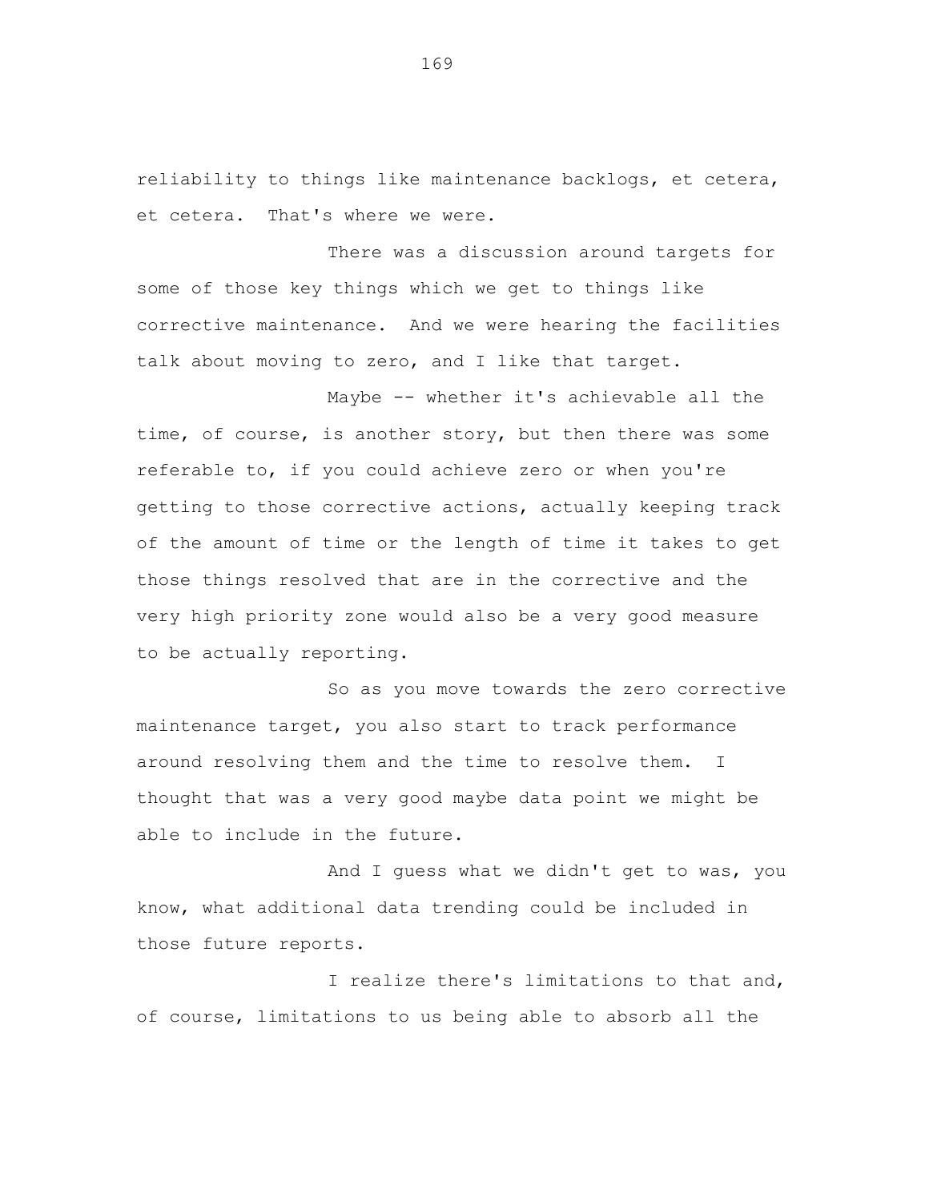reliability to things like maintenance backlogs, et cetera, et cetera. That's where we were.

There was a discussion around targets for some of those key things which we get to things like corrective maintenance. And we were hearing the facilities talk about moving to zero, and I like that target.

Maybe -- whether it's achievable all the time, of course, is another story, but then there was some referable to, if you could achieve zero or when you're getting to those corrective actions, actually keeping track of the amount of time or the length of time it takes to get those things resolved that are in the corrective and the very high priority zone would also be a very good measure to be actually reporting.

So as you move towards the zero corrective maintenance target, you also start to track performance around resolving them and the time to resolve them. I thought that was a very good maybe data point we might be able to include in the future.

And I guess what we didn't get to was, you know, what additional data trending could be included in those future reports.

I realize there's limitations to that and, of course, limitations to us being able to absorb all the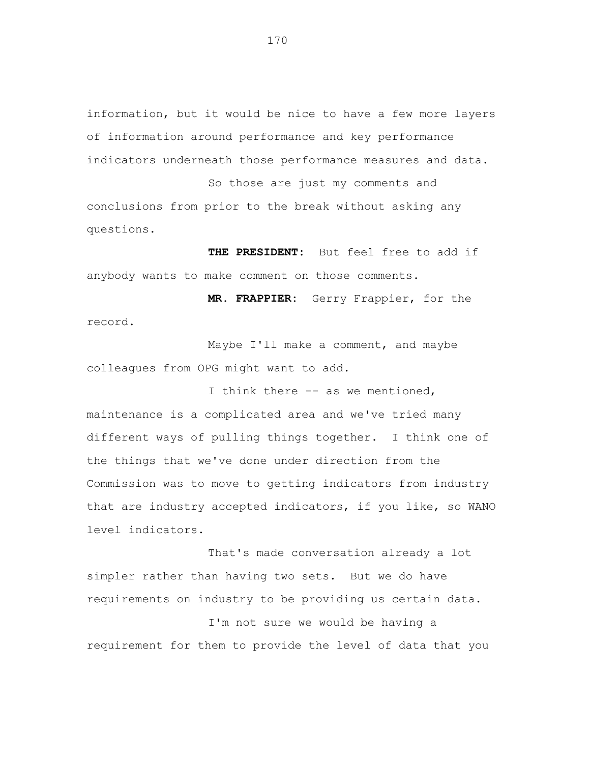information, but it would be nice to have a few more layers of information around performance and key performance indicators underneath those performance measures and data.

So those are just my comments and conclusions from prior to the break without asking any questions.

**THE PRESIDENT:** But feel free to add if anybody wants to make comment on those comments.

**MR. FRAPPIER:** Gerry Frappier, for the record.

Maybe I'll make a comment, and maybe colleagues from OPG might want to add.

I think there -- as we mentioned, maintenance is a complicated area and we've tried many different ways of pulling things together. I think one of the things that we've done under direction from the Commission was to move to getting indicators from industry that are industry accepted indicators, if you like, so WANO level indicators.

That's made conversation already a lot simpler rather than having two sets. But we do have requirements on industry to be providing us certain data.

I'm not sure we would be having a requirement for them to provide the level of data that you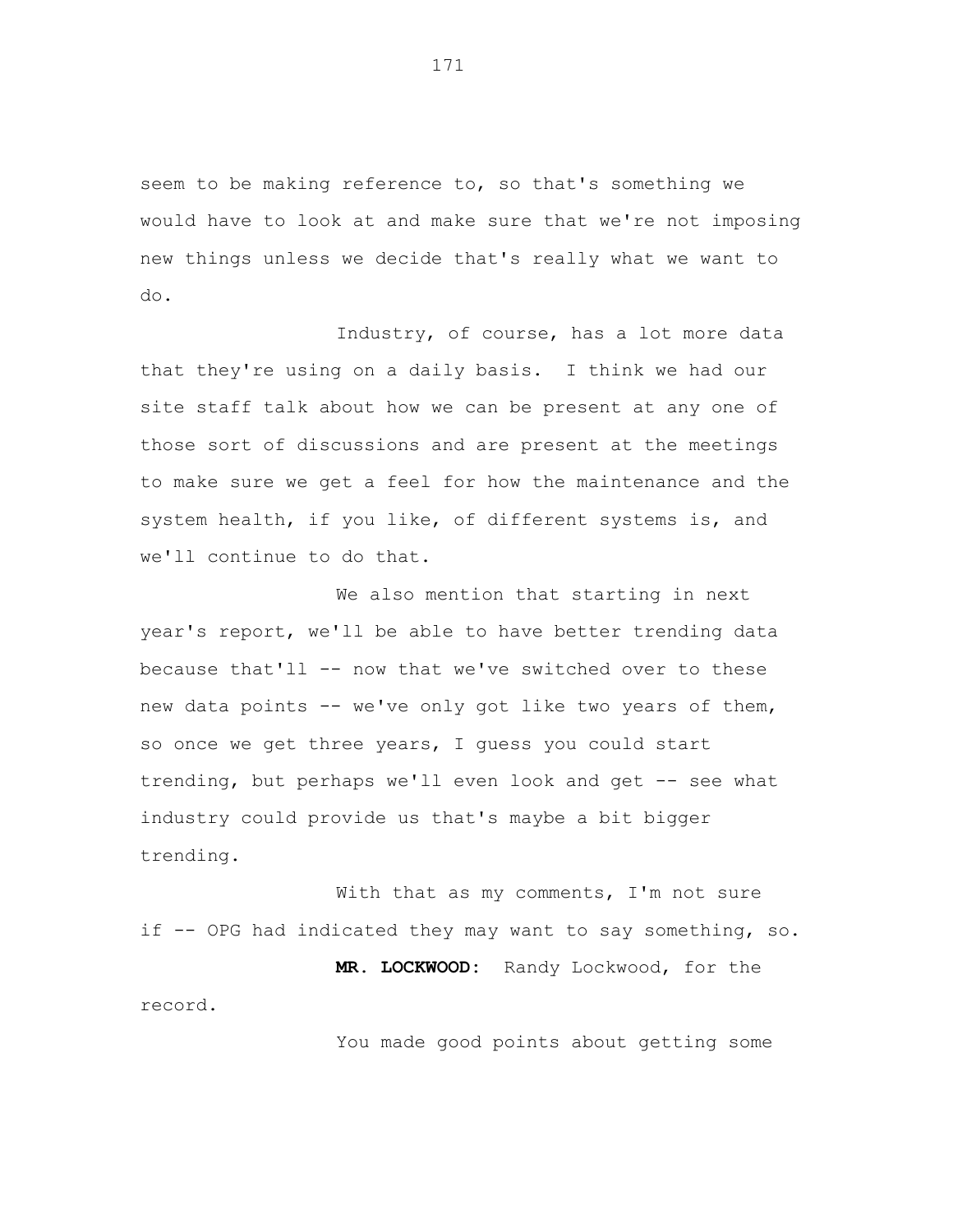seem to be making reference to, so that's something we would have to look at and make sure that we're not imposing new things unless we decide that's really what we want to do.

Industry, of course, has a lot more data that they're using on a daily basis. I think we had our site staff talk about how we can be present at any one of those sort of discussions and are present at the meetings to make sure we get a feel for how the maintenance and the system health, if you like, of different systems is, and we'll continue to do that.

We also mention that starting in next year's report, we'll be able to have better trending data because that'll -- now that we've switched over to these new data points -- we've only got like two years of them, so once we get three years, I guess you could start trending, but perhaps we'll even look and get -- see what industry could provide us that's maybe a bit bigger trending.

With that as my comments, I'm not sure if -- OPG had indicated they may want to say something, so.

**MR. LOCKWOOD:** Randy Lockwood, for the record.

You made good points about getting some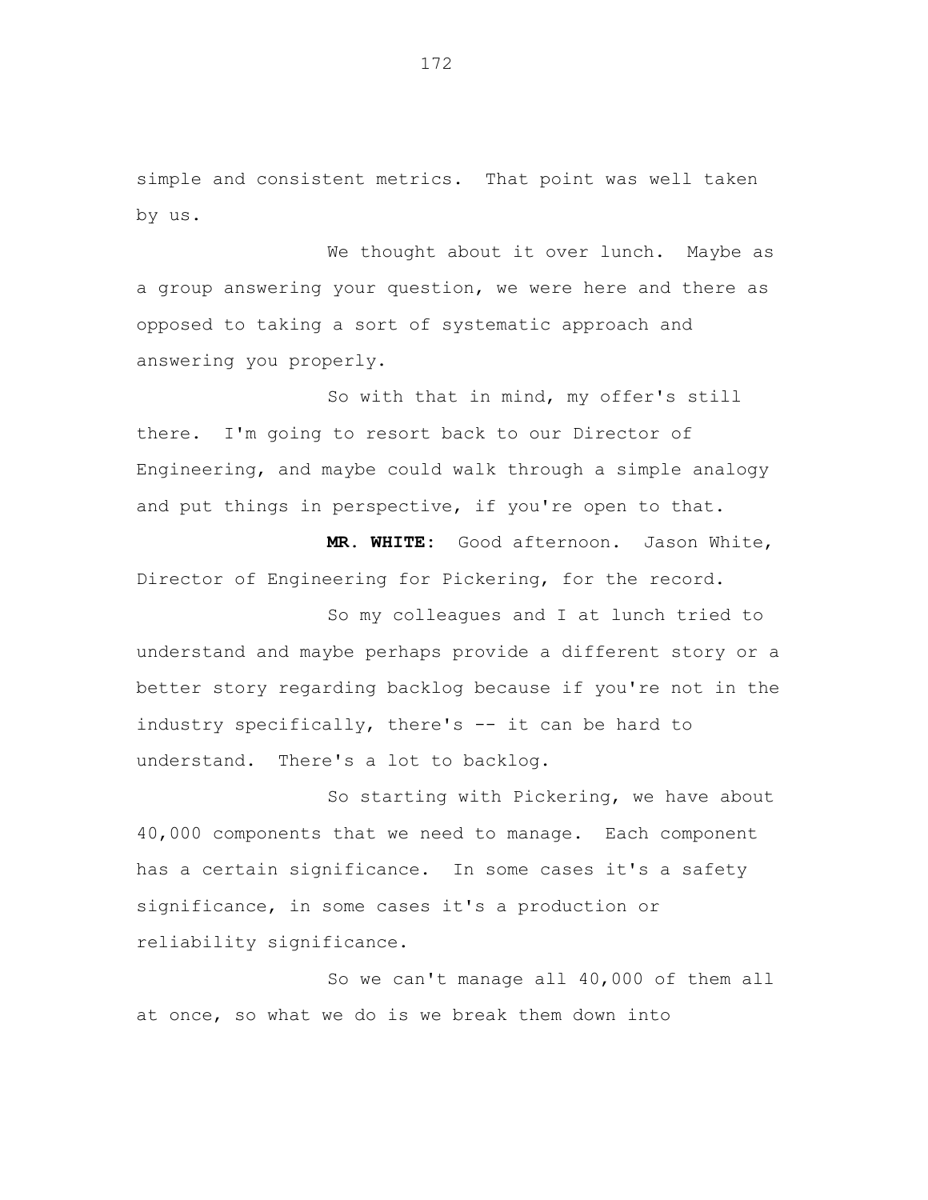simple and consistent metrics. That point was well taken by us.

We thought about it over lunch. Maybe as a group answering your question, we were here and there as opposed to taking a sort of systematic approach and answering you properly.

So with that in mind, my offer's still there. I'm going to resort back to our Director of Engineering, and maybe could walk through a simple analogy and put things in perspective, if you're open to that.

**MR. WHITE:** Good afternoon. Jason White, Director of Engineering for Pickering, for the record.

So my colleagues and I at lunch tried to understand and maybe perhaps provide a different story or a better story regarding backlog because if you're not in the industry specifically, there's -- it can be hard to understand. There's a lot to backlog.

So starting with Pickering, we have about 40,000 components that we need to manage. Each component has a certain significance. In some cases it's a safety significance, in some cases it's a production or reliability significance.

So we can't manage all 40,000 of them all at once, so what we do is we break them down into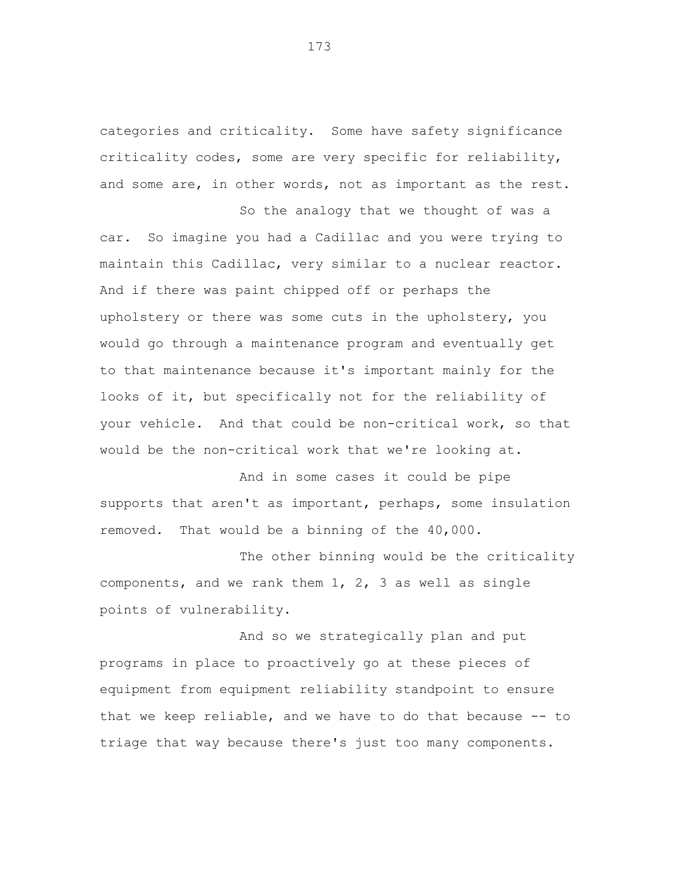categories and criticality. Some have safety significance criticality codes, some are very specific for reliability, and some are, in other words, not as important as the rest.

So the analogy that we thought of was a car. So imagine you had a Cadillac and you were trying to maintain this Cadillac, very similar to a nuclear reactor. And if there was paint chipped off or perhaps the upholstery or there was some cuts in the upholstery, you would go through a maintenance program and eventually get to that maintenance because it's important mainly for the looks of it, but specifically not for the reliability of your vehicle. And that could be non-critical work, so that would be the non-critical work that we're looking at.

And in some cases it could be pipe supports that aren't as important, perhaps, some insulation removed. That would be a binning of the 40,000.

The other binning would be the criticality components, and we rank them 1, 2, 3 as well as single points of vulnerability.

And so we strategically plan and put programs in place to proactively go at these pieces of equipment from equipment reliability standpoint to ensure that we keep reliable, and we have to do that because -- to triage that way because there's just too many components.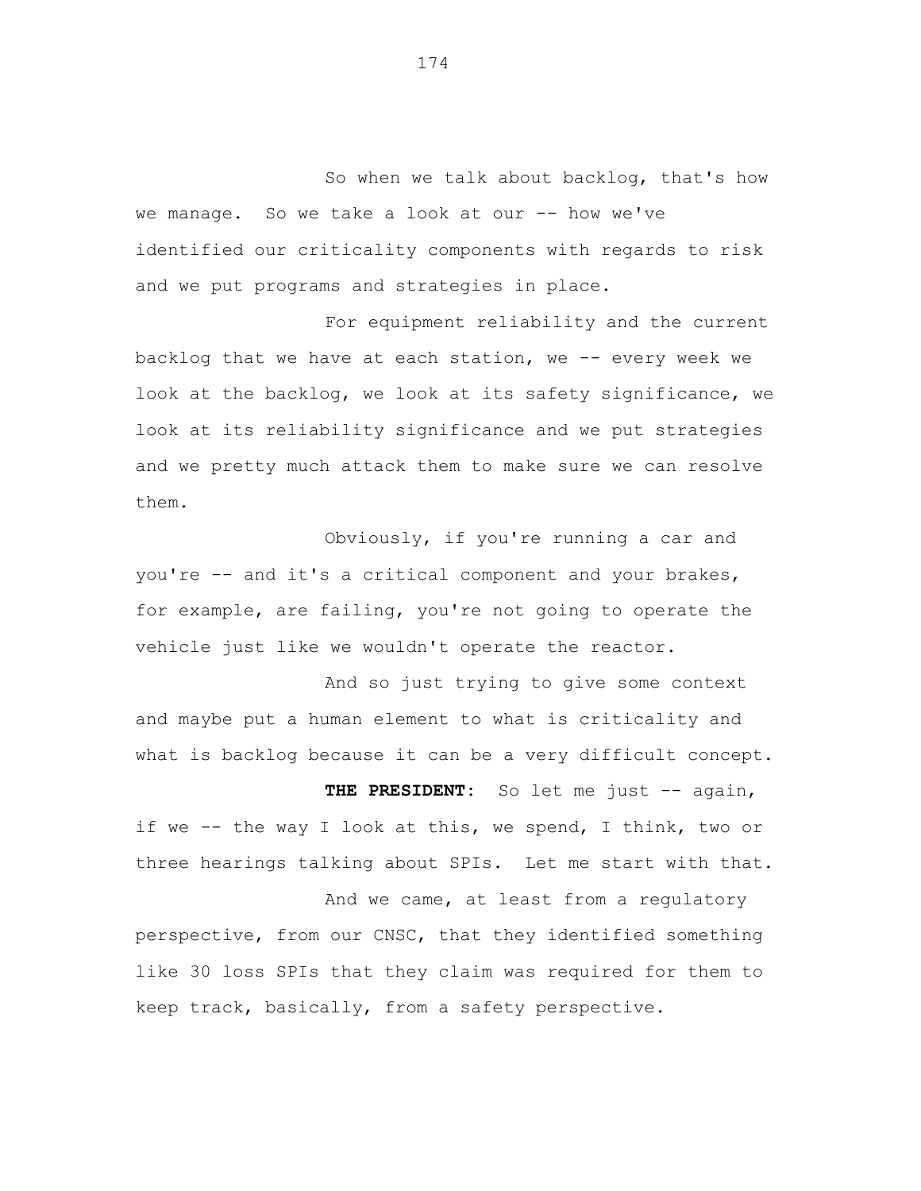So when we talk about backlog, that's how we manage. So we take a look at our -- how we've identified our criticality components with regards to risk and we put programs and strategies in place.

For equipment reliability and the current backlog that we have at each station, we -- every week we look at the backlog, we look at its safety significance, we look at its reliability significance and we put strategies and we pretty much attack them to make sure we can resolve them.

Obviously, if you're running a car and you're -- and it's a critical component and your brakes, for example, are failing, you're not going to operate the vehicle just like we wouldn't operate the reactor.

And so just trying to give some context and maybe put a human element to what is criticality and what is backlog because it can be a very difficult concept.

**THE PRESIDENT:** So let me just -- again, if we -- the way I look at this, we spend, I think, two or three hearings talking about SPIs. Let me start with that.

And we came, at least from a regulatory perspective, from our CNSC, that they identified something like 30 loss SPIs that they claim was required for them to keep track, basically, from a safety perspective.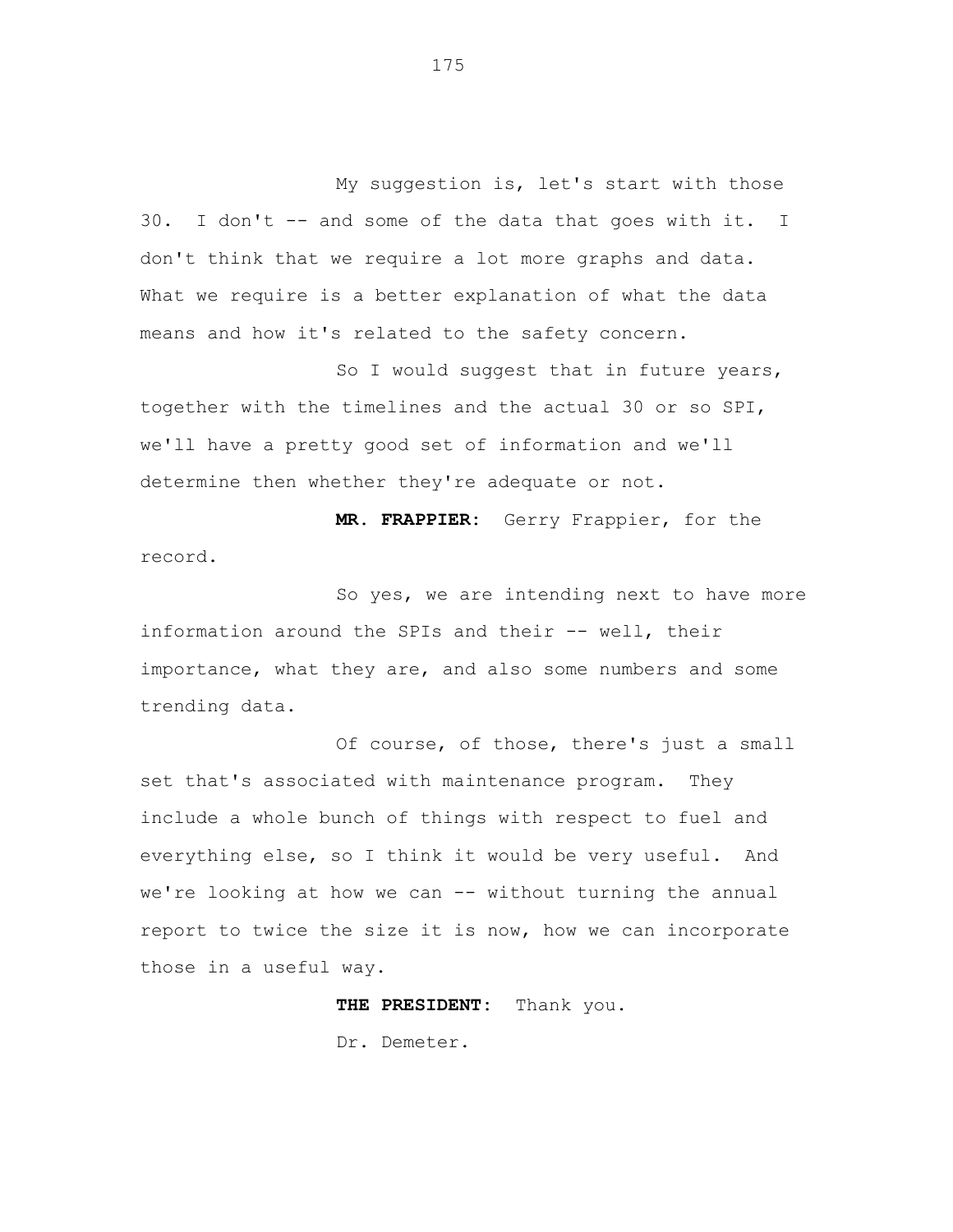My suggestion is, let's start with those 30. I don't -- and some of the data that goes with it. I don't think that we require a lot more graphs and data. What we require is a better explanation of what the data means and how it's related to the safety concern.

So I would suggest that in future years, together with the timelines and the actual 30 or so SPI, we'll have a pretty good set of information and we'll determine then whether they're adequate or not.

**MR. FRAPPIER:** Gerry Frappier, for the record.

So yes, we are intending next to have more information around the SPIs and their -- well, their importance, what they are, and also some numbers and some trending data.

Of course, of those, there's just a small set that's associated with maintenance program. They include a whole bunch of things with respect to fuel and everything else, so I think it would be very useful. And we're looking at how we can -- without turning the annual report to twice the size it is now, how we can incorporate those in a useful way.

**THE PRESIDENT:** Thank you.

Dr. Demeter.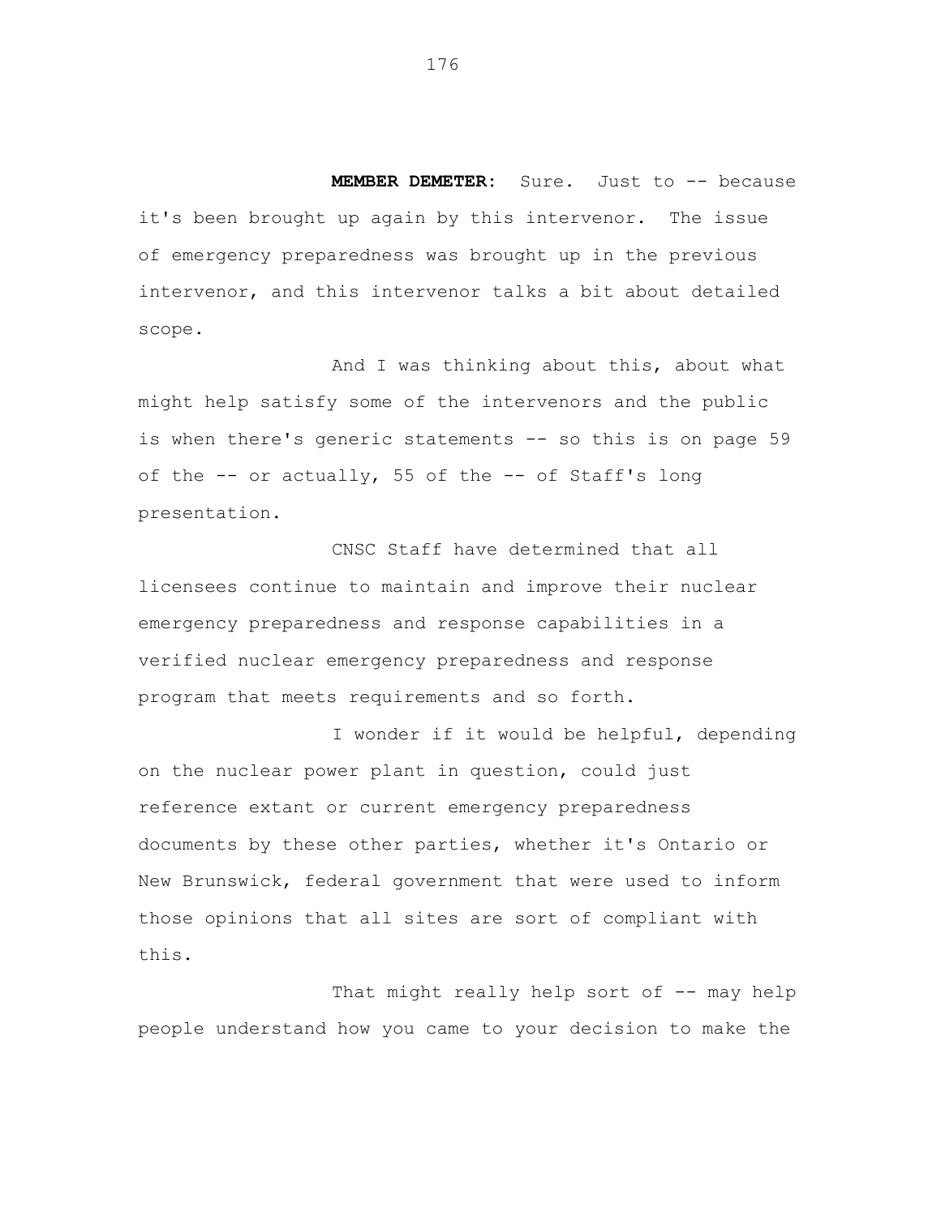**MEMBER DEMETER:** Sure. Just to -- because it's been brought up again by this intervenor. The issue of emergency preparedness was brought up in the previous intervenor, and this intervenor talks a bit about detailed scope.

And I was thinking about this, about what might help satisfy some of the intervenors and the public is when there's generic statements -- so this is on page 59 of the -- or actually, 55 of the -- of Staff's long presentation.

CNSC Staff have determined that all licensees continue to maintain and improve their nuclear emergency preparedness and response capabilities in a verified nuclear emergency preparedness and response program that meets requirements and so forth.

I wonder if it would be helpful, depending on the nuclear power plant in question, could just reference extant or current emergency preparedness documents by these other parties, whether it's Ontario or New Brunswick, federal government that were used to inform those opinions that all sites are sort of compliant with this.

That might really help sort of -- may help people understand how you came to your decision to make the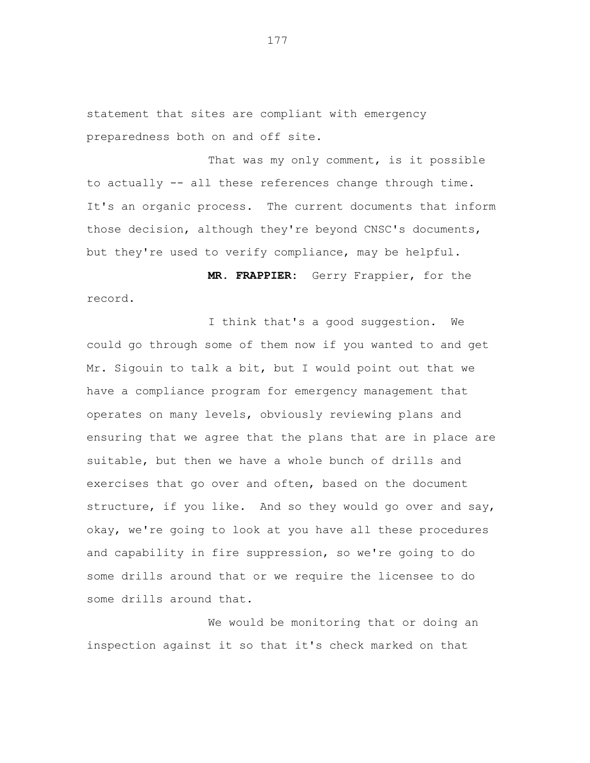statement that sites are compliant with emergency preparedness both on and off site.

That was my only comment, is it possible to actually -- all these references change through time. It's an organic process. The current documents that inform those decision, although they're beyond CNSC's documents, but they're used to verify compliance, may be helpful.

**MR. FRAPPIER:** Gerry Frappier, for the record.

I think that's a good suggestion. We could go through some of them now if you wanted to and get Mr. Sigouin to talk a bit, but I would point out that we have a compliance program for emergency management that operates on many levels, obviously reviewing plans and ensuring that we agree that the plans that are in place are suitable, but then we have a whole bunch of drills and exercises that go over and often, based on the document structure, if you like. And so they would go over and say, okay, we're going to look at you have all these procedures and capability in fire suppression, so we're going to do some drills around that or we require the licensee to do some drills around that.

We would be monitoring that or doing an inspection against it so that it's check marked on that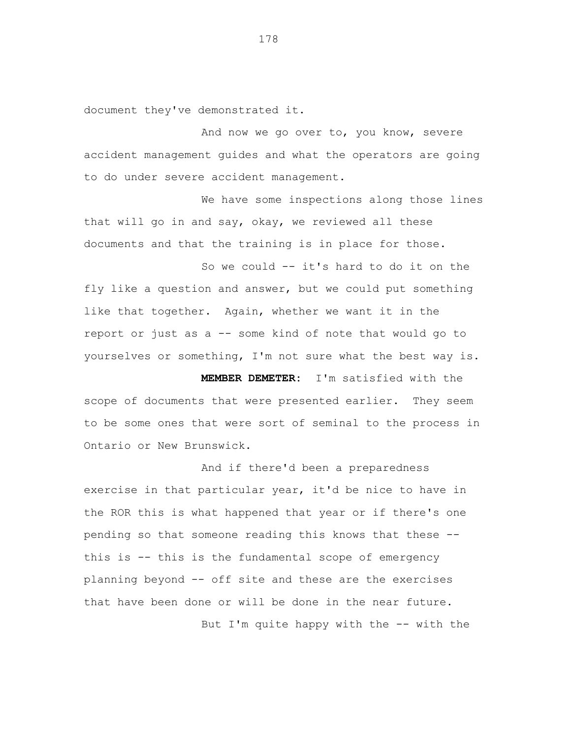document they've demonstrated it.

And now we go over to, you know, severe accident management guides and what the operators are going to do under severe accident management.

We have some inspections along those lines that will go in and say, okay, we reviewed all these documents and that the training is in place for those.

So we could -- it's hard to do it on the fly like a question and answer, but we could put something like that together. Again, whether we want it in the report or just as a -- some kind of note that would go to yourselves or something, I'm not sure what the best way is.

**MEMBER DEMETER:** I'm satisfied with the scope of documents that were presented earlier. They seem to be some ones that were sort of seminal to the process in Ontario or New Brunswick.

And if there'd been a preparedness exercise in that particular year, it'd be nice to have in the ROR this is what happened that year or if there's one pending so that someone reading this knows that these -- this is -- this is the fundamental scope of emergency planning beyond -- off site and these are the exercises that have been done or will be done in the near future.

But I'm quite happy with the -- with the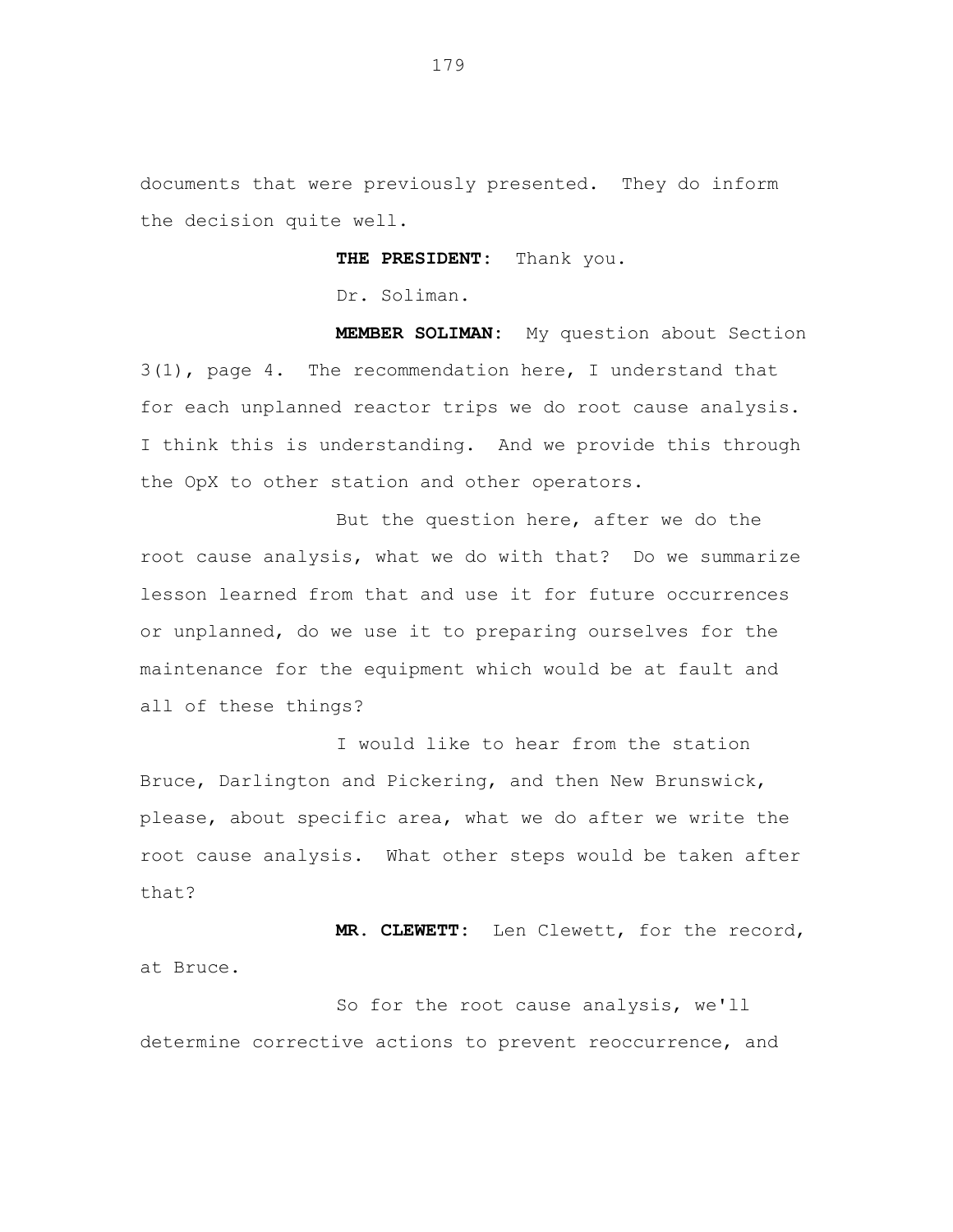documents that were previously presented. They do inform the decision quite well.

**THE PRESIDENT:** Thank you.

Dr. Soliman.

**MEMBER SOLIMAN:** My question about Section 3(1), page 4. The recommendation here, I understand that for each unplanned reactor trips we do root cause analysis. I think this is understanding. And we provide this through the OpX to other station and other operators.

But the question here, after we do the root cause analysis, what we do with that? Do we summarize lesson learned from that and use it for future occurrences or unplanned, do we use it to preparing ourselves for the maintenance for the equipment which would be at fault and all of these things?

I would like to hear from the station Bruce, Darlington and Pickering, and then New Brunswick, please, about specific area, what we do after we write the root cause analysis. What other steps would be taken after that?

**MR. CLEWETT:** Len Clewett, for the record, at Bruce.

So for the root cause analysis, we'll determine corrective actions to prevent reoccurrence, and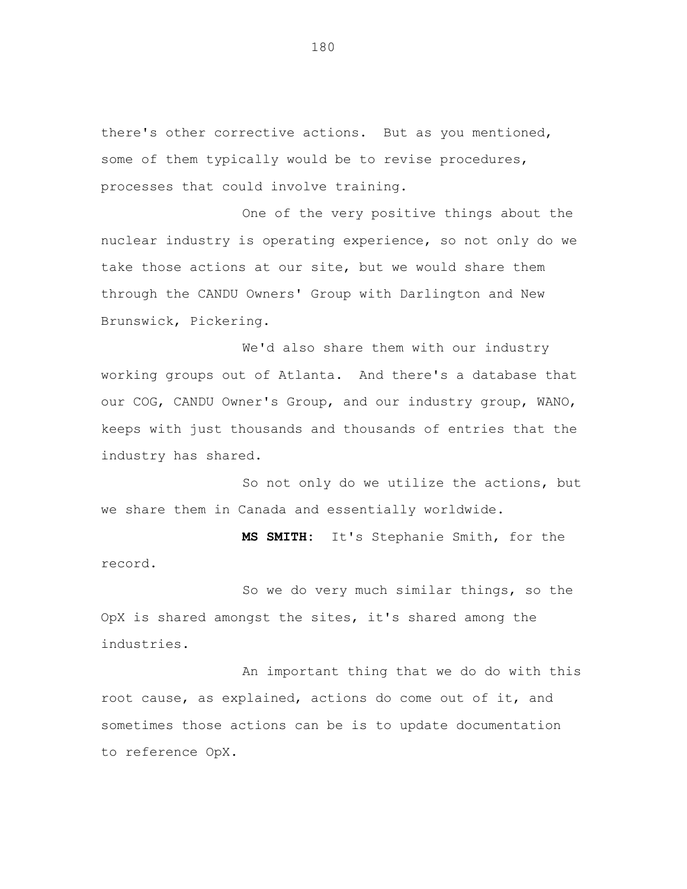there's other corrective actions. But as you mentioned, some of them typically would be to revise procedures, processes that could involve training.

One of the very positive things about the nuclear industry is operating experience, so not only do we take those actions at our site, but we would share them through the CANDU Owners' Group with Darlington and New Brunswick, Pickering.

We'd also share them with our industry working groups out of Atlanta. And there's a database that our COG, CANDU Owner's Group, and our industry group, WANO, keeps with just thousands and thousands of entries that the industry has shared.

So not only do we utilize the actions, but we share them in Canada and essentially worldwide.

**MS SMITH:** It's Stephanie Smith, for the record.

So we do very much similar things, so the OpX is shared amongst the sites, it's shared among the industries.

An important thing that we do do with this root cause, as explained, actions do come out of it, and sometimes those actions can be is to update documentation to reference OpX.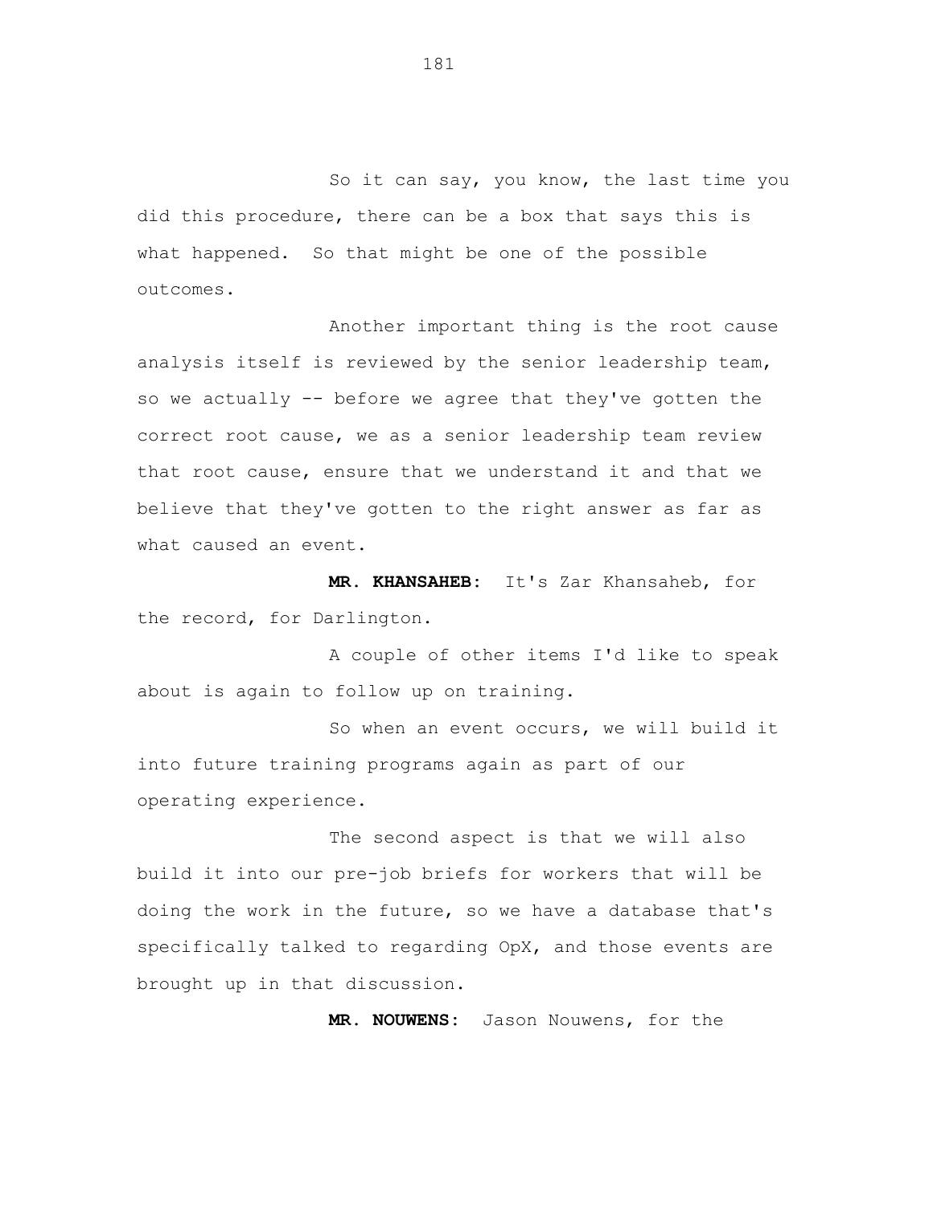So it can say, you know, the last time you did this procedure, there can be a box that says this is what happened. So that might be one of the possible outcomes.

Another important thing is the root cause analysis itself is reviewed by the senior leadership team, so we actually -- before we agree that they've gotten the correct root cause, we as a senior leadership team review that root cause, ensure that we understand it and that we believe that they've gotten to the right answer as far as what caused an event.

**MR. KHANSAHEB:** It's Zar Khansaheb, for the record, for Darlington.

A couple of other items I'd like to speak about is again to follow up on training.

So when an event occurs, we will build it into future training programs again as part of our operating experience.

The second aspect is that we will also build it into our pre-job briefs for workers that will be doing the work in the future, so we have a database that's specifically talked to regarding OpX, and those events are brought up in that discussion.

**MR. NOUWENS:** Jason Nouwens, for the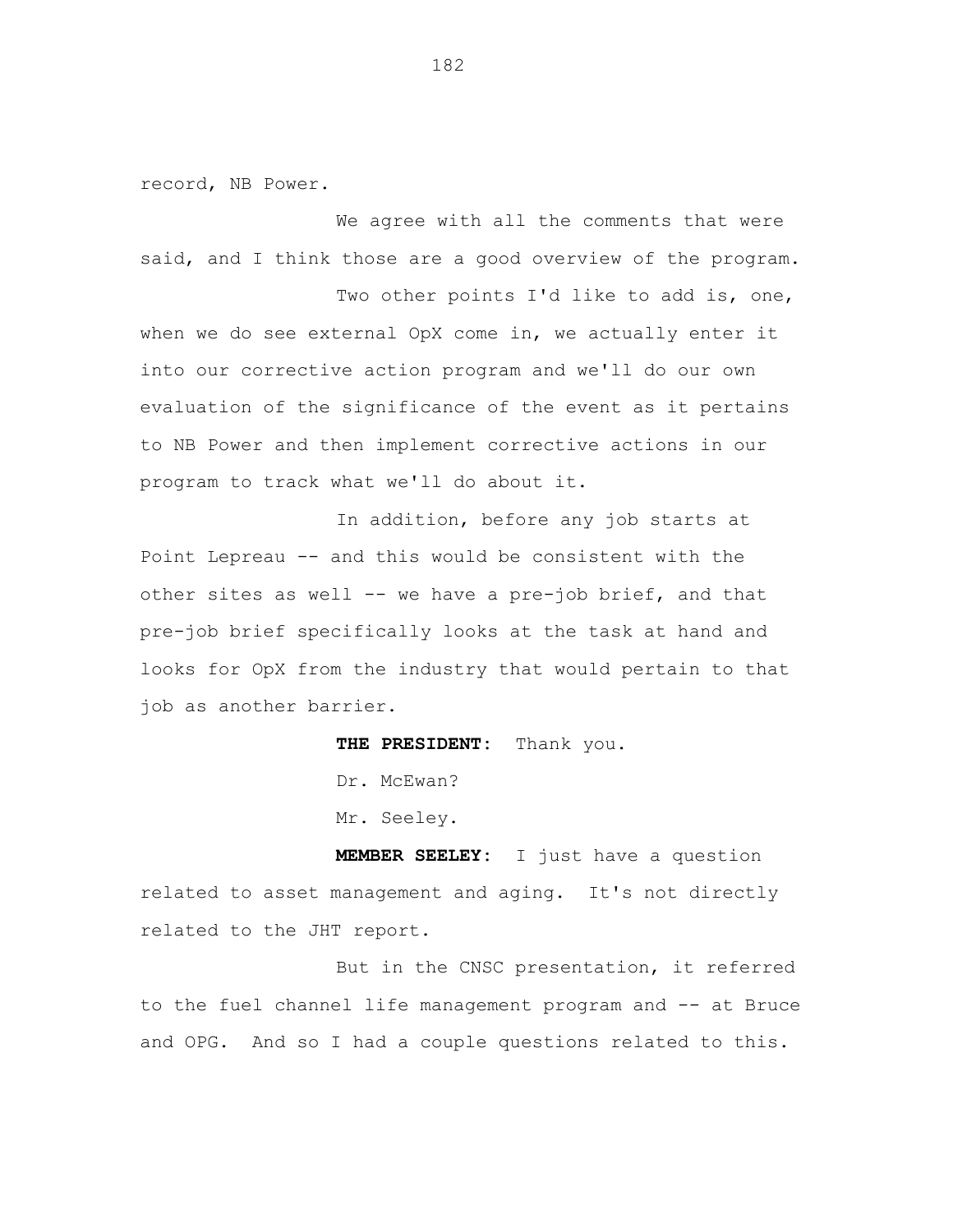record, NB Power.

We agree with all the comments that were said, and I think those are a good overview of the program.

Two other points I'd like to add is, one, when we do see external OpX come in, we actually enter it into our corrective action program and we'll do our own evaluation of the significance of the event as it pertains to NB Power and then implement corrective actions in our program to track what we'll do about it.

In addition, before any job starts at Point Lepreau -- and this would be consistent with the other sites as well -- we have a pre-job brief, and that pre-job brief specifically looks at the task at hand and looks for OpX from the industry that would pertain to that job as another barrier.

**THE PRESIDENT:** Thank you.

Dr. McEwan?

Mr. Seeley.

**MEMBER SEELEY:** I just have a question related to asset management and aging. It's not directly related to the JHT report.

But in the CNSC presentation, it referred to the fuel channel life management program and -- at Bruce and OPG. And so I had a couple questions related to this.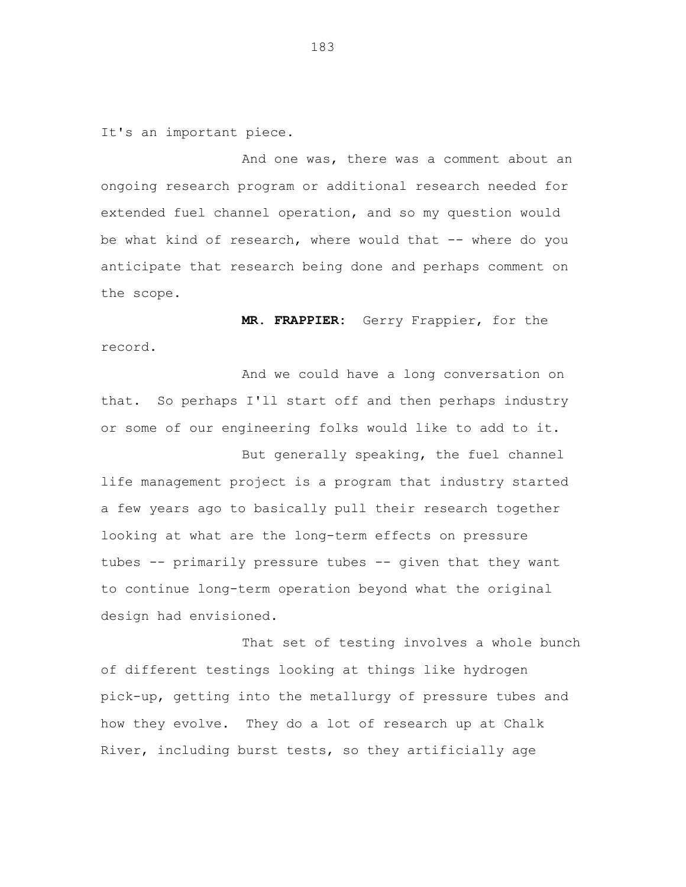It's an important piece.

And one was, there was a comment about an ongoing research program or additional research needed for extended fuel channel operation, and so my question would be what kind of research, where would that -- where do you anticipate that research being done and perhaps comment on the scope.

**MR. FRAPPIER:** Gerry Frappier, for the record.

And we could have a long conversation on that. So perhaps I'll start off and then perhaps industry or some of our engineering folks would like to add to it.

But generally speaking, the fuel channel life management project is a program that industry started a few years ago to basically pull their research together looking at what are the long-term effects on pressure tubes -- primarily pressure tubes -- given that they want to continue long-term operation beyond what the original design had envisioned.

That set of testing involves a whole bunch of different testings looking at things like hydrogen pick-up, getting into the metallurgy of pressure tubes and how they evolve. They do a lot of research up at Chalk River, including burst tests, so they artificially age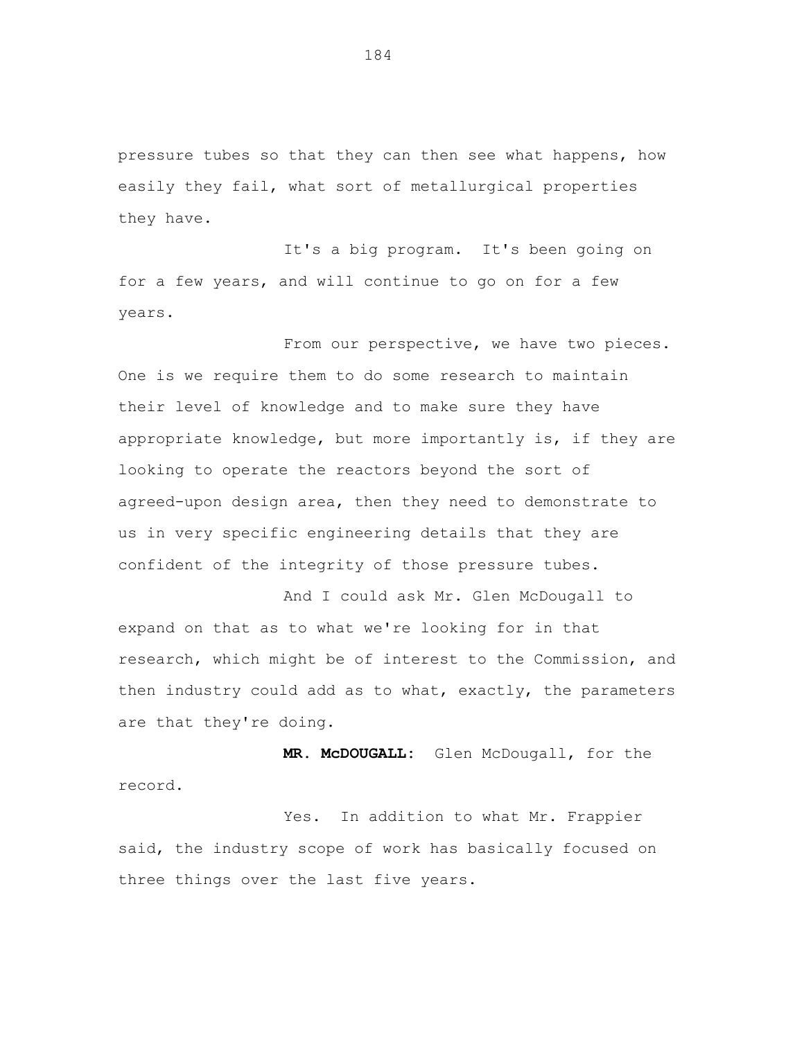pressure tubes so that they can then see what happens, how easily they fail, what sort of metallurgical properties they have.

It's a big program. It's been going on for a few years, and will continue to go on for a few years.

From our perspective, we have two pieces. One is we require them to do some research to maintain their level of knowledge and to make sure they have appropriate knowledge, but more importantly is, if they are looking to operate the reactors beyond the sort of agreed-upon design area, then they need to demonstrate to us in very specific engineering details that they are confident of the integrity of those pressure tubes.

And I could ask Mr. Glen McDougall to expand on that as to what we're looking for in that research, which might be of interest to the Commission, and then industry could add as to what, exactly, the parameters are that they're doing.

**MR. McDOUGALL:** Glen McDougall, for the record.

Yes. In addition to what Mr. Frappier said, the industry scope of work has basically focused on three things over the last five years.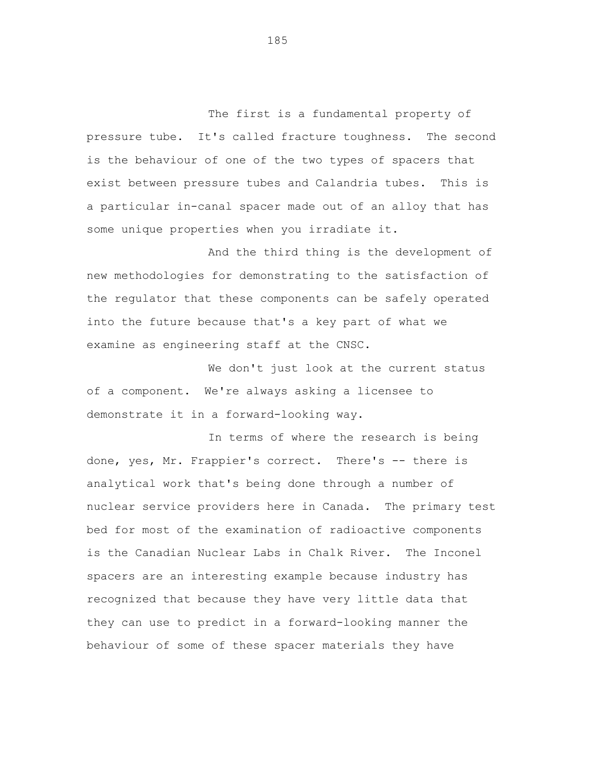The first is a fundamental property of pressure tube. It's called fracture toughness. The second is the behaviour of one of the two types of spacers that exist between pressure tubes and Calandria tubes. This is a particular in-canal spacer made out of an alloy that has some unique properties when you irradiate it.

And the third thing is the development of new methodologies for demonstrating to the satisfaction of the regulator that these components can be safely operated into the future because that's a key part of what we examine as engineering staff at the CNSC.

We don't just look at the current status of a component. We're always asking a licensee to demonstrate it in a forward-looking way.

In terms of where the research is being done, yes, Mr. Frappier's correct. There's -- there is analytical work that's being done through a number of nuclear service providers here in Canada. The primary test bed for most of the examination of radioactive components is the Canadian Nuclear Labs in Chalk River. The Inconel spacers are an interesting example because industry has recognized that because they have very little data that they can use to predict in a forward-looking manner the behaviour of some of these spacer materials they have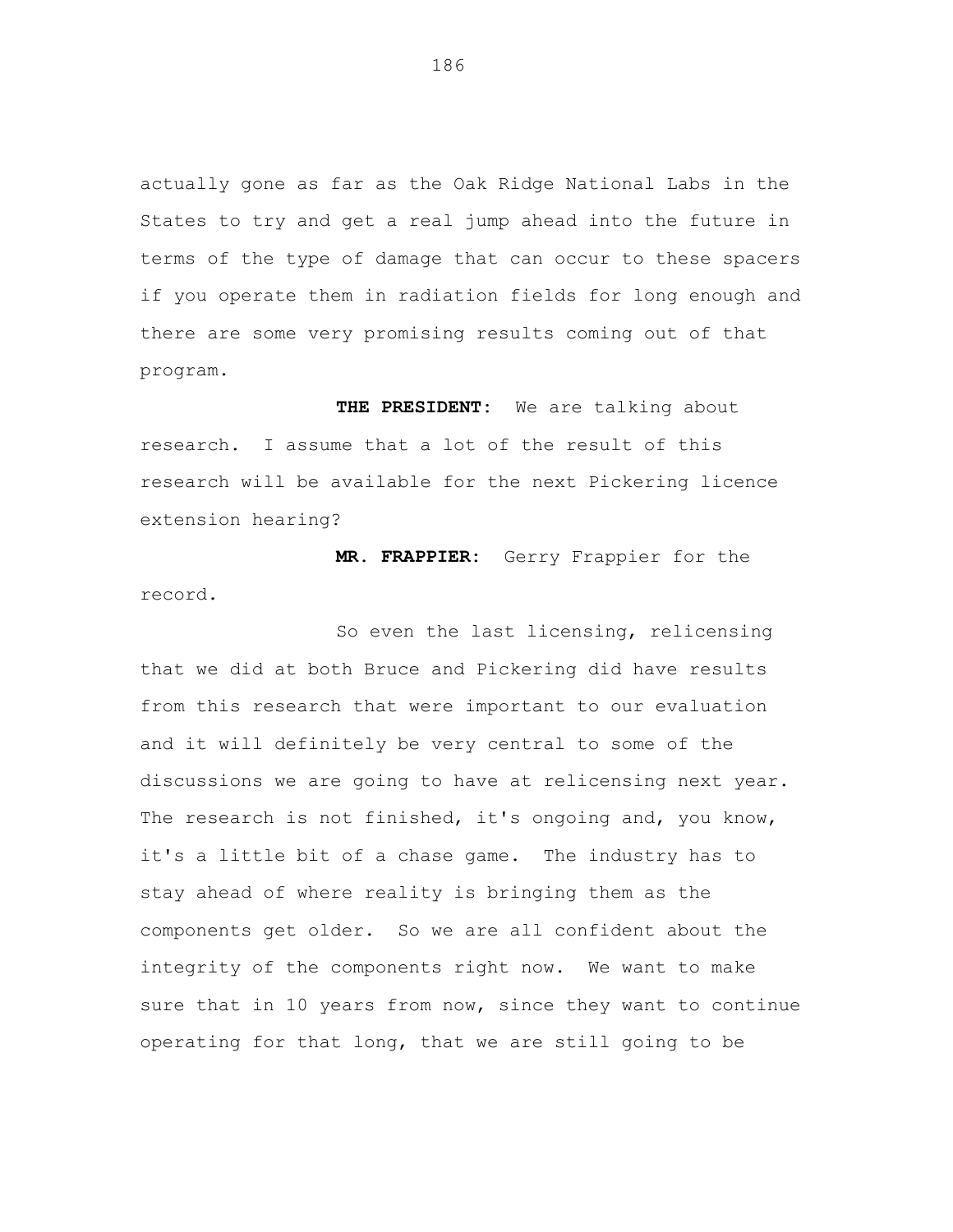actually gone as far as the Oak Ridge National Labs in the States to try and get a real jump ahead into the future in terms of the type of damage that can occur to these spacers if you operate them in radiation fields for long enough and there are some very promising results coming out of that program.

**THE PRESIDENT:** We are talking about research. I assume that a lot of the result of this research will be available for the next Pickering licence extension hearing?

**MR. FRAPPIER:** Gerry Frappier for the record.

So even the last licensing, relicensing that we did at both Bruce and Pickering did have results from this research that were important to our evaluation and it will definitely be very central to some of the discussions we are going to have at relicensing next year. The research is not finished, it's ongoing and, you know, it's a little bit of a chase game. The industry has to stay ahead of where reality is bringing them as the components get older. So we are all confident about the integrity of the components right now. We want to make sure that in 10 years from now, since they want to continue operating for that long, that we are still going to be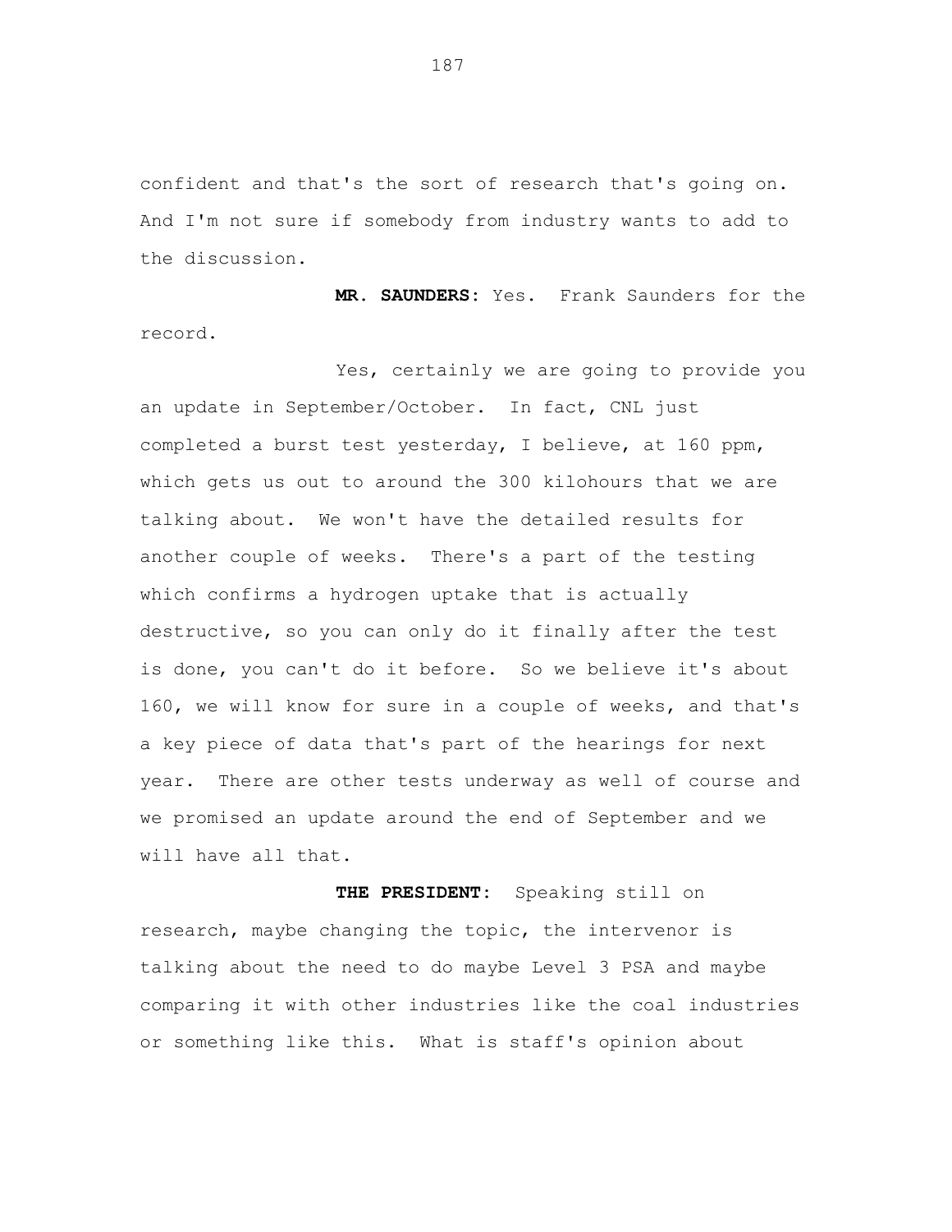confident and that's the sort of research that's going on. And I'm not sure if somebody from industry wants to add to the discussion.

**MR. SAUNDERS:** Yes. Frank Saunders for the record.

Yes, certainly we are going to provide you an update in September/October. In fact, CNL just completed a burst test yesterday, I believe, at 160 ppm, which gets us out to around the 300 kilohours that we are talking about. We won't have the detailed results for another couple of weeks. There's a part of the testing which confirms a hydrogen uptake that is actually destructive, so you can only do it finally after the test is done, you can't do it before. So we believe it's about 160, we will know for sure in a couple of weeks, and that's a key piece of data that's part of the hearings for next year. There are other tests underway as well of course and we promised an update around the end of September and we will have all that.

**THE PRESIDENT:** Speaking still on research, maybe changing the topic, the intervenor is talking about the need to do maybe Level 3 PSA and maybe comparing it with other industries like the coal industries or something like this. What is staff's opinion about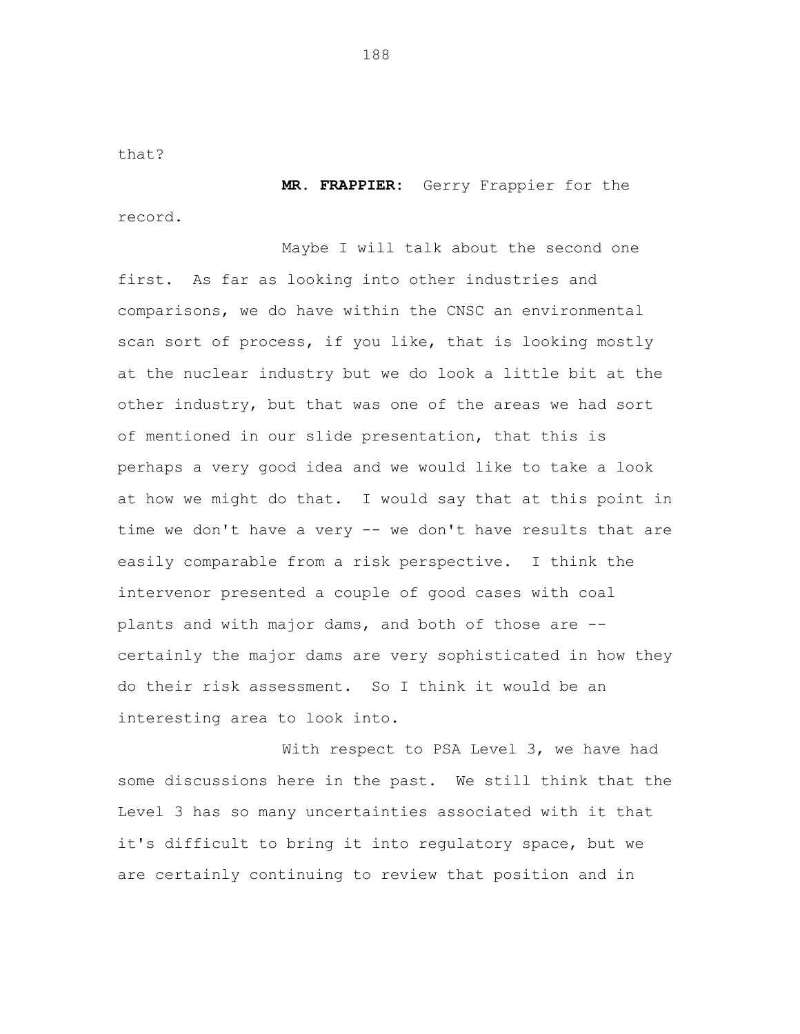that?

**MR. FRAPPIER:** Gerry Frappier for the record.

Maybe I will talk about the second one first. As far as looking into other industries and comparisons, we do have within the CNSC an environmental scan sort of process, if you like, that is looking mostly at the nuclear industry but we do look a little bit at the other industry, but that was one of the areas we had sort of mentioned in our slide presentation, that this is perhaps a very good idea and we would like to take a look at how we might do that. I would say that at this point in time we don't have a very -- we don't have results that are easily comparable from a risk perspective. I think the intervenor presented a couple of good cases with coal plants and with major dams, and both of those are -- certainly the major dams are very sophisticated in how they do their risk assessment. So I think it would be an interesting area to look into.

With respect to PSA Level 3, we have had some discussions here in the past. We still think that the Level 3 has so many uncertainties associated with it that it's difficult to bring it into regulatory space, but we are certainly continuing to review that position and in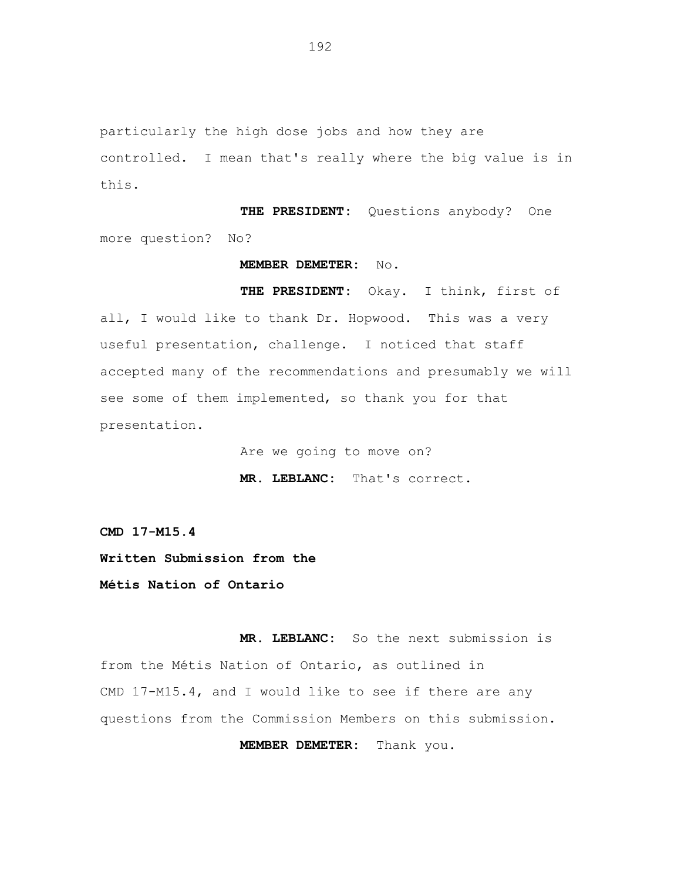particularly the high dose jobs and how they are controlled. I mean that's really where the big value is in this.

**THE PRESIDENT:** Questions anybody? One more question? No?

**MEMBER DEMETER:** No.

**THE PRESIDENT:** Okay. I think, first of all, I would like to thank Dr. Hopwood. This was a very useful presentation, challenge. I noticed that staff accepted many of the recommendations and presumably we will see some of them implemented, so thank you for that presentation.

Are we going to move on?

**MR. LEBLANC:** That's correct.

**CMD 17-M15.4**

**Written Submission from the Métis Nation of Ontario**

**MR. LEBLANC:** So the next submission is from the Métis Nation of Ontario, as outlined in CMD 17-M15.4, and I would like to see if there are any questions from the Commission Members on this submission.

**MEMBER DEMETER:** Thank you.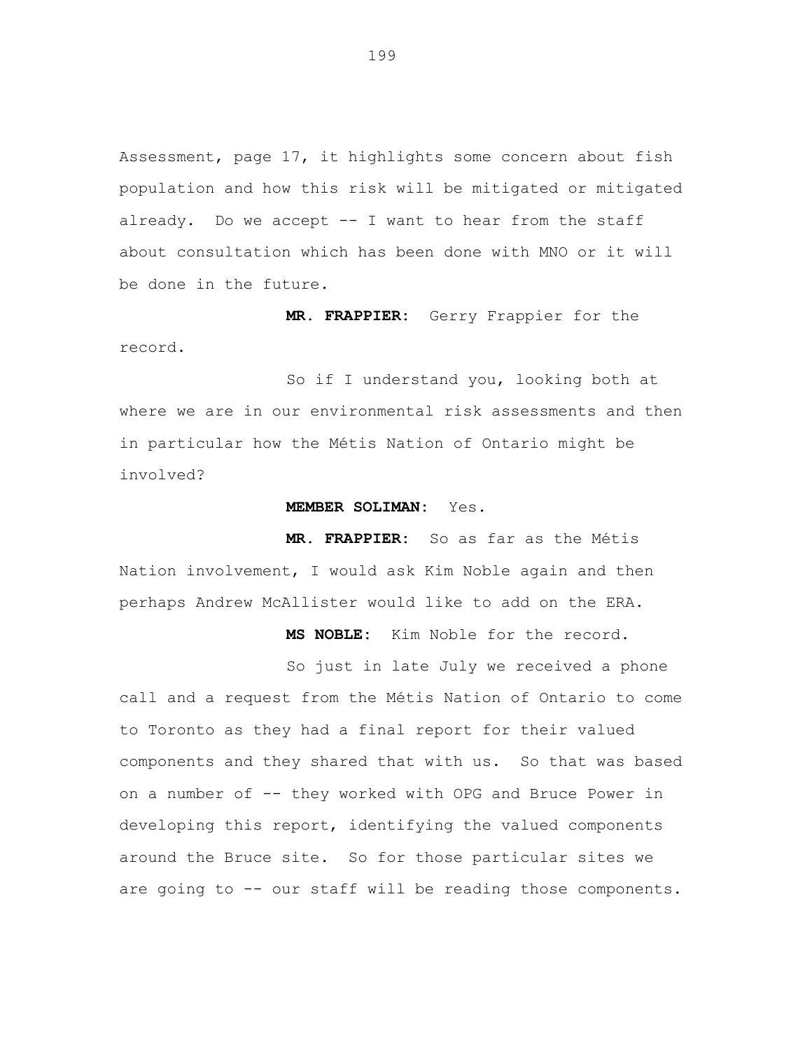Assessment, page 17, it highlights some concern about fish population and how this risk will be mitigated or mitigated already. Do we accept -- I want to hear from the staff about consultation which has been done with MNO or it will be done in the future.

**MR. FRAPPIER:** Gerry Frappier for the record.

So if I understand you, looking both at where we are in our environmental risk assessments and then in particular how the Métis Nation of Ontario might be involved?

**MEMBER SOLIMAN:** Yes.

**MR. FRAPPIER:** So as far as the Métis Nation involvement, I would ask Kim Noble again and then perhaps Andrew McAllister would like to add on the ERA.

**MS NOBLE:** Kim Noble for the record.

So just in late July we received a phone call and a request from the Métis Nation of Ontario to come to Toronto as they had a final report for their valued components and they shared that with us. So that was based on a number of -- they worked with OPG and Bruce Power in developing this report, identifying the valued components around the Bruce site. So for those particular sites we are going to -- our staff will be reading those components.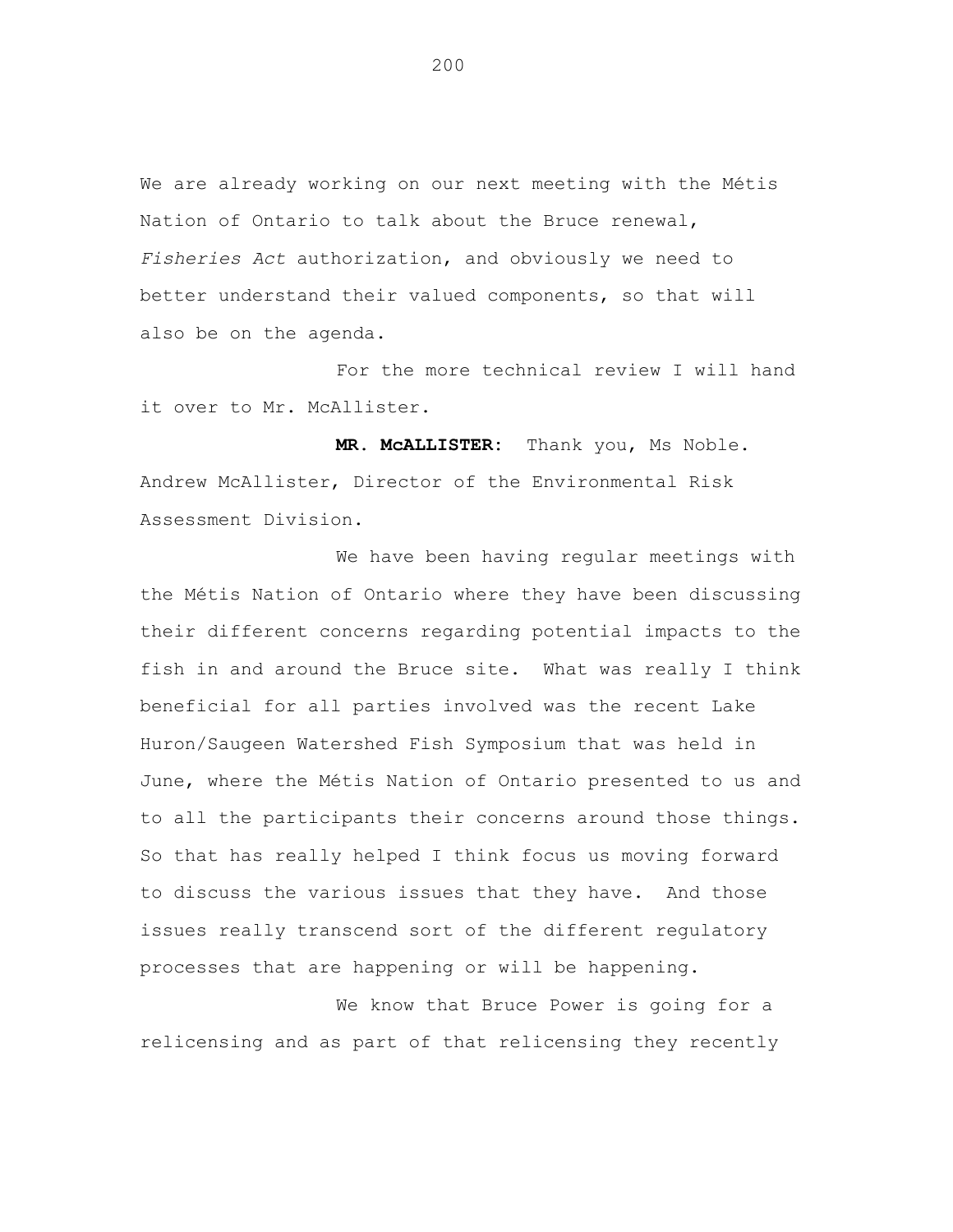We are already working on our next meeting with the Métis Nation of Ontario to talk about the Bruce renewal, *Fisheries Act* authorization, and obviously we need to better understand their valued components, so that will also be on the agenda.

For the more technical review I will hand it over to Mr. McAllister.

**MR. McALLISTER:** Thank you, Ms Noble. Andrew McAllister, Director of the Environmental Risk Assessment Division.

We have been having regular meetings with the Métis Nation of Ontario where they have been discussing their different concerns regarding potential impacts to the fish in and around the Bruce site. What was really I think beneficial for all parties involved was the recent Lake Huron/Saugeen Watershed Fish Symposium that was held in June, where the Métis Nation of Ontario presented to us and to all the participants their concerns around those things. So that has really helped I think focus us moving forward to discuss the various issues that they have. And those issues really transcend sort of the different regulatory processes that are happening or will be happening.

We know that Bruce Power is going for a relicensing and as part of that relicensing they recently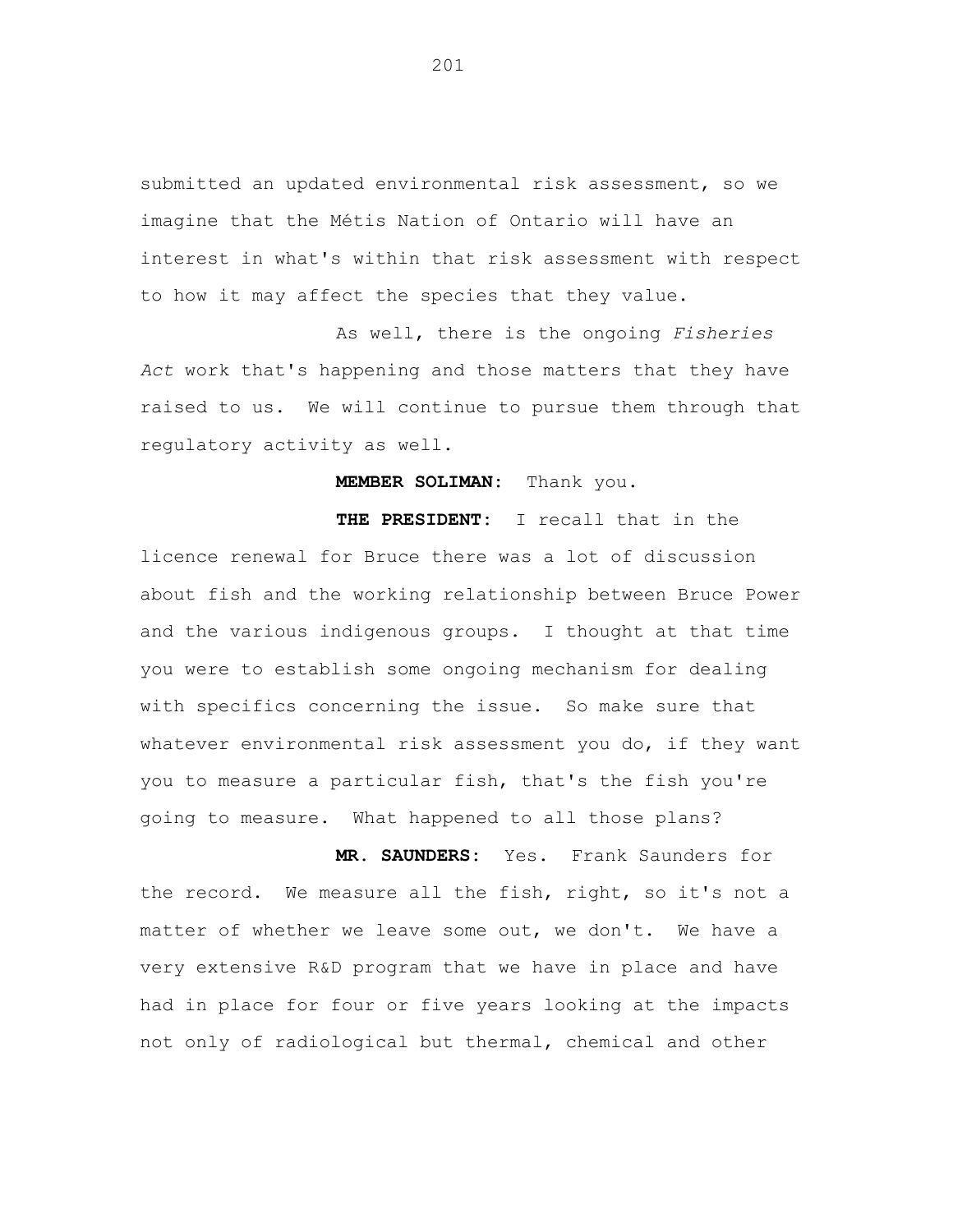submitted an updated environmental risk assessment, so we imagine that the Métis Nation of Ontario will have an interest in what's within that risk assessment with respect to how it may affect the species that they value.

As well, there is the ongoing *Fisheries Act* work that's happening and those matters that they have raised to us. We will continue to pursue them through that regulatory activity as well.

**MEMBER SOLIMAN:** Thank you.

**THE PRESIDENT:** I recall that in the licence renewal for Bruce there was a lot of discussion about fish and the working relationship between Bruce Power and the various indigenous groups. I thought at that time you were to establish some ongoing mechanism for dealing with specifics concerning the issue. So make sure that whatever environmental risk assessment you do, if they want you to measure a particular fish, that's the fish you're going to measure. What happened to all those plans?

**MR. SAUNDERS:** Yes. Frank Saunders for the record. We measure all the fish, right, so it's not a matter of whether we leave some out, we don't. We have a very extensive R&D program that we have in place and have had in place for four or five years looking at the impacts not only of radiological but thermal, chemical and other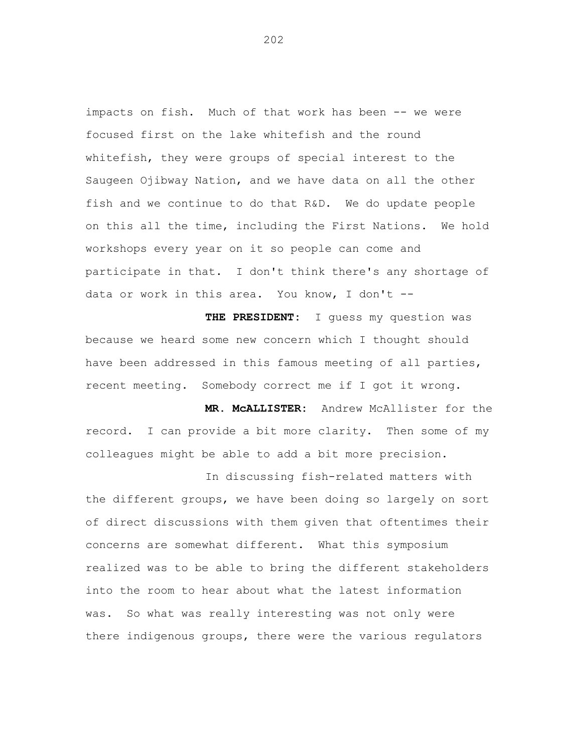impacts on fish. Much of that work has been -- we were focused first on the lake whitefish and the round whitefish, they were groups of special interest to the Saugeen Ojibway Nation, and we have data on all the other fish and we continue to do that R&D. We do update people on this all the time, including the First Nations. We hold workshops every year on it so people can come and participate in that. I don't think there's any shortage of data or work in this area. You know, I don't --

**THE PRESIDENT:** I guess my question was because we heard some new concern which I thought should have been addressed in this famous meeting of all parties, recent meeting. Somebody correct me if I got it wrong.

**MR. McALLISTER:** Andrew McAllister for the record. I can provide a bit more clarity. Then some of my colleagues might be able to add a bit more precision.

In discussing fish-related matters with the different groups, we have been doing so largely on sort of direct discussions with them given that oftentimes their concerns are somewhat different. What this symposium realized was to be able to bring the different stakeholders into the room to hear about what the latest information was. So what was really interesting was not only were there indigenous groups, there were the various regulators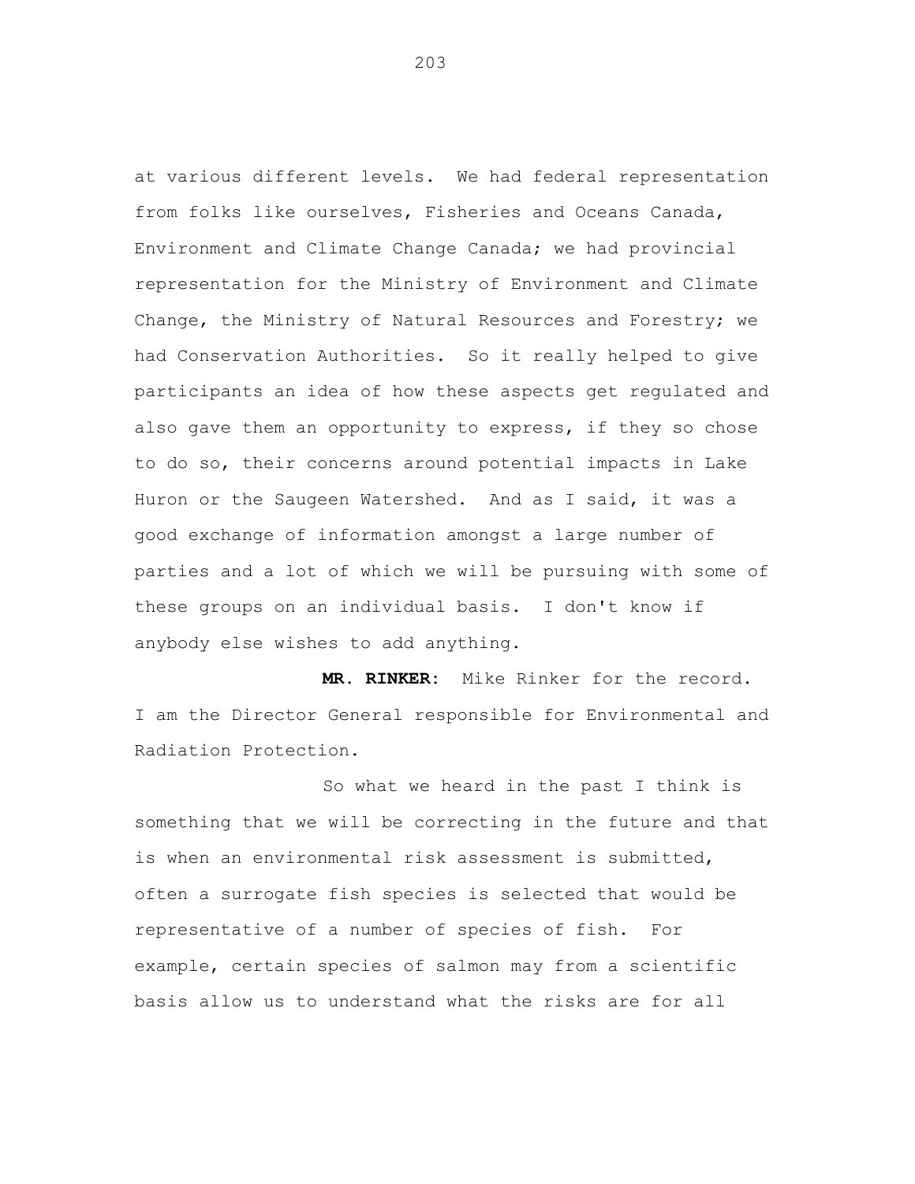at various different levels. We had federal representation from folks like ourselves, Fisheries and Oceans Canada, Environment and Climate Change Canada; we had provincial representation for the Ministry of Environment and Climate Change, the Ministry of Natural Resources and Forestry; we had Conservation Authorities. So it really helped to give participants an idea of how these aspects get regulated and also gave them an opportunity to express, if they so chose to do so, their concerns around potential impacts in Lake Huron or the Saugeen Watershed. And as I said, it was a good exchange of information amongst a large number of parties and a lot of which we will be pursuing with some of these groups on an individual basis. I don't know if anybody else wishes to add anything.

**MR. RINKER:** Mike Rinker for the record. I am the Director General responsible for Environmental and Radiation Protection.

So what we heard in the past I think is something that we will be correcting in the future and that is when an environmental risk assessment is submitted, often a surrogate fish species is selected that would be representative of a number of species of fish. For example, certain species of salmon may from a scientific basis allow us to understand what the risks are for all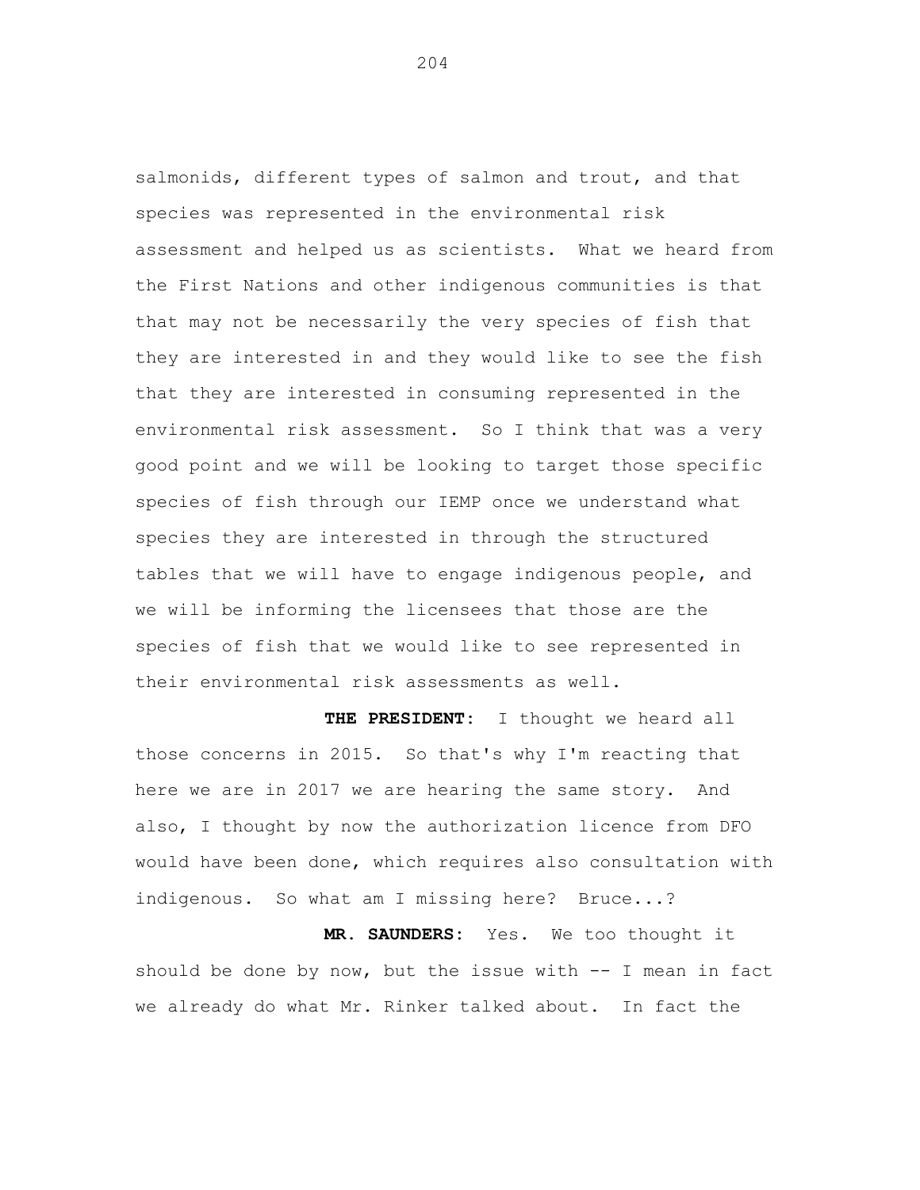salmonids, different types of salmon and trout, and that species was represented in the environmental risk assessment and helped us as scientists. What we heard from the First Nations and other indigenous communities is that that may not be necessarily the very species of fish that they are interested in and they would like to see the fish that they are interested in consuming represented in the environmental risk assessment. So I think that was a very good point and we will be looking to target those specific species of fish through our IEMP once we understand what species they are interested in through the structured tables that we will have to engage indigenous people, and we will be informing the licensees that those are the species of fish that we would like to see represented in their environmental risk assessments as well.

**THE PRESIDENT:** I thought we heard all those concerns in 2015. So that's why I'm reacting that here we are in 2017 we are hearing the same story. And also, I thought by now the authorization licence from DFO would have been done, which requires also consultation with indigenous. So what am I missing here? Bruce...?

**MR. SAUNDERS:** Yes. We too thought it should be done by now, but the issue with -- I mean in fact we already do what Mr. Rinker talked about. In fact the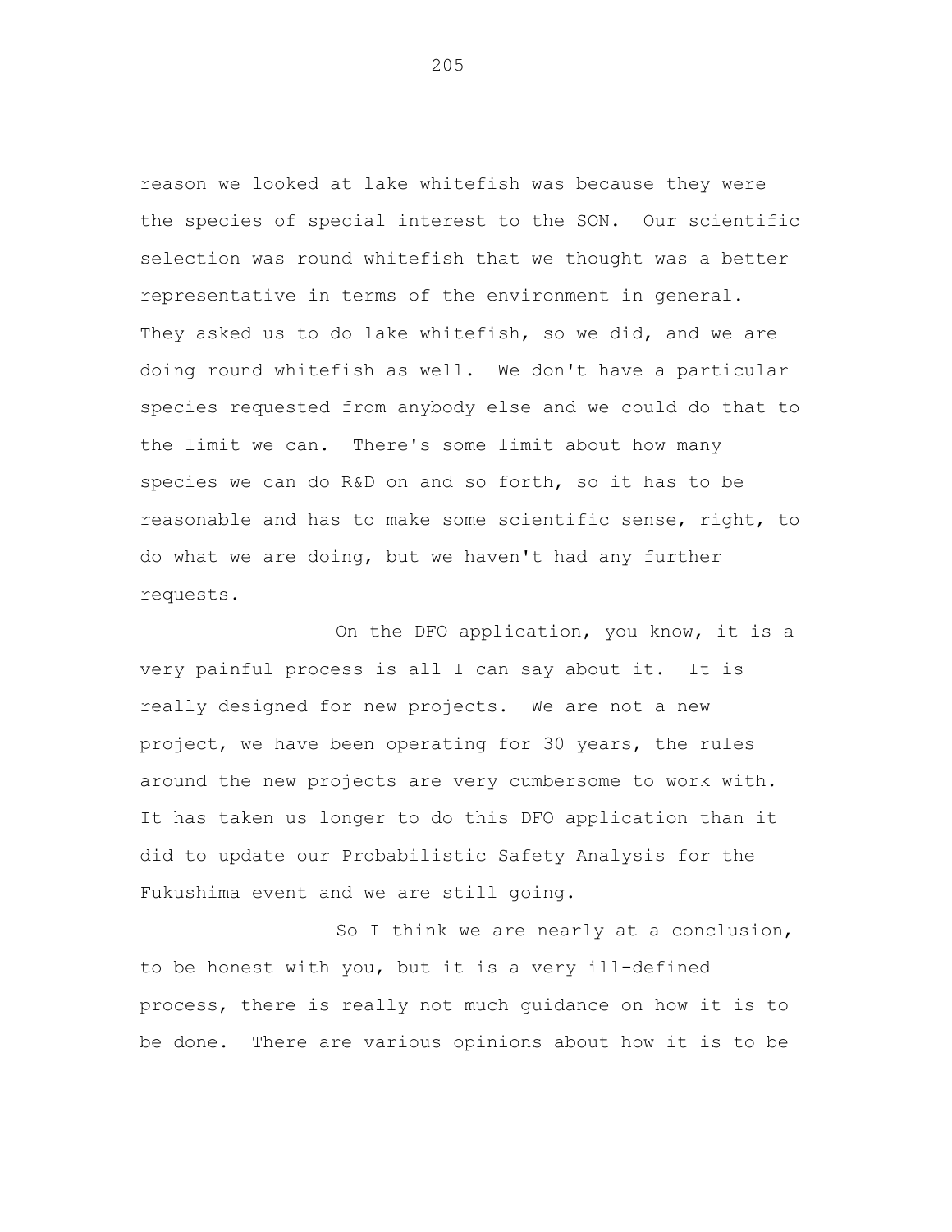reason we looked at lake whitefish was because they were the species of special interest to the SON. Our scientific selection was round whitefish that we thought was a better representative in terms of the environment in general. They asked us to do lake whitefish, so we did, and we are doing round whitefish as well. We don't have a particular species requested from anybody else and we could do that to the limit we can. There's some limit about how many species we can do R&D on and so forth, so it has to be reasonable and has to make some scientific sense, right, to do what we are doing, but we haven't had any further requests.

On the DFO application, you know, it is a very painful process is all I can say about it. It is really designed for new projects. We are not a new project, we have been operating for 30 years, the rules around the new projects are very cumbersome to work with. It has taken us longer to do this DFO application than it did to update our Probabilistic Safety Analysis for the Fukushima event and we are still going.

So I think we are nearly at a conclusion, to be honest with you, but it is a very ill-defined process, there is really not much guidance on how it is to be done. There are various opinions about how it is to be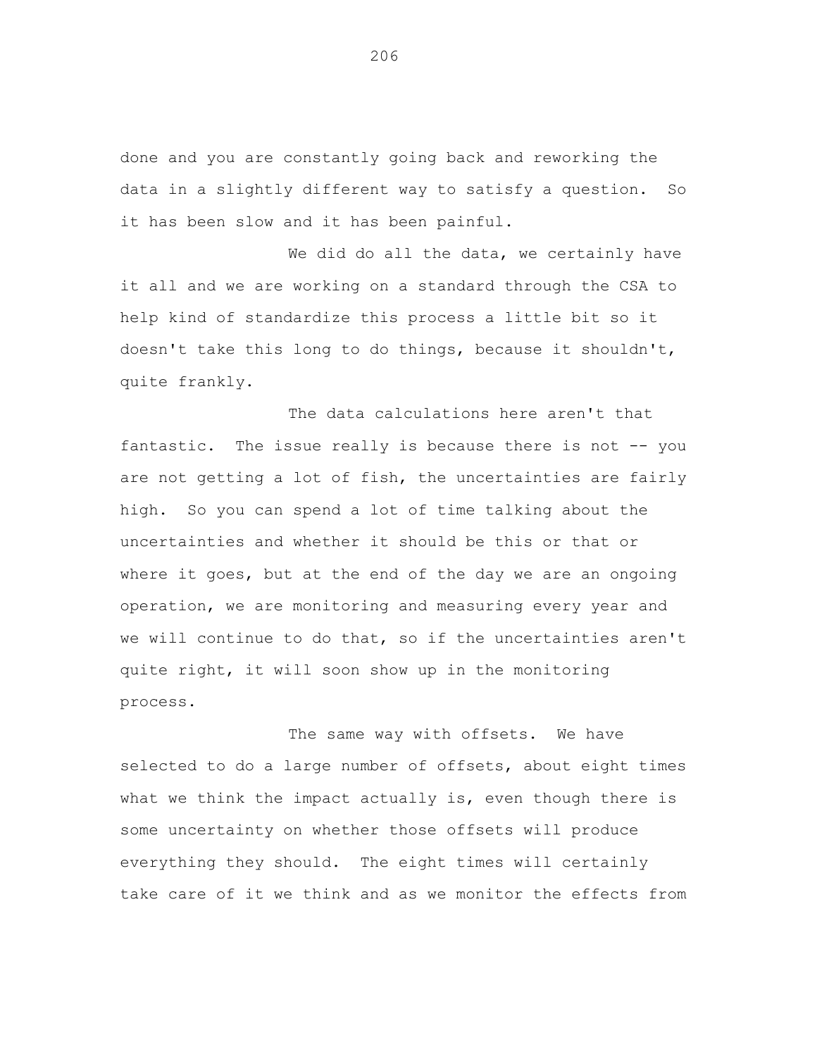done and you are constantly going back and reworking the data in a slightly different way to satisfy a question. So it has been slow and it has been painful.

We did do all the data, we certainly have it all and we are working on a standard through the CSA to help kind of standardize this process a little bit so it doesn't take this long to do things, because it shouldn't, quite frankly.

The data calculations here aren't that fantastic. The issue really is because there is not -- you are not getting a lot of fish, the uncertainties are fairly high. So you can spend a lot of time talking about the uncertainties and whether it should be this or that or where it goes, but at the end of the day we are an ongoing operation, we are monitoring and measuring every year and we will continue to do that, so if the uncertainties aren't quite right, it will soon show up in the monitoring process.

The same way with offsets. We have selected to do a large number of offsets, about eight times what we think the impact actually is, even though there is some uncertainty on whether those offsets will produce everything they should. The eight times will certainly take care of it we think and as we monitor the effects from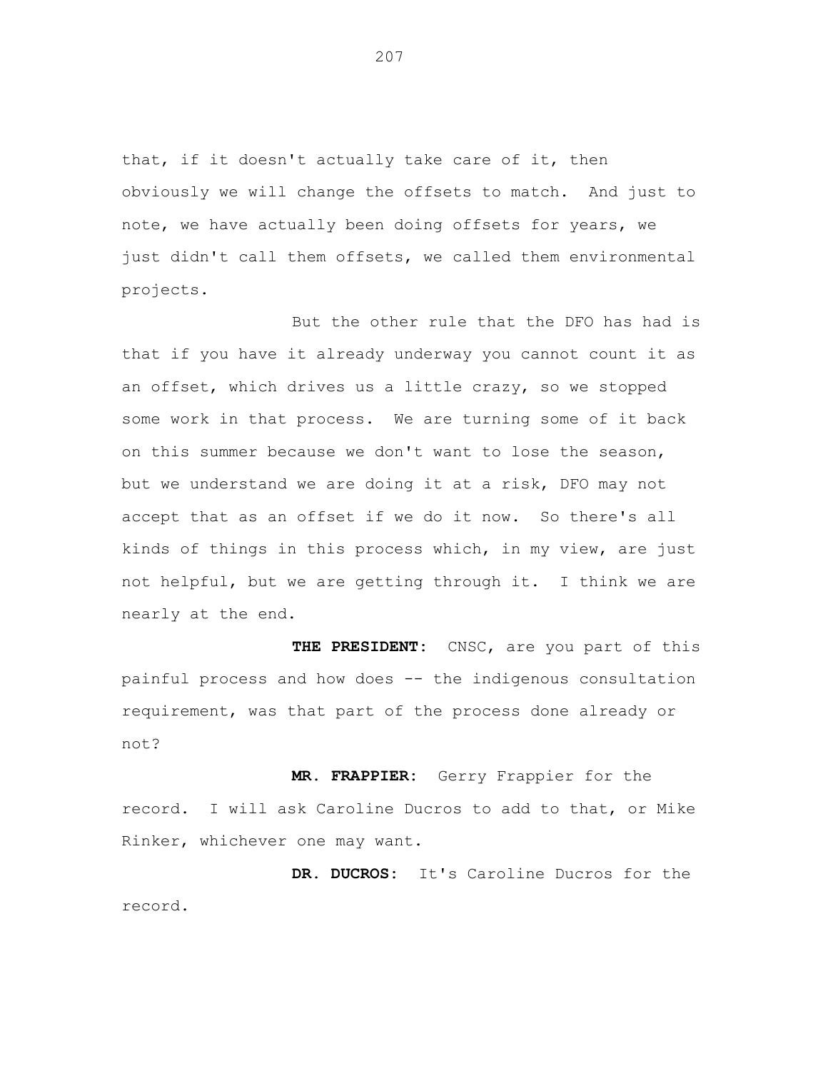that, if it doesn't actually take care of it, then obviously we will change the offsets to match. And just to note, we have actually been doing offsets for years, we just didn't call them offsets, we called them environmental projects.

But the other rule that the DFO has had is that if you have it already underway you cannot count it as an offset, which drives us a little crazy, so we stopped some work in that process. We are turning some of it back on this summer because we don't want to lose the season, but we understand we are doing it at a risk, DFO may not accept that as an offset if we do it now. So there's all kinds of things in this process which, in my view, are just not helpful, but we are getting through it. I think we are nearly at the end.

**THE PRESIDENT:** CNSC, are you part of this painful process and how does -- the indigenous consultation requirement, was that part of the process done already or not?

**MR. FRAPPIER:** Gerry Frappier for the record. I will ask Caroline Ducros to add to that, or Mike Rinker, whichever one may want.

**DR. DUCROS:** It's Caroline Ducros for the record.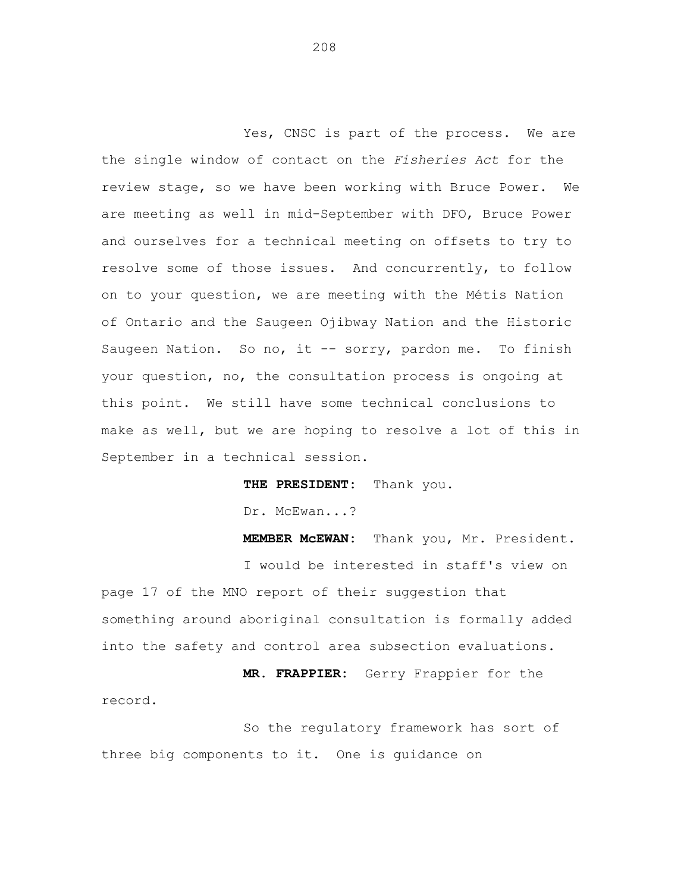Yes, CNSC is part of the process. We are the single window of contact on the *Fisheries Act* for the review stage, so we have been working with Bruce Power. We are meeting as well in mid-September with DFO, Bruce Power and ourselves for a technical meeting on offsets to try to resolve some of those issues. And concurrently, to follow on to your question, we are meeting with the Métis Nation of Ontario and the Saugeen Ojibway Nation and the Historic Saugeen Nation. So no, it -- sorry, pardon me. To finish your question, no, the consultation process is ongoing at this point. We still have some technical conclusions to make as well, but we are hoping to resolve a lot of this in September in a technical session.

**THE PRESIDENT:** Thank you.

Dr. McEwan...?

**MEMBER McEWAN:** Thank you, Mr. President.

I would be interested in staff's view on page 17 of the MNO report of their suggestion that something around aboriginal consultation is formally added into the safety and control area subsection evaluations.

**MR. FRAPPIER:** Gerry Frappier for the record.

So the regulatory framework has sort of three big components to it. One is guidance on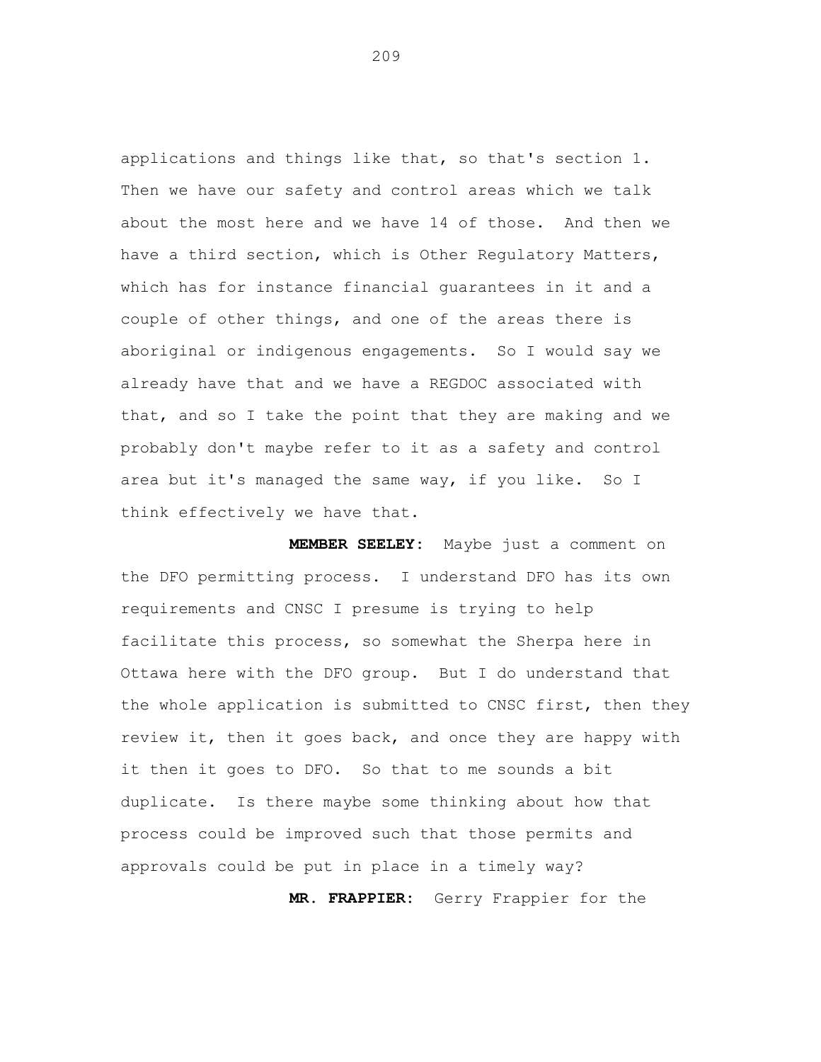applications and things like that, so that's section 1. Then we have our safety and control areas which we talk about the most here and we have 14 of those. And then we have a third section, which is Other Regulatory Matters, which has for instance financial guarantees in it and a couple of other things, and one of the areas there is aboriginal or indigenous engagements. So I would say we already have that and we have a REGDOC associated with that, and so I take the point that they are making and we probably don't maybe refer to it as a safety and control area but it's managed the same way, if you like. So I think effectively we have that.

**MEMBER SEELEY:** Maybe just a comment on the DFO permitting process. I understand DFO has its own requirements and CNSC I presume is trying to help facilitate this process, so somewhat the Sherpa here in Ottawa here with the DFO group. But I do understand that the whole application is submitted to CNSC first, then they review it, then it goes back, and once they are happy with it then it goes to DFO. So that to me sounds a bit duplicate. Is there maybe some thinking about how that process could be improved such that those permits and approvals could be put in place in a timely way?

**MR. FRAPPIER:** Gerry Frappier for the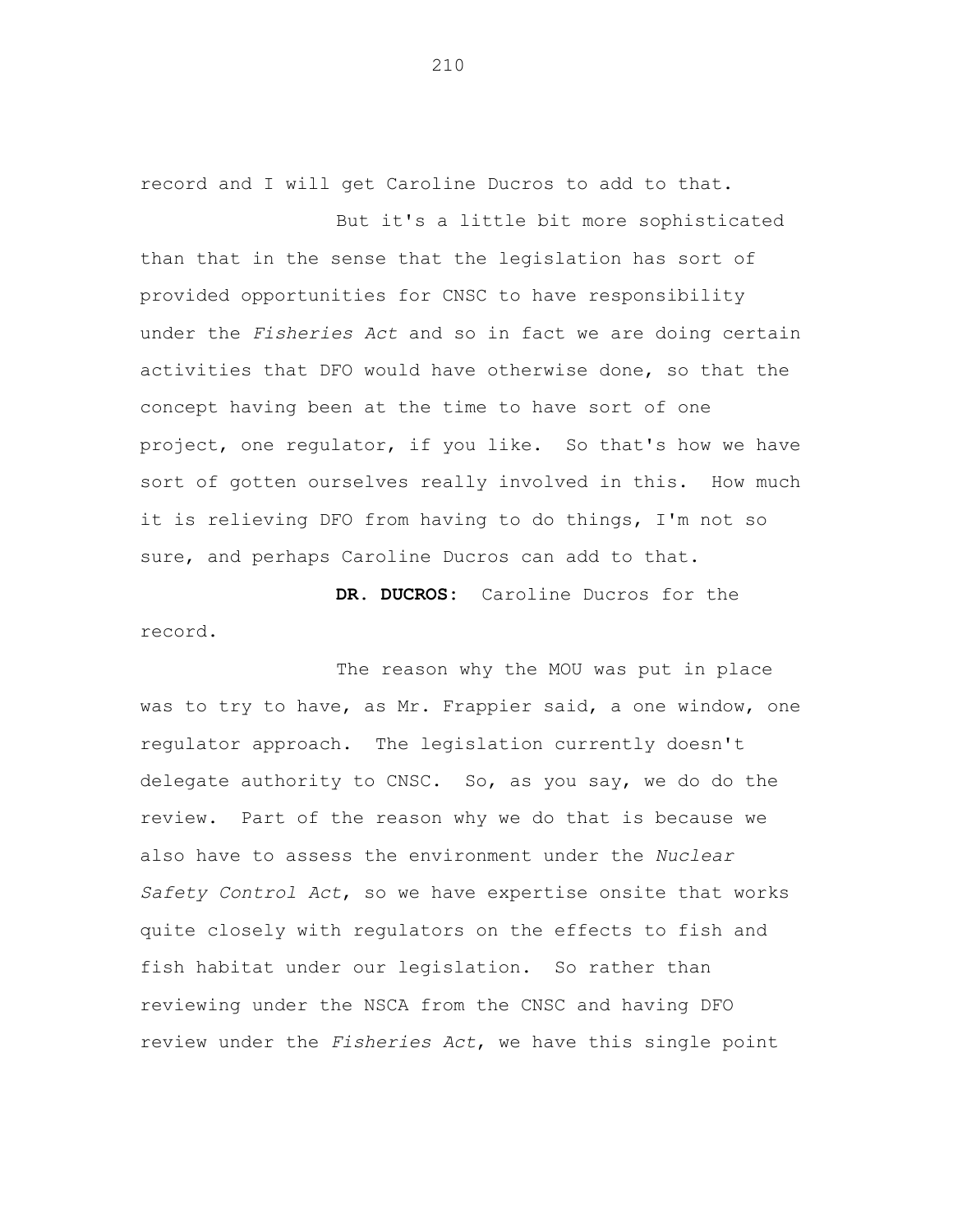record and I will get Caroline Ducros to add to that.

But it's a little bit more sophisticated than that in the sense that the legislation has sort of provided opportunities for CNSC to have responsibility under the *Fisheries Act* and so in fact we are doing certain activities that DFO would have otherwise done, so that the concept having been at the time to have sort of one project, one regulator, if you like. So that's how we have sort of gotten ourselves really involved in this. How much it is relieving DFO from having to do things, I'm not so sure, and perhaps Caroline Ducros can add to that.

**DR. DUCROS:** Caroline Ducros for the record.

The reason why the MOU was put in place was to try to have, as Mr. Frappier said, a one window, one regulator approach. The legislation currently doesn't delegate authority to CNSC. So, as you say, we do do the review. Part of the reason why we do that is because we also have to assess the environment under the *Nuclear Safety Control Act*, so we have expertise onsite that works quite closely with regulators on the effects to fish and fish habitat under our legislation. So rather than reviewing under the NSCA from the CNSC and having DFO review under the *Fisheries Act*, we have this single point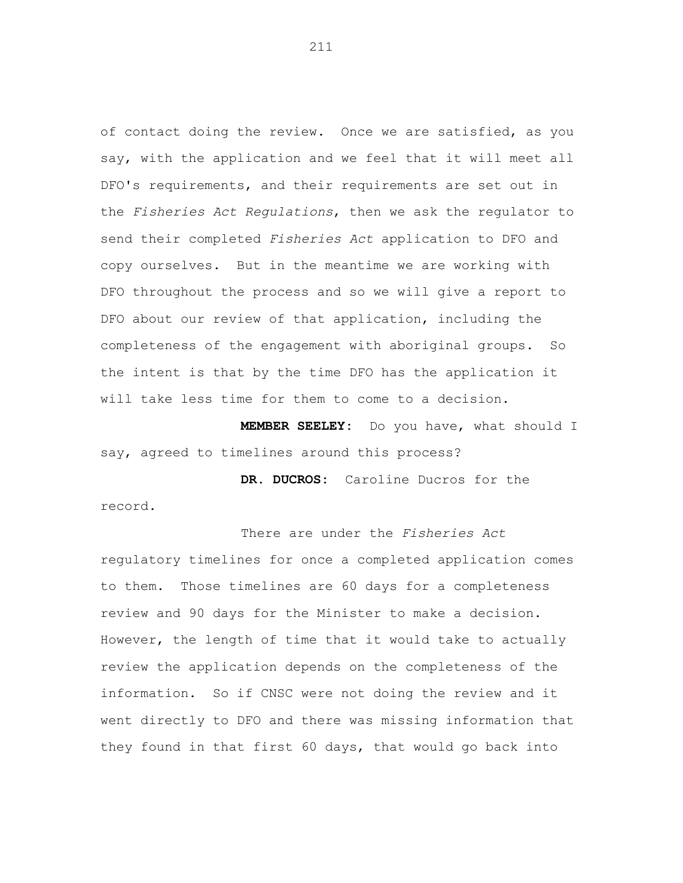of contact doing the review. Once we are satisfied, as you say, with the application and we feel that it will meet all DFO's requirements, and their requirements are set out in the *Fisheries Act Regulations*, then we ask the regulator to send their completed *Fisheries Act* application to DFO and copy ourselves. But in the meantime we are working with DFO throughout the process and so we will give a report to DFO about our review of that application, including the completeness of the engagement with aboriginal groups. So the intent is that by the time DFO has the application it will take less time for them to come to a decision.

**MEMBER SEELEY:** Do you have, what should I say, agreed to timelines around this process?

**DR. DUCROS:** Caroline Ducros for the record.

There are under the *Fisheries Act* regulatory timelines for once a completed application comes to them. Those timelines are 60 days for a completeness review and 90 days for the Minister to make a decision. However, the length of time that it would take to actually review the application depends on the completeness of the information. So if CNSC were not doing the review and it went directly to DFO and there was missing information that they found in that first 60 days, that would go back into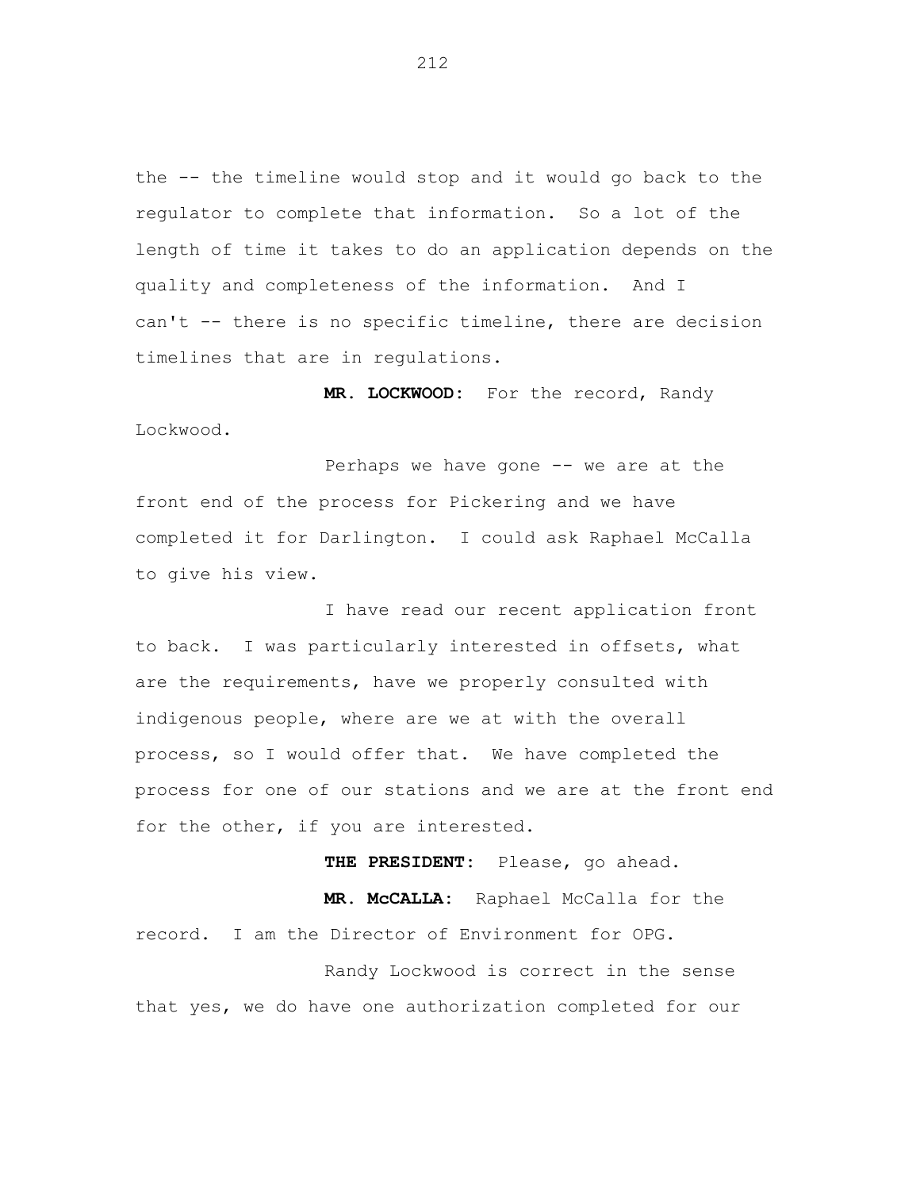the -- the timeline would stop and it would go back to the regulator to complete that information. So a lot of the length of time it takes to do an application depends on the quality and completeness of the information. And I can't -- there is no specific timeline, there are decision timelines that are in regulations.

**MR. LOCKWOOD:** For the record, Randy Lockwood.

Perhaps we have gone -- we are at the front end of the process for Pickering and we have completed it for Darlington. I could ask Raphael McCalla to give his view.

I have read our recent application front to back. I was particularly interested in offsets, what are the requirements, have we properly consulted with indigenous people, where are we at with the overall process, so I would offer that. We have completed the process for one of our stations and we are at the front end for the other, if you are interested.

**THE PRESIDENT:** Please, go ahead.

**MR. McCALLA:** Raphael McCalla for the record. I am the Director of Environment for OPG.

Randy Lockwood is correct in the sense that yes, we do have one authorization completed for our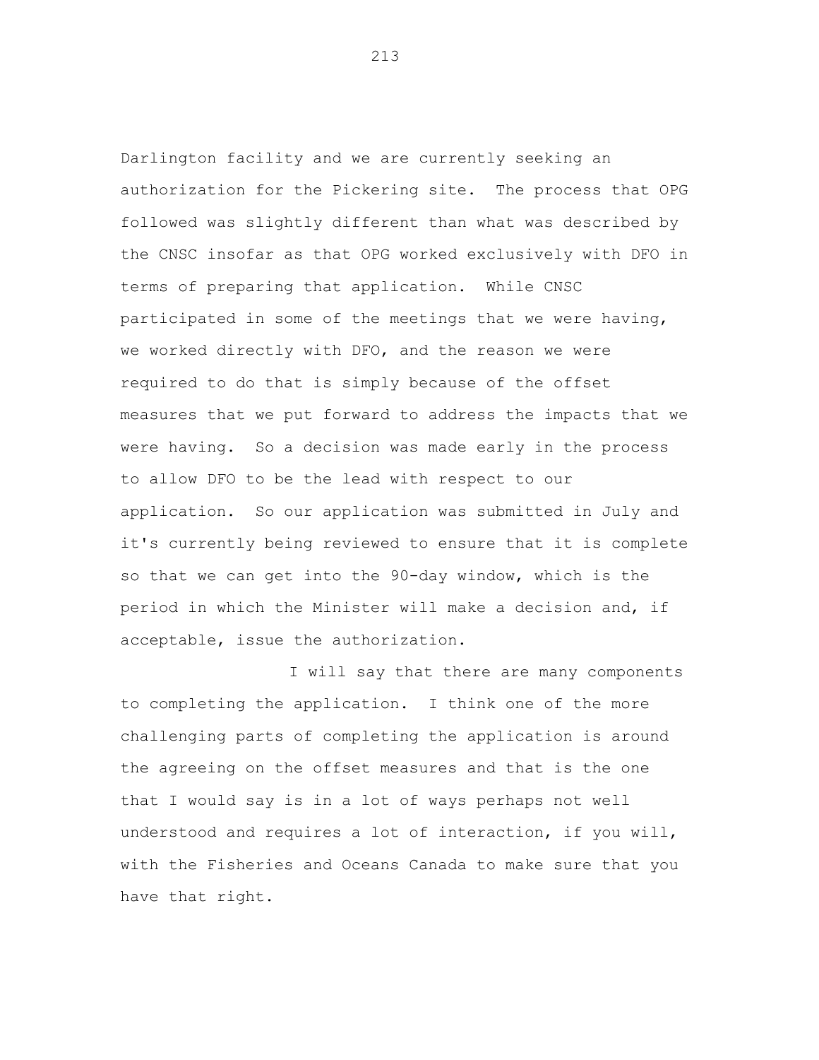Darlington facility and we are currently seeking an authorization for the Pickering site. The process that OPG followed was slightly different than what was described by the CNSC insofar as that OPG worked exclusively with DFO in terms of preparing that application. While CNSC participated in some of the meetings that we were having, we worked directly with DFO, and the reason we were required to do that is simply because of the offset measures that we put forward to address the impacts that we were having. So a decision was made early in the process to allow DFO to be the lead with respect to our application. So our application was submitted in July and it's currently being reviewed to ensure that it is complete so that we can get into the 90-day window, which is the period in which the Minister will make a decision and, if acceptable, issue the authorization.

I will say that there are many components to completing the application. I think one of the more challenging parts of completing the application is around the agreeing on the offset measures and that is the one that I would say is in a lot of ways perhaps not well understood and requires a lot of interaction, if you will, with the Fisheries and Oceans Canada to make sure that you have that right.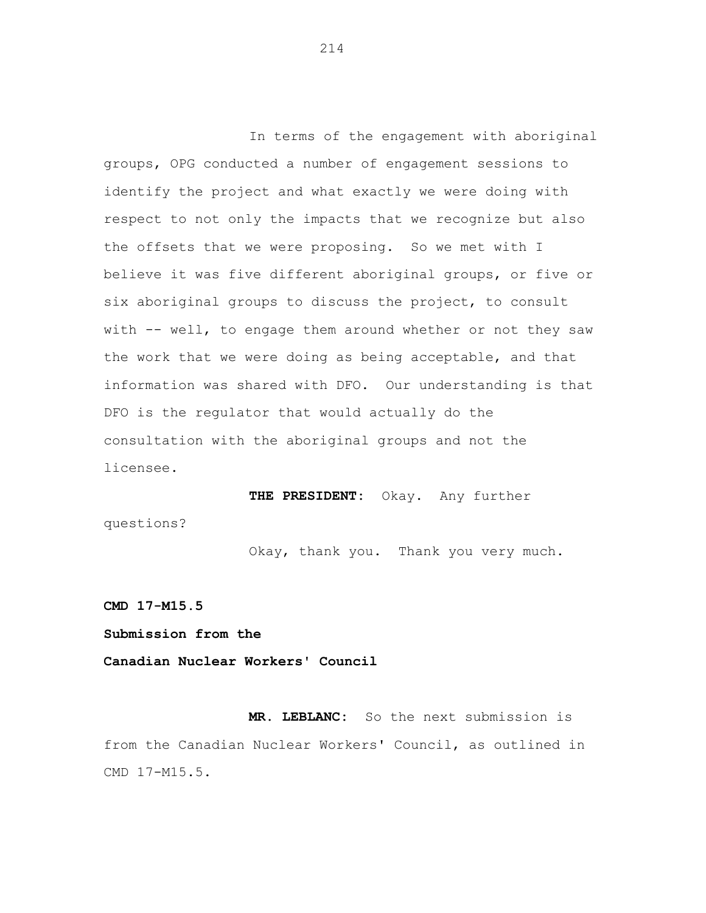In terms of the engagement with aboriginal groups, OPG conducted a number of engagement sessions to identify the project and what exactly we were doing with respect to not only the impacts that we recognize but also the offsets that we were proposing. So we met with I believe it was five different aboriginal groups, or five or six aboriginal groups to discuss the project, to consult with -- well, to engage them around whether or not they saw the work that we were doing as being acceptable, and that information was shared with DFO. Our understanding is that DFO is the regulator that would actually do the consultation with the aboriginal groups and not the licensee.

**THE PRESIDENT:** Okay. Any further questions?

Okay, thank you. Thank you very much.

**CMD 17-M15.5**

**Submission from the**

**Canadian Nuclear Workers' Council**

**MR. LEBLANC:** So the next submission is from the Canadian Nuclear Workers' Council, as outlined in CMD 17-M15.5.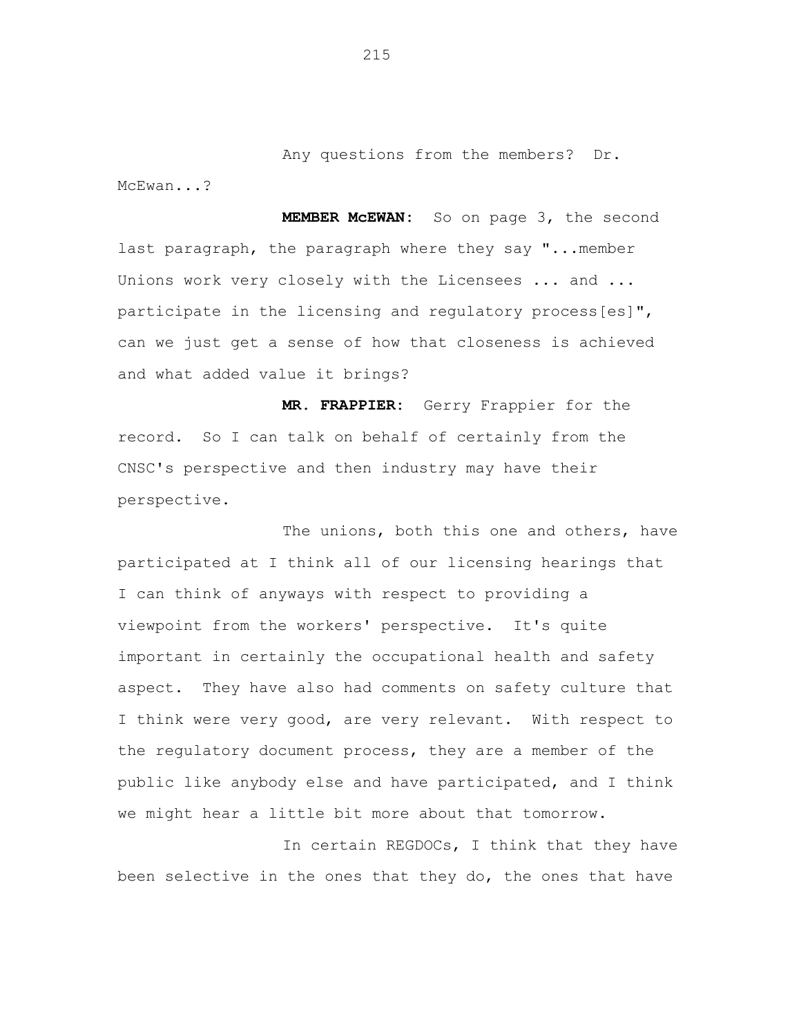Any questions from the members? Dr. McEwan...?

**MEMBER McEWAN:** So on page 3, the second last paragraph, the paragraph where they say "...member Unions work very closely with the Licensees ... and ... participate in the licensing and regulatory process[es]", can we just get a sense of how that closeness is achieved and what added value it brings?

**MR. FRAPPIER:** Gerry Frappier for the record. So I can talk on behalf of certainly from the CNSC's perspective and then industry may have their perspective.

The unions, both this one and others, have participated at I think all of our licensing hearings that I can think of anyways with respect to providing a viewpoint from the workers' perspective. It's quite important in certainly the occupational health and safety aspect. They have also had comments on safety culture that I think were very good, are very relevant. With respect to the regulatory document process, they are a member of the public like anybody else and have participated, and I think we might hear a little bit more about that tomorrow.

In certain REGDOCs, I think that they have been selective in the ones that they do, the ones that have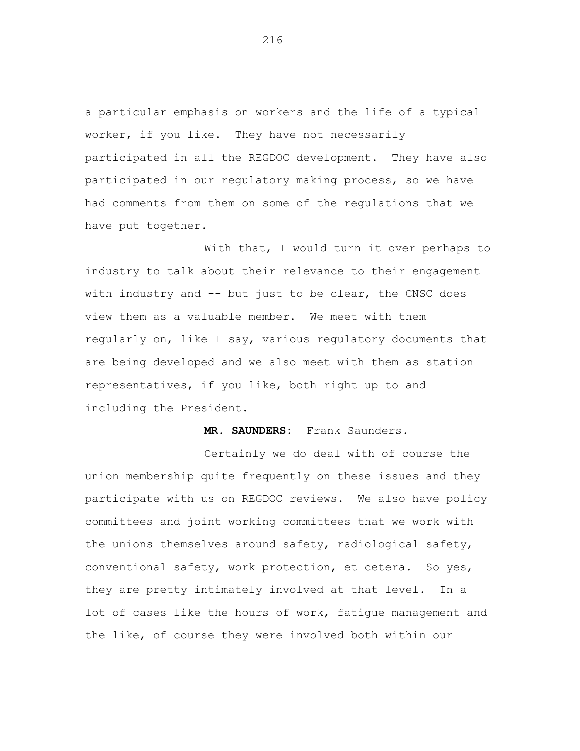a particular emphasis on workers and the life of a typical worker, if you like. They have not necessarily participated in all the REGDOC development. They have also participated in our regulatory making process, so we have had comments from them on some of the regulations that we have put together.

With that, I would turn it over perhaps to industry to talk about their relevance to their engagement with industry and -- but just to be clear, the CNSC does view them as a valuable member. We meet with them regularly on, like I say, various regulatory documents that are being developed and we also meet with them as station representatives, if you like, both right up to and including the President.

**MR. SAUNDERS:** Frank Saunders.

Certainly we do deal with of course the union membership quite frequently on these issues and they participate with us on REGDOC reviews. We also have policy committees and joint working committees that we work with the unions themselves around safety, radiological safety, conventional safety, work protection, et cetera. So yes, they are pretty intimately involved at that level. In a lot of cases like the hours of work, fatigue management and the like, of course they were involved both within our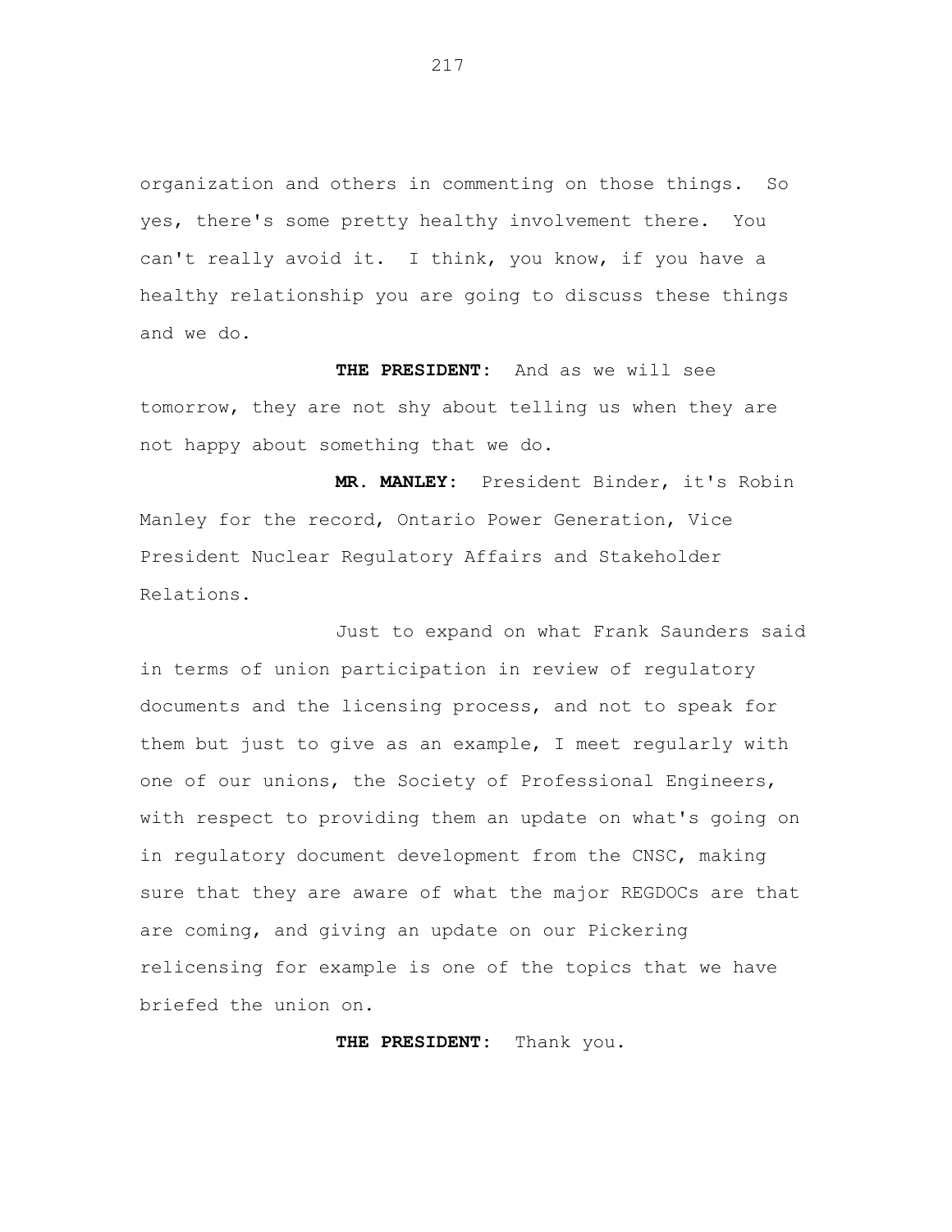organization and others in commenting on those things. So yes, there's some pretty healthy involvement there. You can't really avoid it. I think, you know, if you have a healthy relationship you are going to discuss these things and we do.

**THE PRESIDENT:** And as we will see tomorrow, they are not shy about telling us when they are not happy about something that we do.

**MR. MANLEY:** President Binder, it's Robin Manley for the record, Ontario Power Generation, Vice President Nuclear Regulatory Affairs and Stakeholder Relations.

Just to expand on what Frank Saunders said in terms of union participation in review of regulatory documents and the licensing process, and not to speak for them but just to give as an example, I meet regularly with one of our unions, the Society of Professional Engineers, with respect to providing them an update on what's going on in regulatory document development from the CNSC, making sure that they are aware of what the major REGDOCs are that are coming, and giving an update on our Pickering relicensing for example is one of the topics that we have briefed the union on.

**THE PRESIDENT:** Thank you.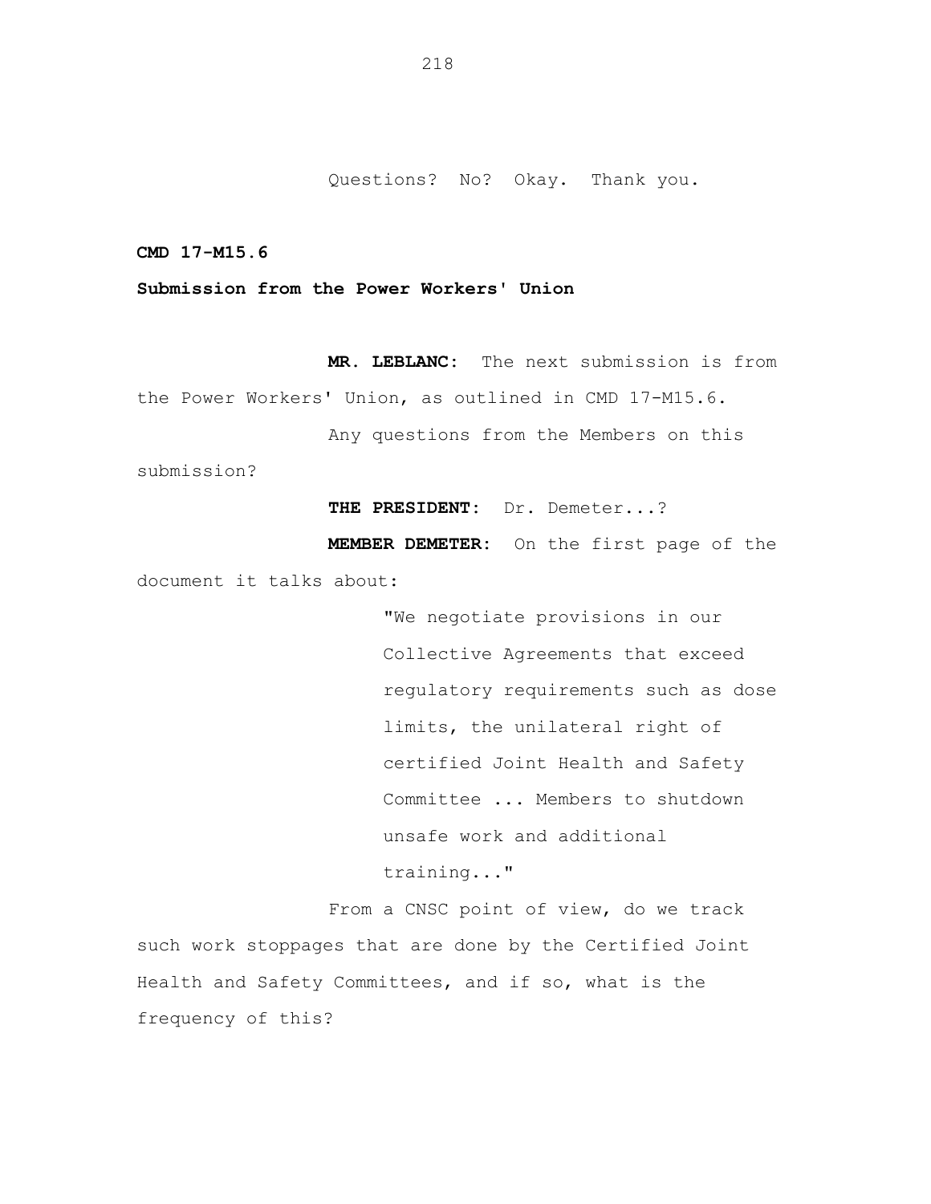Questions? No? Okay. Thank you.

**CMD 17-M15.6**

**Submission from the Power Workers' Union**

**MR. LEBLANC:** The next submission is from the Power Workers' Union, as outlined in CMD 17-M15.6.

Any questions from the Members on this submission?

**THE PRESIDENT:** Dr. Demeter...?

**MEMBER DEMETER:** On the first page of the document it talks about:

> "We negotiate provisions in our Collective Agreements that exceed regulatory requirements such as dose limits, the unilateral right of certified Joint Health and Safety Committee ... Members to shutdown unsafe work and additional training..."

From a CNSC point of view, do we track such work stoppages that are done by the Certified Joint Health and Safety Committees, and if so, what is the frequency of this?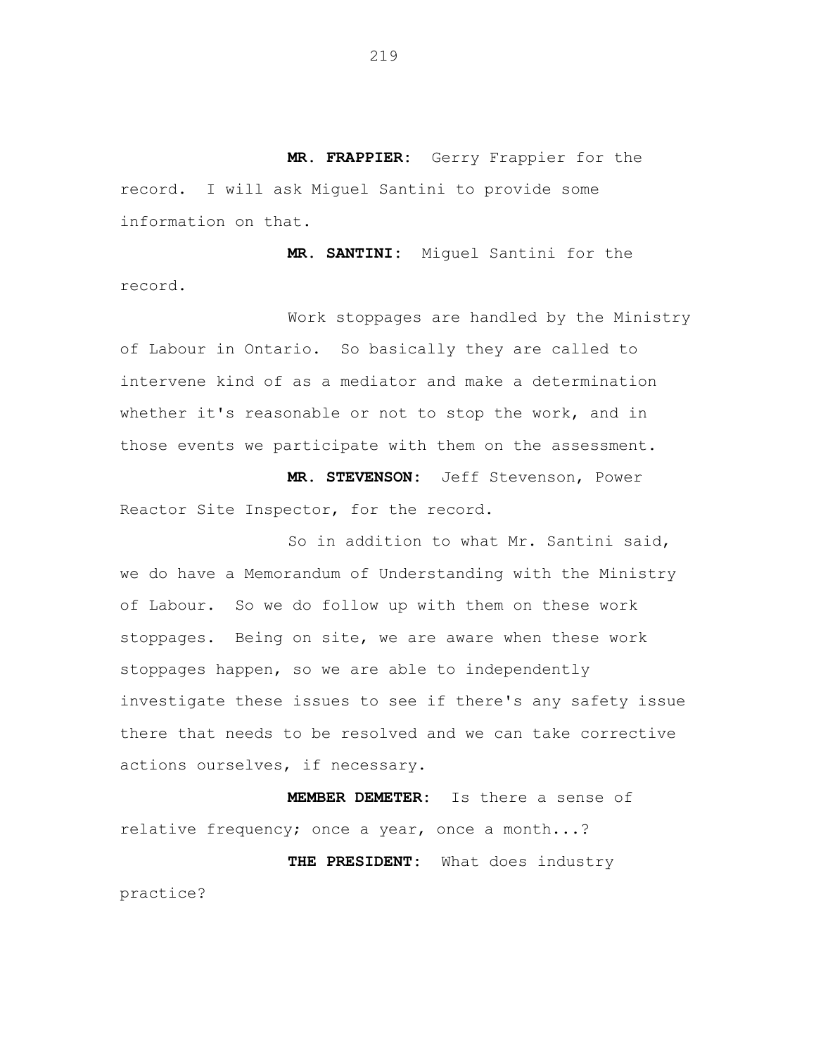**MR. FRAPPIER:** Gerry Frappier for the record. I will ask Miguel Santini to provide some information on that.

**MR. SANTINI:** Miguel Santini for the record.

Work stoppages are handled by the Ministry of Labour in Ontario. So basically they are called to intervene kind of as a mediator and make a determination whether it's reasonable or not to stop the work, and in those events we participate with them on the assessment.

**MR. STEVENSON:** Jeff Stevenson, Power Reactor Site Inspector, for the record.

So in addition to what Mr. Santini said, we do have a Memorandum of Understanding with the Ministry of Labour. So we do follow up with them on these work stoppages. Being on site, we are aware when these work stoppages happen, so we are able to independently investigate these issues to see if there's any safety issue there that needs to be resolved and we can take corrective actions ourselves, if necessary.

**MEMBER DEMETER:** Is there a sense of relative frequency; once a year, once a month...?

**THE PRESIDENT:** What does industry practice?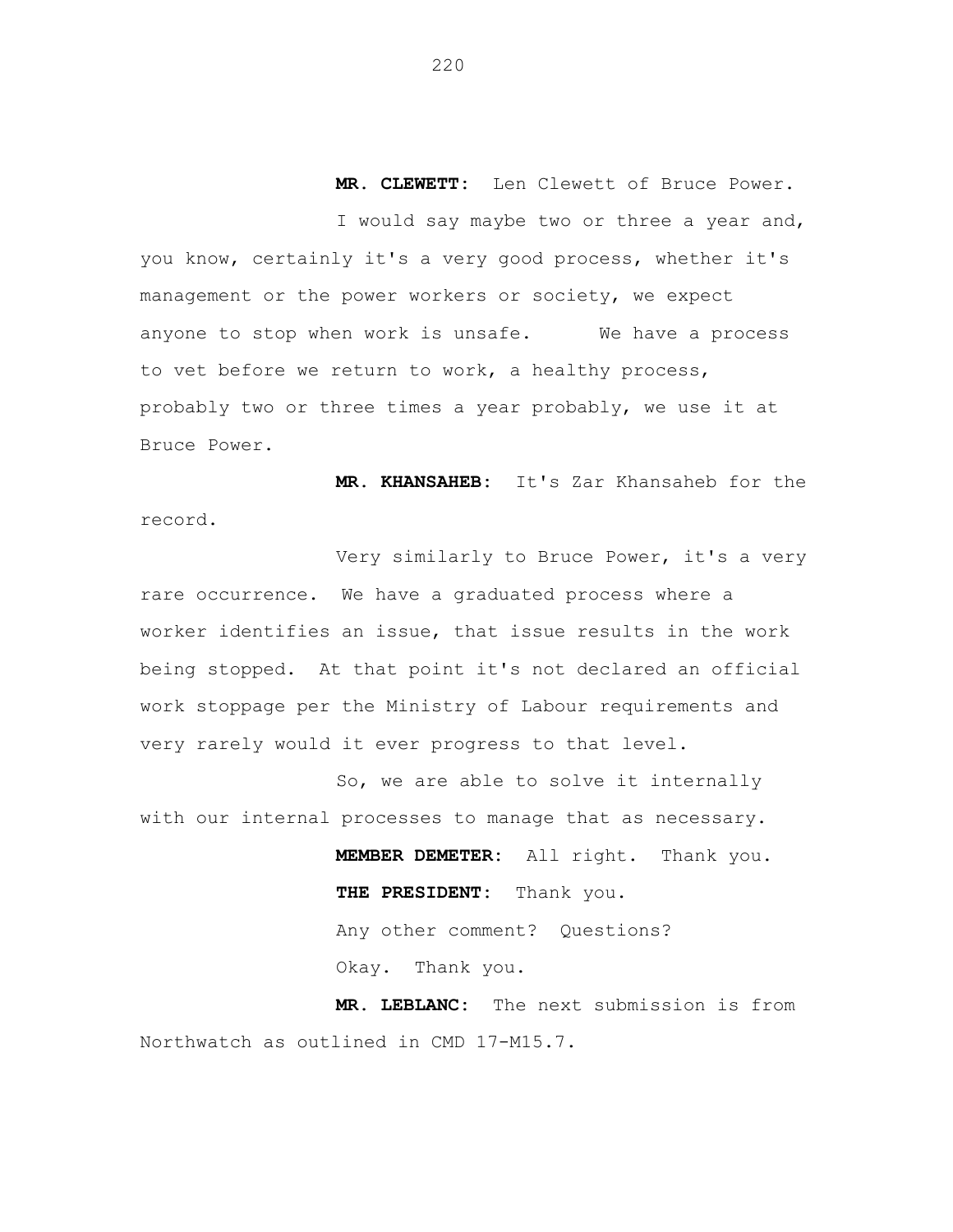**MR. CLEWETT:** Len Clewett of Bruce Power.

I would say maybe two or three a year and, you know, certainly it's a very good process, whether it's management or the power workers or society, we expect anyone to stop when work is unsafe. We have a process to vet before we return to work, a healthy process, probably two or three times a year probably, we use it at Bruce Power.

**MR. KHANSAHEB:** It's Zar Khansaheb for the record.

Very similarly to Bruce Power, it's a very rare occurrence. We have a graduated process where a worker identifies an issue, that issue results in the work being stopped. At that point it's not declared an official work stoppage per the Ministry of Labour requirements and very rarely would it ever progress to that level.

So, we are able to solve it internally with our internal processes to manage that as necessary.

**MEMBER DEMETER:** All right. Thank you.

**THE PRESIDENT:** Thank you.

Any other comment? Questions?

Okay. Thank you.

**MR. LEBLANC:** The next submission is from Northwatch as outlined in CMD 17-M15.7.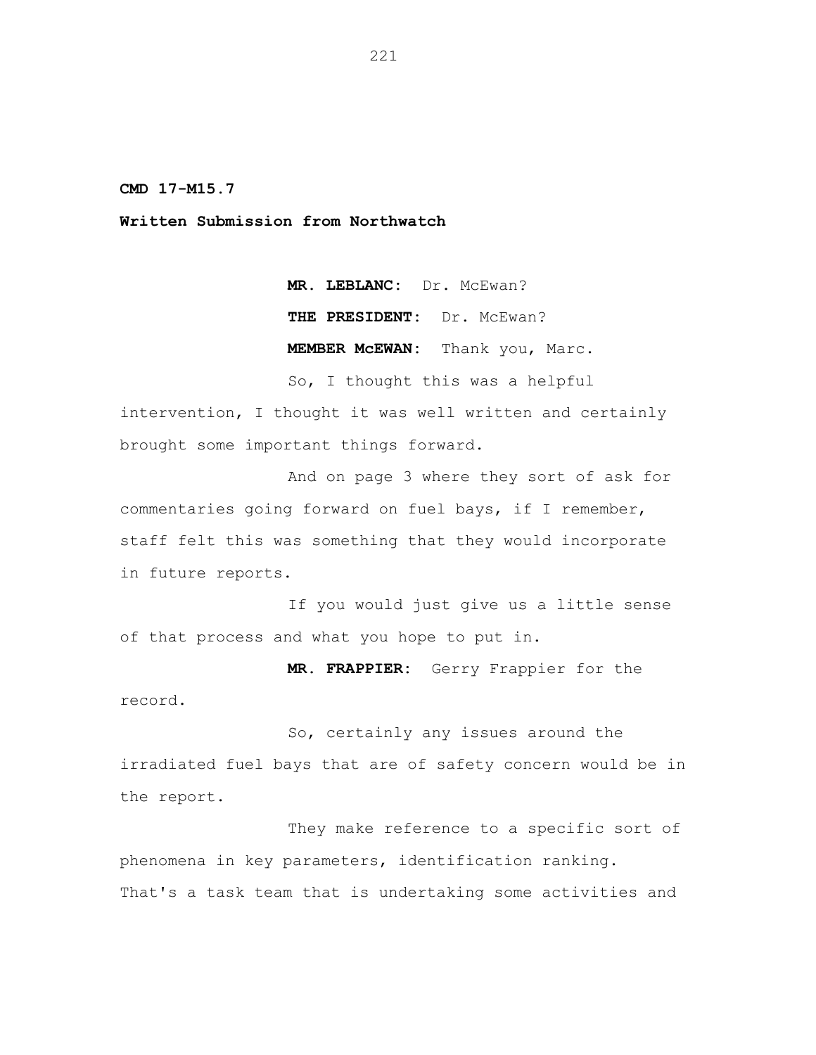**CMD 17-M15.7**

**Written Submission from Northwatch**

**MR. LEBLANC:** Dr. McEwan?

**THE PRESIDENT:** Dr. McEwan?

**MEMBER McEWAN:** Thank you, Marc.

So, I thought this was a helpful intervention, I thought it was well written and certainly brought some important things forward.

And on page 3 where they sort of ask for commentaries going forward on fuel bays, if I remember, staff felt this was something that they would incorporate in future reports.

If you would just give us a little sense of that process and what you hope to put in.

**MR. FRAPPIER:** Gerry Frappier for the record.

So, certainly any issues around the irradiated fuel bays that are of safety concern would be in the report.

They make reference to a specific sort of phenomena in key parameters, identification ranking. That's a task team that is undertaking some activities and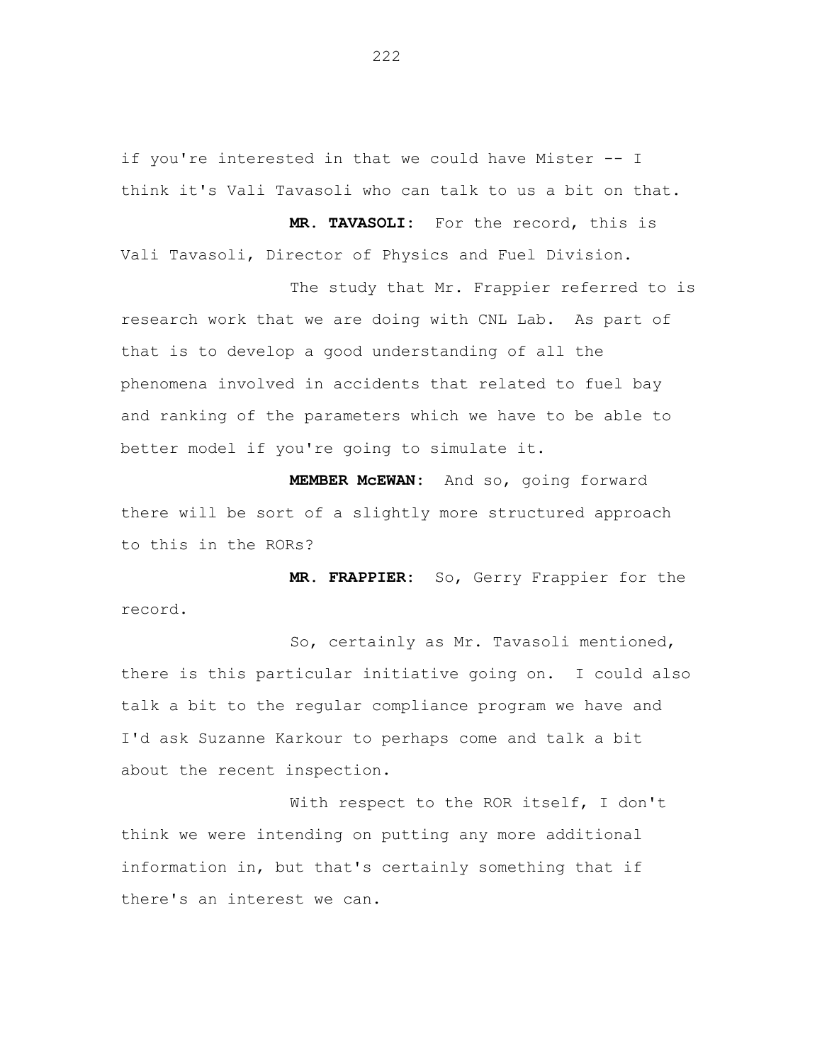if you're interested in that we could have Mister -- I think it's Vali Tavasoli who can talk to us a bit on that.

**MR. TAVASOLI:** For the record, this is Vali Tavasoli, Director of Physics and Fuel Division.

The study that Mr. Frappier referred to is research work that we are doing with CNL Lab. As part of that is to develop a good understanding of all the phenomena involved in accidents that related to fuel bay and ranking of the parameters which we have to be able to better model if you're going to simulate it.

**MEMBER McEWAN:** And so, going forward there will be sort of a slightly more structured approach to this in the RORs?

**MR. FRAPPIER:** So, Gerry Frappier for the record.

So, certainly as Mr. Tavasoli mentioned, there is this particular initiative going on. I could also talk a bit to the regular compliance program we have and I'd ask Suzanne Karkour to perhaps come and talk a bit about the recent inspection.

With respect to the ROR itself, I don't think we were intending on putting any more additional information in, but that's certainly something that if there's an interest we can.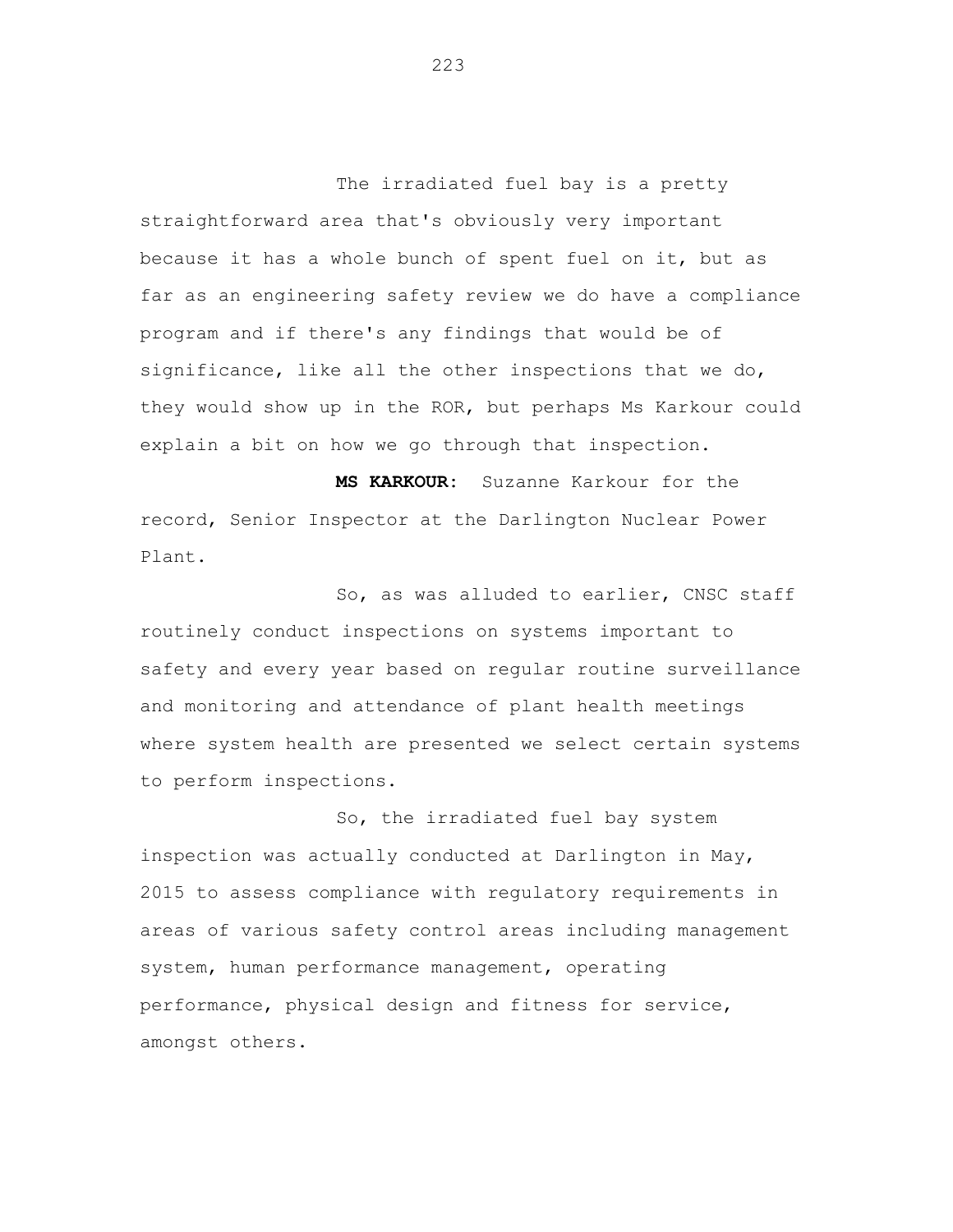The irradiated fuel bay is a pretty straightforward area that's obviously very important because it has a whole bunch of spent fuel on it, but as far as an engineering safety review we do have a compliance program and if there's any findings that would be of significance, like all the other inspections that we do, they would show up in the ROR, but perhaps Ms Karkour could explain a bit on how we go through that inspection.

**MS KARKOUR:** Suzanne Karkour for the record, Senior Inspector at the Darlington Nuclear Power Plant.

So, as was alluded to earlier, CNSC staff routinely conduct inspections on systems important to safety and every year based on regular routine surveillance and monitoring and attendance of plant health meetings where system health are presented we select certain systems to perform inspections.

So, the irradiated fuel bay system inspection was actually conducted at Darlington in May, 2015 to assess compliance with regulatory requirements in areas of various safety control areas including management system, human performance management, operating performance, physical design and fitness for service, amongst others.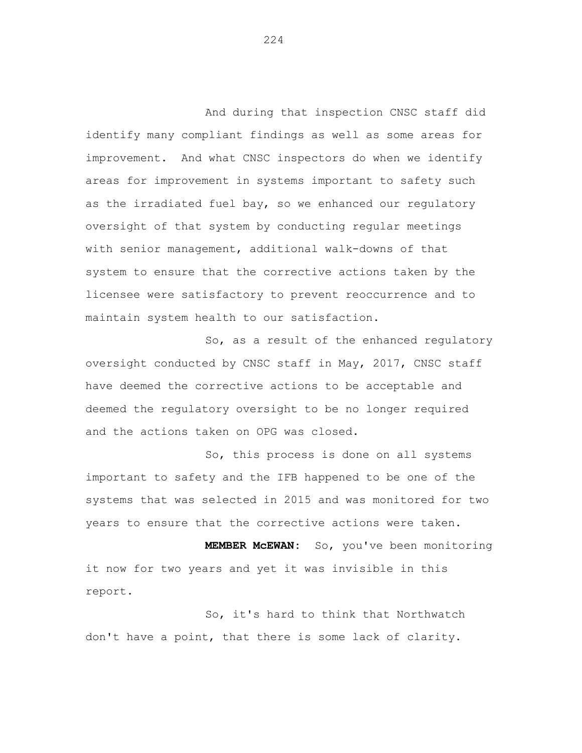And during that inspection CNSC staff did identify many compliant findings as well as some areas for improvement. And what CNSC inspectors do when we identify areas for improvement in systems important to safety such as the irradiated fuel bay, so we enhanced our regulatory oversight of that system by conducting regular meetings with senior management, additional walk-downs of that system to ensure that the corrective actions taken by the licensee were satisfactory to prevent reoccurrence and to maintain system health to our satisfaction.

So, as a result of the enhanced regulatory oversight conducted by CNSC staff in May, 2017, CNSC staff have deemed the corrective actions to be acceptable and deemed the regulatory oversight to be no longer required and the actions taken on OPG was closed.

So, this process is done on all systems important to safety and the IFB happened to be one of the systems that was selected in 2015 and was monitored for two years to ensure that the corrective actions were taken.

**MEMBER McEWAN:** So, you've been monitoring it now for two years and yet it was invisible in this report.

So, it's hard to think that Northwatch don't have a point, that there is some lack of clarity.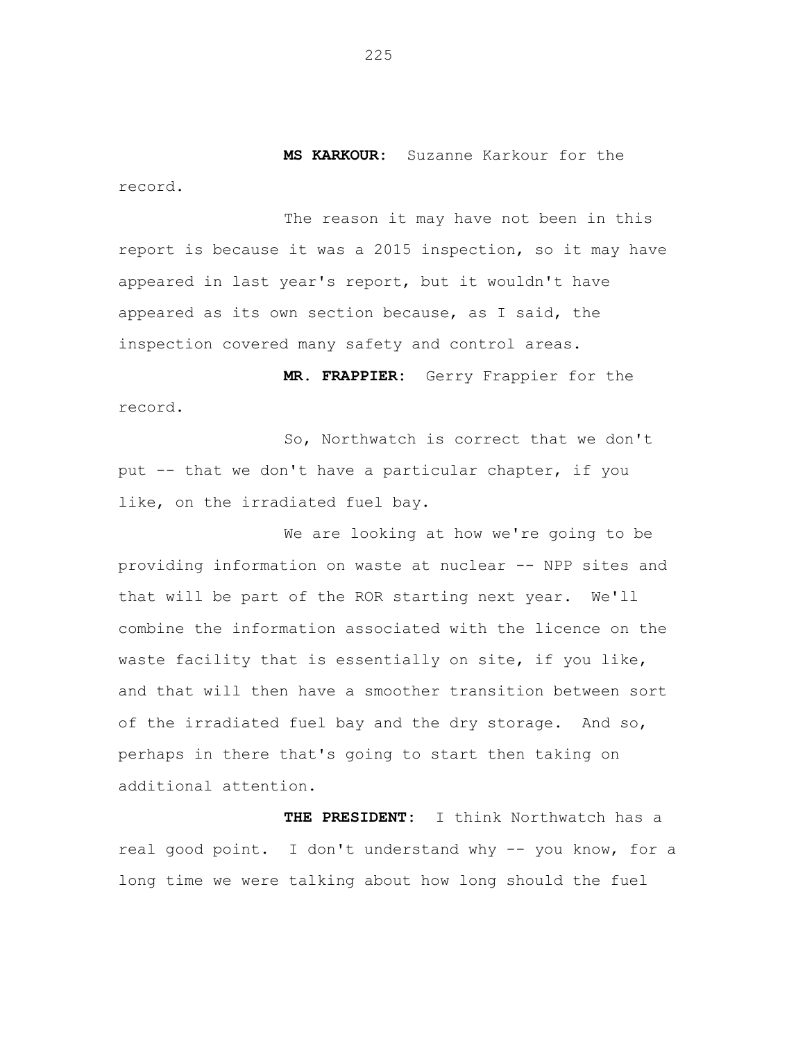**MS KARKOUR:** Suzanne Karkour for the record.

The reason it may have not been in this report is because it was a 2015 inspection, so it may have appeared in last year's report, but it wouldn't have appeared as its own section because, as I said, the inspection covered many safety and control areas.

**MR. FRAPPIER:** Gerry Frappier for the record.

So, Northwatch is correct that we don't put -- that we don't have a particular chapter, if you like, on the irradiated fuel bay.

We are looking at how we're going to be providing information on waste at nuclear -- NPP sites and that will be part of the ROR starting next year. We'll combine the information associated with the licence on the waste facility that is essentially on site, if you like, and that will then have a smoother transition between sort of the irradiated fuel bay and the dry storage. And so, perhaps in there that's going to start then taking on additional attention.

**THE PRESIDENT:** I think Northwatch has a real good point. I don't understand why -- you know, for a long time we were talking about how long should the fuel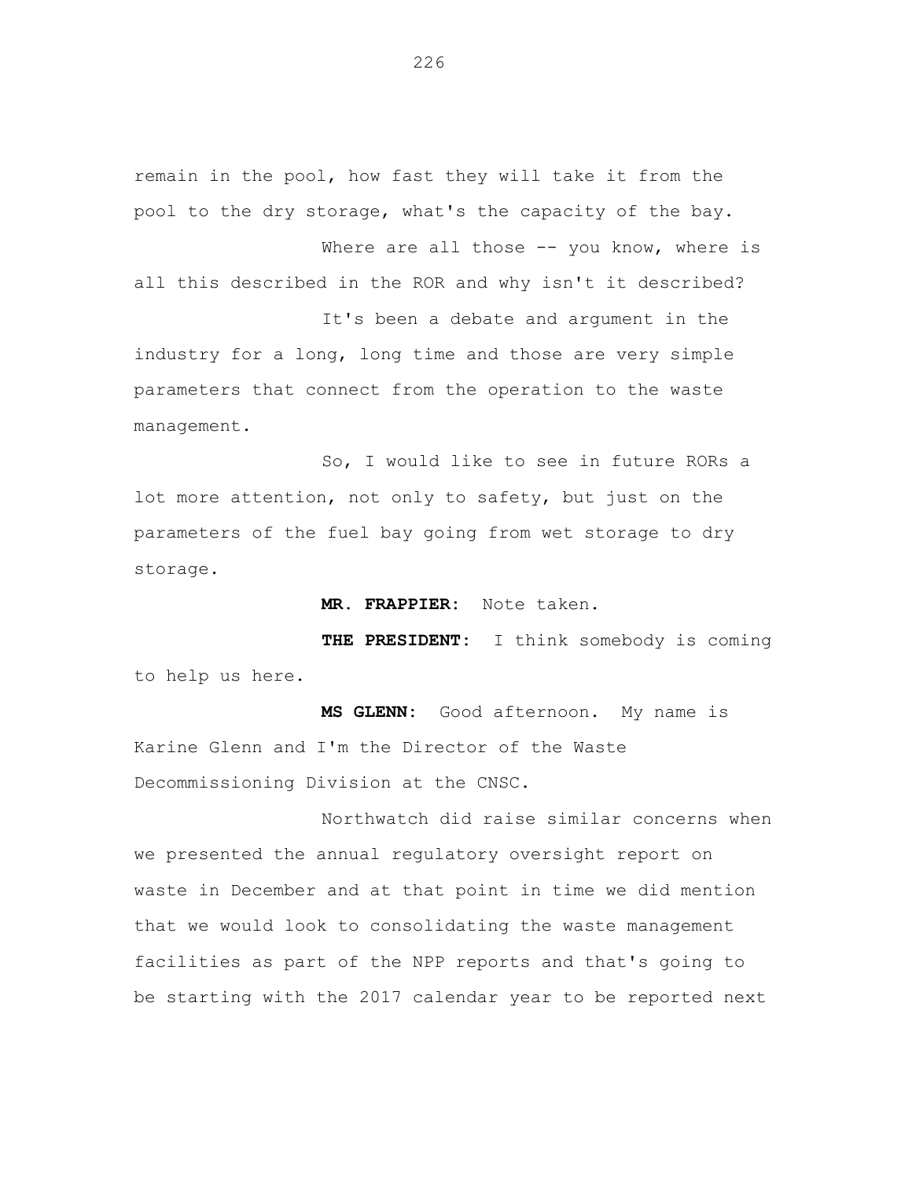remain in the pool, how fast they will take it from the pool to the dry storage, what's the capacity of the bay.

Where are all those -- you know, where is all this described in the ROR and why isn't it described?

It's been a debate and argument in the industry for a long, long time and those are very simple parameters that connect from the operation to the waste management.

So, I would like to see in future RORs a lot more attention, not only to safety, but just on the parameters of the fuel bay going from wet storage to dry storage.

**MR. FRAPPIER:** Note taken.

**THE PRESIDENT:** I think somebody is coming to help us here.

**MS GLENN:** Good afternoon. My name is Karine Glenn and I'm the Director of the Waste Decommissioning Division at the CNSC.

Northwatch did raise similar concerns when we presented the annual regulatory oversight report on waste in December and at that point in time we did mention that we would look to consolidating the waste management facilities as part of the NPP reports and that's going to be starting with the 2017 calendar year to be reported next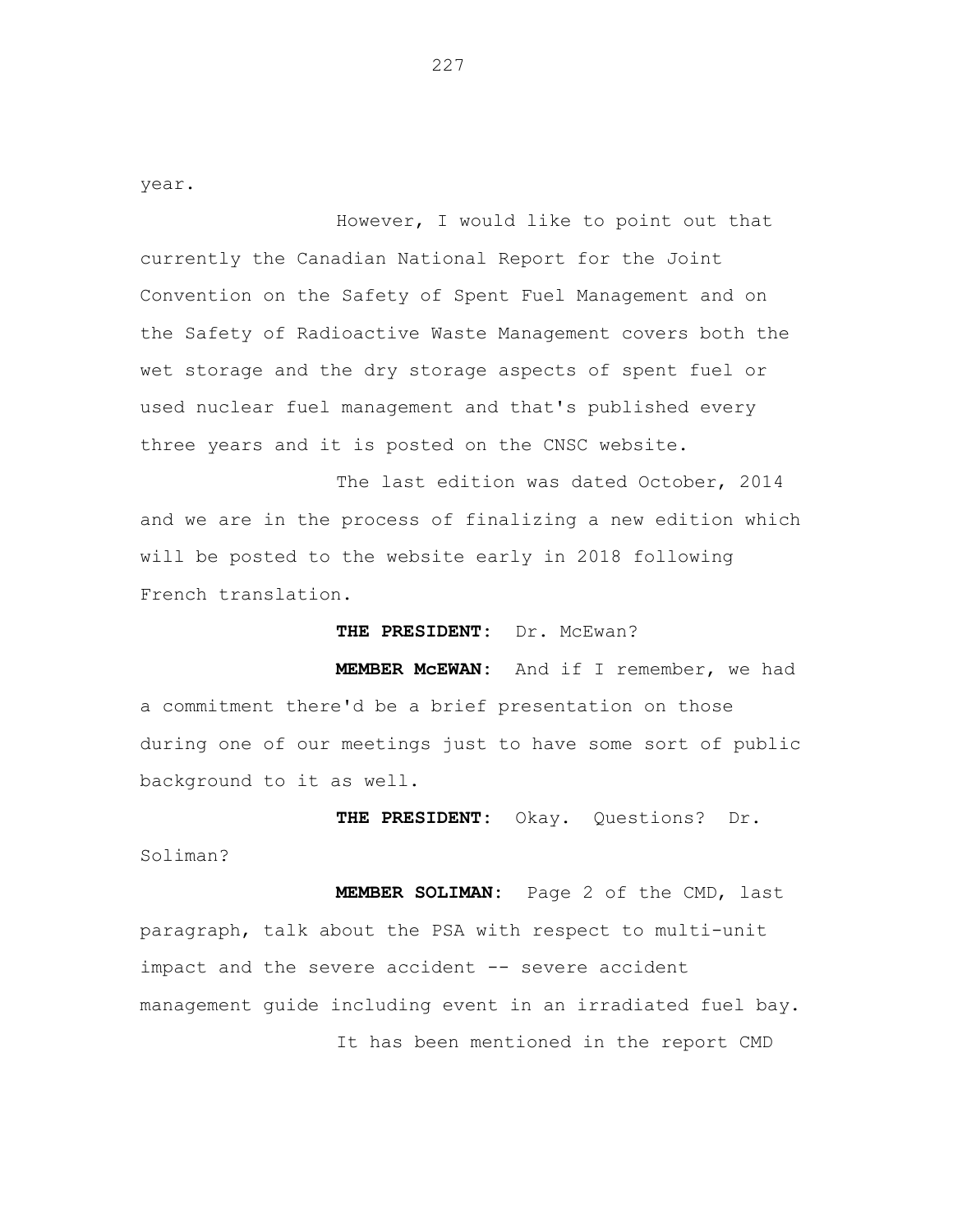year.

However, I would like to point out that currently the Canadian National Report for the Joint Convention on the Safety of Spent Fuel Management and on the Safety of Radioactive Waste Management covers both the wet storage and the dry storage aspects of spent fuel or used nuclear fuel management and that's published every three years and it is posted on the CNSC website.

The last edition was dated October, 2014 and we are in the process of finalizing a new edition which will be posted to the website early in 2018 following French translation.

**THE PRESIDENT:** Dr. McEwan?

**MEMBER McEWAN:** And if I remember, we had a commitment there'd be a brief presentation on those during one of our meetings just to have some sort of public background to it as well.

**THE PRESIDENT:** Okay. Questions? Dr. Soliman?

**MEMBER SOLIMAN:** Page 2 of the CMD, last paragraph, talk about the PSA with respect to multi-unit impact and the severe accident -- severe accident management guide including event in an irradiated fuel bay.

It has been mentioned in the report CMD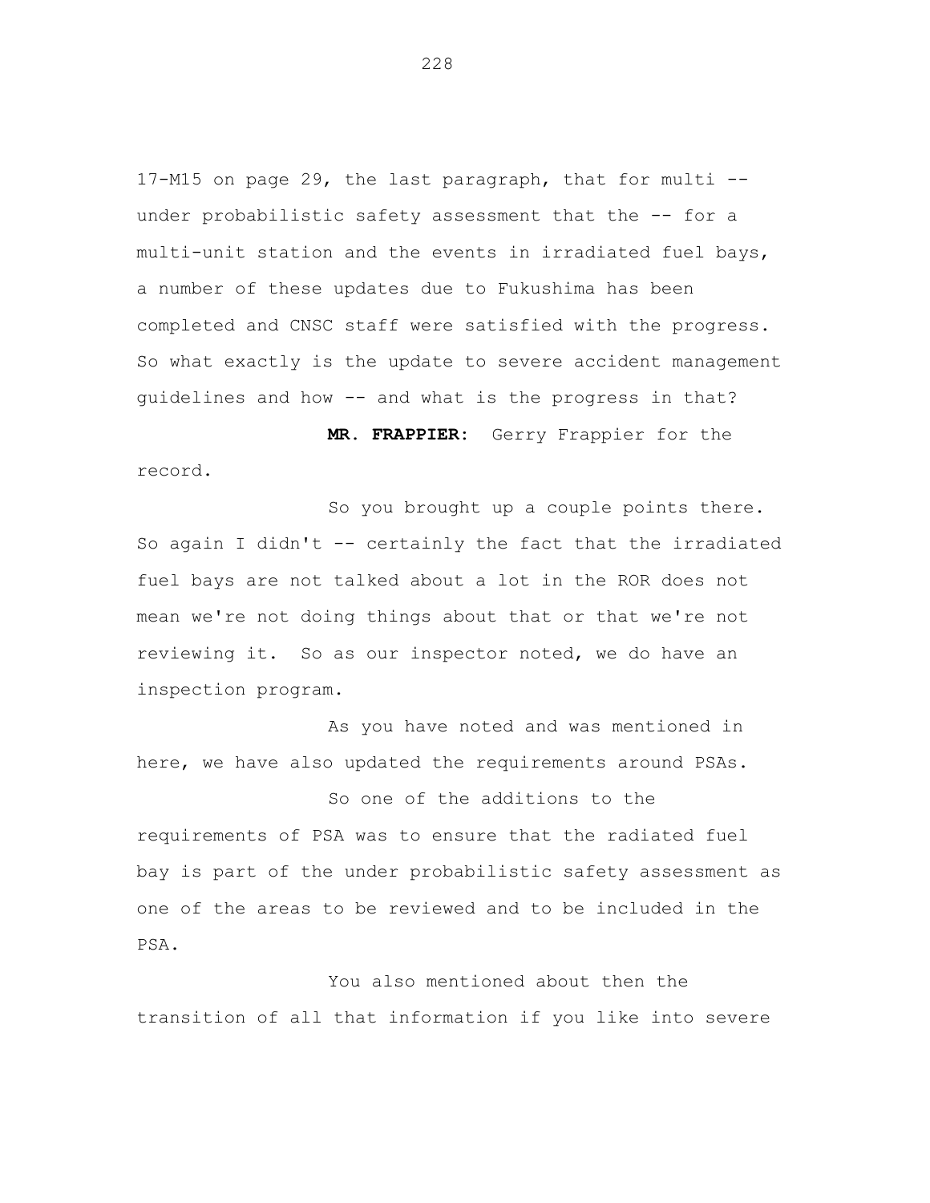17-M15 on page 29, the last paragraph, that for multi -- under probabilistic safety assessment that the -- for a multi-unit station and the events in irradiated fuel bays, a number of these updates due to Fukushima has been completed and CNSC staff were satisfied with the progress. So what exactly is the update to severe accident management guidelines and how -- and what is the progress in that?

**MR. FRAPPIER:** Gerry Frappier for the record.

So you brought up a couple points there. So again I didn't -- certainly the fact that the irradiated fuel bays are not talked about a lot in the ROR does not mean we're not doing things about that or that we're not reviewing it. So as our inspector noted, we do have an inspection program.

As you have noted and was mentioned in here, we have also updated the requirements around PSAs.

So one of the additions to the requirements of PSA was to ensure that the radiated fuel bay is part of the under probabilistic safety assessment as one of the areas to be reviewed and to be included in the PSA.

You also mentioned about then the transition of all that information if you like into severe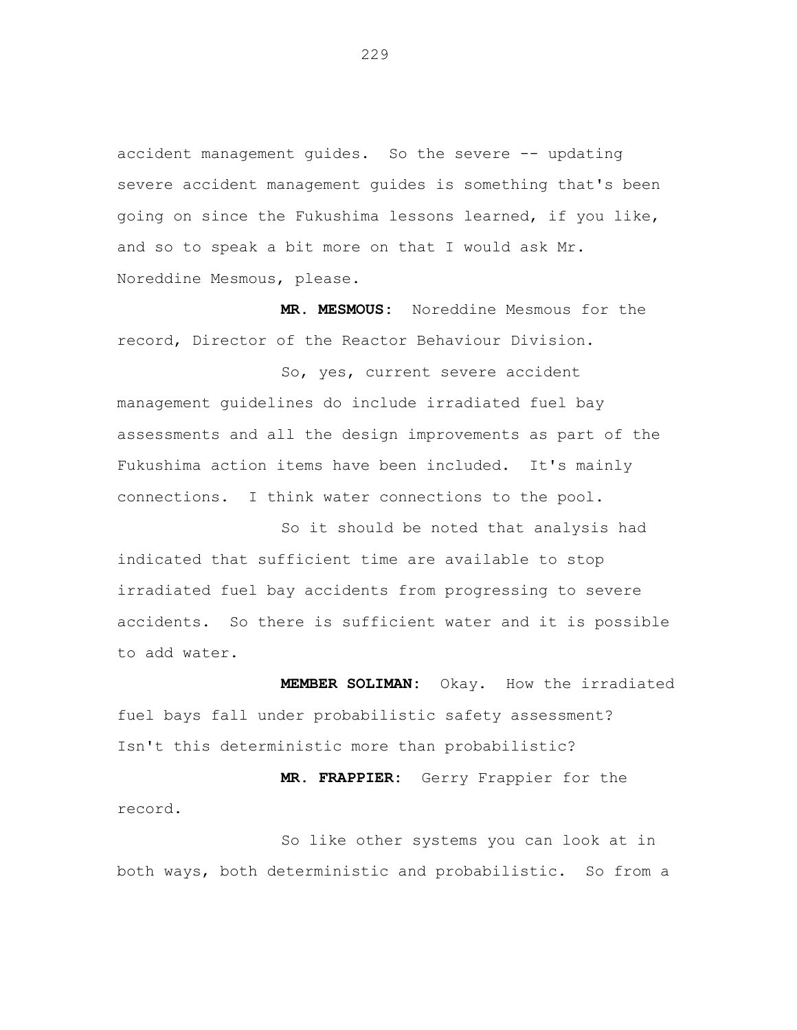accident management guides. So the severe -- updating severe accident management guides is something that's been going on since the Fukushima lessons learned, if you like, and so to speak a bit more on that I would ask Mr. Noreddine Mesmous, please.

**MR. MESMOUS:** Noreddine Mesmous for the record, Director of the Reactor Behaviour Division.

So, yes, current severe accident management guidelines do include irradiated fuel bay assessments and all the design improvements as part of the Fukushima action items have been included. It's mainly connections. I think water connections to the pool.

So it should be noted that analysis had indicated that sufficient time are available to stop irradiated fuel bay accidents from progressing to severe accidents. So there is sufficient water and it is possible to add water.

**MEMBER SOLIMAN:** Okay. How the irradiated fuel bays fall under probabilistic safety assessment? Isn't this deterministic more than probabilistic?

**MR. FRAPPIER:** Gerry Frappier for the record.

So like other systems you can look at in both ways, both deterministic and probabilistic. So from a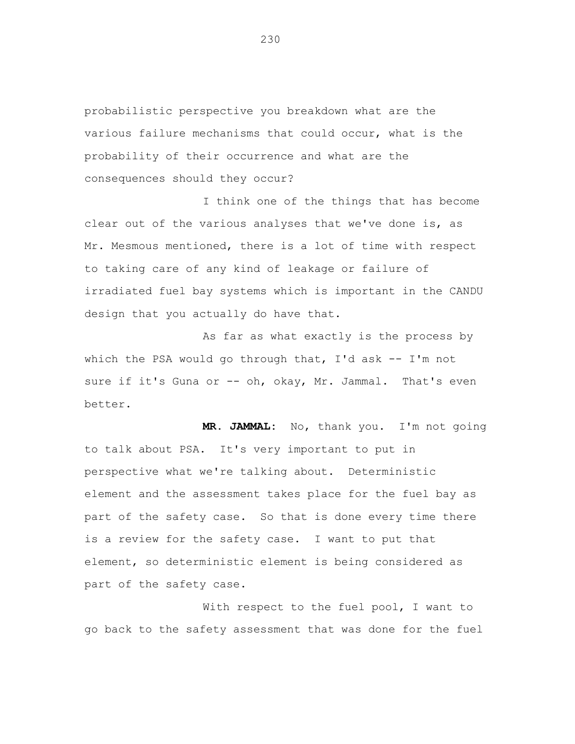probabilistic perspective you breakdown what are the various failure mechanisms that could occur, what is the probability of their occurrence and what are the consequences should they occur?

I think one of the things that has become clear out of the various analyses that we've done is, as Mr. Mesmous mentioned, there is a lot of time with respect to taking care of any kind of leakage or failure of irradiated fuel bay systems which is important in the CANDU design that you actually do have that.

As far as what exactly is the process by which the PSA would go through that, I'd ask -- I'm not sure if it's Guna or -- oh, okay, Mr. Jammal. That's even better.

**MR. JAMMAL:** No, thank you. I'm not going to talk about PSA. It's very important to put in perspective what we're talking about. Deterministic element and the assessment takes place for the fuel bay as part of the safety case. So that is done every time there is a review for the safety case. I want to put that element, so deterministic element is being considered as part of the safety case.

With respect to the fuel pool, I want to go back to the safety assessment that was done for the fuel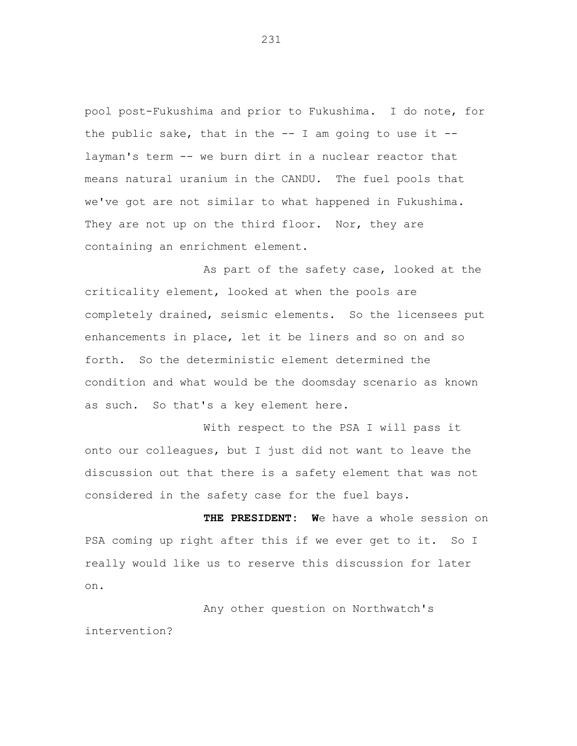pool post-Fukushima and prior to Fukushima. I do note, for the public sake, that in the -- I am going to use it -- layman's term -- we burn dirt in a nuclear reactor that means natural uranium in the CANDU. The fuel pools that we've got are not similar to what happened in Fukushima. They are not up on the third floor. Nor, they are containing an enrichment element.

As part of the safety case, looked at the criticality element, looked at when the pools are completely drained, seismic elements. So the licensees put enhancements in place, let it be liners and so on and so forth. So the deterministic element determined the condition and what would be the doomsday scenario as known as such. So that's a key element here.

With respect to the PSA I will pass it onto our colleagues, but I just did not want to leave the discussion out that there is a safety element that was not considered in the safety case for the fuel bays.

**THE PRESIDENT: W**e have a whole session on PSA coming up right after this if we ever get to it. So I really would like us to reserve this discussion for later on.

Any other question on Northwatch's intervention?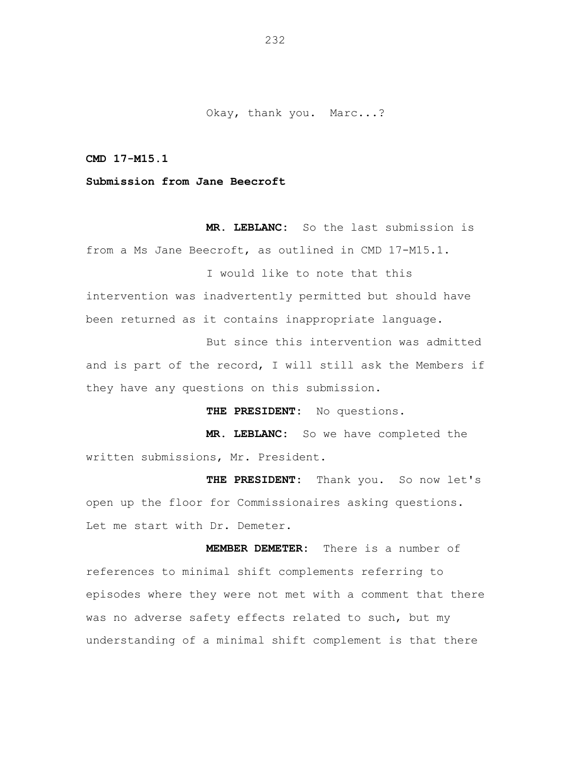Okay, thank you. Marc...?

**CMD 17-M15.1**

**Submission from Jane Beecroft**

**MR. LEBLANC:** So the last submission is from a Ms Jane Beecroft, as outlined in CMD 17-M15.1.

I would like to note that this intervention was inadvertently permitted but should have been returned as it contains inappropriate language.

But since this intervention was admitted and is part of the record, I will still ask the Members if they have any questions on this submission.

**THE PRESIDENT:** No questions.

**MR. LEBLANC:** So we have completed the written submissions, Mr. President.

**THE PRESIDENT:** Thank you. So now let's open up the floor for Commissionaires asking questions. Let me start with Dr. Demeter.

**MEMBER DEMETER:** There is a number of references to minimal shift complements referring to episodes where they were not met with a comment that there was no adverse safety effects related to such, but my understanding of a minimal shift complement is that there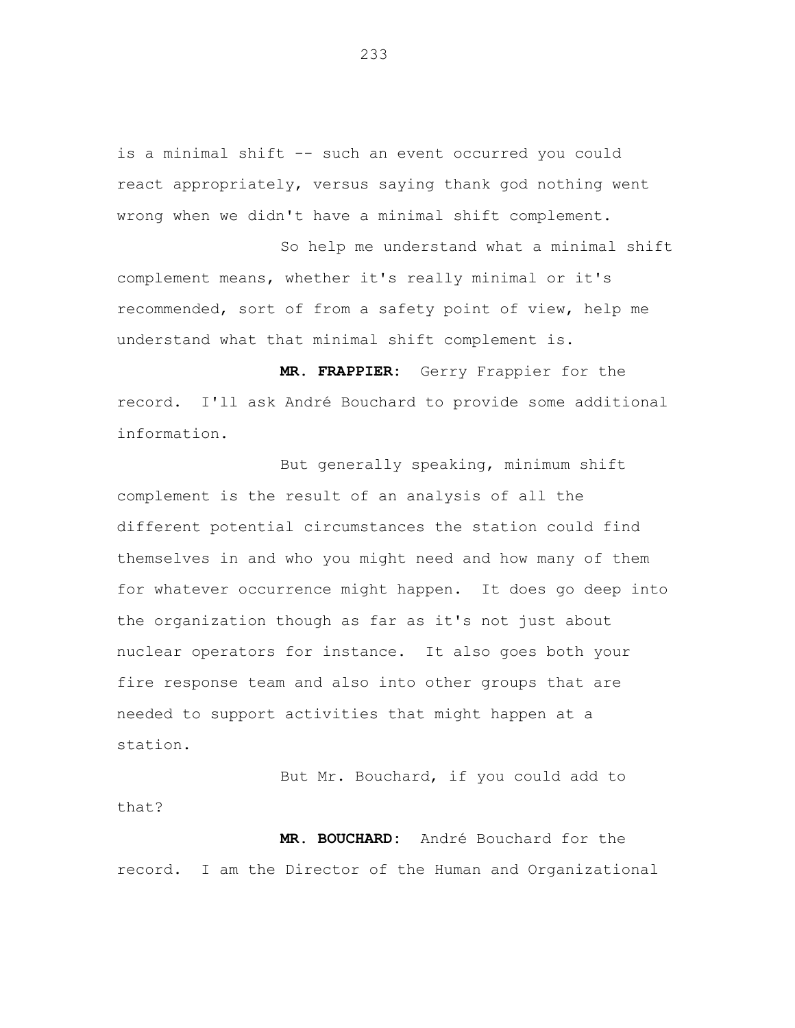is a minimal shift -- such an event occurred you could react appropriately, versus saying thank god nothing went wrong when we didn't have a minimal shift complement.

So help me understand what a minimal shift complement means, whether it's really minimal or it's recommended, sort of from a safety point of view, help me understand what that minimal shift complement is.

**MR. FRAPPIER:** Gerry Frappier for the record. I'll ask André Bouchard to provide some additional information.

But generally speaking, minimum shift complement is the result of an analysis of all the different potential circumstances the station could find themselves in and who you might need and how many of them for whatever occurrence might happen. It does go deep into the organization though as far as it's not just about nuclear operators for instance. It also goes both your fire response team and also into other groups that are needed to support activities that might happen at a station.

But Mr. Bouchard, if you could add to that?

**MR. BOUCHARD:** André Bouchard for the record. I am the Director of the Human and Organizational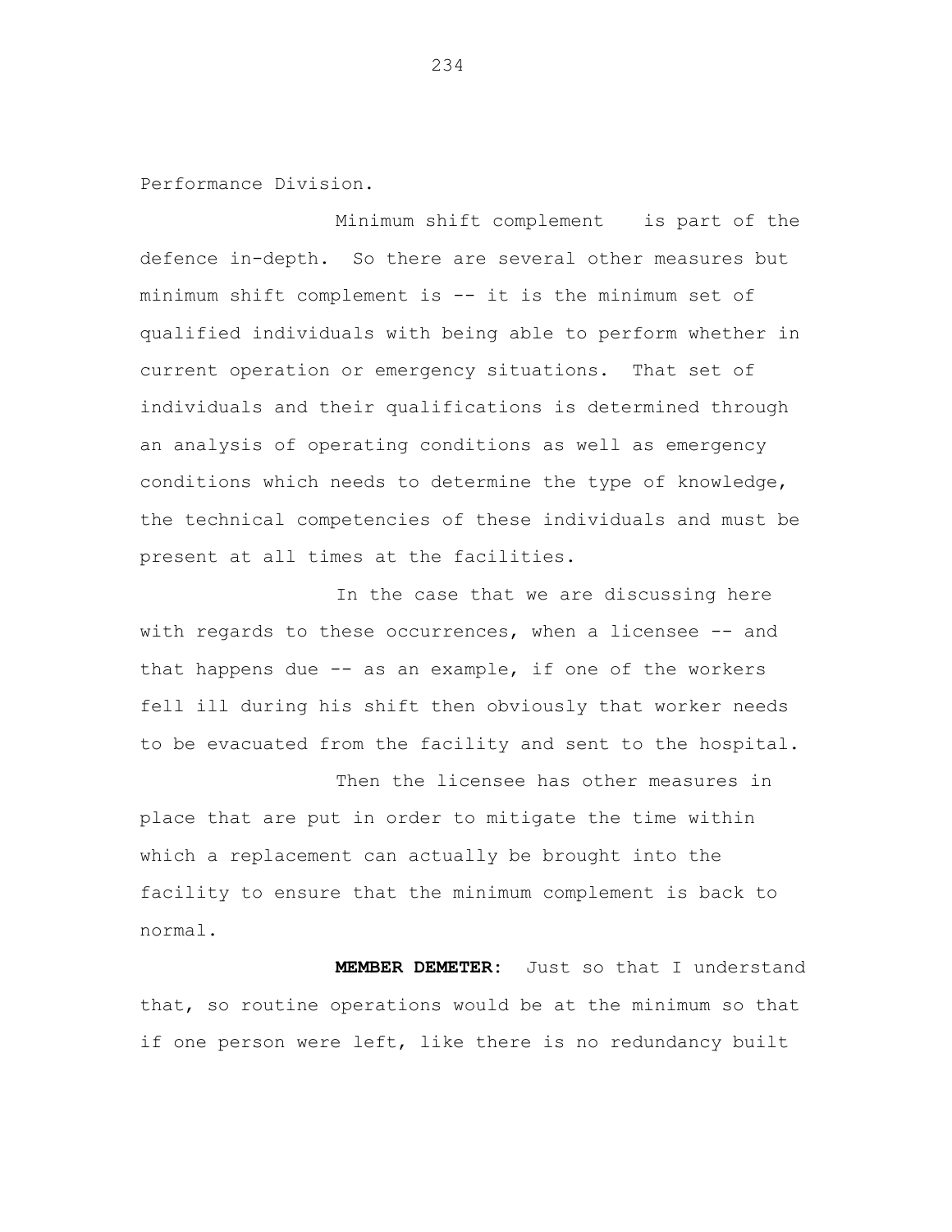Performance Division.

Minimum shift complement is part of the defence in-depth. So there are several other measures but minimum shift complement is -- it is the minimum set of qualified individuals with being able to perform whether in current operation or emergency situations. That set of individuals and their qualifications is determined through an analysis of operating conditions as well as emergency conditions which needs to determine the type of knowledge, the technical competencies of these individuals and must be present at all times at the facilities.

In the case that we are discussing here with regards to these occurrences, when a licensee -- and that happens due -- as an example, if one of the workers fell ill during his shift then obviously that worker needs to be evacuated from the facility and sent to the hospital.

Then the licensee has other measures in place that are put in order to mitigate the time within which a replacement can actually be brought into the facility to ensure that the minimum complement is back to normal.

**MEMBER DEMETER:** Just so that I understand that, so routine operations would be at the minimum so that if one person were left, like there is no redundancy built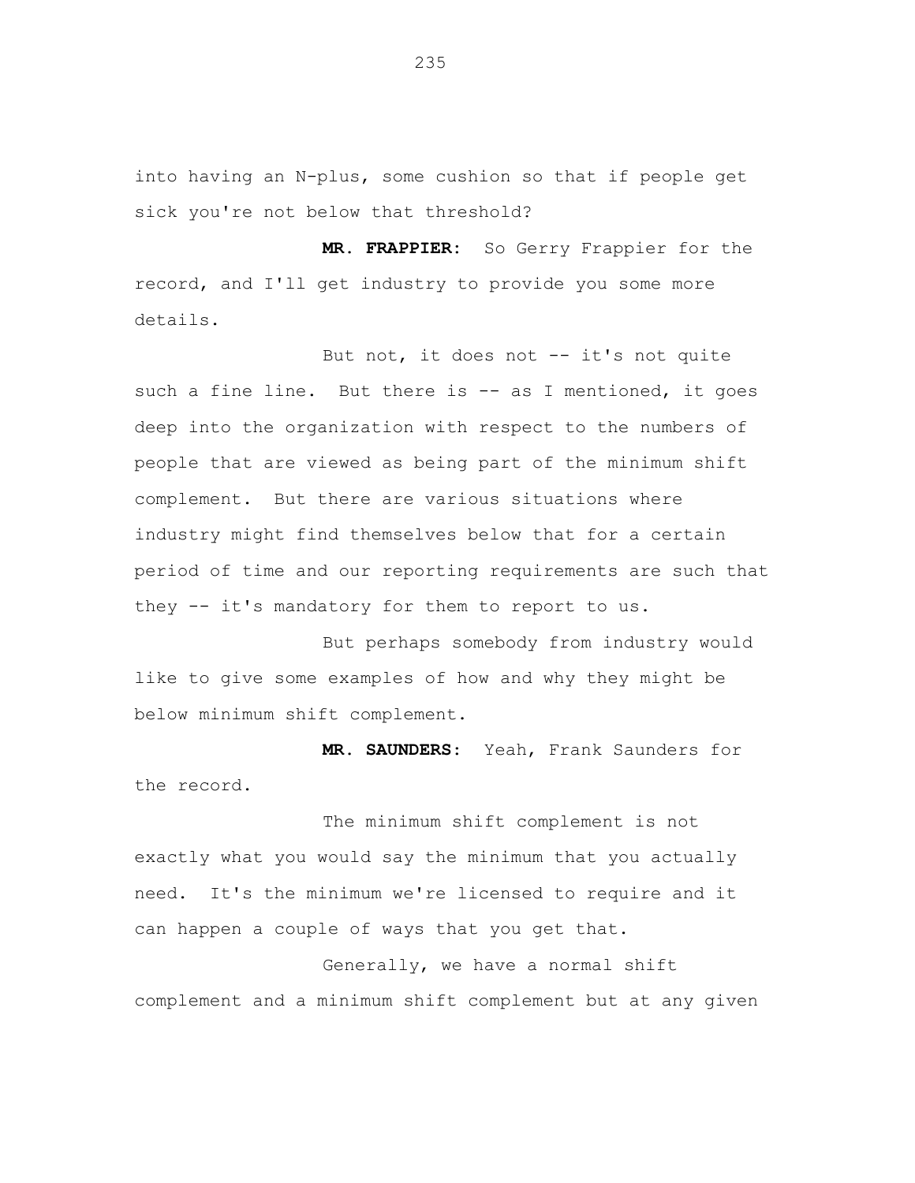into having an N-plus, some cushion so that if people get sick you're not below that threshold?

**MR. FRAPPIER:** So Gerry Frappier for the record, and I'll get industry to provide you some more details.

But not, it does not -- it's not quite such a fine line. But there is -- as I mentioned, it goes deep into the organization with respect to the numbers of people that are viewed as being part of the minimum shift complement. But there are various situations where industry might find themselves below that for a certain period of time and our reporting requirements are such that they -- it's mandatory for them to report to us.

But perhaps somebody from industry would like to give some examples of how and why they might be below minimum shift complement.

**MR. SAUNDERS:** Yeah, Frank Saunders for the record.

The minimum shift complement is not exactly what you would say the minimum that you actually need. It's the minimum we're licensed to require and it can happen a couple of ways that you get that.

Generally, we have a normal shift complement and a minimum shift complement but at any given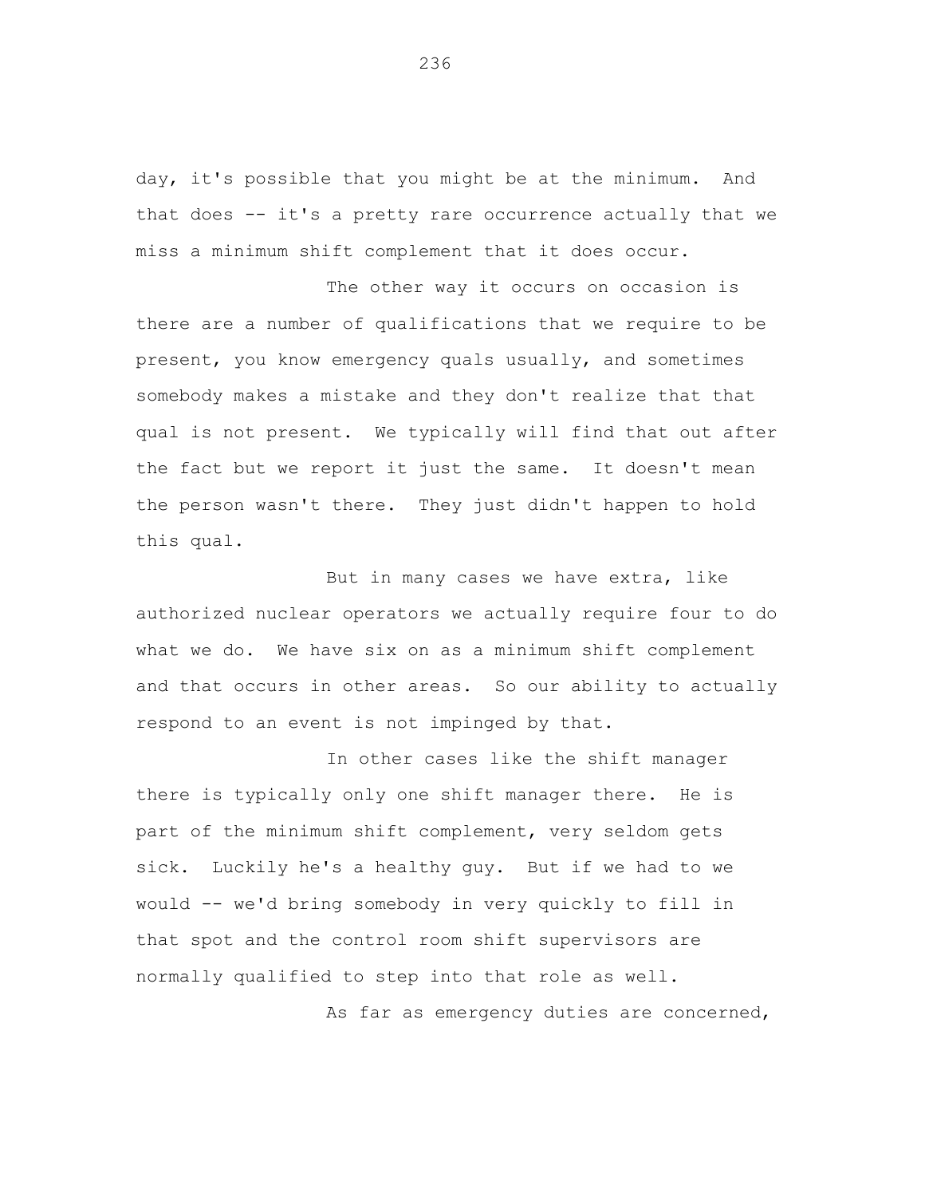day, it's possible that you might be at the minimum. And that does -- it's a pretty rare occurrence actually that we miss a minimum shift complement that it does occur.

The other way it occurs on occasion is there are a number of qualifications that we require to be present, you know emergency quals usually, and sometimes somebody makes a mistake and they don't realize that that qual is not present. We typically will find that out after the fact but we report it just the same. It doesn't mean the person wasn't there. They just didn't happen to hold this qual.

But in many cases we have extra, like authorized nuclear operators we actually require four to do what we do. We have six on as a minimum shift complement and that occurs in other areas. So our ability to actually respond to an event is not impinged by that.

In other cases like the shift manager there is typically only one shift manager there. He is part of the minimum shift complement, very seldom gets sick. Luckily he's a healthy guy. But if we had to we would -- we'd bring somebody in very quickly to fill in that spot and the control room shift supervisors are normally qualified to step into that role as well.

As far as emergency duties are concerned,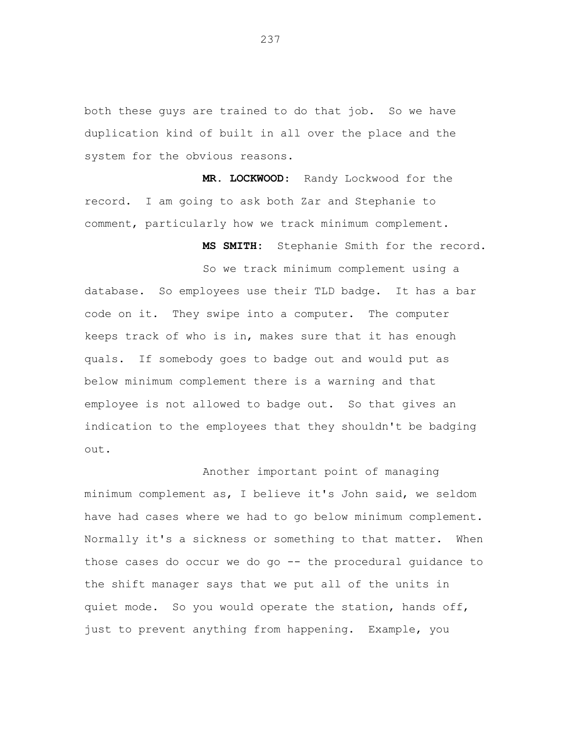both these guys are trained to do that job. So we have duplication kind of built in all over the place and the system for the obvious reasons.

**MR. LOCKWOOD:** Randy Lockwood for the record. I am going to ask both Zar and Stephanie to comment, particularly how we track minimum complement.

**MS SMITH:** Stephanie Smith for the record.

So we track minimum complement using a database. So employees use their TLD badge. It has a bar code on it. They swipe into a computer. The computer keeps track of who is in, makes sure that it has enough quals. If somebody goes to badge out and would put as below minimum complement there is a warning and that employee is not allowed to badge out. So that gives an indication to the employees that they shouldn't be badging out.

Another important point of managing minimum complement as, I believe it's John said, we seldom have had cases where we had to go below minimum complement. Normally it's a sickness or something to that matter. When those cases do occur we do go -- the procedural guidance to the shift manager says that we put all of the units in quiet mode. So you would operate the station, hands off, just to prevent anything from happening. Example, you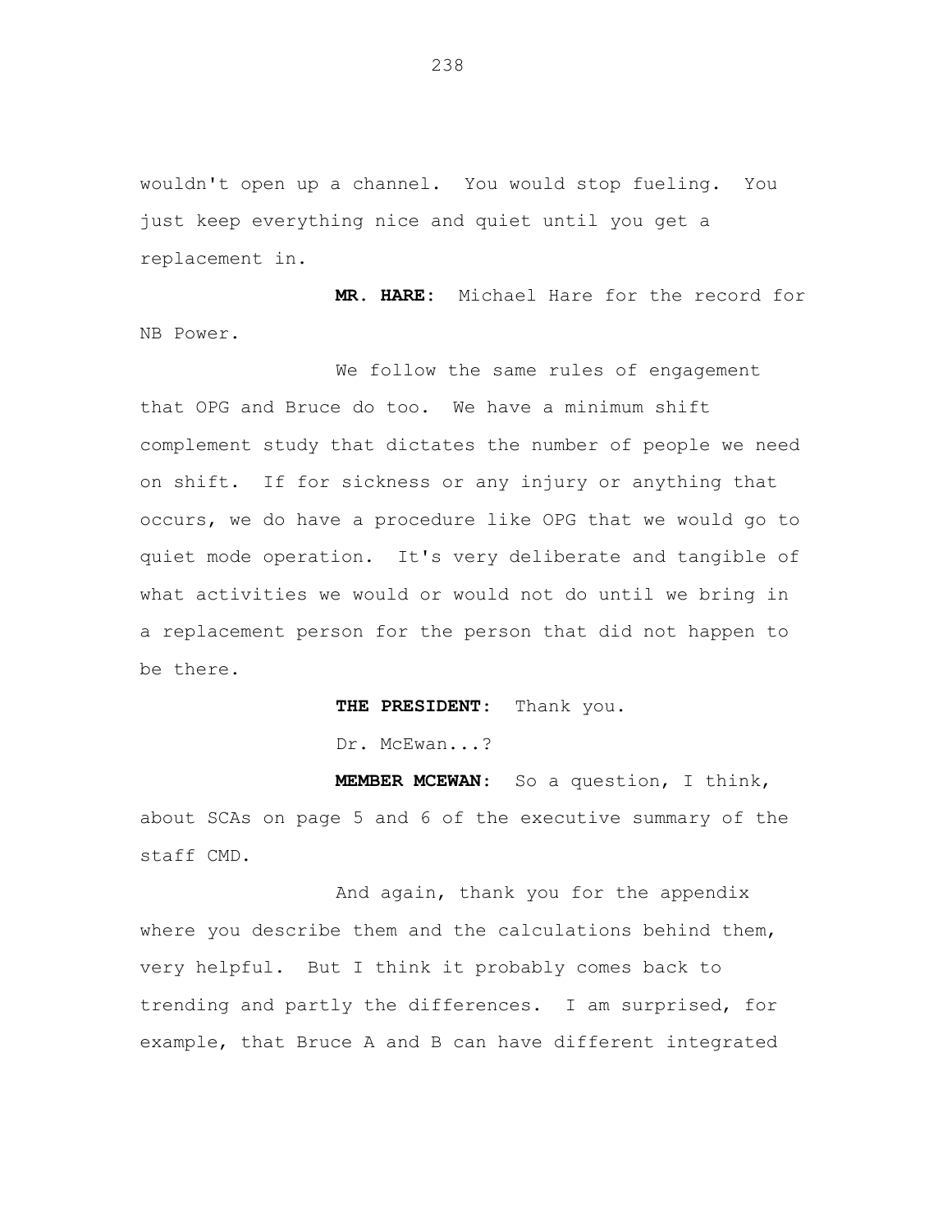wouldn't open up a channel. You would stop fueling. You just keep everything nice and quiet until you get a replacement in.

**MR. HARE:** Michael Hare for the record for NB Power.

We follow the same rules of engagement that OPG and Bruce do too. We have a minimum shift complement study that dictates the number of people we need on shift. If for sickness or any injury or anything that occurs, we do have a procedure like OPG that we would go to quiet mode operation. It's very deliberate and tangible of what activities we would or would not do until we bring in a replacement person for the person that did not happen to be there.

**THE PRESIDENT:** Thank you.

Dr. McEwan...?

**MEMBER MCEWAN:** So a question, I think, about SCAs on page 5 and 6 of the executive summary of the staff CMD.

And again, thank you for the appendix where you describe them and the calculations behind them, very helpful. But I think it probably comes back to trending and partly the differences. I am surprised, for example, that Bruce A and B can have different integrated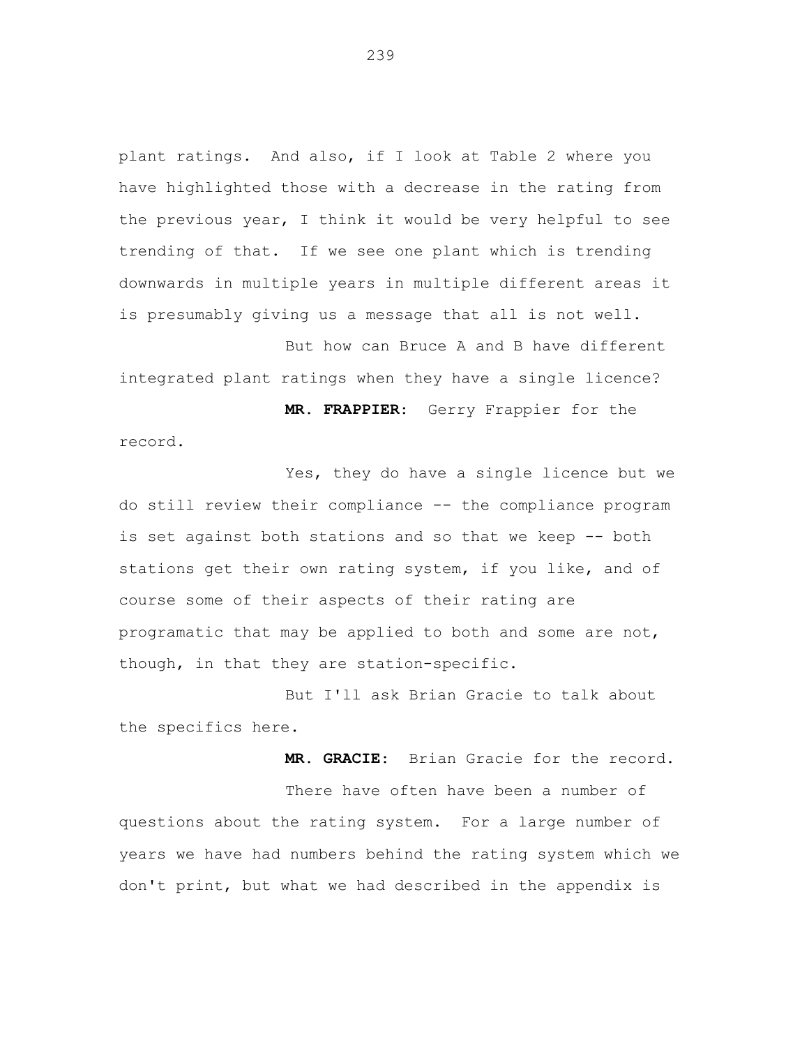plant ratings. And also, if I look at Table 2 where you have highlighted those with a decrease in the rating from the previous year, I think it would be very helpful to see trending of that. If we see one plant which is trending downwards in multiple years in multiple different areas it is presumably giving us a message that all is not well.

But how can Bruce A and B have different integrated plant ratings when they have a single licence?

**MR. FRAPPIER:** Gerry Frappier for the record.

Yes, they do have a single licence but we do still review their compliance -- the compliance program is set against both stations and so that we keep -- both stations get their own rating system, if you like, and of course some of their aspects of their rating are programatic that may be applied to both and some are not, though, in that they are station-specific.

But I'll ask Brian Gracie to talk about the specifics here.

**MR. GRACIE:** Brian Gracie for the record.

There have often have been a number of questions about the rating system. For a large number of years we have had numbers behind the rating system which we don't print, but what we had described in the appendix is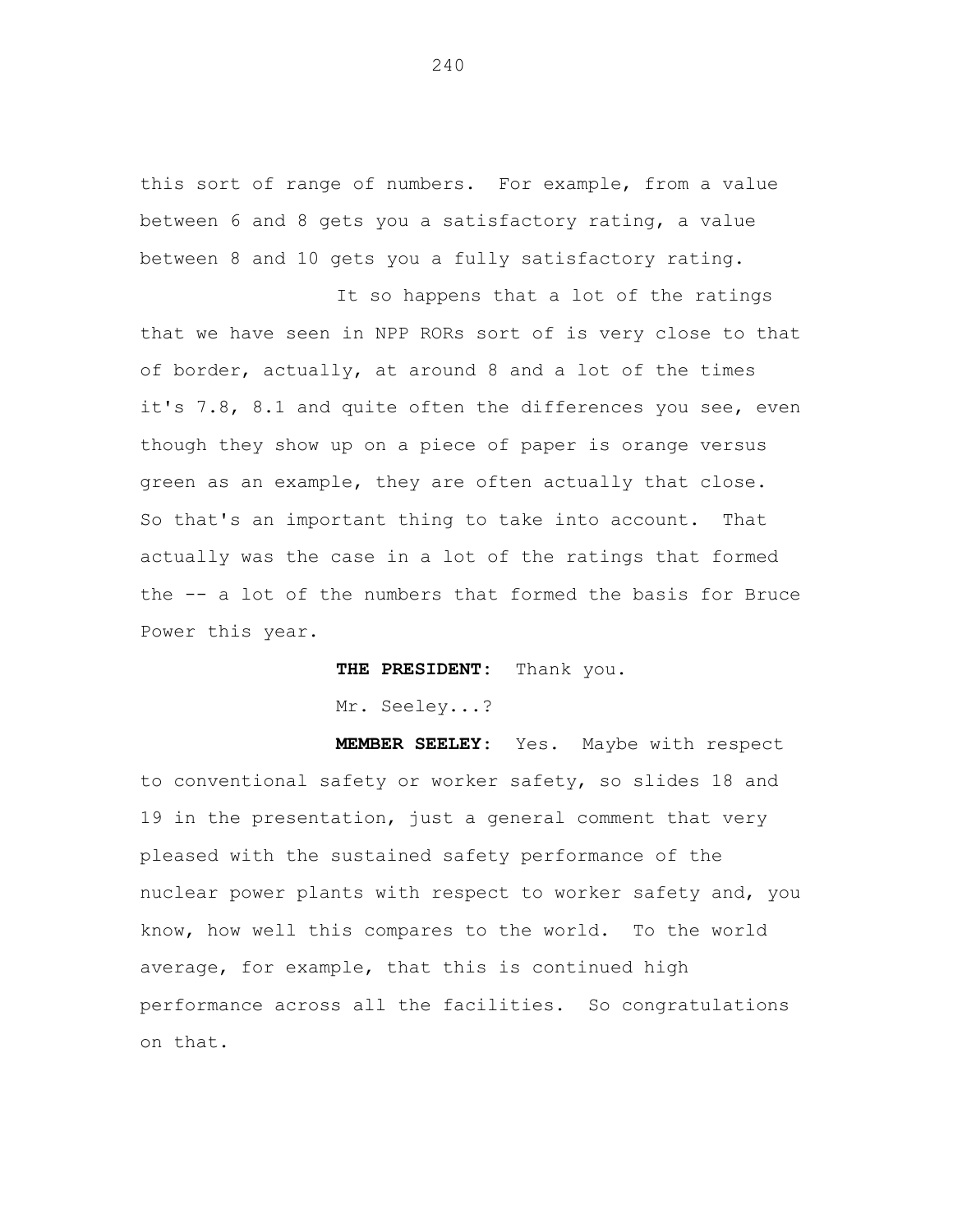this sort of range of numbers. For example, from a value between 6 and 8 gets you a satisfactory rating, a value between 8 and 10 gets you a fully satisfactory rating.

It so happens that a lot of the ratings that we have seen in NPP RORs sort of is very close to that of border, actually, at around 8 and a lot of the times it's 7.8, 8.1 and quite often the differences you see, even though they show up on a piece of paper is orange versus green as an example, they are often actually that close. So that's an important thing to take into account. That actually was the case in a lot of the ratings that formed the -- a lot of the numbers that formed the basis for Bruce Power this year.

**THE PRESIDENT:** Thank you.

Mr. Seeley...?

**MEMBER SEELEY:** Yes. Maybe with respect to conventional safety or worker safety, so slides 18 and 19 in the presentation, just a general comment that very pleased with the sustained safety performance of the nuclear power plants with respect to worker safety and, you know, how well this compares to the world. To the world average, for example, that this is continued high performance across all the facilities. So congratulations on that.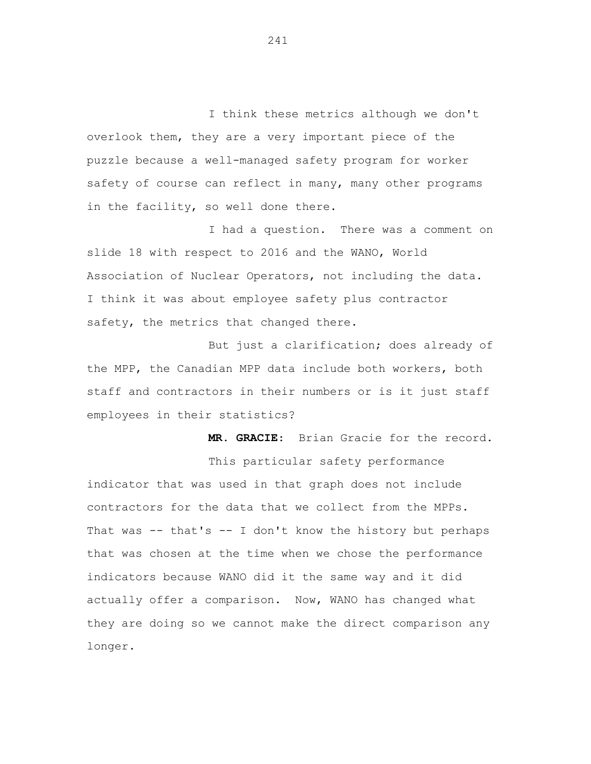I think these metrics although we don't overlook them, they are a very important piece of the puzzle because a well-managed safety program for worker safety of course can reflect in many, many other programs in the facility, so well done there.

I had a question. There was a comment on slide 18 with respect to 2016 and the WANO, World Association of Nuclear Operators, not including the data. I think it was about employee safety plus contractor safety, the metrics that changed there.

But just a clarification; does already of the MPP, the Canadian MPP data include both workers, both staff and contractors in their numbers or is it just staff employees in their statistics?

**MR. GRACIE:** Brian Gracie for the record.

This particular safety performance indicator that was used in that graph does not include contractors for the data that we collect from the MPPs. That was -- that's -- I don't know the history but perhaps that was chosen at the time when we chose the performance indicators because WANO did it the same way and it did actually offer a comparison. Now, WANO has changed what they are doing so we cannot make the direct comparison any longer.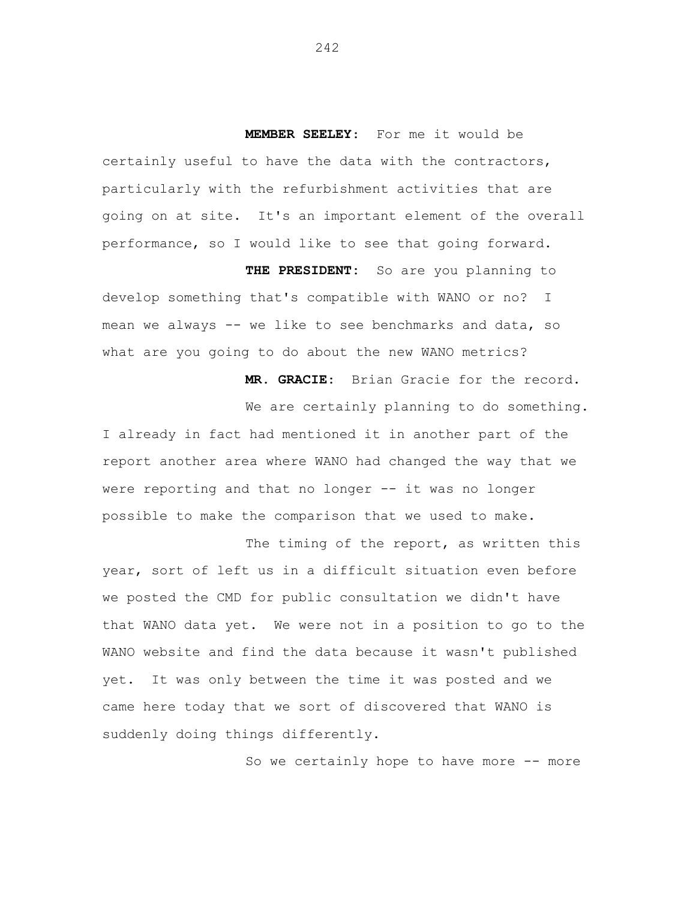**MEMBER SEELEY:** For me it would be certainly useful to have the data with the contractors, particularly with the refurbishment activities that are going on at site. It's an important element of the overall performance, so I would like to see that going forward.

**THE PRESIDENT:** So are you planning to develop something that's compatible with WANO or no? I mean we always -- we like to see benchmarks and data, so what are you going to do about the new WANO metrics?

**MR. GRACIE:** Brian Gracie for the record.

We are certainly planning to do something. I already in fact had mentioned it in another part of the report another area where WANO had changed the way that we were reporting and that no longer -- it was no longer possible to make the comparison that we used to make.

The timing of the report, as written this year, sort of left us in a difficult situation even before we posted the CMD for public consultation we didn't have that WANO data yet. We were not in a position to go to the WANO website and find the data because it wasn't published yet. It was only between the time it was posted and we came here today that we sort of discovered that WANO is suddenly doing things differently.

So we certainly hope to have more -- more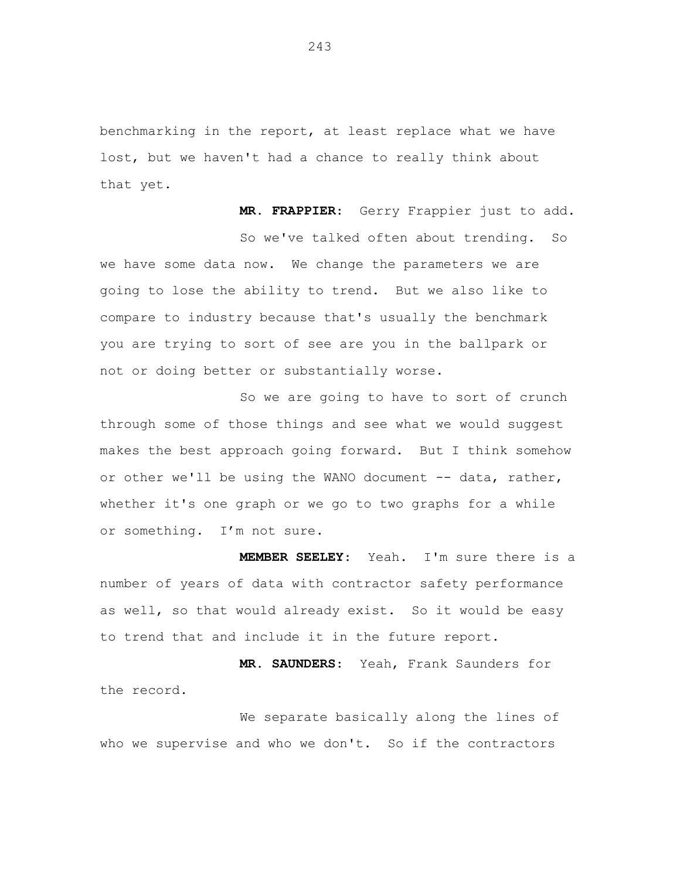benchmarking in the report, at least replace what we have lost, but we haven't had a chance to really think about that yet.

**MR. FRAPPIER:** Gerry Frappier just to add.

So we've talked often about trending. So we have some data now. We change the parameters we are going to lose the ability to trend. But we also like to compare to industry because that's usually the benchmark you are trying to sort of see are you in the ballpark or not or doing better or substantially worse.

So we are going to have to sort of crunch through some of those things and see what we would suggest makes the best approach going forward. But I think somehow or other we'll be using the WANO document -- data, rather, whether it's one graph or we go to two graphs for a while or something. I'm not sure.

**MEMBER SEELEY:** Yeah. I'm sure there is a number of years of data with contractor safety performance as well, so that would already exist. So it would be easy to trend that and include it in the future report.

**MR. SAUNDERS:** Yeah, Frank Saunders for the record.

We separate basically along the lines of who we supervise and who we don't. So if the contractors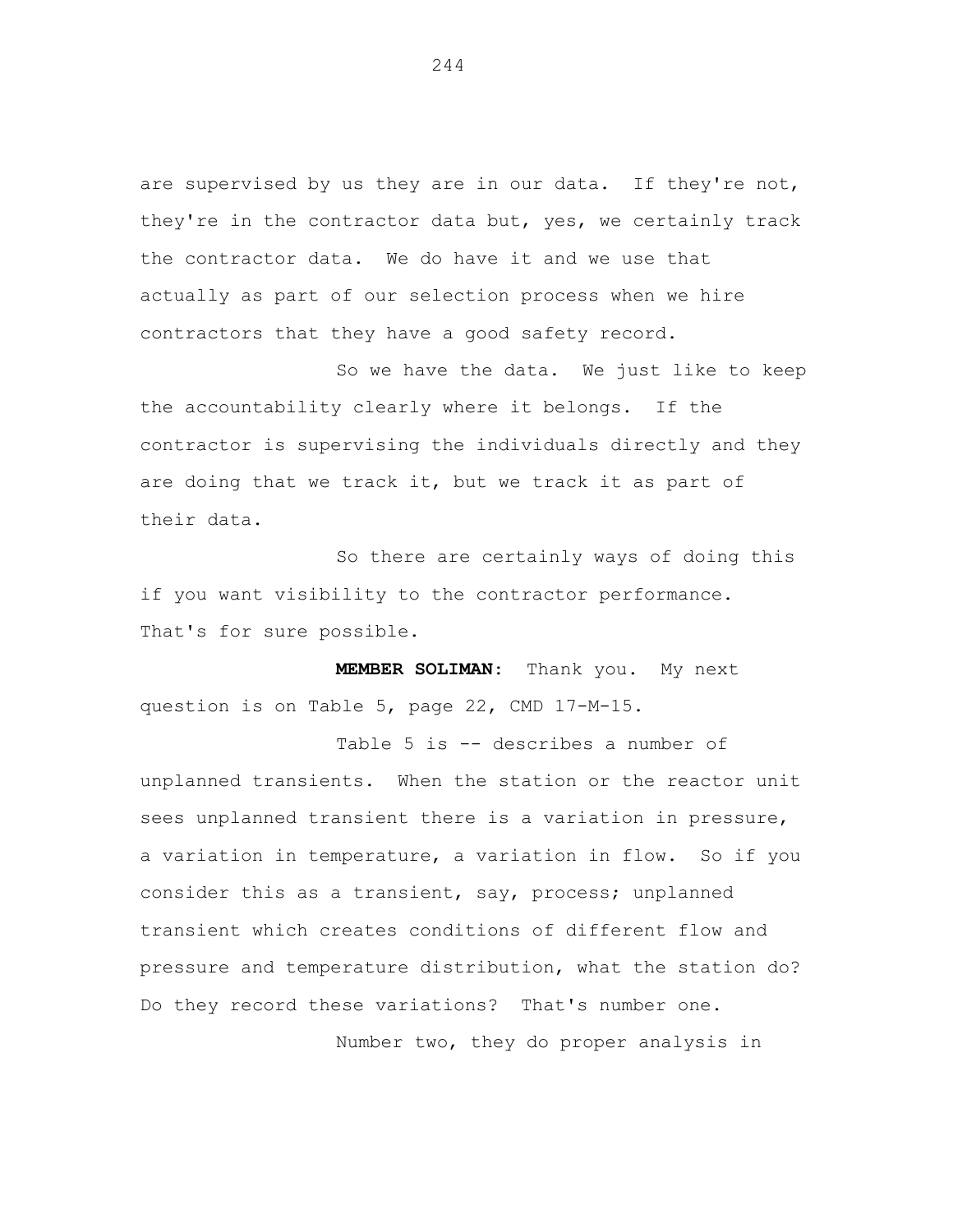are supervised by us they are in our data. If they're not, they're in the contractor data but, yes, we certainly track the contractor data. We do have it and we use that actually as part of our selection process when we hire contractors that they have a good safety record.

So we have the data. We just like to keep the accountability clearly where it belongs. If the contractor is supervising the individuals directly and they are doing that we track it, but we track it as part of their data.

So there are certainly ways of doing this if you want visibility to the contractor performance. That's for sure possible.

**MEMBER SOLIMAN:** Thank you. My next question is on Table 5, page 22, CMD 17-M-15.

Table 5 is -- describes a number of unplanned transients. When the station or the reactor unit sees unplanned transient there is a variation in pressure, a variation in temperature, a variation in flow. So if you consider this as a transient, say, process; unplanned transient which creates conditions of different flow and pressure and temperature distribution, what the station do? Do they record these variations? That's number one.

Number two, they do proper analysis in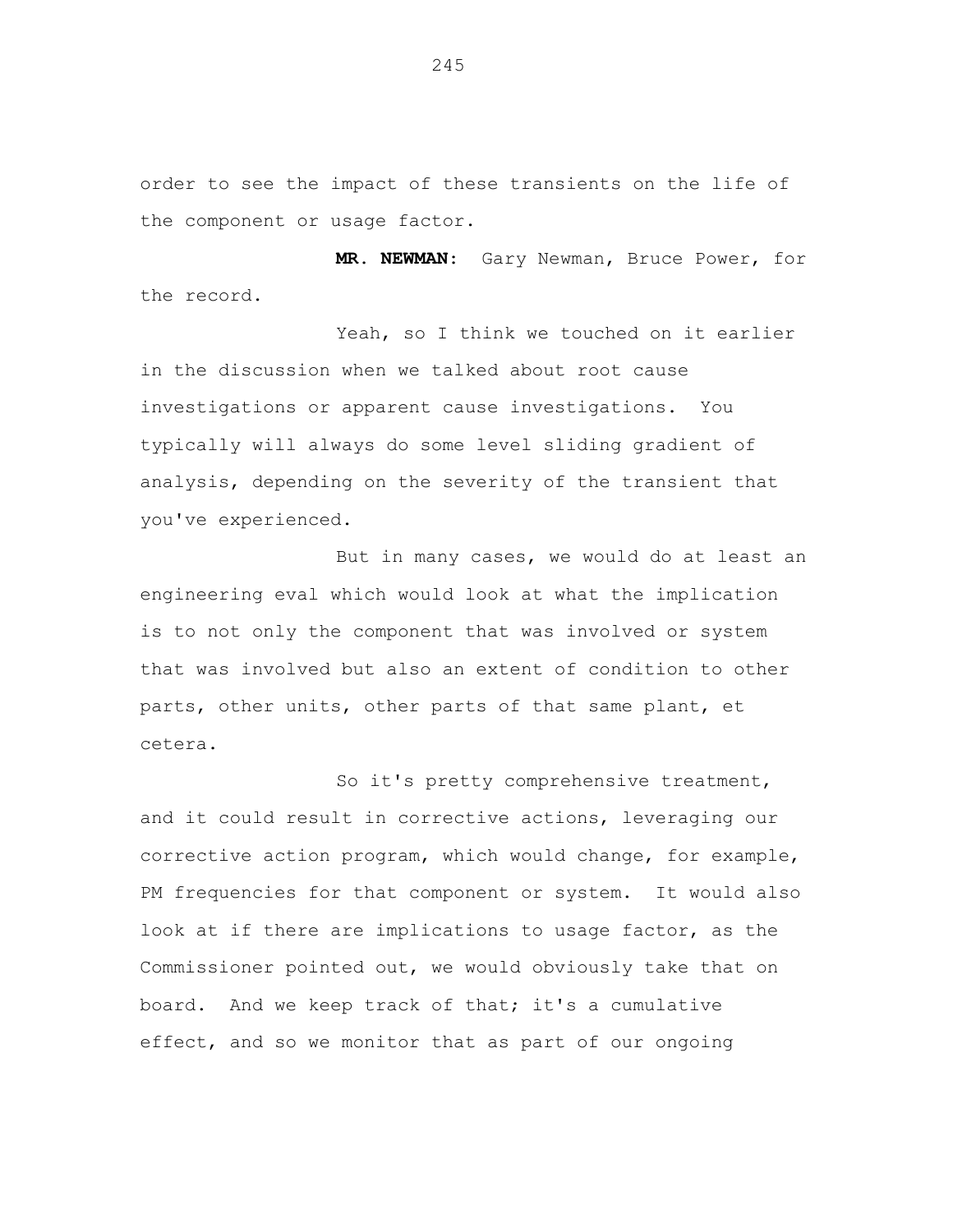order to see the impact of these transients on the life of the component or usage factor.

**MR. NEWMAN:** Gary Newman, Bruce Power, for the record.

Yeah, so I think we touched on it earlier in the discussion when we talked about root cause investigations or apparent cause investigations. You typically will always do some level sliding gradient of analysis, depending on the severity of the transient that you've experienced.

But in many cases, we would do at least an engineering eval which would look at what the implication is to not only the component that was involved or system that was involved but also an extent of condition to other parts, other units, other parts of that same plant, et cetera.

So it's pretty comprehensive treatment, and it could result in corrective actions, leveraging our corrective action program, which would change, for example, PM frequencies for that component or system. It would also look at if there are implications to usage factor, as the Commissioner pointed out, we would obviously take that on board. And we keep track of that; it's a cumulative effect, and so we monitor that as part of our ongoing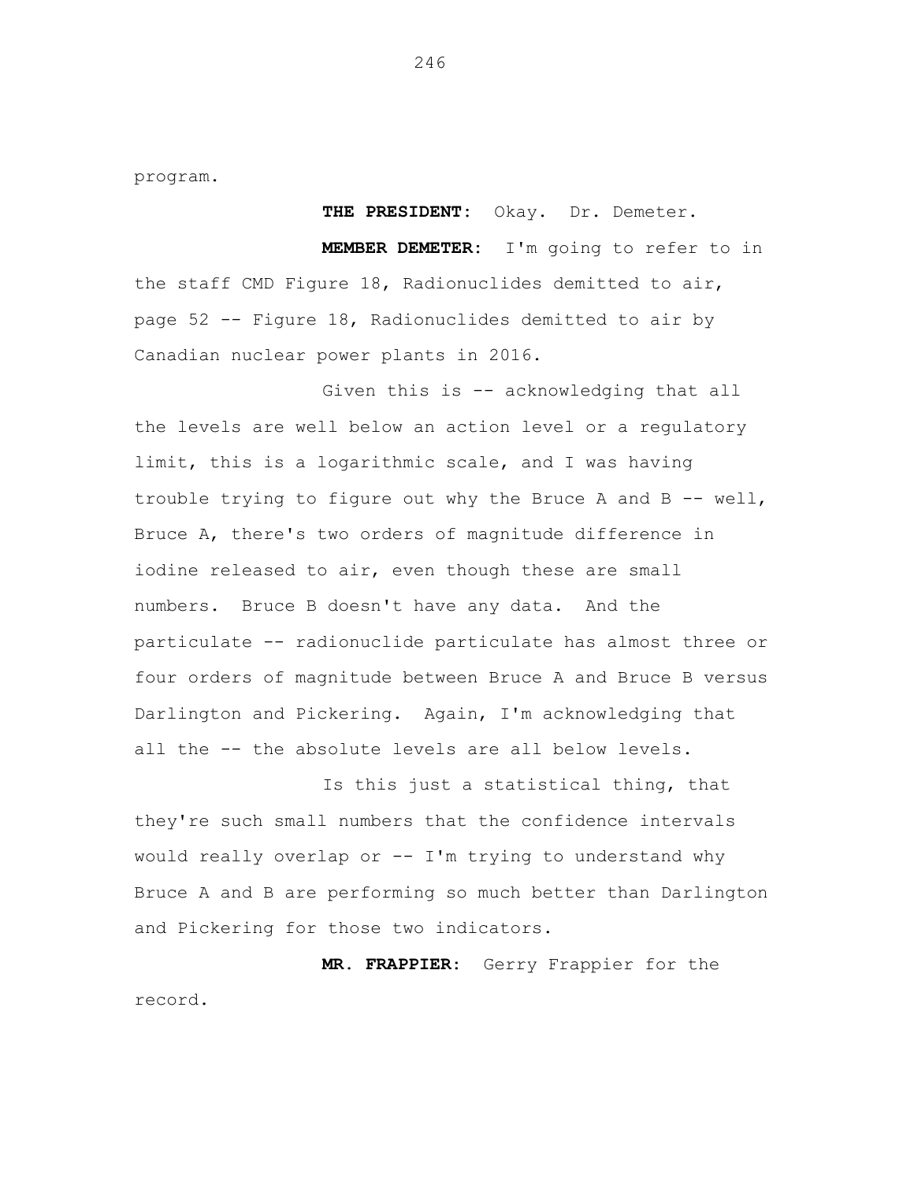program.

**THE PRESIDENT:** Okay. Dr. Demeter.

**MEMBER DEMETER:** I'm going to refer to in the staff CMD Figure 18, Radionuclides demitted to air, page 52 -- Figure 18, Radionuclides demitted to air by Canadian nuclear power plants in 2016.

Given this is -- acknowledging that all the levels are well below an action level or a regulatory limit, this is a logarithmic scale, and I was having trouble trying to figure out why the Bruce A and B -- well, Bruce A, there's two orders of magnitude difference in iodine released to air, even though these are small numbers. Bruce B doesn't have any data. And the particulate -- radionuclide particulate has almost three or four orders of magnitude between Bruce A and Bruce B versus Darlington and Pickering. Again, I'm acknowledging that all the -- the absolute levels are all below levels.

Is this just a statistical thing, that they're such small numbers that the confidence intervals would really overlap or -- I'm trying to understand why Bruce A and B are performing so much better than Darlington and Pickering for those two indicators.

**MR. FRAPPIER:** Gerry Frappier for the record.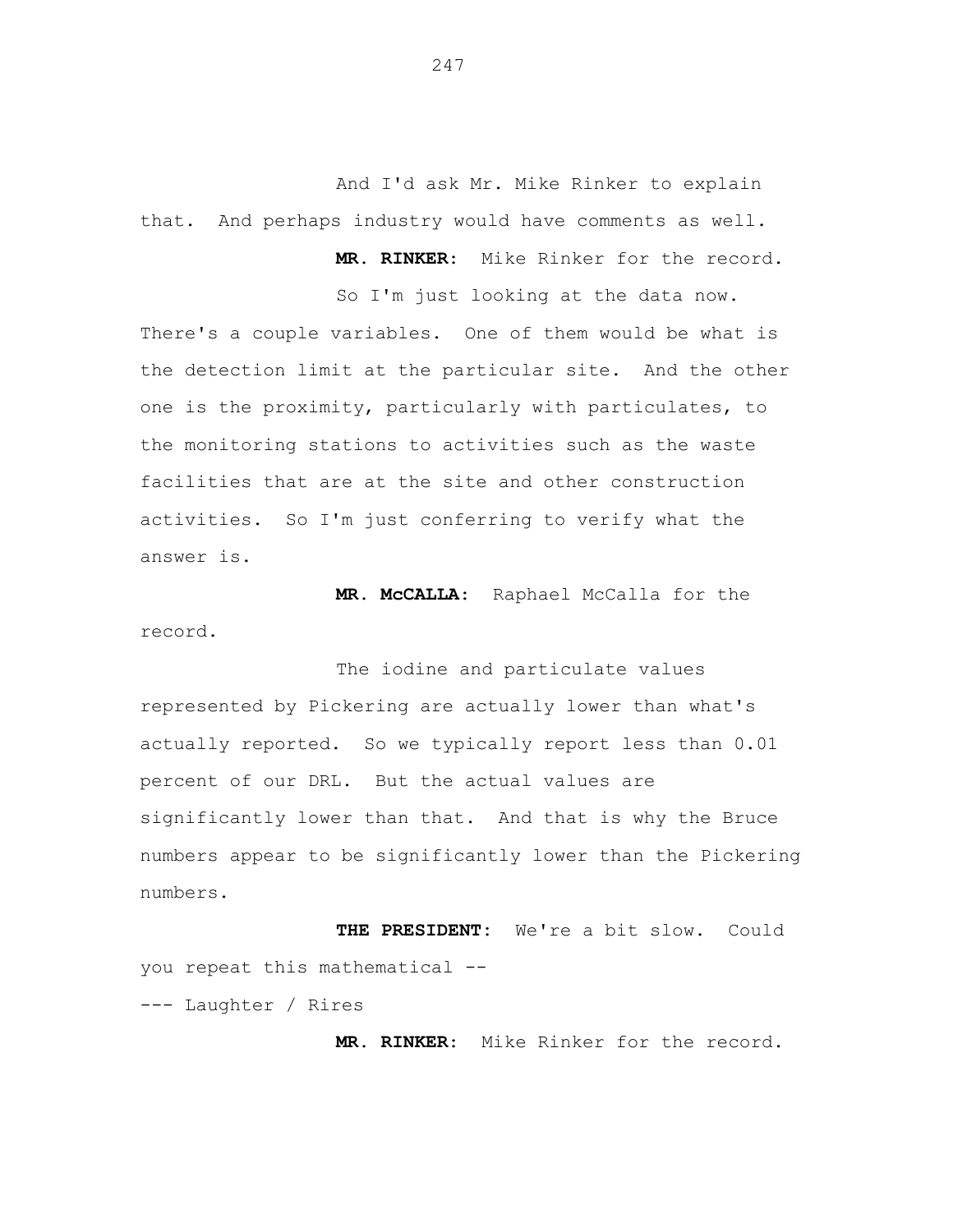And I'd ask Mr. Mike Rinker to explain that. And perhaps industry would have comments as well.

**MR. RINKER:** Mike Rinker for the record.

So I'm just looking at the data now. There's a couple variables. One of them would be what is the detection limit at the particular site. And the other one is the proximity, particularly with particulates, to the monitoring stations to activities such as the waste facilities that are at the site and other construction activities. So I'm just conferring to verify what the answer is.

**MR. McCALLA:** Raphael McCalla for the record.

The iodine and particulate values represented by Pickering are actually lower than what's actually reported. So we typically report less than 0.01 percent of our DRL. But the actual values are significantly lower than that. And that is why the Bruce numbers appear to be significantly lower than the Pickering numbers.

**THE PRESIDENT:** We're a bit slow. Could you repeat this mathematical --

--- Laughter / Rires

**MR. RINKER:** Mike Rinker for the record.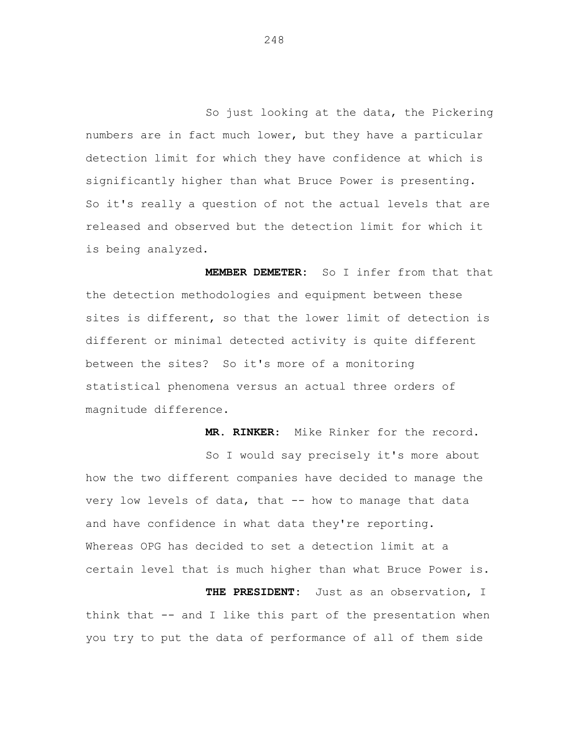So just looking at the data, the Pickering numbers are in fact much lower, but they have a particular detection limit for which they have confidence at which is significantly higher than what Bruce Power is presenting. So it's really a question of not the actual levels that are released and observed but the detection limit for which it is being analyzed.

**MEMBER DEMETER:** So I infer from that that the detection methodologies and equipment between these sites is different, so that the lower limit of detection is different or minimal detected activity is quite different between the sites? So it's more of a monitoring statistical phenomena versus an actual three orders of magnitude difference.

**MR. RINKER:** Mike Rinker for the record.

So I would say precisely it's more about how the two different companies have decided to manage the very low levels of data, that -- how to manage that data and have confidence in what data they're reporting. Whereas OPG has decided to set a detection limit at a certain level that is much higher than what Bruce Power is.

**THE PRESIDENT:** Just as an observation, I think that -- and I like this part of the presentation when you try to put the data of performance of all of them side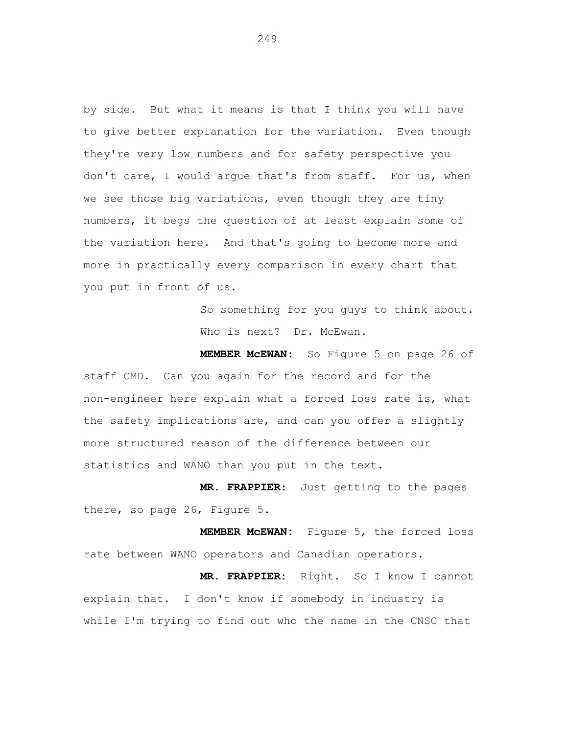by side. But what it means is that I think you will have to give better explanation for the variation. Even though they're very low numbers and for safety perspective you don't care, I would argue that's from staff. For us, when we see those big variations, even though they are tiny numbers, it begs the question of at least explain some of the variation here. And that's going to become more and more in practically every comparison in every chart that you put in front of us.

So something for you guys to think about. Who is next? Dr. McEwan.

**MEMBER McEWAN:** So Figure 5 on page 26 of staff CMD. Can you again for the record and for the non-engineer here explain what a forced loss rate is, what the safety implications are, and can you offer a slightly more structured reason of the difference between our statistics and WANO than you put in the text.

**MR. FRAPPIER:** Just getting to the pages there, so page 26, Figure 5.

**MEMBER McEWAN:** Figure 5, the forced loss rate between WANO operators and Canadian operators.

**MR. FRAPPIER:** Right. So I know I cannot explain that. I don't know if somebody in industry is while I'm trying to find out who the name in the CNSC that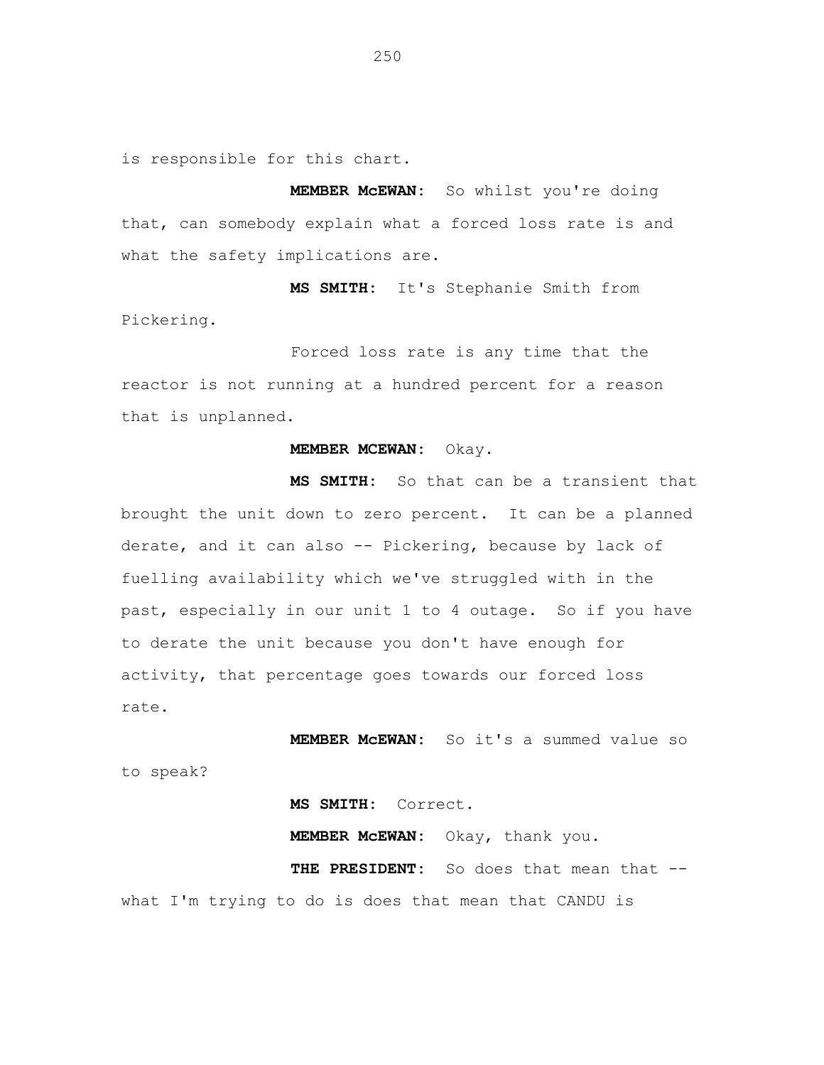is responsible for this chart.

**MEMBER McEWAN:** So whilst you're doing that, can somebody explain what a forced loss rate is and what the safety implications are.

**MS SMITH:** It's Stephanie Smith from Pickering.

Forced loss rate is any time that the reactor is not running at a hundred percent for a reason that is unplanned.

**MEMBER MCEWAN:** Okay.

**MS SMITH:** So that can be a transient that brought the unit down to zero percent. It can be a planned derate, and it can also -- Pickering, because by lack of fuelling availability which we've struggled with in the past, especially in our unit 1 to 4 outage. So if you have to derate the unit because you don't have enough for activity, that percentage goes towards our forced loss rate.

**MEMBER McEWAN:** So it's a summed value so to speak?

**MS SMITH:** Correct.

**MEMBER McEWAN:** Okay, thank you.

**THE PRESIDENT:** So does that mean that -- what I'm trying to do is does that mean that CANDU is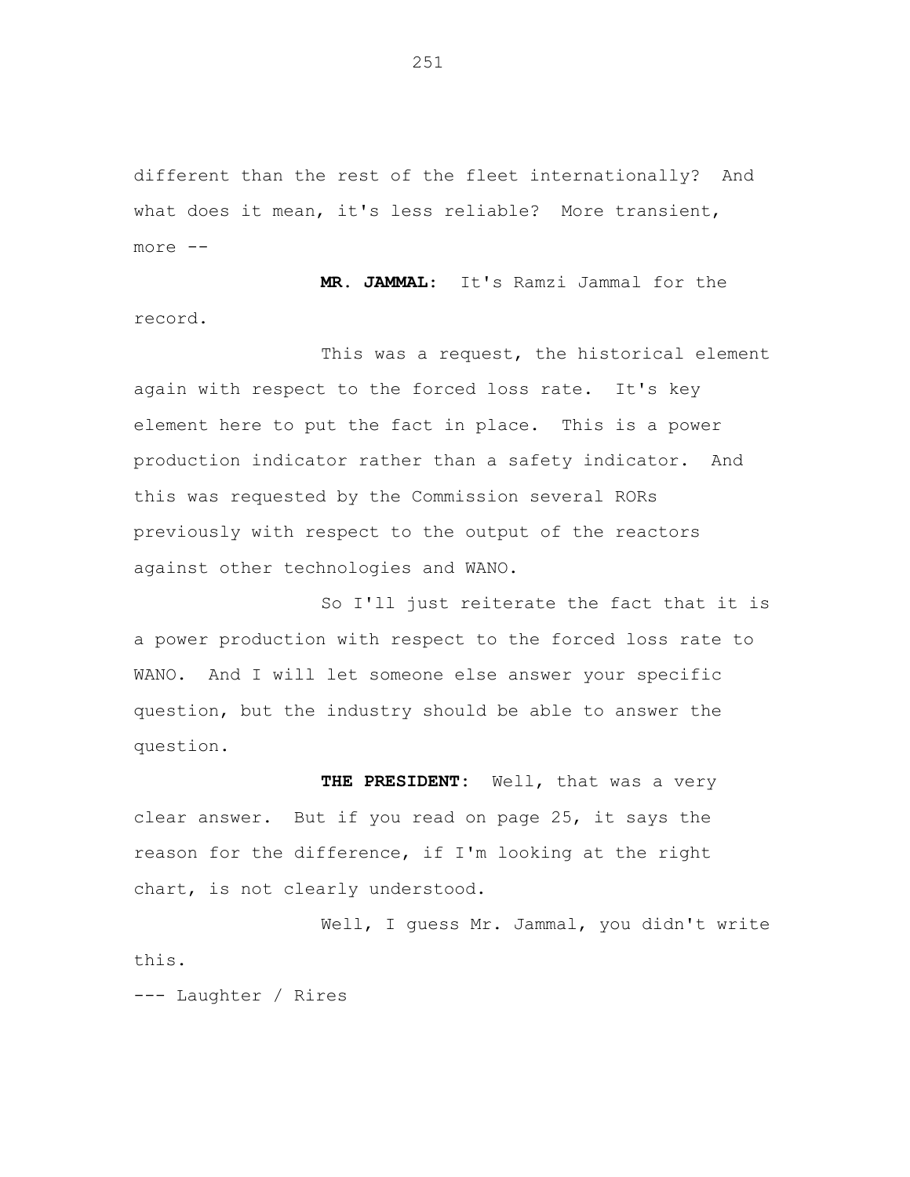different than the rest of the fleet internationally? And what does it mean, it's less reliable? More transient, more --

**MR. JAMMAL:** It's Ramzi Jammal for the record.

This was a request, the historical element again with respect to the forced loss rate. It's key element here to put the fact in place. This is a power production indicator rather than a safety indicator. And this was requested by the Commission several RORs previously with respect to the output of the reactors against other technologies and WANO.

So I'll just reiterate the fact that it is a power production with respect to the forced loss rate to WANO. And I will let someone else answer your specific question, but the industry should be able to answer the question.

**THE PRESIDENT:** Well, that was a very clear answer. But if you read on page 25, it says the reason for the difference, if I'm looking at the right chart, is not clearly understood.

Well, I guess Mr. Jammal, you didn't write this.

--- Laughter / Rires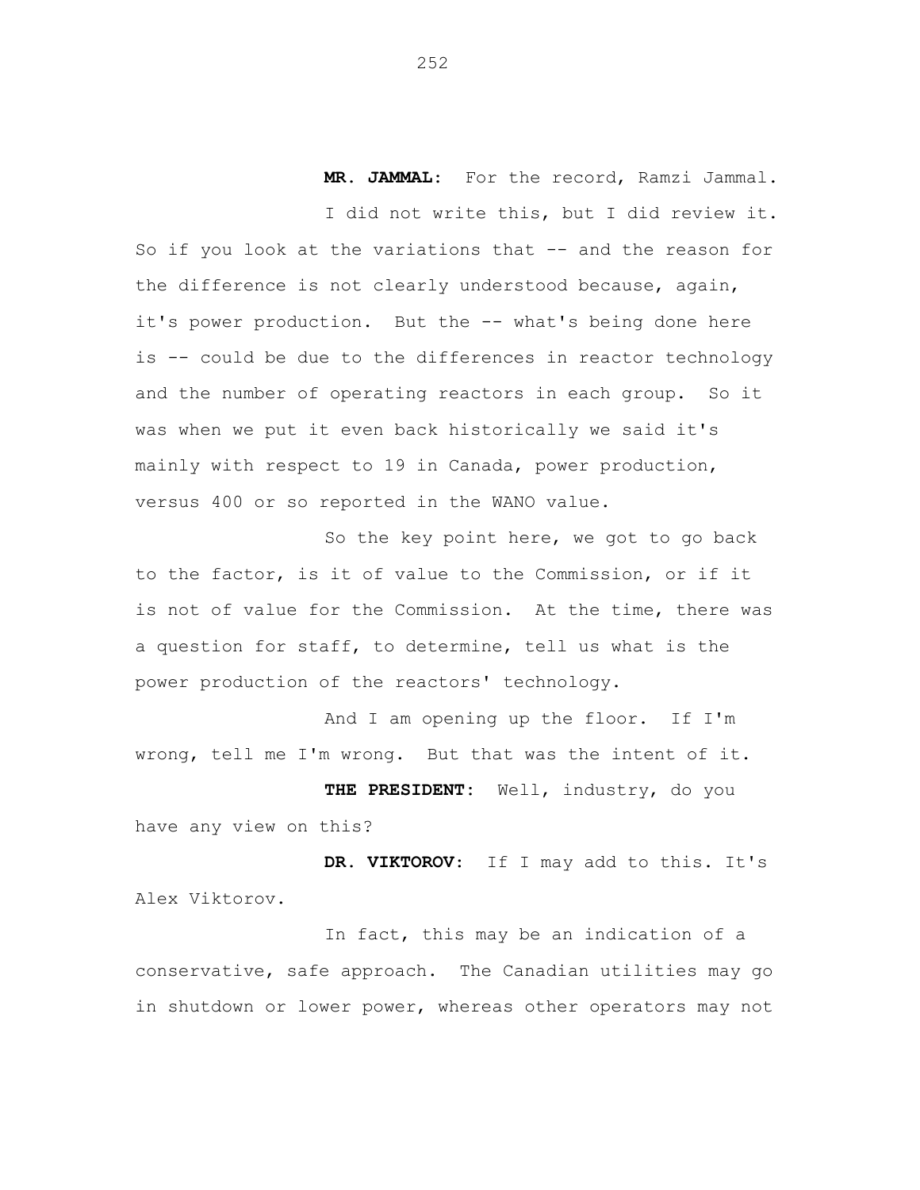**MR. JAMMAL:** For the record, Ramzi Jammal.

I did not write this, but I did review it. So if you look at the variations that -- and the reason for the difference is not clearly understood because, again, it's power production. But the -- what's being done here is -- could be due to the differences in reactor technology and the number of operating reactors in each group. So it was when we put it even back historically we said it's mainly with respect to 19 in Canada, power production, versus 400 or so reported in the WANO value.

So the key point here, we got to go back to the factor, is it of value to the Commission, or if it is not of value for the Commission. At the time, there was a question for staff, to determine, tell us what is the power production of the reactors' technology.

And I am opening up the floor. If I'm wrong, tell me I'm wrong. But that was the intent of it.

**THE PRESIDENT:** Well, industry, do you have any view on this?

**DR. VIKTOROV:** If I may add to this. It's Alex Viktorov.

In fact, this may be an indication of a conservative, safe approach. The Canadian utilities may go in shutdown or lower power, whereas other operators may not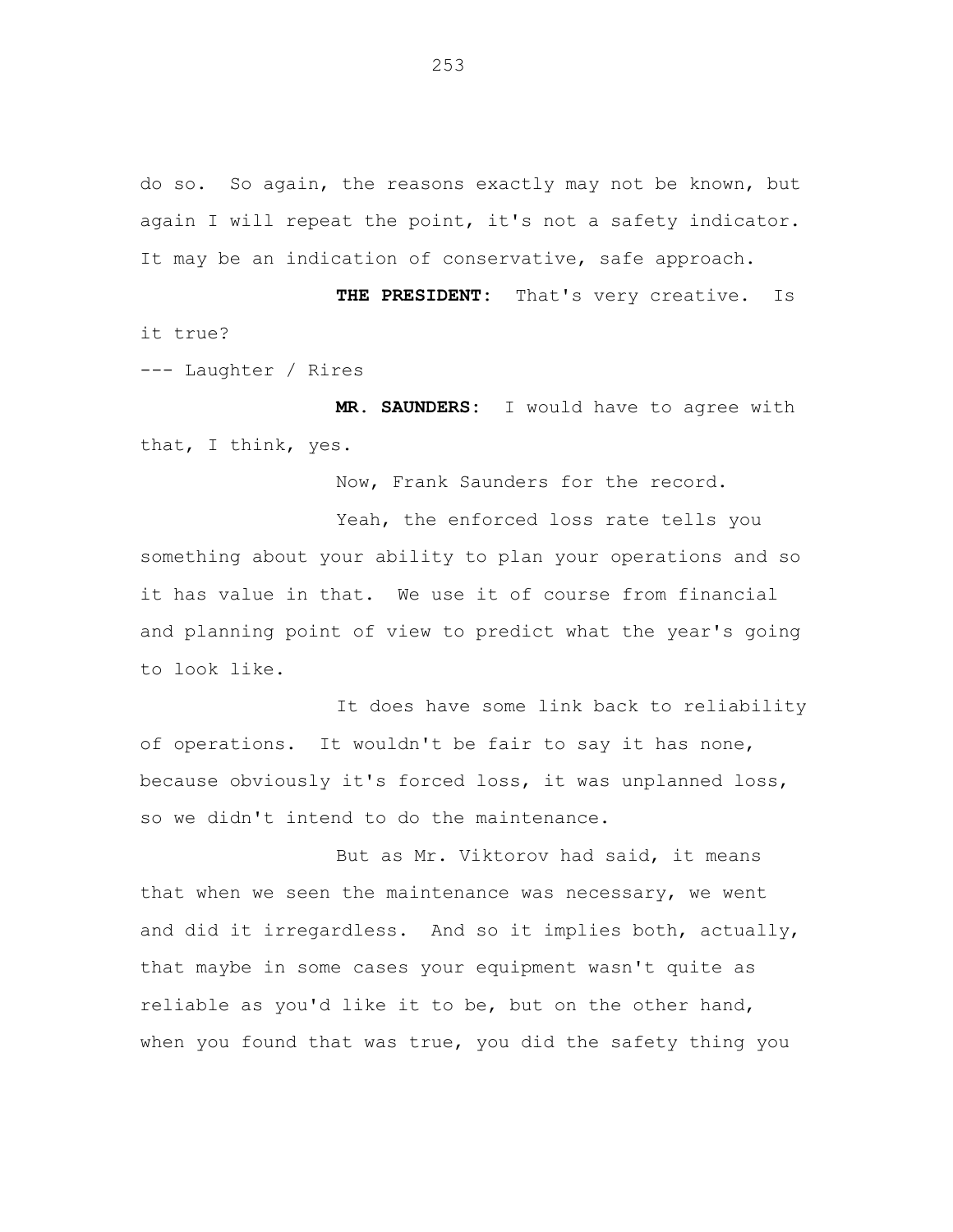do so. So again, the reasons exactly may not be known, but again I will repeat the point, it's not a safety indicator. It may be an indication of conservative, safe approach.

**THE PRESIDENT:** That's very creative. Is it true?

--- Laughter / Rires

**MR. SAUNDERS:** I would have to agree with that, I think, yes.

Now, Frank Saunders for the record.

Yeah, the enforced loss rate tells you something about your ability to plan your operations and so it has value in that. We use it of course from financial and planning point of view to predict what the year's going to look like.

It does have some link back to reliability of operations. It wouldn't be fair to say it has none, because obviously it's forced loss, it was unplanned loss, so we didn't intend to do the maintenance.

But as Mr. Viktorov had said, it means that when we seen the maintenance was necessary, we went and did it irregardless. And so it implies both, actually, that maybe in some cases your equipment wasn't quite as reliable as you'd like it to be, but on the other hand, when you found that was true, you did the safety thing you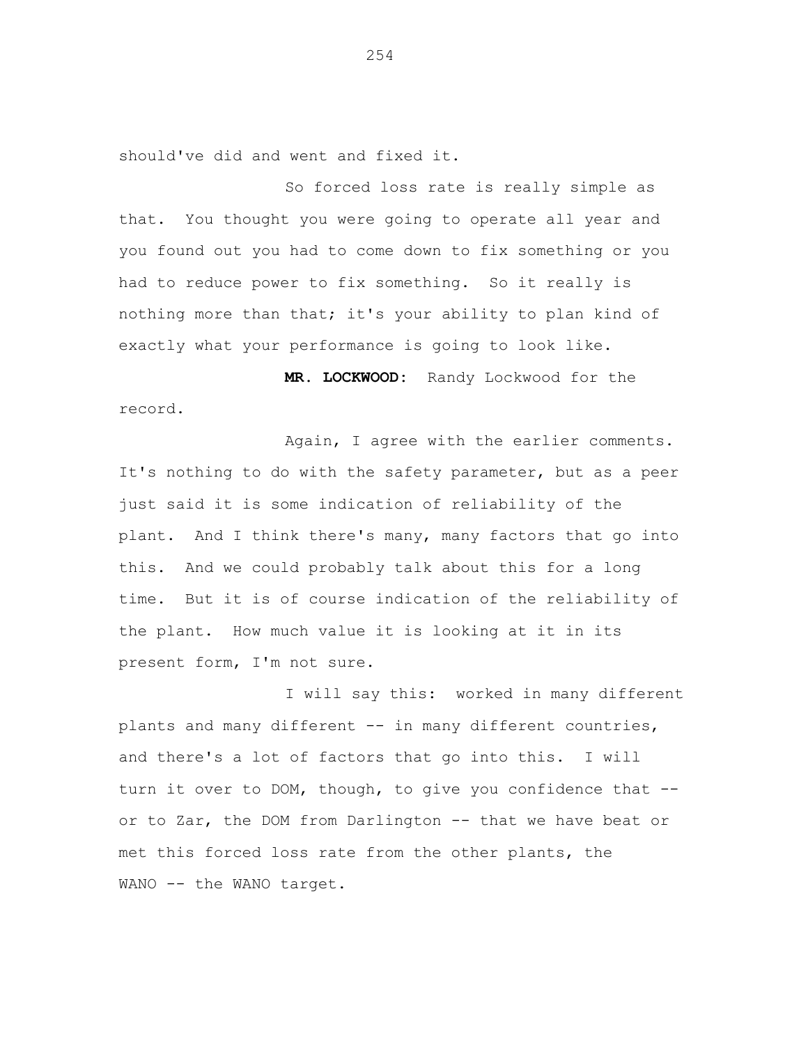should've did and went and fixed it.

So forced loss rate is really simple as that. You thought you were going to operate all year and you found out you had to come down to fix something or you had to reduce power to fix something. So it really is nothing more than that; it's your ability to plan kind of exactly what your performance is going to look like.

**MR. LOCKWOOD:** Randy Lockwood for the record.

Again, I agree with the earlier comments. It's nothing to do with the safety parameter, but as a peer just said it is some indication of reliability of the plant. And I think there's many, many factors that go into this. And we could probably talk about this for a long time. But it is of course indication of the reliability of the plant. How much value it is looking at it in its present form, I'm not sure.

I will say this: worked in many different plants and many different -- in many different countries, and there's a lot of factors that go into this. I will turn it over to DOM, though, to give you confidence that -- or to Zar, the DOM from Darlington -- that we have beat or met this forced loss rate from the other plants, the WANO -- the WANO target.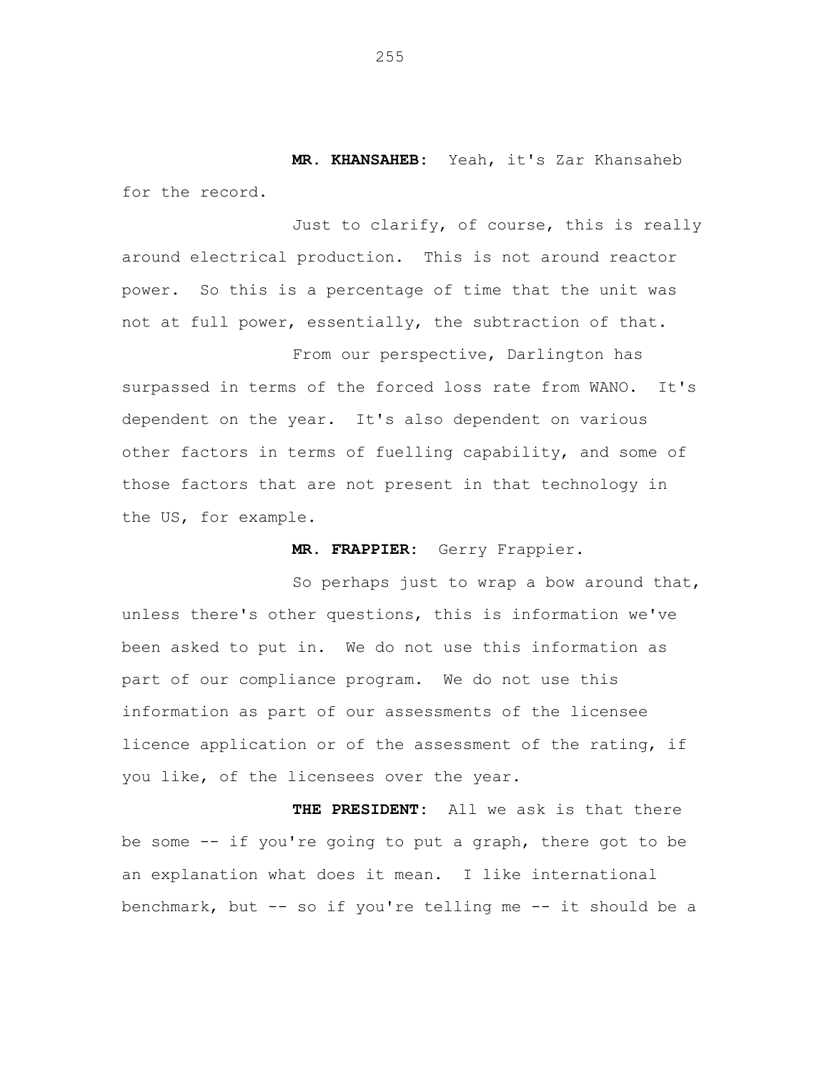**MR. KHANSAHEB:** Yeah, it's Zar Khansaheb for the record.

Just to clarify, of course, this is really around electrical production. This is not around reactor power. So this is a percentage of time that the unit was not at full power, essentially, the subtraction of that.

From our perspective, Darlington has surpassed in terms of the forced loss rate from WANO. It's dependent on the year. It's also dependent on various other factors in terms of fuelling capability, and some of those factors that are not present in that technology in the US, for example.

**MR. FRAPPIER:** Gerry Frappier.

So perhaps just to wrap a bow around that, unless there's other questions, this is information we've been asked to put in. We do not use this information as part of our compliance program. We do not use this information as part of our assessments of the licensee licence application or of the assessment of the rating, if you like, of the licensees over the year.

**THE PRESIDENT:** All we ask is that there be some -- if you're going to put a graph, there got to be an explanation what does it mean. I like international benchmark, but -- so if you're telling me -- it should be a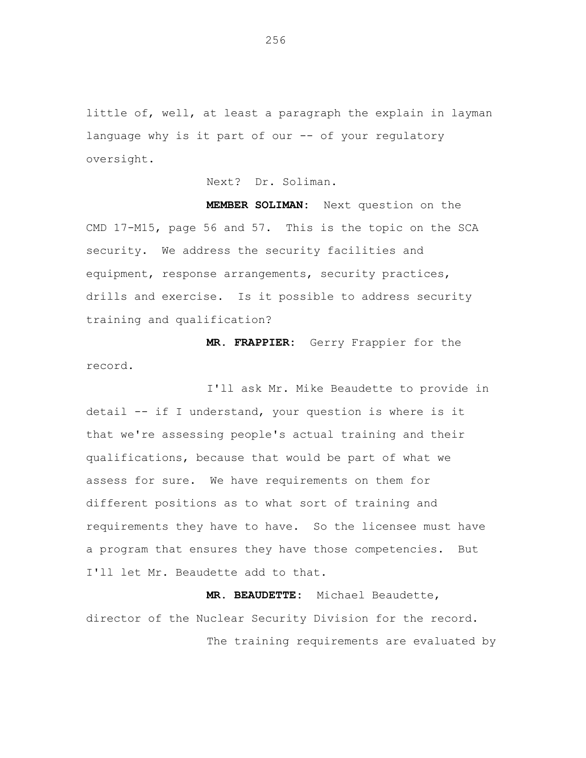little of, well, at least a paragraph the explain in layman language why is it part of our -- of your regulatory oversight.

Next? Dr. Soliman.

**MEMBER SOLIMAN:** Next question on the CMD 17-M15, page 56 and 57. This is the topic on the SCA security. We address the security facilities and equipment, response arrangements, security practices, drills and exercise. Is it possible to address security training and qualification?

**MR. FRAPPIER:** Gerry Frappier for the record.

I'll ask Mr. Mike Beaudette to provide in detail -- if I understand, your question is where is it that we're assessing people's actual training and their qualifications, because that would be part of what we assess for sure. We have requirements on them for different positions as to what sort of training and requirements they have to have. So the licensee must have a program that ensures they have those competencies. But I'll let Mr. Beaudette add to that.

**MR. BEAUDETTE:** Michael Beaudette, director of the Nuclear Security Division for the record.

The training requirements are evaluated by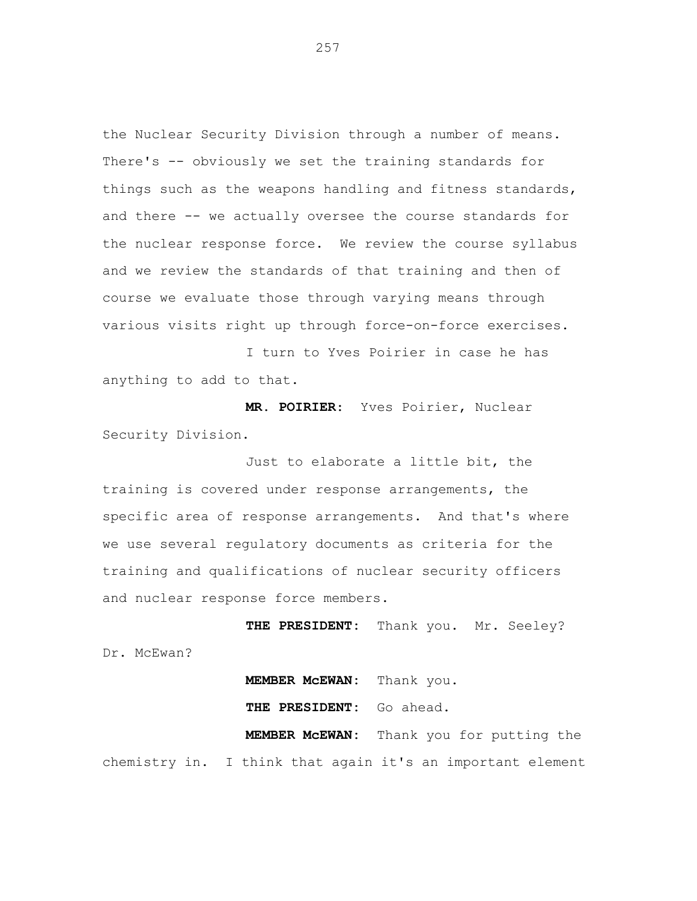the Nuclear Security Division through a number of means. There's -- obviously we set the training standards for things such as the weapons handling and fitness standards, and there -- we actually oversee the course standards for the nuclear response force. We review the course syllabus and we review the standards of that training and then of course we evaluate those through varying means through various visits right up through force-on-force exercises.

I turn to Yves Poirier in case he has anything to add to that.

**MR. POIRIER:** Yves Poirier, Nuclear Security Division.

Just to elaborate a little bit, the training is covered under response arrangements, the specific area of response arrangements. And that's where we use several regulatory documents as criteria for the training and qualifications of nuclear security officers and nuclear response force members.

**THE PRESIDENT:** Thank you. Mr. Seeley? Dr. McEwan?

**MEMBER McEWAN:** Thank you.

**THE PRESIDENT:** Go ahead.

**MEMBER McEWAN:** Thank you for putting the chemistry in. I think that again it's an important element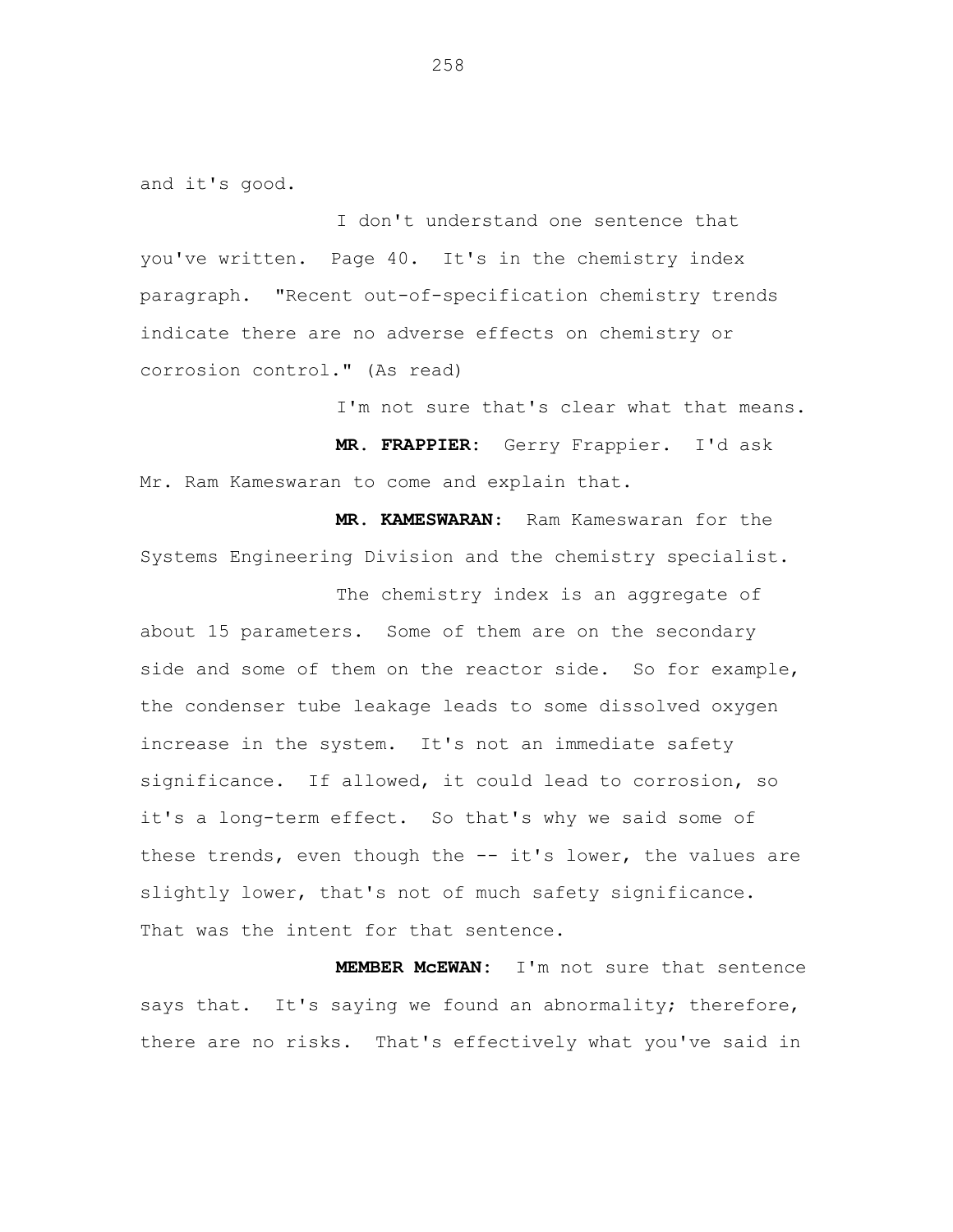and it's good.

I don't understand one sentence that you've written. Page 40. It's in the chemistry index paragraph. "Recent out-of-specification chemistry trends indicate there are no adverse effects on chemistry or corrosion control." (As read)

I'm not sure that's clear what that means.

**MR. FRAPPIER:** Gerry Frappier. I'd ask Mr. Ram Kameswaran to come and explain that.

**MR. KAMESWARAN:** Ram Kameswaran for the Systems Engineering Division and the chemistry specialist.

The chemistry index is an aggregate of about 15 parameters. Some of them are on the secondary side and some of them on the reactor side. So for example, the condenser tube leakage leads to some dissolved oxygen increase in the system. It's not an immediate safety significance. If allowed, it could lead to corrosion, so it's a long-term effect. So that's why we said some of these trends, even though the -- it's lower, the values are slightly lower, that's not of much safety significance. That was the intent for that sentence.

**MEMBER McEWAN:** I'm not sure that sentence says that. It's saying we found an abnormality; therefore, there are no risks. That's effectively what you've said in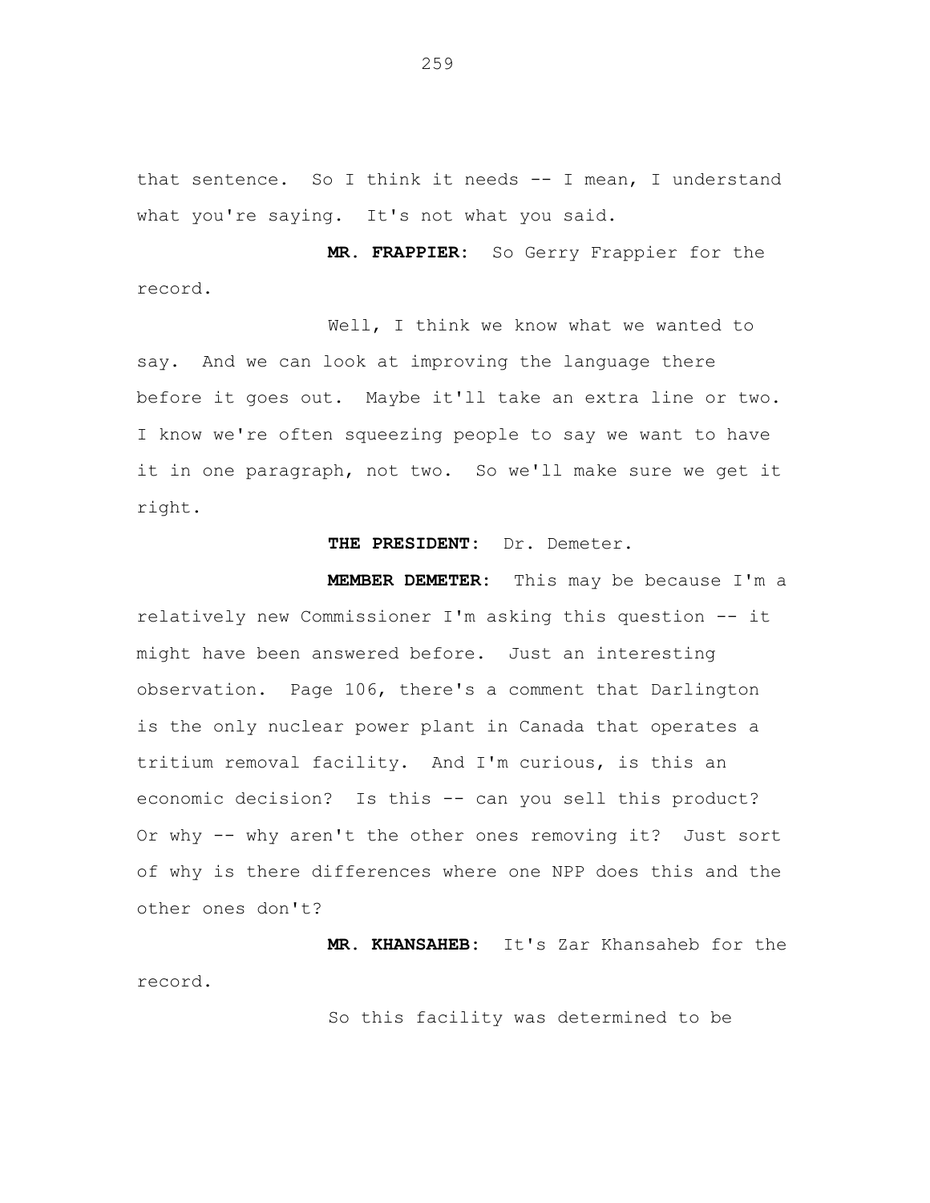that sentence. So I think it needs -- I mean, I understand what you're saying. It's not what you said.

**MR. FRAPPIER:** So Gerry Frappier for the record.

Well, I think we know what we wanted to say. And we can look at improving the language there before it goes out. Maybe it'll take an extra line or two. I know we're often squeezing people to say we want to have it in one paragraph, not two. So we'll make sure we get it right.

**THE PRESIDENT:** Dr. Demeter.

**MEMBER DEMETER:** This may be because I'm a relatively new Commissioner I'm asking this question -- it might have been answered before. Just an interesting observation. Page 106, there's a comment that Darlington is the only nuclear power plant in Canada that operates a tritium removal facility. And I'm curious, is this an economic decision? Is this -- can you sell this product? Or why -- why aren't the other ones removing it? Just sort of why is there differences where one NPP does this and the other ones don't?

**MR. KHANSAHEB:** It's Zar Khansaheb for the record.

So this facility was determined to be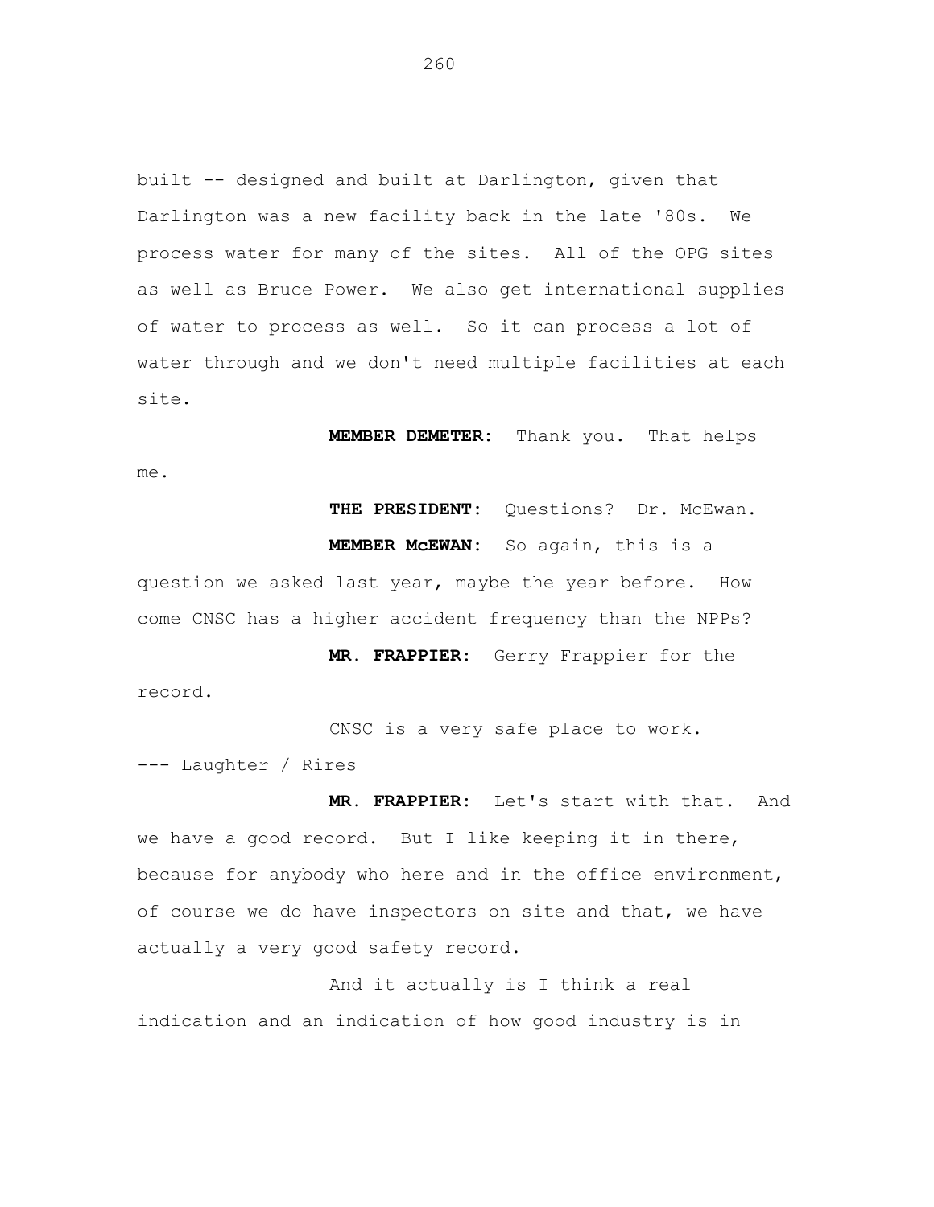built -- designed and built at Darlington, given that Darlington was a new facility back in the late '80s. We process water for many of the sites. All of the OPG sites as well as Bruce Power. We also get international supplies of water to process as well. So it can process a lot of water through and we don't need multiple facilities at each site.

**MEMBER DEMETER:** Thank you. That helps me.

**THE PRESIDENT:** Questions? Dr. McEwan.

**MEMBER McEWAN:** So again, this is a question we asked last year, maybe the year before. How come CNSC has a higher accident frequency than the NPPs?

**MR. FRAPPIER:** Gerry Frappier for the record.

CNSC is a very safe place to work.

--- Laughter / Rires

**MR. FRAPPIER:** Let's start with that. And we have a good record. But I like keeping it in there, because for anybody who here and in the office environment, of course we do have inspectors on site and that, we have actually a very good safety record.

And it actually is I think a real indication and an indication of how good industry is in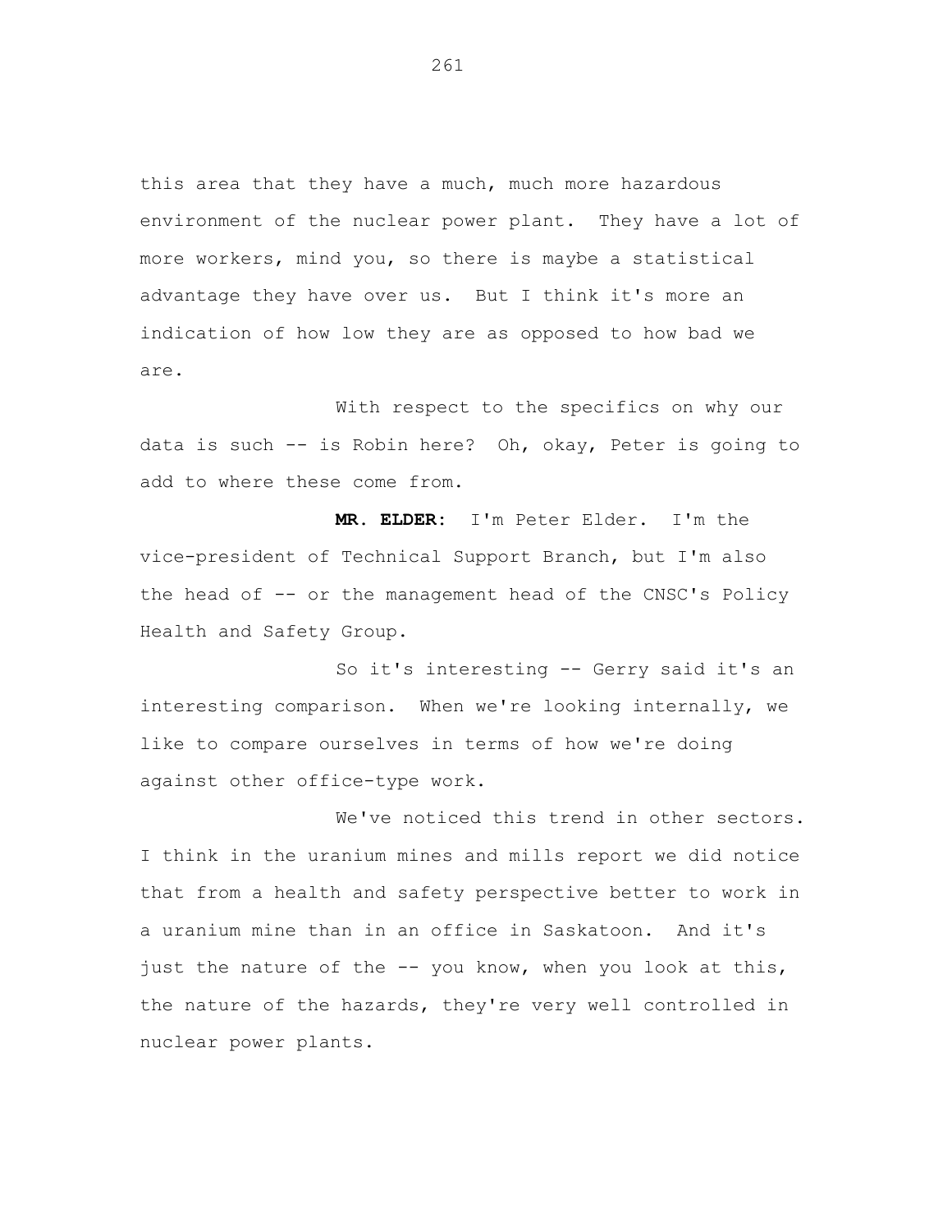this area that they have a much, much more hazardous environment of the nuclear power plant. They have a lot of more workers, mind you, so there is maybe a statistical advantage they have over us. But I think it's more an indication of how low they are as opposed to how bad we are.

With respect to the specifics on why our data is such -- is Robin here? Oh, okay, Peter is going to add to where these come from.

**MR. ELDER:** I'm Peter Elder. I'm the vice-president of Technical Support Branch, but I'm also the head of -- or the management head of the CNSC's Policy Health and Safety Group.

So it's interesting -- Gerry said it's an interesting comparison. When we're looking internally, we like to compare ourselves in terms of how we're doing against other office-type work.

We've noticed this trend in other sectors. I think in the uranium mines and mills report we did notice that from a health and safety perspective better to work in a uranium mine than in an office in Saskatoon. And it's just the nature of the -- you know, when you look at this, the nature of the hazards, they're very well controlled in nuclear power plants.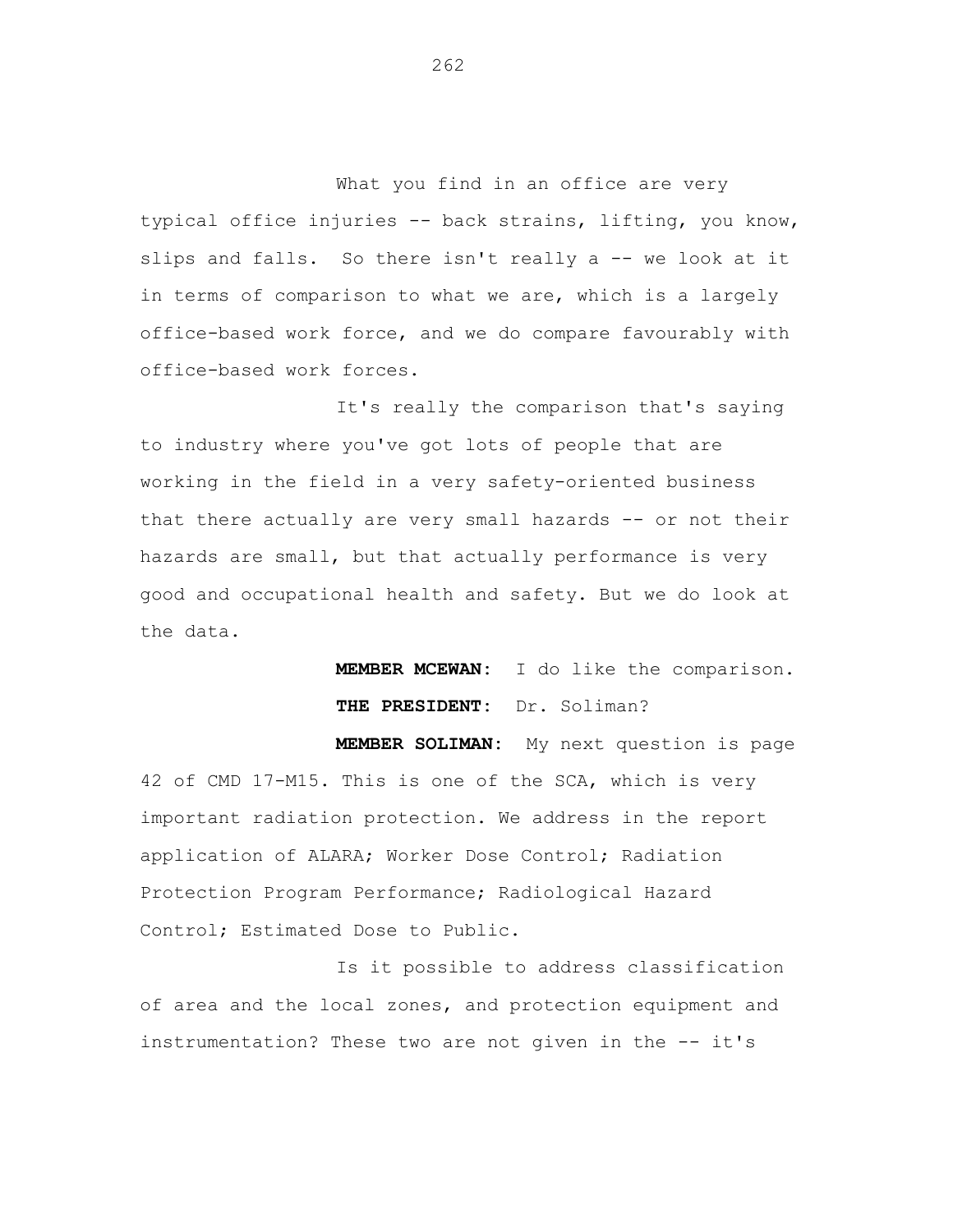What you find in an office are very typical office injuries -- back strains, lifting, you know, slips and falls. So there isn't really a -- we look at it in terms of comparison to what we are, which is a largely office-based work force, and we do compare favourably with office-based work forces.

It's really the comparison that's saying to industry where you've got lots of people that are working in the field in a very safety-oriented business that there actually are very small hazards -- or not their hazards are small, but that actually performance is very good and occupational health and safety. But we do look at the data.

**MEMBER MCEWAN:** I do like the comparison.

**THE PRESIDENT:** Dr. Soliman?

**MEMBER SOLIMAN:** My next question is page 42 of CMD 17-M15. This is one of the SCA, which is very important radiation protection. We address in the report application of ALARA; Worker Dose Control; Radiation Protection Program Performance; Radiological Hazard Control; Estimated Dose to Public.

Is it possible to address classification of area and the local zones, and protection equipment and instrumentation? These two are not given in the -- it's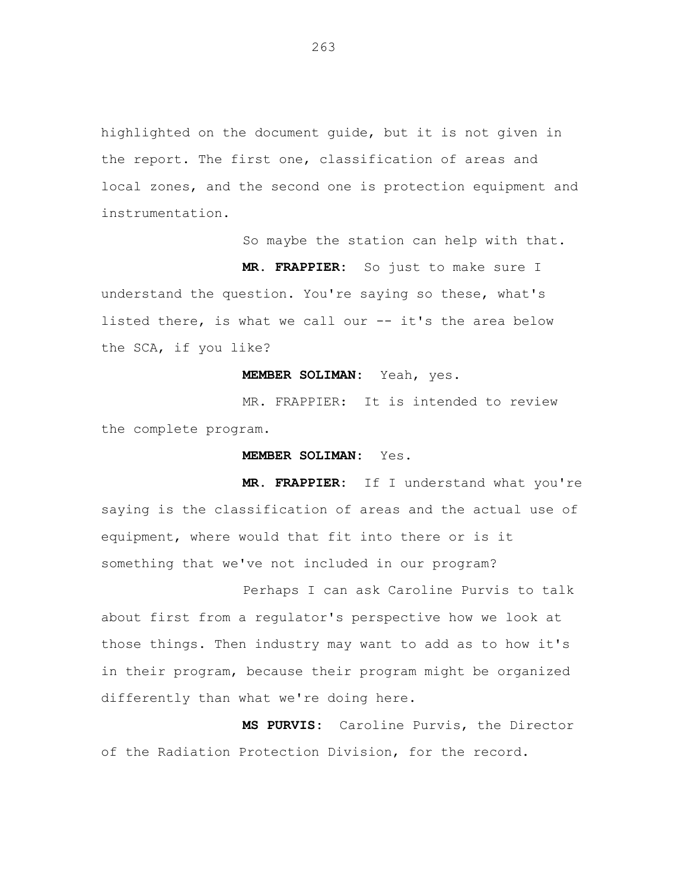highlighted on the document guide, but it is not given in the report. The first one, classification of areas and local zones, and the second one is protection equipment and instrumentation.

So maybe the station can help with that.

**MR. FRAPPIER:** So just to make sure I understand the question. You're saying so these, what's listed there, is what we call our -- it's the area below the SCA, if you like?

**MEMBER SOLIMAN:** Yeah, yes.

MR. FRAPPIER: It is intended to review the complete program.

**MEMBER SOLIMAN:** Yes.

**MR. FRAPPIER:** If I understand what you're saying is the classification of areas and the actual use of equipment, where would that fit into there or is it something that we've not included in our program?

Perhaps I can ask Caroline Purvis to talk about first from a regulator's perspective how we look at those things. Then industry may want to add as to how it's in their program, because their program might be organized differently than what we're doing here.

**MS PURVIS:** Caroline Purvis, the Director of the Radiation Protection Division, for the record.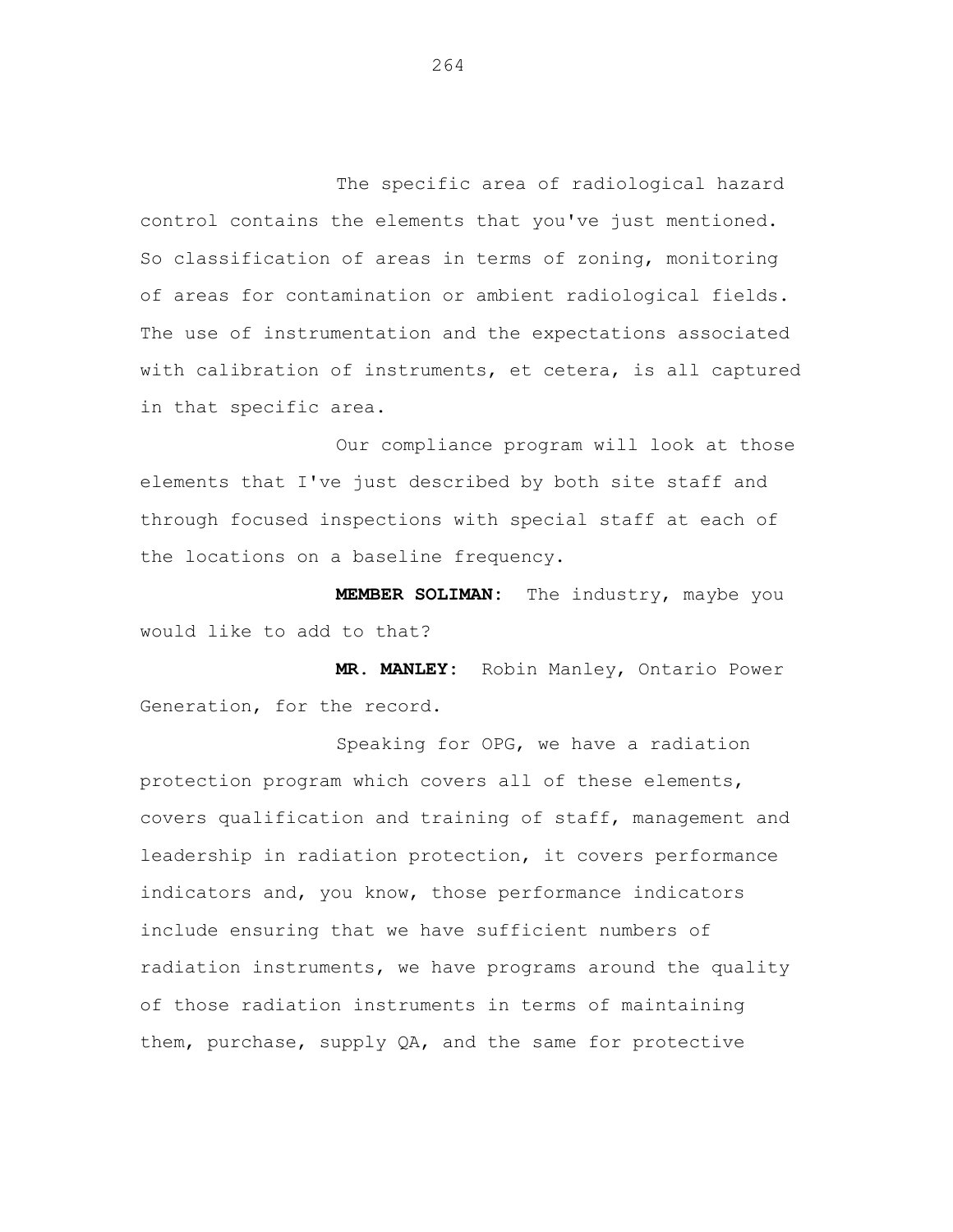The specific area of radiological hazard control contains the elements that you've just mentioned. So classification of areas in terms of zoning, monitoring of areas for contamination or ambient radiological fields. The use of instrumentation and the expectations associated with calibration of instruments, et cetera, is all captured in that specific area.

Our compliance program will look at those elements that I've just described by both site staff and through focused inspections with special staff at each of the locations on a baseline frequency.

**MEMBER SOLIMAN:** The industry, maybe you would like to add to that?

**MR. MANLEY:** Robin Manley, Ontario Power Generation, for the record.

Speaking for OPG, we have a radiation protection program which covers all of these elements, covers qualification and training of staff, management and leadership in radiation protection, it covers performance indicators and, you know, those performance indicators include ensuring that we have sufficient numbers of radiation instruments, we have programs around the quality of those radiation instruments in terms of maintaining them, purchase, supply QA, and the same for protective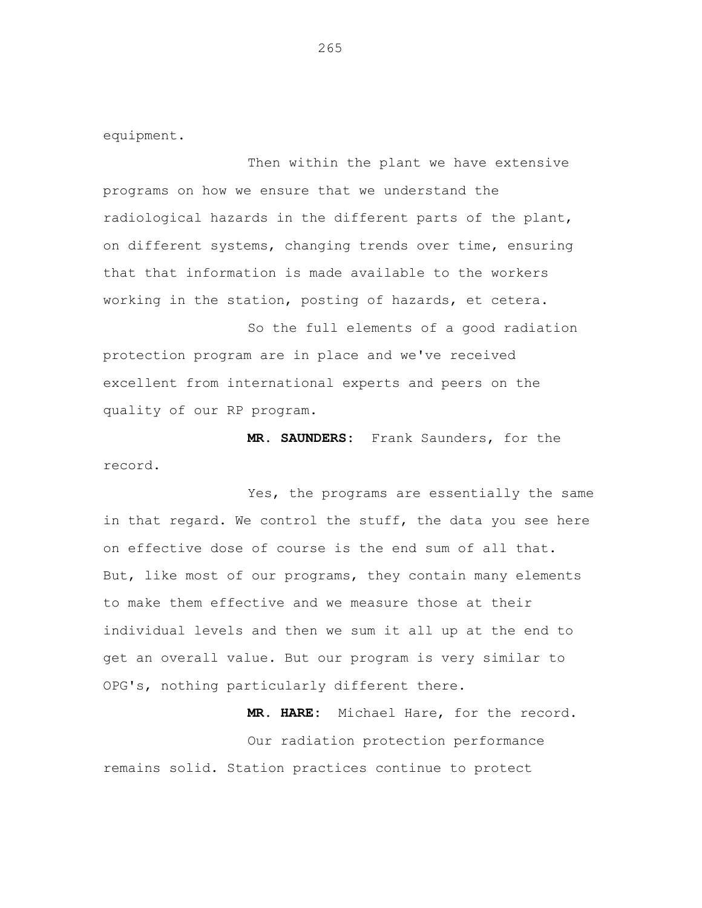equipment.

Then within the plant we have extensive programs on how we ensure that we understand the radiological hazards in the different parts of the plant, on different systems, changing trends over time, ensuring that that information is made available to the workers working in the station, posting of hazards, et cetera.

So the full elements of a good radiation protection program are in place and we've received excellent from international experts and peers on the quality of our RP program.

**MR. SAUNDERS:** Frank Saunders, for the record.

Yes, the programs are essentially the same in that regard. We control the stuff, the data you see here on effective dose of course is the end sum of all that. But, like most of our programs, they contain many elements to make them effective and we measure those at their individual levels and then we sum it all up at the end to get an overall value. But our program is very similar to OPG's, nothing particularly different there.

**MR. HARE:** Michael Hare, for the record.

Our radiation protection performance remains solid. Station practices continue to protect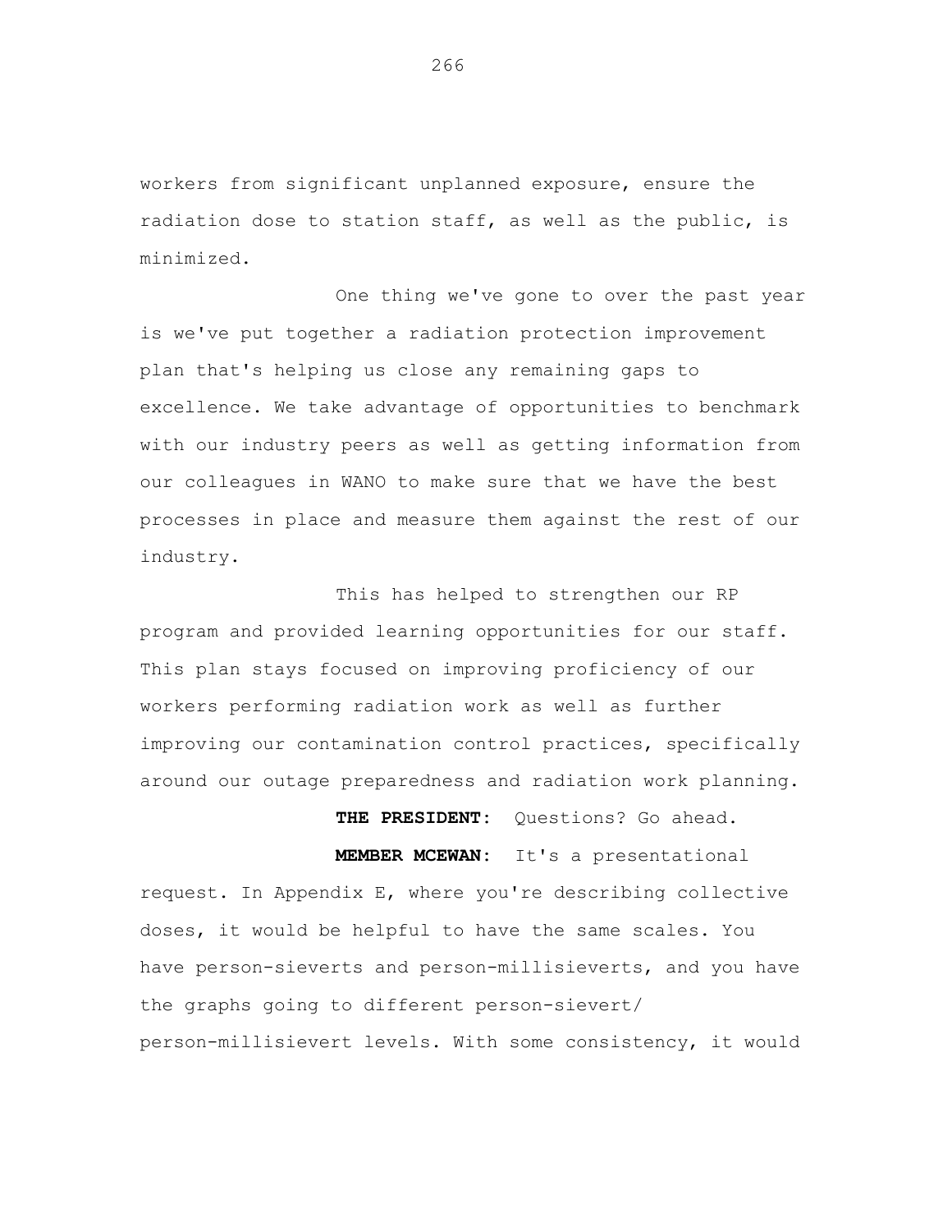workers from significant unplanned exposure, ensure the radiation dose to station staff, as well as the public, is minimized.

One thing we've gone to over the past year is we've put together a radiation protection improvement plan that's helping us close any remaining gaps to excellence. We take advantage of opportunities to benchmark with our industry peers as well as getting information from our colleagues in WANO to make sure that we have the best processes in place and measure them against the rest of our industry.

This has helped to strengthen our RP program and provided learning opportunities for our staff. This plan stays focused on improving proficiency of our workers performing radiation work as well as further improving our contamination control practices, specifically around our outage preparedness and radiation work planning.

**THE PRESIDENT:** Questions? Go ahead.

**MEMBER MCEWAN:** It's a presentational request. In Appendix E, where you're describing collective doses, it would be helpful to have the same scales. You have person-sieverts and person-millisieverts, and you have the graphs going to different person-sievert/ person-millisievert levels. With some consistency, it would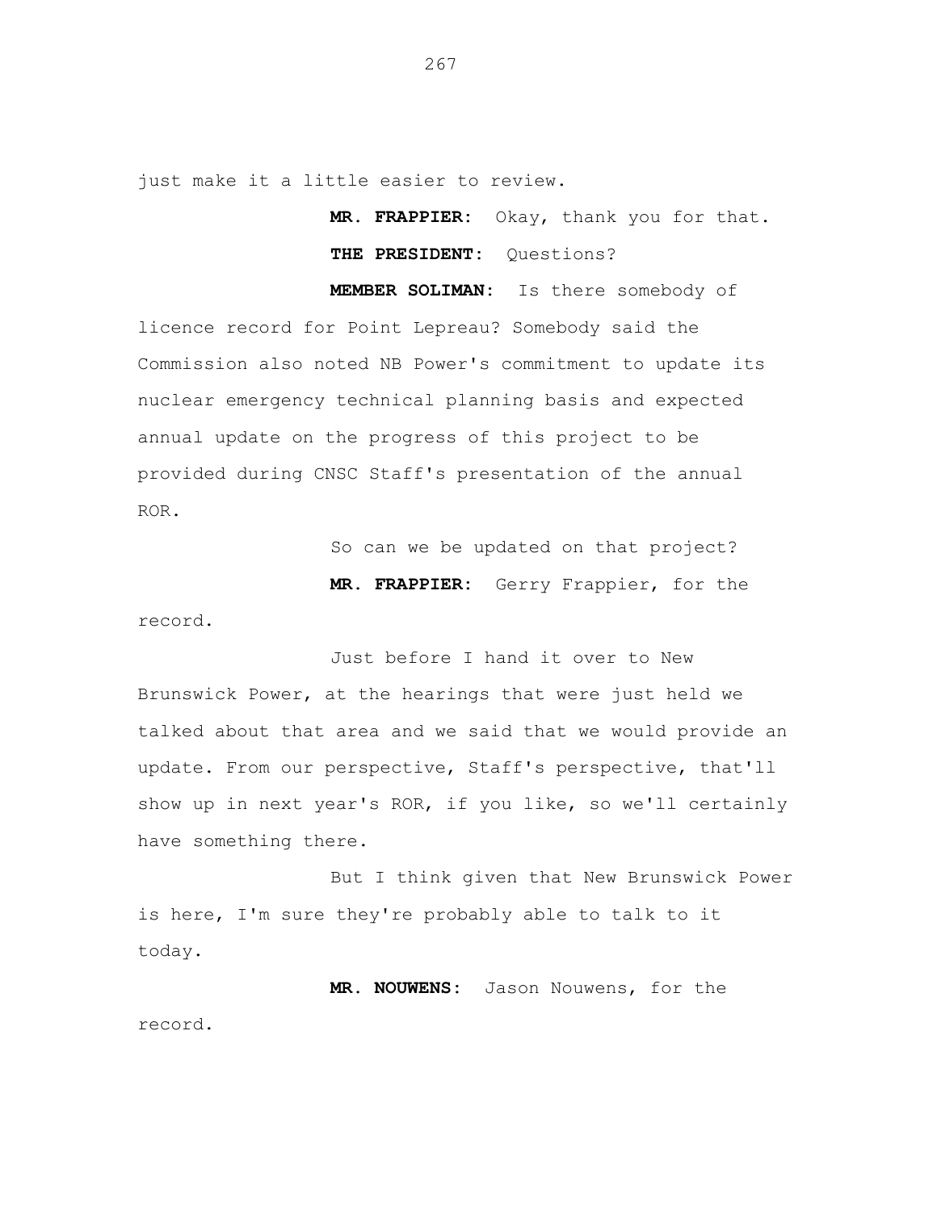just make it a little easier to review.

**MR. FRAPPIER:** Okay, thank you for that.

**THE PRESIDENT:** Questions?

**MEMBER SOLIMAN:** Is there somebody of licence record for Point Lepreau? Somebody said the Commission also noted NB Power's commitment to update its nuclear emergency technical planning basis and expected annual update on the progress of this project to be provided during CNSC Staff's presentation of the annual ROR.

So can we be updated on that project?

**MR. FRAPPIER:** Gerry Frappier, for the record.

Just before I hand it over to New Brunswick Power, at the hearings that were just held we talked about that area and we said that we would provide an update. From our perspective, Staff's perspective, that'll show up in next year's ROR, if you like, so we'll certainly have something there.

But I think given that New Brunswick Power is here, I'm sure they're probably able to talk to it today.

**MR. NOUWENS:** Jason Nouwens, for the record.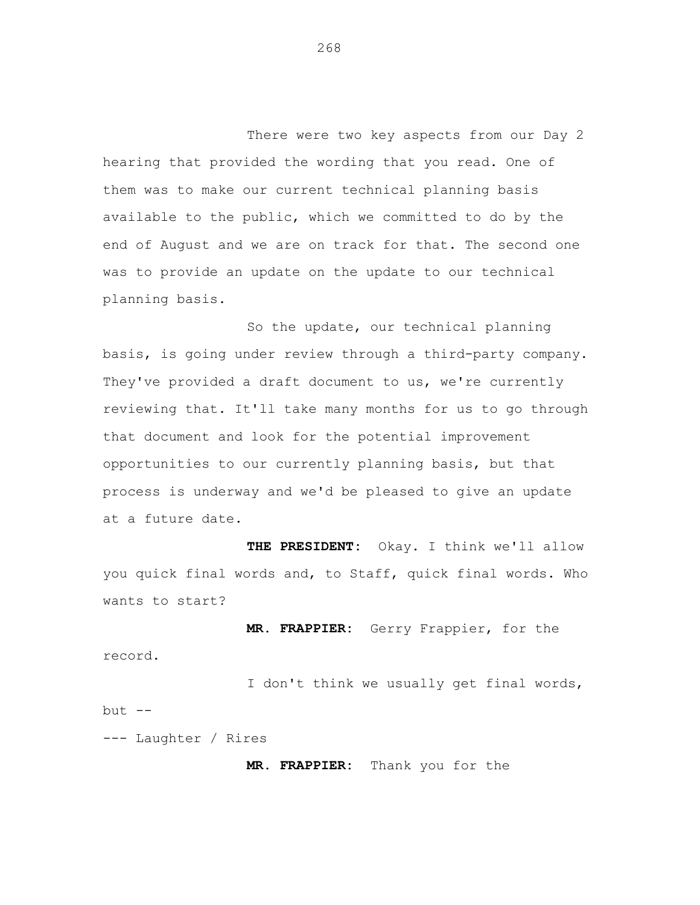There were two key aspects from our Day 2 hearing that provided the wording that you read. One of them was to make our current technical planning basis available to the public, which we committed to do by the end of August and we are on track for that. The second one was to provide an update on the update to our technical planning basis.

So the update, our technical planning basis, is going under review through a third-party company. They've provided a draft document to us, we're currently reviewing that. It'll take many months for us to go through that document and look for the potential improvement opportunities to our currently planning basis, but that process is underway and we'd be pleased to give an update at a future date.

**THE PRESIDENT:** Okay. I think we'll allow you quick final words and, to Staff, quick final words. Who wants to start?

**MR. FRAPPIER:** Gerry Frappier, for the record.

I don't think we usually get final words, but --

--- Laughter / Rires

**MR. FRAPPIER:** Thank you for the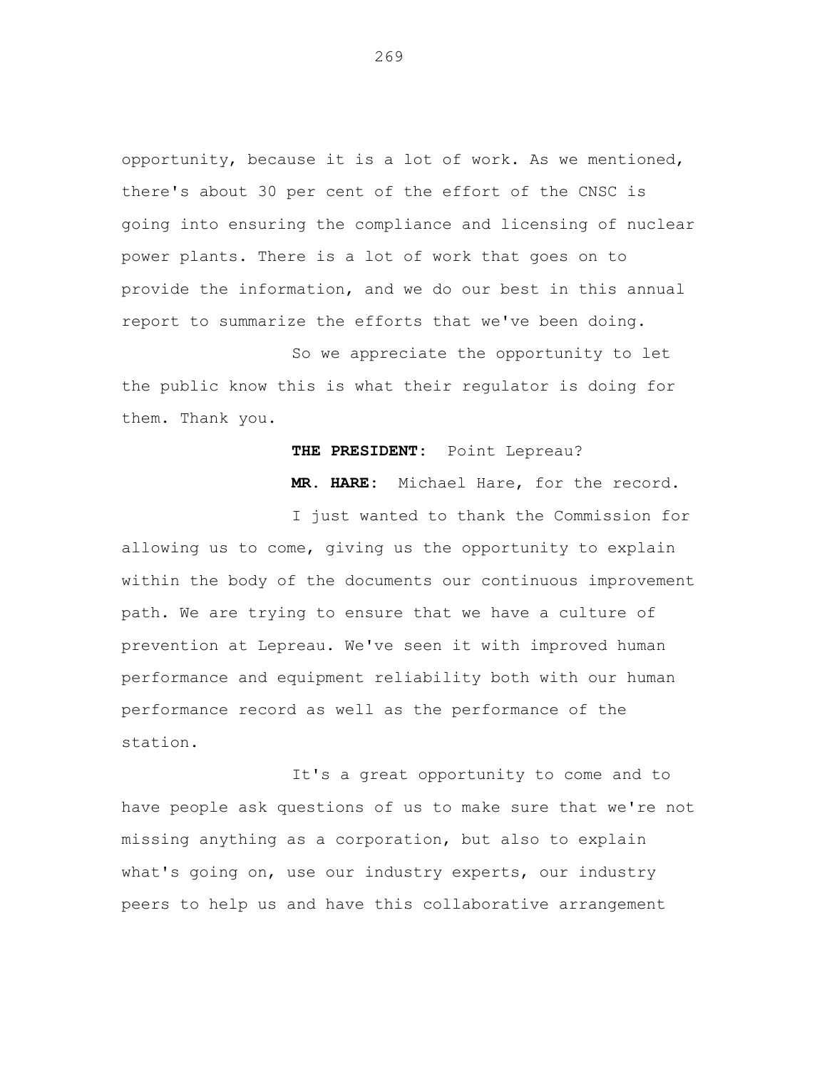opportunity, because it is a lot of work. As we mentioned, there's about 30 per cent of the effort of the CNSC is going into ensuring the compliance and licensing of nuclear power plants. There is a lot of work that goes on to provide the information, and we do our best in this annual report to summarize the efforts that we've been doing.

So we appreciate the opportunity to let the public know this is what their regulator is doing for them. Thank you.

**THE PRESIDENT:** Point Lepreau?

**MR. HARE:** Michael Hare, for the record.

I just wanted to thank the Commission for allowing us to come, giving us the opportunity to explain within the body of the documents our continuous improvement path. We are trying to ensure that we have a culture of prevention at Lepreau. We've seen it with improved human performance and equipment reliability both with our human performance record as well as the performance of the station.

It's a great opportunity to come and to have people ask questions of us to make sure that we're not missing anything as a corporation, but also to explain what's going on, use our industry experts, our industry peers to help us and have this collaborative arrangement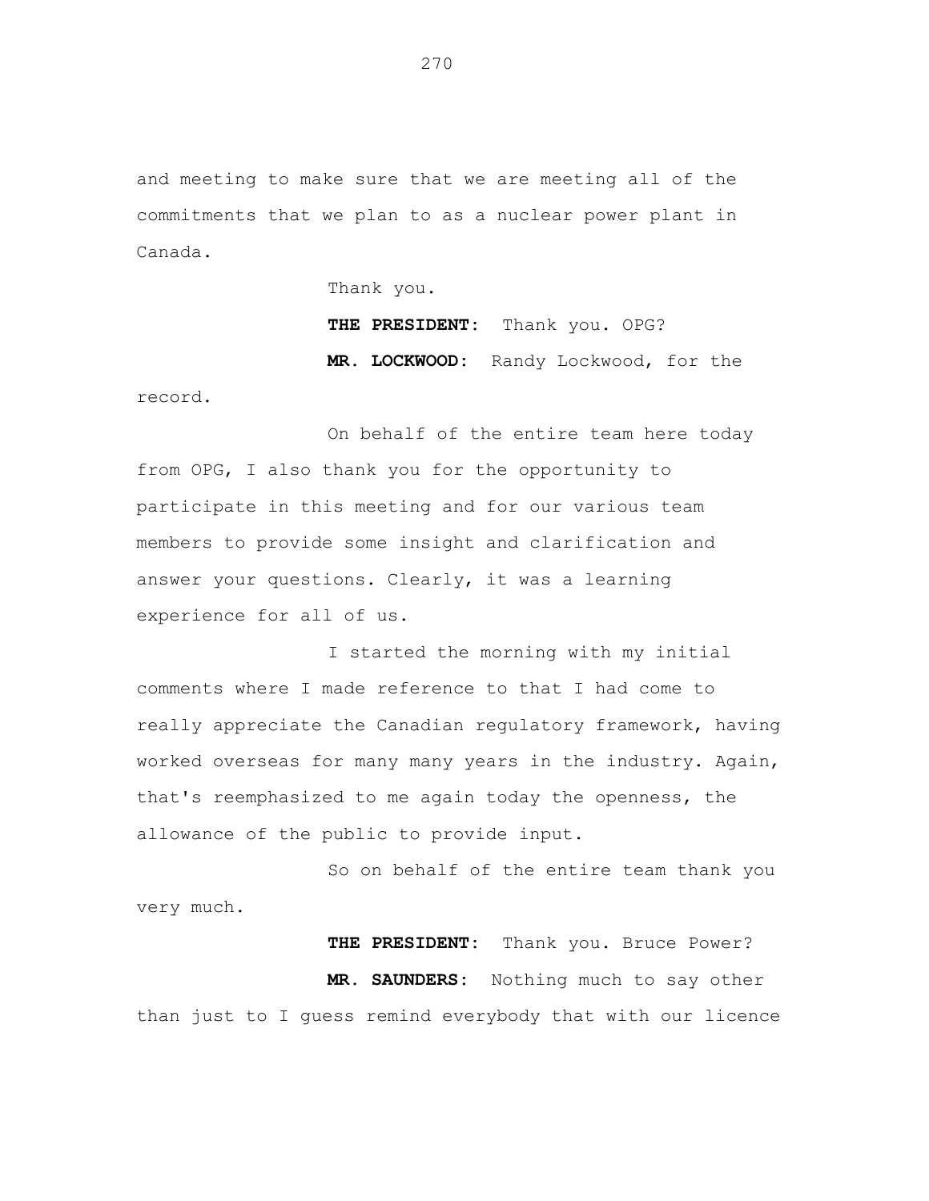and meeting to make sure that we are meeting all of the commitments that we plan to as a nuclear power plant in Canada.

Thank you.

**THE PRESIDENT:** Thank you. OPG?

**MR. LOCKWOOD:** Randy Lockwood, for the record.

On behalf of the entire team here today from OPG, I also thank you for the opportunity to participate in this meeting and for our various team members to provide some insight and clarification and answer your questions. Clearly, it was a learning experience for all of us.

I started the morning with my initial comments where I made reference to that I had come to really appreciate the Canadian regulatory framework, having worked overseas for many many years in the industry. Again, that's reemphasized to me again today the openness, the allowance of the public to provide input.

So on behalf of the entire team thank you very much.

**THE PRESIDENT:** Thank you. Bruce Power?

**MR. SAUNDERS:** Nothing much to say other than just to I guess remind everybody that with our licence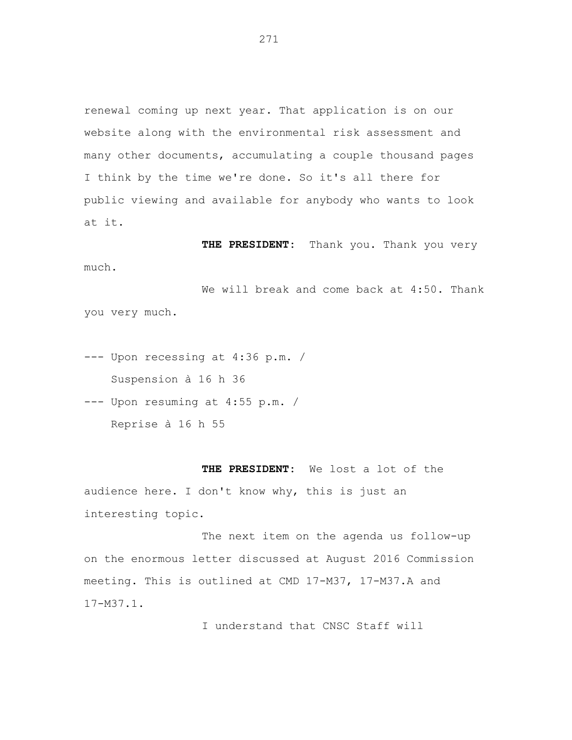renewal coming up next year. That application is on our website along with the environmental risk assessment and many other documents, accumulating a couple thousand pages I think by the time we're done. So it's all there for public viewing and available for anybody who wants to look at it.

**THE PRESIDENT:** Thank you. Thank you very much.

We will break and come back at 4:50. Thank you very much.

--- Upon recessing at 4:36 p.m. /
Suspension à 16 h 36

--- Upon resuming at 4:55 p.m. /
Reprise à 16 h 55

**THE PRESIDENT:** We lost a lot of the audience here. I don't know why, this is just an interesting topic.

The next item on the agenda us follow-up on the enormous letter discussed at August 2016 Commission meeting. This is outlined at CMD 17-M37, 17-M37.A and 17-M37.1.

I understand that CNSC Staff will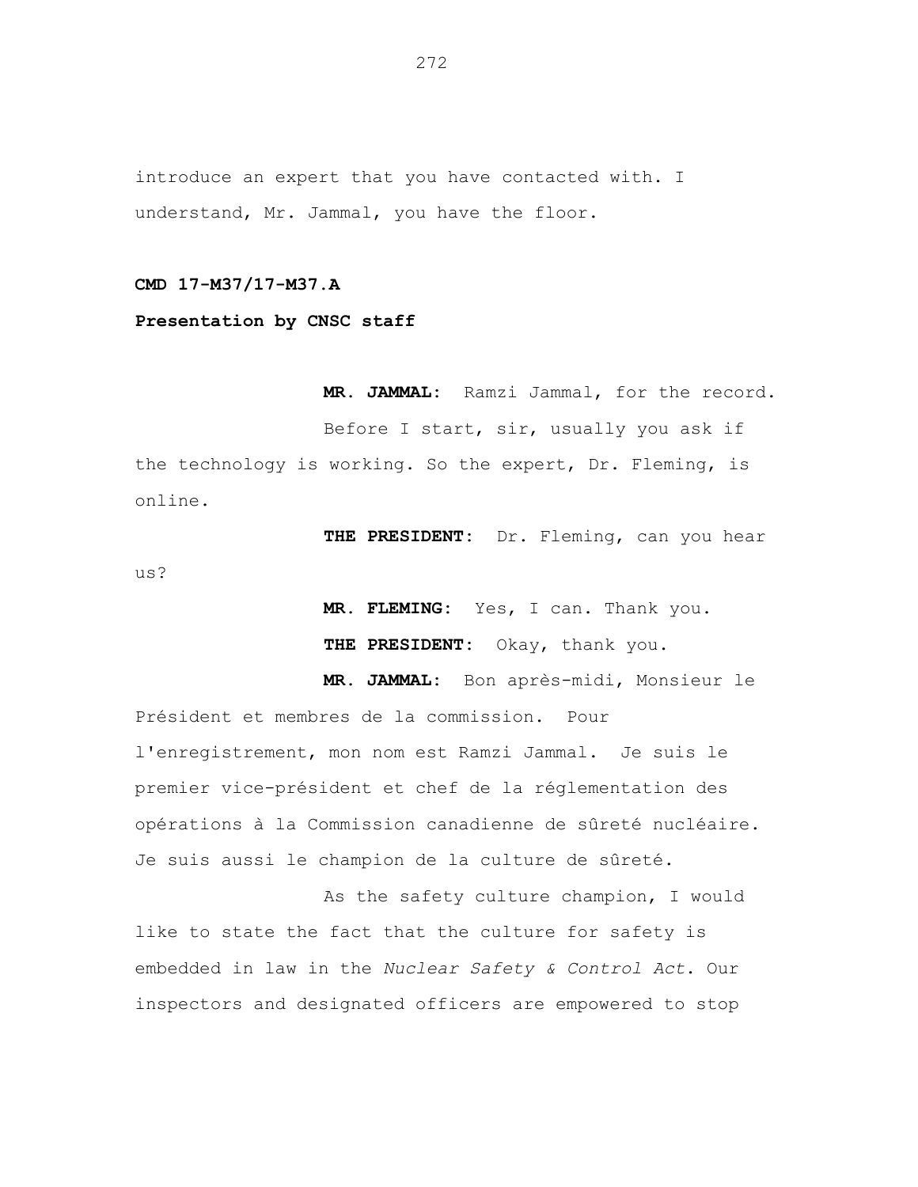introduce an expert that you have contacted with. I understand, Mr. Jammal, you have the floor.

**CMD 17-M37/17-M37.A**

**Presentation by CNSC staff**

**MR. JAMMAL:** Ramzi Jammal, for the record.

Before I start, sir, usually you ask if the technology is working. So the expert, Dr. Fleming, is online.

**THE PRESIDENT:** Dr. Fleming, can you hear us?

**MR. FLEMING:** Yes, I can. Thank you.

**THE PRESIDENT:** Okay, thank you.

**MR. JAMMAL:** Bon après-midi, Monsieur le Président et membres de la commission. Pour l'enregistrement, mon nom est Ramzi Jammal. Je suis le premier vice-président et chef de la réglementation des opérations à la Commission canadienne de sûreté nucléaire. Je suis aussi le champion de la culture de sûreté.

As the safety culture champion, I would like to state the fact that the culture for safety is embedded in law in the *Nuclear Safety & Control Act*. Our inspectors and designated officers are empowered to stop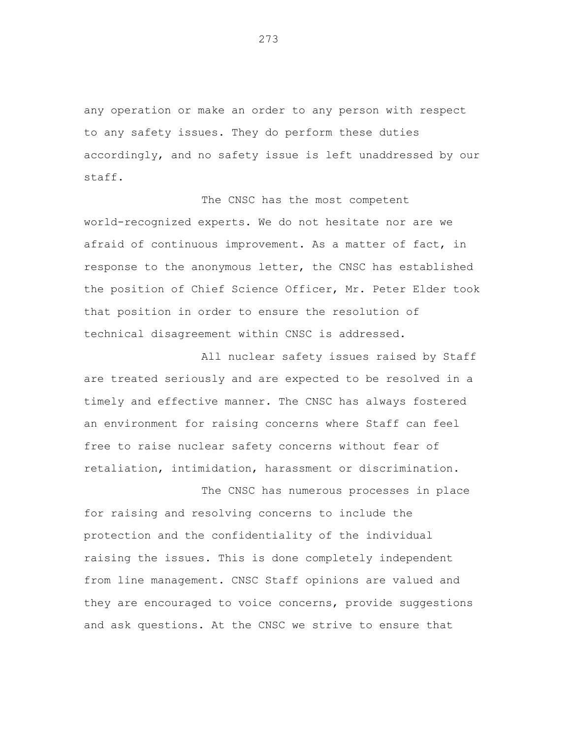any operation or make an order to any person with respect to any safety issues. They do perform these duties accordingly, and no safety issue is left unaddressed by our staff.

The CNSC has the most competent world-recognized experts. We do not hesitate nor are we afraid of continuous improvement. As a matter of fact, in response to the anonymous letter, the CNSC has established the position of Chief Science Officer, Mr. Peter Elder took that position in order to ensure the resolution of technical disagreement within CNSC is addressed.

All nuclear safety issues raised by Staff are treated seriously and are expected to be resolved in a timely and effective manner. The CNSC has always fostered an environment for raising concerns where Staff can feel free to raise nuclear safety concerns without fear of retaliation, intimidation, harassment or discrimination.

The CNSC has numerous processes in place for raising and resolving concerns to include the protection and the confidentiality of the individual raising the issues. This is done completely independent from line management. CNSC Staff opinions are valued and they are encouraged to voice concerns, provide suggestions and ask questions. At the CNSC we strive to ensure that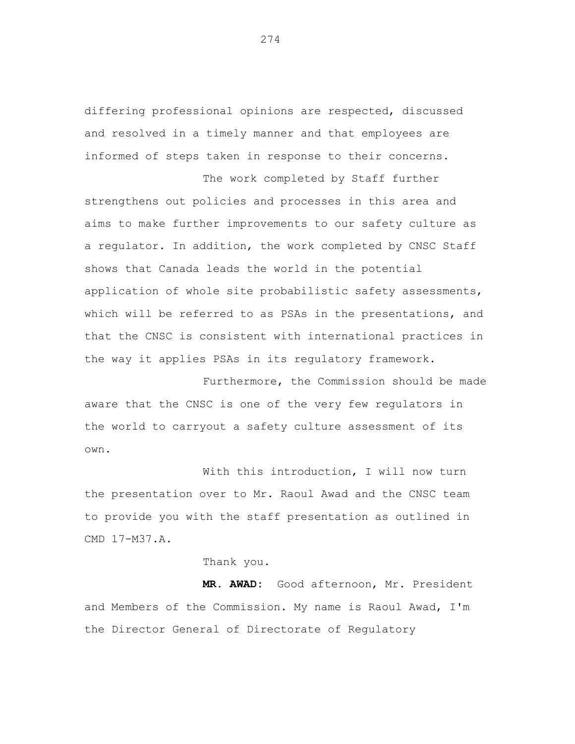differing professional opinions are respected, discussed and resolved in a timely manner and that employees are informed of steps taken in response to their concerns.

The work completed by Staff further strengthens out policies and processes in this area and aims to make further improvements to our safety culture as a regulator. In addition, the work completed by CNSC Staff shows that Canada leads the world in the potential application of whole site probabilistic safety assessments, which will be referred to as PSAs in the presentations, and that the CNSC is consistent with international practices in the way it applies PSAs in its regulatory framework.

Furthermore, the Commission should be made aware that the CNSC is one of the very few regulators in the world to carryout a safety culture assessment of its own.

With this introduction, I will now turn the presentation over to Mr. Raoul Awad and the CNSC team to provide you with the staff presentation as outlined in CMD 17-M37.A.

Thank you.

**MR. AWAD:** Good afternoon, Mr. President and Members of the Commission. My name is Raoul Awad, I'm the Director General of Directorate of Regulatory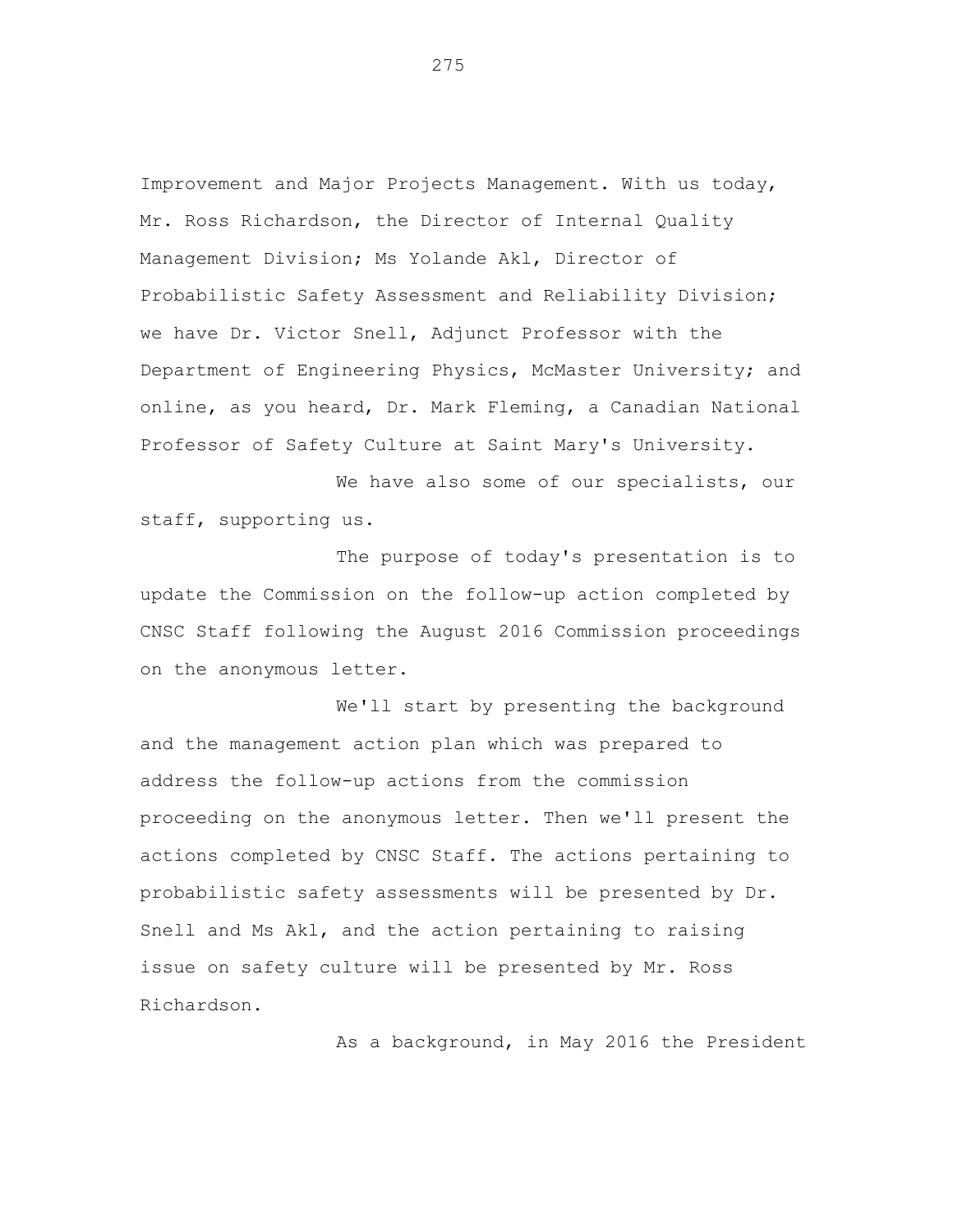Improvement and Major Projects Management. With us today, Mr. Ross Richardson, the Director of Internal Quality Management Division; Ms Yolande Akl, Director of Probabilistic Safety Assessment and Reliability Division; we have Dr. Victor Snell, Adjunct Professor with the Department of Engineering Physics, McMaster University; and online, as you heard, Dr. Mark Fleming, a Canadian National Professor of Safety Culture at Saint Mary's University.

We have also some of our specialists, our staff, supporting us.

The purpose of today's presentation is to update the Commission on the follow-up action completed by CNSC Staff following the August 2016 Commission proceedings on the anonymous letter.

We'll start by presenting the background and the management action plan which was prepared to address the follow-up actions from the commission proceeding on the anonymous letter. Then we'll present the actions completed by CNSC Staff. The actions pertaining to probabilistic safety assessments will be presented by Dr. Snell and Ms Akl, and the action pertaining to raising issue on safety culture will be presented by Mr. Ross Richardson.

As a background, in May 2016 the President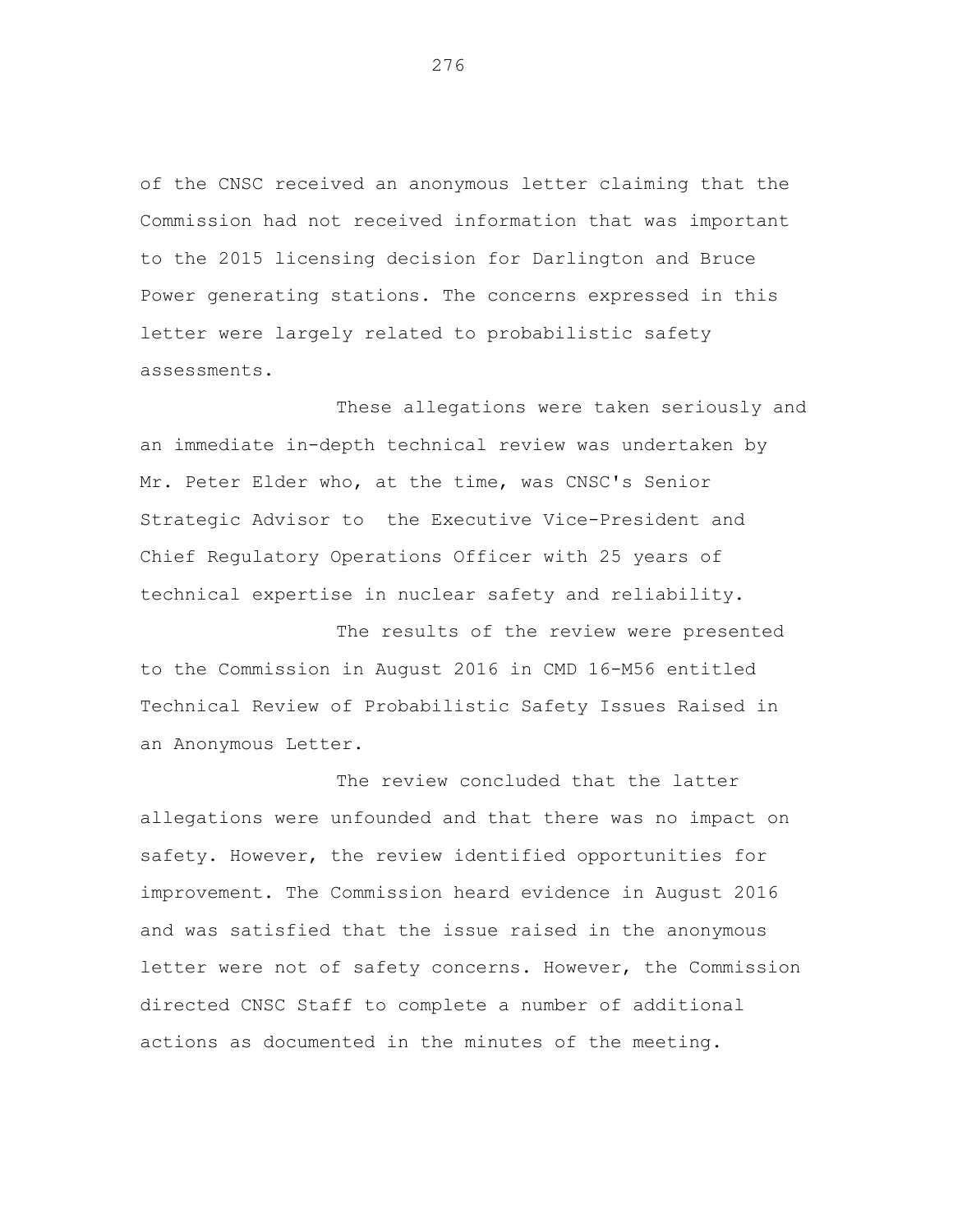of the CNSC received an anonymous letter claiming that the Commission had not received information that was important to the 2015 licensing decision for Darlington and Bruce Power generating stations. The concerns expressed in this letter were largely related to probabilistic safety assessments.

These allegations were taken seriously and an immediate in-depth technical review was undertaken by Mr. Peter Elder who, at the time, was CNSC's Senior Strategic Advisor to the Executive Vice-President and Chief Regulatory Operations Officer with 25 years of technical expertise in nuclear safety and reliability.

The results of the review were presented to the Commission in August 2016 in CMD 16-M56 entitled Technical Review of Probabilistic Safety Issues Raised in an Anonymous Letter.

The review concluded that the latter allegations were unfounded and that there was no impact on safety. However, the review identified opportunities for improvement. The Commission heard evidence in August 2016 and was satisfied that the issue raised in the anonymous letter were not of safety concerns. However, the Commission directed CNSC Staff to complete a number of additional actions as documented in the minutes of the meeting.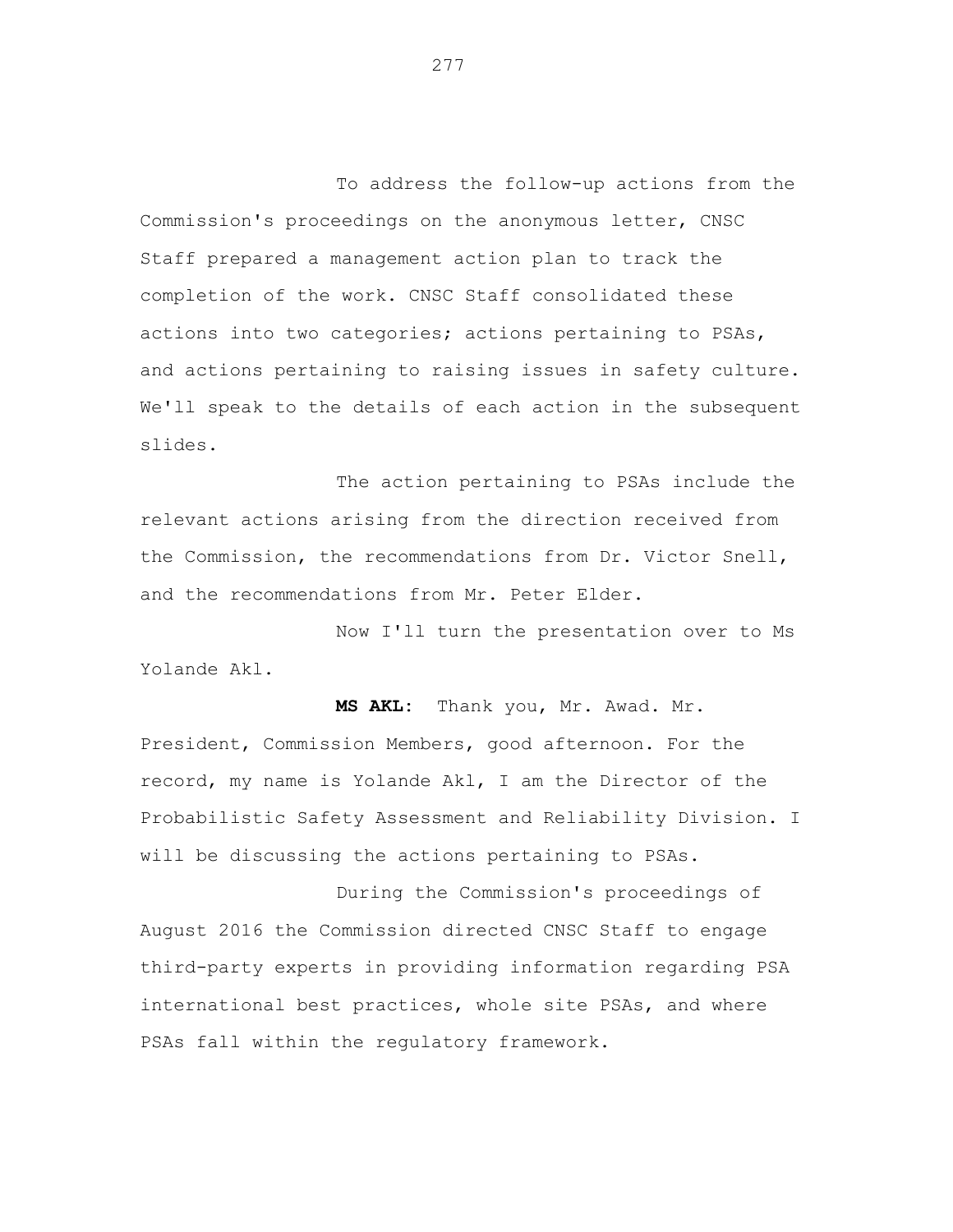To address the follow-up actions from the Commission's proceedings on the anonymous letter, CNSC Staff prepared a management action plan to track the completion of the work. CNSC Staff consolidated these actions into two categories; actions pertaining to PSAs, and actions pertaining to raising issues in safety culture. We'll speak to the details of each action in the subsequent slides.

The action pertaining to PSAs include the relevant actions arising from the direction received from the Commission, the recommendations from Dr. Victor Snell, and the recommendations from Mr. Peter Elder.

Now I'll turn the presentation over to Ms Yolande Akl.

**MS AKL:** Thank you, Mr. Awad. Mr. President, Commission Members, good afternoon. For the record, my name is Yolande Akl, I am the Director of the Probabilistic Safety Assessment and Reliability Division. I will be discussing the actions pertaining to PSAs.

During the Commission's proceedings of August 2016 the Commission directed CNSC Staff to engage third-party experts in providing information regarding PSA international best practices, whole site PSAs, and where PSAs fall within the regulatory framework.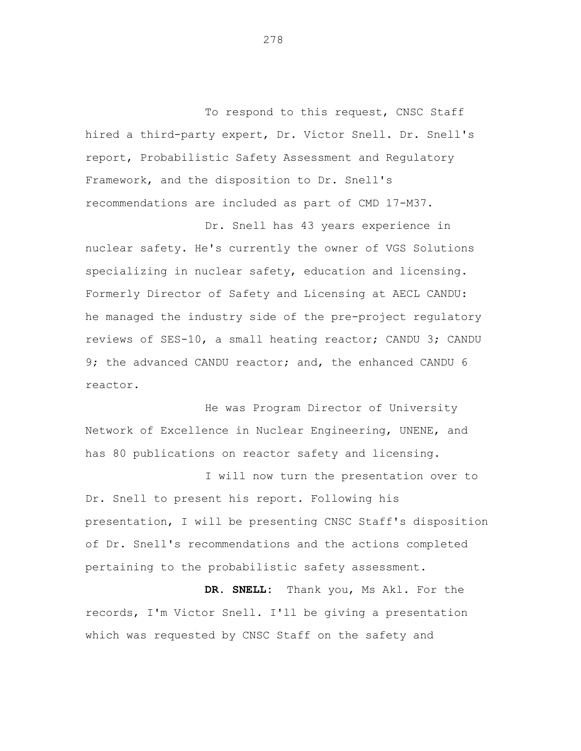To respond to this request, CNSC Staff hired a third-party expert, Dr. Victor Snell. Dr. Snell's report, Probabilistic Safety Assessment and Regulatory Framework, and the disposition to Dr. Snell's recommendations are included as part of CMD 17-M37.

Dr. Snell has 43 years experience in nuclear safety. He's currently the owner of VGS Solutions specializing in nuclear safety, education and licensing. Formerly Director of Safety and Licensing at AECL CANDU: he managed the industry side of the pre-project regulatory reviews of SES-10, a small heating reactor; CANDU 3; CANDU 9; the advanced CANDU reactor; and, the enhanced CANDU 6 reactor.

He was Program Director of University Network of Excellence in Nuclear Engineering, UNENE, and has 80 publications on reactor safety and licensing.

I will now turn the presentation over to Dr. Snell to present his report. Following his presentation, I will be presenting CNSC Staff's disposition of Dr. Snell's recommendations and the actions completed pertaining to the probabilistic safety assessment.

**DR. SNELL:** Thank you, Ms Akl. For the records, I'm Victor Snell. I'll be giving a presentation which was requested by CNSC Staff on the safety and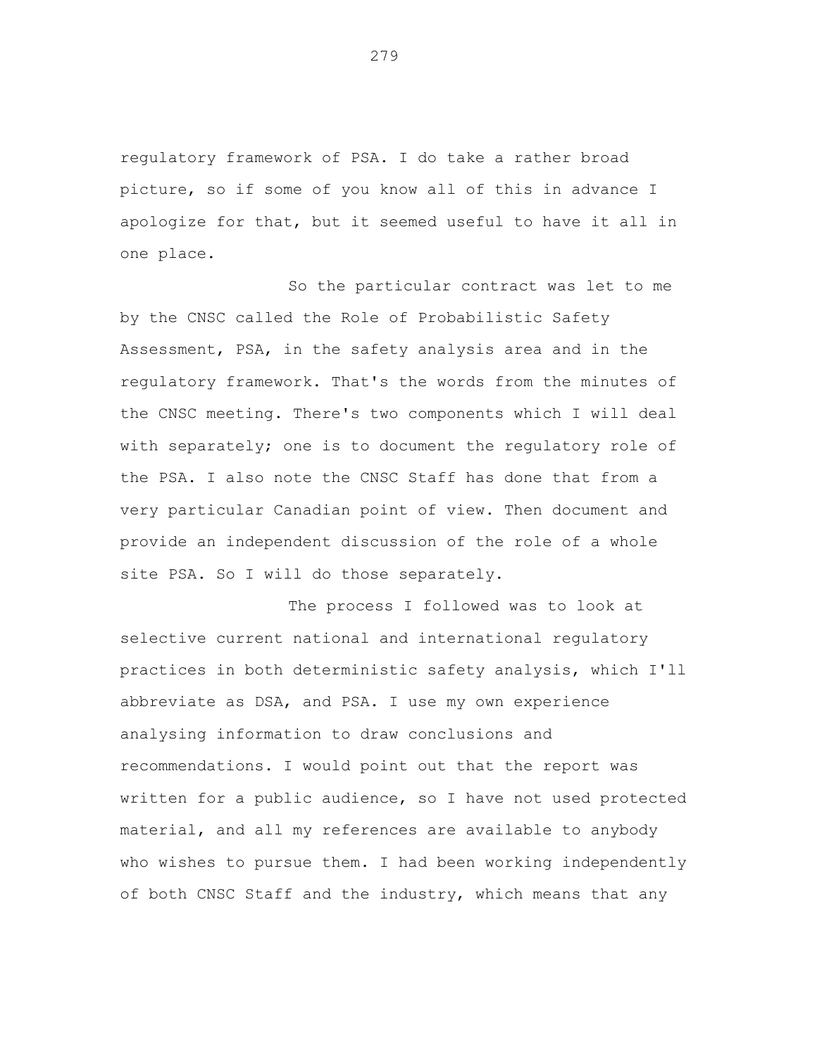regulatory framework of PSA. I do take a rather broad picture, so if some of you know all of this in advance I apologize for that, but it seemed useful to have it all in one place.

So the particular contract was let to me by the CNSC called the Role of Probabilistic Safety Assessment, PSA, in the safety analysis area and in the regulatory framework. That's the words from the minutes of the CNSC meeting. There's two components which I will deal with separately; one is to document the regulatory role of the PSA. I also note the CNSC Staff has done that from a very particular Canadian point of view. Then document and provide an independent discussion of the role of a whole site PSA. So I will do those separately.

The process I followed was to look at selective current national and international regulatory practices in both deterministic safety analysis, which I'll abbreviate as DSA, and PSA. I use my own experience analysing information to draw conclusions and recommendations. I would point out that the report was written for a public audience, so I have not used protected material, and all my references are available to anybody who wishes to pursue them. I had been working independently of both CNSC Staff and the industry, which means that any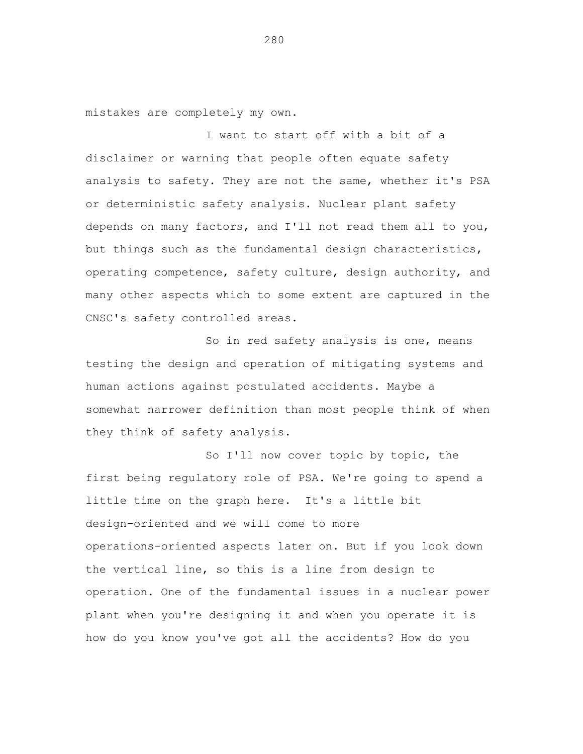mistakes are completely my own.

I want to start off with a bit of a disclaimer or warning that people often equate safety analysis to safety. They are not the same, whether it's PSA or deterministic safety analysis. Nuclear plant safety depends on many factors, and I'll not read them all to you, but things such as the fundamental design characteristics, operating competence, safety culture, design authority, and many other aspects which to some extent are captured in the CNSC's safety controlled areas.

So in red safety analysis is one, means testing the design and operation of mitigating systems and human actions against postulated accidents. Maybe a somewhat narrower definition than most people think of when they think of safety analysis.

So I'll now cover topic by topic, the first being regulatory role of PSA. We're going to spend a little time on the graph here. It's a little bit design-oriented and we will come to more operations-oriented aspects later on. But if you look down the vertical line, so this is a line from design to operation. One of the fundamental issues in a nuclear power plant when you're designing it and when you operate it is how do you know you've got all the accidents? How do you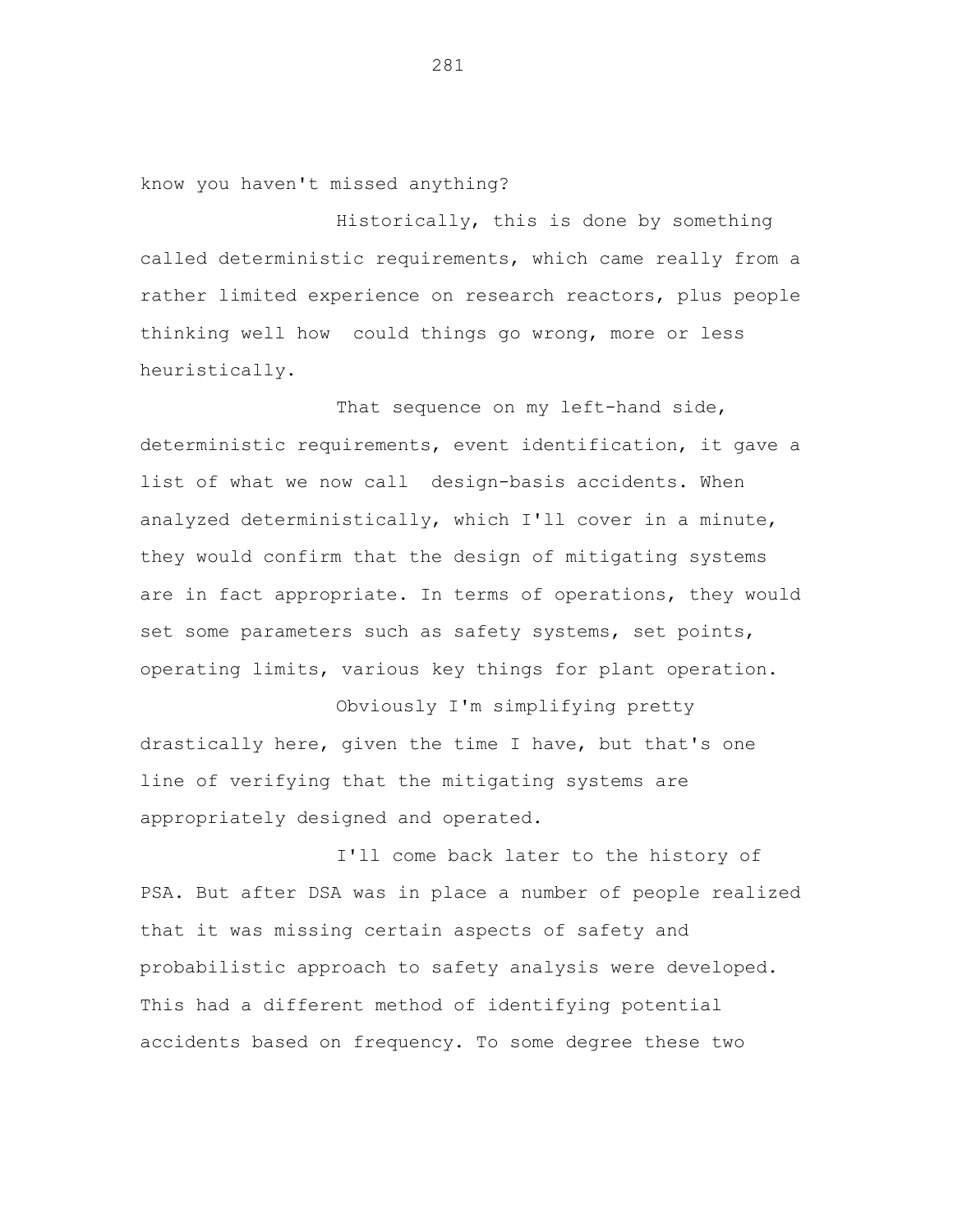know you haven't missed anything?

Historically, this is done by something called deterministic requirements, which came really from a rather limited experience on research reactors, plus people thinking well how could things go wrong, more or less heuristically.

That sequence on my left-hand side, deterministic requirements, event identification, it gave a list of what we now call design-basis accidents. When analyzed deterministically, which I'll cover in a minute, they would confirm that the design of mitigating systems are in fact appropriate. In terms of operations, they would set some parameters such as safety systems, set points, operating limits, various key things for plant operation.

Obviously I'm simplifying pretty drastically here, given the time I have, but that's one line of verifying that the mitigating systems are appropriately designed and operated.

I'll come back later to the history of PSA. But after DSA was in place a number of people realized that it was missing certain aspects of safety and probabilistic approach to safety analysis were developed. This had a different method of identifying potential accidents based on frequency. To some degree these two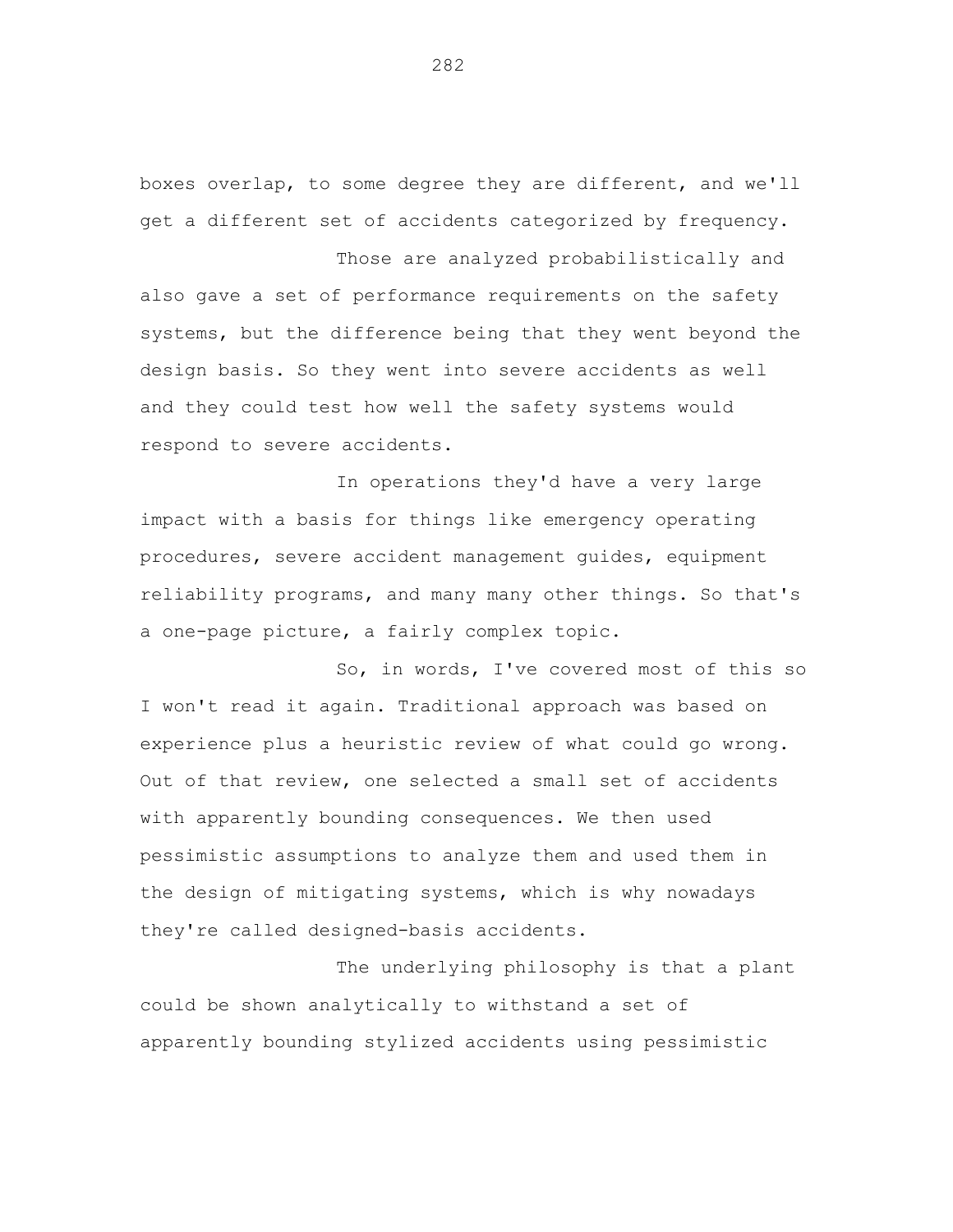boxes overlap, to some degree they are different, and we'll get a different set of accidents categorized by frequency.

Those are analyzed probabilistically and also gave a set of performance requirements on the safety systems, but the difference being that they went beyond the design basis. So they went into severe accidents as well and they could test how well the safety systems would respond to severe accidents.

In operations they'd have a very large impact with a basis for things like emergency operating procedures, severe accident management guides, equipment reliability programs, and many many other things. So that's a one-page picture, a fairly complex topic.

So, in words, I've covered most of this so I won't read it again. Traditional approach was based on experience plus a heuristic review of what could go wrong. Out of that review, one selected a small set of accidents with apparently bounding consequences. We then used pessimistic assumptions to analyze them and used them in the design of mitigating systems, which is why nowadays they're called designed-basis accidents.

The underlying philosophy is that a plant could be shown analytically to withstand a set of apparently bounding stylized accidents using pessimistic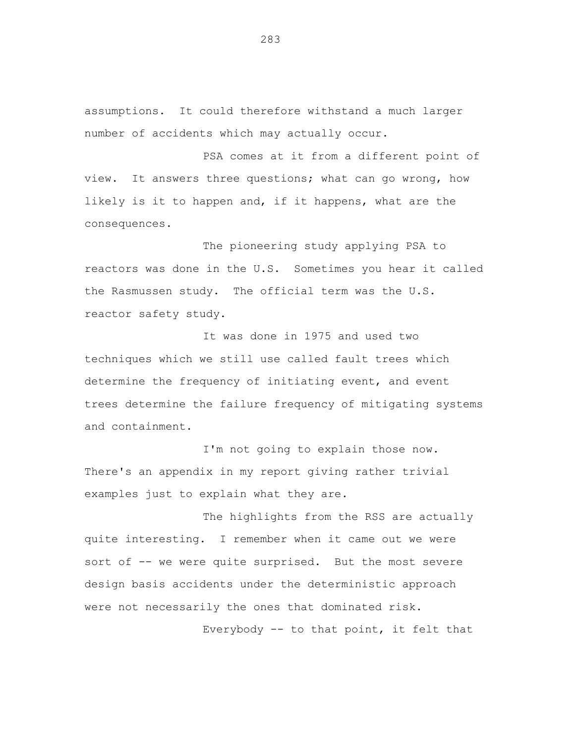assumptions. It could therefore withstand a much larger number of accidents which may actually occur.

PSA comes at it from a different point of view. It answers three questions; what can go wrong, how likely is it to happen and, if it happens, what are the consequences.

The pioneering study applying PSA to reactors was done in the U.S. Sometimes you hear it called the Rasmussen study. The official term was the U.S. reactor safety study.

It was done in 1975 and used two techniques which we still use called fault trees which determine the frequency of initiating event, and event trees determine the failure frequency of mitigating systems and containment.

I'm not going to explain those now. There's an appendix in my report giving rather trivial examples just to explain what they are.

The highlights from the RSS are actually quite interesting. I remember when it came out we were sort of -- we were quite surprised. But the most severe design basis accidents under the deterministic approach were not necessarily the ones that dominated risk.

Everybody -- to that point, it felt that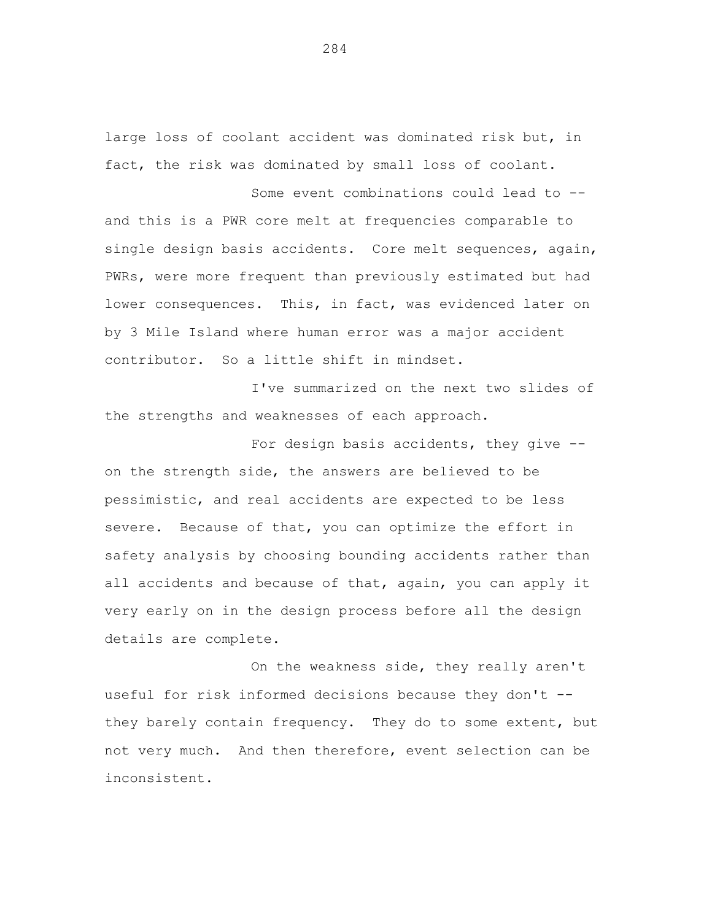large loss of coolant accident was dominated risk but, in fact, the risk was dominated by small loss of coolant.

Some event combinations could lead to -- and this is a PWR core melt at frequencies comparable to single design basis accidents. Core melt sequences, again, PWRs, were more frequent than previously estimated but had lower consequences. This, in fact, was evidenced later on by 3 Mile Island where human error was a major accident contributor. So a little shift in mindset.

I've summarized on the next two slides of the strengths and weaknesses of each approach.

For design basis accidents, they give -- on the strength side, the answers are believed to be pessimistic, and real accidents are expected to be less severe. Because of that, you can optimize the effort in safety analysis by choosing bounding accidents rather than all accidents and because of that, again, you can apply it very early on in the design process before all the design details are complete.

On the weakness side, they really aren't useful for risk informed decisions because they don't -- they barely contain frequency. They do to some extent, but not very much. And then therefore, event selection can be inconsistent.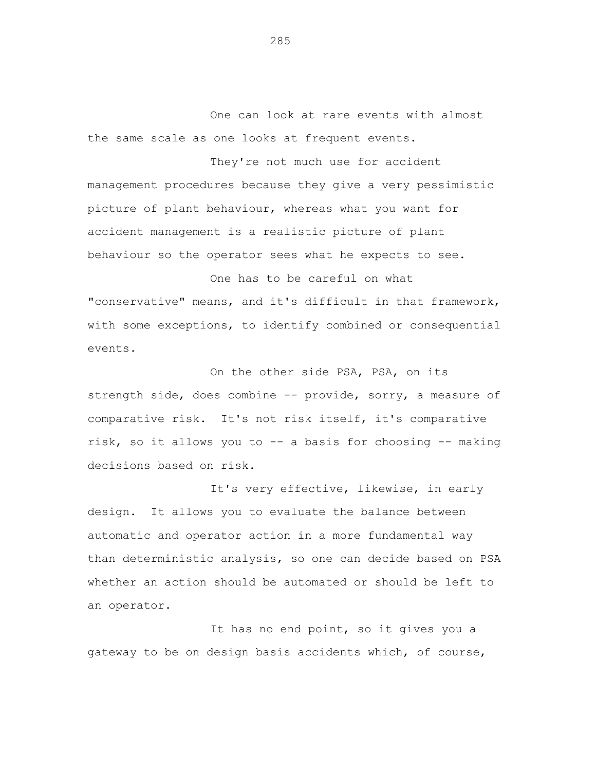One can look at rare events with almost the same scale as one looks at frequent events.

They're not much use for accident management procedures because they give a very pessimistic picture of plant behaviour, whereas what you want for accident management is a realistic picture of plant behaviour so the operator sees what he expects to see.

One has to be careful on what "conservative" means, and it's difficult in that framework, with some exceptions, to identify combined or consequential events.

On the other side PSA, PSA, on its strength side, does combine -- provide, sorry, a measure of comparative risk. It's not risk itself, it's comparative risk, so it allows you to -- a basis for choosing -- making decisions based on risk.

It's very effective, likewise, in early design. It allows you to evaluate the balance between automatic and operator action in a more fundamental way than deterministic analysis, so one can decide based on PSA whether an action should be automated or should be left to an operator.

It has no end point, so it gives you a gateway to be on design basis accidents which, of course,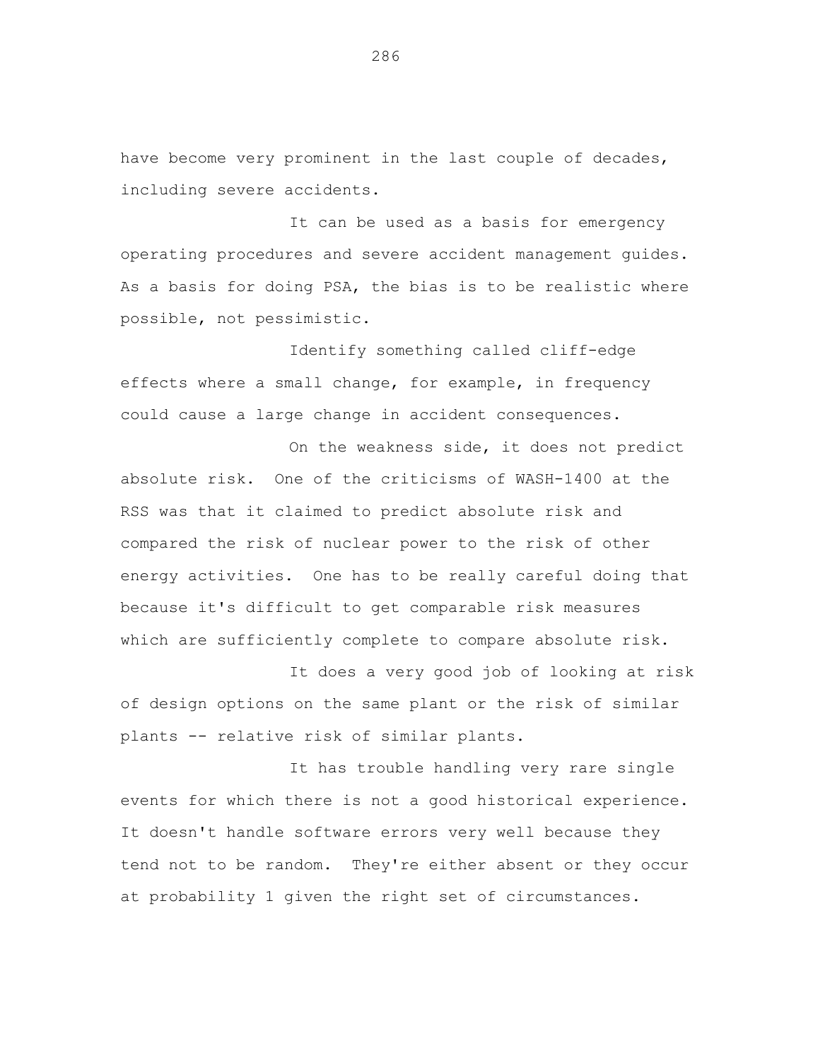have become very prominent in the last couple of decades, including severe accidents.

It can be used as a basis for emergency operating procedures and severe accident management guides. As a basis for doing PSA, the bias is to be realistic where possible, not pessimistic.

Identify something called cliff-edge effects where a small change, for example, in frequency could cause a large change in accident consequences.

On the weakness side, it does not predict absolute risk. One of the criticisms of WASH-1400 at the RSS was that it claimed to predict absolute risk and compared the risk of nuclear power to the risk of other energy activities. One has to be really careful doing that because it's difficult to get comparable risk measures which are sufficiently complete to compare absolute risk.

It does a very good job of looking at risk of design options on the same plant or the risk of similar plants -- relative risk of similar plants.

It has trouble handling very rare single events for which there is not a good historical experience. It doesn't handle software errors very well because they tend not to be random. They're either absent or they occur at probability 1 given the right set of circumstances.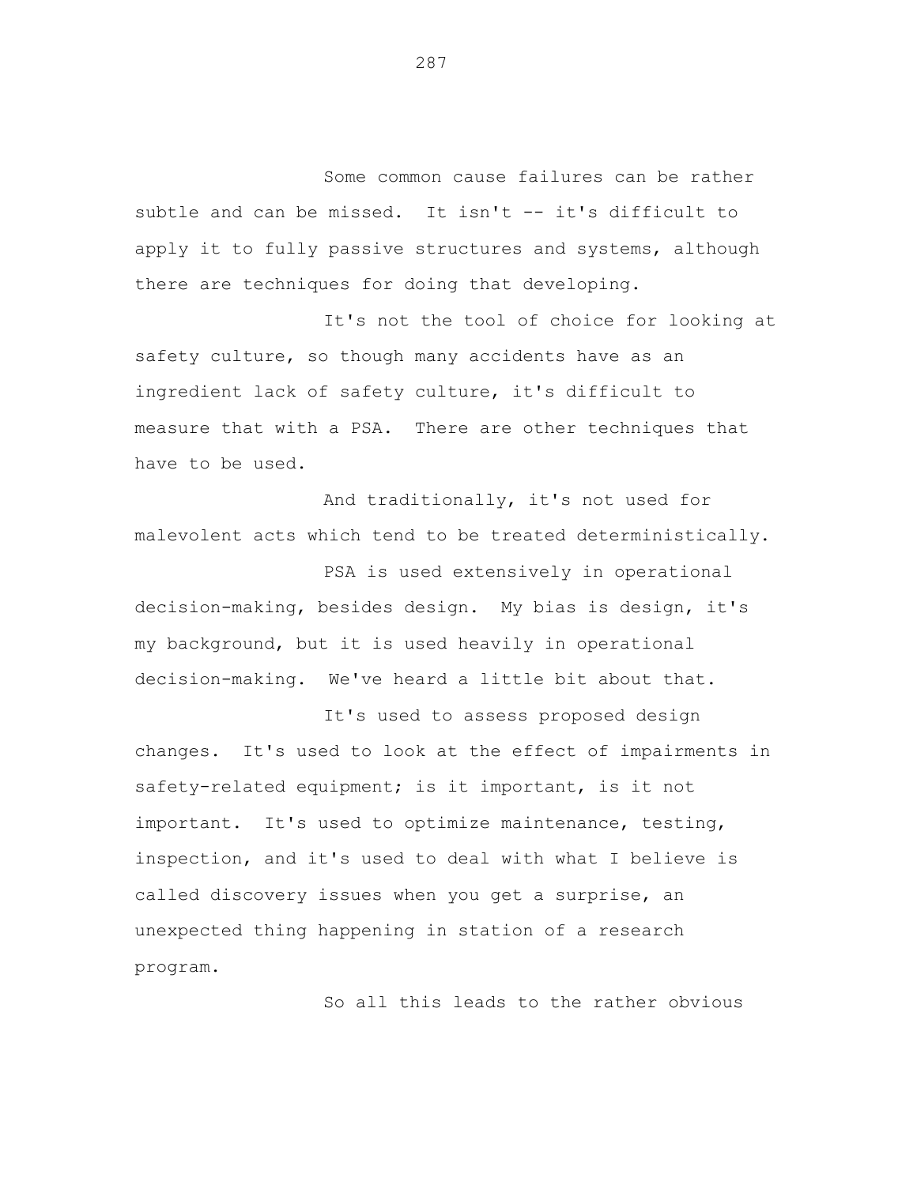Some common cause failures can be rather subtle and can be missed. It isn't -- it's difficult to apply it to fully passive structures and systems, although there are techniques for doing that developing.

It's not the tool of choice for looking at safety culture, so though many accidents have as an ingredient lack of safety culture, it's difficult to measure that with a PSA. There are other techniques that have to be used.

And traditionally, it's not used for malevolent acts which tend to be treated deterministically.

PSA is used extensively in operational decision-making, besides design. My bias is design, it's my background, but it is used heavily in operational decision-making. We've heard a little bit about that.

It's used to assess proposed design changes. It's used to look at the effect of impairments in safety-related equipment; is it important, is it not important. It's used to optimize maintenance, testing, inspection, and it's used to deal with what I believe is called discovery issues when you get a surprise, an unexpected thing happening in station of a research program.

So all this leads to the rather obvious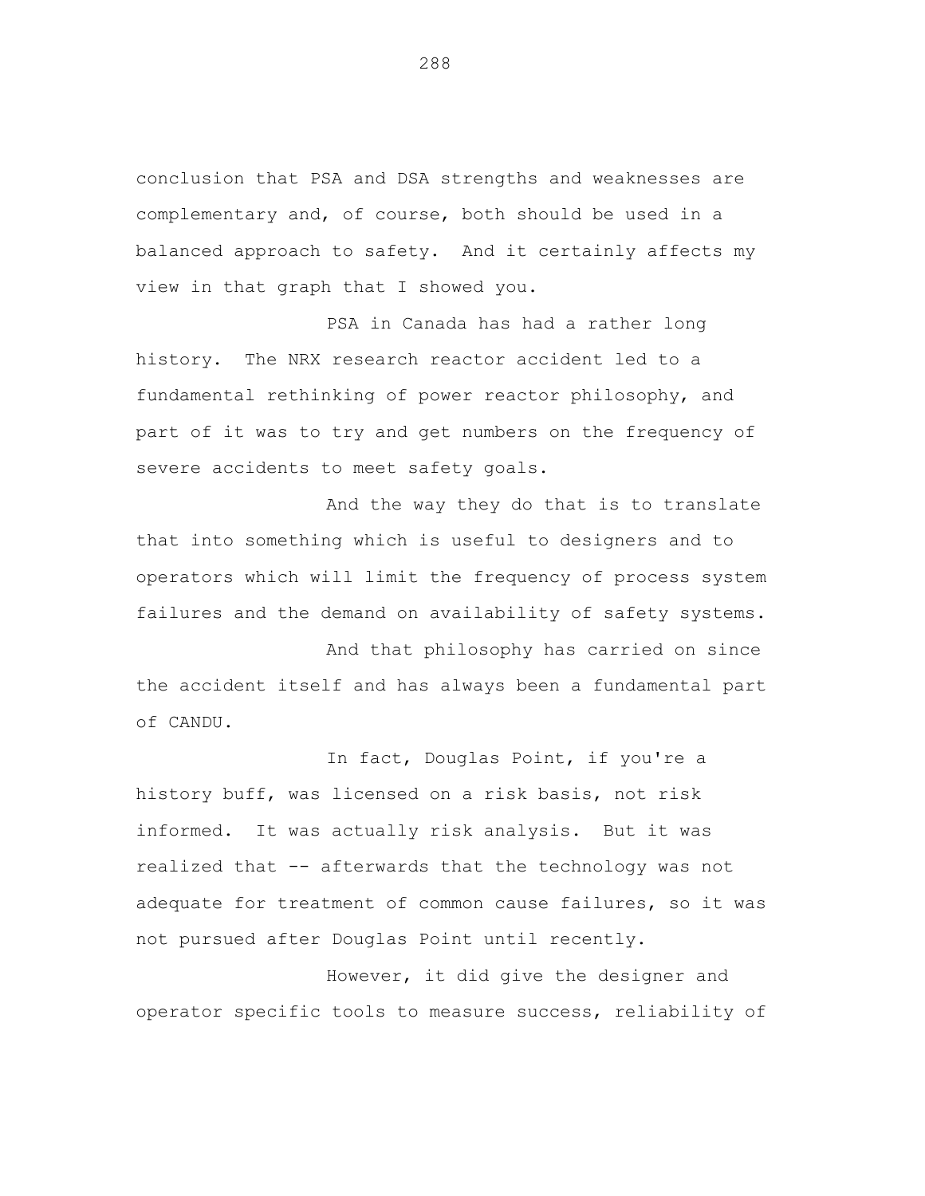conclusion that PSA and DSA strengths and weaknesses are complementary and, of course, both should be used in a balanced approach to safety. And it certainly affects my view in that graph that I showed you.

PSA in Canada has had a rather long history. The NRX research reactor accident led to a fundamental rethinking of power reactor philosophy, and part of it was to try and get numbers on the frequency of severe accidents to meet safety goals.

And the way they do that is to translate that into something which is useful to designers and to operators which will limit the frequency of process system failures and the demand on availability of safety systems.

And that philosophy has carried on since the accident itself and has always been a fundamental part of CANDU.

In fact, Douglas Point, if you're a history buff, was licensed on a risk basis, not risk informed. It was actually risk analysis. But it was realized that -- afterwards that the technology was not adequate for treatment of common cause failures, so it was not pursued after Douglas Point until recently.

However, it did give the designer and operator specific tools to measure success, reliability of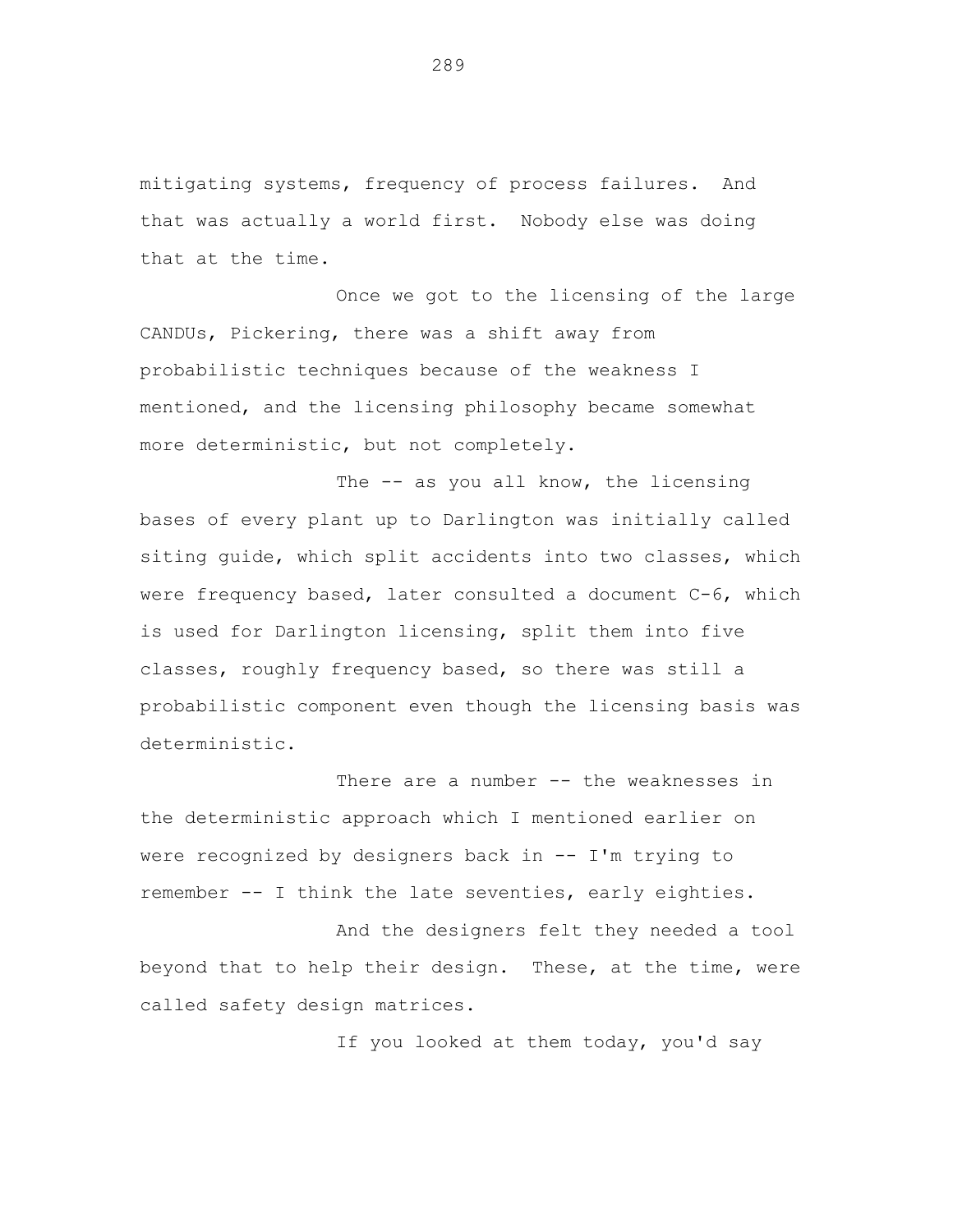mitigating systems, frequency of process failures. And that was actually a world first. Nobody else was doing that at the time.

Once we got to the licensing of the large CANDUs, Pickering, there was a shift away from probabilistic techniques because of the weakness I mentioned, and the licensing philosophy became somewhat more deterministic, but not completely.

The -- as you all know, the licensing bases of every plant up to Darlington was initially called siting guide, which split accidents into two classes, which were frequency based, later consulted a document C-6, which is used for Darlington licensing, split them into five classes, roughly frequency based, so there was still a probabilistic component even though the licensing basis was deterministic.

There are a number -- the weaknesses in the deterministic approach which I mentioned earlier on were recognized by designers back in -- I'm trying to remember -- I think the late seventies, early eighties.

And the designers felt they needed a tool beyond that to help their design. These, at the time, were called safety design matrices.

If you looked at them today, you'd say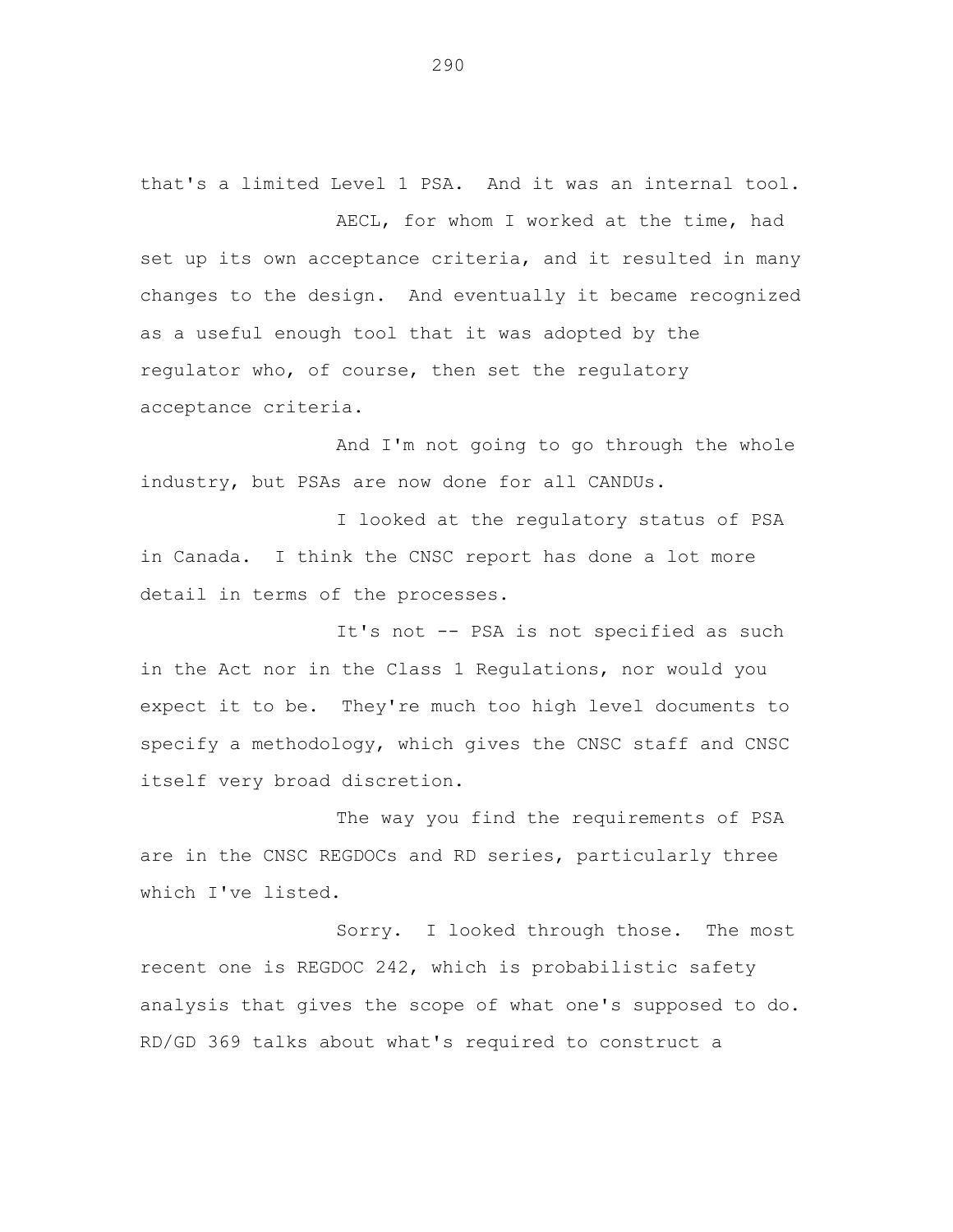that's a limited Level 1 PSA. And it was an internal tool.

AECL, for whom I worked at the time, had set up its own acceptance criteria, and it resulted in many changes to the design. And eventually it became recognized as a useful enough tool that it was adopted by the regulator who, of course, then set the regulatory acceptance criteria.

And I'm not going to go through the whole industry, but PSAs are now done for all CANDUs.

I looked at the regulatory status of PSA in Canada. I think the CNSC report has done a lot more detail in terms of the processes.

It's not -- PSA is not specified as such in the Act nor in the Class 1 Regulations, nor would you expect it to be. They're much too high level documents to specify a methodology, which gives the CNSC staff and CNSC itself very broad discretion.

The way you find the requirements of PSA are in the CNSC REGDOCs and RD series, particularly three which I've listed.

Sorry. I looked through those. The most recent one is REGDOC 242, which is probabilistic safety analysis that gives the scope of what one's supposed to do. RD/GD 369 talks about what's required to construct a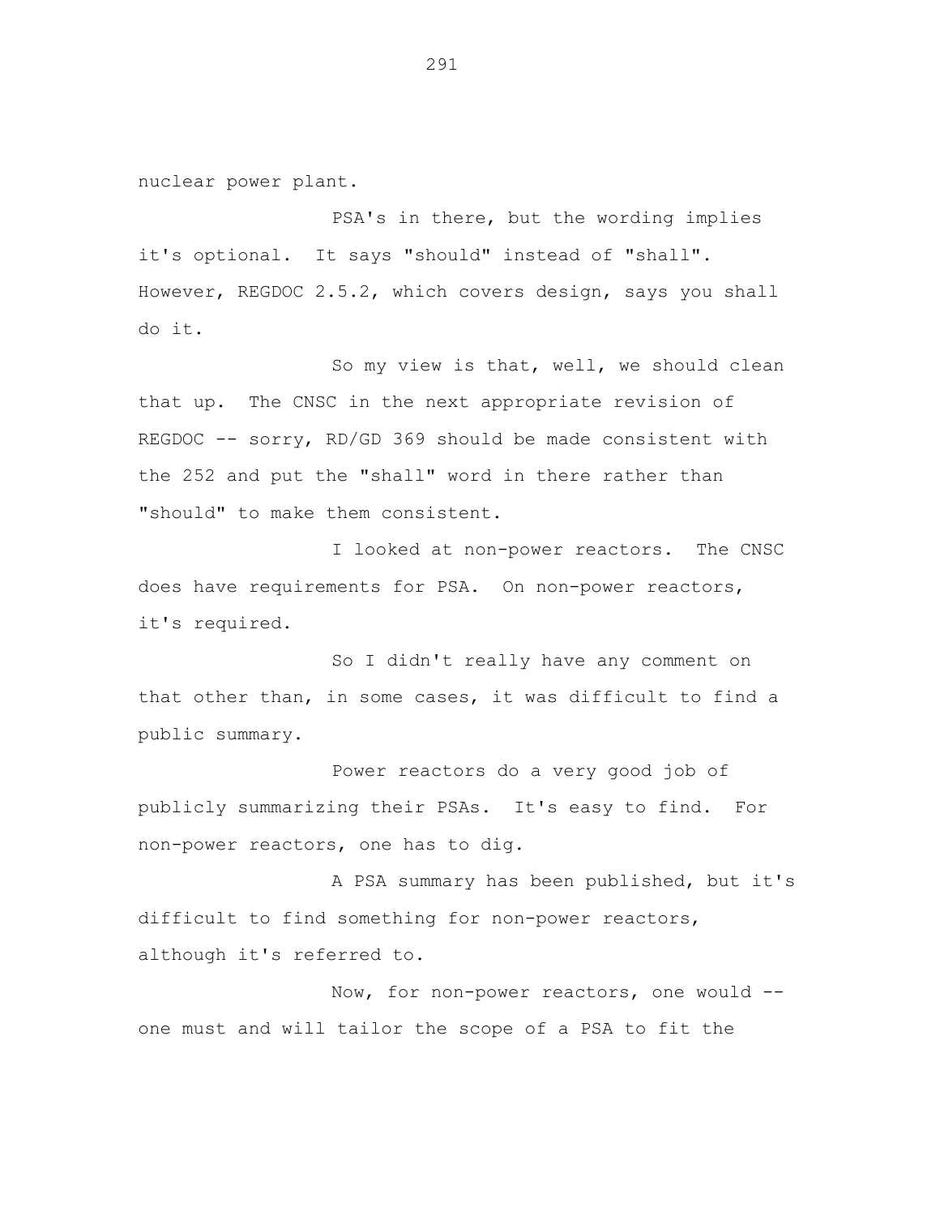nuclear power plant.

PSA's in there, but the wording implies it's optional. It says "should" instead of "shall". However, REGDOC 2.5.2, which covers design, says you shall do it.

So my view is that, well, we should clean that up. The CNSC in the next appropriate revision of REGDOC -- sorry, RD/GD 369 should be made consistent with the 252 and put the "shall" word in there rather than "should" to make them consistent.

I looked at non-power reactors. The CNSC does have requirements for PSA. On non-power reactors, it's required.

So I didn't really have any comment on that other than, in some cases, it was difficult to find a public summary.

Power reactors do a very good job of publicly summarizing their PSAs. It's easy to find. For non-power reactors, one has to dig.

A PSA summary has been published, but it's difficult to find something for non-power reactors, although it's referred to.

Now, for non-power reactors, one would -- one must and will tailor the scope of a PSA to fit the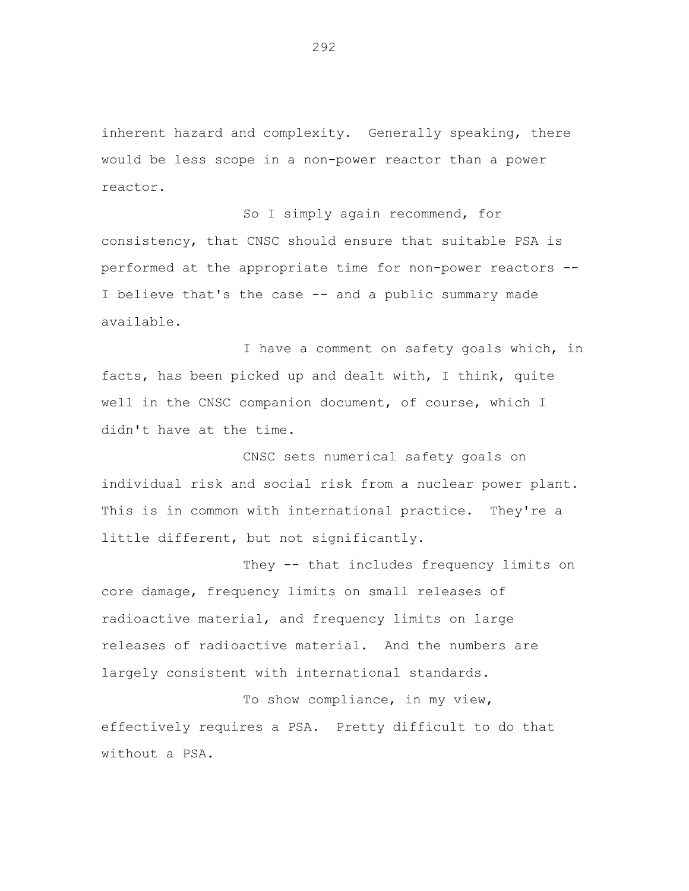inherent hazard and complexity. Generally speaking, there would be less scope in a non-power reactor than a power reactor.

So I simply again recommend, for consistency, that CNSC should ensure that suitable PSA is performed at the appropriate time for non-power reactors -- I believe that's the case -- and a public summary made available.

I have a comment on safety goals which, in facts, has been picked up and dealt with, I think, quite well in the CNSC companion document, of course, which I didn't have at the time.

CNSC sets numerical safety goals on individual risk and social risk from a nuclear power plant. This is in common with international practice. They're a little different, but not significantly.

They -- that includes frequency limits on core damage, frequency limits on small releases of radioactive material, and frequency limits on large releases of radioactive material. And the numbers are largely consistent with international standards.

To show compliance, in my view, effectively requires a PSA. Pretty difficult to do that without a PSA.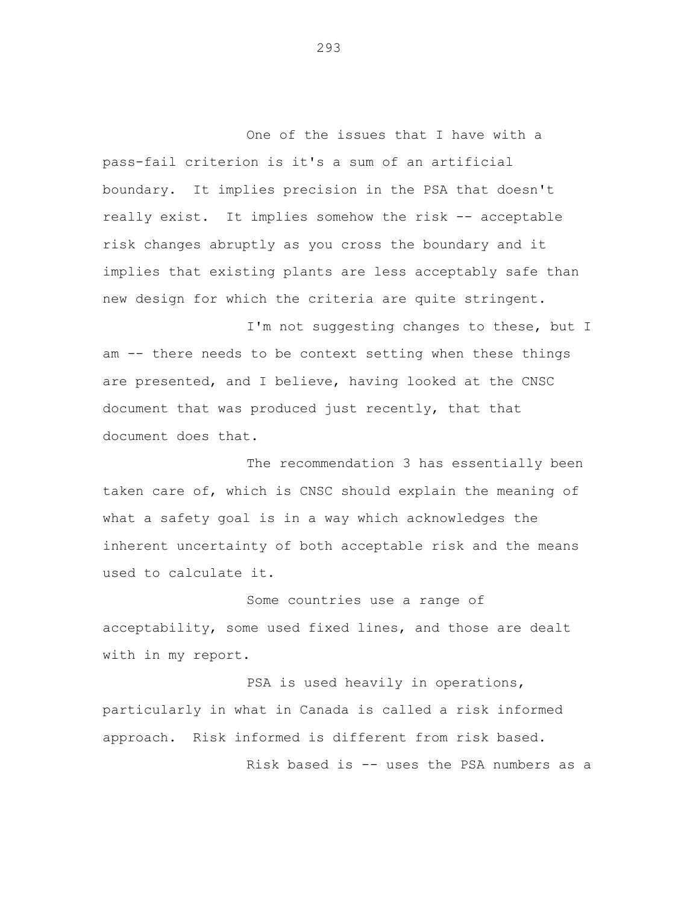One of the issues that I have with a pass-fail criterion is it's a sum of an artificial boundary. It implies precision in the PSA that doesn't really exist. It implies somehow the risk -- acceptable risk changes abruptly as you cross the boundary and it implies that existing plants are less acceptably safe than new design for which the criteria are quite stringent.

I'm not suggesting changes to these, but I am -- there needs to be context setting when these things are presented, and I believe, having looked at the CNSC document that was produced just recently, that that document does that.

The recommendation 3 has essentially been taken care of, which is CNSC should explain the meaning of what a safety goal is in a way which acknowledges the inherent uncertainty of both acceptable risk and the means used to calculate it.

Some countries use a range of acceptability, some used fixed lines, and those are dealt with in my report.

PSA is used heavily in operations, particularly in what in Canada is called a risk informed approach. Risk informed is different from risk based.

Risk based is -- uses the PSA numbers as a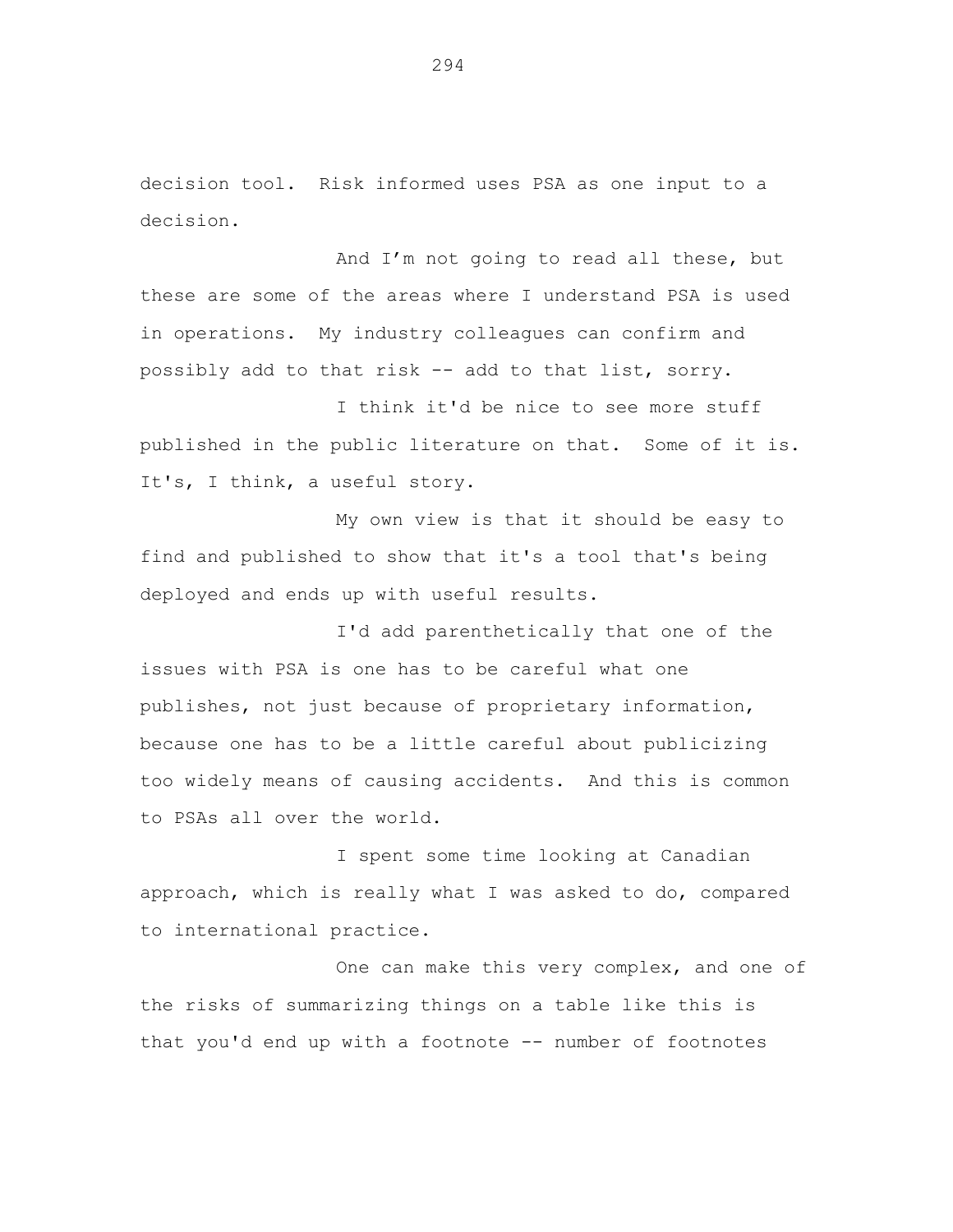decision tool. Risk informed uses PSA as one input to a decision.

And I'm not going to read all these, but these are some of the areas where I understand PSA is used in operations. My industry colleagues can confirm and possibly add to that risk -- add to that list, sorry.

I think it'd be nice to see more stuff published in the public literature on that. Some of it is. It's, I think, a useful story.

My own view is that it should be easy to find and published to show that it's a tool that's being deployed and ends up with useful results.

I'd add parenthetically that one of the issues with PSA is one has to be careful what one publishes, not just because of proprietary information, because one has to be a little careful about publicizing too widely means of causing accidents. And this is common to PSAs all over the world.

I spent some time looking at Canadian approach, which is really what I was asked to do, compared to international practice.

One can make this very complex, and one of the risks of summarizing things on a table like this is that you'd end up with a footnote -- number of footnotes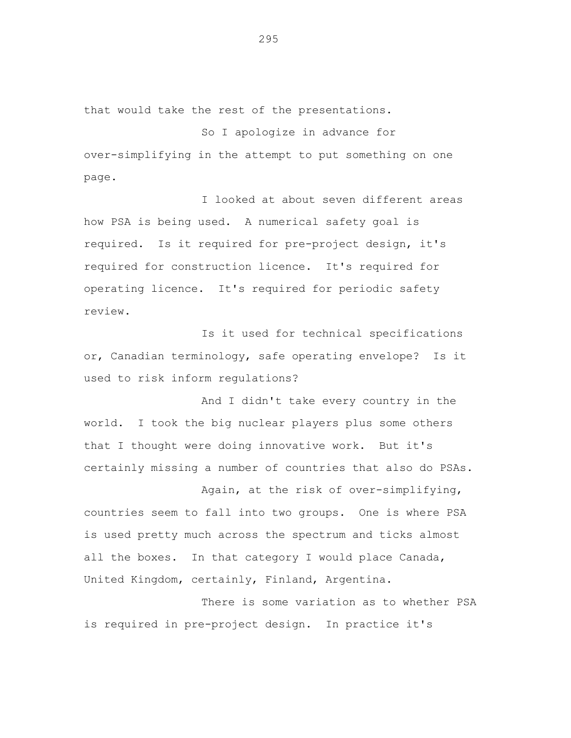that would take the rest of the presentations.

So I apologize in advance for over-simplifying in the attempt to put something on one page.

I looked at about seven different areas how PSA is being used. A numerical safety goal is required. Is it required for pre-project design, it's required for construction licence. It's required for operating licence. It's required for periodic safety review.

Is it used for technical specifications or, Canadian terminology, safe operating envelope? Is it used to risk inform regulations?

And I didn't take every country in the world. I took the big nuclear players plus some others that I thought were doing innovative work. But it's certainly missing a number of countries that also do PSAs.

Again, at the risk of over-simplifying, countries seem to fall into two groups. One is where PSA is used pretty much across the spectrum and ticks almost all the boxes. In that category I would place Canada, United Kingdom, certainly, Finland, Argentina.

There is some variation as to whether PSA is required in pre-project design. In practice it's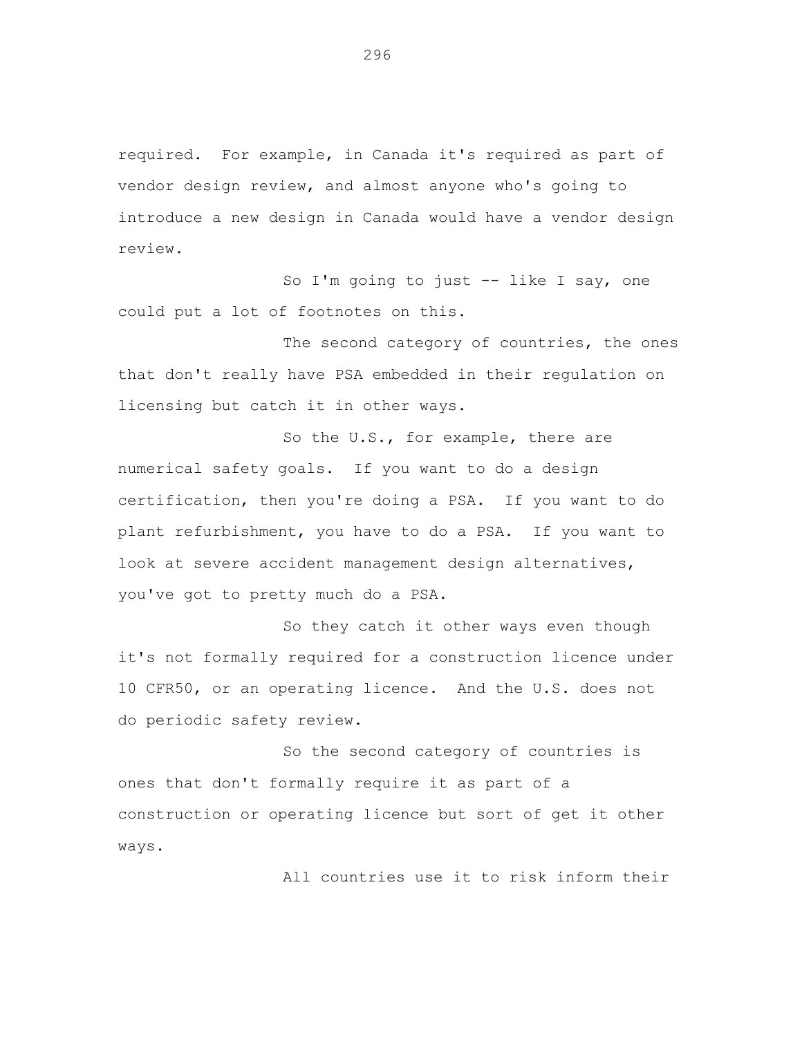required. For example, in Canada it's required as part of vendor design review, and almost anyone who's going to introduce a new design in Canada would have a vendor design review.

So I'm going to just -- like I say, one could put a lot of footnotes on this.

The second category of countries, the ones that don't really have PSA embedded in their regulation on licensing but catch it in other ways.

So the U.S., for example, there are numerical safety goals. If you want to do a design certification, then you're doing a PSA. If you want to do plant refurbishment, you have to do a PSA. If you want to look at severe accident management design alternatives, you've got to pretty much do a PSA.

So they catch it other ways even though it's not formally required for a construction licence under 10 CFR50, or an operating licence. And the U.S. does not do periodic safety review.

So the second category of countries is ones that don't formally require it as part of a construction or operating licence but sort of get it other ways.

All countries use it to risk inform their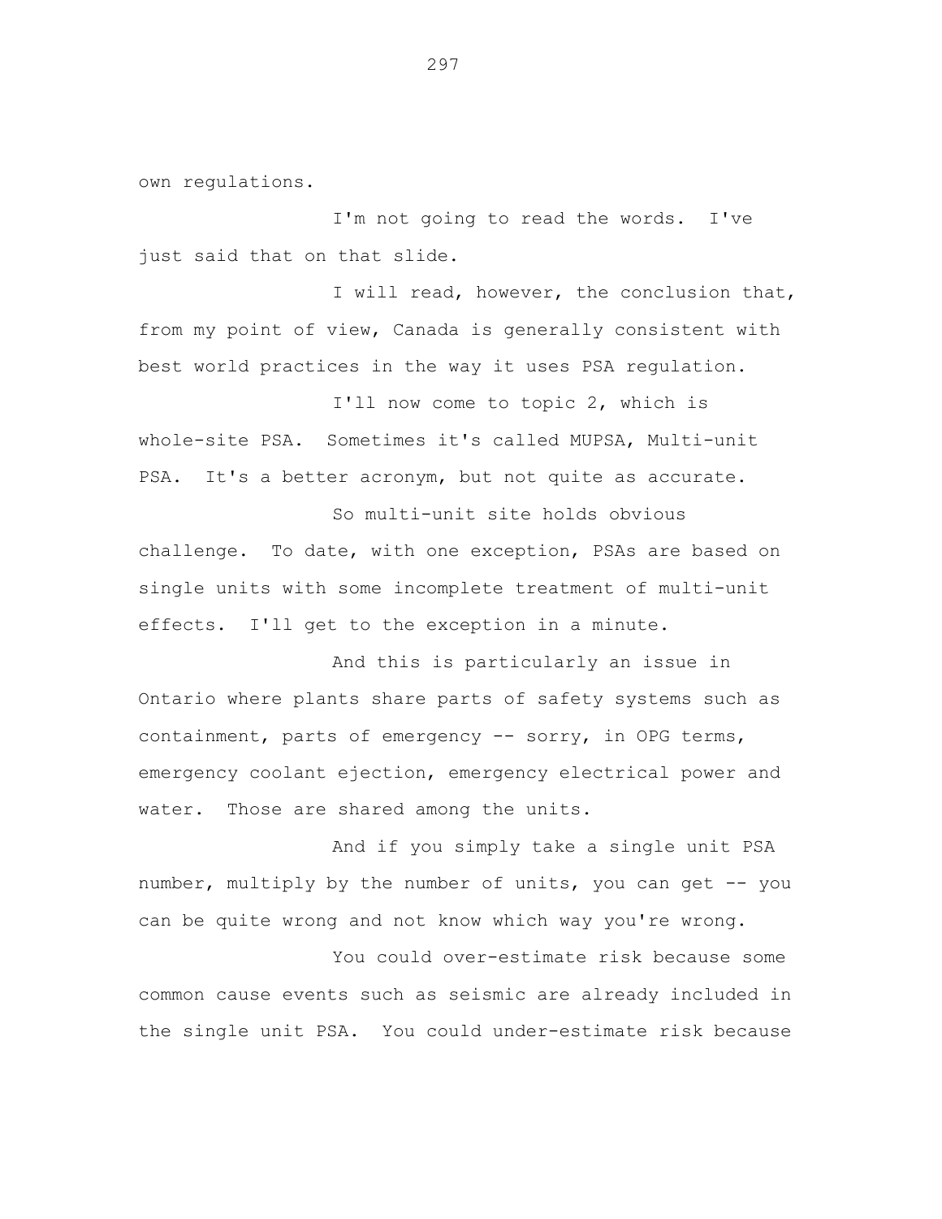own regulations.

I'm not going to read the words. I've just said that on that slide.

I will read, however, the conclusion that, from my point of view, Canada is generally consistent with best world practices in the way it uses PSA regulation.

I'll now come to topic 2, which is whole-site PSA. Sometimes it's called MUPSA, Multi-unit PSA. It's a better acronym, but not quite as accurate.

So multi-unit site holds obvious challenge. To date, with one exception, PSAs are based on single units with some incomplete treatment of multi-unit effects. I'll get to the exception in a minute.

And this is particularly an issue in Ontario where plants share parts of safety systems such as containment, parts of emergency -- sorry, in OPG terms, emergency coolant ejection, emergency electrical power and water. Those are shared among the units.

And if you simply take a single unit PSA number, multiply by the number of units, you can get -- you can be quite wrong and not know which way you're wrong.

You could over-estimate risk because some common cause events such as seismic are already included in the single unit PSA. You could under-estimate risk because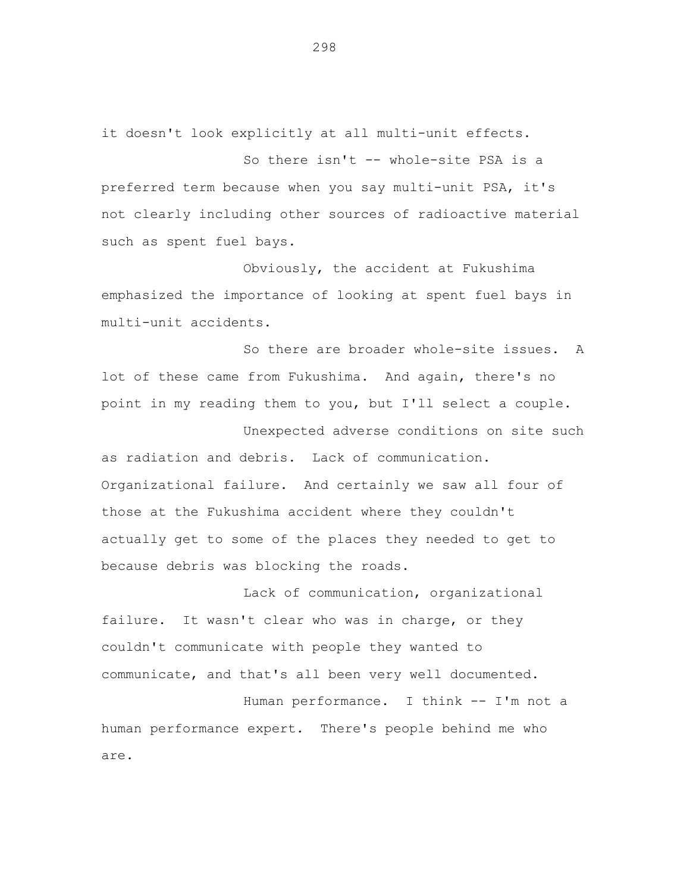it doesn't look explicitly at all multi-unit effects.

So there isn't -- whole-site PSA is a preferred term because when you say multi-unit PSA, it's not clearly including other sources of radioactive material such as spent fuel bays.

Obviously, the accident at Fukushima emphasized the importance of looking at spent fuel bays in multi-unit accidents.

So there are broader whole-site issues. A lot of these came from Fukushima. And again, there's no point in my reading them to you, but I'll select a couple.

Unexpected adverse conditions on site such as radiation and debris. Lack of communication. Organizational failure. And certainly we saw all four of those at the Fukushima accident where they couldn't actually get to some of the places they needed to get to because debris was blocking the roads.

Lack of communication, organizational failure. It wasn't clear who was in charge, or they couldn't communicate with people they wanted to communicate, and that's all been very well documented.

Human performance. I think -- I'm not a human performance expert. There's people behind me who are.